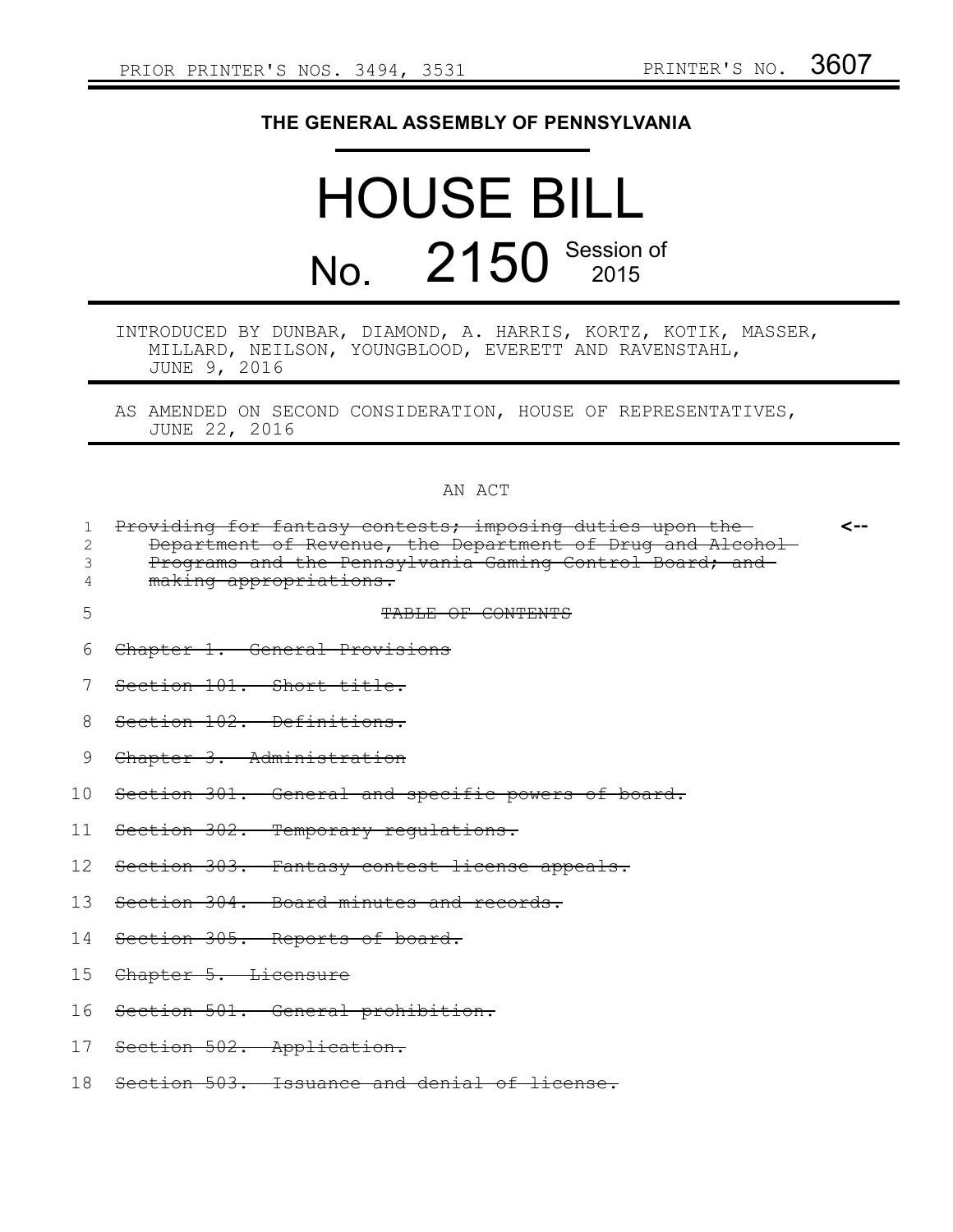PRIOR PRINTER'S NOS. 3494, 3531 PRINTER'S NO. 3607

**THE GENERAL ASSEMBLY OF PENNSYLVANIA**

# HOUSE BILL

# No. 2150 Session of 2015

INTRODUCED BY DUNBAR, DIAMOND, A. HARRIS, KORTZ, KOTIK, MASSER, MILLARD, NEILSON, YOUNGBLOOD, EVERETT AND RAVENSTAHL, JUNE 9, 2016

AS AMENDED ON SECOND CONSIDERATION, HOUSE OF REPRESENTATIVES, JUNE 22, 2016

AN ACT

1 ~~Providing for fantasy contests; imposing duties upon the~~ <--
2 ~~Department of Revenue, the Department of Drug and Alcohol~~
3 ~~Programs and the Pennsylvania Gaming Control Board; and~~
4 ~~making appropriations.~~

5 ~~TABLE OF CONTENTS~~

6 ~~Chapter 1. General Provisions~~

7 ~~Section 101. Short title.~~

8 ~~Section 102. Definitions.~~

9 ~~Chapter 3. Administration~~

10 ~~Section 301. General and specific powers of board.~~

11 ~~Section 302. Temporary regulations.~~

12 ~~Section 303. Fantasy contest license appeals.~~

13 ~~Section 304. Board minutes and records.~~

14 ~~Section 305. Reports of board.~~

15 ~~Chapter 5. Licensure~~

16 ~~Section 501. General prohibition.~~

17 ~~Section 502. Application.~~

18 ~~Section 503. Issuance and denial of license.~~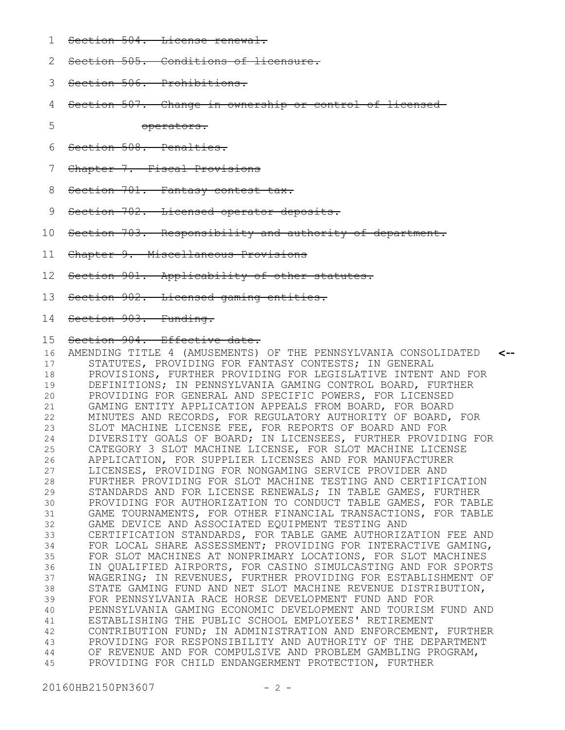~~Section 504. License renewal.~~

~~Section 505. Conditions of licensure.~~

~~Section 506. Prohibitions.~~

~~Section 507. Change in ownership or control of licensed operators.~~

~~Section 508. Penalties.~~

~~Chapter 7. Fiscal Provisions~~

~~Section 701. Fantasy contest tax.~~

~~Section 702. Licensed operator deposits.~~

~~Section 703. Responsibility and authority of department.~~

~~Chapter 9. Miscellaneous Provisions~~

~~Section 901. Applicability of other statutes.~~

~~Section 902. Licensed gaming entities.~~

~~Section 903. Funding.~~

~~Section 904. Effective date.~~

AMENDING TITLE 4 (AMUSEMENTS) OF THE PENNSYLVANIA CONSOLIDATED STATUTES, PROVIDING FOR FANTASY CONTESTS; IN GENERAL PROVISIONS, FURTHER PROVIDING FOR LEGISLATIVE INTENT AND FOR DEFINITIONS; IN PENNSYLVANIA GAMING CONTROL BOARD, FURTHER PROVIDING FOR GENERAL AND SPECIFIC POWERS, FOR LICENSED GAMING ENTITY APPLICATION APPEALS FROM BOARD, FOR BOARD MINUTES AND RECORDS, FOR REGULATORY AUTHORITY OF BOARD, FOR SLOT MACHINE LICENSE FEE, FOR REPORTS OF BOARD AND FOR DIVERSITY GOALS OF BOARD; IN LICENSEES, FURTHER PROVIDING FOR CATEGORY 3 SLOT MACHINE LICENSE, FOR SLOT MACHINE LICENSE APPLICATION, FOR SUPPLIER LICENSES AND FOR MANUFACTURER LICENSES, PROVIDING FOR NONGAMING SERVICE PROVIDER AND FURTHER PROVIDING FOR SLOT MACHINE TESTING AND CERTIFICATION STANDARDS AND FOR LICENSE RENEWALS; IN TABLE GAMES, FURTHER PROVIDING FOR AUTHORIZATION TO CONDUCT TABLE GAMES, FOR TABLE GAME TOURNAMENTS, FOR OTHER FINANCIAL TRANSACTIONS, FOR TABLE GAME DEVICE AND ASSOCIATED EQUIPMENT TESTING AND CERTIFICATION STANDARDS, FOR TABLE GAME AUTHORIZATION FEE AND FOR LOCAL SHARE ASSESSMENT; PROVIDING FOR INTERACTIVE GAMING, FOR SLOT MACHINES AT NONPRIMARY LOCATIONS, FOR SLOT MACHINES IN QUALIFIED AIRPORTS, FOR CASINO SIMULCASTING AND FOR SPORTS WAGERING; IN REVENUES, FURTHER PROVIDING FOR ESTABLISHMENT OF STATE GAMING FUND AND NET SLOT MACHINE REVENUE DISTRIBUTION, FOR PENNSYLVANIA RACE HORSE DEVELOPMENT FUND AND FOR PENNSYLVANIA GAMING ECONOMIC DEVELOPMENT AND TOURISM FUND AND ESTABLISHING THE PUBLIC SCHOOL EMPLOYEES' RETIREMENT CONTRIBUTION FUND; IN ADMINISTRATION AND ENFORCEMENT, FURTHER PROVIDING FOR RESPONSIBILITY AND AUTHORITY OF THE DEPARTMENT OF REVENUE AND FOR COMPULSIVE AND PROBLEM GAMBLING PROGRAM, PROVIDING FOR CHILD ENDANGERMENT PROTECTION, FURTHER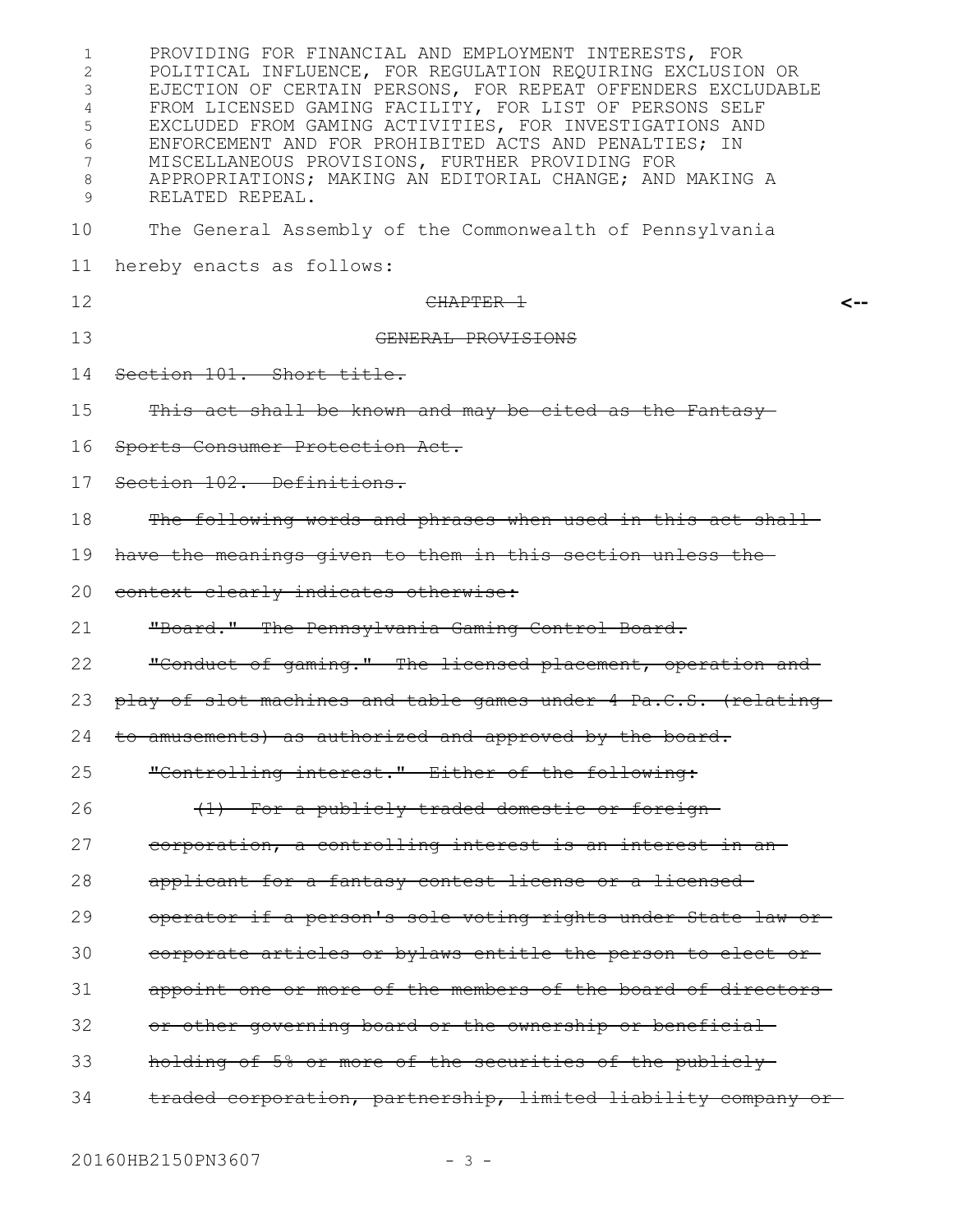PROVIDING FOR FINANCIAL AND EMPLOYMENT INTERESTS, FOR POLITICAL INFLUENCE, FOR REGULATION REQUIRING EXCLUSION OR EJECTION OF CERTAIN PERSONS, FOR REPEAT OFFENDERS EXCLUDABLE FROM LICENSED GAMING FACILITY, FOR LIST OF PERSONS SELF EXCLUDED FROM GAMING ACTIVITIES, FOR INVESTIGATIONS AND ENFORCEMENT AND FOR PROHIBITED ACTS AND PENALTIES; IN MISCELLANEOUS PROVISIONS, FURTHER PROVIDING FOR APPROPRIATIONS; MAKING AN EDITORIAL CHANGE; AND MAKING A RELATED REPEAL.

The General Assembly of the Commonwealth of Pennsylvania hereby enacts as follows:

~~CHAPTER 1~~ <--

~~GENERAL PROVISIONS~~

~~Section 101. Short title.~~

~~This act shall be known and may be cited as the Fantasy Sports Consumer Protection Act.~~

~~Section 102. Definitions.~~

~~The following words and phrases when used in this act shall have the meanings given to them in this section unless the context clearly indicates otherwise:~~

~~"Board." The Pennsylvania Gaming Control Board.~~

~~"Conduct of gaming." The licensed placement, operation and play of slot machines and table games under 4 Pa.C.S. (relating to amusements) as authorized and approved by the board.~~

~~"Controlling interest." Either of the following:~~

~~(1) For a publicly traded domestic or foreign corporation, a controlling interest is an interest in an applicant for a fantasy contest license or a licensed operator if a person's sole voting rights under State law or corporate articles or bylaws entitle the person to elect or appoint one or more of the members of the board of directors or other governing board or the ownership or beneficial holding of 5% or more of the securities of the publicly traded corporation, partnership, limited liability company or~~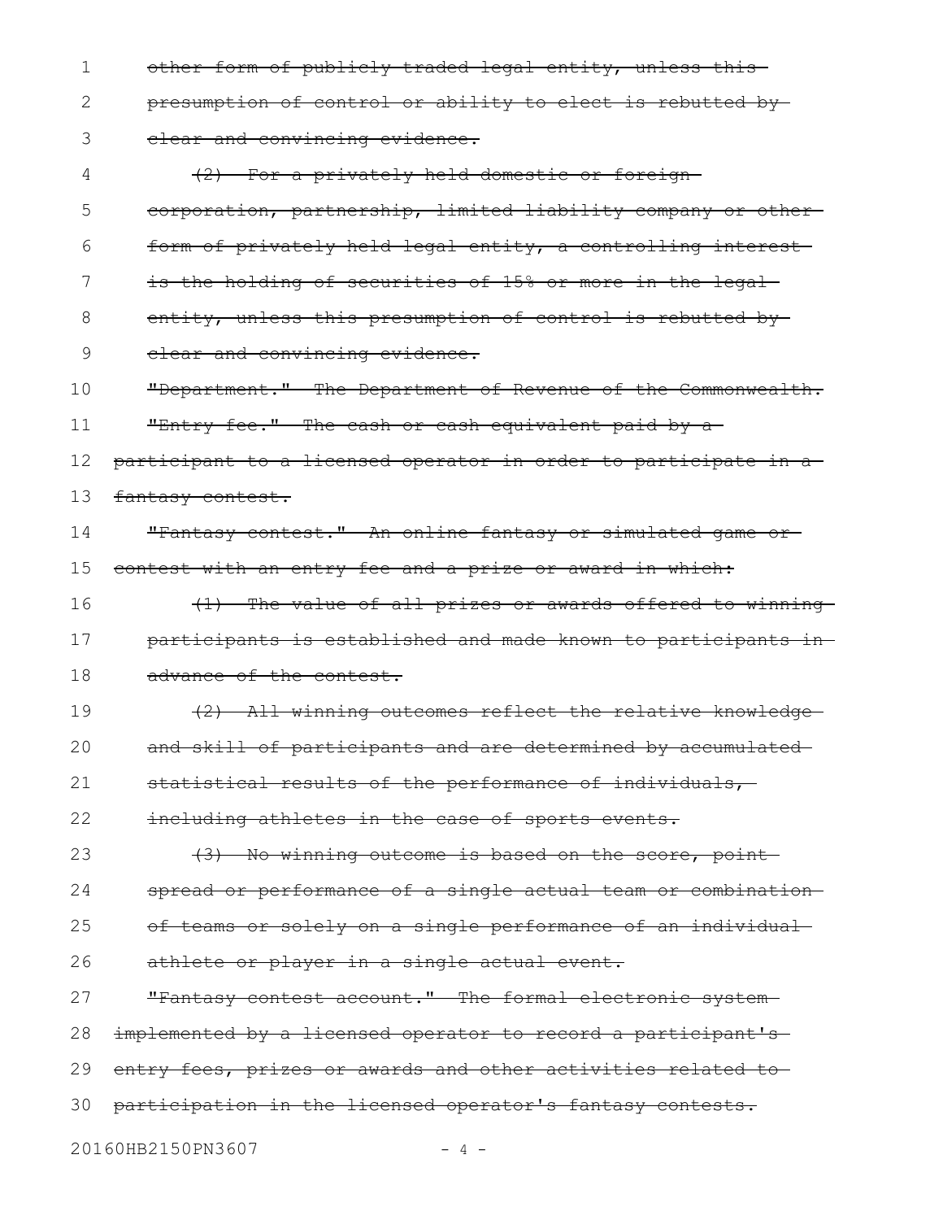~~other form of publicly traded legal entity, unless this presumption of control or ability to elect is rebutted by clear and convincing evidence.~~

~~(2) For a privately held domestic or foreign corporation, partnership, limited liability company or other form of privately held legal entity, a controlling interest is the holding of securities of 15% or more in the legal entity, unless this presumption of control is rebutted by clear and convincing evidence.~~

~~"Department." The Department of Revenue of the Commonwealth.~~

~~"Entry fee." The cash or cash equivalent paid by a participant to a licensed operator in order to participate in a fantasy contest.~~

~~"Fantasy contest." An online fantasy or simulated game or contest with an entry fee and a prize or award in which:~~

~~(1) The value of all prizes or awards offered to winning participants is established and made known to participants in advance of the contest.~~

~~(2) All winning outcomes reflect the relative knowledge and skill of participants and are determined by accumulated statistical results of the performance of individuals, including athletes in the case of sports events.~~

~~(3) No winning outcome is based on the score, point spread or performance of a single actual team or combination of teams or solely on a single performance of an individual athlete or player in a single actual event.~~

~~"Fantasy contest account." The formal electronic system implemented by a licensed operator to record a participant's entry fees, prizes or awards and other activities related to participation in the licensed operator's fantasy contests.~~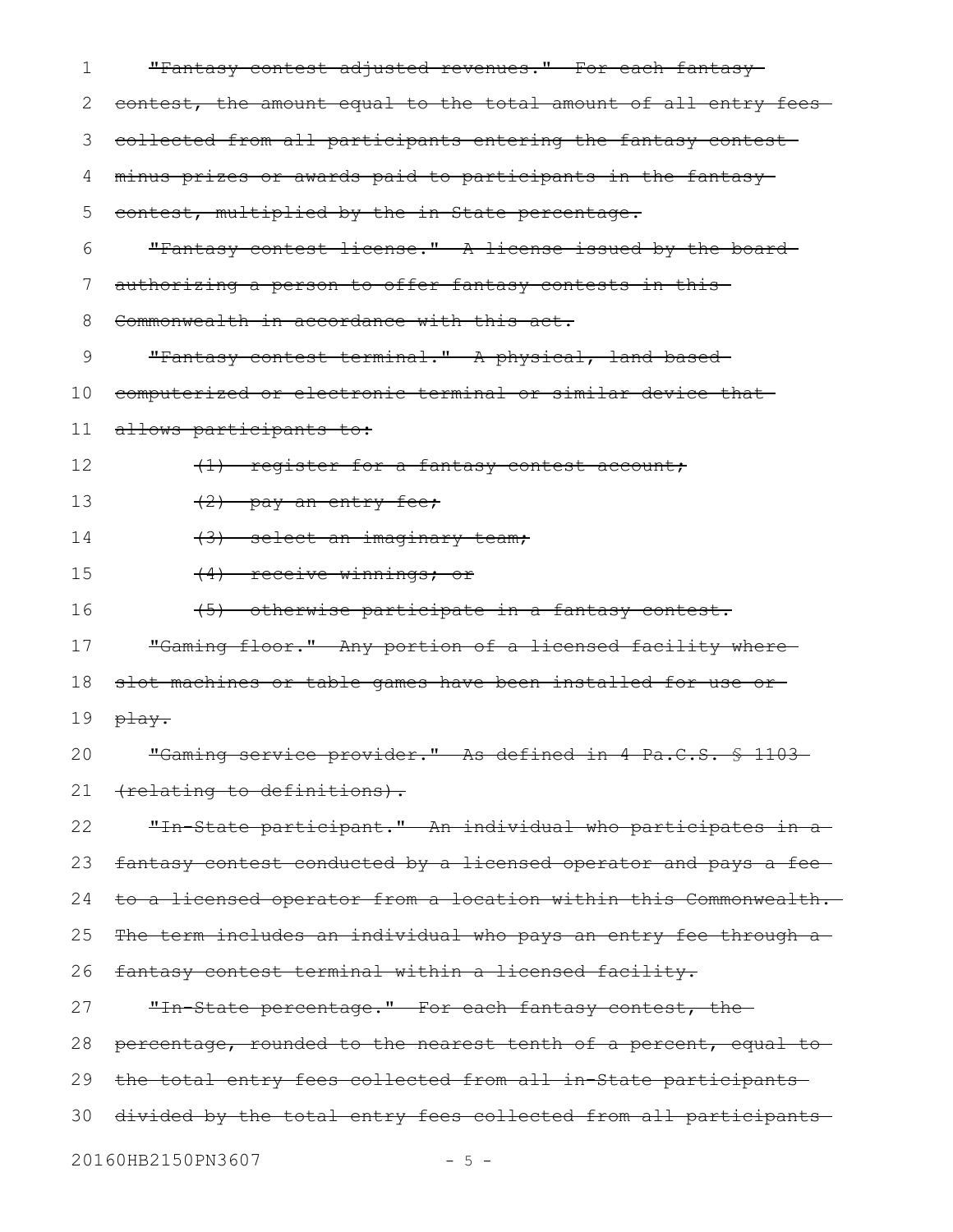~~"Fantasy contest adjusted revenues." For each fantasy contest, the amount equal to the total amount of all entry fees collected from all participants entering the fantasy contest minus prizes or awards paid to participants in the fantasy contest, multiplied by the in-State percentage.~~

~~"Fantasy contest license." A license issued by the board authorizing a person to offer fantasy contests in this Commonwealth in accordance with this act.~~

~~"Fantasy contest terminal." A physical, land-based computerized or electronic terminal or similar device that allows participants to:~~

~~(1) register for a fantasy contest account;~~

~~(2) pay an entry fee;~~

~~(3) select an imaginary team;~~

~~(4) receive winnings; or~~

~~(5) otherwise participate in a fantasy contest.~~

~~"Gaming floor." Any portion of a licensed facility where slot machines or table games have been installed for use or play.~~

~~"Gaming service provider." As defined in 4 Pa.C.S. § 1103 (relating to definitions).~~

~~"In-State participant." An individual who participates in a fantasy contest conducted by a licensed operator and pays a fee to a licensed operator from a location within this Commonwealth. The term includes an individual who pays an entry fee through a fantasy contest terminal within a licensed facility.~~

~~"In-State percentage." For each fantasy contest, the percentage, rounded to the nearest tenth of a percent, equal to the total entry fees collected from all in-State participants divided by the total entry fees collected from all participants~~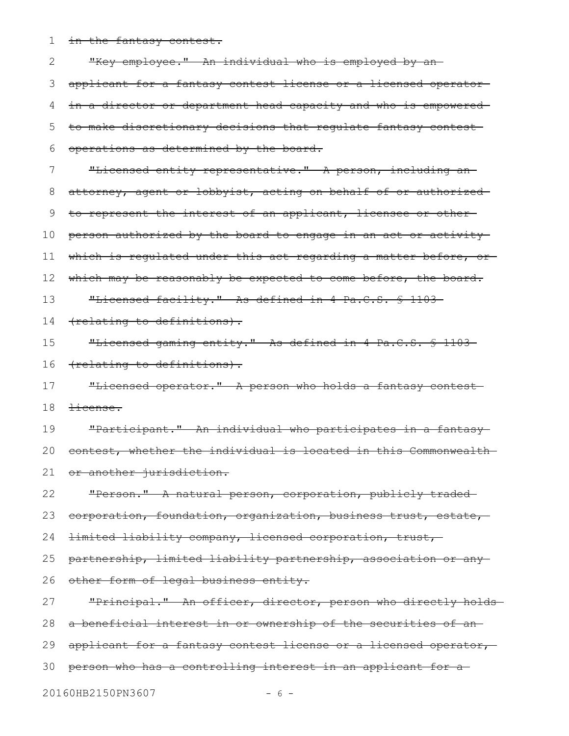~~in the fantasy contest.~~

~~"Key employee." An individual who is employed by an applicant for a fantasy contest license or a licensed operator in a director or department head capacity and who is empowered to make discretionary decisions that regulate fantasy contest operations as determined by the board.~~

~~"Licensed entity representative." A person, including an attorney, agent or lobbyist, acting on behalf of or authorized to represent the interest of an applicant, licensee or other person authorized by the board to engage in an act or activity which is regulated under this act regarding a matter before, or which may be reasonably be expected to come before, the board.~~

~~"Licensed facility." As defined in 4 Pa.C.S. § 1103 (relating to definitions).~~

~~"Licensed gaming entity." As defined in 4 Pa.C.S. § 1103 (relating to definitions).~~

~~"Licensed operator." A person who holds a fantasy contest license.~~

~~"Participant." An individual who participates in a fantasy contest, whether the individual is located in this Commonwealth or another jurisdiction.~~

~~"Person." A natural person, corporation, publicly traded corporation, foundation, organization, business trust, estate, limited liability company, licensed corporation, trust, partnership, limited liability partnership, association or any other form of legal business entity.~~

~~"Principal." An officer, director, person who directly holds a beneficial interest in or ownership of the securities of an applicant for a fantasy contest license or a licensed operator, person who has a controlling interest in an applicant for a~~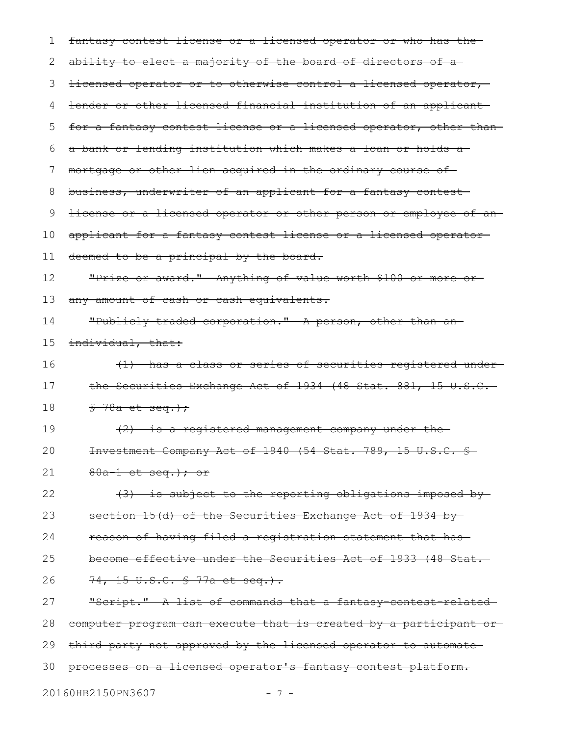~~fantasy contest license or a licensed operator or who has the ability to elect a majority of the board of directors of a licensed operator or to otherwise control a licensed operator, lender or other licensed financial institution of an applicant for a fantasy contest license or a licensed operator, other than a bank or lending institution which makes a loan or holds a mortgage or other lien acquired in the ordinary course of business, underwriter of an applicant for a fantasy contest license or a licensed operator or other person or employee of an applicant for a fantasy contest license or a licensed operator deemed to be a principal by the board.~~

~~"Prize or award." Anything of value worth $100 or more or any amount of cash or cash equivalents.~~

~~"Publicly traded corporation." A person, other than an individual, that:~~

~~(1) has a class or series of securities registered under the Securities Exchange Act of 1934 (48 Stat. 881, 15 U.S.C. § 78a et seq.);~~

~~(2) is a registered management company under the Investment Company Act of 1940 (54 Stat. 789, 15 U.S.C. § 80a-1 et seq.); or~~

~~(3) is subject to the reporting obligations imposed by section 15(d) of the Securities Exchange Act of 1934 by reason of having filed a registration statement that has become effective under the Securities Act of 1933 (48 Stat. 74, 15 U.S.C. § 77a et seq.).~~

~~"Script." A list of commands that a fantasy-contest-related computer program can execute that is created by a participant or third party not approved by the licensed operator to automate processes on a licensed operator's fantasy contest platform.~~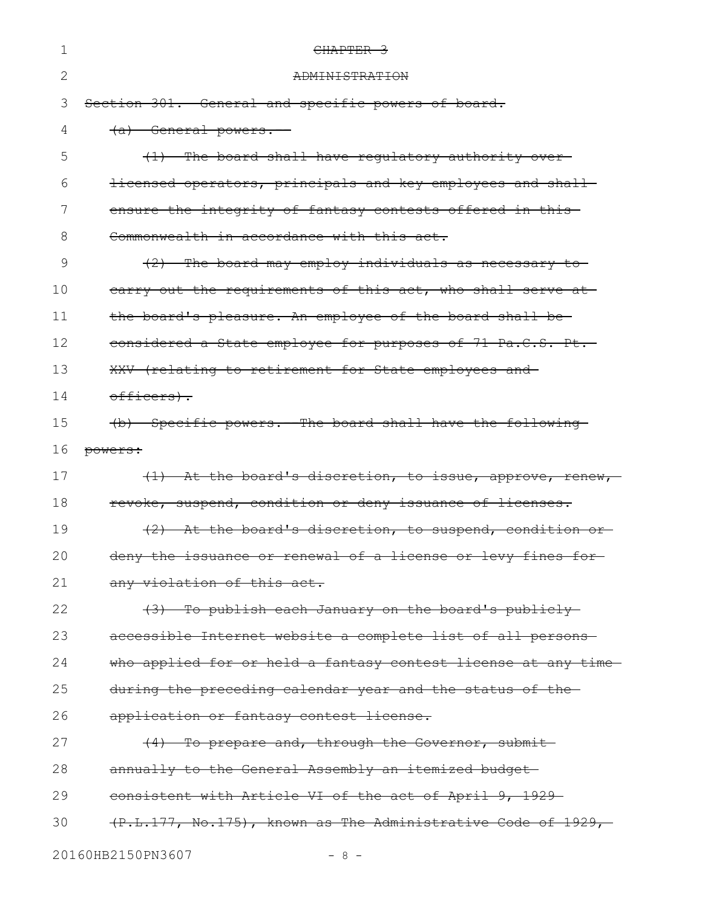~~CHAPTER 3~~

~~ADMINISTRATION~~

~~Section 301. General and specific powers of board.~~

~~(a) General powers.--~~

~~(1) The board shall have regulatory authority over licensed operators, principals and key employees and shall ensure the integrity of fantasy contests offered in this Commonwealth in accordance with this act.~~

~~(2) The board may employ individuals as necessary to carry out the requirements of this act, who shall serve at the board's pleasure. An employee of the board shall be considered a State employee for purposes of 71 Pa.C.S. Pt. XXV (relating to retirement for State employees and officers).~~

~~(b) Specific powers.--The board shall have the following powers:~~

~~(1) At the board's discretion, to issue, approve, renew, revoke, suspend, condition or deny issuance of licenses.~~

~~(2) At the board's discretion, to suspend, condition or deny the issuance or renewal of a license or levy fines for any violation of this act.~~

~~(3) To publish each January on the board's publicly accessible Internet website a complete list of all persons who applied for or held a fantasy contest license at any time during the preceding calendar year and the status of the application or fantasy contest license.~~

~~(4) To prepare and, through the Governor, submit annually to the General Assembly an itemized budget consistent with Article VI of the act of April 9, 1929 (P.L.177, No.175), known as The Administrative Code of 1929,~~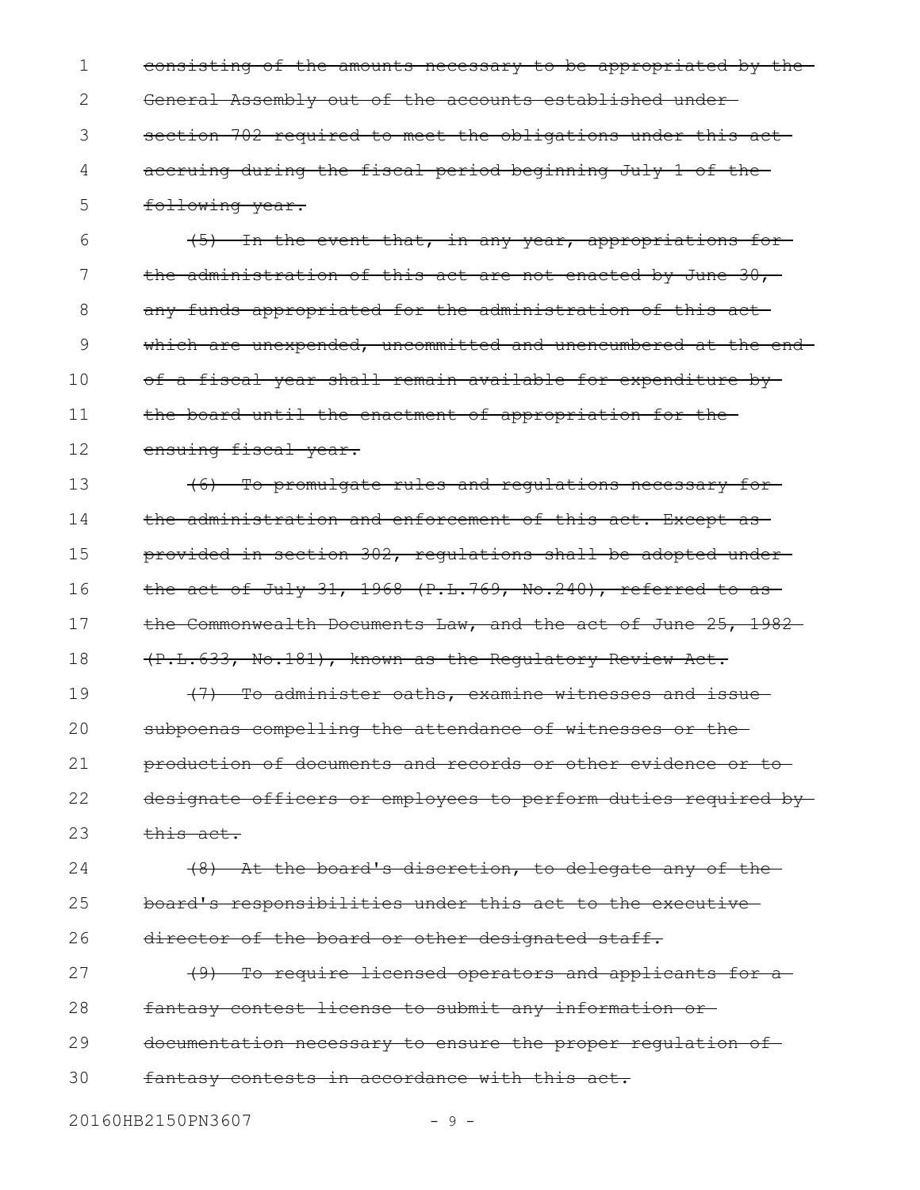~~consisting of the amounts necessary to be appropriated by the General Assembly out of the accounts established under section 702 required to meet the obligations under this act accruing during the fiscal period beginning July 1 of the following year.~~

~~(5) In the event that, in any year, appropriations for the administration of this act are not enacted by June 30, any funds appropriated for the administration of this act which are unexpended, uncommitted and unencumbered at the end of a fiscal year shall remain available for expenditure by the board until the enactment of appropriation for the ensuing fiscal year.~~

~~(6) To promulgate rules and regulations necessary for the administration and enforcement of this act. Except as provided in section 302, regulations shall be adopted under the act of July 31, 1968 (P.L.769, No.240), referred to as the Commonwealth Documents Law, and the act of June 25, 1982 (P.L.633, No.181), known as the Regulatory Review Act.~~

~~(7) To administer oaths, examine witnesses and issue subpoenas compelling the attendance of witnesses or the production of documents and records or other evidence or to designate officers or employees to perform duties required by this act.~~

~~(8) At the board's discretion, to delegate any of the board's responsibilities under this act to the executive director of the board or other designated staff.~~

~~(9) To require licensed operators and applicants for a fantasy contest license to submit any information or documentation necessary to ensure the proper regulation of fantasy contests in accordance with this act.~~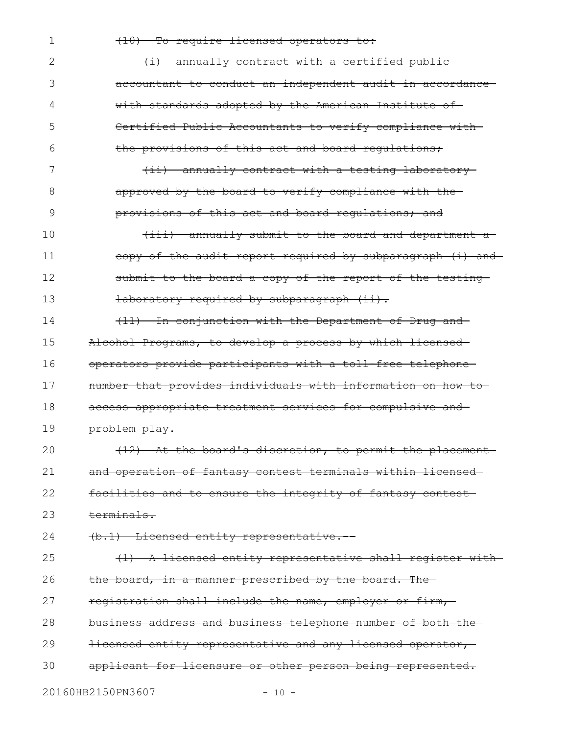~~(10) To require licensed operators to:~~

~~(i) annually contract with a certified public accountant to conduct an independent audit in accordance with standards adopted by the American Institute of Certified Public Accountants to verify compliance with the provisions of this act and board regulations;~~

~~(ii) annually contract with a testing laboratory approved by the board to verify compliance with the provisions of this act and board regulations; and~~

~~(iii) annually submit to the board and department a copy of the audit report required by subparagraph (i) and submit to the board a copy of the report of the testing laboratory required by subparagraph (ii).~~

~~(11) In conjunction with the Department of Drug and Alcohol Programs, to develop a process by which licensed operators provide participants with a toll free telephone number that provides individuals with information on how to access appropriate treatment services for compulsive and problem play.~~

~~(12) At the board's discretion, to permit the placement and operation of fantasy contest terminals within licensed facilities and to ensure the integrity of fantasy contest terminals.~~

~~(b.1) Licensed entity representative.--~~

~~(1) A licensed entity representative shall register with the board, in a manner prescribed by the board. The registration shall include the name, employer or firm, business address and business telephone number of both the licensed entity representative and any licensed operator, applicant for licensure or other person being represented.~~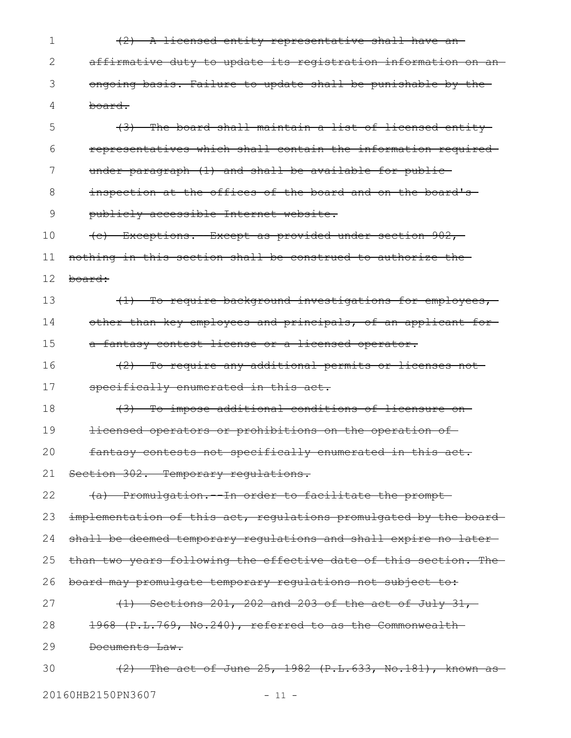~~(2) A licensed entity representative shall have an affirmative duty to update its registration information on an ongoing basis. Failure to update shall be punishable by the board.~~

~~(3) The board shall maintain a list of licensed entity representatives which shall contain the information required under paragraph (1) and shall be available for public inspection at the offices of the board and on the board's publicly accessible Internet website.~~

~~(c) Exceptions.--Except as provided under section 902, nothing in this section shall be construed to authorize the board:~~

~~(1) To require background investigations for employees, other than key employees and principals, of an applicant for a fantasy contest license or a licensed operator.~~

~~(2) To require any additional permits or licenses not specifically enumerated in this act.~~

~~(3) To impose additional conditions of licensure on licensed operators or prohibitions on the operation of fantasy contests not specifically enumerated in this act.~~

~~Section 302. Temporary regulations.~~

~~(a) Promulgation.--In order to facilitate the prompt implementation of this act, regulations promulgated by the board shall be deemed temporary regulations and shall expire no later than two years following the effective date of this section. The board may promulgate temporary regulations not subject to:~~

~~(1) Sections 201, 202 and 203 of the act of July 31, 1968 (P.L.769, No.240), referred to as the Commonwealth Documents Law.~~

~~(2) The act of June 25, 1982 (P.L.633, No.181), known as~~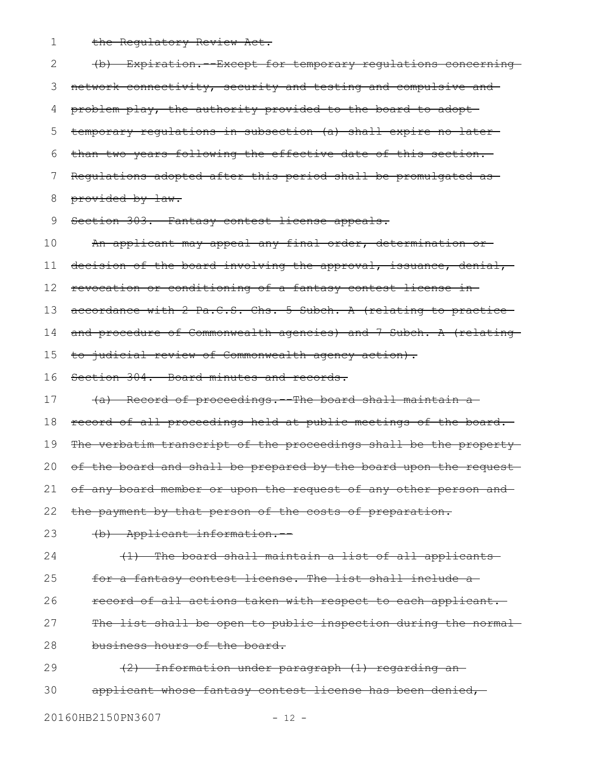~~the Regulatory Review Act.~~

~~(b) Expiration.--Except for temporary regulations concerning network connectivity, security and testing and compulsive and problem play, the authority provided to the board to adopt temporary regulations in subsection (a) shall expire no later than two years following the effective date of this section. Regulations adopted after this period shall be promulgated as provided by law.~~

~~Section 303. Fantasy contest license appeals.~~

~~An applicant may appeal any final order, determination or decision of the board involving the approval, issuance, denial, revocation or conditioning of a fantasy contest license in accordance with 2 Pa.C.S. Chs. 5 Subch. A (relating to practice and procedure of Commonwealth agencies) and 7 Subch. A (relating to judicial review of Commonwealth agency action).~~

~~Section 304. Board minutes and records.~~

~~(a) Record of proceedings.--The board shall maintain a record of all proceedings held at public meetings of the board. The verbatim transcript of the proceedings shall be the property of the board and shall be prepared by the board upon the request of any board member or upon the request of any other person and the payment by that person of the costs of preparation.~~

~~(b) Applicant information.--~~

~~(1) The board shall maintain a list of all applicants for a fantasy contest license. The list shall include a record of all actions taken with respect to each applicant. The list shall be open to public inspection during the normal business hours of the board.~~

~~(2) Information under paragraph (1) regarding an applicant whose fantasy contest license has been denied,~~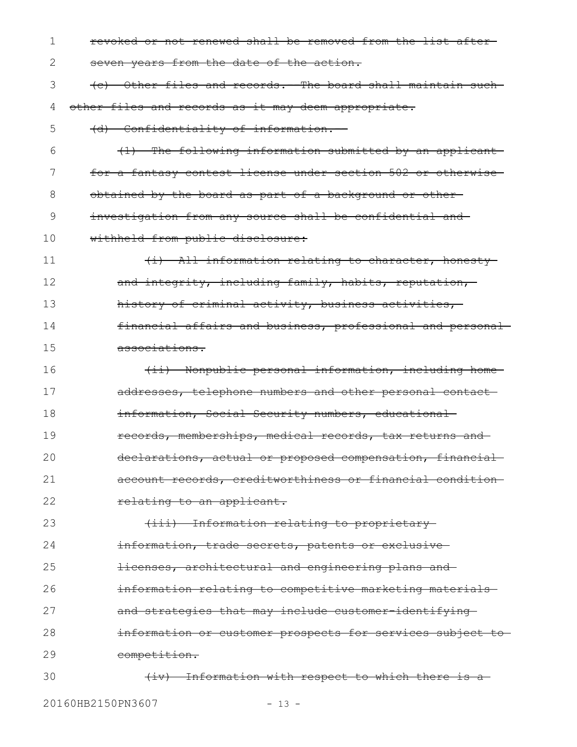~~revoked or not renewed shall be removed from the list after seven years from the date of the action.~~

~~(c) Other files and records. The board shall maintain such other files and records as it may deem appropriate.~~

~~(d) Confidentiality of information.~~

~~(1) The following information submitted by an applicant for a fantasy contest license under section 502 or otherwise obtained by the board as part of a background or other investigation from any source shall be confidential and withheld from public disclosure:~~

~~(i) All information relating to character, honesty and integrity, including family, habits, reputation, history of criminal activity, business activities, financial affairs and business, professional and personal associations.~~

~~(ii) Nonpublic personal information, including home addresses, telephone numbers and other personal contact information, Social Security numbers, educational records, memberships, medical records, tax returns and declarations, actual or proposed compensation, financial account records, creditworthiness or financial condition relating to an applicant.~~

~~(iii) Information relating to proprietary information, trade secrets, patents or exclusive licenses, architectural and engineering plans and information relating to competitive marketing materials and strategies that may include customer-identifying information or customer prospects for services subject to competition.~~

~~(iv) Information with respect to which there is a~~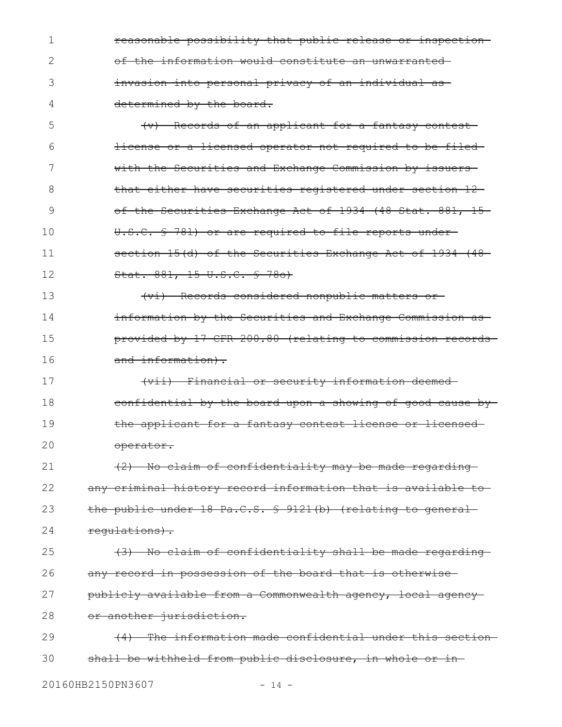~~reasonable possibility that public release or inspection of the information would constitute an unwarranted invasion into personal privacy of an individual as determined by the board.~~

~~(v) Records of an applicant for a fantasy contest license or a licensed operator not required to be filed with the Securities and Exchange Commission by issuers that either have securities registered under section 12 of the Securities Exchange Act of 1934 (48 Stat. 881, 15 U.S.C. § 78l) or are required to file reports under section 15(d) of the Securities Exchange Act of 1934 (48 Stat. 881, 15 U.S.C. § 78o)~~

~~(vi) Records considered nonpublic matters or information by the Securities and Exchange Commission as provided by 17 CFR 200.80 (relating to commission records and information).~~

~~(vii) Financial or security information deemed confidential by the board upon a showing of good cause by the applicant for a fantasy contest license or licensed operator.~~

~~(2) No claim of confidentiality may be made regarding any criminal history record information that is available to the public under 18 Pa.C.S. § 9121(b) (relating to general regulations).~~

~~(3) No claim of confidentiality shall be made regarding any record in possession of the board that is otherwise publicly available from a Commonwealth agency, local agency or another jurisdiction.~~

~~(4) The information made confidential under this section shall be withheld from public disclosure, in whole or in~~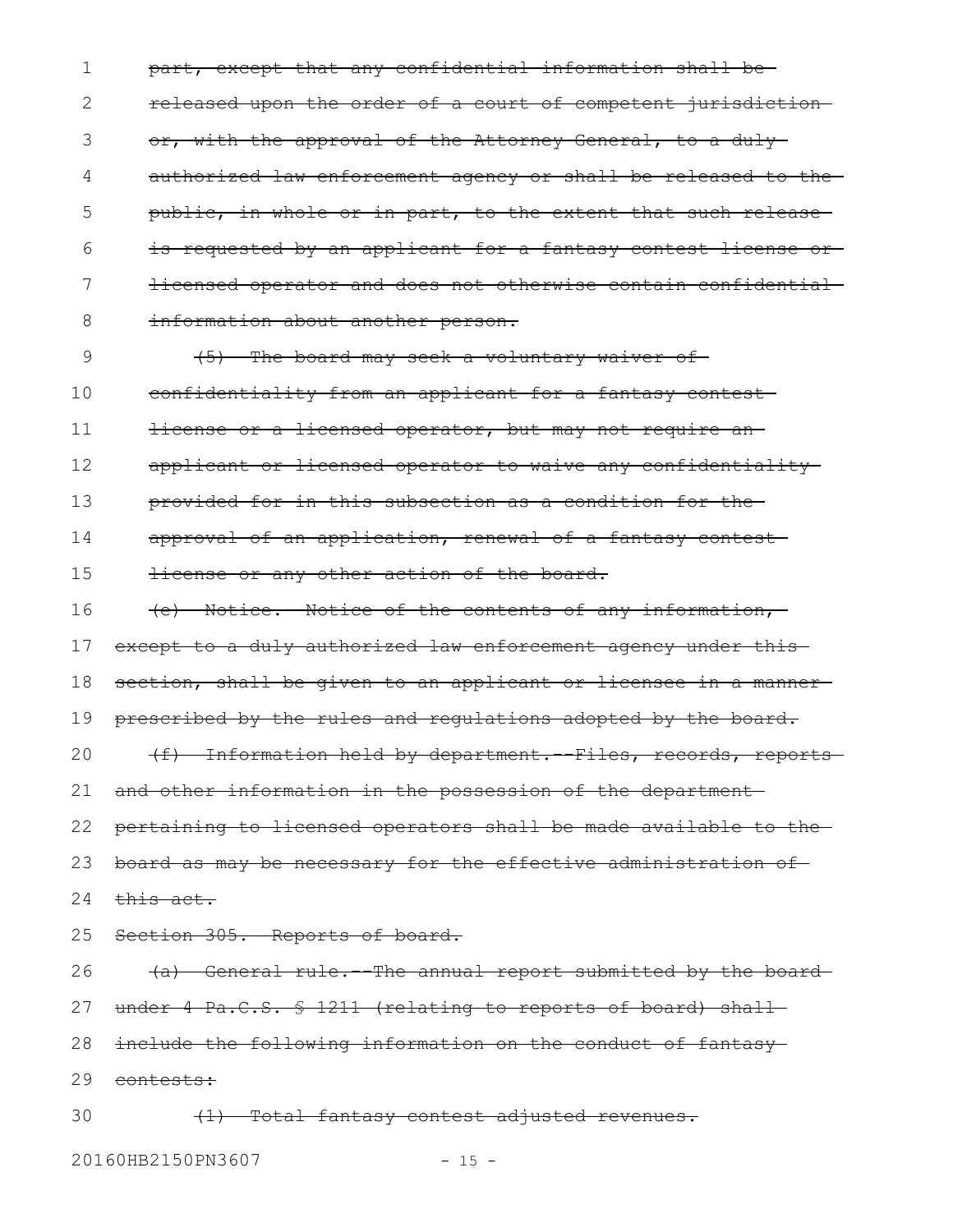~~part, except that any confidential information shall be released upon the order of a court of competent jurisdiction or, with the approval of the Attorney General, to a duly authorized law enforcement agency or shall be released to the public, in whole or in part, to the extent that such release is requested by an applicant for a fantasy contest license or licensed operator and does not otherwise contain confidential information about another person.~~

~~(5) The board may seek a voluntary waiver of confidentiality from an applicant for a fantasy contest license or a licensed operator, but may not require an applicant or licensed operator to waive any confidentiality provided for in this subsection as a condition for the approval of an application, renewal of a fantasy contest license or any other action of the board.~~

~~(e) Notice.--Notice of the contents of any information, except to a duly authorized law enforcement agency under this section, shall be given to an applicant or licensee in a manner prescribed by the rules and regulations adopted by the board.~~

~~(f) Information held by department.--Files, records, reports and other information in the possession of the department pertaining to licensed operators shall be made available to the board as may be necessary for the effective administration of this act.~~

~~Section 305. Reports of board.~~

~~(a) General rule.--The annual report submitted by the board under 4 Pa.C.S. § 1211 (relating to reports of board) shall include the following information on the conduct of fantasy contests:~~

~~(1) Total fantasy contest adjusted revenues.~~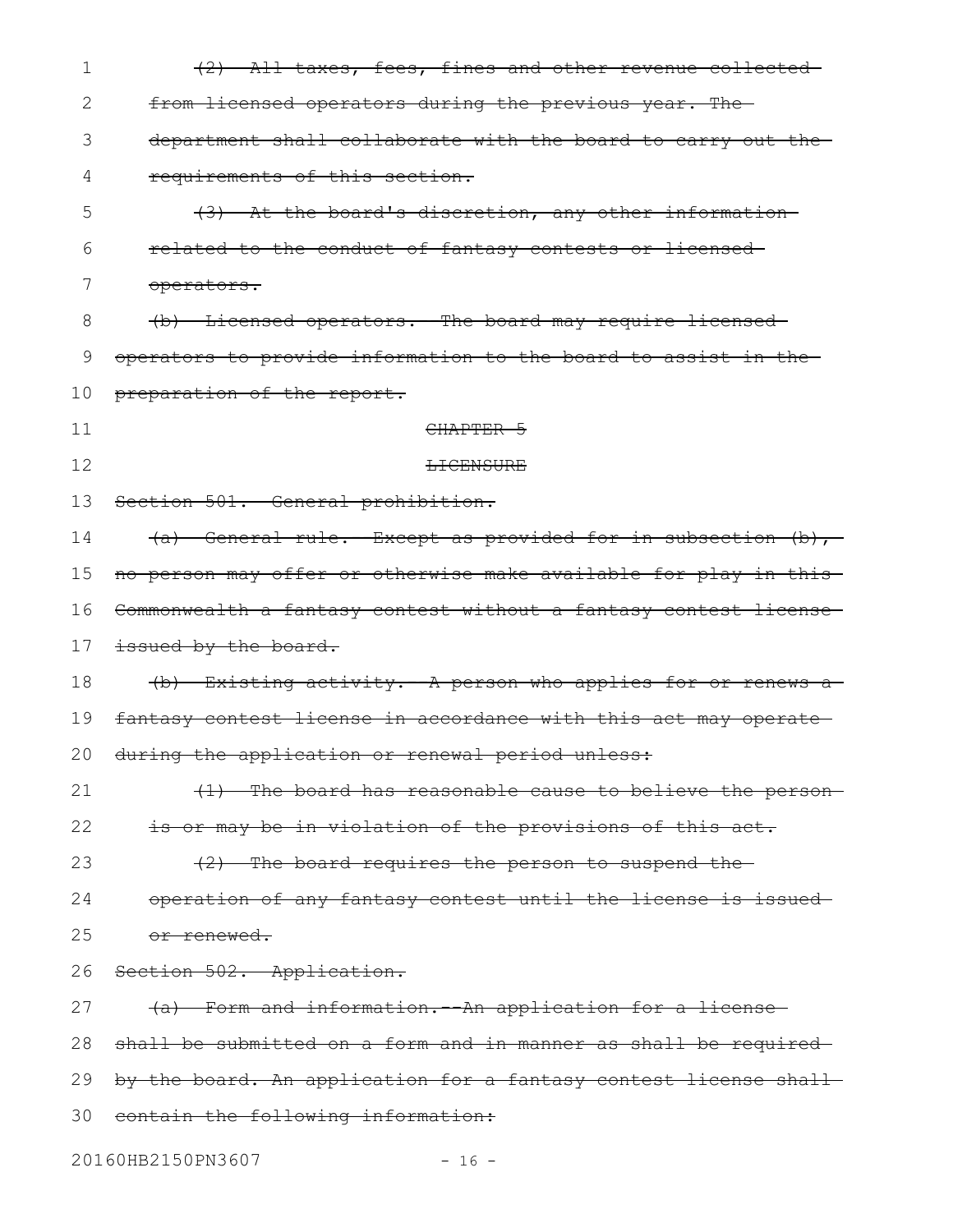~~(2) All taxes, fees, fines and other revenue collected from licensed operators during the previous year. The department shall collaborate with the board to carry out the requirements of this section.~~

~~(3) At the board's discretion, any other information related to the conduct of fantasy contests or licensed operators.~~

~~(b) Licensed operators.--The board may require licensed operators to provide information to the board to assist in the preparation of the report.~~

~~CHAPTER 5~~

~~LICENSURE~~

~~Section 501. General prohibition.~~

~~(a) General rule.--Except as provided for in subsection (b), no person may offer or otherwise make available for play in this Commonwealth a fantasy contest without a fantasy contest license issued by the board.~~

~~(b) Existing activity.--A person who applies for or renews a fantasy contest license in accordance with this act may operate during the application or renewal period unless:~~

~~(1) The board has reasonable cause to believe the person is or may be in violation of the provisions of this act.~~

~~(2) The board requires the person to suspend the operation of any fantasy contest until the license is issued or renewed.~~

~~Section 502. Application.~~

~~(a) Form and information.--An application for a license shall be submitted on a form and in manner as shall be required by the board. An application for a fantasy contest license shall contain the following information:~~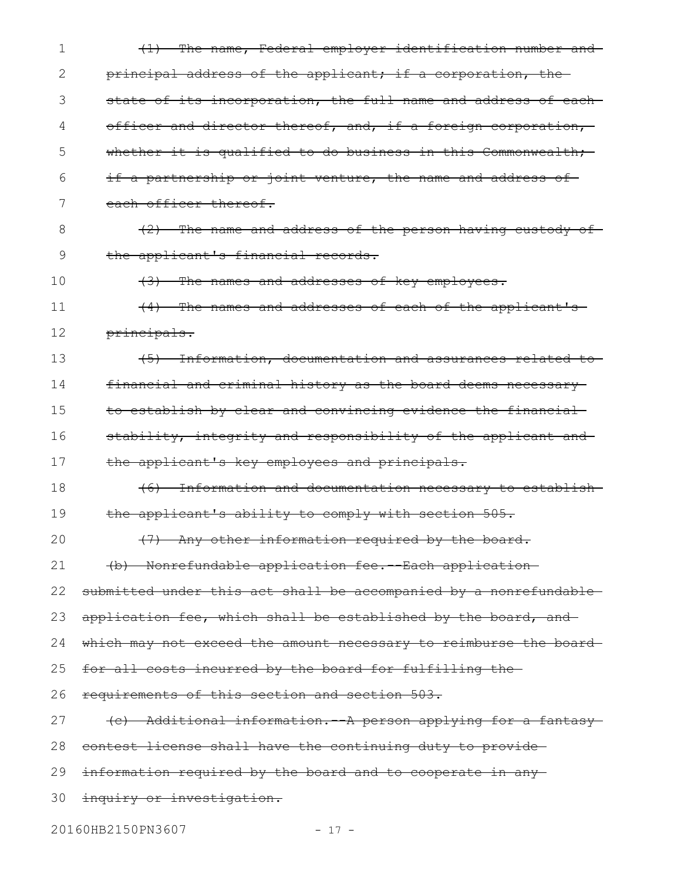~~(1) The name, Federal employer identification number and principal address of the applicant; if a corporation, the state of its incorporation, the full name and address of each officer and director thereof, and, if a foreign corporation, whether it is qualified to do business in this Commonwealth; if a partnership or joint venture, the name and address of each officer thereof.~~

~~(2) The name and address of the person having custody of the applicant's financial records.~~

~~(3) The names and addresses of key employees.~~

~~(4) The names and addresses of each of the applicant's principals.~~

~~(5) Information, documentation and assurances related to financial and criminal history as the board deems necessary to establish by clear and convincing evidence the financial stability, integrity and responsibility of the applicant and the applicant's key employees and principals.~~

~~(6) Information and documentation necessary to establish the applicant's ability to comply with section 505.~~

~~(7) Any other information required by the board.~~

~~(b) Nonrefundable application fee.--Each application submitted under this act shall be accompanied by a nonrefundable application fee, which shall be established by the board, and which may not exceed the amount necessary to reimburse the board for all costs incurred by the board for fulfilling the requirements of this section and section 503.~~

~~(c) Additional information.--A person applying for a fantasy contest license shall have the continuing duty to provide information required by the board and to cooperate in any inquiry or investigation.~~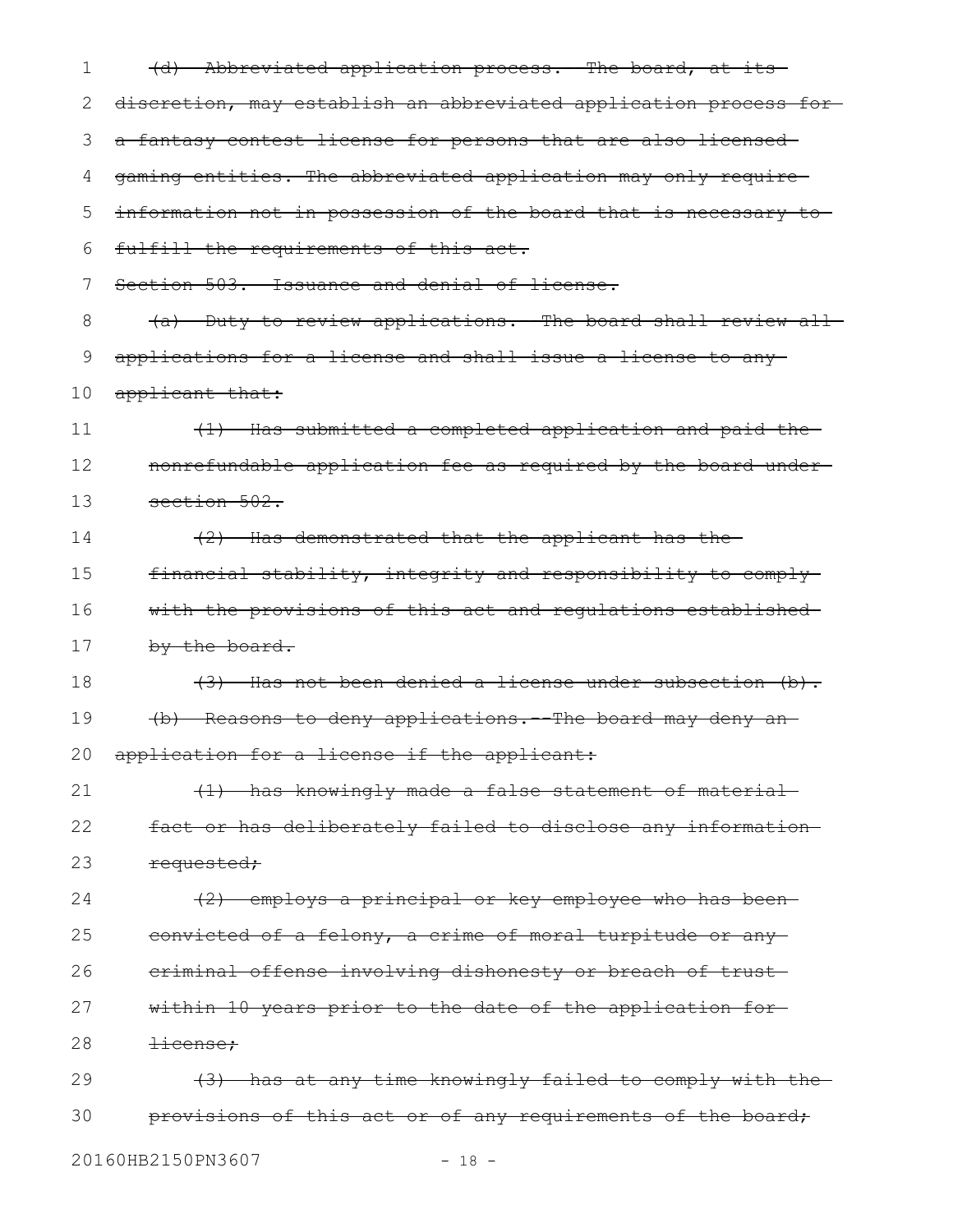~~(d) Abbreviated application process. The board, at its discretion, may establish an abbreviated application process for a fantasy contest license for persons that are also licensed gaming entities. The abbreviated application may only require information not in possession of the board that is necessary to fulfill the requirements of this act.~~

~~Section 503. Issuance and denial of license.~~

~~(a) Duty to review applications. The board shall review all applications for a license and shall issue a license to any applicant that:~~

~~(1) Has submitted a completed application and paid the nonrefundable application fee as required by the board under section 502.~~

~~(2) Has demonstrated that the applicant has the financial stability, integrity and responsibility to comply with the provisions of this act and regulations established by the board.~~

~~(3) Has not been denied a license under subsection (b).~~

~~(b) Reasons to deny applications.--The board may deny an application for a license if the applicant:~~

~~(1) has knowingly made a false statement of material fact or has deliberately failed to disclose any information requested;~~

~~(2) employs a principal or key employee who has been convicted of a felony, a crime of moral turpitude or any criminal offense involving dishonesty or breach of trust within 10 years prior to the date of the application for license;~~

~~(3) has at any time knowingly failed to comply with the provisions of this act or of any requirements of the board;~~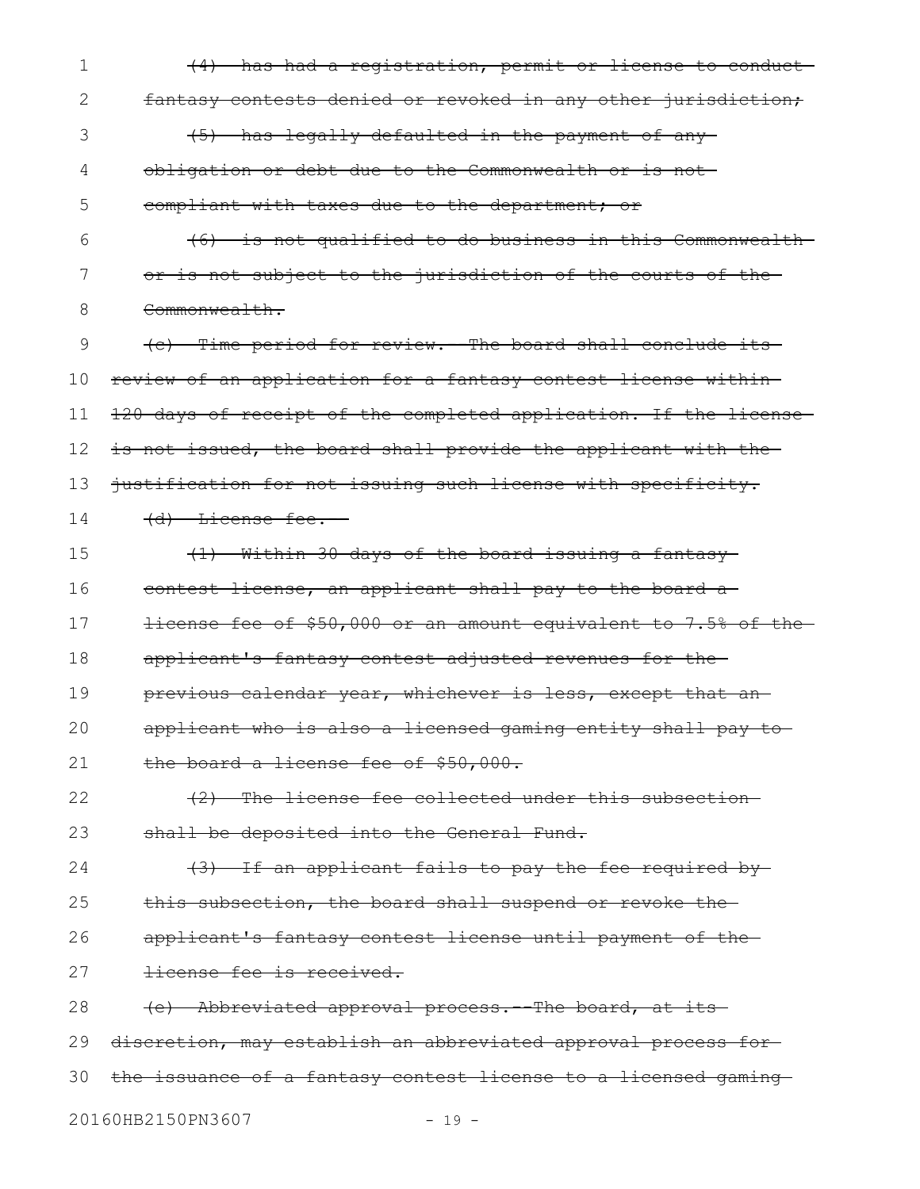~~(4) has had a registration, permit or license to conduct fantasy contests denied or revoked in any other jurisdiction;~~

~~(5) has legally defaulted in the payment of any obligation or debt due to the Commonwealth or is not compliant with taxes due to the department; or~~

~~(6) is not qualified to do business in this Commonwealth or is not subject to the jurisdiction of the courts of the Commonwealth.~~

~~(c) Time period for review.--The board shall conclude its review of an application for a fantasy contest license within 120 days of receipt of the completed application. If the license is not issued, the board shall provide the applicant with the justification for not issuing such license with specificity.~~

~~(d) License fee.--~~

~~(1) Within 30 days of the board issuing a fantasy contest license, an applicant shall pay to the board a license fee of $50,000 or an amount equivalent to 7.5% of the applicant's fantasy contest adjusted revenues for the previous calendar year, whichever is less, except that an applicant who is also a licensed gaming entity shall pay to the board a license fee of $50,000.~~

~~(2) The license fee collected under this subsection shall be deposited into the General Fund.~~

~~(3) If an applicant fails to pay the fee required by this subsection, the board shall suspend or revoke the applicant's fantasy contest license until payment of the license fee is received.~~

~~(e) Abbreviated approval process.--The board, at its discretion, may establish an abbreviated approval process for the issuance of a fantasy contest license to a licensed gaming~~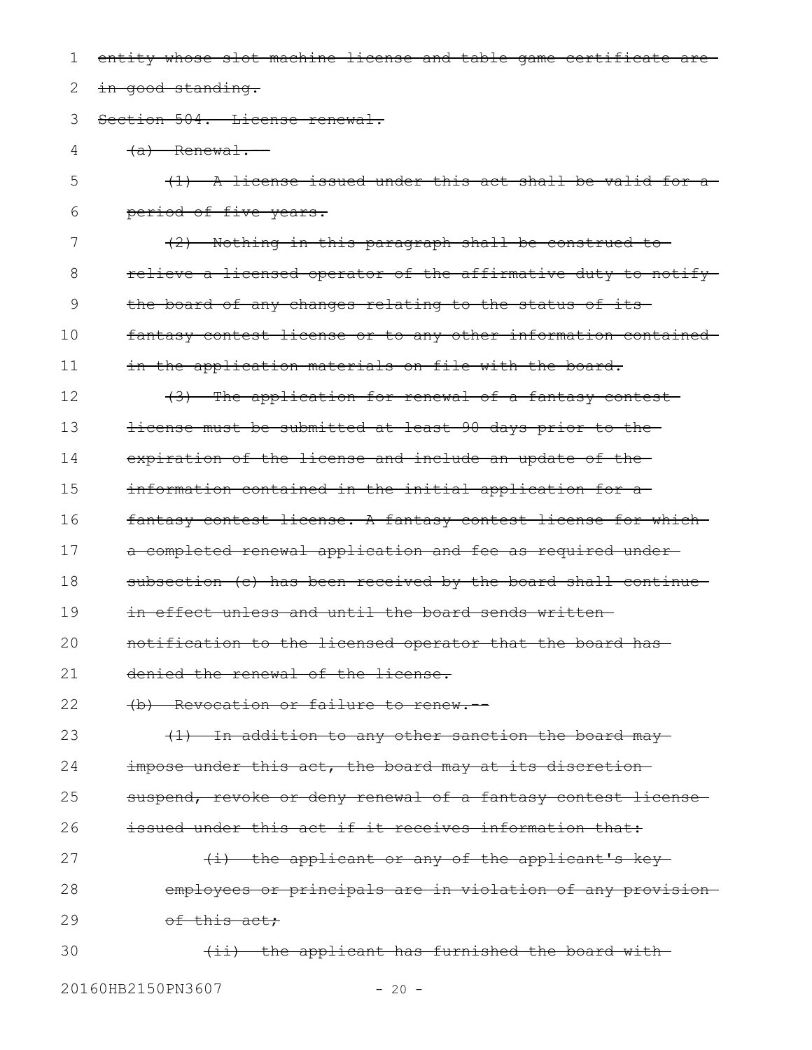~~entity whose slot machine license and table game certificate are in good standing.~~

~~Section 504. License renewal.~~

~~(a) Renewal.--~~

~~(1) A license issued under this act shall be valid for a period of five years.~~

~~(2) Nothing in this paragraph shall be construed to relieve a licensed operator of the affirmative duty to notify the board of any changes relating to the status of its fantasy contest license or to any other information contained in the application materials on file with the board.~~

~~(3) The application for renewal of a fantasy contest license must be submitted at least 90 days prior to the expiration of the license and include an update of the information contained in the initial application for a fantasy contest license. A fantasy contest license for which a completed renewal application and fee as required under subsection (c) has been received by the board shall continue in effect unless and until the board sends written notification to the licensed operator that the board has denied the renewal of the license.~~

~~(b) Revocation or failure to renew.--~~

~~(1) In addition to any other sanction the board may impose under this act, the board may at its discretion suspend, revoke or deny renewal of a fantasy contest license issued under this act if it receives information that:~~

~~(i) the applicant or any of the applicant's key employees or principals are in violation of any provision of this act;~~

~~(ii) the applicant has furnished the board with~~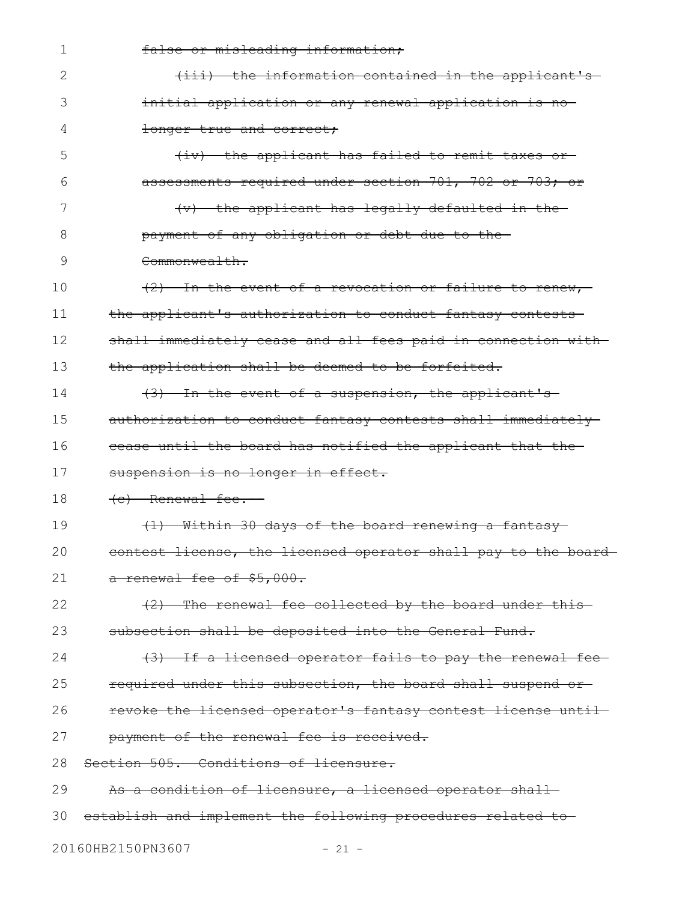~~false or misleading information;~~

~~(iii) the information contained in the applicant's initial application or any renewal application is no longer true and correct;~~

~~(iv) the applicant has failed to remit taxes or assessments required under section 701, 702 or 703; or~~

~~(v) the applicant has legally defaulted in the payment of any obligation or debt due to the Commonwealth.~~

~~(2) In the event of a revocation or failure to renew, the applicant's authorization to conduct fantasy contests shall immediately cease and all fees paid in connection with the application shall be deemed to be forfeited.~~

~~(3) In the event of a suspension, the applicant's authorization to conduct fantasy contests shall immediately cease until the board has notified the applicant that the suspension is no longer in effect.~~

~~(c) Renewal fee.~~

~~(1) Within 30 days of the board renewing a fantasy contest license, the licensed operator shall pay to the board a renewal fee of $5,000.~~

~~(2) The renewal fee collected by the board under this subsection shall be deposited into the General Fund.~~

~~(3) If a licensed operator fails to pay the renewal fee required under this subsection, the board shall suspend or revoke the licensed operator's fantasy contest license until payment of the renewal fee is received.~~

~~Section 505. Conditions of licensure.~~

~~As a condition of licensure, a licensed operator shall establish and implement the following procedures related to~~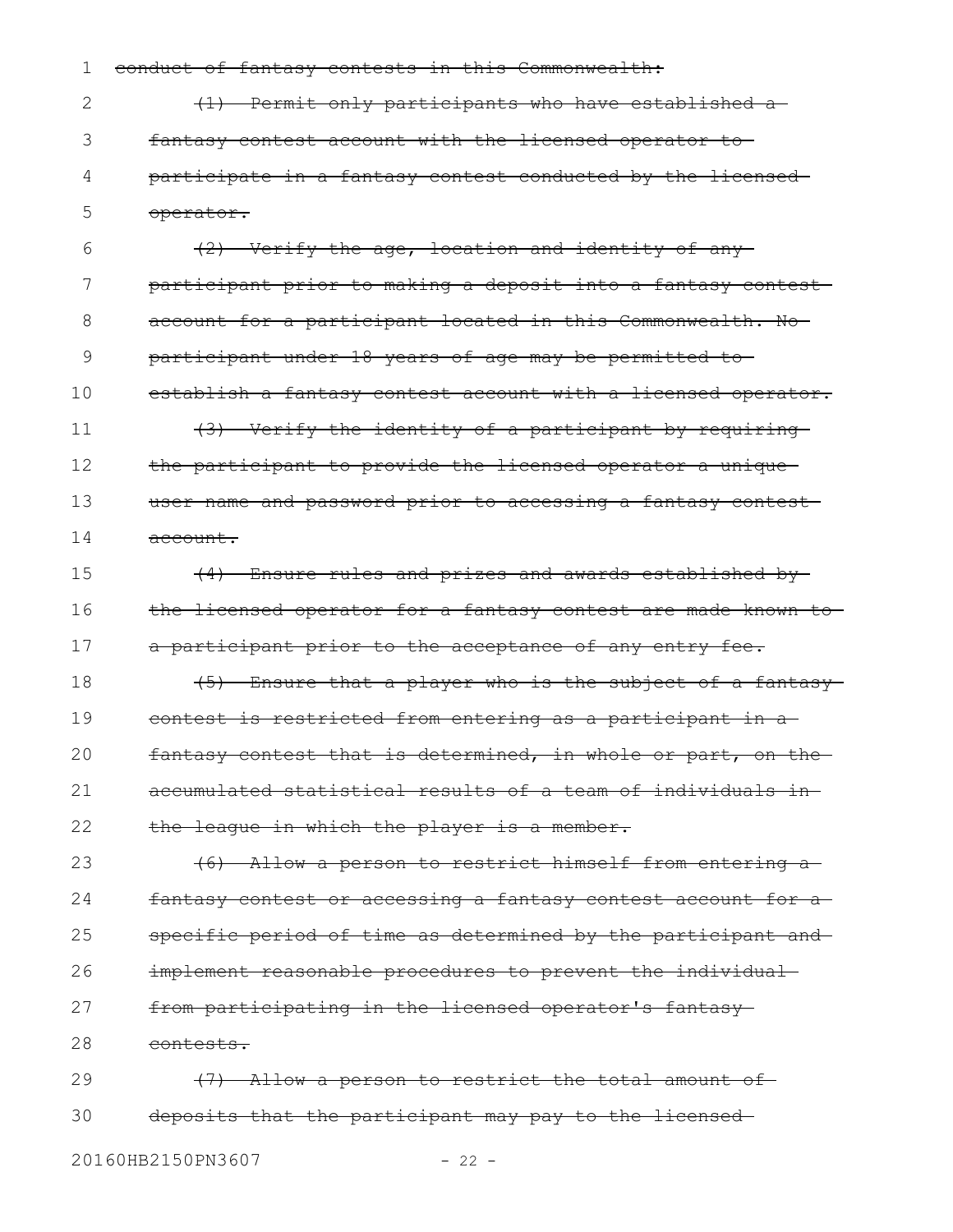~~conduct of fantasy contests in this Commonwealth:~~

~~(1) Permit only participants who have established a fantasy contest account with the licensed operator to participate in a fantasy contest conducted by the licensed operator.~~

~~(2) Verify the age, location and identity of any participant prior to making a deposit into a fantasy contest account for a participant located in this Commonwealth. No participant under 18 years of age may be permitted to establish a fantasy contest account with a licensed operator.~~

~~(3) Verify the identity of a participant by requiring the participant to provide the licensed operator a unique user name and password prior to accessing a fantasy contest account.~~

~~(4) Ensure rules and prizes and awards established by the licensed operator for a fantasy contest are made known to a participant prior to the acceptance of any entry fee.~~

~~(5) Ensure that a player who is the subject of a fantasy contest is restricted from entering as a participant in a fantasy contest that is determined, in whole or part, on the accumulated statistical results of a team of individuals in the league in which the player is a member.~~

~~(6) Allow a person to restrict himself from entering a fantasy contest or accessing a fantasy contest account for a specific period of time as determined by the participant and implement reasonable procedures to prevent the individual from participating in the licensed operator's fantasy contests.~~

~~(7) Allow a person to restrict the total amount of deposits that the participant may pay to the licensed~~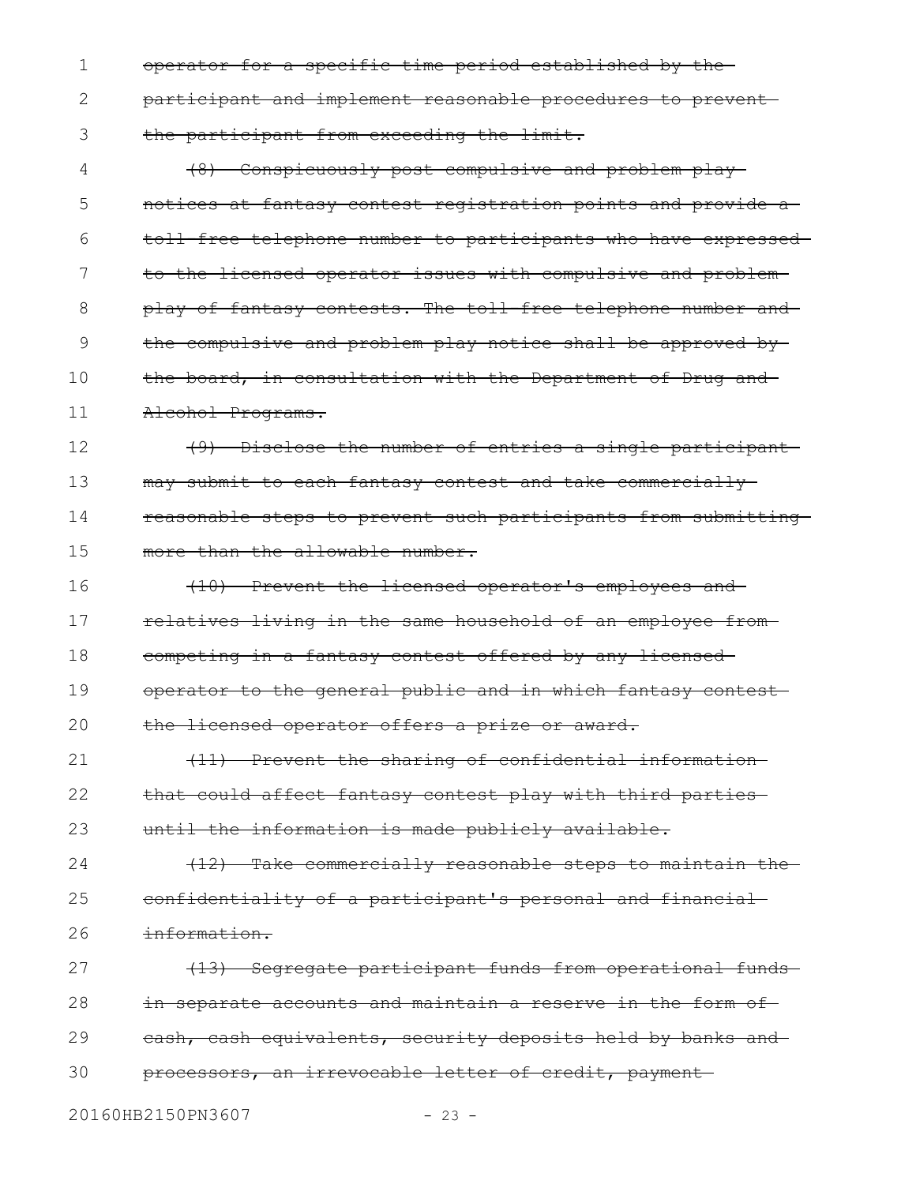~~operator for a specific time period established by the participant and implement reasonable procedures to prevent the participant from exceeding the limit.~~

~~(8) Conspicuously post compulsive and problem play notices at fantasy contest registration points and provide a toll-free telephone number to participants who have expressed to the licensed operator issues with compulsive and problem play of fantasy contests. The toll-free telephone number and the compulsive and problem play notice shall be approved by the board, in consultation with the Department of Drug and Alcohol Programs.~~

~~(9) Disclose the number of entries a single participant may submit to each fantasy contest and take commercially reasonable steps to prevent such participants from submitting more than the allowable number.~~

~~(10) Prevent the licensed operator's employees and relatives living in the same household of an employee from competing in a fantasy contest offered by any licensed operator to the general public and in which fantasy contest the licensed operator offers a prize or award.~~

~~(11) Prevent the sharing of confidential information that could affect fantasy contest play with third parties until the information is made publicly available.~~

~~(12) Take commercially reasonable steps to maintain the confidentiality of a participant's personal and financial information.~~

~~(13) Segregate participant funds from operational funds in separate accounts and maintain a reserve in the form of cash, cash equivalents, security deposits held by banks and processors, an irrevocable letter of credit, payment~~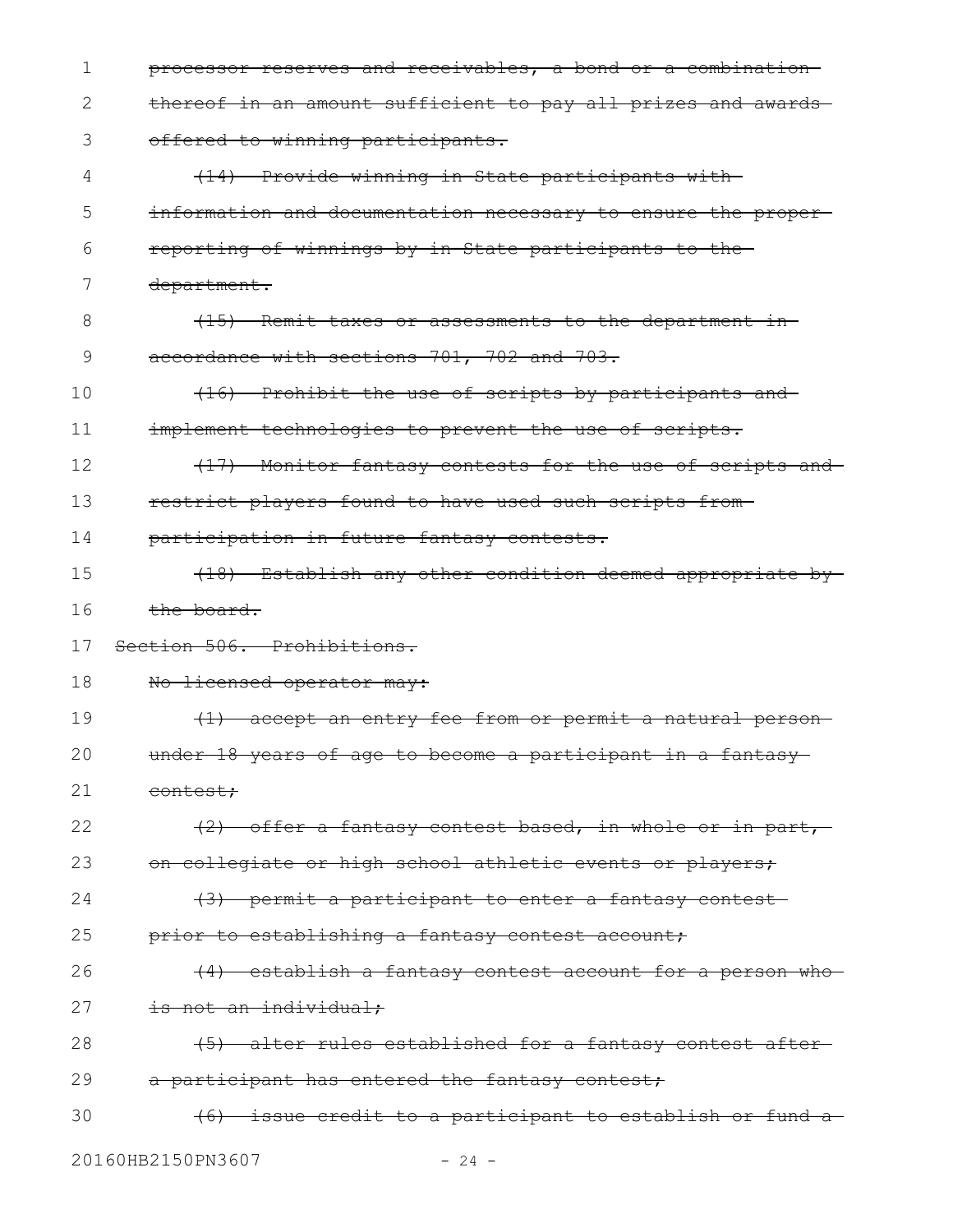~~processor reserves and receivables, a bond or a combination thereof in an amount sufficient to pay all prizes and awards offered to winning participants.~~

~~(14) Provide winning in-State participants with information and documentation necessary to ensure the proper reporting of winnings by in-State participants to the department.~~

~~(15) Remit taxes or assessments to the department in accordance with sections 701, 702 and 703.~~

~~(16) Prohibit the use of scripts by participants and implement technologies to prevent the use of scripts.~~

~~(17) Monitor fantasy contests for the use of scripts and restrict players found to have used such scripts from participation in future fantasy contests.~~

~~(18) Establish any other condition deemed appropriate by the board.~~

~~Section 506. Prohibitions.~~

~~No licensed operator may:~~

~~(1) accept an entry fee from or permit a natural person under 18 years of age to become a participant in a fantasy contest;~~

~~(2) offer a fantasy contest based, in whole or in part, on collegiate or high school athletic events or players;~~

~~(3) permit a participant to enter a fantasy contest prior to establishing a fantasy contest account;~~

~~(4) establish a fantasy contest account for a person who is not an individual;~~

~~(5) alter rules established for a fantasy contest after a participant has entered the fantasy contest;~~

~~(6) issue credit to a participant to establish or fund a~~

20160HB2150PN3607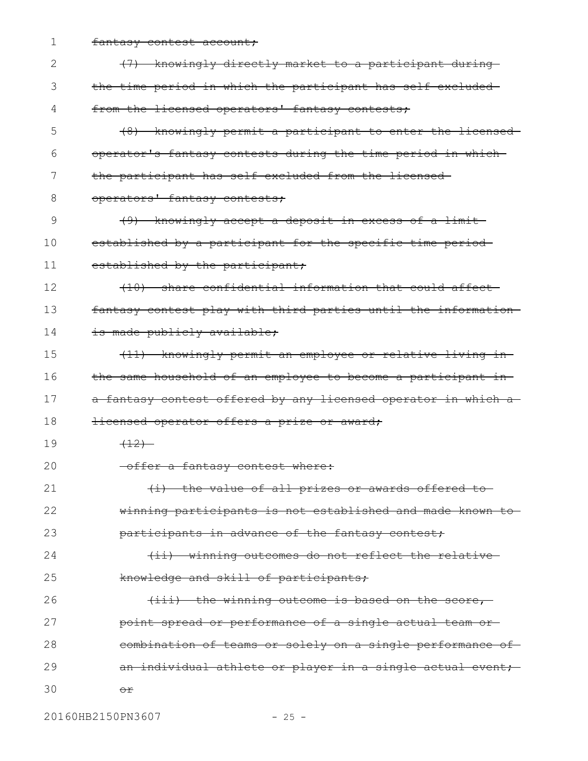~~fantasy contest account;~~

~~(7) knowingly directly market to a participant during the time period in which the participant has self excluded from the licensed operators' fantasy contests;~~

~~(8) knowingly permit a participant to enter the licensed operator's fantasy contests during the time period in which the participant has self excluded from the licensed operators' fantasy contests;~~

~~(9) knowingly accept a deposit in excess of a limit established by a participant for the specific time period established by the participant;~~

~~(10) share confidential information that could affect fantasy contest play with third parties until the information is made publicly available;~~

~~(11) knowingly permit an employee or relative living in the same household of an employee to become a participant in a fantasy contest offered by any licensed operator in which a licensed operator offers a prize or award;~~

~~(12)~~

~~offer a fantasy contest where:~~

~~(i) the value of all prizes or awards offered to winning participants is not established and made known to participants in advance of the fantasy contest;~~

~~(ii) winning outcomes do not reflect the relative knowledge and skill of participants;~~

~~(iii) the winning outcome is based on the score, point spread or performance of a single actual team or combination of teams or solely on a single performance of an individual athlete or player in a single actual event; or~~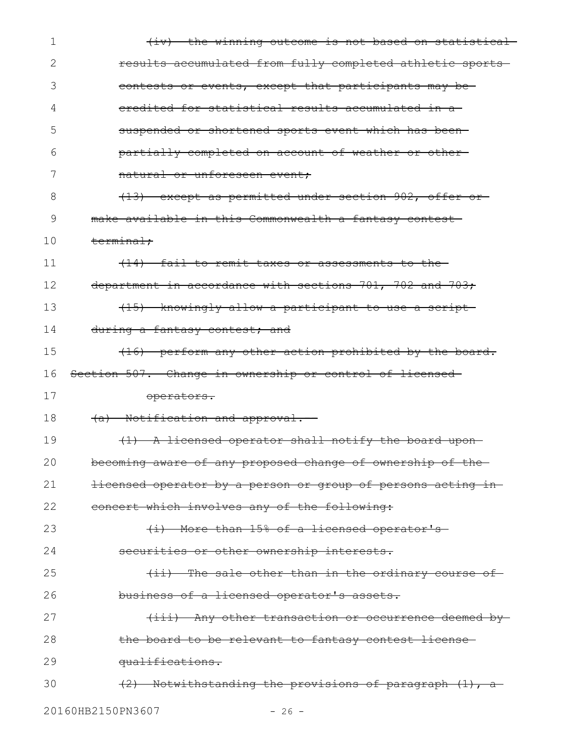~~(iv) the winning outcome is not based on statistical results accumulated from fully completed athletic sports contests or events, except that participants may be credited for statistical results accumulated in a suspended or shortened sports event which has been partially completed on account of weather or other natural or unforeseen event;~~

~~(13) except as permitted under section 902, offer or make available in this Commonwealth a fantasy contest terminal;~~

~~(14) fail to remit taxes or assessments to the department in accordance with sections 701, 702 and 703;~~

~~(15) knowingly allow a participant to use a script during a fantasy contest; and~~

~~(16) perform any other action prohibited by the board.~~

~~Section 507. Change in ownership or control of licensed operators.~~

~~(a) Notification and approval.--~~

~~(1) A licensed operator shall notify the board upon becoming aware of any proposed change of ownership of the licensed operator by a person or group of persons acting in concert which involves any of the following:~~

~~(i) More than 15% of a licensed operator's securities or other ownership interests.~~

~~(ii) The sale other than in the ordinary course of business of a licensed operator's assets.~~

~~(iii) Any other transaction or occurrence deemed by the board to be relevant to fantasy contest license qualifications.~~

~~(2) Notwithstanding the provisions of paragraph (1), a~~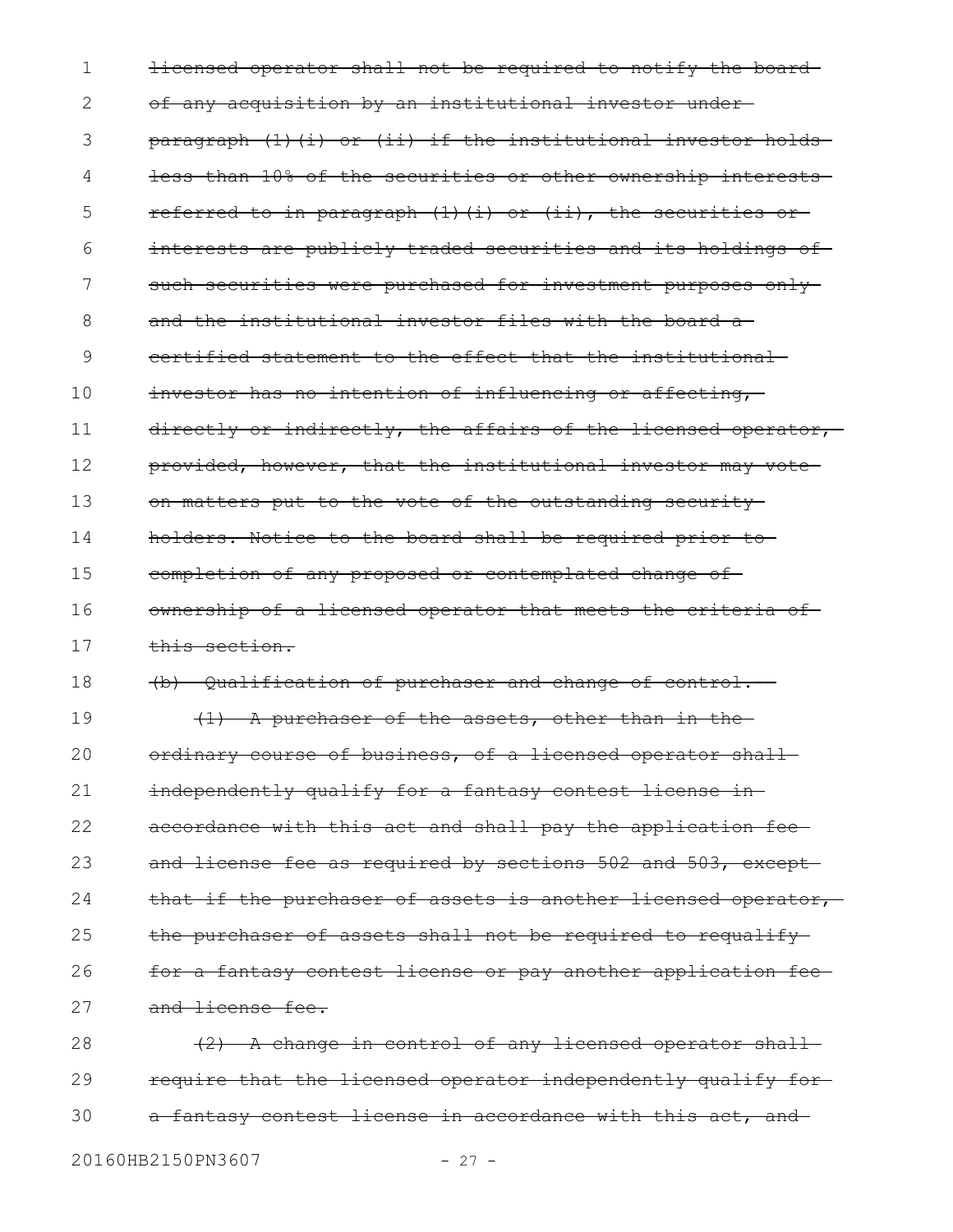~~licensed operator shall not be required to notify the board of any acquisition by an institutional investor under paragraph (1)(i) or (ii) if the institutional investor holds less than 10% of the securities or other ownership interests referred to in paragraph (1)(i) or (ii), the securities or interests are publicly traded securities and its holdings of such securities were purchased for investment purposes only and the institutional investor files with the board a certified statement to the effect that the institutional investor has no intention of influencing or affecting, directly or indirectly, the affairs of the licensed operator, provided, however, that the institutional investor may vote on matters put to the vote of the outstanding security holders. Notice to the board shall be required prior to completion of any proposed or contemplated change of ownership of a licensed operator that meets the criteria of this section.~~

~~(b) Qualification of purchaser and change of control.~~

~~(1) A purchaser of the assets, other than in the ordinary course of business, of a licensed operator shall independently qualify for a fantasy contest license in accordance with this act and shall pay the application fee and license fee as required by sections 502 and 503, except that if the purchaser of assets is another licensed operator, the purchaser of assets shall not be required to requalify for a fantasy contest license or pay another application fee and license fee.~~

~~(2) A change in control of any licensed operator shall require that the licensed operator independently qualify for a fantasy contest license in accordance with this act, and~~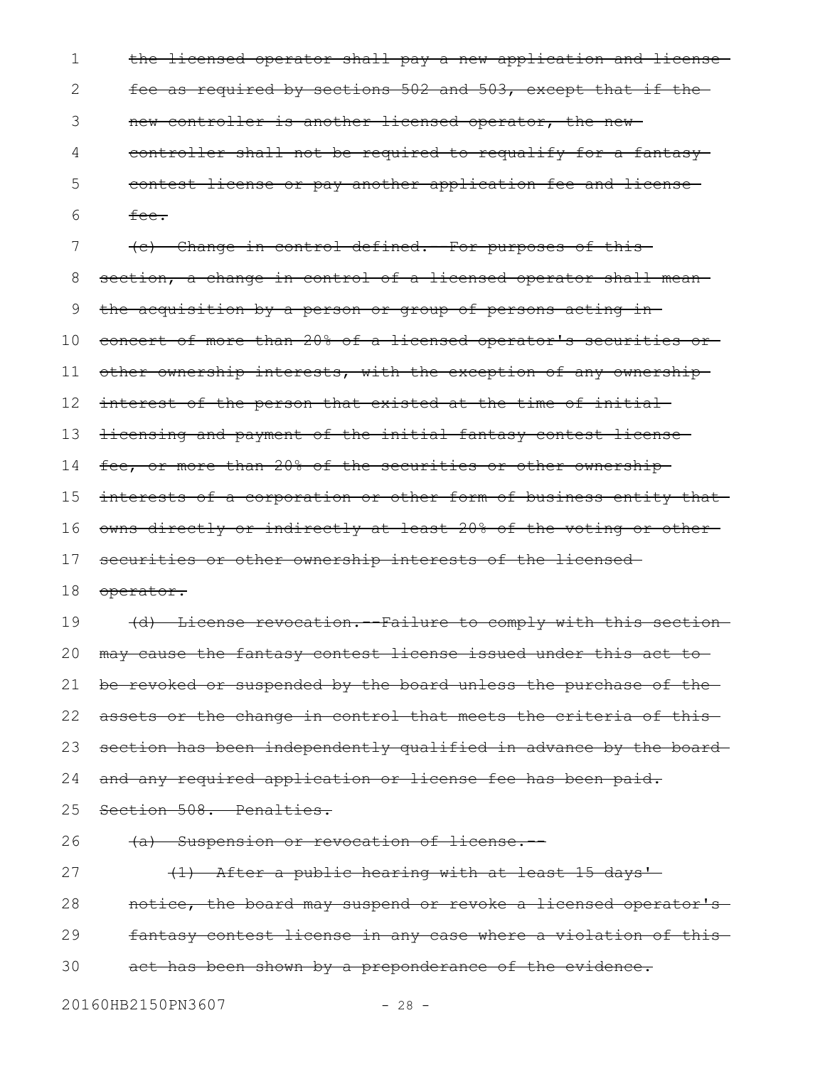~~the licensed operator shall pay a new application and license fee as required by sections 502 and 503, except that if the new controller is another licensed operator, the new controller shall not be required to requalify for a fantasy contest license or pay another application fee and license fee.~~

~~(c) Change in control defined.--For purposes of this section, a change in control of a licensed operator shall mean the acquisition by a person or group of persons acting in concert of more than 20% of a licensed operator's securities or other ownership interests, with the exception of any ownership interest of the person that existed at the time of initial licensing and payment of the initial fantasy contest license fee, or more than 20% of the securities or other ownership interests of a corporation or other form of business entity that owns directly or indirectly at least 20% of the voting or other securities or other ownership interests of the licensed operator.~~

~~(d) License revocation.--Failure to comply with this section may cause the fantasy contest license issued under this act to be revoked or suspended by the board unless the purchase of the assets or the change in control that meets the criteria of this section has been independently qualified in advance by the board and any required application or license fee has been paid.~~

~~Section 508. Penalties.~~

~~(a) Suspension or revocation of license.--~~

~~(1) After a public hearing with at least 15 days' notice, the board may suspend or revoke a licensed operator's fantasy contest license in any case where a violation of this act has been shown by a preponderance of the evidence.~~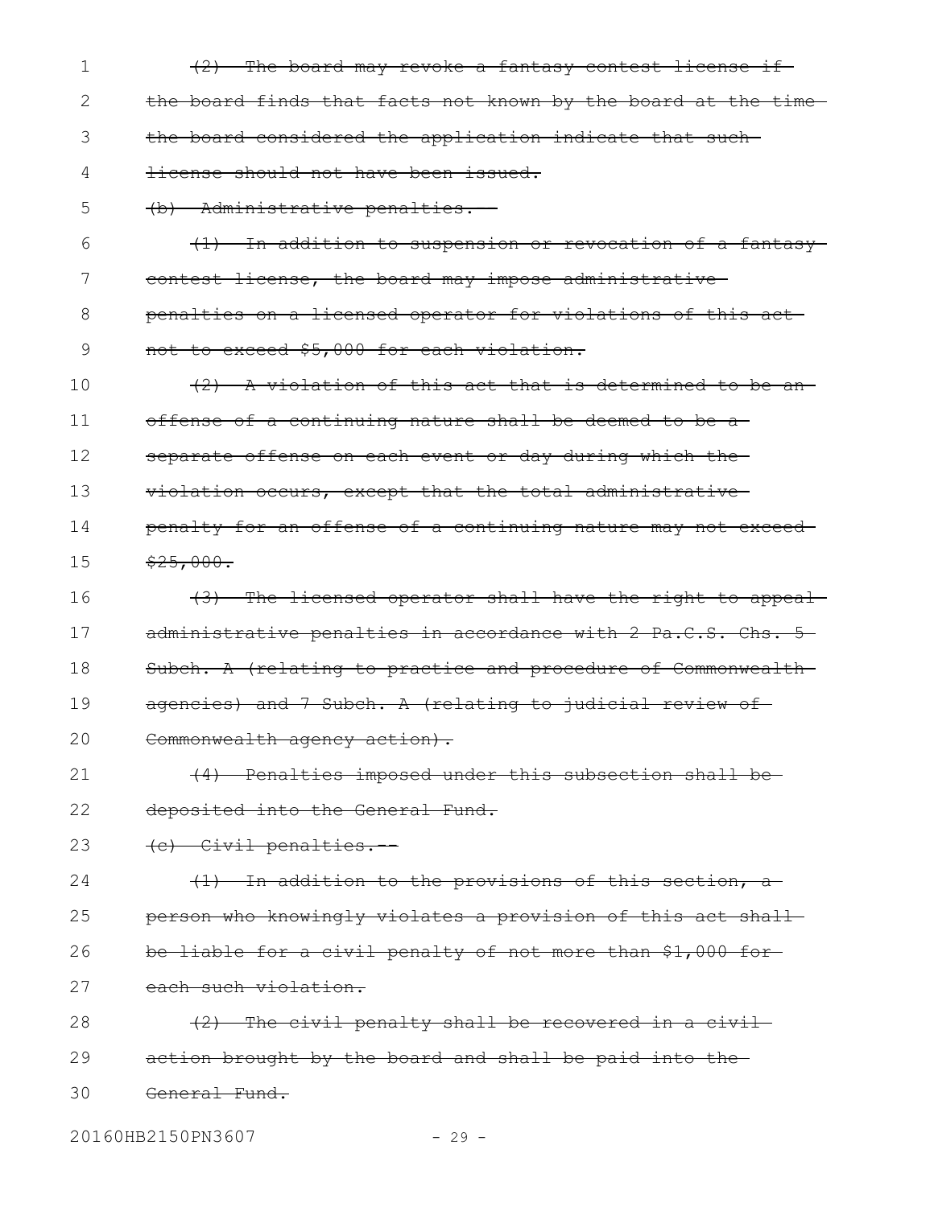~~(2) The board may revoke a fantasy contest license if the board finds that facts not known by the board at the time the board considered the application indicate that such license should not have been issued.~~

~~(b) Administrative penalties.--~~

~~(1) In addition to suspension or revocation of a fantasy contest license, the board may impose administrative penalties on a licensed operator for violations of this act not to exceed $5,000 for each violation.~~

~~(2) A violation of this act that is determined to be an offense of a continuing nature shall be deemed to be a separate offense on each event or day during which the violation occurs, except that the total administrative penalty for an offense of a continuing nature may not exceed $25,000.~~

~~(3) The licensed operator shall have the right to appeal administrative penalties in accordance with 2 Pa.C.S. Chs. 5 Subch. A (relating to practice and procedure of Commonwealth agencies) and 7 Subch. A (relating to judicial review of Commonwealth agency action).~~

~~(4) Penalties imposed under this subsection shall be deposited into the General Fund.~~

~~(c) Civil penalties.--~~

~~(1) In addition to the provisions of this section, a person who knowingly violates a provision of this act shall be liable for a civil penalty of not more than $1,000 for each such violation.~~

~~(2) The civil penalty shall be recovered in a civil action brought by the board and shall be paid into the General Fund.~~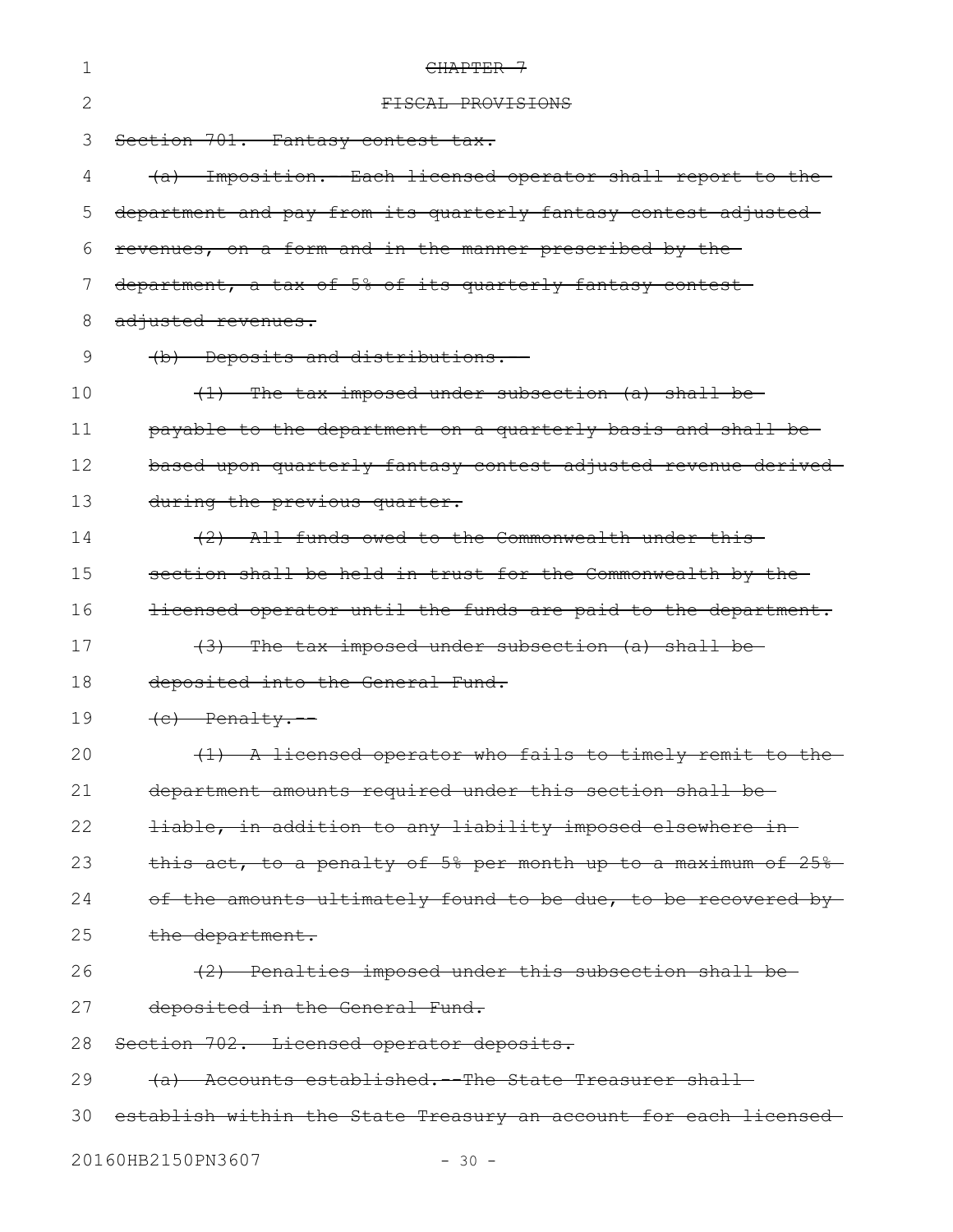~~CHAPTER 7~~

~~FISCAL PROVISIONS~~

~~Section 701. Fantasy contest tax.~~

~~(a) Imposition. Each licensed operator shall report to the department and pay from its quarterly fantasy contest adjusted revenues, on a form and in the manner prescribed by the department, a tax of 5% of its quarterly fantasy contest adjusted revenues.~~

~~(b) Deposits and distributions.--~~

~~(1) The tax imposed under subsection (a) shall be payable to the department on a quarterly basis and shall be based upon quarterly fantasy contest adjusted revenue derived during the previous quarter.~~

~~(2) All funds owed to the Commonwealth under this section shall be held in trust for the Commonwealth by the licensed operator until the funds are paid to the department.~~

~~(3) The tax imposed under subsection (a) shall be deposited into the General Fund.~~

~~(c) Penalty.--~~

~~(1) A licensed operator who fails to timely remit to the department amounts required under this section shall be liable, in addition to any liability imposed elsewhere in this act, to a penalty of 5% per month up to a maximum of 25% of the amounts ultimately found to be due, to be recovered by the department.~~

~~(2) Penalties imposed under this subsection shall be deposited in the General Fund.~~

~~Section 702. Licensed operator deposits.~~

~~(a) Accounts established.--The State Treasurer shall establish within the State Treasury an account for each licensed~~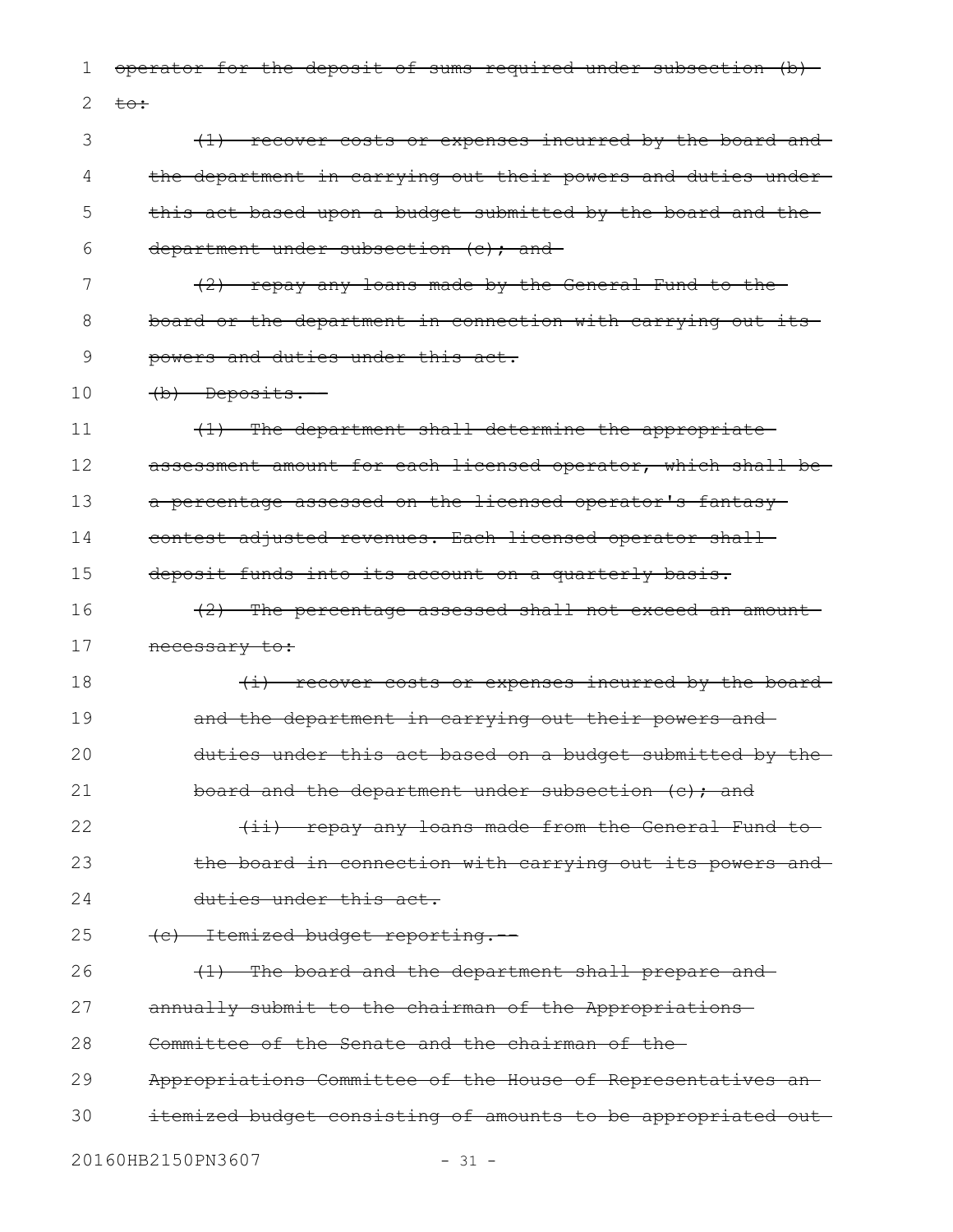~~operator for the deposit of sums required under subsection (b) to:~~

~~(1) recover costs or expenses incurred by the board and the department in carrying out their powers and duties under this act based upon a budget submitted by the board and the department under subsection (c); and~~

~~(2) repay any loans made by the General Fund to the board or the department in connection with carrying out its powers and duties under this act.~~

~~(b) Deposits.--~~

~~(1) The department shall determine the appropriate assessment amount for each licensed operator, which shall be a percentage assessed on the licensed operator's fantasy contest adjusted revenues. Each licensed operator shall deposit funds into its account on a quarterly basis.~~

~~(2) The percentage assessed shall not exceed an amount necessary to:~~

~~(i) recover costs or expenses incurred by the board and the department in carrying out their powers and duties under this act based on a budget submitted by the board and the department under subsection (c); and~~

~~(ii) repay any loans made from the General Fund to the board in connection with carrying out its powers and duties under this act.~~

~~(c) Itemized budget reporting.--~~

~~(1) The board and the department shall prepare and annually submit to the chairman of the Appropriations Committee of the Senate and the chairman of the Appropriations Committee of the House of Representatives an itemized budget consisting of amounts to be appropriated out~~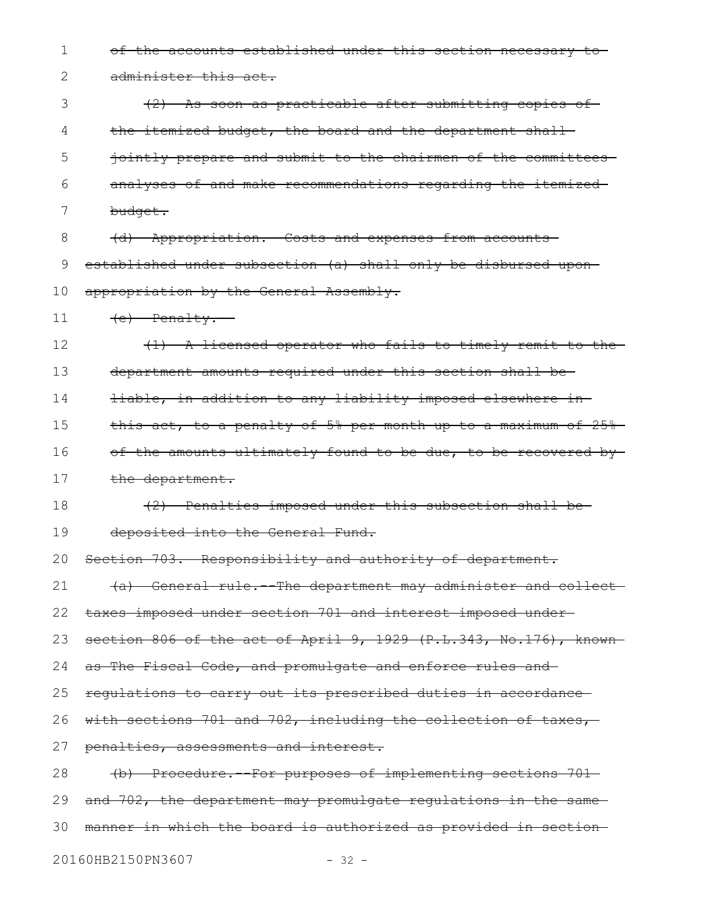~~of the accounts established under this section necessary to administer this act.~~

~~(2) As soon as practicable after submitting copies of the itemized budget, the board and the department shall jointly prepare and submit to the chairmen of the committees analyses of and make recommendations regarding the itemized budget.~~

~~(d) Appropriation. Costs and expenses from accounts established under subsection (a) shall only be disbursed upon appropriation by the General Assembly.~~

~~(e) Penalty.~~

~~(1) A licensed operator who fails to timely remit to the department amounts required under this section shall be liable, in addition to any liability imposed elsewhere in this act, to a penalty of 5% per month up to a maximum of 25% of the amounts ultimately found to be due, to be recovered by the department.~~

~~(2) Penalties imposed under this subsection shall be deposited into the General Fund.~~

~~Section 703. Responsibility and authority of department.~~

~~(a) General rule.--The department may administer and collect taxes imposed under section 701 and interest imposed under section 806 of the act of April 9, 1929 (P.L.343, No.176), known as The Fiscal Code, and promulgate and enforce rules and regulations to carry out its prescribed duties in accordance with sections 701 and 702, including the collection of taxes, penalties, assessments and interest.~~

~~(b) Procedure.--For purposes of implementing sections 701 and 702, the department may promulgate regulations in the same manner in which the board is authorized as provided in section~~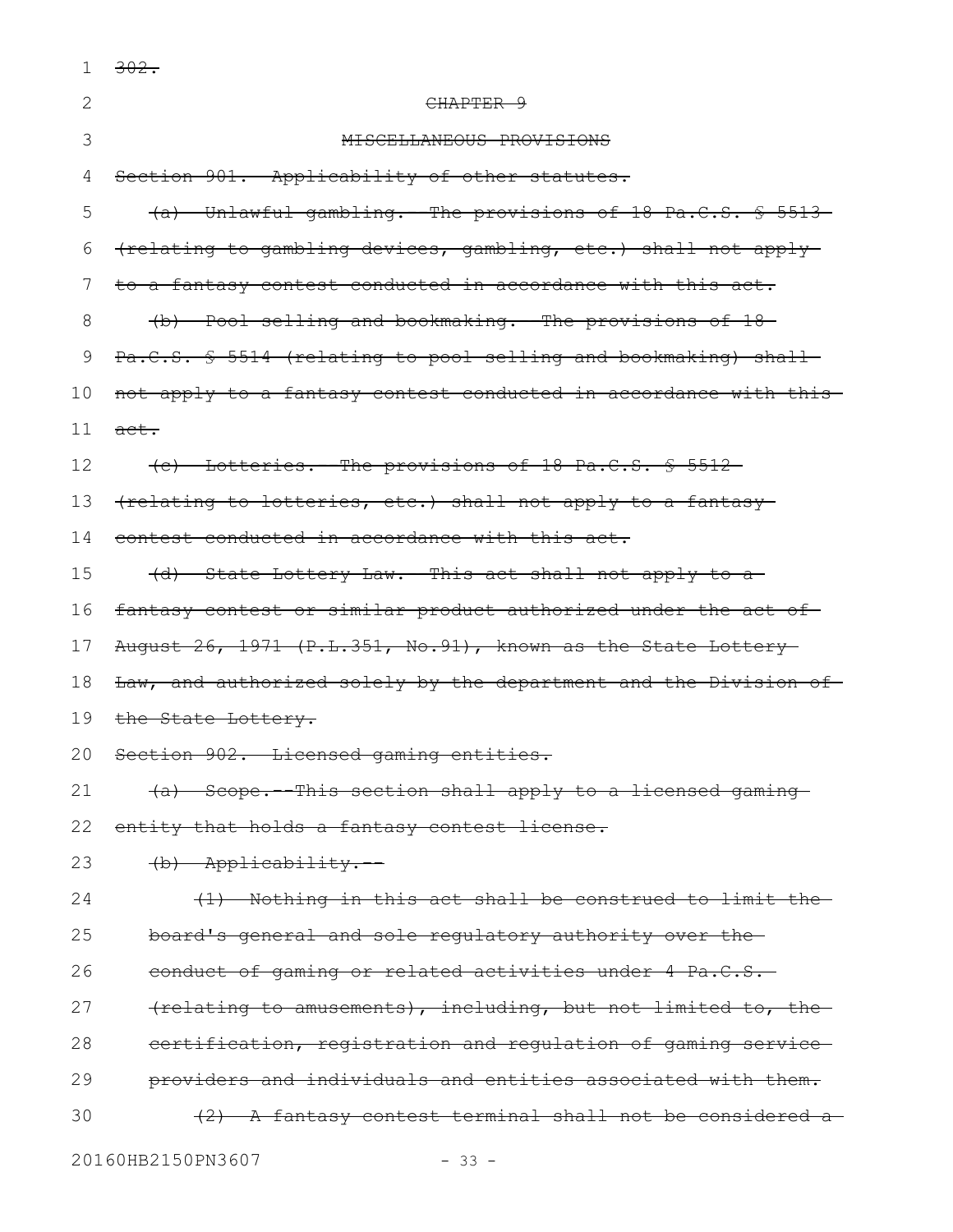~~302.~~

~~CHAPTER 9~~

~~MISCELLANEOUS PROVISIONS~~

~~Section 901. Applicability of other statutes.~~

~~(a) Unlawful gambling. The provisions of 18 Pa.C.S. § 5513 (relating to gambling devices, gambling, etc.) shall not apply to a fantasy contest conducted in accordance with this act.~~

~~(b) Pool selling and bookmaking. The provisions of 18 Pa.C.S. § 5514 (relating to pool selling and bookmaking) shall not apply to a fantasy contest conducted in accordance with this act.~~

~~(c) Lotteries. The provisions of 18 Pa.C.S. § 5512 (relating to lotteries, etc.) shall not apply to a fantasy contest conducted in accordance with this act.~~

~~(d) State Lottery Law. This act shall not apply to a fantasy contest or similar product authorized under the act of August 26, 1971 (P.L.351, No.91), known as the State Lottery Law, and authorized solely by the department and the Division of the State Lottery.~~

~~Section 902. Licensed gaming entities.~~

~~(a) Scope.--This section shall apply to a licensed gaming entity that holds a fantasy contest license.~~

~~(b) Applicability.--~~

~~(1) Nothing in this act shall be construed to limit the board's general and sole regulatory authority over the conduct of gaming or related activities under 4 Pa.C.S. (relating to amusements), including, but not limited to, the certification, registration and regulation of gaming service providers and individuals and entities associated with them.~~

~~(2) A fantasy contest terminal shall not be considered a~~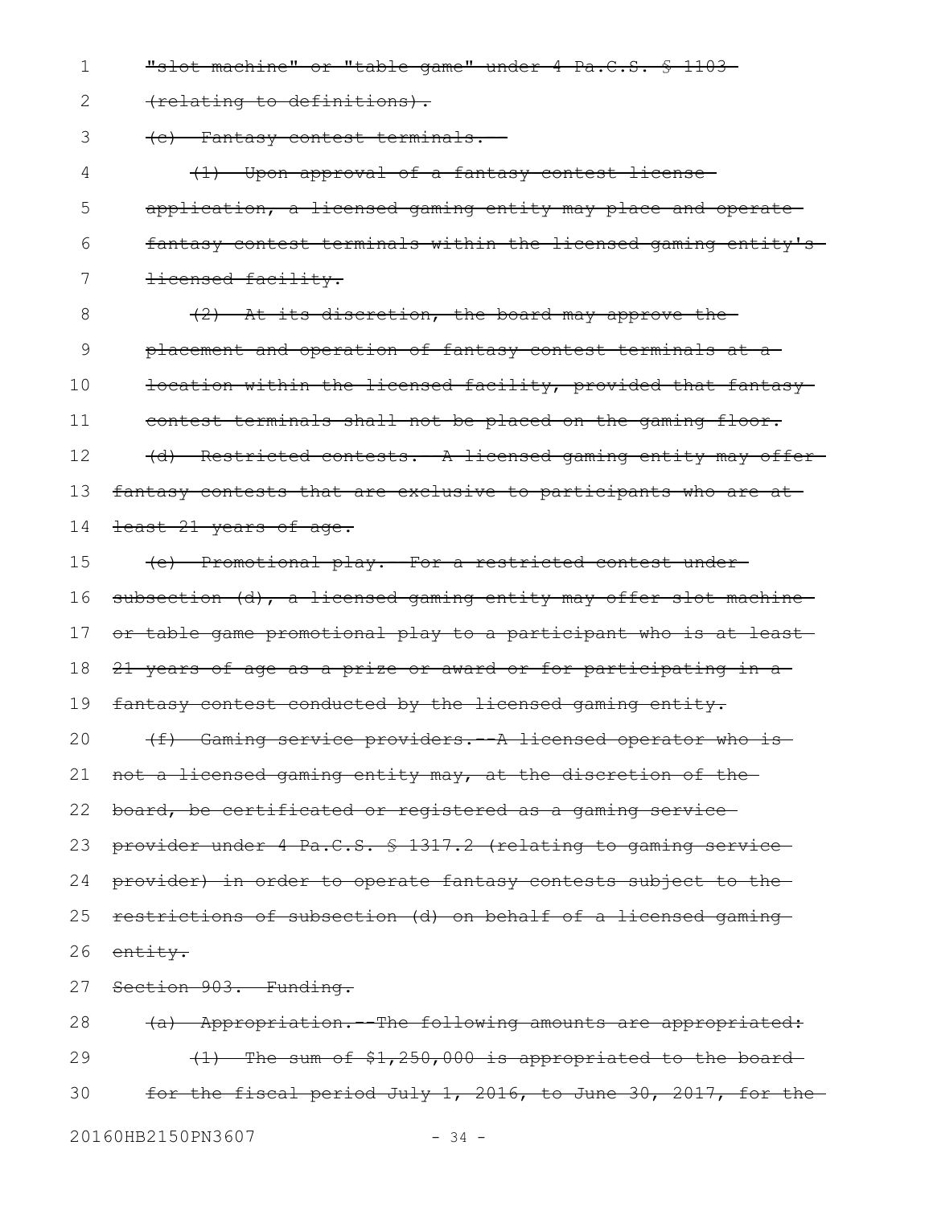~~"slot machine" or "table game" under 4 Pa.C.S. § 1103 (relating to definitions).~~

~~(c) Fantasy contest terminals.--~~

~~(1) Upon approval of a fantasy contest license application, a licensed gaming entity may place and operate fantasy contest terminals within the licensed gaming entity's licensed facility.~~

~~(2) At its discretion, the board may approve the placement and operation of fantasy contest terminals at a location within the licensed facility, provided that fantasy contest terminals shall not be placed on the gaming floor.~~

~~(d) Restricted contests.--A licensed gaming entity may offer fantasy contests that are exclusive to participants who are at least 21 years of age.~~

~~(e) Promotional play.--For a restricted contest under subsection (d), a licensed gaming entity may offer slot machine or table game promotional play to a participant who is at least 21 years of age as a prize or award or for participating in a fantasy contest conducted by the licensed gaming entity.~~

~~(f) Gaming service providers.--A licensed operator who is not a licensed gaming entity may, at the discretion of the board, be certificated or registered as a gaming service provider under 4 Pa.C.S. § 1317.2 (relating to gaming service provider) in order to operate fantasy contests subject to the restrictions of subsection (d) on behalf of a licensed gaming entity.~~

~~Section 903. Funding.~~

~~(a) Appropriation.--The following amounts are appropriated:~~

~~(1) The sum of $1,250,000 is appropriated to the board for the fiscal period July 1, 2016, to June 30, 2017, for the~~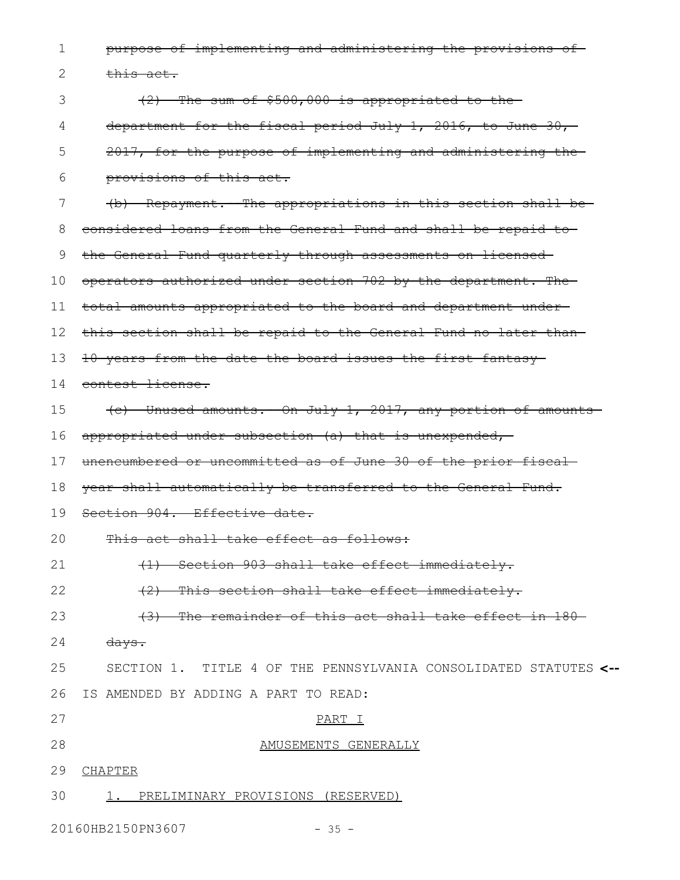~~purpose of implementing and administering the provisions of this act.~~

~~(2) The sum of $500,000 is appropriated to the department for the fiscal period July 1, 2016, to June 30, 2017, for the purpose of implementing and administering the provisions of this act.~~

~~(b) Repayment. The appropriations in this section shall be considered loans from the General Fund and shall be repaid to the General Fund quarterly through assessments on licensed operators authorized under section 702 by the department. The total amounts appropriated to the board and department under this section shall be repaid to the General Fund no later than 10 years from the date the board issues the first fantasy contest license.~~

~~(c) Unused amounts. On July 1, 2017, any portion of amounts appropriated under subsection (a) that is unexpended, unencumbered or uncommitted as of June 30 of the prior fiscal year shall automatically be transferred to the General Fund.~~

~~Section 904. Effective date.~~

~~This act shall take effect as follows:~~

~~(1) Section 903 shall take effect immediately.~~

~~(2) This section shall take effect immediately.~~

~~(3) The remainder of this act shall take effect in 180 days.~~

SECTION 1. TITLE 4 OF THE PENNSYLVANIA CONSOLIDATED STATUTES **<--** IS AMENDED BY ADDING A PART TO READ:

<u>PART I</u>

<u>AMUSEMENTS GENERALLY</u>

<u>CHAPTER</u>

<u>1. PRELIMINARY PROVISIONS (RESERVED)</u>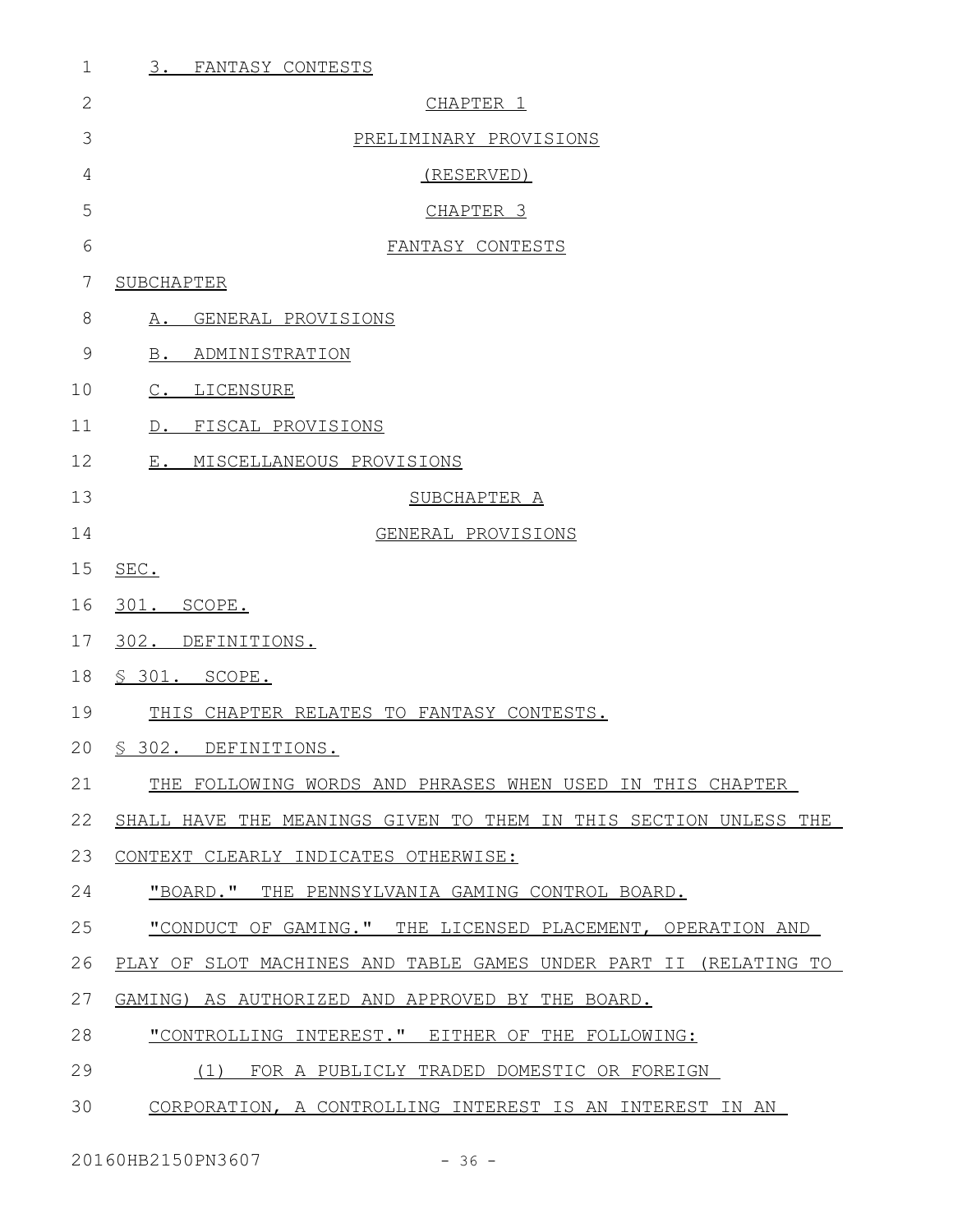3. FANTASY CONTESTS

CHAPTER 1

PRELIMINARY PROVISIONS

(RESERVED)

CHAPTER 3

FANTASY CONTESTS

SUBCHAPTER

A. GENERAL PROVISIONS

B. ADMINISTRATION

C. LICENSURE

D. FISCAL PROVISIONS

E. MISCELLANEOUS PROVISIONS

SUBCHAPTER A

GENERAL PROVISIONS

SEC.

301. SCOPE.

302. DEFINITIONS.

§ 301. SCOPE.

THIS CHAPTER RELATES TO FANTASY CONTESTS.

§ 302. DEFINITIONS.

THE FOLLOWING WORDS AND PHRASES WHEN USED IN THIS CHAPTER SHALL HAVE THE MEANINGS GIVEN TO THEM IN THIS SECTION UNLESS THE CONTEXT CLEARLY INDICATES OTHERWISE:

"BOARD." THE PENNSYLVANIA GAMING CONTROL BOARD.

"CONDUCT OF GAMING." THE LICENSED PLACEMENT, OPERATION AND PLAY OF SLOT MACHINES AND TABLE GAMES UNDER PART II (RELATING TO GAMING) AS AUTHORIZED AND APPROVED BY THE BOARD.

"CONTROLLING INTEREST." EITHER OF THE FOLLOWING:

(1) FOR A PUBLICLY TRADED DOMESTIC OR FOREIGN CORPORATION, A CONTROLLING INTEREST IS AN INTEREST IN AN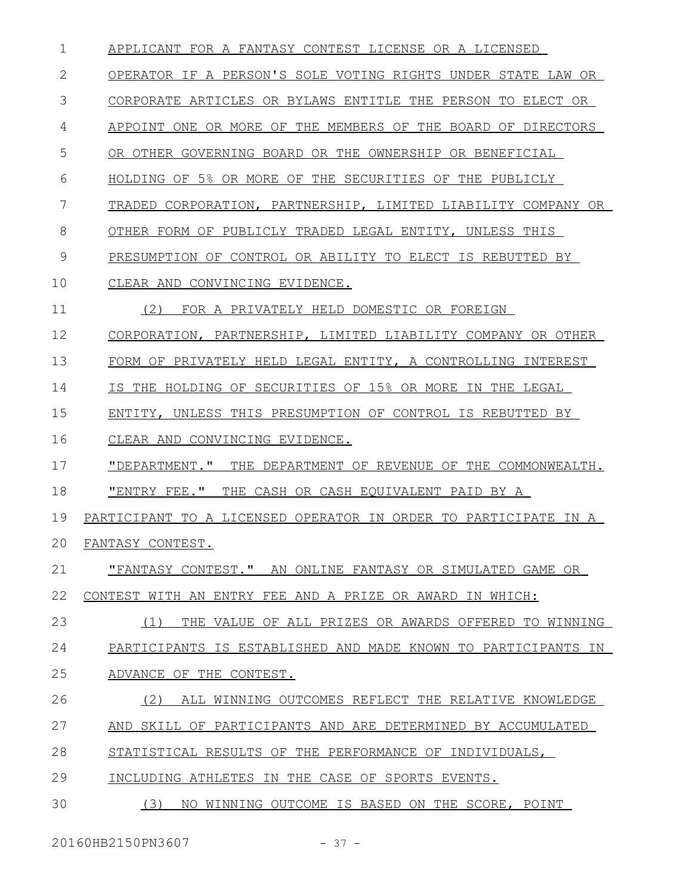APPLICANT FOR A FANTASY CONTEST LICENSE OR A LICENSED OPERATOR IF A PERSON'S SOLE VOTING RIGHTS UNDER STATE LAW OR CORPORATE ARTICLES OR BYLAWS ENTITLE THE PERSON TO ELECT OR APPOINT ONE OR MORE OF THE MEMBERS OF THE BOARD OF DIRECTORS OR OTHER GOVERNING BOARD OR THE OWNERSHIP OR BENEFICIAL HOLDING OF 5% OR MORE OF THE SECURITIES OF THE PUBLICLY TRADED CORPORATION, PARTNERSHIP, LIMITED LIABILITY COMPANY OR OTHER FORM OF PUBLICLY TRADED LEGAL ENTITY, UNLESS THIS PRESUMPTION OF CONTROL OR ABILITY TO ELECT IS REBUTTED BY CLEAR AND CONVINCING EVIDENCE.

(2) FOR A PRIVATELY HELD DOMESTIC OR FOREIGN CORPORATION, PARTNERSHIP, LIMITED LIABILITY COMPANY OR OTHER FORM OF PRIVATELY HELD LEGAL ENTITY, A CONTROLLING INTEREST IS THE HOLDING OF SECURITIES OF 15% OR MORE IN THE LEGAL ENTITY, UNLESS THIS PRESUMPTION OF CONTROL IS REBUTTED BY CLEAR AND CONVINCING EVIDENCE.

"DEPARTMENT." THE DEPARTMENT OF REVENUE OF THE COMMONWEALTH.

"ENTRY FEE." THE CASH OR CASH EQUIVALENT PAID BY A PARTICIPANT TO A LICENSED OPERATOR IN ORDER TO PARTICIPATE IN A FANTASY CONTEST.

"FANTASY CONTEST." AN ONLINE FANTASY OR SIMULATED GAME OR CONTEST WITH AN ENTRY FEE AND A PRIZE OR AWARD IN WHICH:

(1) THE VALUE OF ALL PRIZES OR AWARDS OFFERED TO WINNING PARTICIPANTS IS ESTABLISHED AND MADE KNOWN TO PARTICIPANTS IN ADVANCE OF THE CONTEST.

(2) ALL WINNING OUTCOMES REFLECT THE RELATIVE KNOWLEDGE AND SKILL OF PARTICIPANTS AND ARE DETERMINED BY ACCUMULATED STATISTICAL RESULTS OF THE PERFORMANCE OF INDIVIDUALS, INCLUDING ATHLETES IN THE CASE OF SPORTS EVENTS.

(3) NO WINNING OUTCOME IS BASED ON THE SCORE, POINT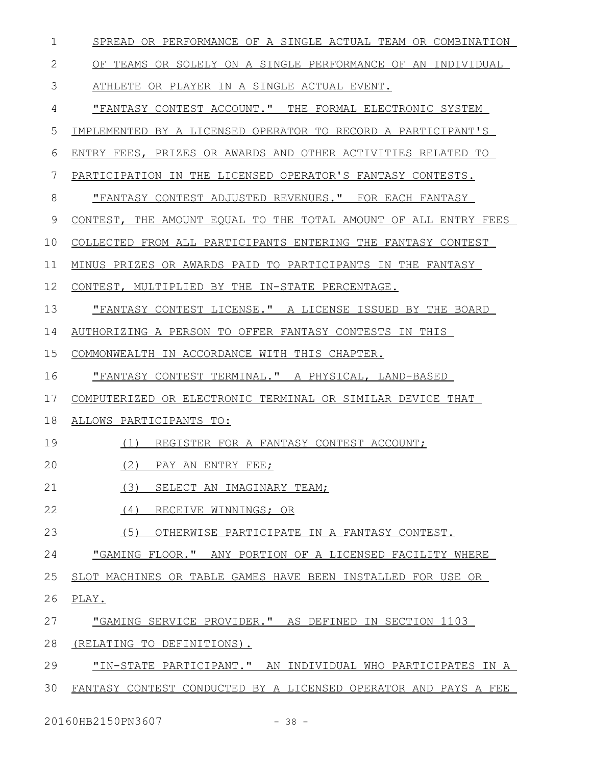SPREAD OR PERFORMANCE OF A SINGLE ACTUAL TEAM OR COMBINATION OF TEAMS OR SOLELY ON A SINGLE PERFORMANCE OF AN INDIVIDUAL ATHLETE OR PLAYER IN A SINGLE ACTUAL EVENT.

"FANTASY CONTEST ACCOUNT." THE FORMAL ELECTRONIC SYSTEM IMPLEMENTED BY A LICENSED OPERATOR TO RECORD A PARTICIPANT'S ENTRY FEES, PRIZES OR AWARDS AND OTHER ACTIVITIES RELATED TO PARTICIPATION IN THE LICENSED OPERATOR'S FANTASY CONTESTS.

"FANTASY CONTEST ADJUSTED REVENUES." FOR EACH FANTASY CONTEST, THE AMOUNT EQUAL TO THE TOTAL AMOUNT OF ALL ENTRY FEES COLLECTED FROM ALL PARTICIPANTS ENTERING THE FANTASY CONTEST MINUS PRIZES OR AWARDS PAID TO PARTICIPANTS IN THE FANTASY CONTEST, MULTIPLIED BY THE IN-STATE PERCENTAGE.

"FANTASY CONTEST LICENSE." A LICENSE ISSUED BY THE BOARD AUTHORIZING A PERSON TO OFFER FANTASY CONTESTS IN THIS COMMONWEALTH IN ACCORDANCE WITH THIS CHAPTER.

"FANTASY CONTEST TERMINAL." A PHYSICAL, LAND-BASED COMPUTERIZED OR ELECTRONIC TERMINAL OR SIMILAR DEVICE THAT ALLOWS PARTICIPANTS TO:

(1) REGISTER FOR A FANTASY CONTEST ACCOUNT;

(2) PAY AN ENTRY FEE;

(3) SELECT AN IMAGINARY TEAM;

(4) RECEIVE WINNINGS; OR

(5) OTHERWISE PARTICIPATE IN A FANTASY CONTEST.

"GAMING FLOOR." ANY PORTION OF A LICENSED FACILITY WHERE SLOT MACHINES OR TABLE GAMES HAVE BEEN INSTALLED FOR USE OR PLAY.

"GAMING SERVICE PROVIDER." AS DEFINED IN SECTION 1103 (RELATING TO DEFINITIONS).

"IN-STATE PARTICIPANT." AN INDIVIDUAL WHO PARTICIPATES IN A FANTASY CONTEST CONDUCTED BY A LICENSED OPERATOR AND PAYS A FEE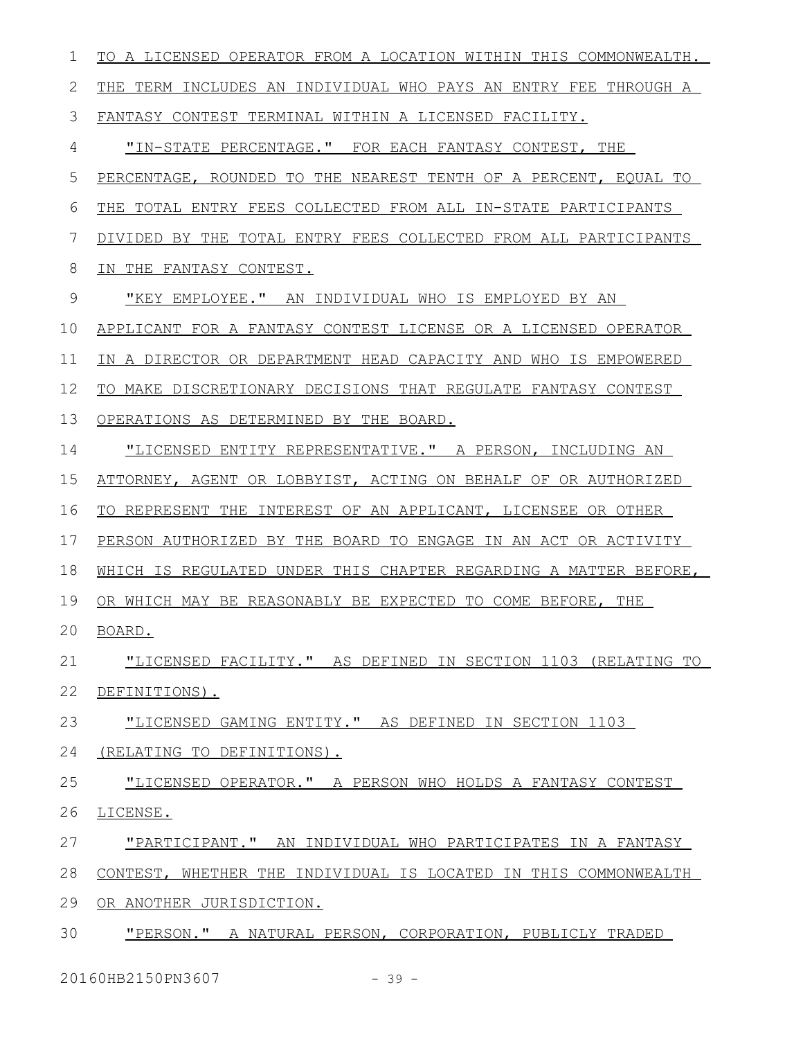TO A LICENSED OPERATOR FROM A LOCATION WITHIN THIS COMMONWEALTH. THE TERM INCLUDES AN INDIVIDUAL WHO PAYS AN ENTRY FEE THROUGH A FANTASY CONTEST TERMINAL WITHIN A LICENSED FACILITY.

"IN-STATE PERCENTAGE." FOR EACH FANTASY CONTEST, THE PERCENTAGE, ROUNDED TO THE NEAREST TENTH OF A PERCENT, EQUAL TO THE TOTAL ENTRY FEES COLLECTED FROM ALL IN-STATE PARTICIPANTS DIVIDED BY THE TOTAL ENTRY FEES COLLECTED FROM ALL PARTICIPANTS IN THE FANTASY CONTEST.

"KEY EMPLOYEE." AN INDIVIDUAL WHO IS EMPLOYED BY AN APPLICANT FOR A FANTASY CONTEST LICENSE OR A LICENSED OPERATOR IN A DIRECTOR OR DEPARTMENT HEAD CAPACITY AND WHO IS EMPOWERED TO MAKE DISCRETIONARY DECISIONS THAT REGULATE FANTASY CONTEST OPERATIONS AS DETERMINED BY THE BOARD.

"LICENSED ENTITY REPRESENTATIVE." A PERSON, INCLUDING AN ATTORNEY, AGENT OR LOBBYIST, ACTING ON BEHALF OF OR AUTHORIZED TO REPRESENT THE INTEREST OF AN APPLICANT, LICENSEE OR OTHER PERSON AUTHORIZED BY THE BOARD TO ENGAGE IN AN ACT OR ACTIVITY WHICH IS REGULATED UNDER THIS CHAPTER REGARDING A MATTER BEFORE, OR WHICH MAY BE REASONABLY BE EXPECTED TO COME BEFORE, THE BOARD.

"LICENSED FACILITY." AS DEFINED IN SECTION 1103 (RELATING TO DEFINITIONS).

"LICENSED GAMING ENTITY." AS DEFINED IN SECTION 1103 (RELATING TO DEFINITIONS).

"LICENSED OPERATOR." A PERSON WHO HOLDS A FANTASY CONTEST LICENSE.

"PARTICIPANT." AN INDIVIDUAL WHO PARTICIPATES IN A FANTASY CONTEST, WHETHER THE INDIVIDUAL IS LOCATED IN THIS COMMONWEALTH OR ANOTHER JURISDICTION.

"PERSON." A NATURAL PERSON, CORPORATION, PUBLICLY TRADED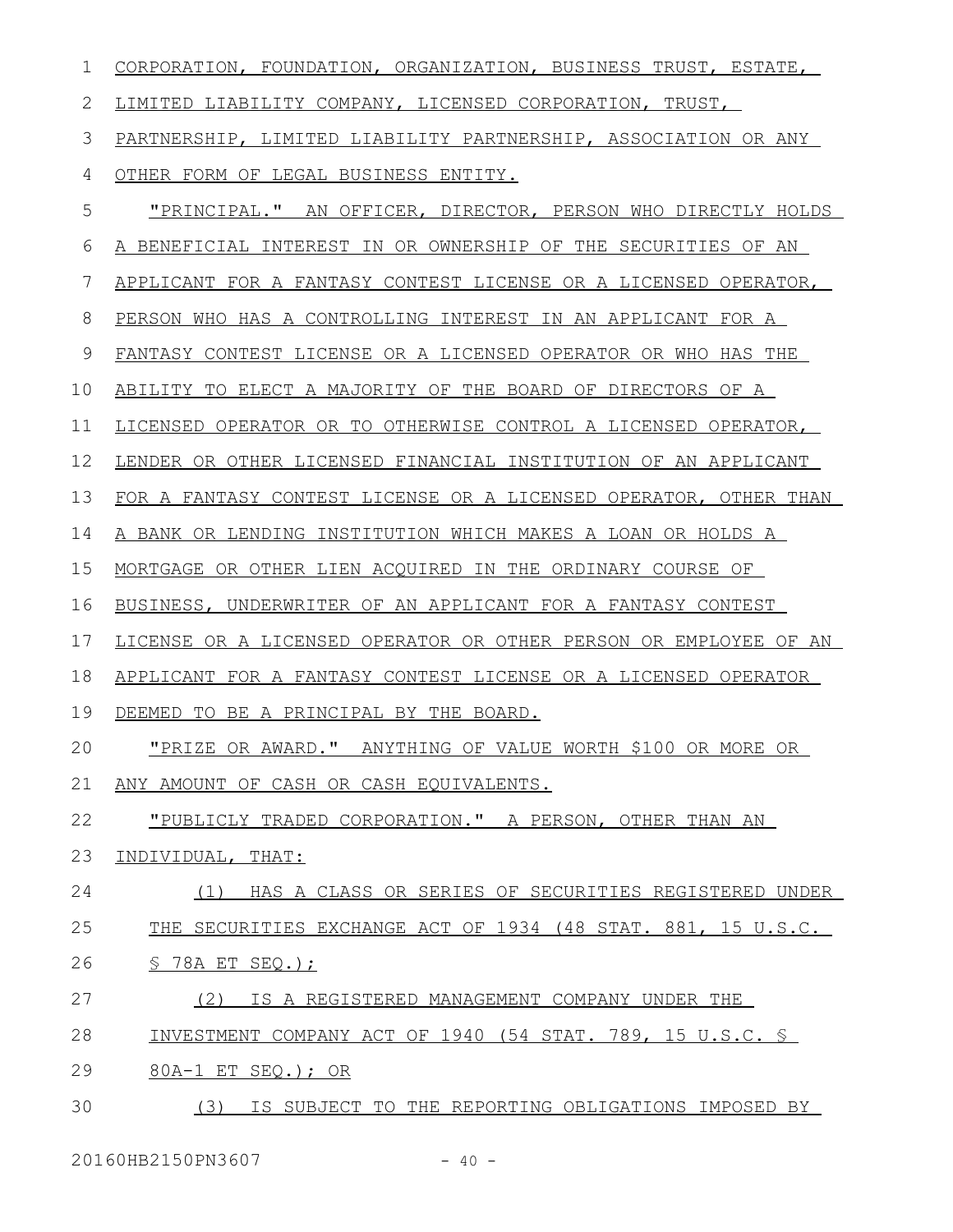CORPORATION, FOUNDATION, ORGANIZATION, BUSINESS TRUST, ESTATE, LIMITED LIABILITY COMPANY, LICENSED CORPORATION, TRUST, PARTNERSHIP, LIMITED LIABILITY PARTNERSHIP, ASSOCIATION OR ANY OTHER FORM OF LEGAL BUSINESS ENTITY.

"PRINCIPAL." AN OFFICER, DIRECTOR, PERSON WHO DIRECTLY HOLDS A BENEFICIAL INTEREST IN OR OWNERSHIP OF THE SECURITIES OF AN APPLICANT FOR A FANTASY CONTEST LICENSE OR A LICENSED OPERATOR, PERSON WHO HAS A CONTROLLING INTEREST IN AN APPLICANT FOR A FANTASY CONTEST LICENSE OR A LICENSED OPERATOR OR WHO HAS THE ABILITY TO ELECT A MAJORITY OF THE BOARD OF DIRECTORS OF A LICENSED OPERATOR OR TO OTHERWISE CONTROL A LICENSED OPERATOR, LENDER OR OTHER LICENSED FINANCIAL INSTITUTION OF AN APPLICANT FOR A FANTASY CONTEST LICENSE OR A LICENSED OPERATOR, OTHER THAN A BANK OR LENDING INSTITUTION WHICH MAKES A LOAN OR HOLDS A MORTGAGE OR OTHER LIEN ACQUIRED IN THE ORDINARY COURSE OF BUSINESS, UNDERWRITER OF AN APPLICANT FOR A FANTASY CONTEST LICENSE OR A LICENSED OPERATOR OR OTHER PERSON OR EMPLOYEE OF AN APPLICANT FOR A FANTASY CONTEST LICENSE OR A LICENSED OPERATOR DEEMED TO BE A PRINCIPAL BY THE BOARD.

"PRIZE OR AWARD." ANYTHING OF VALUE WORTH $100 OR MORE OR ANY AMOUNT OF CASH OR CASH EQUIVALENTS.

"PUBLICLY TRADED CORPORATION." A PERSON, OTHER THAN AN INDIVIDUAL, THAT:

(1) HAS A CLASS OR SERIES OF SECURITIES REGISTERED UNDER THE SECURITIES EXCHANGE ACT OF 1934 (48 STAT. 881, 15 U.S.C. § 78A ET SEQ.);

(2) IS A REGISTERED MANAGEMENT COMPANY UNDER THE INVESTMENT COMPANY ACT OF 1940 (54 STAT. 789, 15 U.S.C. § 80A-1 ET SEQ.); OR

(3) IS SUBJECT TO THE REPORTING OBLIGATIONS IMPOSED BY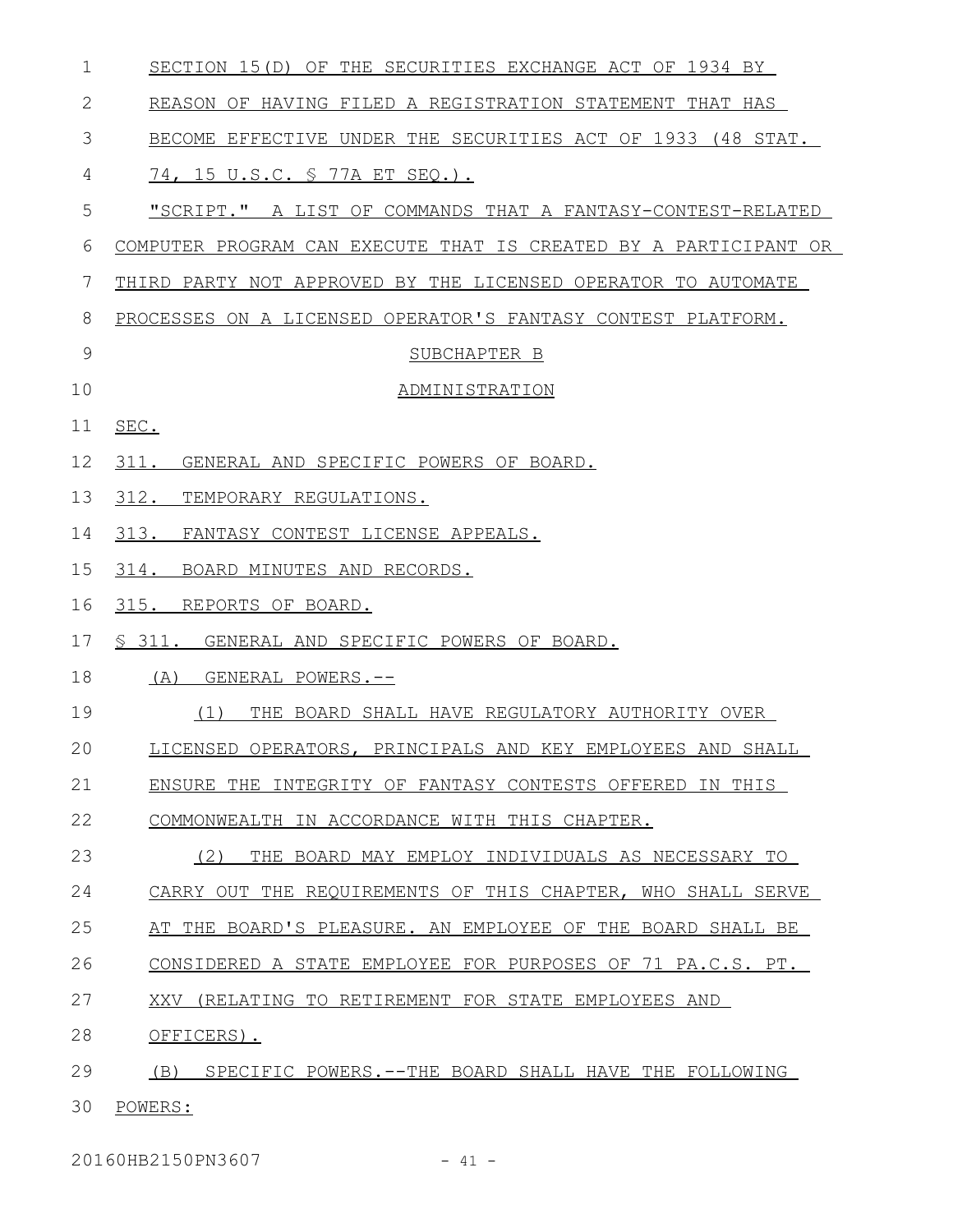SECTION 15(D) OF THE SECURITIES EXCHANGE ACT OF 1934 BY REASON OF HAVING FILED A REGISTRATION STATEMENT THAT HAS BECOME EFFECTIVE UNDER THE SECURITIES ACT OF 1933 (48 STAT. 74, 15 U.S.C. § 77A ET SEQ.).

"SCRIPT." A LIST OF COMMANDS THAT A FANTASY-CONTEST-RELATED COMPUTER PROGRAM CAN EXECUTE THAT IS CREATED BY A PARTICIPANT OR THIRD PARTY NOT APPROVED BY THE LICENSED OPERATOR TO AUTOMATE PROCESSES ON A LICENSED OPERATOR'S FANTASY CONTEST PLATFORM.

SUBCHAPTER B

ADMINISTRATION

SEC.

311. GENERAL AND SPECIFIC POWERS OF BOARD.

312. TEMPORARY REGULATIONS.

313. FANTASY CONTEST LICENSE APPEALS.

314. BOARD MINUTES AND RECORDS.

315. REPORTS OF BOARD.

§ 311. GENERAL AND SPECIFIC POWERS OF BOARD.

(A) GENERAL POWERS.--

(1) THE BOARD SHALL HAVE REGULATORY AUTHORITY OVER LICENSED OPERATORS, PRINCIPALS AND KEY EMPLOYEES AND SHALL ENSURE THE INTEGRITY OF FANTASY CONTESTS OFFERED IN THIS COMMONWEALTH IN ACCORDANCE WITH THIS CHAPTER.

(2) THE BOARD MAY EMPLOY INDIVIDUALS AS NECESSARY TO CARRY OUT THE REQUIREMENTS OF THIS CHAPTER, WHO SHALL SERVE AT THE BOARD'S PLEASURE. AN EMPLOYEE OF THE BOARD SHALL BE CONSIDERED A STATE EMPLOYEE FOR PURPOSES OF 71 PA.C.S. PT. XXV (RELATING TO RETIREMENT FOR STATE EMPLOYEES AND OFFICERS).

(B) SPECIFIC POWERS.--THE BOARD SHALL HAVE THE FOLLOWING POWERS: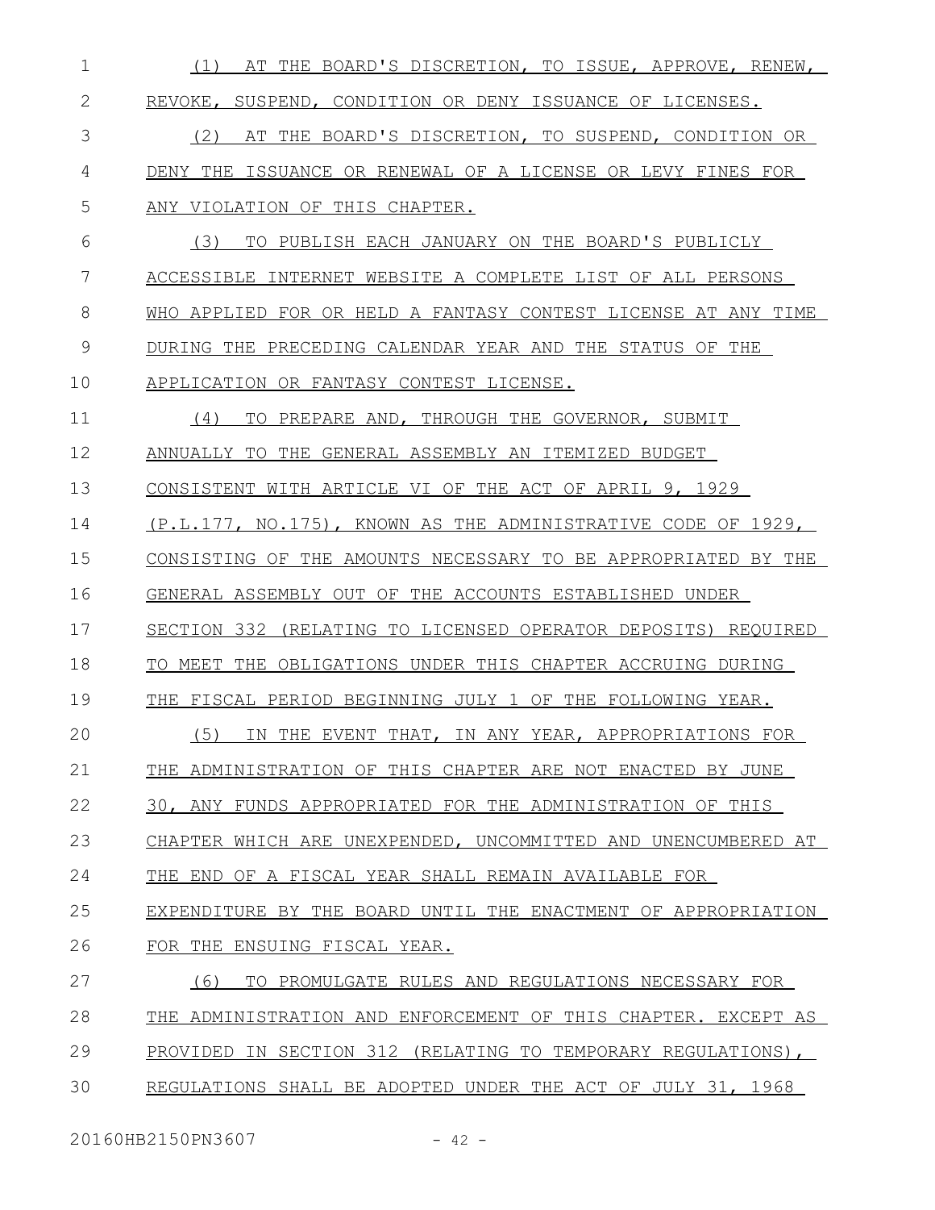(1) AT THE BOARD'S DISCRETION, TO ISSUE, APPROVE, RENEW, REVOKE, SUSPEND, CONDITION OR DENY ISSUANCE OF LICENSES.

(2) AT THE BOARD'S DISCRETION, TO SUSPEND, CONDITION OR DENY THE ISSUANCE OR RENEWAL OF A LICENSE OR LEVY FINES FOR ANY VIOLATION OF THIS CHAPTER.

(3) TO PUBLISH EACH JANUARY ON THE BOARD'S PUBLICLY ACCESSIBLE INTERNET WEBSITE A COMPLETE LIST OF ALL PERSONS WHO APPLIED FOR OR HELD A FANTASY CONTEST LICENSE AT ANY TIME DURING THE PRECEDING CALENDAR YEAR AND THE STATUS OF THE APPLICATION OR FANTASY CONTEST LICENSE.

(4) TO PREPARE AND, THROUGH THE GOVERNOR, SUBMIT ANNUALLY TO THE GENERAL ASSEMBLY AN ITEMIZED BUDGET CONSISTENT WITH ARTICLE VI OF THE ACT OF APRIL 9, 1929 (P.L.177, NO.175), KNOWN AS THE ADMINISTRATIVE CODE OF 1929, CONSISTING OF THE AMOUNTS NECESSARY TO BE APPROPRIATED BY THE GENERAL ASSEMBLY OUT OF THE ACCOUNTS ESTABLISHED UNDER SECTION 332 (RELATING TO LICENSED OPERATOR DEPOSITS) REQUIRED TO MEET THE OBLIGATIONS UNDER THIS CHAPTER ACCRUING DURING THE FISCAL PERIOD BEGINNING JULY 1 OF THE FOLLOWING YEAR.

(5) IN THE EVENT THAT, IN ANY YEAR, APPROPRIATIONS FOR THE ADMINISTRATION OF THIS CHAPTER ARE NOT ENACTED BY JUNE 30, ANY FUNDS APPROPRIATED FOR THE ADMINISTRATION OF THIS CHAPTER WHICH ARE UNEXPENDED, UNCOMMITTED AND UNENCUMBERED AT THE END OF A FISCAL YEAR SHALL REMAIN AVAILABLE FOR EXPENDITURE BY THE BOARD UNTIL THE ENACTMENT OF APPROPRIATION FOR THE ENSUING FISCAL YEAR.

(6) TO PROMULGATE RULES AND REGULATIONS NECESSARY FOR THE ADMINISTRATION AND ENFORCEMENT OF THIS CHAPTER. EXCEPT AS PROVIDED IN SECTION 312 (RELATING TO TEMPORARY REGULATIONS), REGULATIONS SHALL BE ADOPTED UNDER THE ACT OF JULY 31, 1968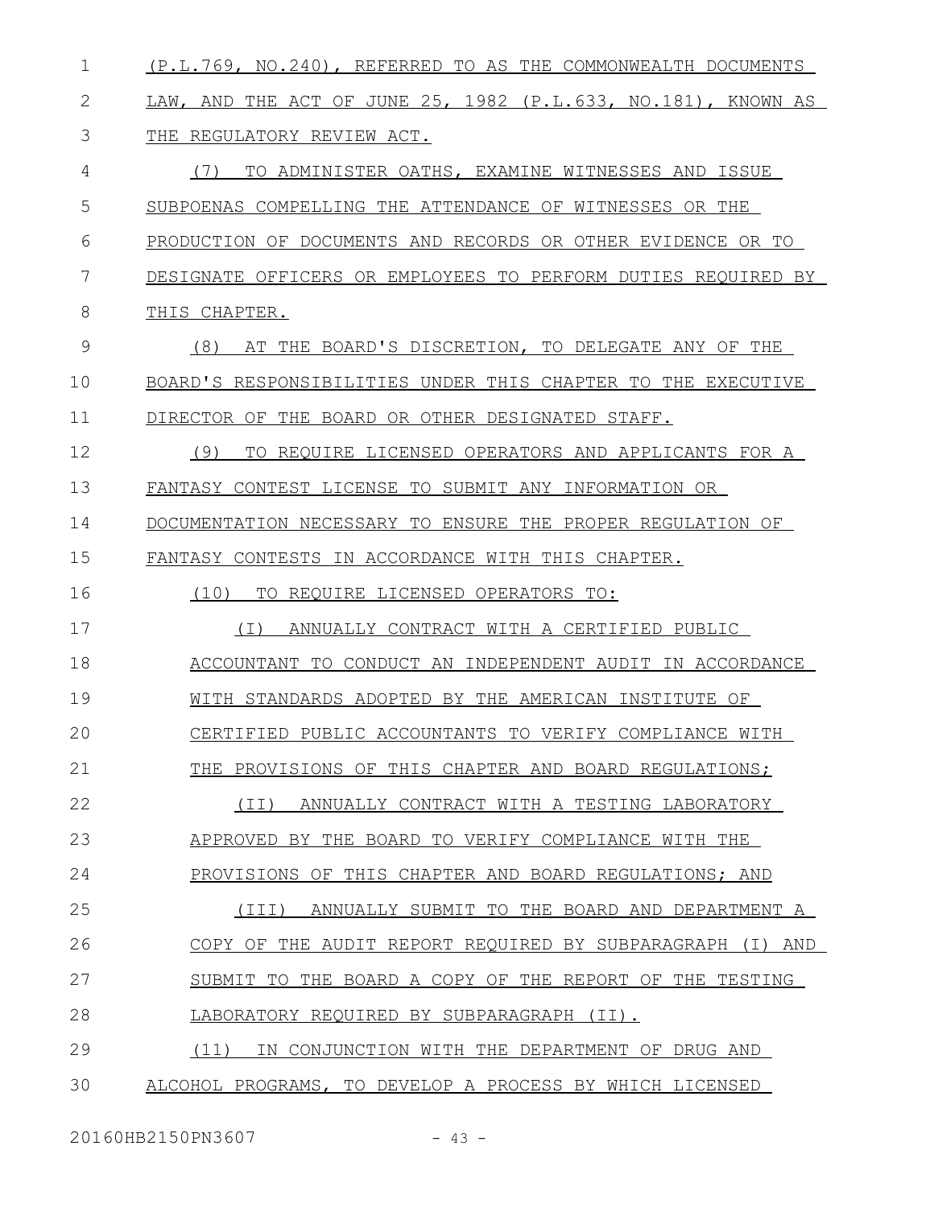(P.L.769, NO.240), REFERRED TO AS THE COMMONWEALTH DOCUMENTS LAW, AND THE ACT OF JUNE 25, 1982 (P.L.633, NO.181), KNOWN AS THE REGULATORY REVIEW ACT.

(7) TO ADMINISTER OATHS, EXAMINE WITNESSES AND ISSUE SUBPOENAS COMPELLING THE ATTENDANCE OF WITNESSES OR THE PRODUCTION OF DOCUMENTS AND RECORDS OR OTHER EVIDENCE OR TO DESIGNATE OFFICERS OR EMPLOYEES TO PERFORM DUTIES REQUIRED BY THIS CHAPTER.

(8) AT THE BOARD'S DISCRETION, TO DELEGATE ANY OF THE BOARD'S RESPONSIBILITIES UNDER THIS CHAPTER TO THE EXECUTIVE DIRECTOR OF THE BOARD OR OTHER DESIGNATED STAFF.

(9) TO REQUIRE LICENSED OPERATORS AND APPLICANTS FOR A FANTASY CONTEST LICENSE TO SUBMIT ANY INFORMATION OR DOCUMENTATION NECESSARY TO ENSURE THE PROPER REGULATION OF FANTASY CONTESTS IN ACCORDANCE WITH THIS CHAPTER.

(10) TO REQUIRE LICENSED OPERATORS TO:

(I) ANNUALLY CONTRACT WITH A CERTIFIED PUBLIC ACCOUNTANT TO CONDUCT AN INDEPENDENT AUDIT IN ACCORDANCE WITH STANDARDS ADOPTED BY THE AMERICAN INSTITUTE OF CERTIFIED PUBLIC ACCOUNTANTS TO VERIFY COMPLIANCE WITH THE PROVISIONS OF THIS CHAPTER AND BOARD REGULATIONS;

(II) ANNUALLY CONTRACT WITH A TESTING LABORATORY APPROVED BY THE BOARD TO VERIFY COMPLIANCE WITH THE PROVISIONS OF THIS CHAPTER AND BOARD REGULATIONS; AND

(III) ANNUALLY SUBMIT TO THE BOARD AND DEPARTMENT A COPY OF THE AUDIT REPORT REQUIRED BY SUBPARAGRAPH (I) AND SUBMIT TO THE BOARD A COPY OF THE REPORT OF THE TESTING LABORATORY REQUIRED BY SUBPARAGRAPH (II).

(11) IN CONJUNCTION WITH THE DEPARTMENT OF DRUG AND ALCOHOL PROGRAMS, TO DEVELOP A PROCESS BY WHICH LICENSED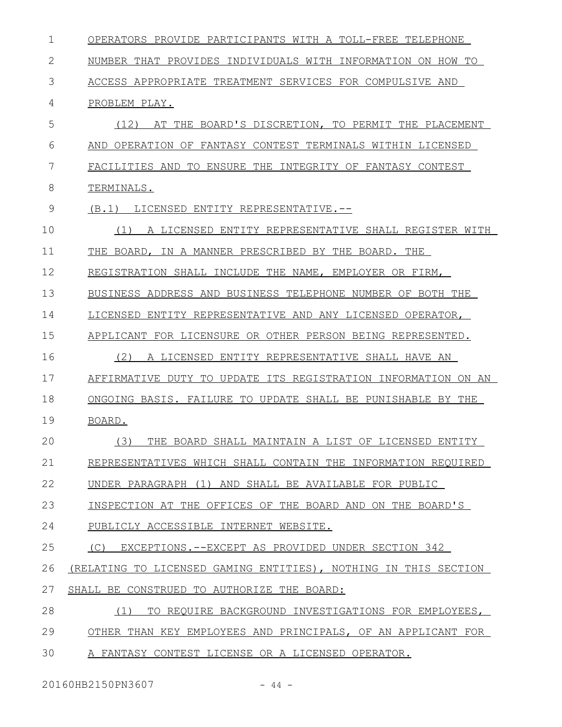OPERATORS PROVIDE PARTICIPANTS WITH A TOLL-FREE TELEPHONE NUMBER THAT PROVIDES INDIVIDUALS WITH INFORMATION ON HOW TO ACCESS APPROPRIATE TREATMENT SERVICES FOR COMPULSIVE AND PROBLEM PLAY.

(12) AT THE BOARD'S DISCRETION, TO PERMIT THE PLACEMENT AND OPERATION OF FANTASY CONTEST TERMINALS WITHIN LICENSED FACILITIES AND TO ENSURE THE INTEGRITY OF FANTASY CONTEST TERMINALS.

(B.1) LICENSED ENTITY REPRESENTATIVE.--

(1) A LICENSED ENTITY REPRESENTATIVE SHALL REGISTER WITH THE BOARD, IN A MANNER PRESCRIBED BY THE BOARD. THE REGISTRATION SHALL INCLUDE THE NAME, EMPLOYER OR FIRM, BUSINESS ADDRESS AND BUSINESS TELEPHONE NUMBER OF BOTH THE LICENSED ENTITY REPRESENTATIVE AND ANY LICENSED OPERATOR, APPLICANT FOR LICENSURE OR OTHER PERSON BEING REPRESENTED.

(2) A LICENSED ENTITY REPRESENTATIVE SHALL HAVE AN AFFIRMATIVE DUTY TO UPDATE ITS REGISTRATION INFORMATION ON AN ONGOING BASIS. FAILURE TO UPDATE SHALL BE PUNISHABLE BY THE BOARD.

(3) THE BOARD SHALL MAINTAIN A LIST OF LICENSED ENTITY REPRESENTATIVES WHICH SHALL CONTAIN THE INFORMATION REQUIRED UNDER PARAGRAPH (1) AND SHALL BE AVAILABLE FOR PUBLIC INSPECTION AT THE OFFICES OF THE BOARD AND ON THE BOARD'S PUBLICLY ACCESSIBLE INTERNET WEBSITE.

(C) EXCEPTIONS.--EXCEPT AS PROVIDED UNDER SECTION 342 (RELATING TO LICENSED GAMING ENTITIES), NOTHING IN THIS SECTION SHALL BE CONSTRUED TO AUTHORIZE THE BOARD:

(1) TO REQUIRE BACKGROUND INVESTIGATIONS FOR EMPLOYEES, OTHER THAN KEY EMPLOYEES AND PRINCIPALS, OF AN APPLICANT FOR A FANTASY CONTEST LICENSE OR A LICENSED OPERATOR.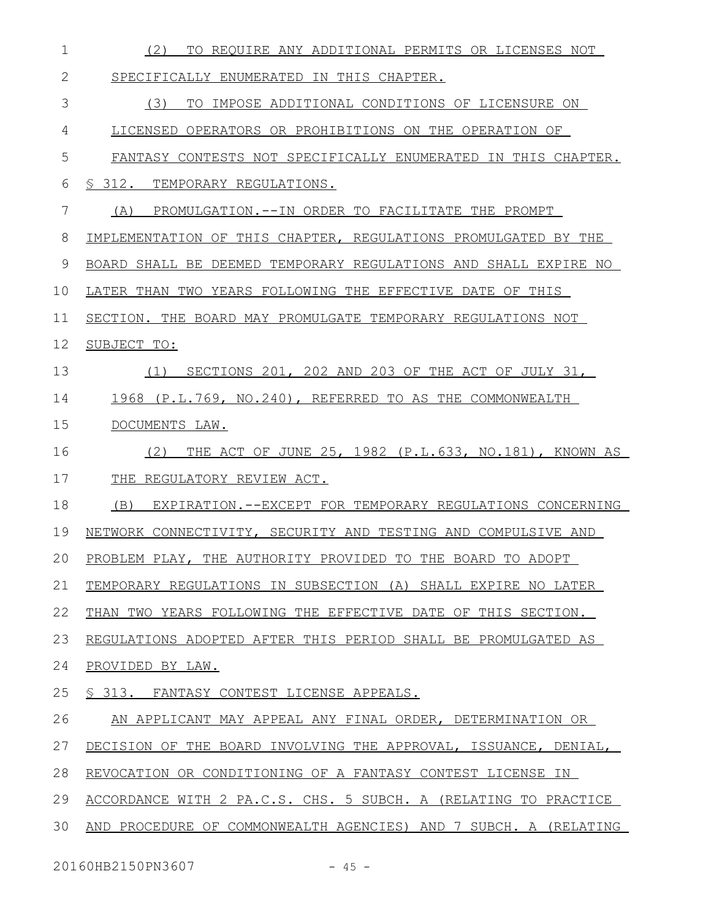(2) TO REQUIRE ANY ADDITIONAL PERMITS OR LICENSES NOT SPECIFICALLY ENUMERATED IN THIS CHAPTER.

(3) TO IMPOSE ADDITIONAL CONDITIONS OF LICENSURE ON LICENSED OPERATORS OR PROHIBITIONS ON THE OPERATION OF FANTASY CONTESTS NOT SPECIFICALLY ENUMERATED IN THIS CHAPTER.

§ 312. TEMPORARY REGULATIONS.

(A) PROMULGATION.--IN ORDER TO FACILITATE THE PROMPT IMPLEMENTATION OF THIS CHAPTER, REGULATIONS PROMULGATED BY THE BOARD SHALL BE DEEMED TEMPORARY REGULATIONS AND SHALL EXPIRE NO LATER THAN TWO YEARS FOLLOWING THE EFFECTIVE DATE OF THIS SECTION. THE BOARD MAY PROMULGATE TEMPORARY REGULATIONS NOT SUBJECT TO:

(1) SECTIONS 201, 202 AND 203 OF THE ACT OF JULY 31, 1968 (P.L.769, NO.240), REFERRED TO AS THE COMMONWEALTH DOCUMENTS LAW.

(2) THE ACT OF JUNE 25, 1982 (P.L.633, NO.181), KNOWN AS THE REGULATORY REVIEW ACT.

(B) EXPIRATION.--EXCEPT FOR TEMPORARY REGULATIONS CONCERNING NETWORK CONNECTIVITY, SECURITY AND TESTING AND COMPULSIVE AND PROBLEM PLAY, THE AUTHORITY PROVIDED TO THE BOARD TO ADOPT TEMPORARY REGULATIONS IN SUBSECTION (A) SHALL EXPIRE NO LATER THAN TWO YEARS FOLLOWING THE EFFECTIVE DATE OF THIS SECTION. REGULATIONS ADOPTED AFTER THIS PERIOD SHALL BE PROMULGATED AS PROVIDED BY LAW.

§ 313. FANTASY CONTEST LICENSE APPEALS.

AN APPLICANT MAY APPEAL ANY FINAL ORDER, DETERMINATION OR DECISION OF THE BOARD INVOLVING THE APPROVAL, ISSUANCE, DENIAL, REVOCATION OR CONDITIONING OF A FANTASY CONTEST LICENSE IN ACCORDANCE WITH 2 PA.C.S. CHS. 5 SUBCH. A (RELATING TO PRACTICE AND PROCEDURE OF COMMONWEALTH AGENCIES) AND 7 SUBCH. A (RELATING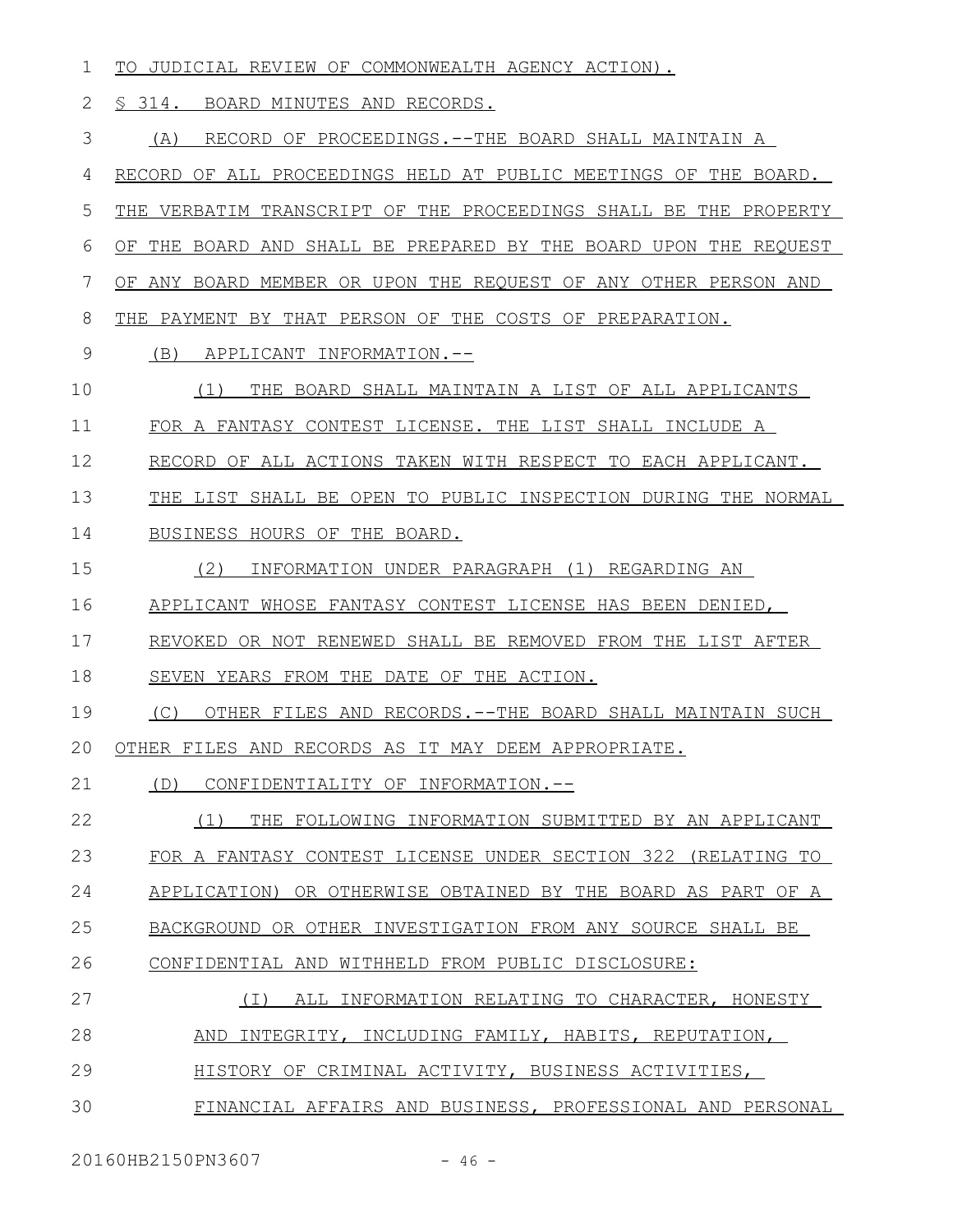TO JUDICIAL REVIEW OF COMMONWEALTH AGENCY ACTION).

§ 314. BOARD MINUTES AND RECORDS.

(A) RECORD OF PROCEEDINGS.--THE BOARD SHALL MAINTAIN A RECORD OF ALL PROCEEDINGS HELD AT PUBLIC MEETINGS OF THE BOARD. THE VERBATIM TRANSCRIPT OF THE PROCEEDINGS SHALL BE THE PROPERTY OF THE BOARD AND SHALL BE PREPARED BY THE BOARD UPON THE REQUEST OF ANY BOARD MEMBER OR UPON THE REQUEST OF ANY OTHER PERSON AND THE PAYMENT BY THAT PERSON OF THE COSTS OF PREPARATION.

(B) APPLICANT INFORMATION.--

(1) THE BOARD SHALL MAINTAIN A LIST OF ALL APPLICANTS FOR A FANTASY CONTEST LICENSE. THE LIST SHALL INCLUDE A RECORD OF ALL ACTIONS TAKEN WITH RESPECT TO EACH APPLICANT. THE LIST SHALL BE OPEN TO PUBLIC INSPECTION DURING THE NORMAL BUSINESS HOURS OF THE BOARD.

(2) INFORMATION UNDER PARAGRAPH (1) REGARDING AN APPLICANT WHOSE FANTASY CONTEST LICENSE HAS BEEN DENIED, REVOKED OR NOT RENEWED SHALL BE REMOVED FROM THE LIST AFTER SEVEN YEARS FROM THE DATE OF THE ACTION.

(C) OTHER FILES AND RECORDS.--THE BOARD SHALL MAINTAIN SUCH OTHER FILES AND RECORDS AS IT MAY DEEM APPROPRIATE.

(D) CONFIDENTIALITY OF INFORMATION.--

(1) THE FOLLOWING INFORMATION SUBMITTED BY AN APPLICANT FOR A FANTASY CONTEST LICENSE UNDER SECTION 322 (RELATING TO APPLICATION) OR OTHERWISE OBTAINED BY THE BOARD AS PART OF A BACKGROUND OR OTHER INVESTIGATION FROM ANY SOURCE SHALL BE CONFIDENTIAL AND WITHHELD FROM PUBLIC DISCLOSURE:

(I) ALL INFORMATION RELATING TO CHARACTER, HONESTY AND INTEGRITY, INCLUDING FAMILY, HABITS, REPUTATION, HISTORY OF CRIMINAL ACTIVITY, BUSINESS ACTIVITIES, FINANCIAL AFFAIRS AND BUSINESS, PROFESSIONAL AND PERSONAL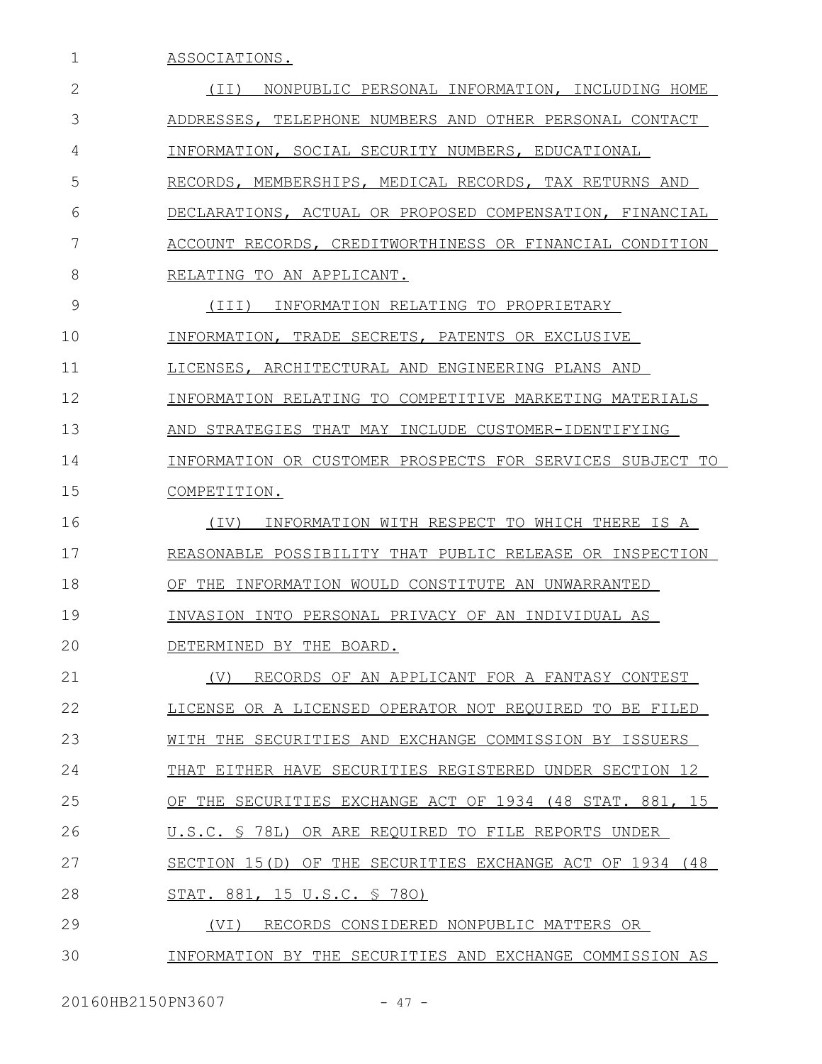ASSOCIATIONS.

(II) NONPUBLIC PERSONAL INFORMATION, INCLUDING HOME ADDRESSES, TELEPHONE NUMBERS AND OTHER PERSONAL CONTACT INFORMATION, SOCIAL SECURITY NUMBERS, EDUCATIONAL RECORDS, MEMBERSHIPS, MEDICAL RECORDS, TAX RETURNS AND DECLARATIONS, ACTUAL OR PROPOSED COMPENSATION, FINANCIAL ACCOUNT RECORDS, CREDITWORTHINESS OR FINANCIAL CONDITION RELATING TO AN APPLICANT.

(III) INFORMATION RELATING TO PROPRIETARY INFORMATION, TRADE SECRETS, PATENTS OR EXCLUSIVE LICENSES, ARCHITECTURAL AND ENGINEERING PLANS AND INFORMATION RELATING TO COMPETITIVE MARKETING MATERIALS AND STRATEGIES THAT MAY INCLUDE CUSTOMER-IDENTIFYING INFORMATION OR CUSTOMER PROSPECTS FOR SERVICES SUBJECT TO COMPETITION.

(IV) INFORMATION WITH RESPECT TO WHICH THERE IS A REASONABLE POSSIBILITY THAT PUBLIC RELEASE OR INSPECTION OF THE INFORMATION WOULD CONSTITUTE AN UNWARRANTED INVASION INTO PERSONAL PRIVACY OF AN INDIVIDUAL AS DETERMINED BY THE BOARD.

(V) RECORDS OF AN APPLICANT FOR A FANTASY CONTEST LICENSE OR A LICENSED OPERATOR NOT REQUIRED TO BE FILED WITH THE SECURITIES AND EXCHANGE COMMISSION BY ISSUERS THAT EITHER HAVE SECURITIES REGISTERED UNDER SECTION 12 OF THE SECURITIES EXCHANGE ACT OF 1934 (48 STAT. 881, 15 U.S.C. § 78L) OR ARE REQUIRED TO FILE REPORTS UNDER SECTION 15(D) OF THE SECURITIES EXCHANGE ACT OF 1934 (48 STAT. 881, 15 U.S.C. § 78O)

(VI) RECORDS CONSIDERED NONPUBLIC MATTERS OR INFORMATION BY THE SECURITIES AND EXCHANGE COMMISSION AS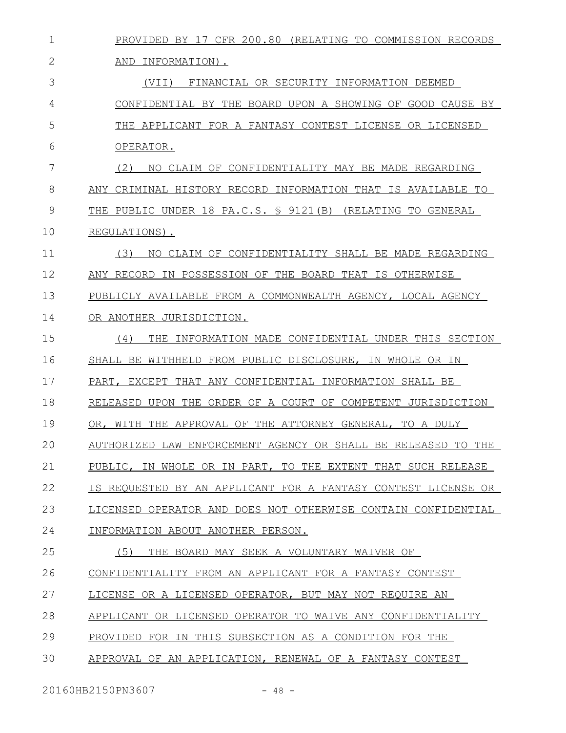PROVIDED BY 17 CFR 200.80 (RELATING TO COMMISSION RECORDS AND INFORMATION).

(VII) FINANCIAL OR SECURITY INFORMATION DEEMED CONFIDENTIAL BY THE BOARD UPON A SHOWING OF GOOD CAUSE BY THE APPLICANT FOR A FANTASY CONTEST LICENSE OR LICENSED OPERATOR.

(2) NO CLAIM OF CONFIDENTIALITY MAY BE MADE REGARDING ANY CRIMINAL HISTORY RECORD INFORMATION THAT IS AVAILABLE TO THE PUBLIC UNDER 18 PA.C.S. § 9121(B) (RELATING TO GENERAL REGULATIONS).

(3) NO CLAIM OF CONFIDENTIALITY SHALL BE MADE REGARDING ANY RECORD IN POSSESSION OF THE BOARD THAT IS OTHERWISE PUBLICLY AVAILABLE FROM A COMMONWEALTH AGENCY, LOCAL AGENCY OR ANOTHER JURISDICTION.

(4) THE INFORMATION MADE CONFIDENTIAL UNDER THIS SECTION SHALL BE WITHHELD FROM PUBLIC DISCLOSURE, IN WHOLE OR IN PART, EXCEPT THAT ANY CONFIDENTIAL INFORMATION SHALL BE RELEASED UPON THE ORDER OF A COURT OF COMPETENT JURISDICTION OR, WITH THE APPROVAL OF THE ATTORNEY GENERAL, TO A DULY AUTHORIZED LAW ENFORCEMENT AGENCY OR SHALL BE RELEASED TO THE PUBLIC, IN WHOLE OR IN PART, TO THE EXTENT THAT SUCH RELEASE IS REQUESTED BY AN APPLICANT FOR A FANTASY CONTEST LICENSE OR LICENSED OPERATOR AND DOES NOT OTHERWISE CONTAIN CONFIDENTIAL INFORMATION ABOUT ANOTHER PERSON.

(5) THE BOARD MAY SEEK A VOLUNTARY WAIVER OF CONFIDENTIALITY FROM AN APPLICANT FOR A FANTASY CONTEST LICENSE OR A LICENSED OPERATOR, BUT MAY NOT REQUIRE AN APPLICANT OR LICENSED OPERATOR TO WAIVE ANY CONFIDENTIALITY PROVIDED FOR IN THIS SUBSECTION AS A CONDITION FOR THE APPROVAL OF AN APPLICATION, RENEWAL OF A FANTASY CONTEST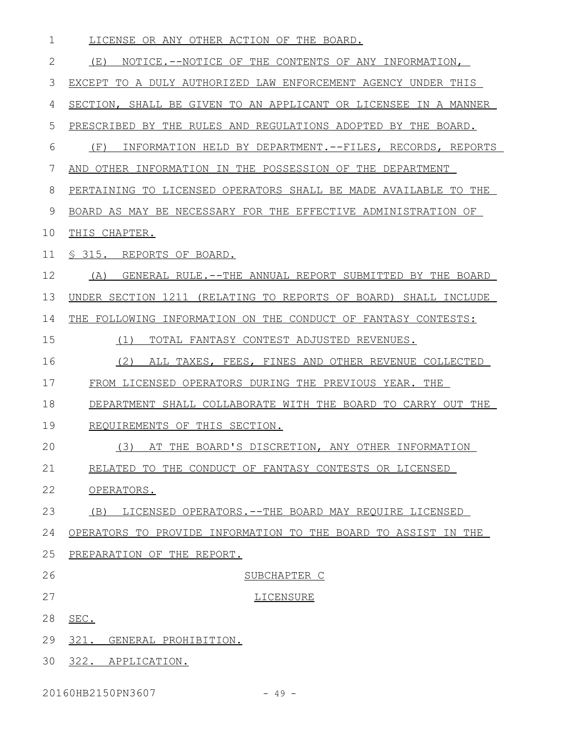LICENSE OR ANY OTHER ACTION OF THE BOARD.

(E) NOTICE.--NOTICE OF THE CONTENTS OF ANY INFORMATION, EXCEPT TO A DULY AUTHORIZED LAW ENFORCEMENT AGENCY UNDER THIS SECTION, SHALL BE GIVEN TO AN APPLICANT OR LICENSEE IN A MANNER PRESCRIBED BY THE RULES AND REGULATIONS ADOPTED BY THE BOARD.

(F) INFORMATION HELD BY DEPARTMENT.--FILES, RECORDS, REPORTS AND OTHER INFORMATION IN THE POSSESSION OF THE DEPARTMENT PERTAINING TO LICENSED OPERATORS SHALL BE MADE AVAILABLE TO THE BOARD AS MAY BE NECESSARY FOR THE EFFECTIVE ADMINISTRATION OF THIS CHAPTER.

§ 315. REPORTS OF BOARD.

(A) GENERAL RULE.--THE ANNUAL REPORT SUBMITTED BY THE BOARD UNDER SECTION 1211 (RELATING TO REPORTS OF BOARD) SHALL INCLUDE THE FOLLOWING INFORMATION ON THE CONDUCT OF FANTASY CONTESTS:

(1) TOTAL FANTASY CONTEST ADJUSTED REVENUES.

(2) ALL TAXES, FEES, FINES AND OTHER REVENUE COLLECTED FROM LICENSED OPERATORS DURING THE PREVIOUS YEAR. THE DEPARTMENT SHALL COLLABORATE WITH THE BOARD TO CARRY OUT THE REQUIREMENTS OF THIS SECTION.

(3) AT THE BOARD'S DISCRETION, ANY OTHER INFORMATION RELATED TO THE CONDUCT OF FANTASY CONTESTS OR LICENSED OPERATORS.

(B) LICENSED OPERATORS.--THE BOARD MAY REQUIRE LICENSED OPERATORS TO PROVIDE INFORMATION TO THE BOARD TO ASSIST IN THE PREPARATION OF THE REPORT.

SUBCHAPTER C

LICENSURE

SEC.

321. GENERAL PROHIBITION.

322. APPLICATION.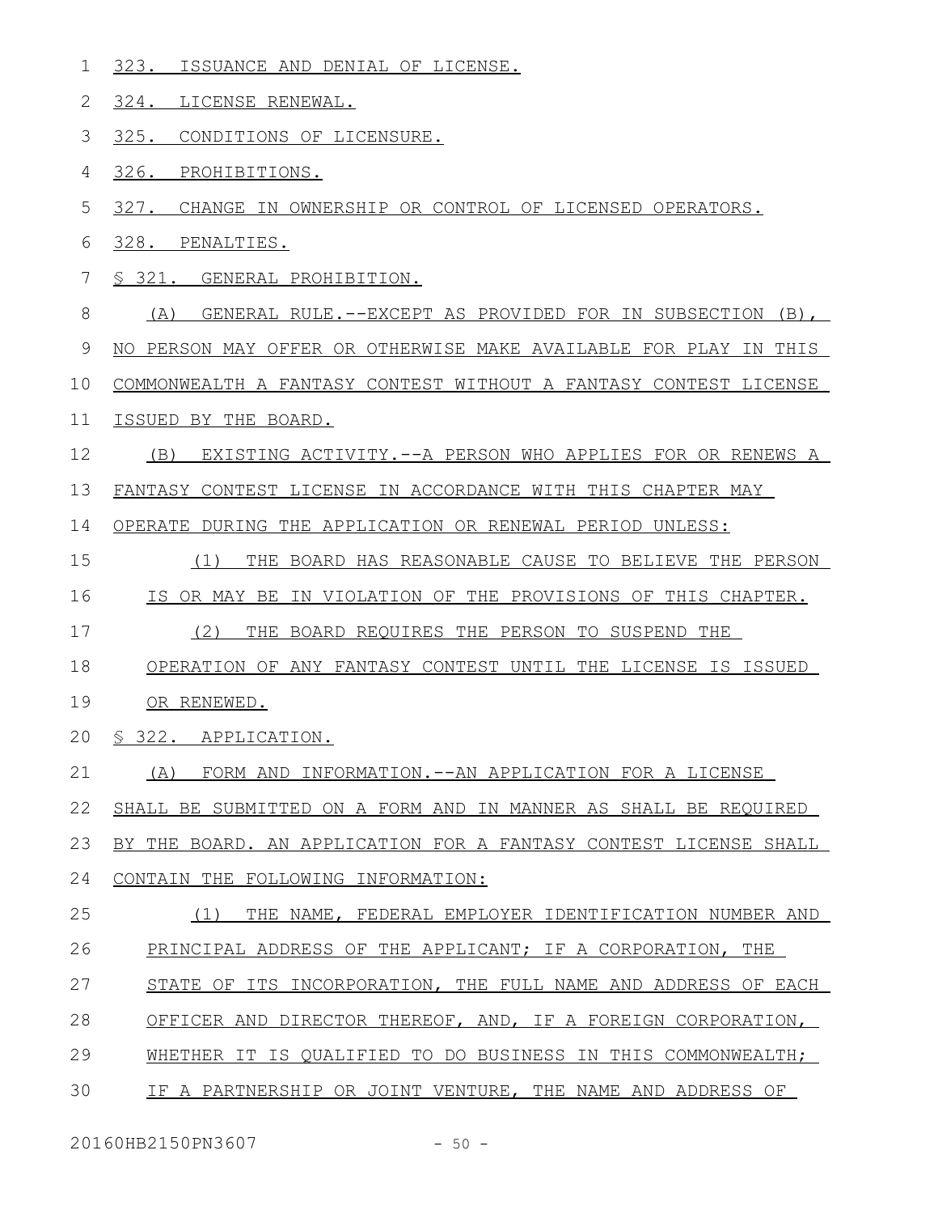323. ISSUANCE AND DENIAL OF LICENSE.

324. LICENSE RENEWAL.

325. CONDITIONS OF LICENSURE.

326. PROHIBITIONS.

327. CHANGE IN OWNERSHIP OR CONTROL OF LICENSED OPERATORS.

328. PENALTIES.

§ 321. GENERAL PROHIBITION.

(A) GENERAL RULE.--EXCEPT AS PROVIDED FOR IN SUBSECTION (B), NO PERSON MAY OFFER OR OTHERWISE MAKE AVAILABLE FOR PLAY IN THIS COMMONWEALTH A FANTASY CONTEST WITHOUT A FANTASY CONTEST LICENSE ISSUED BY THE BOARD.

(B) EXISTING ACTIVITY.--A PERSON WHO APPLIES FOR OR RENEWS A FANTASY CONTEST LICENSE IN ACCORDANCE WITH THIS CHAPTER MAY OPERATE DURING THE APPLICATION OR RENEWAL PERIOD UNLESS:

(1) THE BOARD HAS REASONABLE CAUSE TO BELIEVE THE PERSON IS OR MAY BE IN VIOLATION OF THE PROVISIONS OF THIS CHAPTER.

(2) THE BOARD REQUIRES THE PERSON TO SUSPEND THE OPERATION OF ANY FANTASY CONTEST UNTIL THE LICENSE IS ISSUED OR RENEWED.

§ 322. APPLICATION.

(A) FORM AND INFORMATION.--AN APPLICATION FOR A LICENSE SHALL BE SUBMITTED ON A FORM AND IN MANNER AS SHALL BE REQUIRED BY THE BOARD. AN APPLICATION FOR A FANTASY CONTEST LICENSE SHALL CONTAIN THE FOLLOWING INFORMATION:

(1) THE NAME, FEDERAL EMPLOYER IDENTIFICATION NUMBER AND PRINCIPAL ADDRESS OF THE APPLICANT; IF A CORPORATION, THE STATE OF ITS INCORPORATION, THE FULL NAME AND ADDRESS OF EACH OFFICER AND DIRECTOR THEREOF, AND, IF A FOREIGN CORPORATION, WHETHER IT IS QUALIFIED TO DO BUSINESS IN THIS COMMONWEALTH; IF A PARTNERSHIP OR JOINT VENTURE, THE NAME AND ADDRESS OF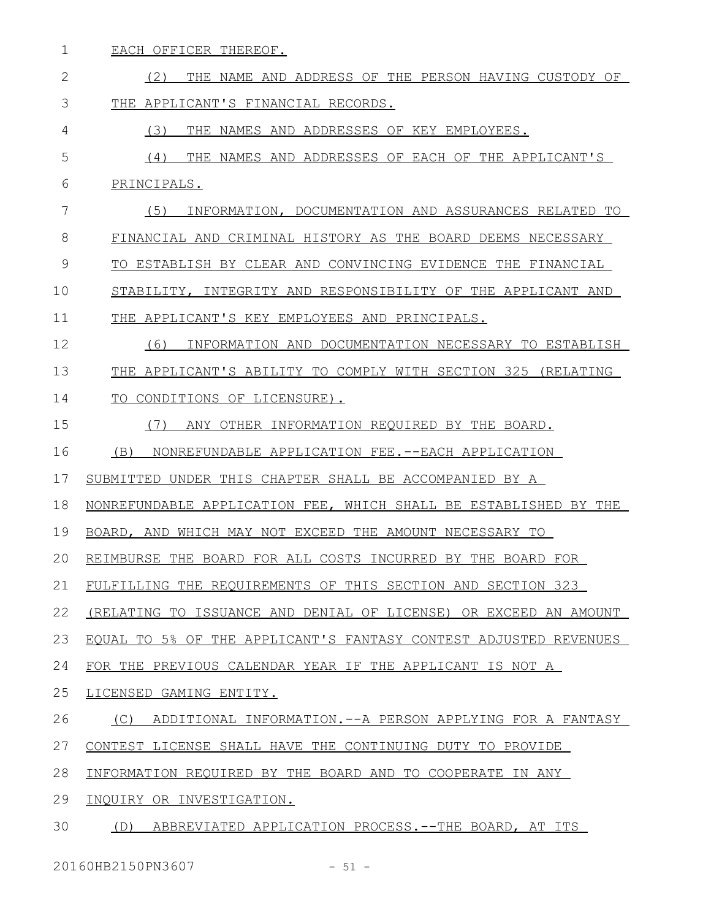EACH OFFICER THEREOF.

(2) THE NAME AND ADDRESS OF THE PERSON HAVING CUSTODY OF THE APPLICANT'S FINANCIAL RECORDS.

(3) THE NAMES AND ADDRESSES OF KEY EMPLOYEES.

(4) THE NAMES AND ADDRESSES OF EACH OF THE APPLICANT'S PRINCIPALS.

(5) INFORMATION, DOCUMENTATION AND ASSURANCES RELATED TO FINANCIAL AND CRIMINAL HISTORY AS THE BOARD DEEMS NECESSARY TO ESTABLISH BY CLEAR AND CONVINCING EVIDENCE THE FINANCIAL STABILITY, INTEGRITY AND RESPONSIBILITY OF THE APPLICANT AND THE APPLICANT'S KEY EMPLOYEES AND PRINCIPALS.

(6) INFORMATION AND DOCUMENTATION NECESSARY TO ESTABLISH THE APPLICANT'S ABILITY TO COMPLY WITH SECTION 325 (RELATING TO CONDITIONS OF LICENSURE).

(7) ANY OTHER INFORMATION REQUIRED BY THE BOARD.

(B) NONREFUNDABLE APPLICATION FEE.--EACH APPLICATION SUBMITTED UNDER THIS CHAPTER SHALL BE ACCOMPANIED BY A NONREFUNDABLE APPLICATION FEE, WHICH SHALL BE ESTABLISHED BY THE BOARD, AND WHICH MAY NOT EXCEED THE AMOUNT NECESSARY TO REIMBURSE THE BOARD FOR ALL COSTS INCURRED BY THE BOARD FOR FULFILLING THE REQUIREMENTS OF THIS SECTION AND SECTION 323 (RELATING TO ISSUANCE AND DENIAL OF LICENSE) OR EXCEED AN AMOUNT EQUAL TO 5% OF THE APPLICANT'S FANTASY CONTEST ADJUSTED REVENUES FOR THE PREVIOUS CALENDAR YEAR IF THE APPLICANT IS NOT A LICENSED GAMING ENTITY.

(C) ADDITIONAL INFORMATION.--A PERSON APPLYING FOR A FANTASY CONTEST LICENSE SHALL HAVE THE CONTINUING DUTY TO PROVIDE INFORMATION REQUIRED BY THE BOARD AND TO COOPERATE IN ANY INQUIRY OR INVESTIGATION.

(D) ABBREVIATED APPLICATION PROCESS.--THE BOARD, AT ITS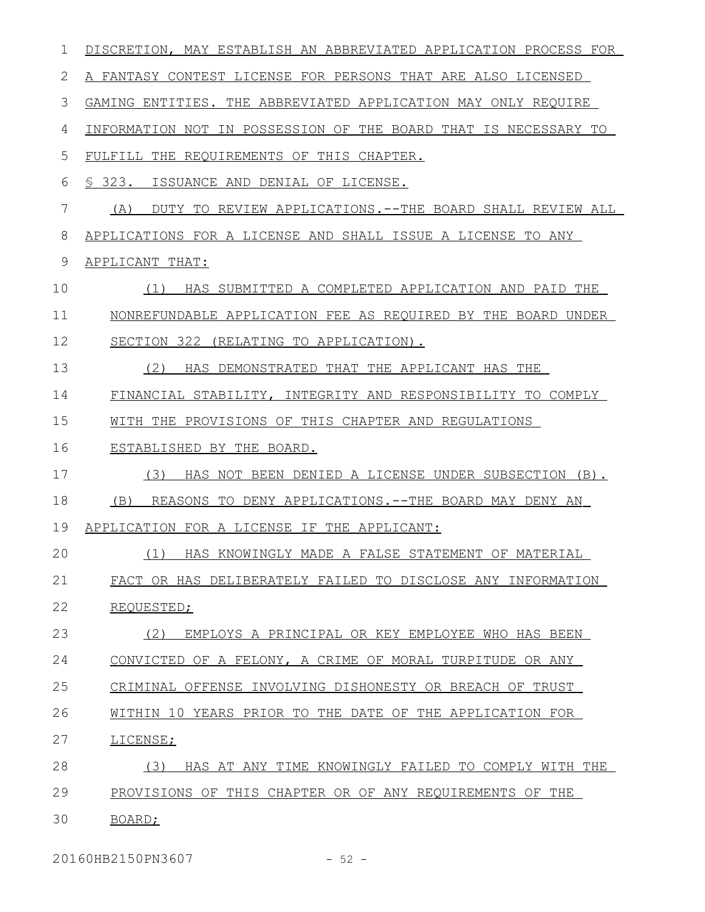DISCRETION, MAY ESTABLISH AN ABBREVIATED APPLICATION PROCESS FOR A FANTASY CONTEST LICENSE FOR PERSONS THAT ARE ALSO LICENSED GAMING ENTITIES. THE ABBREVIATED APPLICATION MAY ONLY REQUIRE INFORMATION NOT IN POSSESSION OF THE BOARD THAT IS NECESSARY TO FULFILL THE REQUIREMENTS OF THIS CHAPTER.

§ 323. ISSUANCE AND DENIAL OF LICENSE.

(A) DUTY TO REVIEW APPLICATIONS.--THE BOARD SHALL REVIEW ALL APPLICATIONS FOR A LICENSE AND SHALL ISSUE A LICENSE TO ANY APPLICANT THAT:

(1) HAS SUBMITTED A COMPLETED APPLICATION AND PAID THE NONREFUNDABLE APPLICATION FEE AS REQUIRED BY THE BOARD UNDER SECTION 322 (RELATING TO APPLICATION).

(2) HAS DEMONSTRATED THAT THE APPLICANT HAS THE FINANCIAL STABILITY, INTEGRITY AND RESPONSIBILITY TO COMPLY WITH THE PROVISIONS OF THIS CHAPTER AND REGULATIONS ESTABLISHED BY THE BOARD.

(3) HAS NOT BEEN DENIED A LICENSE UNDER SUBSECTION (B).

(B) REASONS TO DENY APPLICATIONS.--THE BOARD MAY DENY AN APPLICATION FOR A LICENSE IF THE APPLICANT:

(1) HAS KNOWINGLY MADE A FALSE STATEMENT OF MATERIAL FACT OR HAS DELIBERATELY FAILED TO DISCLOSE ANY INFORMATION REQUESTED;

(2) EMPLOYS A PRINCIPAL OR KEY EMPLOYEE WHO HAS BEEN CONVICTED OF A FELONY, A CRIME OF MORAL TURPITUDE OR ANY CRIMINAL OFFENSE INVOLVING DISHONESTY OR BREACH OF TRUST WITHIN 10 YEARS PRIOR TO THE DATE OF THE APPLICATION FOR LICENSE;

(3) HAS AT ANY TIME KNOWINGLY FAILED TO COMPLY WITH THE PROVISIONS OF THIS CHAPTER OR OF ANY REQUIREMENTS OF THE BOARD;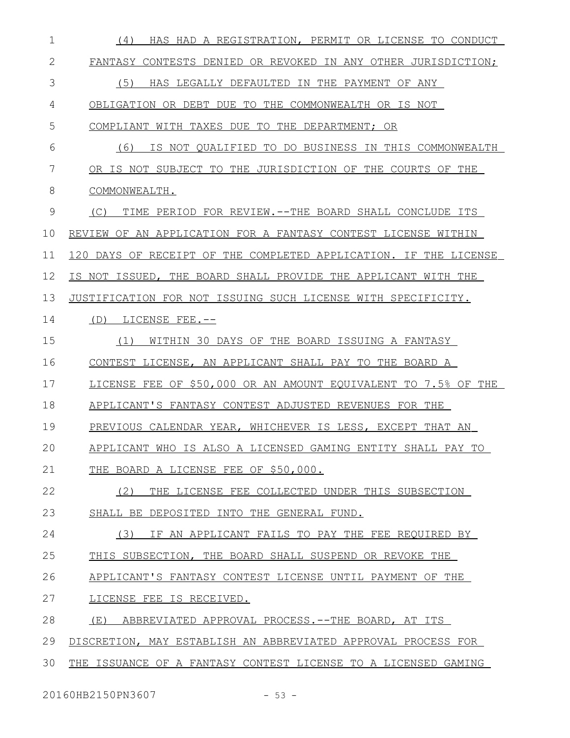(4) HAS HAD A REGISTRATION, PERMIT OR LICENSE TO CONDUCT FANTASY CONTESTS DENIED OR REVOKED IN ANY OTHER JURISDICTION;

(5) HAS LEGALLY DEFAULTED IN THE PAYMENT OF ANY OBLIGATION OR DEBT DUE TO THE COMMONWEALTH OR IS NOT COMPLIANT WITH TAXES DUE TO THE DEPARTMENT; OR

(6) IS NOT QUALIFIED TO DO BUSINESS IN THIS COMMONWEALTH OR IS NOT SUBJECT TO THE JURISDICTION OF THE COURTS OF THE COMMONWEALTH.

(C) TIME PERIOD FOR REVIEW.--THE BOARD SHALL CONCLUDE ITS REVIEW OF AN APPLICATION FOR A FANTASY CONTEST LICENSE WITHIN 120 DAYS OF RECEIPT OF THE COMPLETED APPLICATION. IF THE LICENSE IS NOT ISSUED, THE BOARD SHALL PROVIDE THE APPLICANT WITH THE JUSTIFICATION FOR NOT ISSUING SUCH LICENSE WITH SPECIFICITY.

(D) LICENSE FEE.--

(1) WITHIN 30 DAYS OF THE BOARD ISSUING A FANTASY CONTEST LICENSE, AN APPLICANT SHALL PAY TO THE BOARD A LICENSE FEE OF $50,000 OR AN AMOUNT EQUIVALENT TO 7.5% OF THE APPLICANT'S FANTASY CONTEST ADJUSTED REVENUES FOR THE PREVIOUS CALENDAR YEAR, WHICHEVER IS LESS, EXCEPT THAT AN APPLICANT WHO IS ALSO A LICENSED GAMING ENTITY SHALL PAY TO THE BOARD A LICENSE FEE OF $50,000.

(2) THE LICENSE FEE COLLECTED UNDER THIS SUBSECTION SHALL BE DEPOSITED INTO THE GENERAL FUND.

(3) IF AN APPLICANT FAILS TO PAY THE FEE REQUIRED BY THIS SUBSECTION, THE BOARD SHALL SUSPEND OR REVOKE THE APPLICANT'S FANTASY CONTEST LICENSE UNTIL PAYMENT OF THE LICENSE FEE IS RECEIVED.

(E) ABBREVIATED APPROVAL PROCESS.--THE BOARD, AT ITS DISCRETION, MAY ESTABLISH AN ABBREVIATED APPROVAL PROCESS FOR THE ISSUANCE OF A FANTASY CONTEST LICENSE TO A LICENSED GAMING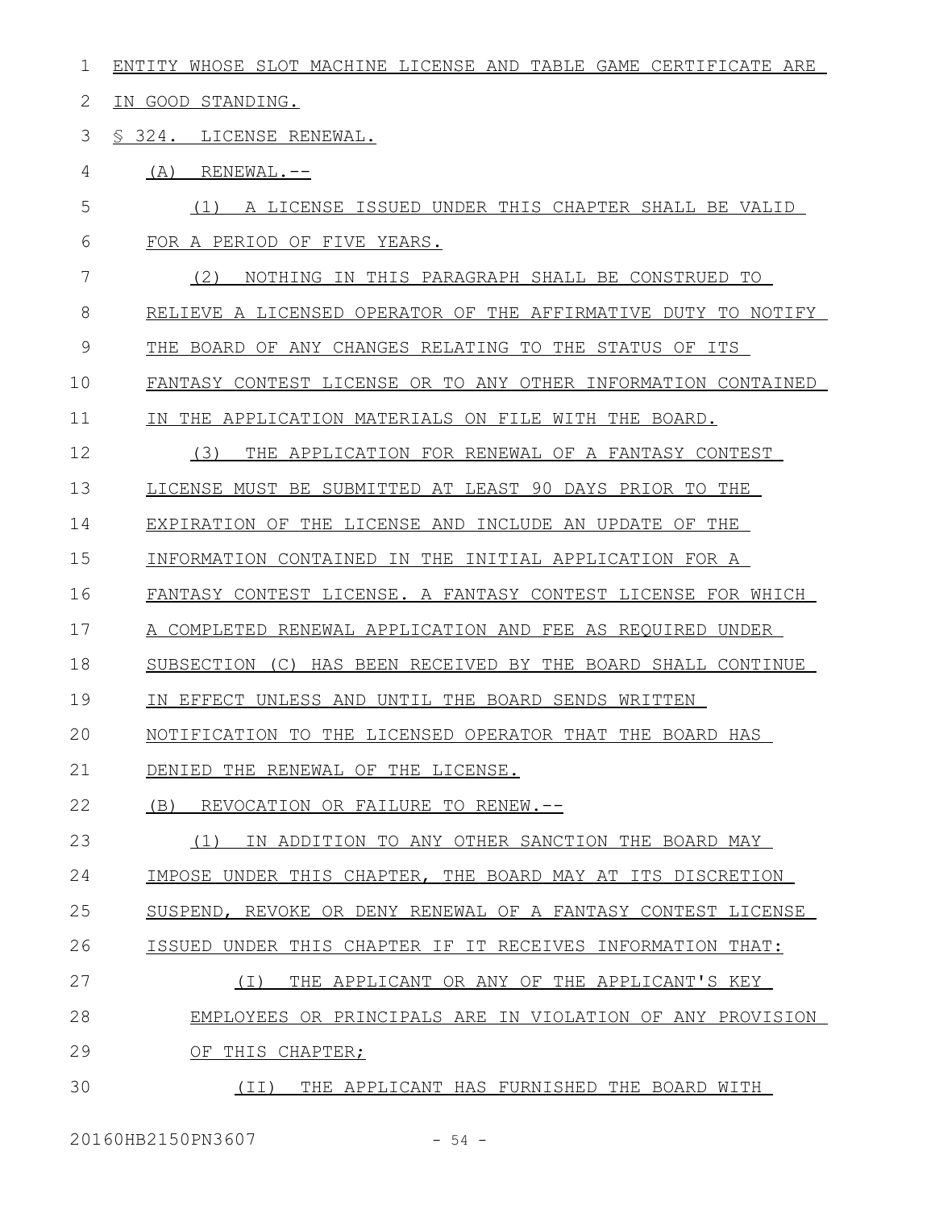ENTITY WHOSE SLOT MACHINE LICENSE AND TABLE GAME CERTIFICATE ARE IN GOOD STANDING.

§ 324. LICENSE RENEWAL.

(A) RENEWAL.--

(1) A LICENSE ISSUED UNDER THIS CHAPTER SHALL BE VALID FOR A PERIOD OF FIVE YEARS.

(2) NOTHING IN THIS PARAGRAPH SHALL BE CONSTRUED TO RELIEVE A LICENSED OPERATOR OF THE AFFIRMATIVE DUTY TO NOTIFY THE BOARD OF ANY CHANGES RELATING TO THE STATUS OF ITS FANTASY CONTEST LICENSE OR TO ANY OTHER INFORMATION CONTAINED IN THE APPLICATION MATERIALS ON FILE WITH THE BOARD.

(3) THE APPLICATION FOR RENEWAL OF A FANTASY CONTEST LICENSE MUST BE SUBMITTED AT LEAST 90 DAYS PRIOR TO THE EXPIRATION OF THE LICENSE AND INCLUDE AN UPDATE OF THE INFORMATION CONTAINED IN THE INITIAL APPLICATION FOR A FANTASY CONTEST LICENSE. A FANTASY CONTEST LICENSE FOR WHICH A COMPLETED RENEWAL APPLICATION AND FEE AS REQUIRED UNDER SUBSECTION (C) HAS BEEN RECEIVED BY THE BOARD SHALL CONTINUE IN EFFECT UNLESS AND UNTIL THE BOARD SENDS WRITTEN NOTIFICATION TO THE LICENSED OPERATOR THAT THE BOARD HAS DENIED THE RENEWAL OF THE LICENSE.

(B) REVOCATION OR FAILURE TO RENEW.--

(1) IN ADDITION TO ANY OTHER SANCTION THE BOARD MAY IMPOSE UNDER THIS CHAPTER, THE BOARD MAY AT ITS DISCRETION SUSPEND, REVOKE OR DENY RENEWAL OF A FANTASY CONTEST LICENSE ISSUED UNDER THIS CHAPTER IF IT RECEIVES INFORMATION THAT:

(I) THE APPLICANT OR ANY OF THE APPLICANT'S KEY EMPLOYEES OR PRINCIPALS ARE IN VIOLATION OF ANY PROVISION OF THIS CHAPTER;

(II) THE APPLICANT HAS FURNISHED THE BOARD WITH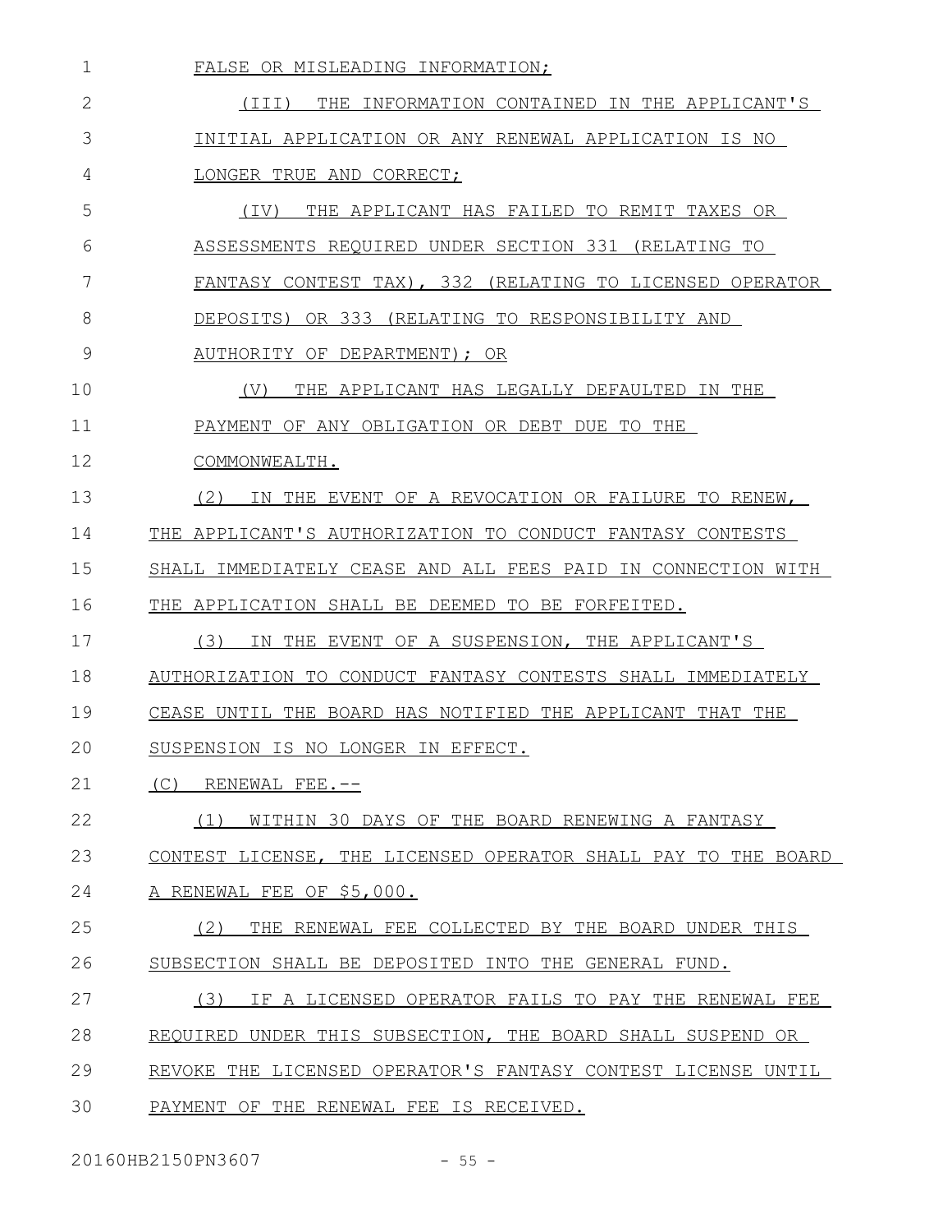FALSE OR MISLEADING INFORMATION;

(III) THE INFORMATION CONTAINED IN THE APPLICANT'S INITIAL APPLICATION OR ANY RENEWAL APPLICATION IS NO LONGER TRUE AND CORRECT;

(IV) THE APPLICANT HAS FAILED TO REMIT TAXES OR ASSESSMENTS REQUIRED UNDER SECTION 331 (RELATING TO FANTASY CONTEST TAX), 332 (RELATING TO LICENSED OPERATOR DEPOSITS) OR 333 (RELATING TO RESPONSIBILITY AND AUTHORITY OF DEPARTMENT); OR

(V) THE APPLICANT HAS LEGALLY DEFAULTED IN THE PAYMENT OF ANY OBLIGATION OR DEBT DUE TO THE COMMONWEALTH.

(2) IN THE EVENT OF A REVOCATION OR FAILURE TO RENEW, THE APPLICANT'S AUTHORIZATION TO CONDUCT FANTASY CONTESTS SHALL IMMEDIATELY CEASE AND ALL FEES PAID IN CONNECTION WITH THE APPLICATION SHALL BE DEEMED TO BE FORFEITED.

(3) IN THE EVENT OF A SUSPENSION, THE APPLICANT'S AUTHORIZATION TO CONDUCT FANTASY CONTESTS SHALL IMMEDIATELY CEASE UNTIL THE BOARD HAS NOTIFIED THE APPLICANT THAT THE SUSPENSION IS NO LONGER IN EFFECT.

(C) RENEWAL FEE.--

(1) WITHIN 30 DAYS OF THE BOARD RENEWING A FANTASY CONTEST LICENSE, THE LICENSED OPERATOR SHALL PAY TO THE BOARD A RENEWAL FEE OF $5,000.

(2) THE RENEWAL FEE COLLECTED BY THE BOARD UNDER THIS SUBSECTION SHALL BE DEPOSITED INTO THE GENERAL FUND.

(3) IF A LICENSED OPERATOR FAILS TO PAY THE RENEWAL FEE REQUIRED UNDER THIS SUBSECTION, THE BOARD SHALL SUSPEND OR REVOKE THE LICENSED OPERATOR'S FANTASY CONTEST LICENSE UNTIL PAYMENT OF THE RENEWAL FEE IS RECEIVED.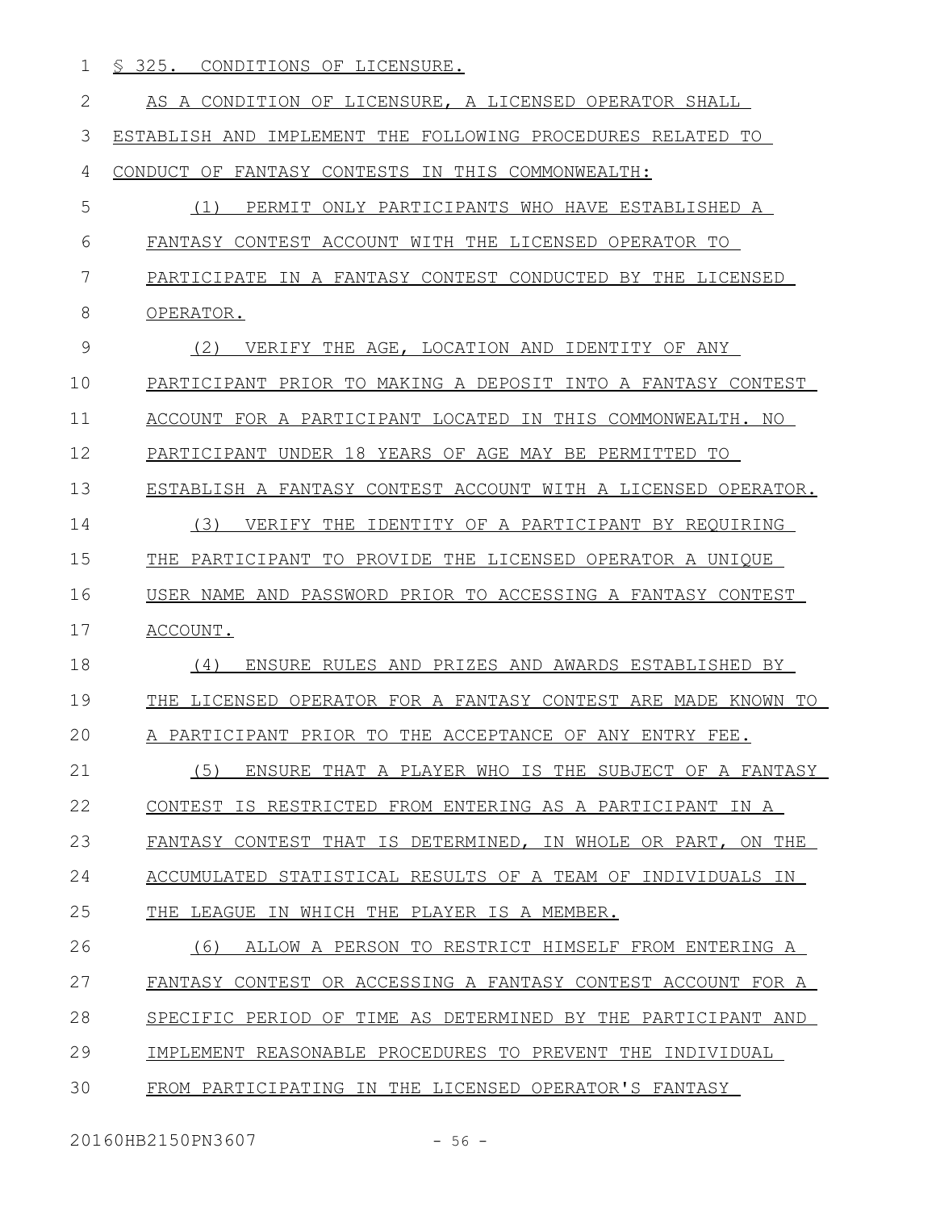§ 325. CONDITIONS OF LICENSURE.

AS A CONDITION OF LICENSURE, A LICENSED OPERATOR SHALL ESTABLISH AND IMPLEMENT THE FOLLOWING PROCEDURES RELATED TO CONDUCT OF FANTASY CONTESTS IN THIS COMMONWEALTH:

(1) PERMIT ONLY PARTICIPANTS WHO HAVE ESTABLISHED A FANTASY CONTEST ACCOUNT WITH THE LICENSED OPERATOR TO PARTICIPATE IN A FANTASY CONTEST CONDUCTED BY THE LICENSED OPERATOR.

(2) VERIFY THE AGE, LOCATION AND IDENTITY OF ANY PARTICIPANT PRIOR TO MAKING A DEPOSIT INTO A FANTASY CONTEST ACCOUNT FOR A PARTICIPANT LOCATED IN THIS COMMONWEALTH. NO PARTICIPANT UNDER 18 YEARS OF AGE MAY BE PERMITTED TO ESTABLISH A FANTASY CONTEST ACCOUNT WITH A LICENSED OPERATOR.

(3) VERIFY THE IDENTITY OF A PARTICIPANT BY REQUIRING THE PARTICIPANT TO PROVIDE THE LICENSED OPERATOR A UNIQUE USER NAME AND PASSWORD PRIOR TO ACCESSING A FANTASY CONTEST ACCOUNT.

(4) ENSURE RULES AND PRIZES AND AWARDS ESTABLISHED BY THE LICENSED OPERATOR FOR A FANTASY CONTEST ARE MADE KNOWN TO A PARTICIPANT PRIOR TO THE ACCEPTANCE OF ANY ENTRY FEE.

(5) ENSURE THAT A PLAYER WHO IS THE SUBJECT OF A FANTASY CONTEST IS RESTRICTED FROM ENTERING AS A PARTICIPANT IN A FANTASY CONTEST THAT IS DETERMINED, IN WHOLE OR PART, ON THE ACCUMULATED STATISTICAL RESULTS OF A TEAM OF INDIVIDUALS IN THE LEAGUE IN WHICH THE PLAYER IS A MEMBER.

(6) ALLOW A PERSON TO RESTRICT HIMSELF FROM ENTERING A FANTASY CONTEST OR ACCESSING A FANTASY CONTEST ACCOUNT FOR A SPECIFIC PERIOD OF TIME AS DETERMINED BY THE PARTICIPANT AND IMPLEMENT REASONABLE PROCEDURES TO PREVENT THE INDIVIDUAL FROM PARTICIPATING IN THE LICENSED OPERATOR'S FANTASY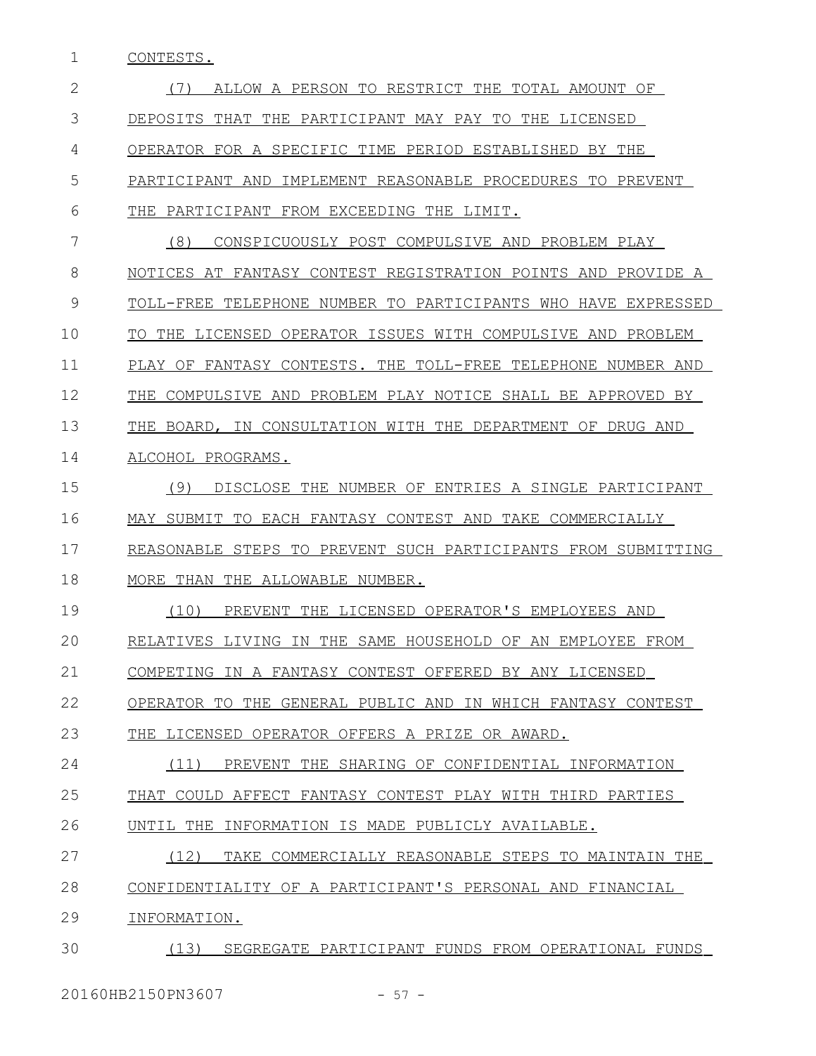CONTESTS.

(7) ALLOW A PERSON TO RESTRICT THE TOTAL AMOUNT OF DEPOSITS THAT THE PARTICIPANT MAY PAY TO THE LICENSED OPERATOR FOR A SPECIFIC TIME PERIOD ESTABLISHED BY THE PARTICIPANT AND IMPLEMENT REASONABLE PROCEDURES TO PREVENT THE PARTICIPANT FROM EXCEEDING THE LIMIT.

(8) CONSPICUOUSLY POST COMPULSIVE AND PROBLEM PLAY NOTICES AT FANTASY CONTEST REGISTRATION POINTS AND PROVIDE A TOLL-FREE TELEPHONE NUMBER TO PARTICIPANTS WHO HAVE EXPRESSED TO THE LICENSED OPERATOR ISSUES WITH COMPULSIVE AND PROBLEM PLAY OF FANTASY CONTESTS. THE TOLL-FREE TELEPHONE NUMBER AND THE COMPULSIVE AND PROBLEM PLAY NOTICE SHALL BE APPROVED BY THE BOARD, IN CONSULTATION WITH THE DEPARTMENT OF DRUG AND ALCOHOL PROGRAMS.

(9) DISCLOSE THE NUMBER OF ENTRIES A SINGLE PARTICIPANT MAY SUBMIT TO EACH FANTASY CONTEST AND TAKE COMMERCIALLY REASONABLE STEPS TO PREVENT SUCH PARTICIPANTS FROM SUBMITTING MORE THAN THE ALLOWABLE NUMBER.

(10) PREVENT THE LICENSED OPERATOR'S EMPLOYEES AND RELATIVES LIVING IN THE SAME HOUSEHOLD OF AN EMPLOYEE FROM COMPETING IN A FANTASY CONTEST OFFERED BY ANY LICENSED OPERATOR TO THE GENERAL PUBLIC AND IN WHICH FANTASY CONTEST THE LICENSED OPERATOR OFFERS A PRIZE OR AWARD.

(11) PREVENT THE SHARING OF CONFIDENTIAL INFORMATION THAT COULD AFFECT FANTASY CONTEST PLAY WITH THIRD PARTIES UNTIL THE INFORMATION IS MADE PUBLICLY AVAILABLE.

(12) TAKE COMMERCIALLY REASONABLE STEPS TO MAINTAIN THE CONFIDENTIALITY OF A PARTICIPANT'S PERSONAL AND FINANCIAL INFORMATION.

(13) SEGREGATE PARTICIPANT FUNDS FROM OPERATIONAL FUNDS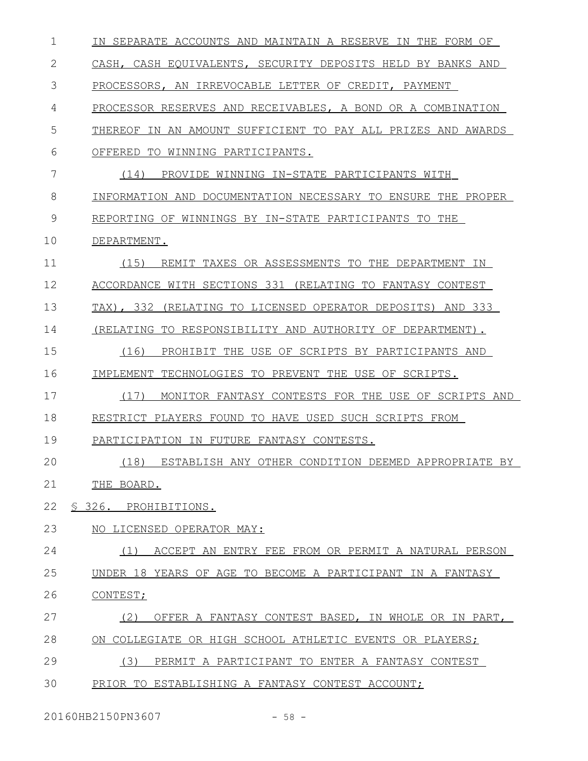IN SEPARATE ACCOUNTS AND MAINTAIN A RESERVE IN THE FORM OF CASH, CASH EQUIVALENTS, SECURITY DEPOSITS HELD BY BANKS AND PROCESSORS, AN IRREVOCABLE LETTER OF CREDIT, PAYMENT PROCESSOR RESERVES AND RECEIVABLES, A BOND OR A COMBINATION THEREOF IN AN AMOUNT SUFFICIENT TO PAY ALL PRIZES AND AWARDS OFFERED TO WINNING PARTICIPANTS.

(14) PROVIDE WINNING IN-STATE PARTICIPANTS WITH INFORMATION AND DOCUMENTATION NECESSARY TO ENSURE THE PROPER REPORTING OF WINNINGS BY IN-STATE PARTICIPANTS TO THE DEPARTMENT.

(15) REMIT TAXES OR ASSESSMENTS TO THE DEPARTMENT IN ACCORDANCE WITH SECTIONS 331 (RELATING TO FANTASY CONTEST TAX), 332 (RELATING TO LICENSED OPERATOR DEPOSITS) AND 333 (RELATING TO RESPONSIBILITY AND AUTHORITY OF DEPARTMENT).

(16) PROHIBIT THE USE OF SCRIPTS BY PARTICIPANTS AND IMPLEMENT TECHNOLOGIES TO PREVENT THE USE OF SCRIPTS.

(17) MONITOR FANTASY CONTESTS FOR THE USE OF SCRIPTS AND RESTRICT PLAYERS FOUND TO HAVE USED SUCH SCRIPTS FROM PARTICIPATION IN FUTURE FANTASY CONTESTS.

(18) ESTABLISH ANY OTHER CONDITION DEEMED APPROPRIATE BY THE BOARD.

§ 326. PROHIBITIONS.

NO LICENSED OPERATOR MAY:

(1) ACCEPT AN ENTRY FEE FROM OR PERMIT A NATURAL PERSON UNDER 18 YEARS OF AGE TO BECOME A PARTICIPANT IN A FANTASY CONTEST;

(2) OFFER A FANTASY CONTEST BASED, IN WHOLE OR IN PART, ON COLLEGIATE OR HIGH SCHOOL ATHLETIC EVENTS OR PLAYERS;

(3) PERMIT A PARTICIPANT TO ENTER A FANTASY CONTEST PRIOR TO ESTABLISHING A FANTASY CONTEST ACCOUNT;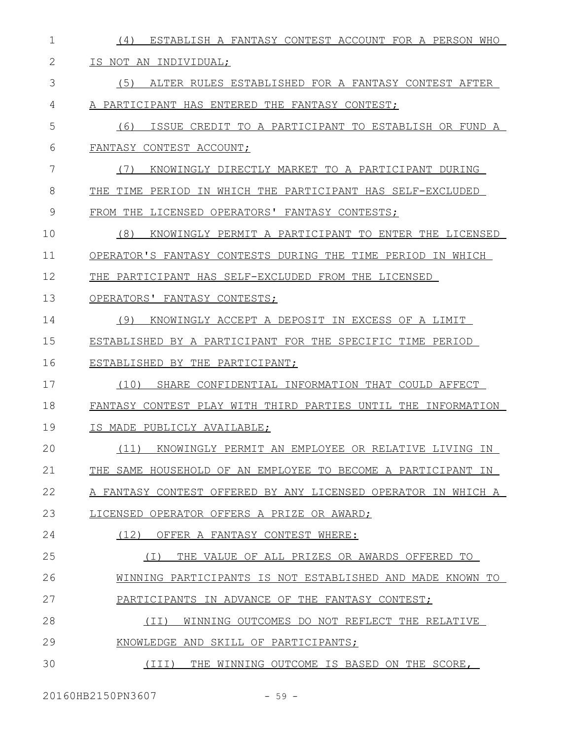(4) ESTABLISH A FANTASY CONTEST ACCOUNT FOR A PERSON WHO IS NOT AN INDIVIDUAL;

(5) ALTER RULES ESTABLISHED FOR A FANTASY CONTEST AFTER A PARTICIPANT HAS ENTERED THE FANTASY CONTEST;

(6) ISSUE CREDIT TO A PARTICIPANT TO ESTABLISH OR FUND A FANTASY CONTEST ACCOUNT;

(7) KNOWINGLY DIRECTLY MARKET TO A PARTICIPANT DURING THE TIME PERIOD IN WHICH THE PARTICIPANT HAS SELF-EXCLUDED FROM THE LICENSED OPERATORS' FANTASY CONTESTS;

(8) KNOWINGLY PERMIT A PARTICIPANT TO ENTER THE LICENSED OPERATOR'S FANTASY CONTESTS DURING THE TIME PERIOD IN WHICH THE PARTICIPANT HAS SELF-EXCLUDED FROM THE LICENSED OPERATORS' FANTASY CONTESTS;

(9) KNOWINGLY ACCEPT A DEPOSIT IN EXCESS OF A LIMIT ESTABLISHED BY A PARTICIPANT FOR THE SPECIFIC TIME PERIOD ESTABLISHED BY THE PARTICIPANT;

(10) SHARE CONFIDENTIAL INFORMATION THAT COULD AFFECT FANTASY CONTEST PLAY WITH THIRD PARTIES UNTIL THE INFORMATION IS MADE PUBLICLY AVAILABLE;

(11) KNOWINGLY PERMIT AN EMPLOYEE OR RELATIVE LIVING IN THE SAME HOUSEHOLD OF AN EMPLOYEE TO BECOME A PARTICIPANT IN A FANTASY CONTEST OFFERED BY ANY LICENSED OPERATOR IN WHICH A LICENSED OPERATOR OFFERS A PRIZE OR AWARD;

(12) OFFER A FANTASY CONTEST WHERE:

(I) THE VALUE OF ALL PRIZES OR AWARDS OFFERED TO WINNING PARTICIPANTS IS NOT ESTABLISHED AND MADE KNOWN TO PARTICIPANTS IN ADVANCE OF THE FANTASY CONTEST;

(II) WINNING OUTCOMES DO NOT REFLECT THE RELATIVE KNOWLEDGE AND SKILL OF PARTICIPANTS;

(III) THE WINNING OUTCOME IS BASED ON THE SCORE,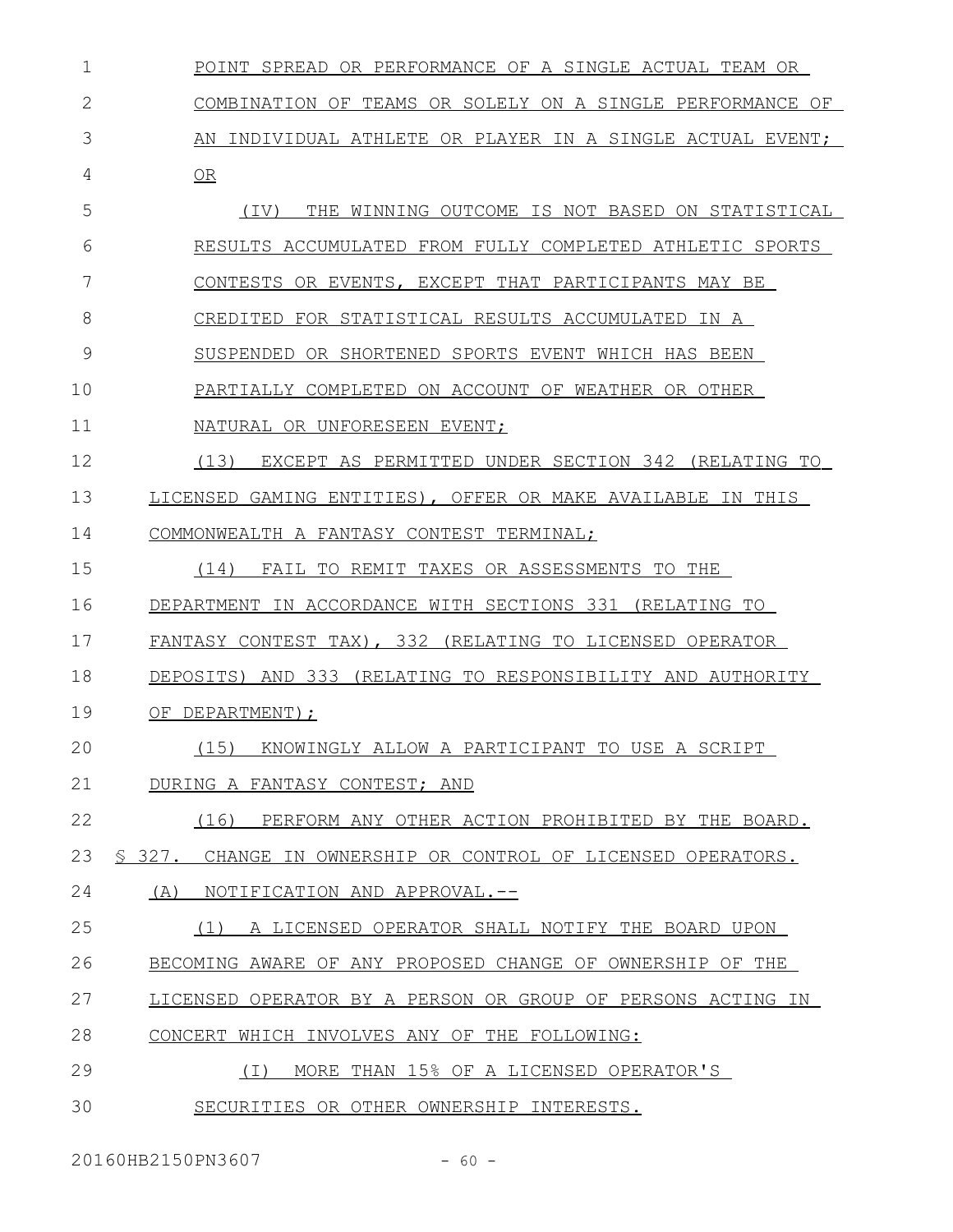POINT SPREAD OR PERFORMANCE OF A SINGLE ACTUAL TEAM OR COMBINATION OF TEAMS OR SOLELY ON A SINGLE PERFORMANCE OF AN INDIVIDUAL ATHLETE OR PLAYER IN A SINGLE ACTUAL EVENT; OR

(IV) THE WINNING OUTCOME IS NOT BASED ON STATISTICAL RESULTS ACCUMULATED FROM FULLY COMPLETED ATHLETIC SPORTS CONTESTS OR EVENTS, EXCEPT THAT PARTICIPANTS MAY BE CREDITED FOR STATISTICAL RESULTS ACCUMULATED IN A SUSPENDED OR SHORTENED SPORTS EVENT WHICH HAS BEEN PARTIALLY COMPLETED ON ACCOUNT OF WEATHER OR OTHER NATURAL OR UNFORESEEN EVENT;

(13) EXCEPT AS PERMITTED UNDER SECTION 342 (RELATING TO LICENSED GAMING ENTITIES), OFFER OR MAKE AVAILABLE IN THIS COMMONWEALTH A FANTASY CONTEST TERMINAL;

(14) FAIL TO REMIT TAXES OR ASSESSMENTS TO THE DEPARTMENT IN ACCORDANCE WITH SECTIONS 331 (RELATING TO FANTASY CONTEST TAX), 332 (RELATING TO LICENSED OPERATOR DEPOSITS) AND 333 (RELATING TO RESPONSIBILITY AND AUTHORITY OF DEPARTMENT);

(15) KNOWINGLY ALLOW A PARTICIPANT TO USE A SCRIPT DURING A FANTASY CONTEST; AND

(16) PERFORM ANY OTHER ACTION PROHIBITED BY THE BOARD.

§ 327. CHANGE IN OWNERSHIP OR CONTROL OF LICENSED OPERATORS.

(A) NOTIFICATION AND APPROVAL.--

(1) A LICENSED OPERATOR SHALL NOTIFY THE BOARD UPON BECOMING AWARE OF ANY PROPOSED CHANGE OF OWNERSHIP OF THE LICENSED OPERATOR BY A PERSON OR GROUP OF PERSONS ACTING IN CONCERT WHICH INVOLVES ANY OF THE FOLLOWING:

(I) MORE THAN 15% OF A LICENSED OPERATOR'S SECURITIES OR OTHER OWNERSHIP INTERESTS.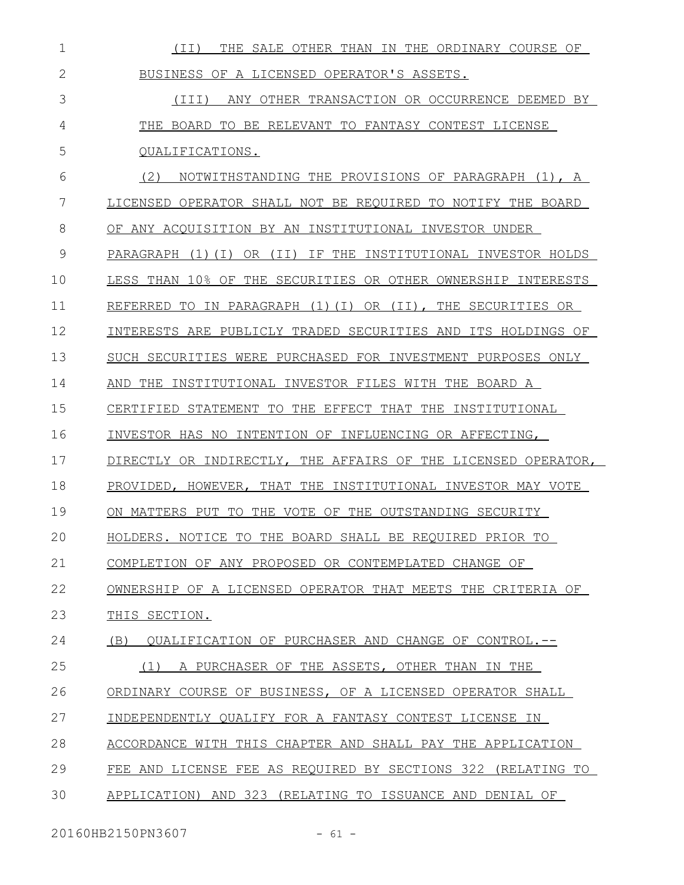(II) THE SALE OTHER THAN IN THE ORDINARY COURSE OF BUSINESS OF A LICENSED OPERATOR'S ASSETS.

(III) ANY OTHER TRANSACTION OR OCCURRENCE DEEMED BY THE BOARD TO BE RELEVANT TO FANTASY CONTEST LICENSE QUALIFICATIONS.

(2) NOTWITHSTANDING THE PROVISIONS OF PARAGRAPH (1), A LICENSED OPERATOR SHALL NOT BE REQUIRED TO NOTIFY THE BOARD OF ANY ACQUISITION BY AN INSTITUTIONAL INVESTOR UNDER PARAGRAPH (1)(I) OR (II) IF THE INSTITUTIONAL INVESTOR HOLDS LESS THAN 10% OF THE SECURITIES OR OTHER OWNERSHIP INTERESTS REFERRED TO IN PARAGRAPH (1)(I) OR (II), THE SECURITIES OR INTERESTS ARE PUBLICLY TRADED SECURITIES AND ITS HOLDINGS OF SUCH SECURITIES WERE PURCHASED FOR INVESTMENT PURPOSES ONLY AND THE INSTITUTIONAL INVESTOR FILES WITH THE BOARD A CERTIFIED STATEMENT TO THE EFFECT THAT THE INSTITUTIONAL INVESTOR HAS NO INTENTION OF INFLUENCING OR AFFECTING, DIRECTLY OR INDIRECTLY, THE AFFAIRS OF THE LICENSED OPERATOR, PROVIDED, HOWEVER, THAT THE INSTITUTIONAL INVESTOR MAY VOTE ON MATTERS PUT TO THE VOTE OF THE OUTSTANDING SECURITY HOLDERS. NOTICE TO THE BOARD SHALL BE REQUIRED PRIOR TO COMPLETION OF ANY PROPOSED OR CONTEMPLATED CHANGE OF OWNERSHIP OF A LICENSED OPERATOR THAT MEETS THE CRITERIA OF THIS SECTION.

(B) QUALIFICATION OF PURCHASER AND CHANGE OF CONTROL.--

(1) A PURCHASER OF THE ASSETS, OTHER THAN IN THE ORDINARY COURSE OF BUSINESS, OF A LICENSED OPERATOR SHALL INDEPENDENTLY QUALIFY FOR A FANTASY CONTEST LICENSE IN ACCORDANCE WITH THIS CHAPTER AND SHALL PAY THE APPLICATION FEE AND LICENSE FEE AS REQUIRED BY SECTIONS 322 (RELATING TO APPLICATION) AND 323 (RELATING TO ISSUANCE AND DENIAL OF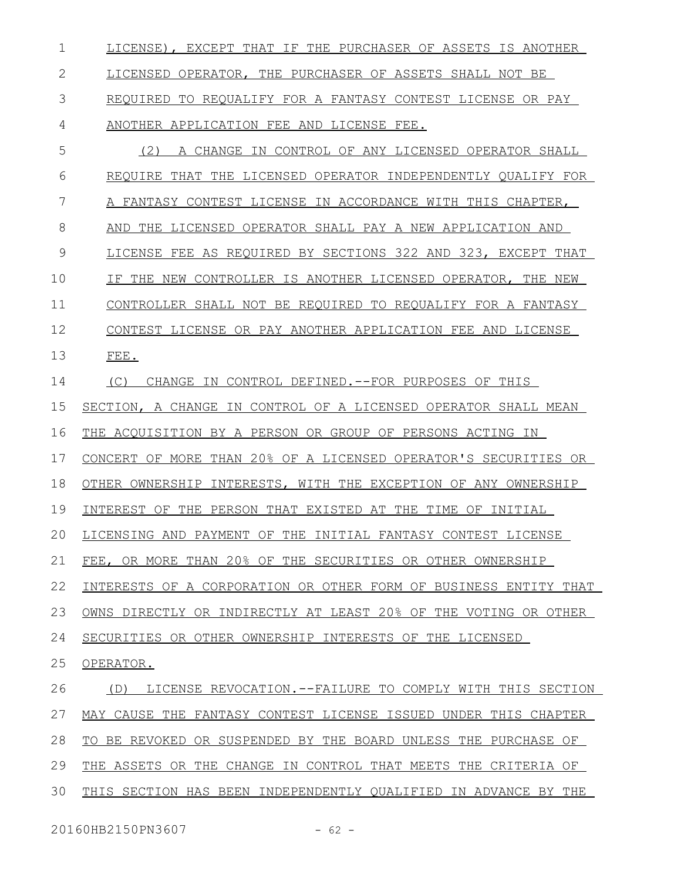LICENSE), EXCEPT THAT IF THE PURCHASER OF ASSETS IS ANOTHER LICENSED OPERATOR, THE PURCHASER OF ASSETS SHALL NOT BE REQUIRED TO REQUALIFY FOR A FANTASY CONTEST LICENSE OR PAY ANOTHER APPLICATION FEE AND LICENSE FEE.

(2) A CHANGE IN CONTROL OF ANY LICENSED OPERATOR SHALL REQUIRE THAT THE LICENSED OPERATOR INDEPENDENTLY QUALIFY FOR A FANTASY CONTEST LICENSE IN ACCORDANCE WITH THIS CHAPTER, AND THE LICENSED OPERATOR SHALL PAY A NEW APPLICATION AND LICENSE FEE AS REQUIRED BY SECTIONS 322 AND 323, EXCEPT THAT IF THE NEW CONTROLLER IS ANOTHER LICENSED OPERATOR, THE NEW CONTROLLER SHALL NOT BE REQUIRED TO REQUALIFY FOR A FANTASY CONTEST LICENSE OR PAY ANOTHER APPLICATION FEE AND LICENSE FEE.

(C) CHANGE IN CONTROL DEFINED.--FOR PURPOSES OF THIS SECTION, A CHANGE IN CONTROL OF A LICENSED OPERATOR SHALL MEAN THE ACQUISITION BY A PERSON OR GROUP OF PERSONS ACTING IN CONCERT OF MORE THAN 20% OF A LICENSED OPERATOR'S SECURITIES OR OTHER OWNERSHIP INTERESTS, WITH THE EXCEPTION OF ANY OWNERSHIP INTEREST OF THE PERSON THAT EXISTED AT THE TIME OF INITIAL LICENSING AND PAYMENT OF THE INITIAL FANTASY CONTEST LICENSE FEE, OR MORE THAN 20% OF THE SECURITIES OR OTHER OWNERSHIP INTERESTS OF A CORPORATION OR OTHER FORM OF BUSINESS ENTITY THAT OWNS DIRECTLY OR INDIRECTLY AT LEAST 20% OF THE VOTING OR OTHER SECURITIES OR OTHER OWNERSHIP INTERESTS OF THE LICENSED OPERATOR.

(D) LICENSE REVOCATION.--FAILURE TO COMPLY WITH THIS SECTION MAY CAUSE THE FANTASY CONTEST LICENSE ISSUED UNDER THIS CHAPTER TO BE REVOKED OR SUSPENDED BY THE BOARD UNLESS THE PURCHASE OF THE ASSETS OR THE CHANGE IN CONTROL THAT MEETS THE CRITERIA OF THIS SECTION HAS BEEN INDEPENDENTLY QUALIFIED IN ADVANCE BY THE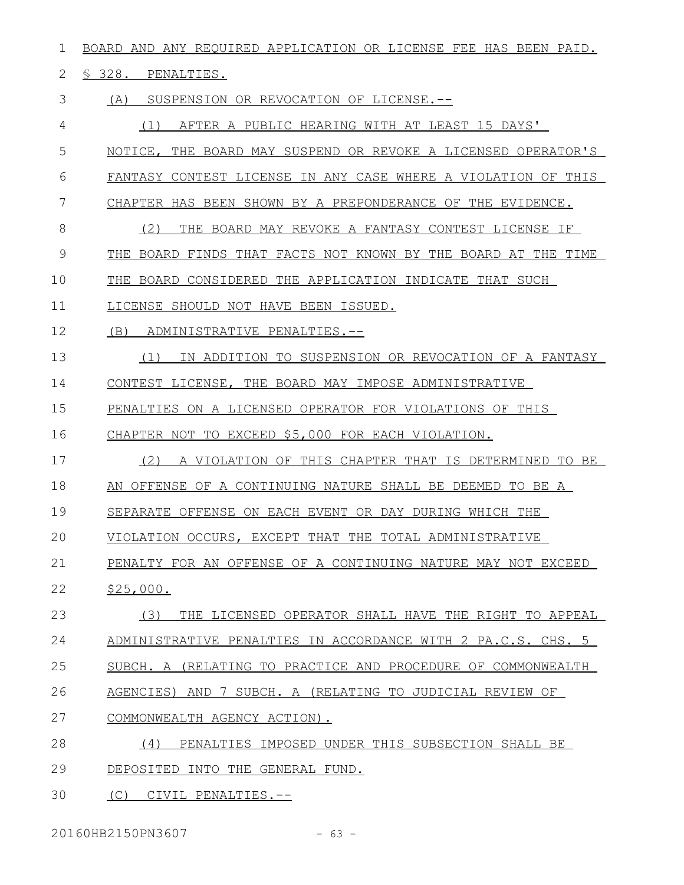BOARD AND ANY REQUIRED APPLICATION OR LICENSE FEE HAS BEEN PAID.

§ 328. PENALTIES.

(A) SUSPENSION OR REVOCATION OF LICENSE.--

(1) AFTER A PUBLIC HEARING WITH AT LEAST 15 DAYS' NOTICE, THE BOARD MAY SUSPEND OR REVOKE A LICENSED OPERATOR'S FANTASY CONTEST LICENSE IN ANY CASE WHERE A VIOLATION OF THIS CHAPTER HAS BEEN SHOWN BY A PREPONDERANCE OF THE EVIDENCE.

(2) THE BOARD MAY REVOKE A FANTASY CONTEST LICENSE IF THE BOARD FINDS THAT FACTS NOT KNOWN BY THE BOARD AT THE TIME THE BOARD CONSIDERED THE APPLICATION INDICATE THAT SUCH LICENSE SHOULD NOT HAVE BEEN ISSUED.

(B) ADMINISTRATIVE PENALTIES.--

(1) IN ADDITION TO SUSPENSION OR REVOCATION OF A FANTASY CONTEST LICENSE, THE BOARD MAY IMPOSE ADMINISTRATIVE PENALTIES ON A LICENSED OPERATOR FOR VIOLATIONS OF THIS CHAPTER NOT TO EXCEED $5,000 FOR EACH VIOLATION.

(2) A VIOLATION OF THIS CHAPTER THAT IS DETERMINED TO BE AN OFFENSE OF A CONTINUING NATURE SHALL BE DEEMED TO BE A SEPARATE OFFENSE ON EACH EVENT OR DAY DURING WHICH THE VIOLATION OCCURS, EXCEPT THAT THE TOTAL ADMINISTRATIVE PENALTY FOR AN OFFENSE OF A CONTINUING NATURE MAY NOT EXCEED $25,000.

(3) THE LICENSED OPERATOR SHALL HAVE THE RIGHT TO APPEAL ADMINISTRATIVE PENALTIES IN ACCORDANCE WITH 2 PA.C.S. CHS. 5 SUBCH. A (RELATING TO PRACTICE AND PROCEDURE OF COMMONWEALTH AGENCIES) AND 7 SUBCH. A (RELATING TO JUDICIAL REVIEW OF COMMONWEALTH AGENCY ACTION).

(4) PENALTIES IMPOSED UNDER THIS SUBSECTION SHALL BE DEPOSITED INTO THE GENERAL FUND.

(C) CIVIL PENALTIES.--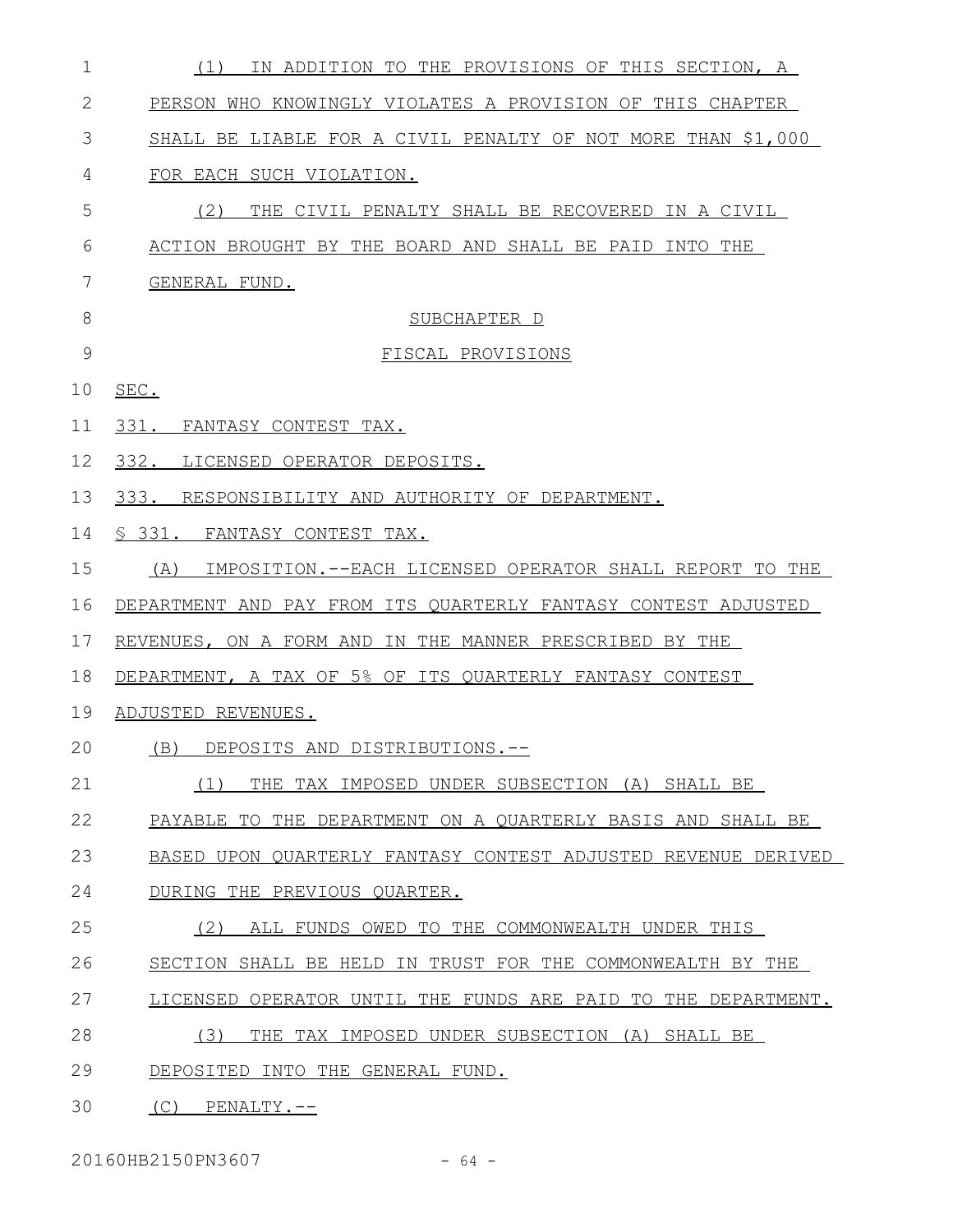(1) IN ADDITION TO THE PROVISIONS OF THIS SECTION, A PERSON WHO KNOWINGLY VIOLATES A PROVISION OF THIS CHAPTER SHALL BE LIABLE FOR A CIVIL PENALTY OF NOT MORE THAN $1,000 FOR EACH SUCH VIOLATION.

(2) THE CIVIL PENALTY SHALL BE RECOVERED IN A CIVIL ACTION BROUGHT BY THE BOARD AND SHALL BE PAID INTO THE GENERAL FUND.

SUBCHAPTER D

FISCAL PROVISIONS

SEC.

331. FANTASY CONTEST TAX.

332. LICENSED OPERATOR DEPOSITS.

333. RESPONSIBILITY AND AUTHORITY OF DEPARTMENT.

§ 331. FANTASY CONTEST TAX.

(A) IMPOSITION.--EACH LICENSED OPERATOR SHALL REPORT TO THE DEPARTMENT AND PAY FROM ITS QUARTERLY FANTASY CONTEST ADJUSTED REVENUES, ON A FORM AND IN THE MANNER PRESCRIBED BY THE DEPARTMENT, A TAX OF 5% OF ITS QUARTERLY FANTASY CONTEST ADJUSTED REVENUES.

(B) DEPOSITS AND DISTRIBUTIONS.--

(1) THE TAX IMPOSED UNDER SUBSECTION (A) SHALL BE PAYABLE TO THE DEPARTMENT ON A QUARTERLY BASIS AND SHALL BE BASED UPON QUARTERLY FANTASY CONTEST ADJUSTED REVENUE DERIVED DURING THE PREVIOUS QUARTER.

(2) ALL FUNDS OWED TO THE COMMONWEALTH UNDER THIS SECTION SHALL BE HELD IN TRUST FOR THE COMMONWEALTH BY THE LICENSED OPERATOR UNTIL THE FUNDS ARE PAID TO THE DEPARTMENT.

(3) THE TAX IMPOSED UNDER SUBSECTION (A) SHALL BE DEPOSITED INTO THE GENERAL FUND.

(C) PENALTY.--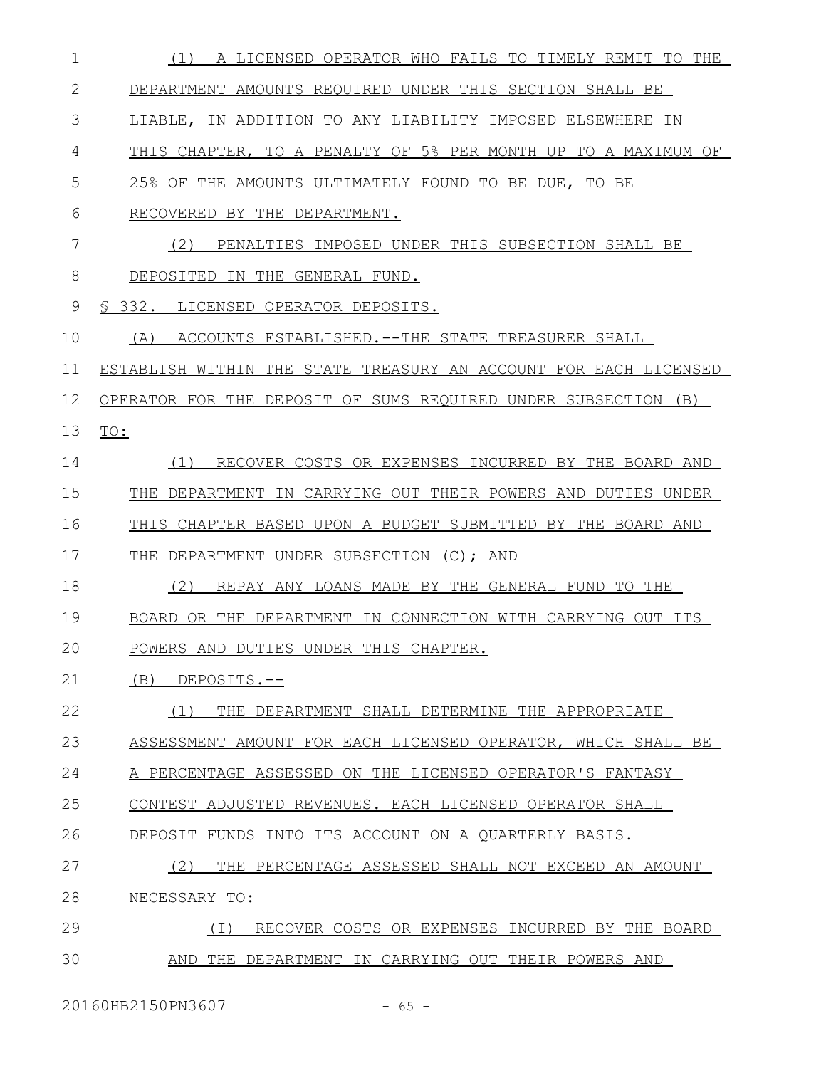(1) A LICENSED OPERATOR WHO FAILS TO TIMELY REMIT TO THE DEPARTMENT AMOUNTS REQUIRED UNDER THIS SECTION SHALL BE LIABLE, IN ADDITION TO ANY LIABILITY IMPOSED ELSEWHERE IN THIS CHAPTER, TO A PENALTY OF 5% PER MONTH UP TO A MAXIMUM OF 25% OF THE AMOUNTS ULTIMATELY FOUND TO BE DUE, TO BE RECOVERED BY THE DEPARTMENT.

(2) PENALTIES IMPOSED UNDER THIS SUBSECTION SHALL BE DEPOSITED IN THE GENERAL FUND.

§ 332. LICENSED OPERATOR DEPOSITS.

(A) ACCOUNTS ESTABLISHED.--THE STATE TREASURER SHALL ESTABLISH WITHIN THE STATE TREASURY AN ACCOUNT FOR EACH LICENSED OPERATOR FOR THE DEPOSIT OF SUMS REQUIRED UNDER SUBSECTION (B) TO:

(1) RECOVER COSTS OR EXPENSES INCURRED BY THE BOARD AND THE DEPARTMENT IN CARRYING OUT THEIR POWERS AND DUTIES UNDER THIS CHAPTER BASED UPON A BUDGET SUBMITTED BY THE BOARD AND THE DEPARTMENT UNDER SUBSECTION (C); AND

(2) REPAY ANY LOANS MADE BY THE GENERAL FUND TO THE BOARD OR THE DEPARTMENT IN CONNECTION WITH CARRYING OUT ITS POWERS AND DUTIES UNDER THIS CHAPTER.

(B) DEPOSITS.--

(1) THE DEPARTMENT SHALL DETERMINE THE APPROPRIATE ASSESSMENT AMOUNT FOR EACH LICENSED OPERATOR, WHICH SHALL BE A PERCENTAGE ASSESSED ON THE LICENSED OPERATOR'S FANTASY CONTEST ADJUSTED REVENUES. EACH LICENSED OPERATOR SHALL DEPOSIT FUNDS INTO ITS ACCOUNT ON A QUARTERLY BASIS.

(2) THE PERCENTAGE ASSESSED SHALL NOT EXCEED AN AMOUNT NECESSARY TO:

(I) RECOVER COSTS OR EXPENSES INCURRED BY THE BOARD AND THE DEPARTMENT IN CARRYING OUT THEIR POWERS AND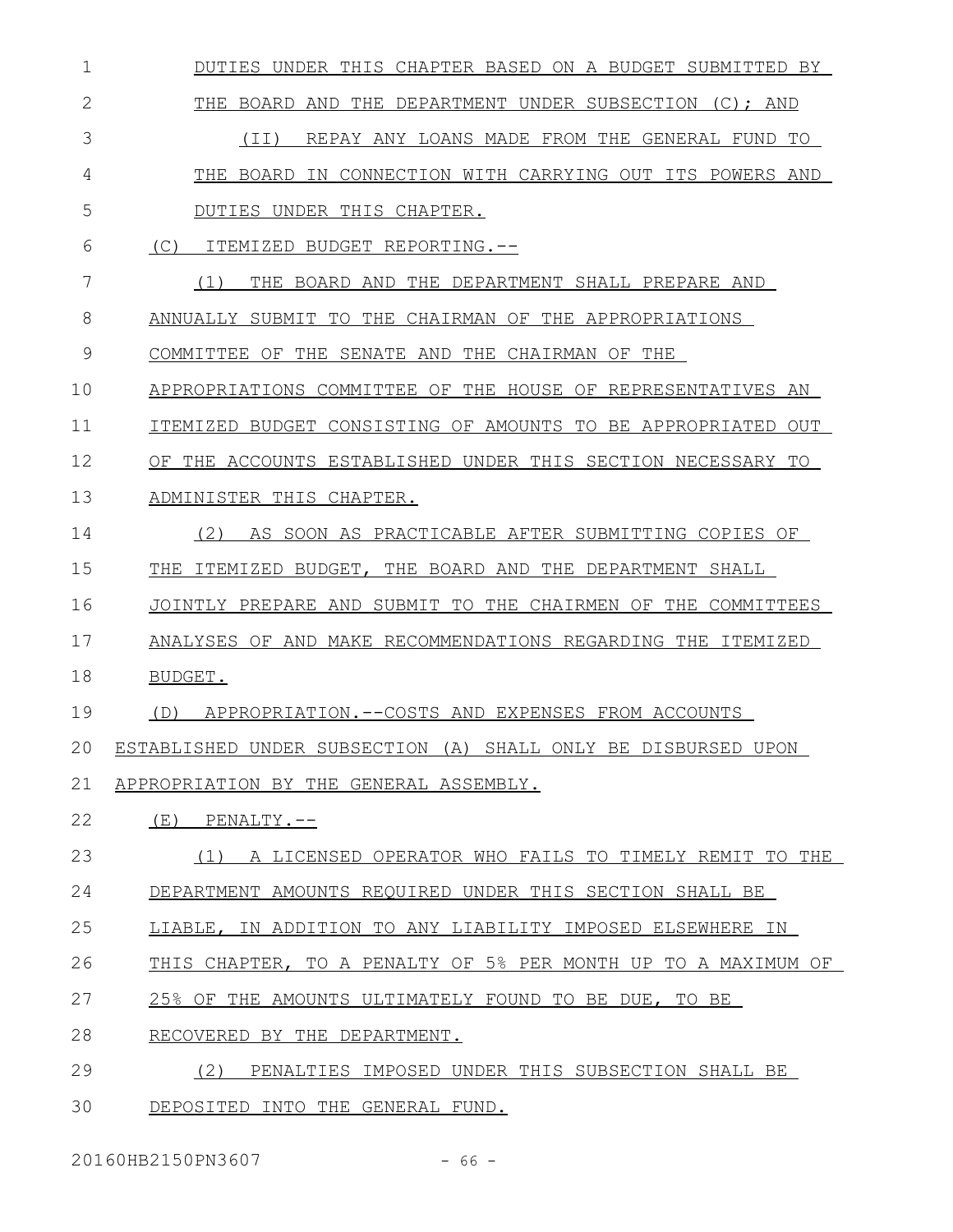DUTIES UNDER THIS CHAPTER BASED ON A BUDGET SUBMITTED BY THE BOARD AND THE DEPARTMENT UNDER SUBSECTION (C); AND

(II) REPAY ANY LOANS MADE FROM THE GENERAL FUND TO THE BOARD IN CONNECTION WITH CARRYING OUT ITS POWERS AND DUTIES UNDER THIS CHAPTER.

(C) ITEMIZED BUDGET REPORTING.--

(1) THE BOARD AND THE DEPARTMENT SHALL PREPARE AND ANNUALLY SUBMIT TO THE CHAIRMAN OF THE APPROPRIATIONS COMMITTEE OF THE SENATE AND THE CHAIRMAN OF THE APPROPRIATIONS COMMITTEE OF THE HOUSE OF REPRESENTATIVES AN ITEMIZED BUDGET CONSISTING OF AMOUNTS TO BE APPROPRIATED OUT OF THE ACCOUNTS ESTABLISHED UNDER THIS SECTION NECESSARY TO ADMINISTER THIS CHAPTER.

(2) AS SOON AS PRACTICABLE AFTER SUBMITTING COPIES OF THE ITEMIZED BUDGET, THE BOARD AND THE DEPARTMENT SHALL JOINTLY PREPARE AND SUBMIT TO THE CHAIRMEN OF THE COMMITTEES ANALYSES OF AND MAKE RECOMMENDATIONS REGARDING THE ITEMIZED BUDGET.

(D) APPROPRIATION.--COSTS AND EXPENSES FROM ACCOUNTS ESTABLISHED UNDER SUBSECTION (A) SHALL ONLY BE DISBURSED UPON APPROPRIATION BY THE GENERAL ASSEMBLY.

(E) PENALTY.--

(1) A LICENSED OPERATOR WHO FAILS TO TIMELY REMIT TO THE DEPARTMENT AMOUNTS REQUIRED UNDER THIS SECTION SHALL BE LIABLE, IN ADDITION TO ANY LIABILITY IMPOSED ELSEWHERE IN THIS CHAPTER, TO A PENALTY OF 5% PER MONTH UP TO A MAXIMUM OF 25% OF THE AMOUNTS ULTIMATELY FOUND TO BE DUE, TO BE RECOVERED BY THE DEPARTMENT.

(2) PENALTIES IMPOSED UNDER THIS SUBSECTION SHALL BE DEPOSITED INTO THE GENERAL FUND.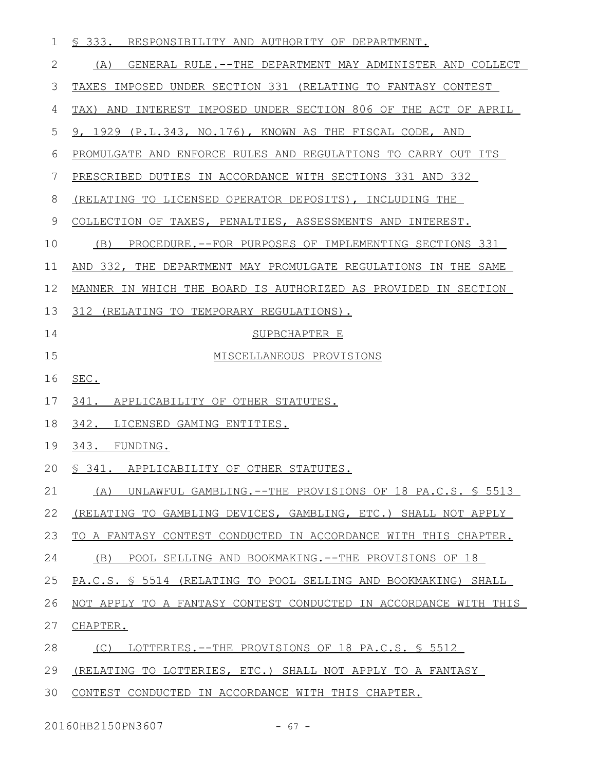§ 333. RESPONSIBILITY AND AUTHORITY OF DEPARTMENT.

(A) GENERAL RULE.--THE DEPARTMENT MAY ADMINISTER AND COLLECT TAXES IMPOSED UNDER SECTION 331 (RELATING TO FANTASY CONTEST TAX) AND INTEREST IMPOSED UNDER SECTION 806 OF THE ACT OF APRIL 9, 1929 (P.L.343, NO.176), KNOWN AS THE FISCAL CODE, AND PROMULGATE AND ENFORCE RULES AND REGULATIONS TO CARRY OUT ITS PRESCRIBED DUTIES IN ACCORDANCE WITH SECTIONS 331 AND 332 (RELATING TO LICENSED OPERATOR DEPOSITS), INCLUDING THE COLLECTION OF TAXES, PENALTIES, ASSESSMENTS AND INTEREST.

(B) PROCEDURE.--FOR PURPOSES OF IMPLEMENTING SECTIONS 331 AND 332, THE DEPARTMENT MAY PROMULGATE REGULATIONS IN THE SAME MANNER IN WHICH THE BOARD IS AUTHORIZED AS PROVIDED IN SECTION 312 (RELATING TO TEMPORARY REGULATIONS).

SUPBCHAPTER E

MISCELLANEOUS PROVISIONS

SEC.

341. APPLICABILITY OF OTHER STATUTES.

342. LICENSED GAMING ENTITIES.

343. FUNDING.

§ 341. APPLICABILITY OF OTHER STATUTES.

(A) UNLAWFUL GAMBLING.--THE PROVISIONS OF 18 PA.C.S. § 5513 (RELATING TO GAMBLING DEVICES, GAMBLING, ETC.) SHALL NOT APPLY TO A FANTASY CONTEST CONDUCTED IN ACCORDANCE WITH THIS CHAPTER.

(B) POOL SELLING AND BOOKMAKING.--THE PROVISIONS OF 18 PA.C.S. § 5514 (RELATING TO POOL SELLING AND BOOKMAKING) SHALL NOT APPLY TO A FANTASY CONTEST CONDUCTED IN ACCORDANCE WITH THIS CHAPTER.

(C) LOTTERIES.--THE PROVISIONS OF 18 PA.C.S. § 5512 (RELATING TO LOTTERIES, ETC.) SHALL NOT APPLY TO A FANTASY CONTEST CONDUCTED IN ACCORDANCE WITH THIS CHAPTER.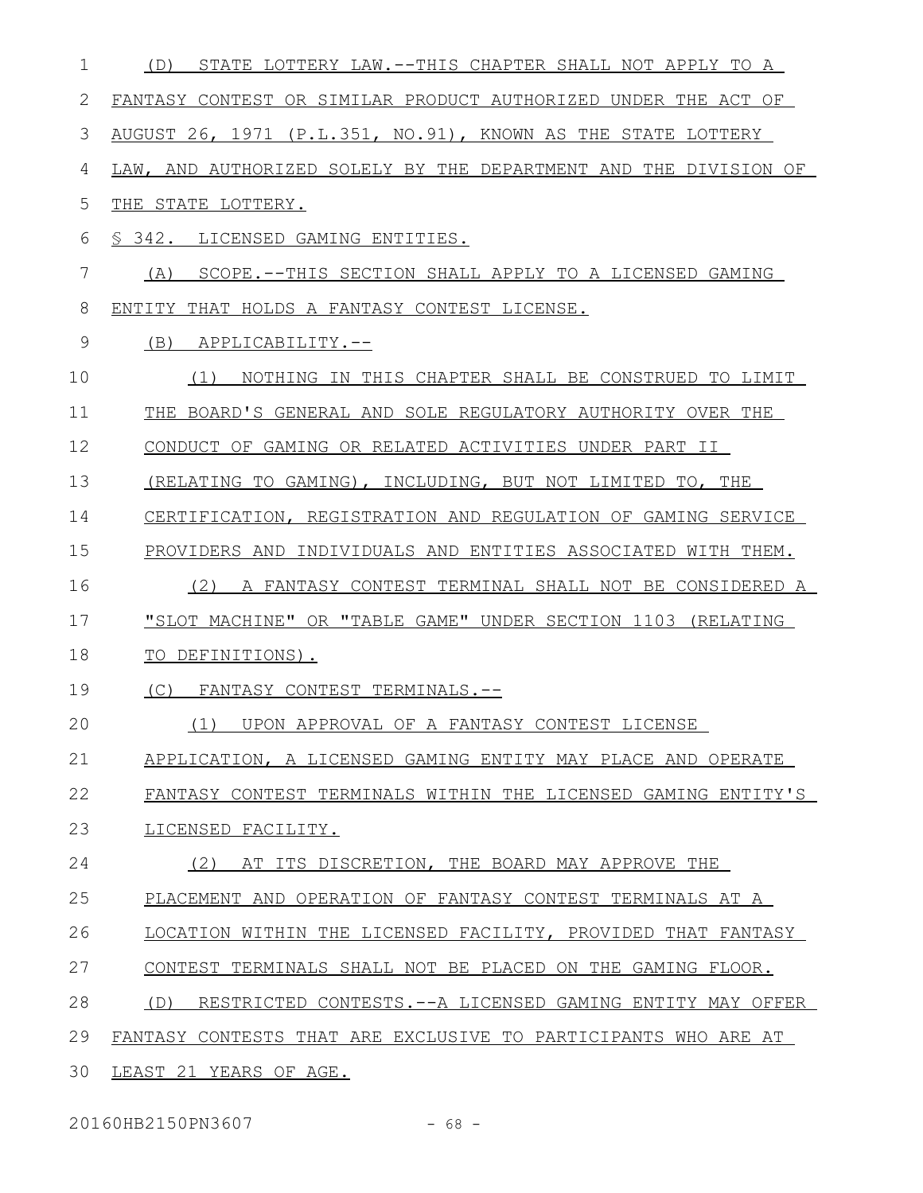(D) STATE LOTTERY LAW.--THIS CHAPTER SHALL NOT APPLY TO A FANTASY CONTEST OR SIMILAR PRODUCT AUTHORIZED UNDER THE ACT OF AUGUST 26, 1971 (P.L.351, NO.91), KNOWN AS THE STATE LOTTERY LAW, AND AUTHORIZED SOLELY BY THE DEPARTMENT AND THE DIVISION OF THE STATE LOTTERY.

§ 342. LICENSED GAMING ENTITIES.

(A) SCOPE.--THIS SECTION SHALL APPLY TO A LICENSED GAMING ENTITY THAT HOLDS A FANTASY CONTEST LICENSE.

(B) APPLICABILITY.--

(1) NOTHING IN THIS CHAPTER SHALL BE CONSTRUED TO LIMIT THE BOARD'S GENERAL AND SOLE REGULATORY AUTHORITY OVER THE CONDUCT OF GAMING OR RELATED ACTIVITIES UNDER PART II (RELATING TO GAMING), INCLUDING, BUT NOT LIMITED TO, THE CERTIFICATION, REGISTRATION AND REGULATION OF GAMING SERVICE PROVIDERS AND INDIVIDUALS AND ENTITIES ASSOCIATED WITH THEM.

(2) A FANTASY CONTEST TERMINAL SHALL NOT BE CONSIDERED A "SLOT MACHINE" OR "TABLE GAME" UNDER SECTION 1103 (RELATING TO DEFINITIONS).

(C) FANTASY CONTEST TERMINALS.--

(1) UPON APPROVAL OF A FANTASY CONTEST LICENSE APPLICATION, A LICENSED GAMING ENTITY MAY PLACE AND OPERATE FANTASY CONTEST TERMINALS WITHIN THE LICENSED GAMING ENTITY'S LICENSED FACILITY.

(2) AT ITS DISCRETION, THE BOARD MAY APPROVE THE PLACEMENT AND OPERATION OF FANTASY CONTEST TERMINALS AT A LOCATION WITHIN THE LICENSED FACILITY, PROVIDED THAT FANTASY CONTEST TERMINALS SHALL NOT BE PLACED ON THE GAMING FLOOR.

(D) RESTRICTED CONTESTS.--A LICENSED GAMING ENTITY MAY OFFER FANTASY CONTESTS THAT ARE EXCLUSIVE TO PARTICIPANTS WHO ARE AT LEAST 21 YEARS OF AGE.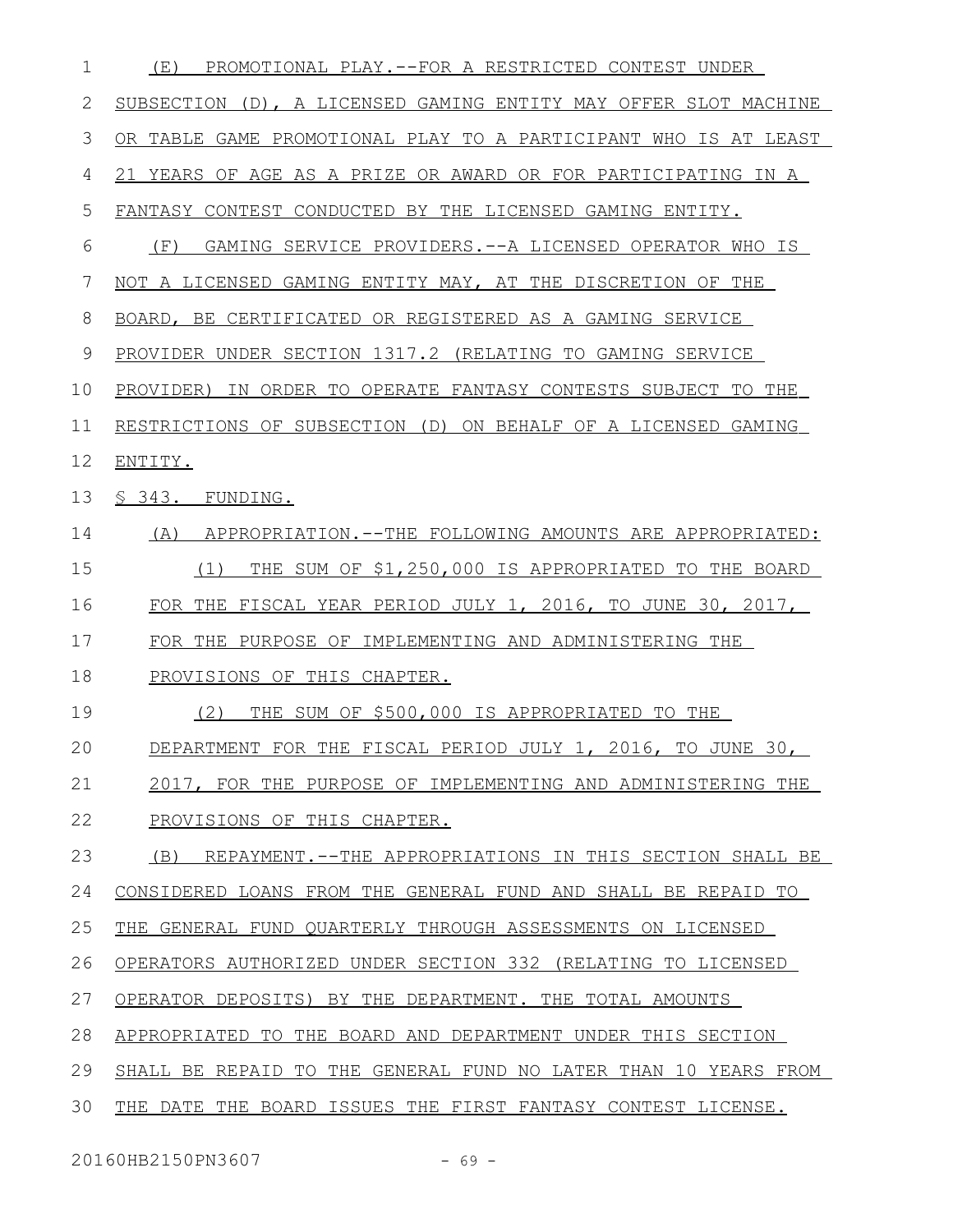(E) PROMOTIONAL PLAY.--FOR A RESTRICTED CONTEST UNDER SUBSECTION (D), A LICENSED GAMING ENTITY MAY OFFER SLOT MACHINE OR TABLE GAME PROMOTIONAL PLAY TO A PARTICIPANT WHO IS AT LEAST 21 YEARS OF AGE AS A PRIZE OR AWARD OR FOR PARTICIPATING IN A FANTASY CONTEST CONDUCTED BY THE LICENSED GAMING ENTITY.

(F) GAMING SERVICE PROVIDERS.--A LICENSED OPERATOR WHO IS NOT A LICENSED GAMING ENTITY MAY, AT THE DISCRETION OF THE BOARD, BE CERTIFICATED OR REGISTERED AS A GAMING SERVICE PROVIDER UNDER SECTION 1317.2 (RELATING TO GAMING SERVICE PROVIDER) IN ORDER TO OPERATE FANTASY CONTESTS SUBJECT TO THE RESTRICTIONS OF SUBSECTION (D) ON BEHALF OF A LICENSED GAMING ENTITY.

§ 343. FUNDING.

(A) APPROPRIATION.--THE FOLLOWING AMOUNTS ARE APPROPRIATED:

(1) THE SUM OF $1,250,000 IS APPROPRIATED TO THE BOARD FOR THE FISCAL YEAR PERIOD JULY 1, 2016, TO JUNE 30, 2017, FOR THE PURPOSE OF IMPLEMENTING AND ADMINISTERING THE PROVISIONS OF THIS CHAPTER.

(2) THE SUM OF $500,000 IS APPROPRIATED TO THE DEPARTMENT FOR THE FISCAL PERIOD JULY 1, 2016, TO JUNE 30, 2017, FOR THE PURPOSE OF IMPLEMENTING AND ADMINISTERING THE PROVISIONS OF THIS CHAPTER.

(B) REPAYMENT.--THE APPROPRIATIONS IN THIS SECTION SHALL BE CONSIDERED LOANS FROM THE GENERAL FUND AND SHALL BE REPAID TO THE GENERAL FUND QUARTERLY THROUGH ASSESSMENTS ON LICENSED OPERATORS AUTHORIZED UNDER SECTION 332 (RELATING TO LICENSED OPERATOR DEPOSITS) BY THE DEPARTMENT. THE TOTAL AMOUNTS APPROPRIATED TO THE BOARD AND DEPARTMENT UNDER THIS SECTION SHALL BE REPAID TO THE GENERAL FUND NO LATER THAN 10 YEARS FROM THE DATE THE BOARD ISSUES THE FIRST FANTASY CONTEST LICENSE.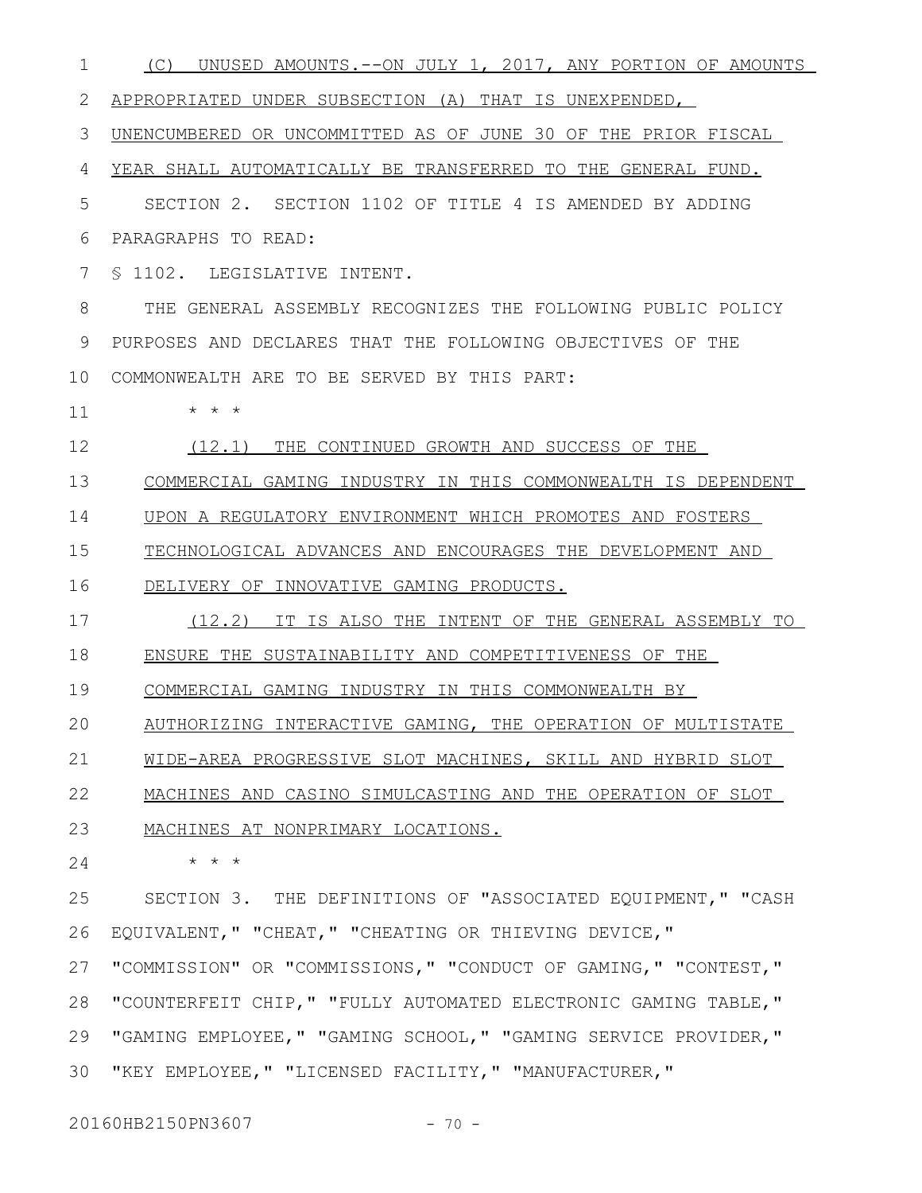(C) UNUSED AMOUNTS.--ON JULY 1, 2017, ANY PORTION OF AMOUNTS APPROPRIATED UNDER SUBSECTION (A) THAT IS UNEXPENDED, UNENCUMBERED OR UNCOMMITTED AS OF JUNE 30 OF THE PRIOR FISCAL YEAR SHALL AUTOMATICALLY BE TRANSFERRED TO THE GENERAL FUND.

SECTION 2. SECTION 1102 OF TITLE 4 IS AMENDED BY ADDING PARAGRAPHS TO READ:

§ 1102. LEGISLATIVE INTENT.

THE GENERAL ASSEMBLY RECOGNIZES THE FOLLOWING PUBLIC POLICY PURPOSES AND DECLARES THAT THE FOLLOWING OBJECTIVES OF THE COMMONWEALTH ARE TO BE SERVED BY THIS PART:

\* \* \*

(12.1) THE CONTINUED GROWTH AND SUCCESS OF THE COMMERCIAL GAMING INDUSTRY IN THIS COMMONWEALTH IS DEPENDENT UPON A REGULATORY ENVIRONMENT WHICH PROMOTES AND FOSTERS TECHNOLOGICAL ADVANCES AND ENCOURAGES THE DEVELOPMENT AND DELIVERY OF INNOVATIVE GAMING PRODUCTS.

(12.2) IT IS ALSO THE INTENT OF THE GENERAL ASSEMBLY TO ENSURE THE SUSTAINABILITY AND COMPETITIVENESS OF THE COMMERCIAL GAMING INDUSTRY IN THIS COMMONWEALTH BY AUTHORIZING INTERACTIVE GAMING, THE OPERATION OF MULTISTATE WIDE-AREA PROGRESSIVE SLOT MACHINES, SKILL AND HYBRID SLOT MACHINES AND CASINO SIMULCASTING AND THE OPERATION OF SLOT MACHINES AT NONPRIMARY LOCATIONS.

\* \* \*

SECTION 3. THE DEFINITIONS OF "ASSOCIATED EQUIPMENT," "CASH EQUIVALENT," "CHEAT," "CHEATING OR THIEVING DEVICE," "COMMISSION" OR "COMMISSIONS," "CONDUCT OF GAMING," "CONTEST," "COUNTERFEIT CHIP," "FULLY AUTOMATED ELECTRONIC GAMING TABLE," "GAMING EMPLOYEE," "GAMING SCHOOL," "GAMING SERVICE PROVIDER," "KEY EMPLOYEE," "LICENSED FACILITY," "MANUFACTURER,"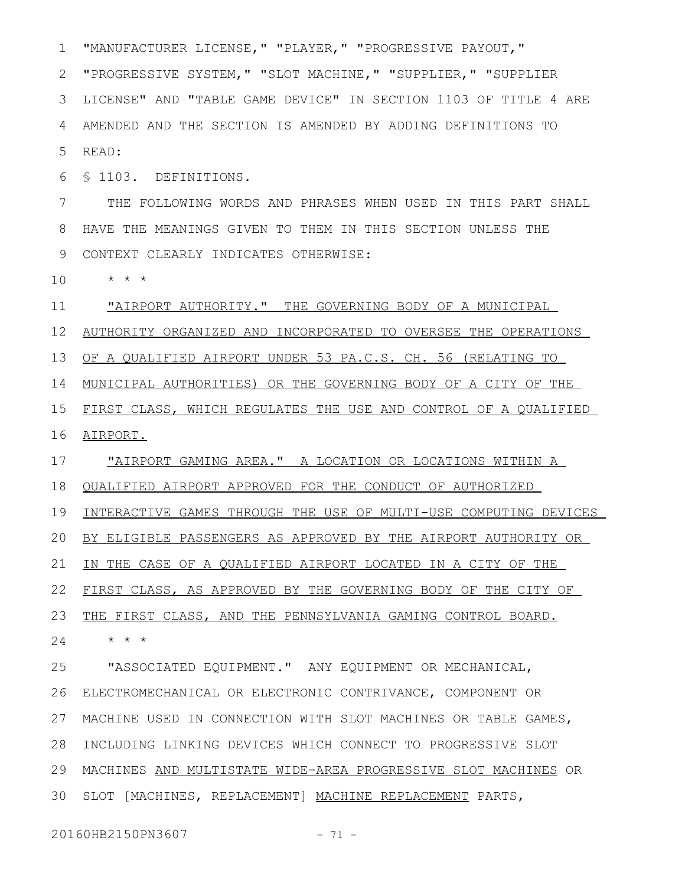"MANUFACTURER LICENSE," "PLAYER," "PROGRESSIVE PAYOUT," "PROGRESSIVE SYSTEM," "SLOT MACHINE," "SUPPLIER," "SUPPLIER LICENSE" AND "TABLE GAME DEVICE" IN SECTION 1103 OF TITLE 4 ARE AMENDED AND THE SECTION IS AMENDED BY ADDING DEFINITIONS TO READ:

§ 1103. DEFINITIONS.

THE FOLLOWING WORDS AND PHRASES WHEN USED IN THIS PART SHALL HAVE THE MEANINGS GIVEN TO THEM IN THIS SECTION UNLESS THE CONTEXT CLEARLY INDICATES OTHERWISE:

\* \* \*

"AIRPORT AUTHORITY." THE GOVERNING BODY OF A MUNICIPAL AUTHORITY ORGANIZED AND INCORPORATED TO OVERSEE THE OPERATIONS OF A QUALIFIED AIRPORT UNDER 53 PA.C.S. CH. 56 (RELATING TO MUNICIPAL AUTHORITIES) OR THE GOVERNING BODY OF A CITY OF THE FIRST CLASS, WHICH REGULATES THE USE AND CONTROL OF A QUALIFIED AIRPORT.

"AIRPORT GAMING AREA." A LOCATION OR LOCATIONS WITHIN A QUALIFIED AIRPORT APPROVED FOR THE CONDUCT OF AUTHORIZED INTERACTIVE GAMES THROUGH THE USE OF MULTI-USE COMPUTING DEVICES BY ELIGIBLE PASSENGERS AS APPROVED BY THE AIRPORT AUTHORITY OR IN THE CASE OF A QUALIFIED AIRPORT LOCATED IN A CITY OF THE FIRST CLASS, AS APPROVED BY THE GOVERNING BODY OF THE CITY OF THE FIRST CLASS, AND THE PENNSYLVANIA GAMING CONTROL BOARD.

\* \* \*

"ASSOCIATED EQUIPMENT." ANY EQUIPMENT OR MECHANICAL, ELECTROMECHANICAL OR ELECTRONIC CONTRIVANCE, COMPONENT OR MACHINE USED IN CONNECTION WITH SLOT MACHINES OR TABLE GAMES, INCLUDING LINKING DEVICES WHICH CONNECT TO PROGRESSIVE SLOT MACHINES AND MULTISTATE WIDE-AREA PROGRESSIVE SLOT MACHINES OR SLOT [MACHINES, REPLACEMENT] MACHINE REPLACEMENT PARTS,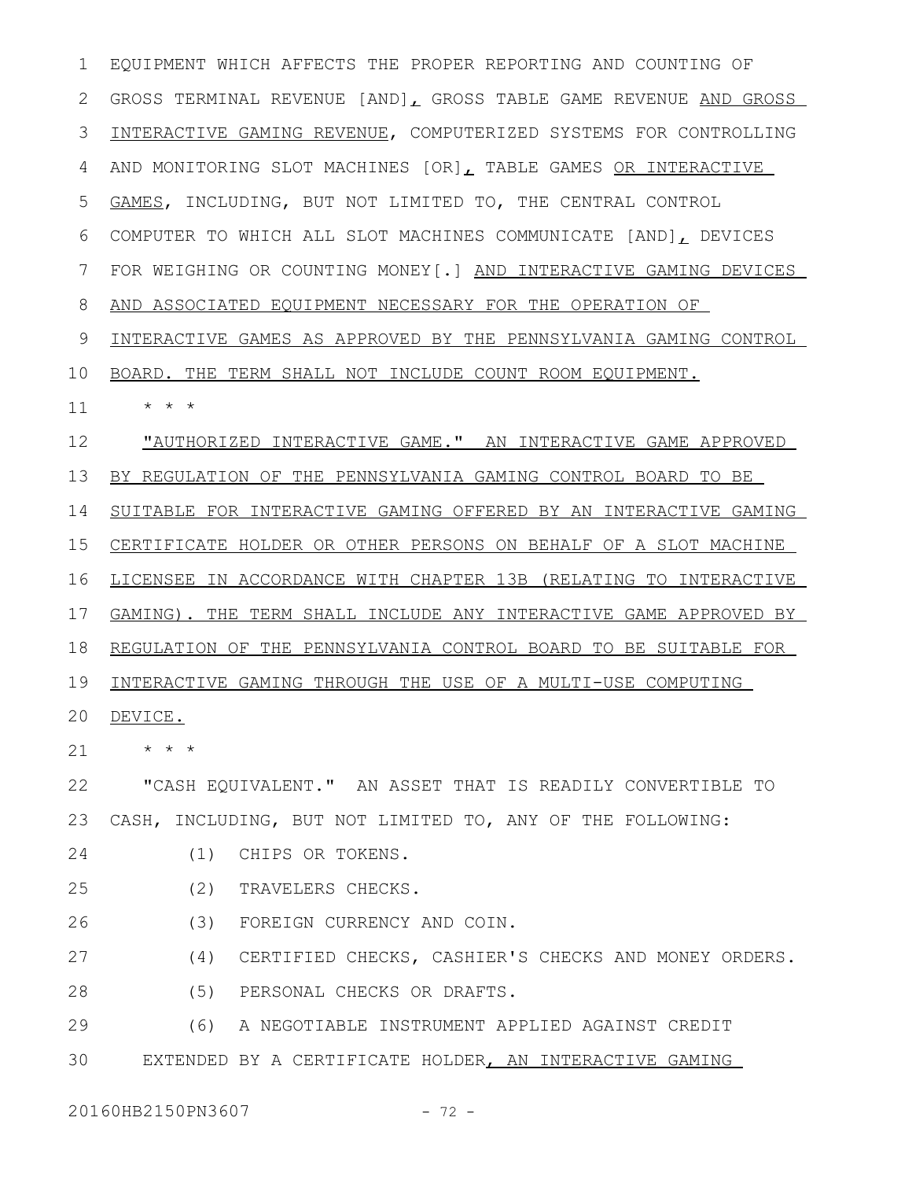EQUIPMENT WHICH AFFECTS THE PROPER REPORTING AND COUNTING OF GROSS TERMINAL REVENUE [AND], GROSS TABLE GAME REVENUE AND GROSS INTERACTIVE GAMING REVENUE, COMPUTERIZED SYSTEMS FOR CONTROLLING AND MONITORING SLOT MACHINES [OR], TABLE GAMES OR INTERACTIVE GAMES, INCLUDING, BUT NOT LIMITED TO, THE CENTRAL CONTROL COMPUTER TO WHICH ALL SLOT MACHINES COMMUNICATE [AND], DEVICES FOR WEIGHING OR COUNTING MONEY[.] AND INTERACTIVE GAMING DEVICES AND ASSOCIATED EQUIPMENT NECESSARY FOR THE OPERATION OF INTERACTIVE GAMES AS APPROVED BY THE PENNSYLVANIA GAMING CONTROL BOARD. THE TERM SHALL NOT INCLUDE COUNT ROOM EQUIPMENT.

\* \* \*

"AUTHORIZED INTERACTIVE GAME." AN INTERACTIVE GAME APPROVED BY REGULATION OF THE PENNSYLVANIA GAMING CONTROL BOARD TO BE SUITABLE FOR INTERACTIVE GAMING OFFERED BY AN INTERACTIVE GAMING CERTIFICATE HOLDER OR OTHER PERSONS ON BEHALF OF A SLOT MACHINE LICENSEE IN ACCORDANCE WITH CHAPTER 13B (RELATING TO INTERACTIVE GAMING). THE TERM SHALL INCLUDE ANY INTERACTIVE GAME APPROVED BY REGULATION OF THE PENNSYLVANIA CONTROL BOARD TO BE SUITABLE FOR INTERACTIVE GAMING THROUGH THE USE OF A MULTI-USE COMPUTING DEVICE.

\* \* \*

"CASH EQUIVALENT." AN ASSET THAT IS READILY CONVERTIBLE TO CASH, INCLUDING, BUT NOT LIMITED TO, ANY OF THE FOLLOWING:

(1) CHIPS OR TOKENS.

(2) TRAVELERS CHECKS.

(3) FOREIGN CURRENCY AND COIN.

(4) CERTIFIED CHECKS, CASHIER'S CHECKS AND MONEY ORDERS.

(5) PERSONAL CHECKS OR DRAFTS.

(6) A NEGOTIABLE INSTRUMENT APPLIED AGAINST CREDIT EXTENDED BY A CERTIFICATE HOLDER, AN INTERACTIVE GAMING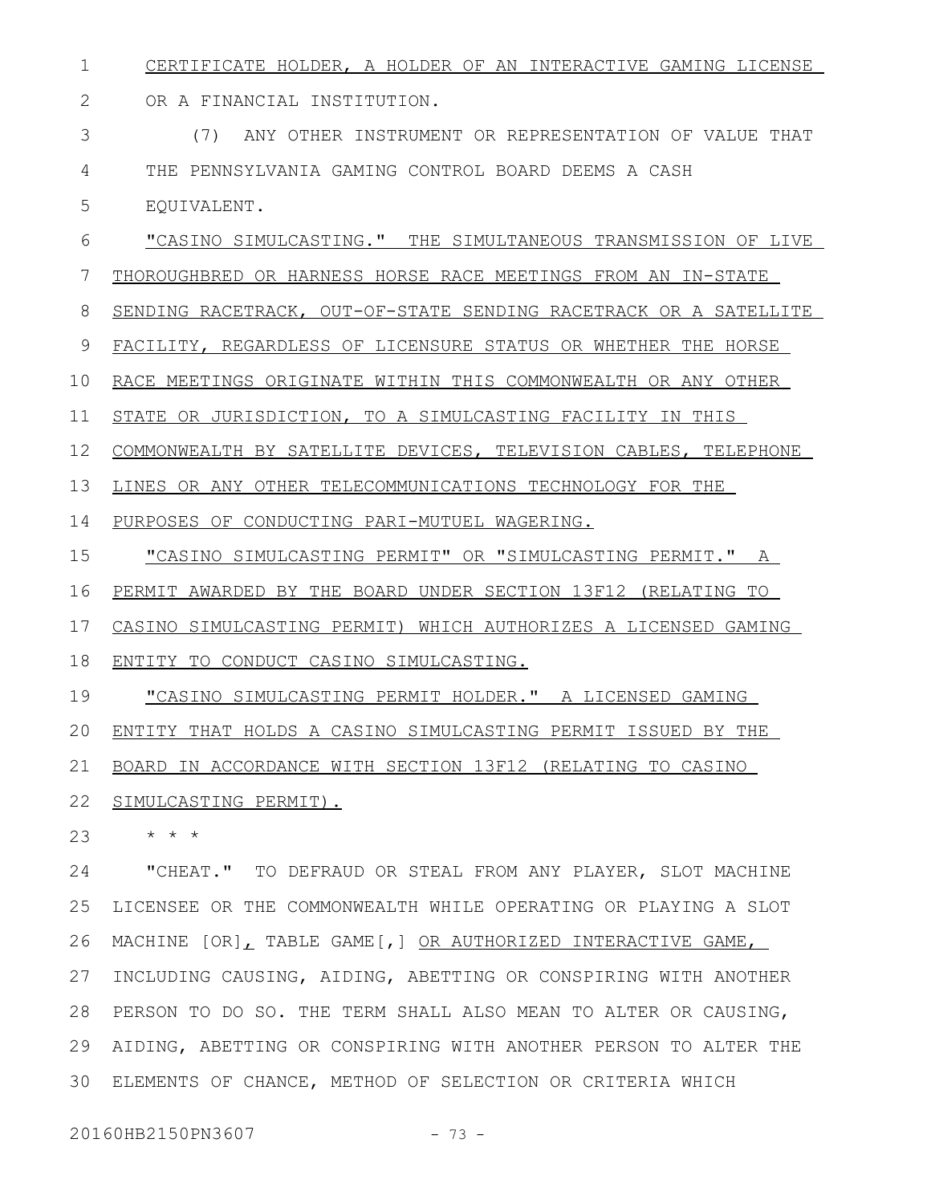CERTIFICATE HOLDER, A HOLDER OF AN INTERACTIVE GAMING LICENSE OR A FINANCIAL INSTITUTION.

(7) ANY OTHER INSTRUMENT OR REPRESENTATION OF VALUE THAT THE PENNSYLVANIA GAMING CONTROL BOARD DEEMS A CASH EQUIVALENT.

"CASINO SIMULCASTING." THE SIMULTANEOUS TRANSMISSION OF LIVE THOROUGHBRED OR HARNESS HORSE RACE MEETINGS FROM AN IN-STATE SENDING RACETRACK, OUT-OF-STATE SENDING RACETRACK OR A SATELLITE FACILITY, REGARDLESS OF LICENSURE STATUS OR WHETHER THE HORSE RACE MEETINGS ORIGINATE WITHIN THIS COMMONWEALTH OR ANY OTHER STATE OR JURISDICTION, TO A SIMULCASTING FACILITY IN THIS COMMONWEALTH BY SATELLITE DEVICES, TELEVISION CABLES, TELEPHONE LINES OR ANY OTHER TELECOMMUNICATIONS TECHNOLOGY FOR THE PURPOSES OF CONDUCTING PARI-MUTUEL WAGERING.

"CASINO SIMULCASTING PERMIT" OR "SIMULCASTING PERMIT." A PERMIT AWARDED BY THE BOARD UNDER SECTION 13F12 (RELATING TO CASINO SIMULCASTING PERMIT) WHICH AUTHORIZES A LICENSED GAMING ENTITY TO CONDUCT CASINO SIMULCASTING.

"CASINO SIMULCASTING PERMIT HOLDER." A LICENSED GAMING ENTITY THAT HOLDS A CASINO SIMULCASTING PERMIT ISSUED BY THE BOARD IN ACCORDANCE WITH SECTION 13F12 (RELATING TO CASINO SIMULCASTING PERMIT).

* * *

"CHEAT." TO DEFRAUD OR STEAL FROM ANY PLAYER, SLOT MACHINE LICENSEE OR THE COMMONWEALTH WHILE OPERATING OR PLAYING A SLOT MACHINE [OR], TABLE GAME[,] OR AUTHORIZED INTERACTIVE GAME, INCLUDING CAUSING, AIDING, ABETTING OR CONSPIRING WITH ANOTHER PERSON TO DO SO. THE TERM SHALL ALSO MEAN TO ALTER OR CAUSING, AIDING, ABETTING OR CONSPIRING WITH ANOTHER PERSON TO ALTER THE ELEMENTS OF CHANCE, METHOD OF SELECTION OR CRITERIA WHICH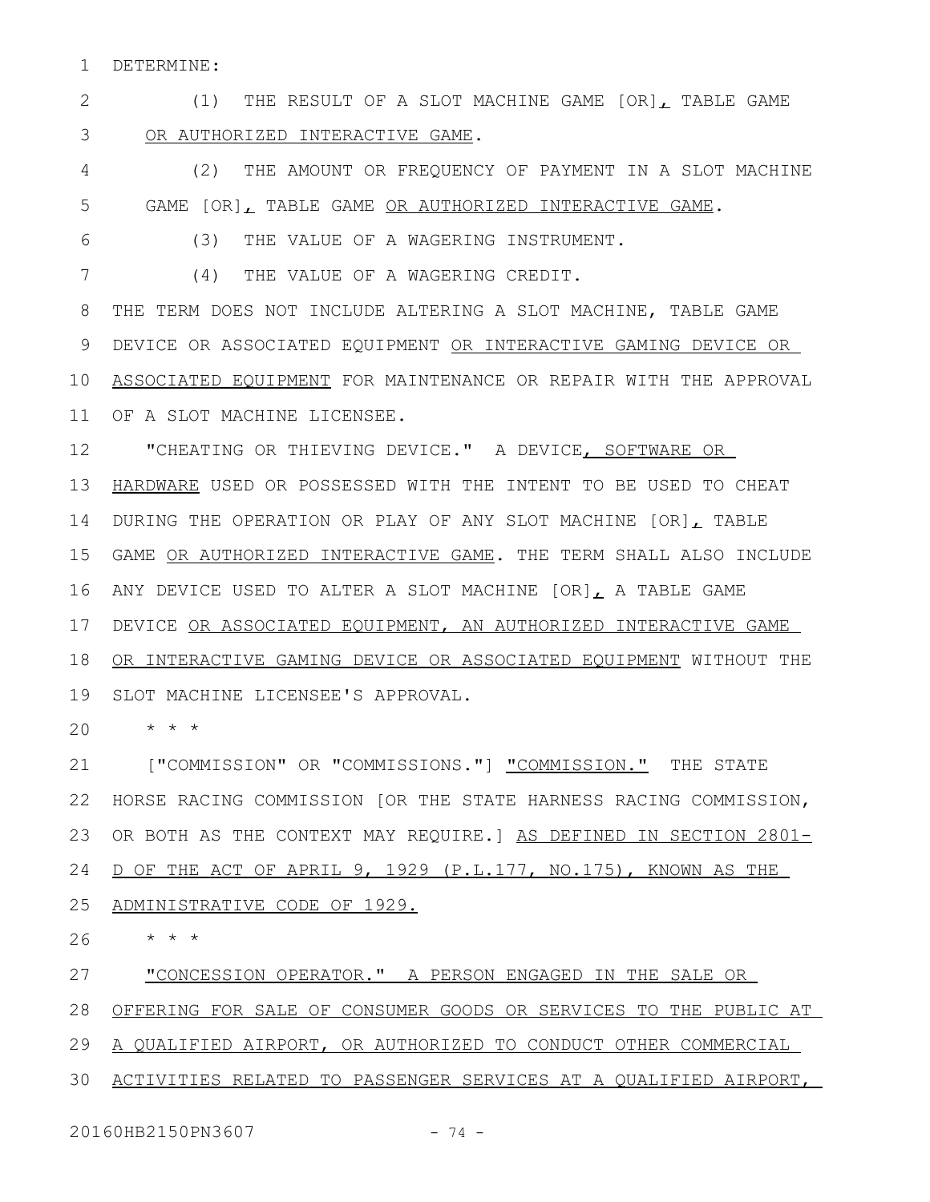DETERMINE:

(1) THE RESULT OF A SLOT MACHINE GAME [OR], TABLE GAME OR AUTHORIZED INTERACTIVE GAME.

(2) THE AMOUNT OR FREQUENCY OF PAYMENT IN A SLOT MACHINE GAME [OR], TABLE GAME OR AUTHORIZED INTERACTIVE GAME.

(3) THE VALUE OF A WAGERING INSTRUMENT.

(4) THE VALUE OF A WAGERING CREDIT.

THE TERM DOES NOT INCLUDE ALTERING A SLOT MACHINE, TABLE GAME DEVICE OR ASSOCIATED EQUIPMENT OR INTERACTIVE GAMING DEVICE OR ASSOCIATED EQUIPMENT FOR MAINTENANCE OR REPAIR WITH THE APPROVAL OF A SLOT MACHINE LICENSEE.

"CHEATING OR THIEVING DEVICE." A DEVICE, SOFTWARE OR HARDWARE USED OR POSSESSED WITH THE INTENT TO BE USED TO CHEAT DURING THE OPERATION OR PLAY OF ANY SLOT MACHINE [OR], TABLE GAME OR AUTHORIZED INTERACTIVE GAME. THE TERM SHALL ALSO INCLUDE ANY DEVICE USED TO ALTER A SLOT MACHINE [OR], A TABLE GAME DEVICE OR ASSOCIATED EQUIPMENT, AN AUTHORIZED INTERACTIVE GAME OR INTERACTIVE GAMING DEVICE OR ASSOCIATED EQUIPMENT WITHOUT THE SLOT MACHINE LICENSEE'S APPROVAL.

\* \* \*

["COMMISSION" OR "COMMISSIONS."] "COMMISSION." THE STATE HORSE RACING COMMISSION [OR THE STATE HARNESS RACING COMMISSION, OR BOTH AS THE CONTEXT MAY REQUIRE.] AS DEFINED IN SECTION 2801-D OF THE ACT OF APRIL 9, 1929 (P.L.177, NO.175), KNOWN AS THE ADMINISTRATIVE CODE OF 1929.

\* \* \*

"CONCESSION OPERATOR." A PERSON ENGAGED IN THE SALE OR OFFERING FOR SALE OF CONSUMER GOODS OR SERVICES TO THE PUBLIC AT A QUALIFIED AIRPORT, OR AUTHORIZED TO CONDUCT OTHER COMMERCIAL ACTIVITIES RELATED TO PASSENGER SERVICES AT A QUALIFIED AIRPORT,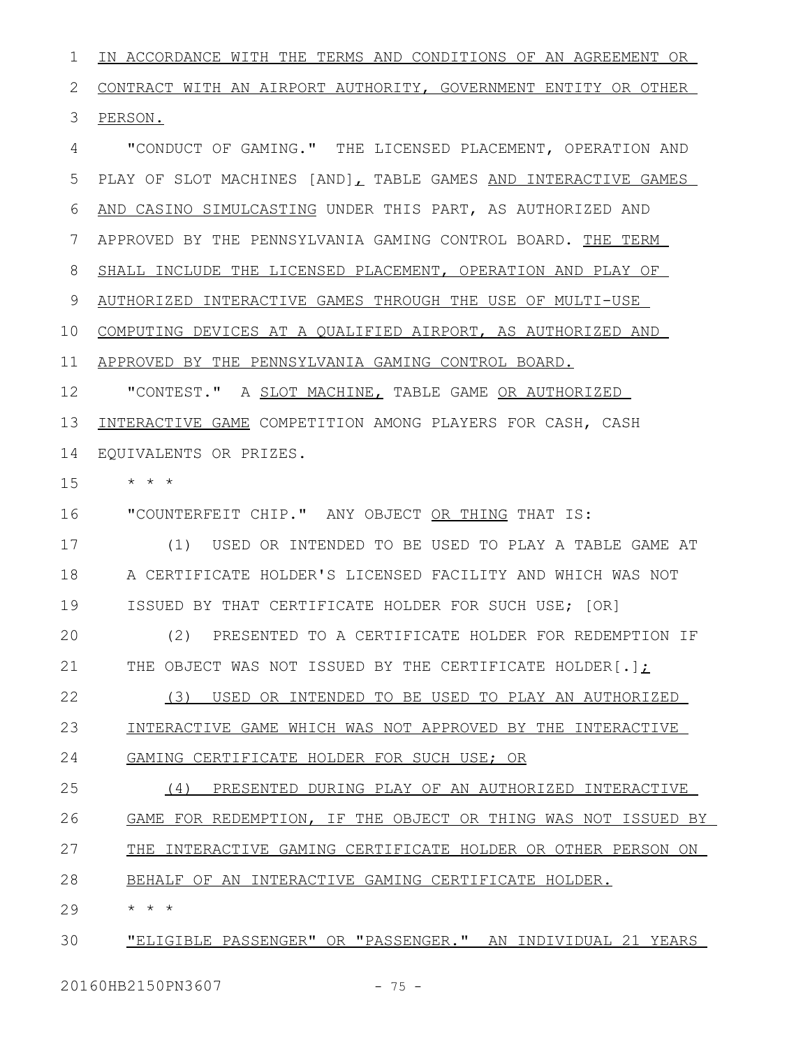IN ACCORDANCE WITH THE TERMS AND CONDITIONS OF AN AGREEMENT OR CONTRACT WITH AN AIRPORT AUTHORITY, GOVERNMENT ENTITY OR OTHER PERSON.

"CONDUCT OF GAMING." THE LICENSED PLACEMENT, OPERATION AND PLAY OF SLOT MACHINES [AND], TABLE GAMES AND INTERACTIVE GAMES AND CASINO SIMULCASTING UNDER THIS PART, AS AUTHORIZED AND APPROVED BY THE PENNSYLVANIA GAMING CONTROL BOARD. THE TERM SHALL INCLUDE THE LICENSED PLACEMENT, OPERATION AND PLAY OF AUTHORIZED INTERACTIVE GAMES THROUGH THE USE OF MULTI-USE COMPUTING DEVICES AT A QUALIFIED AIRPORT, AS AUTHORIZED AND APPROVED BY THE PENNSYLVANIA GAMING CONTROL BOARD.

"CONTEST." A SLOT MACHINE, TABLE GAME OR AUTHORIZED INTERACTIVE GAME COMPETITION AMONG PLAYERS FOR CASH, CASH EQUIVALENTS OR PRIZES.

* * *

"COUNTERFEIT CHIP." ANY OBJECT OR THING THAT IS:

(1) USED OR INTENDED TO BE USED TO PLAY A TABLE GAME AT A CERTIFICATE HOLDER'S LICENSED FACILITY AND WHICH WAS NOT ISSUED BY THAT CERTIFICATE HOLDER FOR SUCH USE; [OR]

(2) PRESENTED TO A CERTIFICATE HOLDER FOR REDEMPTION IF THE OBJECT WAS NOT ISSUED BY THE CERTIFICATE HOLDER[.];

(3) USED OR INTENDED TO BE USED TO PLAY AN AUTHORIZED INTERACTIVE GAME WHICH WAS NOT APPROVED BY THE INTERACTIVE GAMING CERTIFICATE HOLDER FOR SUCH USE; OR

(4) PRESENTED DURING PLAY OF AN AUTHORIZED INTERACTIVE GAME FOR REDEMPTION, IF THE OBJECT OR THING WAS NOT ISSUED BY THE INTERACTIVE GAMING CERTIFICATE HOLDER OR OTHER PERSON ON BEHALF OF AN INTERACTIVE GAMING CERTIFICATE HOLDER.

* * *

"ELIGIBLE PASSENGER" OR "PASSENGER." AN INDIVIDUAL 21 YEARS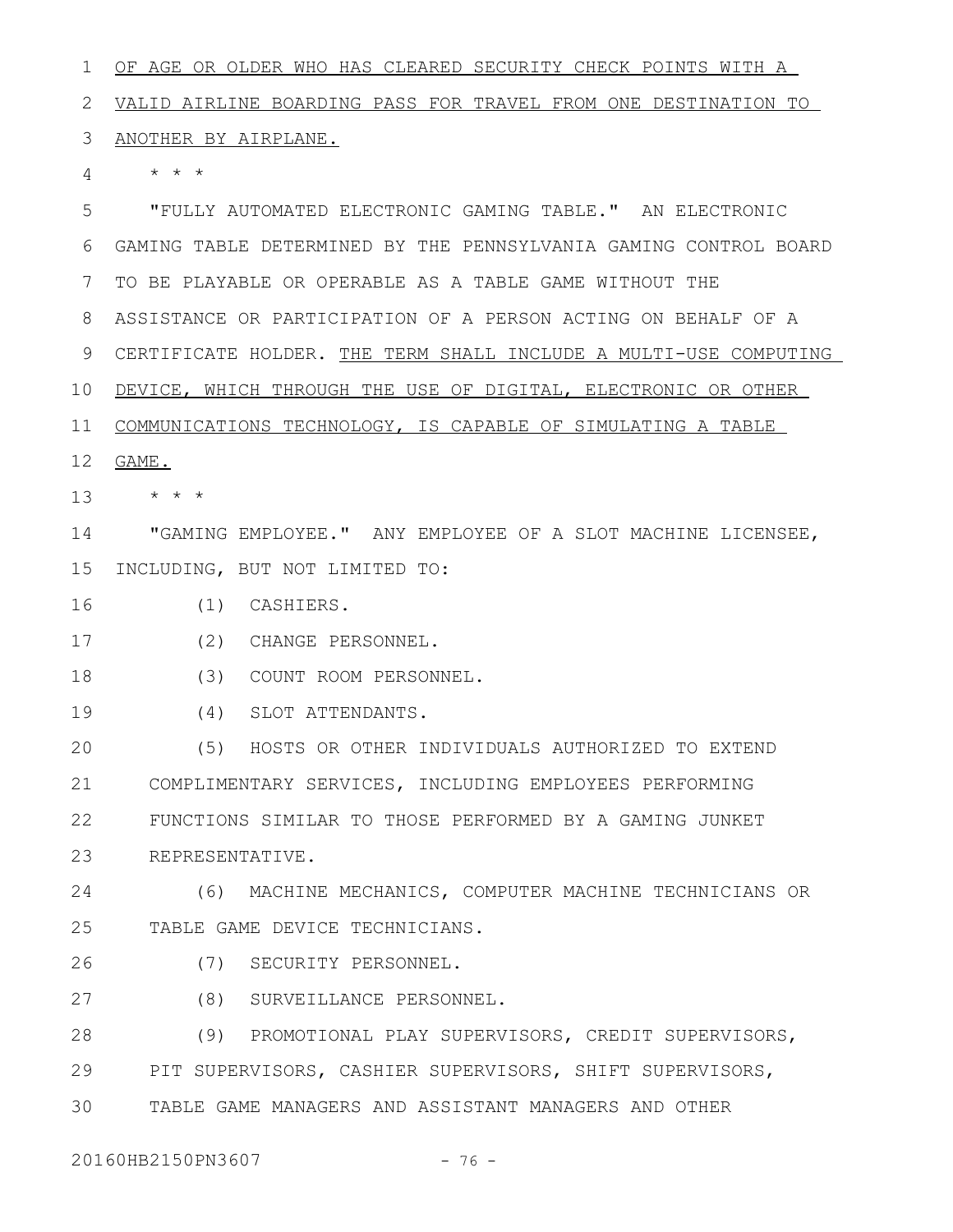OF AGE OR OLDER WHO HAS CLEARED SECURITY CHECK POINTS WITH A VALID AIRLINE BOARDING PASS FOR TRAVEL FROM ONE DESTINATION TO ANOTHER BY AIRPLANE.

\* \* \*

"FULLY AUTOMATED ELECTRONIC GAMING TABLE." AN ELECTRONIC GAMING TABLE DETERMINED BY THE PENNSYLVANIA GAMING CONTROL BOARD TO BE PLAYABLE OR OPERABLE AS A TABLE GAME WITHOUT THE ASSISTANCE OR PARTICIPATION OF A PERSON ACTING ON BEHALF OF A CERTIFICATE HOLDER. THE TERM SHALL INCLUDE A MULTI-USE COMPUTING DEVICE, WHICH THROUGH THE USE OF DIGITAL, ELECTRONIC OR OTHER COMMUNICATIONS TECHNOLOGY, IS CAPABLE OF SIMULATING A TABLE GAME.

\* \* \*

"GAMING EMPLOYEE." ANY EMPLOYEE OF A SLOT MACHINE LICENSEE, INCLUDING, BUT NOT LIMITED TO:

(1) CASHIERS.

(2) CHANGE PERSONNEL.

(3) COUNT ROOM PERSONNEL.

(4) SLOT ATTENDANTS.

(5) HOSTS OR OTHER INDIVIDUALS AUTHORIZED TO EXTEND COMPLIMENTARY SERVICES, INCLUDING EMPLOYEES PERFORMING FUNCTIONS SIMILAR TO THOSE PERFORMED BY A GAMING JUNKET REPRESENTATIVE.

(6) MACHINE MECHANICS, COMPUTER MACHINE TECHNICIANS OR TABLE GAME DEVICE TECHNICIANS.

(7) SECURITY PERSONNEL.

(8) SURVEILLANCE PERSONNEL.

(9) PROMOTIONAL PLAY SUPERVISORS, CREDIT SUPERVISORS, PIT SUPERVISORS, CASHIER SUPERVISORS, SHIFT SUPERVISORS, TABLE GAME MANAGERS AND ASSISTANT MANAGERS AND OTHER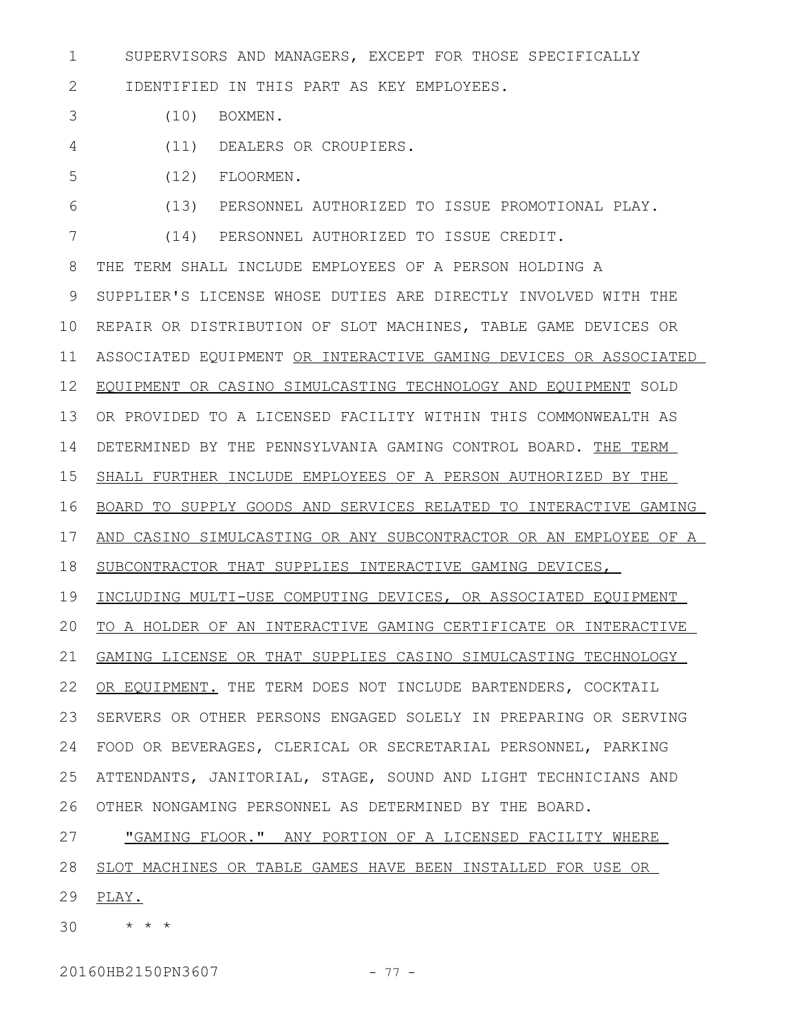SUPERVISORS AND MANAGERS, EXCEPT FOR THOSE SPECIFICALLY IDENTIFIED IN THIS PART AS KEY EMPLOYEES.

(10) BOXMEN.

(11) DEALERS OR CROUPIERS.

(12) FLOORMEN.

(13) PERSONNEL AUTHORIZED TO ISSUE PROMOTIONAL PLAY.

(14) PERSONNEL AUTHORIZED TO ISSUE CREDIT.

THE TERM SHALL INCLUDE EMPLOYEES OF A PERSON HOLDING A SUPPLIER'S LICENSE WHOSE DUTIES ARE DIRECTLY INVOLVED WITH THE REPAIR OR DISTRIBUTION OF SLOT MACHINES, TABLE GAME DEVICES OR ASSOCIATED EQUIPMENT <u>OR INTERACTIVE GAMING DEVICES OR ASSOCIATED EQUIPMENT OR CASINO SIMULCASTING TECHNOLOGY AND EQUIPMENT</u> SOLD OR PROVIDED TO A LICENSED FACILITY WITHIN THIS COMMONWEALTH AS DETERMINED BY THE PENNSYLVANIA GAMING CONTROL BOARD. <u>THE TERM SHALL FURTHER INCLUDE EMPLOYEES OF A PERSON AUTHORIZED BY THE BOARD TO SUPPLY GOODS AND SERVICES RELATED TO INTERACTIVE GAMING AND CASINO SIMULCASTING OR ANY SUBCONTRACTOR OR AN EMPLOYEE OF A SUBCONTRACTOR THAT SUPPLIES INTERACTIVE GAMING DEVICES, INCLUDING MULTI-USE COMPUTING DEVICES, OR ASSOCIATED EQUIPMENT TO A HOLDER OF AN INTERACTIVE GAMING CERTIFICATE OR INTERACTIVE GAMING LICENSE OR THAT SUPPLIES CASINO SIMULCASTING TECHNOLOGY OR EQUIPMENT.</u> THE TERM DOES NOT INCLUDE BARTENDERS, COCKTAIL SERVERS OR OTHER PERSONS ENGAGED SOLELY IN PREPARING OR SERVING FOOD OR BEVERAGES, CLERICAL OR SECRETARIAL PERSONNEL, PARKING ATTENDANTS, JANITORIAL, STAGE, SOUND AND LIGHT TECHNICIANS AND OTHER NONGAMING PERSONNEL AS DETERMINED BY THE BOARD.

<u>"GAMING FLOOR." ANY PORTION OF A LICENSED FACILITY WHERE SLOT MACHINES OR TABLE GAMES HAVE BEEN INSTALLED FOR USE OR PLAY.</u>

* * *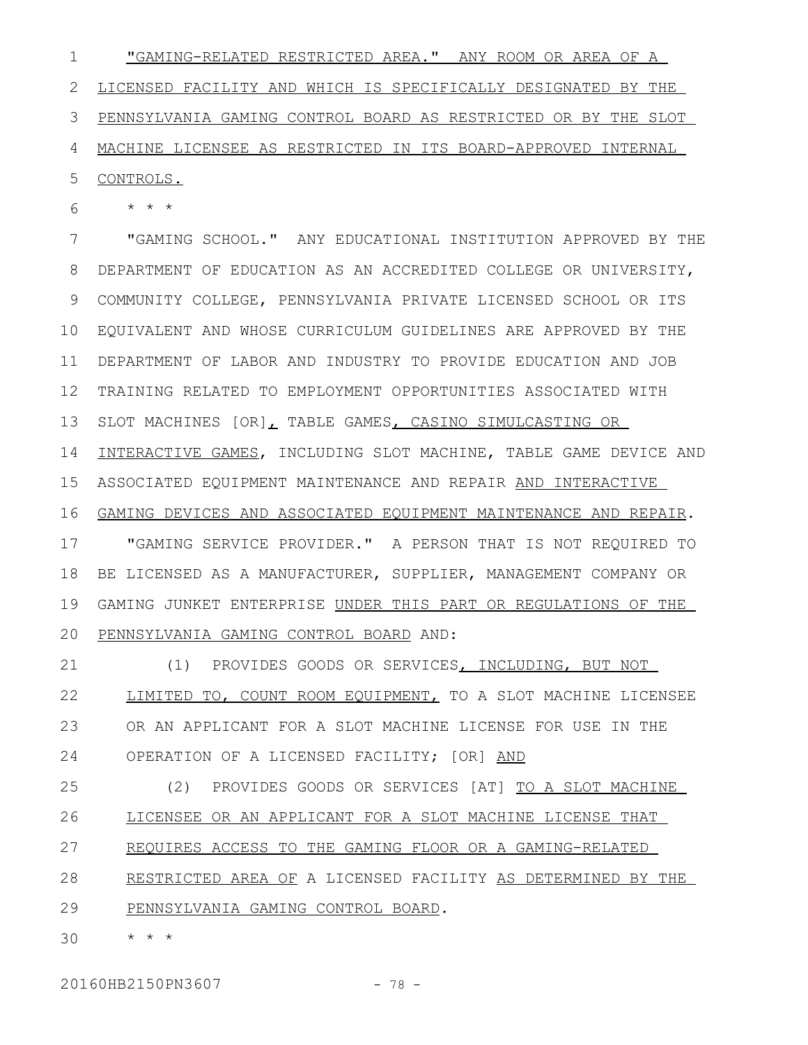"GAMING-RELATED RESTRICTED AREA." ANY ROOM OR AREA OF A LICENSED FACILITY AND WHICH IS SPECIFICALLY DESIGNATED BY THE PENNSYLVANIA GAMING CONTROL BOARD AS RESTRICTED OR BY THE SLOT MACHINE LICENSEE AS RESTRICTED IN ITS BOARD-APPROVED INTERNAL CONTROLS.

* * *

"GAMING SCHOOL." ANY EDUCATIONAL INSTITUTION APPROVED BY THE DEPARTMENT OF EDUCATION AS AN ACCREDITED COLLEGE OR UNIVERSITY, COMMUNITY COLLEGE, PENNSYLVANIA PRIVATE LICENSED SCHOOL OR ITS EQUIVALENT AND WHOSE CURRICULUM GUIDELINES ARE APPROVED BY THE DEPARTMENT OF LABOR AND INDUSTRY TO PROVIDE EDUCATION AND JOB TRAINING RELATED TO EMPLOYMENT OPPORTUNITIES ASSOCIATED WITH SLOT MACHINES [OR], TABLE GAMES, CASINO SIMULCASTING OR INTERACTIVE GAMES, INCLUDING SLOT MACHINE, TABLE GAME DEVICE AND ASSOCIATED EQUIPMENT MAINTENANCE AND REPAIR AND INTERACTIVE GAMING DEVICES AND ASSOCIATED EQUIPMENT MAINTENANCE AND REPAIR.

"GAMING SERVICE PROVIDER." A PERSON THAT IS NOT REQUIRED TO BE LICENSED AS A MANUFACTURER, SUPPLIER, MANAGEMENT COMPANY OR GAMING JUNKET ENTERPRISE UNDER THIS PART OR REGULATIONS OF THE PENNSYLVANIA GAMING CONTROL BOARD AND:

(1) PROVIDES GOODS OR SERVICES, INCLUDING, BUT NOT LIMITED TO, COUNT ROOM EQUIPMENT, TO A SLOT MACHINE LICENSEE OR AN APPLICANT FOR A SLOT MACHINE LICENSE FOR USE IN THE OPERATION OF A LICENSED FACILITY; [OR] AND

(2) PROVIDES GOODS OR SERVICES [AT] TO A SLOT MACHINE LICENSEE OR AN APPLICANT FOR A SLOT MACHINE LICENSE THAT REQUIRES ACCESS TO THE GAMING FLOOR OR A GAMING-RELATED RESTRICTED AREA OF A LICENSED FACILITY AS DETERMINED BY THE PENNSYLVANIA GAMING CONTROL BOARD.

* * *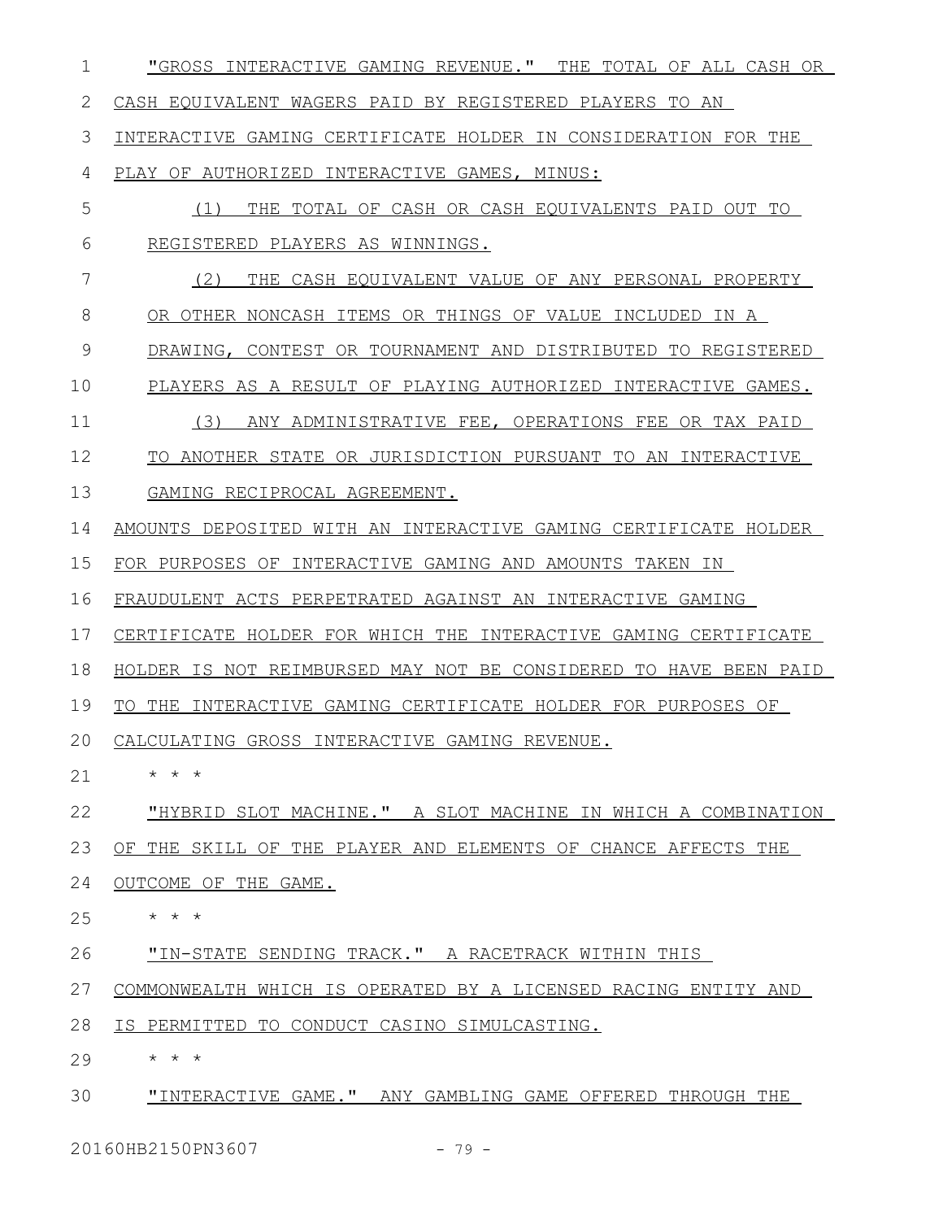"GROSS INTERACTIVE GAMING REVENUE." THE TOTAL OF ALL CASH OR CASH EQUIVALENT WAGERS PAID BY REGISTERED PLAYERS TO AN INTERACTIVE GAMING CERTIFICATE HOLDER IN CONSIDERATION FOR THE PLAY OF AUTHORIZED INTERACTIVE GAMES, MINUS:

(1) THE TOTAL OF CASH OR CASH EQUIVALENTS PAID OUT TO REGISTERED PLAYERS AS WINNINGS.

(2) THE CASH EQUIVALENT VALUE OF ANY PERSONAL PROPERTY OR OTHER NONCASH ITEMS OR THINGS OF VALUE INCLUDED IN A DRAWING, CONTEST OR TOURNAMENT AND DISTRIBUTED TO REGISTERED PLAYERS AS A RESULT OF PLAYING AUTHORIZED INTERACTIVE GAMES.

(3) ANY ADMINISTRATIVE FEE, OPERATIONS FEE OR TAX PAID TO ANOTHER STATE OR JURISDICTION PURSUANT TO AN INTERACTIVE GAMING RECIPROCAL AGREEMENT.

AMOUNTS DEPOSITED WITH AN INTERACTIVE GAMING CERTIFICATE HOLDER FOR PURPOSES OF INTERACTIVE GAMING AND AMOUNTS TAKEN IN FRAUDULENT ACTS PERPETRATED AGAINST AN INTERACTIVE GAMING CERTIFICATE HOLDER FOR WHICH THE INTERACTIVE GAMING CERTIFICATE HOLDER IS NOT REIMBURSED MAY NOT BE CONSIDERED TO HAVE BEEN PAID TO THE INTERACTIVE GAMING CERTIFICATE HOLDER FOR PURPOSES OF CALCULATING GROSS INTERACTIVE GAMING REVENUE.

* * *

"HYBRID SLOT MACHINE." A SLOT MACHINE IN WHICH A COMBINATION OF THE SKILL OF THE PLAYER AND ELEMENTS OF CHANCE AFFECTS THE OUTCOME OF THE GAME.

* * *

"IN-STATE SENDING TRACK." A RACETRACK WITHIN THIS COMMONWEALTH WHICH IS OPERATED BY A LICENSED RACING ENTITY AND IS PERMITTED TO CONDUCT CASINO SIMULCASTING.

* * *

"INTERACTIVE GAME." ANY GAMBLING GAME OFFERED THROUGH THE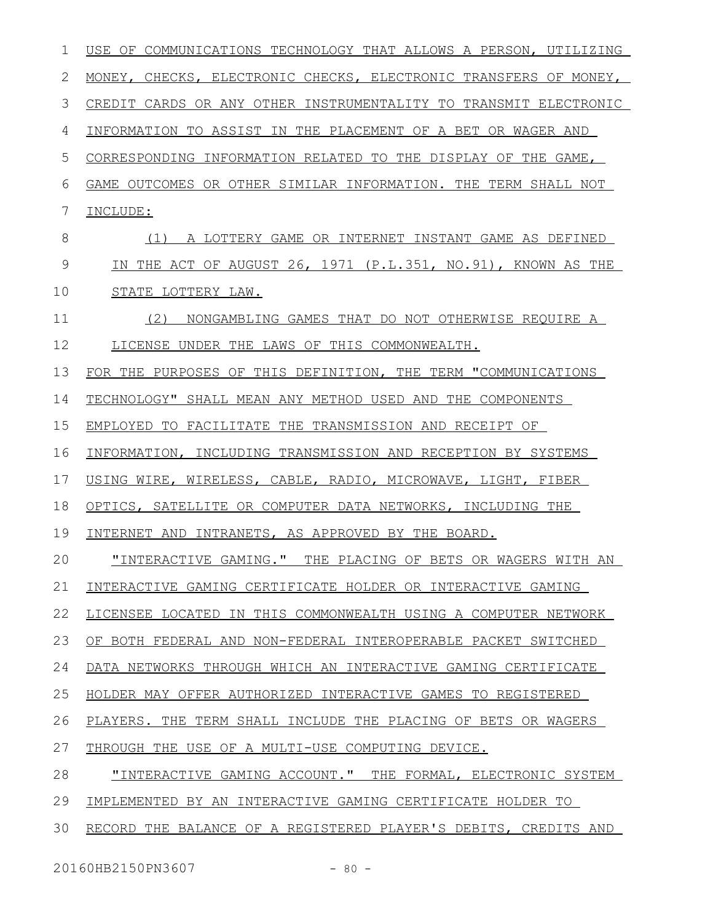USE OF COMMUNICATIONS TECHNOLOGY THAT ALLOWS A PERSON, UTILIZING MONEY, CHECKS, ELECTRONIC CHECKS, ELECTRONIC TRANSFERS OF MONEY, CREDIT CARDS OR ANY OTHER INSTRUMENTALITY TO TRANSMIT ELECTRONIC INFORMATION TO ASSIST IN THE PLACEMENT OF A BET OR WAGER AND CORRESPONDING INFORMATION RELATED TO THE DISPLAY OF THE GAME, GAME OUTCOMES OR OTHER SIMILAR INFORMATION. THE TERM SHALL NOT INCLUDE:

(1) A LOTTERY GAME OR INTERNET INSTANT GAME AS DEFINED IN THE ACT OF AUGUST 26, 1971 (P.L.351, NO.91), KNOWN AS THE STATE LOTTERY LAW.

(2) NONGAMBLING GAMES THAT DO NOT OTHERWISE REQUIRE A LICENSE UNDER THE LAWS OF THIS COMMONWEALTH.

FOR THE PURPOSES OF THIS DEFINITION, THE TERM "COMMUNICATIONS TECHNOLOGY" SHALL MEAN ANY METHOD USED AND THE COMPONENTS EMPLOYED TO FACILITATE THE TRANSMISSION AND RECEIPT OF INFORMATION, INCLUDING TRANSMISSION AND RECEPTION BY SYSTEMS USING WIRE, WIRELESS, CABLE, RADIO, MICROWAVE, LIGHT, FIBER OPTICS, SATELLITE OR COMPUTER DATA NETWORKS, INCLUDING THE INTERNET AND INTRANETS, AS APPROVED BY THE BOARD.

"INTERACTIVE GAMING." THE PLACING OF BETS OR WAGERS WITH AN INTERACTIVE GAMING CERTIFICATE HOLDER OR INTERACTIVE GAMING LICENSEE LOCATED IN THIS COMMONWEALTH USING A COMPUTER NETWORK OF BOTH FEDERAL AND NON-FEDERAL INTEROPERABLE PACKET SWITCHED DATA NETWORKS THROUGH WHICH AN INTERACTIVE GAMING CERTIFICATE HOLDER MAY OFFER AUTHORIZED INTERACTIVE GAMES TO REGISTERED PLAYERS. THE TERM SHALL INCLUDE THE PLACING OF BETS OR WAGERS THROUGH THE USE OF A MULTI-USE COMPUTING DEVICE.

"INTERACTIVE GAMING ACCOUNT." THE FORMAL, ELECTRONIC SYSTEM IMPLEMENTED BY AN INTERACTIVE GAMING CERTIFICATE HOLDER TO RECORD THE BALANCE OF A REGISTERED PLAYER'S DEBITS, CREDITS AND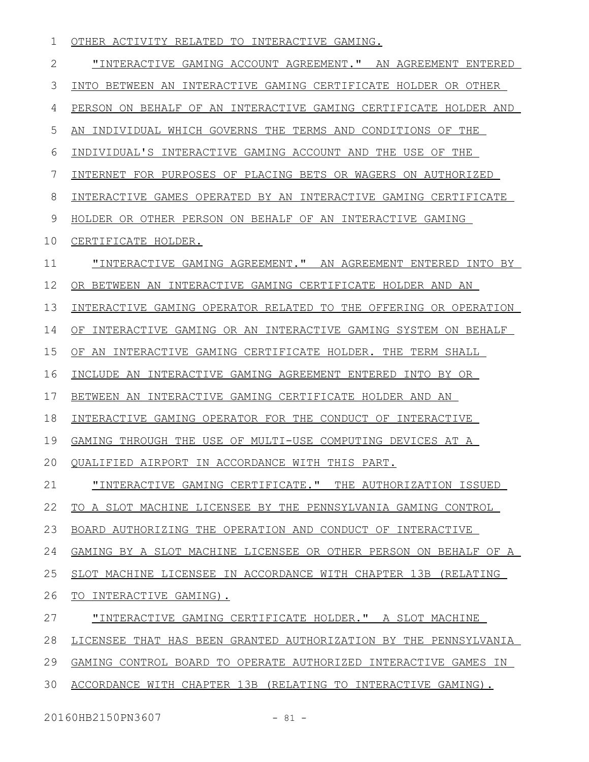OTHER ACTIVITY RELATED TO INTERACTIVE GAMING.

"INTERACTIVE GAMING ACCOUNT AGREEMENT." AN AGREEMENT ENTERED INTO BETWEEN AN INTERACTIVE GAMING CERTIFICATE HOLDER OR OTHER PERSON ON BEHALF OF AN INTERACTIVE GAMING CERTIFICATE HOLDER AND AN INDIVIDUAL WHICH GOVERNS THE TERMS AND CONDITIONS OF THE INDIVIDUAL'S INTERACTIVE GAMING ACCOUNT AND THE USE OF THE INTERNET FOR PURPOSES OF PLACING BETS OR WAGERS ON AUTHORIZED INTERACTIVE GAMES OPERATED BY AN INTERACTIVE GAMING CERTIFICATE HOLDER OR OTHER PERSON ON BEHALF OF AN INTERACTIVE GAMING CERTIFICATE HOLDER.

"INTERACTIVE GAMING AGREEMENT." AN AGREEMENT ENTERED INTO BY OR BETWEEN AN INTERACTIVE GAMING CERTIFICATE HOLDER AND AN INTERACTIVE GAMING OPERATOR RELATED TO THE OFFERING OR OPERATION OF INTERACTIVE GAMING OR AN INTERACTIVE GAMING SYSTEM ON BEHALF OF AN INTERACTIVE GAMING CERTIFICATE HOLDER. THE TERM SHALL INCLUDE AN INTERACTIVE GAMING AGREEMENT ENTERED INTO BY OR BETWEEN AN INTERACTIVE GAMING CERTIFICATE HOLDER AND AN INTERACTIVE GAMING OPERATOR FOR THE CONDUCT OF INTERACTIVE GAMING THROUGH THE USE OF MULTI-USE COMPUTING DEVICES AT A QUALIFIED AIRPORT IN ACCORDANCE WITH THIS PART.

"INTERACTIVE GAMING CERTIFICATE." THE AUTHORIZATION ISSUED TO A SLOT MACHINE LICENSEE BY THE PENNSYLVANIA GAMING CONTROL BOARD AUTHORIZING THE OPERATION AND CONDUCT OF INTERACTIVE GAMING BY A SLOT MACHINE LICENSEE OR OTHER PERSON ON BEHALF OF A SLOT MACHINE LICENSEE IN ACCORDANCE WITH CHAPTER 13B (RELATING TO INTERACTIVE GAMING).

"INTERACTIVE GAMING CERTIFICATE HOLDER." A SLOT MACHINE LICENSEE THAT HAS BEEN GRANTED AUTHORIZATION BY THE PENNSYLVANIA GAMING CONTROL BOARD TO OPERATE AUTHORIZED INTERACTIVE GAMES IN ACCORDANCE WITH CHAPTER 13B (RELATING TO INTERACTIVE GAMING).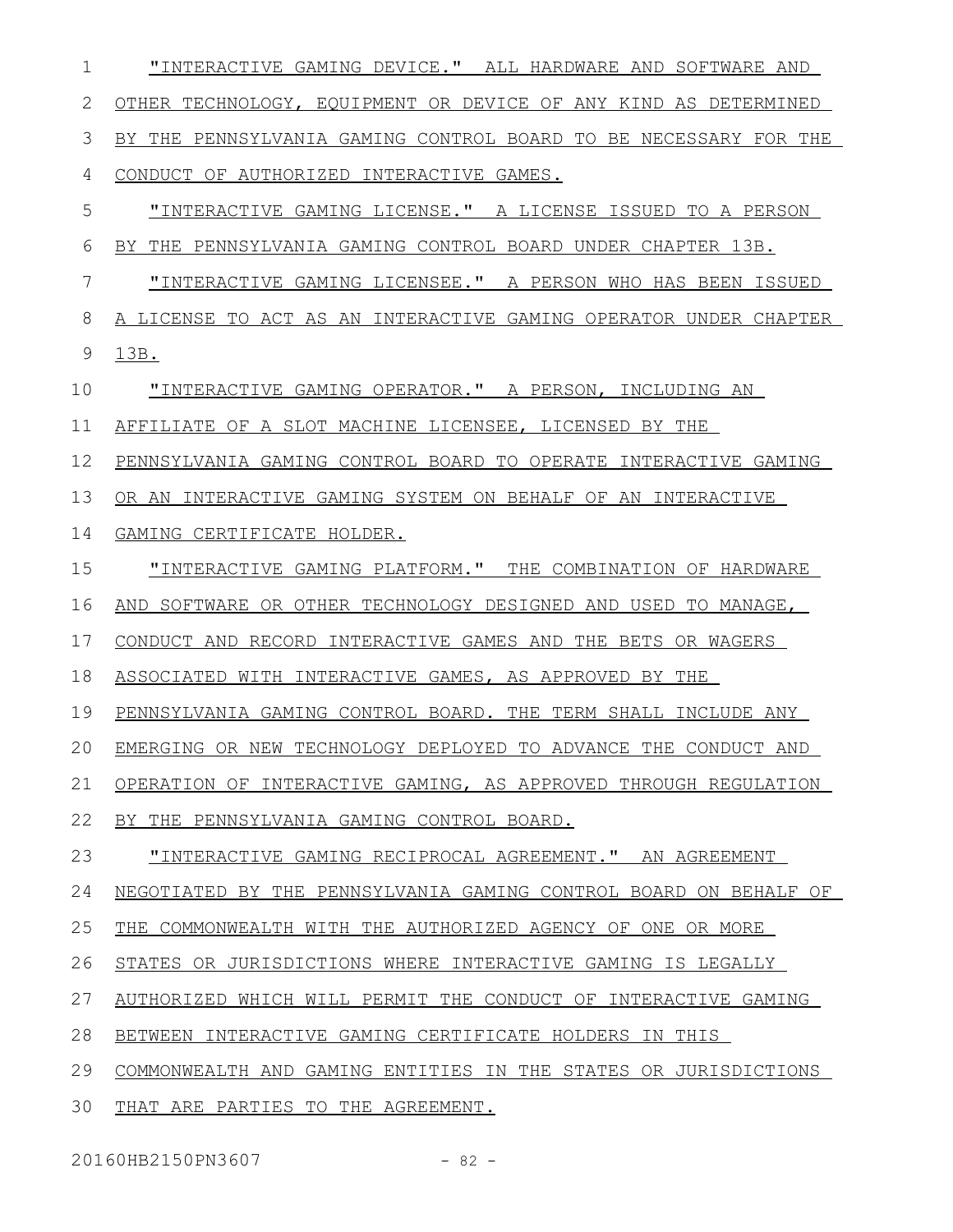"INTERACTIVE GAMING DEVICE." ALL HARDWARE AND SOFTWARE AND OTHER TECHNOLOGY, EQUIPMENT OR DEVICE OF ANY KIND AS DETERMINED BY THE PENNSYLVANIA GAMING CONTROL BOARD TO BE NECESSARY FOR THE CONDUCT OF AUTHORIZED INTERACTIVE GAMES.

"INTERACTIVE GAMING LICENSE." A LICENSE ISSUED TO A PERSON BY THE PENNSYLVANIA GAMING CONTROL BOARD UNDER CHAPTER 13B.

"INTERACTIVE GAMING LICENSEE." A PERSON WHO HAS BEEN ISSUED A LICENSE TO ACT AS AN INTERACTIVE GAMING OPERATOR UNDER CHAPTER 13B.

"INTERACTIVE GAMING OPERATOR." A PERSON, INCLUDING AN AFFILIATE OF A SLOT MACHINE LICENSEE, LICENSED BY THE PENNSYLVANIA GAMING CONTROL BOARD TO OPERATE INTERACTIVE GAMING OR AN INTERACTIVE GAMING SYSTEM ON BEHALF OF AN INTERACTIVE GAMING CERTIFICATE HOLDER.

"INTERACTIVE GAMING PLATFORM." THE COMBINATION OF HARDWARE AND SOFTWARE OR OTHER TECHNOLOGY DESIGNED AND USED TO MANAGE, CONDUCT AND RECORD INTERACTIVE GAMES AND THE BETS OR WAGERS ASSOCIATED WITH INTERACTIVE GAMES, AS APPROVED BY THE PENNSYLVANIA GAMING CONTROL BOARD. THE TERM SHALL INCLUDE ANY EMERGING OR NEW TECHNOLOGY DEPLOYED TO ADVANCE THE CONDUCT AND OPERATION OF INTERACTIVE GAMING, AS APPROVED THROUGH REGULATION BY THE PENNSYLVANIA GAMING CONTROL BOARD.

"INTERACTIVE GAMING RECIPROCAL AGREEMENT." AN AGREEMENT NEGOTIATED BY THE PENNSYLVANIA GAMING CONTROL BOARD ON BEHALF OF THE COMMONWEALTH WITH THE AUTHORIZED AGENCY OF ONE OR MORE STATES OR JURISDICTIONS WHERE INTERACTIVE GAMING IS LEGALLY AUTHORIZED WHICH WILL PERMIT THE CONDUCT OF INTERACTIVE GAMING BETWEEN INTERACTIVE GAMING CERTIFICATE HOLDERS IN THIS COMMONWEALTH AND GAMING ENTITIES IN THE STATES OR JURISDICTIONS THAT ARE PARTIES TO THE AGREEMENT.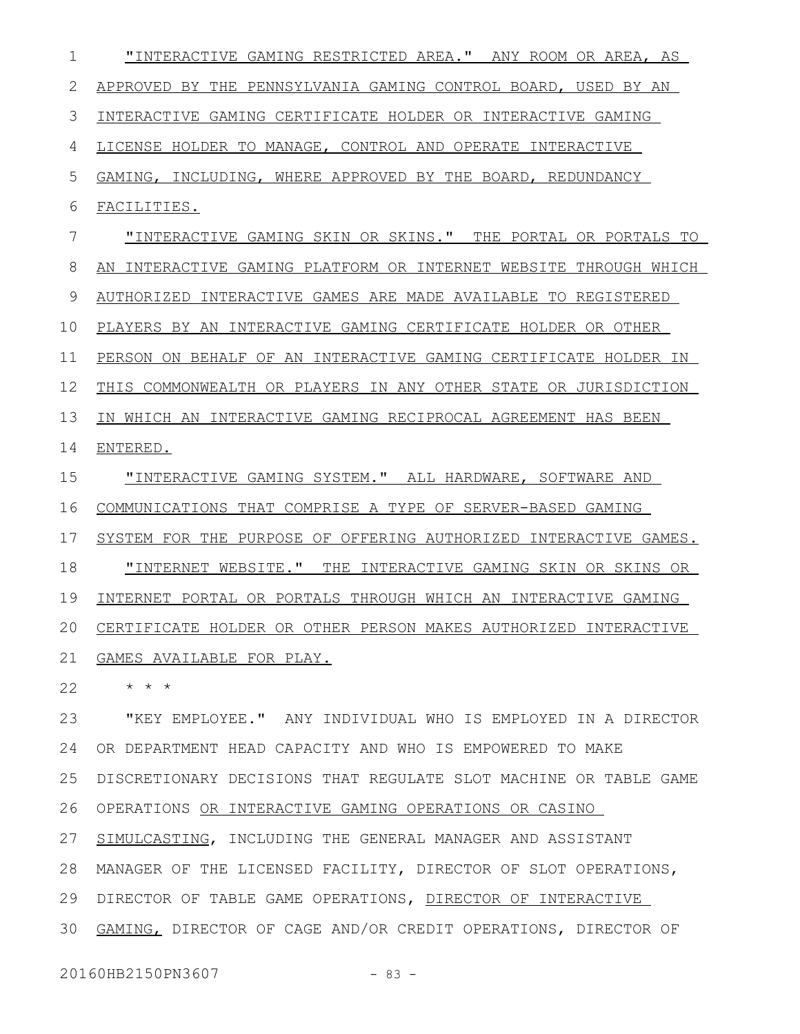"INTERACTIVE GAMING RESTRICTED AREA." ANY ROOM OR AREA, AS APPROVED BY THE PENNSYLVANIA GAMING CONTROL BOARD, USED BY AN INTERACTIVE GAMING CERTIFICATE HOLDER OR INTERACTIVE GAMING LICENSE HOLDER TO MANAGE, CONTROL AND OPERATE INTERACTIVE GAMING, INCLUDING, WHERE APPROVED BY THE BOARD, REDUNDANCY FACILITIES.

"INTERACTIVE GAMING SKIN OR SKINS." THE PORTAL OR PORTALS TO AN INTERACTIVE GAMING PLATFORM OR INTERNET WEBSITE THROUGH WHICH AUTHORIZED INTERACTIVE GAMES ARE MADE AVAILABLE TO REGISTERED PLAYERS BY AN INTERACTIVE GAMING CERTIFICATE HOLDER OR OTHER PERSON ON BEHALF OF AN INTERACTIVE GAMING CERTIFICATE HOLDER IN THIS COMMONWEALTH OR PLAYERS IN ANY OTHER STATE OR JURISDICTION IN WHICH AN INTERACTIVE GAMING RECIPROCAL AGREEMENT HAS BEEN ENTERED.

"INTERACTIVE GAMING SYSTEM." ALL HARDWARE, SOFTWARE AND COMMUNICATIONS THAT COMPRISE A TYPE OF SERVER-BASED GAMING SYSTEM FOR THE PURPOSE OF OFFERING AUTHORIZED INTERACTIVE GAMES.

"INTERNET WEBSITE." THE INTERACTIVE GAMING SKIN OR SKINS OR INTERNET PORTAL OR PORTALS THROUGH WHICH AN INTERACTIVE GAMING CERTIFICATE HOLDER OR OTHER PERSON MAKES AUTHORIZED INTERACTIVE GAMES AVAILABLE FOR PLAY.

\* \* \*

"KEY EMPLOYEE." ANY INDIVIDUAL WHO IS EMPLOYED IN A DIRECTOR OR DEPARTMENT HEAD CAPACITY AND WHO IS EMPOWERED TO MAKE DISCRETIONARY DECISIONS THAT REGULATE SLOT MACHINE OR TABLE GAME OPERATIONS OR INTERACTIVE GAMING OPERATIONS OR CASINO SIMULCASTING, INCLUDING THE GENERAL MANAGER AND ASSISTANT MANAGER OF THE LICENSED FACILITY, DIRECTOR OF SLOT OPERATIONS, DIRECTOR OF TABLE GAME OPERATIONS, DIRECTOR OF INTERACTIVE GAMING, DIRECTOR OF CAGE AND/OR CREDIT OPERATIONS, DIRECTOR OF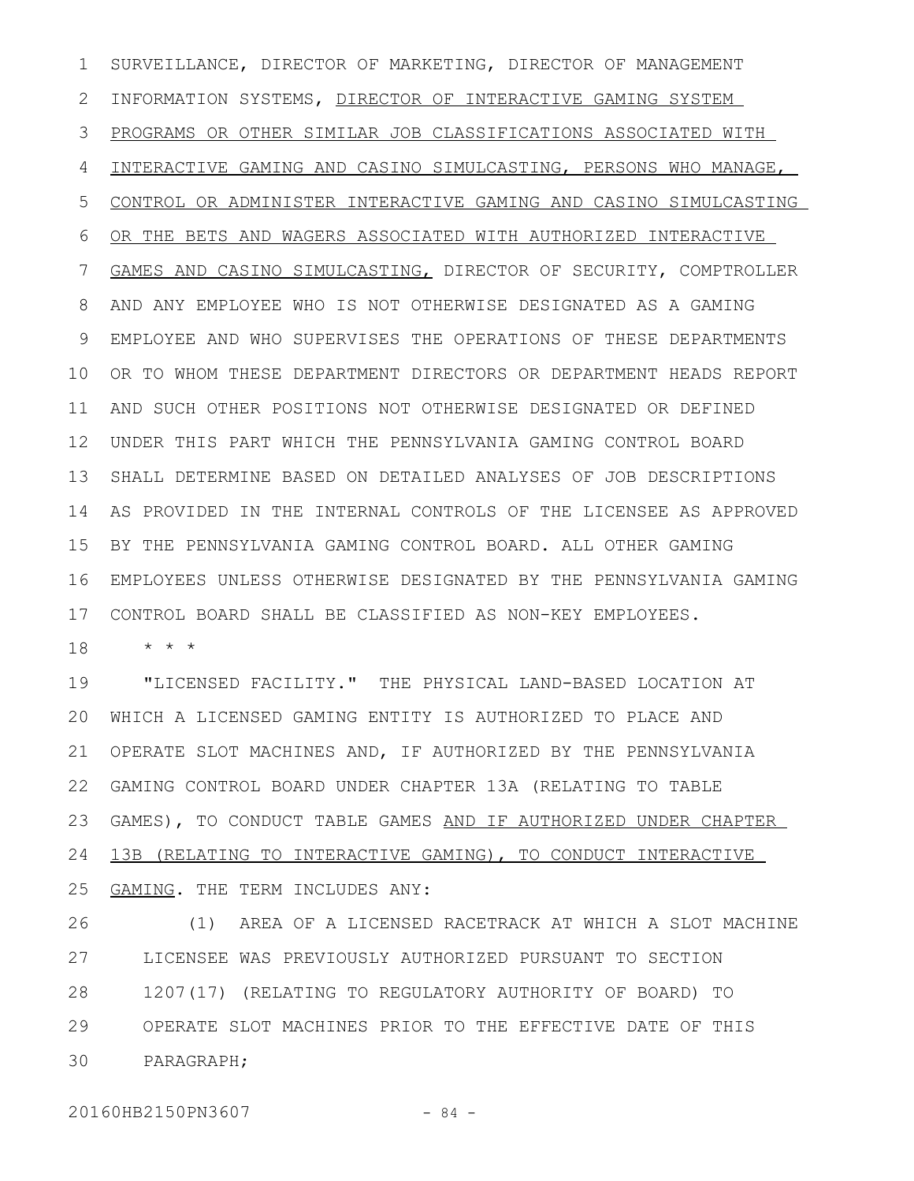SURVEILLANCE, DIRECTOR OF MARKETING, DIRECTOR OF MANAGEMENT INFORMATION SYSTEMS, <u>DIRECTOR OF INTERACTIVE GAMING SYSTEM PROGRAMS OR OTHER SIMILAR JOB CLASSIFICATIONS ASSOCIATED WITH INTERACTIVE GAMING AND CASINO SIMULCASTING, PERSONS WHO MANAGE, CONTROL OR ADMINISTER INTERACTIVE GAMING AND CASINO SIMULCASTING OR THE BETS AND WAGERS ASSOCIATED WITH AUTHORIZED INTERACTIVE GAMES AND CASINO SIMULCASTING,</u> DIRECTOR OF SECURITY, COMPTROLLER AND ANY EMPLOYEE WHO IS NOT OTHERWISE DESIGNATED AS A GAMING EMPLOYEE AND WHO SUPERVISES THE OPERATIONS OF THESE DEPARTMENTS OR TO WHOM THESE DEPARTMENT DIRECTORS OR DEPARTMENT HEADS REPORT AND SUCH OTHER POSITIONS NOT OTHERWISE DESIGNATED OR DEFINED UNDER THIS PART WHICH THE PENNSYLVANIA GAMING CONTROL BOARD SHALL DETERMINE BASED ON DETAILED ANALYSES OF JOB DESCRIPTIONS AS PROVIDED IN THE INTERNAL CONTROLS OF THE LICENSEE AS APPROVED BY THE PENNSYLVANIA GAMING CONTROL BOARD. ALL OTHER GAMING EMPLOYEES UNLESS OTHERWISE DESIGNATED BY THE PENNSYLVANIA GAMING CONTROL BOARD SHALL BE CLASSIFIED AS NON-KEY EMPLOYEES.

\* \* \*

"LICENSED FACILITY." THE PHYSICAL LAND-BASED LOCATION AT WHICH A LICENSED GAMING ENTITY IS AUTHORIZED TO PLACE AND OPERATE SLOT MACHINES AND, IF AUTHORIZED BY THE PENNSYLVANIA GAMING CONTROL BOARD UNDER CHAPTER 13A (RELATING TO TABLE GAMES), TO CONDUCT TABLE GAMES <u>AND IF AUTHORIZED UNDER CHAPTER 13B (RELATING TO INTERACTIVE GAMING), TO CONDUCT INTERACTIVE GAMING</u>. THE TERM INCLUDES ANY:

(1) AREA OF A LICENSED RACETRACK AT WHICH A SLOT MACHINE LICENSEE WAS PREVIOUSLY AUTHORIZED PURSUANT TO SECTION 1207(17) (RELATING TO REGULATORY AUTHORITY OF BOARD) TO OPERATE SLOT MACHINES PRIOR TO THE EFFECTIVE DATE OF THIS PARAGRAPH;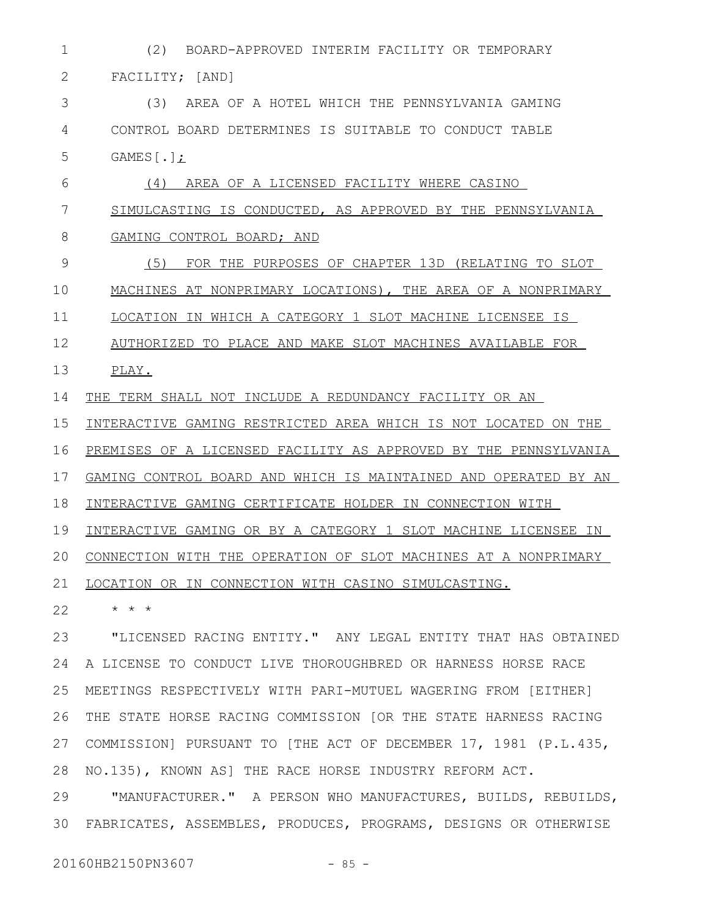(2) BOARD-APPROVED INTERIM FACILITY OR TEMPORARY FACILITY; [AND]

(3) AREA OF A HOTEL WHICH THE PENNSYLVANIA GAMING CONTROL BOARD DETERMINES IS SUITABLE TO CONDUCT TABLE GAMES[.]<u>;</u>

<u>(4) AREA OF A LICENSED FACILITY WHERE CASINO SIMULCASTING IS CONDUCTED, AS APPROVED BY THE PENNSYLVANIA GAMING CONTROL BOARD; AND</u>

<u>(5) FOR THE PURPOSES OF CHAPTER 13D (RELATING TO SLOT MACHINES AT NONPRIMARY LOCATIONS), THE AREA OF A NONPRIMARY LOCATION IN WHICH A CATEGORY 1 SLOT MACHINE LICENSEE IS AUTHORIZED TO PLACE AND MAKE SLOT MACHINES AVAILABLE FOR PLAY.</u>

<u>THE TERM SHALL NOT INCLUDE A REDUNDANCY FACILITY OR AN INTERACTIVE GAMING RESTRICTED AREA WHICH IS NOT LOCATED ON THE PREMISES OF A LICENSED FACILITY AS APPROVED BY THE PENNSYLVANIA GAMING CONTROL BOARD AND WHICH IS MAINTAINED AND OPERATED BY AN INTERACTIVE GAMING CERTIFICATE HOLDER IN CONNECTION WITH INTERACTIVE GAMING OR BY A CATEGORY 1 SLOT MACHINE LICENSEE IN CONNECTION WITH THE OPERATION OF SLOT MACHINES AT A NONPRIMARY LOCATION OR IN CONNECTION WITH CASINO SIMULCASTING.</u>

\* \* \*

"LICENSED RACING ENTITY." ANY LEGAL ENTITY THAT HAS OBTAINED A LICENSE TO CONDUCT LIVE THOROUGHBRED OR HARNESS HORSE RACE MEETINGS RESPECTIVELY WITH PARI-MUTUEL WAGERING FROM [EITHER] THE STATE HORSE RACING COMMISSION [OR THE STATE HARNESS RACING COMMISSION] PURSUANT TO [THE ACT OF DECEMBER 17, 1981 (P.L.435, NO.135), KNOWN AS] THE RACE HORSE INDUSTRY REFORM ACT.

"MANUFACTURER." A PERSON WHO MANUFACTURES, BUILDS, REBUILDS, FABRICATES, ASSEMBLES, PRODUCES, PROGRAMS, DESIGNS OR OTHERWISE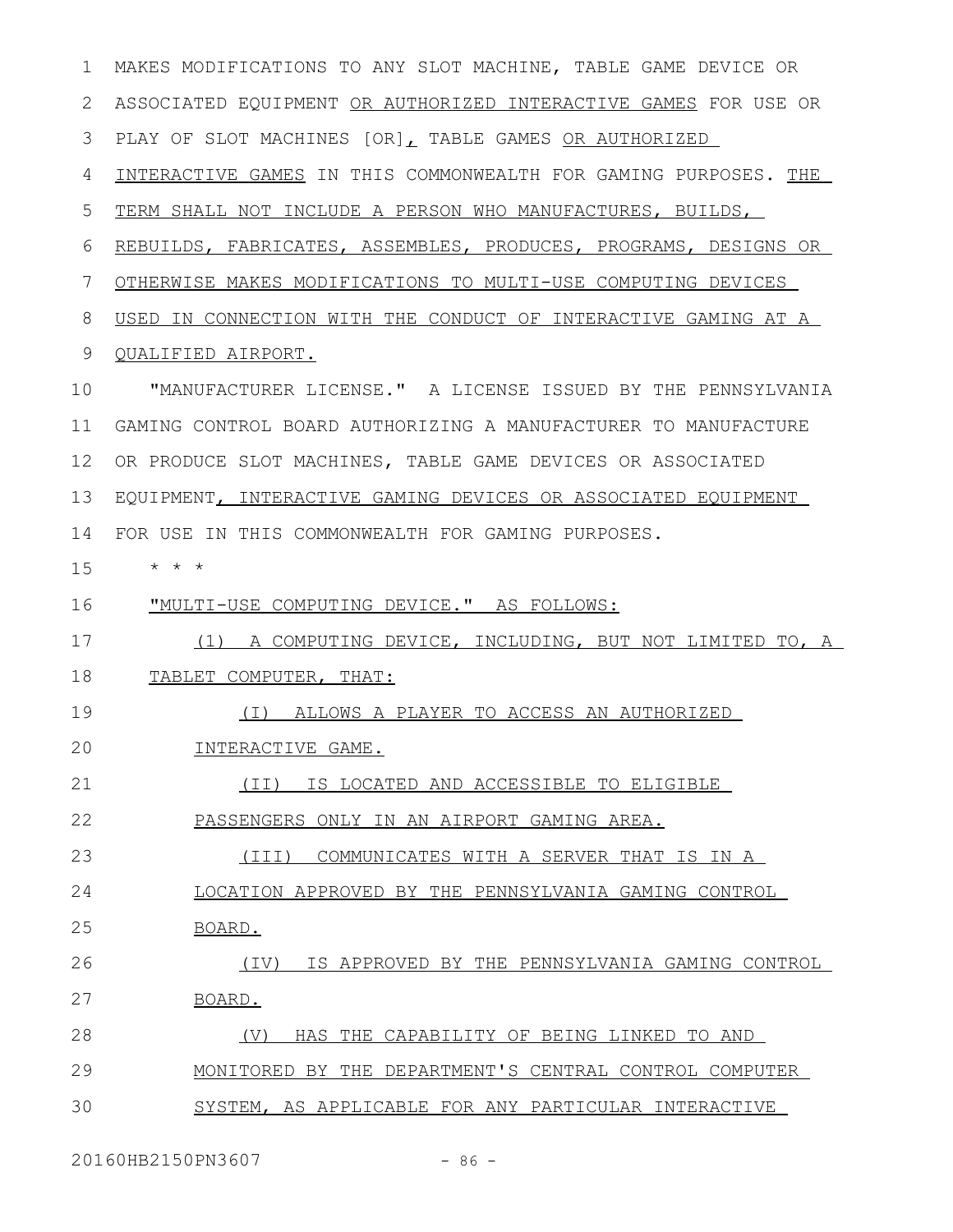MAKES MODIFICATIONS TO ANY SLOT MACHINE, TABLE GAME DEVICE OR ASSOCIATED EQUIPMENT OR AUTHORIZED INTERACTIVE GAMES FOR USE OR PLAY OF SLOT MACHINES [OR], TABLE GAMES OR AUTHORIZED INTERACTIVE GAMES IN THIS COMMONWEALTH FOR GAMING PURPOSES. THE TERM SHALL NOT INCLUDE A PERSON WHO MANUFACTURES, BUILDS, REBUILDS, FABRICATES, ASSEMBLES, PRODUCES, PROGRAMS, DESIGNS OR OTHERWISE MAKES MODIFICATIONS TO MULTI-USE COMPUTING DEVICES USED IN CONNECTION WITH THE CONDUCT OF INTERACTIVE GAMING AT A QUALIFIED AIRPORT.

"MANUFACTURER LICENSE." A LICENSE ISSUED BY THE PENNSYLVANIA GAMING CONTROL BOARD AUTHORIZING A MANUFACTURER TO MANUFACTURE OR PRODUCE SLOT MACHINES, TABLE GAME DEVICES OR ASSOCIATED EQUIPMENT, INTERACTIVE GAMING DEVICES OR ASSOCIATED EQUIPMENT FOR USE IN THIS COMMONWEALTH FOR GAMING PURPOSES.

* * *

"MULTI-USE COMPUTING DEVICE." AS FOLLOWS:

(1) A COMPUTING DEVICE, INCLUDING, BUT NOT LIMITED TO, A TABLET COMPUTER, THAT:

(I) ALLOWS A PLAYER TO ACCESS AN AUTHORIZED INTERACTIVE GAME.

(II) IS LOCATED AND ACCESSIBLE TO ELIGIBLE PASSENGERS ONLY IN AN AIRPORT GAMING AREA.

(III) COMMUNICATES WITH A SERVER THAT IS IN A LOCATION APPROVED BY THE PENNSYLVANIA GAMING CONTROL BOARD.

(IV) IS APPROVED BY THE PENNSYLVANIA GAMING CONTROL BOARD.

(V) HAS THE CAPABILITY OF BEING LINKED TO AND MONITORED BY THE DEPARTMENT'S CENTRAL CONTROL COMPUTER SYSTEM, AS APPLICABLE FOR ANY PARTICULAR INTERACTIVE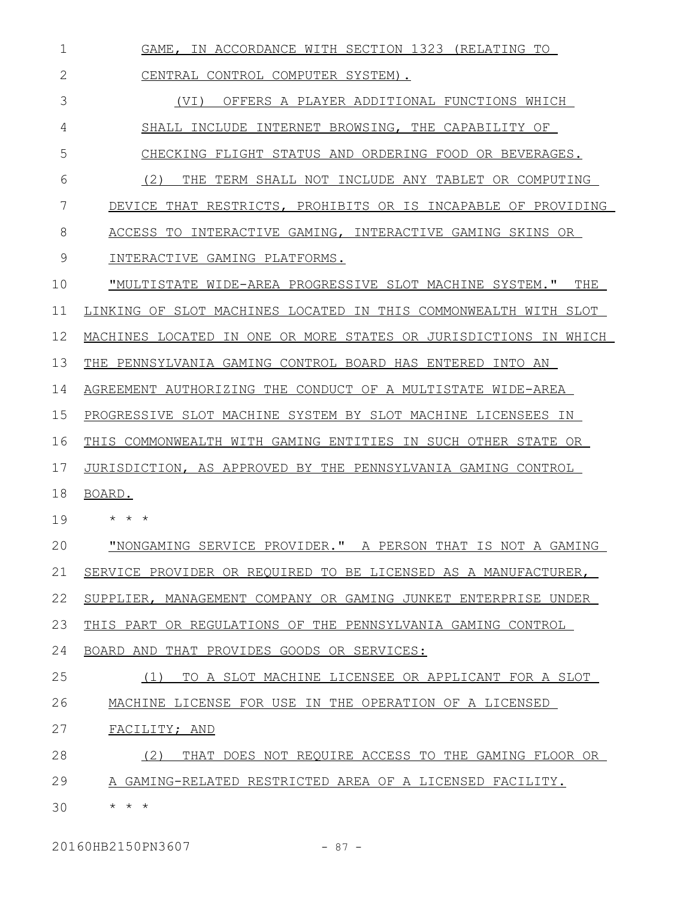GAME, IN ACCORDANCE WITH SECTION 1323 (RELATING TO CENTRAL CONTROL COMPUTER SYSTEM).

(VI) OFFERS A PLAYER ADDITIONAL FUNCTIONS WHICH SHALL INCLUDE INTERNET BROWSING, THE CAPABILITY OF CHECKING FLIGHT STATUS AND ORDERING FOOD OR BEVERAGES.

(2) THE TERM SHALL NOT INCLUDE ANY TABLET OR COMPUTING DEVICE THAT RESTRICTS, PROHIBITS OR IS INCAPABLE OF PROVIDING ACCESS TO INTERACTIVE GAMING, INTERACTIVE GAMING SKINS OR INTERACTIVE GAMING PLATFORMS.

"MULTISTATE WIDE-AREA PROGRESSIVE SLOT MACHINE SYSTEM." THE LINKING OF SLOT MACHINES LOCATED IN THIS COMMONWEALTH WITH SLOT MACHINES LOCATED IN ONE OR MORE STATES OR JURISDICTIONS IN WHICH THE PENNSYLVANIA GAMING CONTROL BOARD HAS ENTERED INTO AN AGREEMENT AUTHORIZING THE CONDUCT OF A MULTISTATE WIDE-AREA PROGRESSIVE SLOT MACHINE SYSTEM BY SLOT MACHINE LICENSEES IN THIS COMMONWEALTH WITH GAMING ENTITIES IN SUCH OTHER STATE OR JURISDICTION, AS APPROVED BY THE PENNSYLVANIA GAMING CONTROL BOARD.

* * *

"NONGAMING SERVICE PROVIDER." A PERSON THAT IS NOT A GAMING SERVICE PROVIDER OR REQUIRED TO BE LICENSED AS A MANUFACTURER, SUPPLIER, MANAGEMENT COMPANY OR GAMING JUNKET ENTERPRISE UNDER THIS PART OR REGULATIONS OF THE PENNSYLVANIA GAMING CONTROL BOARD AND THAT PROVIDES GOODS OR SERVICES:

(1) TO A SLOT MACHINE LICENSEE OR APPLICANT FOR A SLOT MACHINE LICENSE FOR USE IN THE OPERATION OF A LICENSED FACILITY; AND

(2) THAT DOES NOT REQUIRE ACCESS TO THE GAMING FLOOR OR A GAMING-RELATED RESTRICTED AREA OF A LICENSED FACILITY.

* * *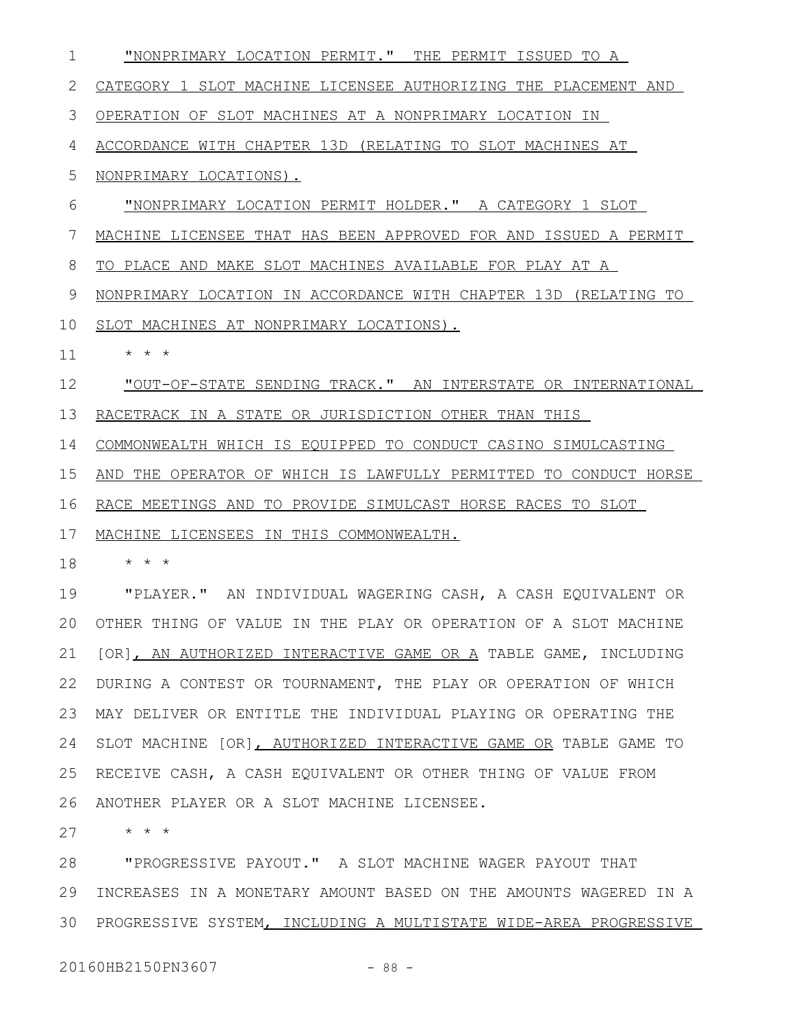"NONPRIMARY LOCATION PERMIT." THE PERMIT ISSUED TO A CATEGORY 1 SLOT MACHINE LICENSEE AUTHORIZING THE PLACEMENT AND OPERATION OF SLOT MACHINES AT A NONPRIMARY LOCATION IN ACCORDANCE WITH CHAPTER 13D (RELATING TO SLOT MACHINES AT NONPRIMARY LOCATIONS).

"NONPRIMARY LOCATION PERMIT HOLDER." A CATEGORY 1 SLOT MACHINE LICENSEE THAT HAS BEEN APPROVED FOR AND ISSUED A PERMIT TO PLACE AND MAKE SLOT MACHINES AVAILABLE FOR PLAY AT A NONPRIMARY LOCATION IN ACCORDANCE WITH CHAPTER 13D (RELATING TO SLOT MACHINES AT NONPRIMARY LOCATIONS).

* * *

"OUT-OF-STATE SENDING TRACK." AN INTERSTATE OR INTERNATIONAL RACETRACK IN A STATE OR JURISDICTION OTHER THAN THIS COMMONWEALTH WHICH IS EQUIPPED TO CONDUCT CASINO SIMULCASTING AND THE OPERATOR OF WHICH IS LAWFULLY PERMITTED TO CONDUCT HORSE RACE MEETINGS AND TO PROVIDE SIMULCAST HORSE RACES TO SLOT MACHINE LICENSEES IN THIS COMMONWEALTH.

* * *

"PLAYER." AN INDIVIDUAL WAGERING CASH, A CASH EQUIVALENT OR OTHER THING OF VALUE IN THE PLAY OR OPERATION OF A SLOT MACHINE [OR], AN AUTHORIZED INTERACTIVE GAME OR A TABLE GAME, INCLUDING DURING A CONTEST OR TOURNAMENT, THE PLAY OR OPERATION OF WHICH MAY DELIVER OR ENTITLE THE INDIVIDUAL PLAYING OR OPERATING THE SLOT MACHINE [OR], AUTHORIZED INTERACTIVE GAME OR TABLE GAME TO RECEIVE CASH, A CASH EQUIVALENT OR OTHER THING OF VALUE FROM ANOTHER PLAYER OR A SLOT MACHINE LICENSEE.

* * *

"PROGRESSIVE PAYOUT." A SLOT MACHINE WAGER PAYOUT THAT INCREASES IN A MONETARY AMOUNT BASED ON THE AMOUNTS WAGERED IN A PROGRESSIVE SYSTEM, INCLUDING A MULTISTATE WIDE-AREA PROGRESSIVE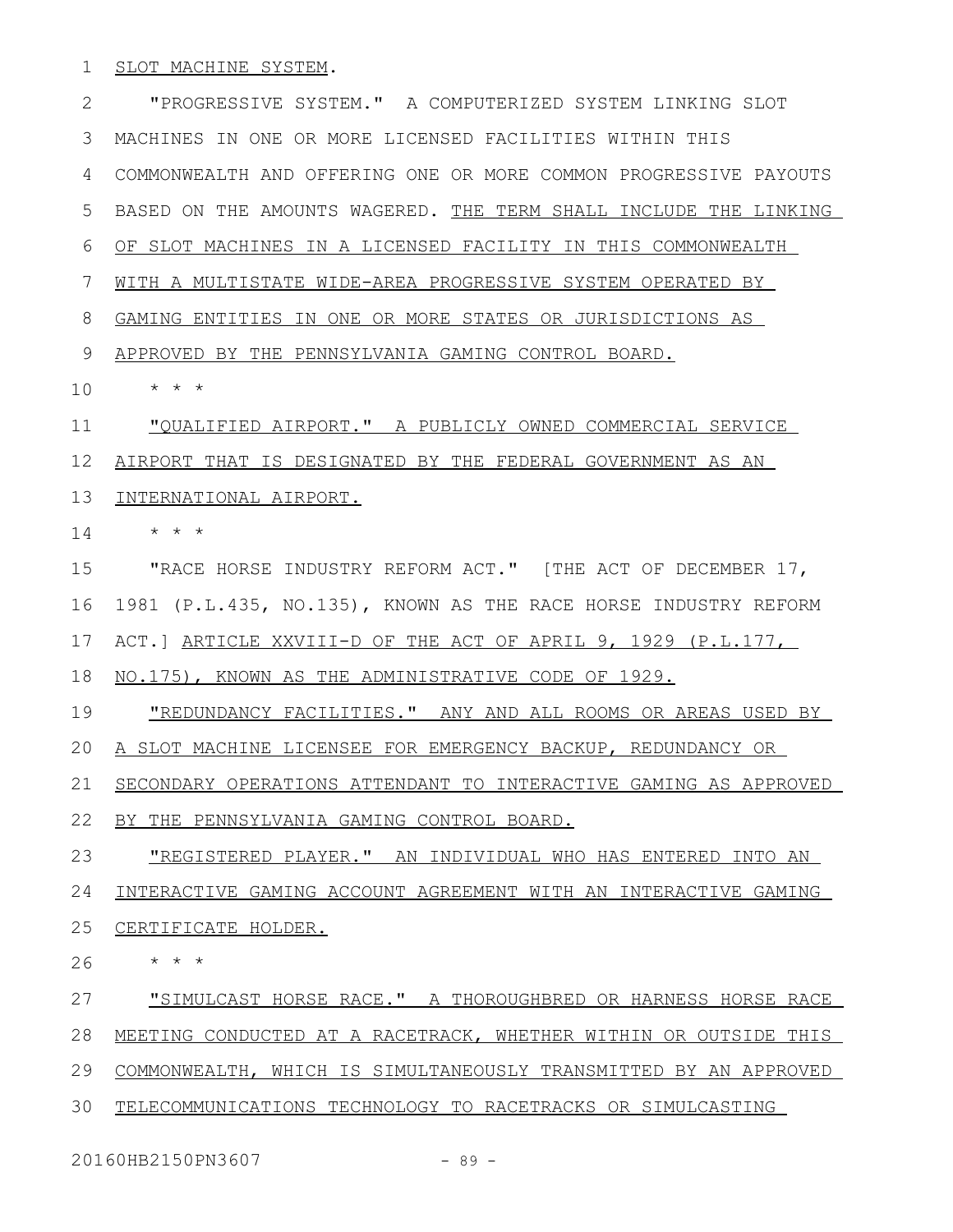SLOT MACHINE SYSTEM.

"PROGRESSIVE SYSTEM." A COMPUTERIZED SYSTEM LINKING SLOT MACHINES IN ONE OR MORE LICENSED FACILITIES WITHIN THIS COMMONWEALTH AND OFFERING ONE OR MORE COMMON PROGRESSIVE PAYOUTS BASED ON THE AMOUNTS WAGERED. THE TERM SHALL INCLUDE THE LINKING OF SLOT MACHINES IN A LICENSED FACILITY IN THIS COMMONWEALTH WITH A MULTISTATE WIDE-AREA PROGRESSIVE SYSTEM OPERATED BY GAMING ENTITIES IN ONE OR MORE STATES OR JURISDICTIONS AS APPROVED BY THE PENNSYLVANIA GAMING CONTROL BOARD.

\* \* \*

"QUALIFIED AIRPORT." A PUBLICLY OWNED COMMERCIAL SERVICE AIRPORT THAT IS DESIGNATED BY THE FEDERAL GOVERNMENT AS AN INTERNATIONAL AIRPORT.

\* \* \*

"RACE HORSE INDUSTRY REFORM ACT." [THE ACT OF DECEMBER 17, 1981 (P.L.435, NO.135), KNOWN AS THE RACE HORSE INDUSTRY REFORM ACT.] ARTICLE XXVIII-D OF THE ACT OF APRIL 9, 1929 (P.L.177, NO.175), KNOWN AS THE ADMINISTRATIVE CODE OF 1929.

"REDUNDANCY FACILITIES." ANY AND ALL ROOMS OR AREAS USED BY A SLOT MACHINE LICENSEE FOR EMERGENCY BACKUP, REDUNDANCY OR SECONDARY OPERATIONS ATTENDANT TO INTERACTIVE GAMING AS APPROVED BY THE PENNSYLVANIA GAMING CONTROL BOARD.

"REGISTERED PLAYER." AN INDIVIDUAL WHO HAS ENTERED INTO AN INTERACTIVE GAMING ACCOUNT AGREEMENT WITH AN INTERACTIVE GAMING CERTIFICATE HOLDER.

\* \* \*

"SIMULCAST HORSE RACE." A THOROUGHBRED OR HARNESS HORSE RACE MEETING CONDUCTED AT A RACETRACK, WHETHER WITHIN OR OUTSIDE THIS COMMONWEALTH, WHICH IS SIMULTANEOUSLY TRANSMITTED BY AN APPROVED TELECOMMUNICATIONS TECHNOLOGY TO RACETRACKS OR SIMULCASTING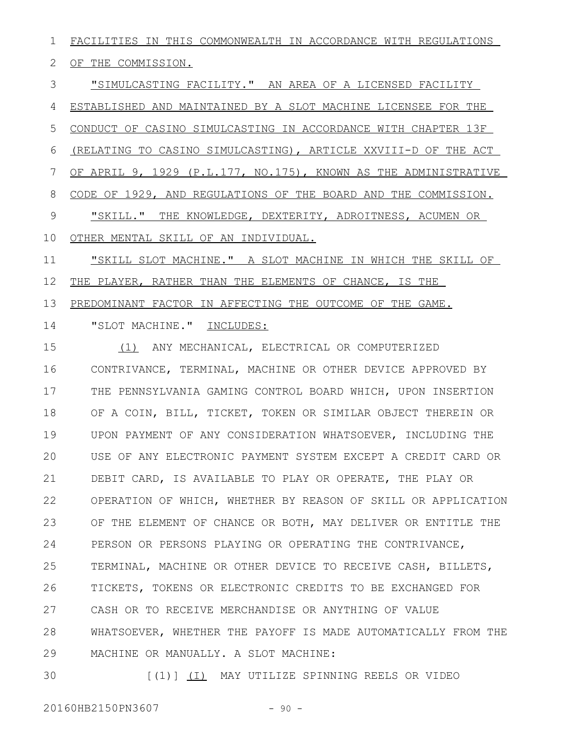FACILITIES IN THIS COMMONWEALTH IN ACCORDANCE WITH REGULATIONS OF THE COMMISSION.

"SIMULCASTING FACILITY." AN AREA OF A LICENSED FACILITY ESTABLISHED AND MAINTAINED BY A SLOT MACHINE LICENSEE FOR THE CONDUCT OF CASINO SIMULCASTING IN ACCORDANCE WITH CHAPTER 13F (RELATING TO CASINO SIMULCASTING), ARTICLE XXVIII-D OF THE ACT OF APRIL 9, 1929 (P.L.177, NO.175), KNOWN AS THE ADMINISTRATIVE CODE OF 1929, AND REGULATIONS OF THE BOARD AND THE COMMISSION.

"SKILL." THE KNOWLEDGE, DEXTERITY, ADROITNESS, ACUMEN OR OTHER MENTAL SKILL OF AN INDIVIDUAL.

"SKILL SLOT MACHINE." A SLOT MACHINE IN WHICH THE SKILL OF THE PLAYER, RATHER THAN THE ELEMENTS OF CHANCE, IS THE PREDOMINANT FACTOR IN AFFECTING THE OUTCOME OF THE GAME.

"SLOT MACHINE." INCLUDES:

(1) ANY MECHANICAL, ELECTRICAL OR COMPUTERIZED CONTRIVANCE, TERMINAL, MACHINE OR OTHER DEVICE APPROVED BY THE PENNSYLVANIA GAMING CONTROL BOARD WHICH, UPON INSERTION OF A COIN, BILL, TICKET, TOKEN OR SIMILAR OBJECT THEREIN OR UPON PAYMENT OF ANY CONSIDERATION WHATSOEVER, INCLUDING THE USE OF ANY ELECTRONIC PAYMENT SYSTEM EXCEPT A CREDIT CARD OR DEBIT CARD, IS AVAILABLE TO PLAY OR OPERATE, THE PLAY OR OPERATION OF WHICH, WHETHER BY REASON OF SKILL OR APPLICATION OF THE ELEMENT OF CHANCE OR BOTH, MAY DELIVER OR ENTITLE THE PERSON OR PERSONS PLAYING OR OPERATING THE CONTRIVANCE, TERMINAL, MACHINE OR OTHER DEVICE TO RECEIVE CASH, BILLETS, TICKETS, TOKENS OR ELECTRONIC CREDITS TO BE EXCHANGED FOR CASH OR TO RECEIVE MERCHANDISE OR ANYTHING OF VALUE WHATSOEVER, WHETHER THE PAYOFF IS MADE AUTOMATICALLY FROM THE MACHINE OR MANUALLY. A SLOT MACHINE:

[(1)] (I) MAY UTILIZE SPINNING REELS OR VIDEO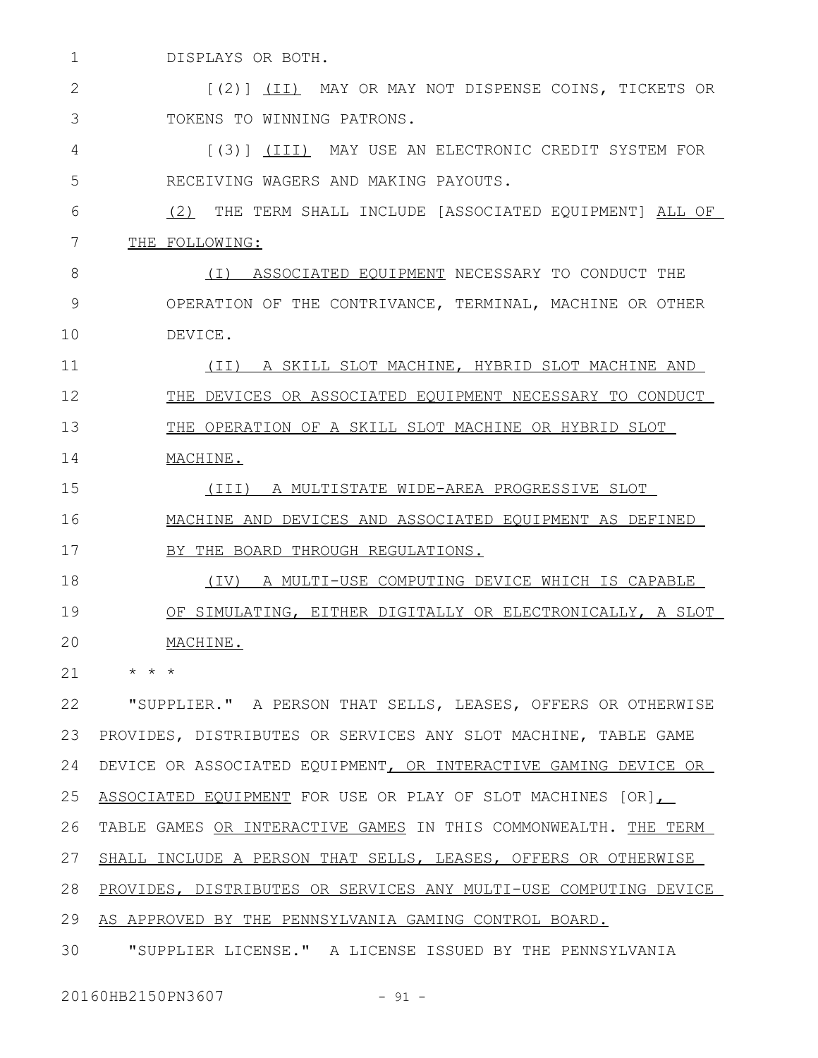DISPLAYS OR BOTH.

[(2)] (II) MAY OR MAY NOT DISPENSE COINS, TICKETS OR TOKENS TO WINNING PATRONS.

[(3)] (III) MAY USE AN ELECTRONIC CREDIT SYSTEM FOR RECEIVING WAGERS AND MAKING PAYOUTS.

(2) THE TERM SHALL INCLUDE [ASSOCIATED EQUIPMENT] ALL OF THE FOLLOWING:

(I) ASSOCIATED EQUIPMENT NECESSARY TO CONDUCT THE OPERATION OF THE CONTRIVANCE, TERMINAL, MACHINE OR OTHER DEVICE.

(II) A SKILL SLOT MACHINE, HYBRID SLOT MACHINE AND THE DEVICES OR ASSOCIATED EQUIPMENT NECESSARY TO CONDUCT THE OPERATION OF A SKILL SLOT MACHINE OR HYBRID SLOT MACHINE.

(III) A MULTISTATE WIDE-AREA PROGRESSIVE SLOT MACHINE AND DEVICES AND ASSOCIATED EQUIPMENT AS DEFINED BY THE BOARD THROUGH REGULATIONS.

(IV) A MULTI-USE COMPUTING DEVICE WHICH IS CAPABLE OF SIMULATING, EITHER DIGITALLY OR ELECTRONICALLY, A SLOT MACHINE.

* * *

"SUPPLIER." A PERSON THAT SELLS, LEASES, OFFERS OR OTHERWISE PROVIDES, DISTRIBUTES OR SERVICES ANY SLOT MACHINE, TABLE GAME DEVICE OR ASSOCIATED EQUIPMENT, OR INTERACTIVE GAMING DEVICE OR ASSOCIATED EQUIPMENT FOR USE OR PLAY OF SLOT MACHINES [OR], TABLE GAMES OR INTERACTIVE GAMES IN THIS COMMONWEALTH. THE TERM SHALL INCLUDE A PERSON THAT SELLS, LEASES, OFFERS OR OTHERWISE PROVIDES, DISTRIBUTES OR SERVICES ANY MULTI-USE COMPUTING DEVICE AS APPROVED BY THE PENNSYLVANIA GAMING CONTROL BOARD.

"SUPPLIER LICENSE." A LICENSE ISSUED BY THE PENNSYLVANIA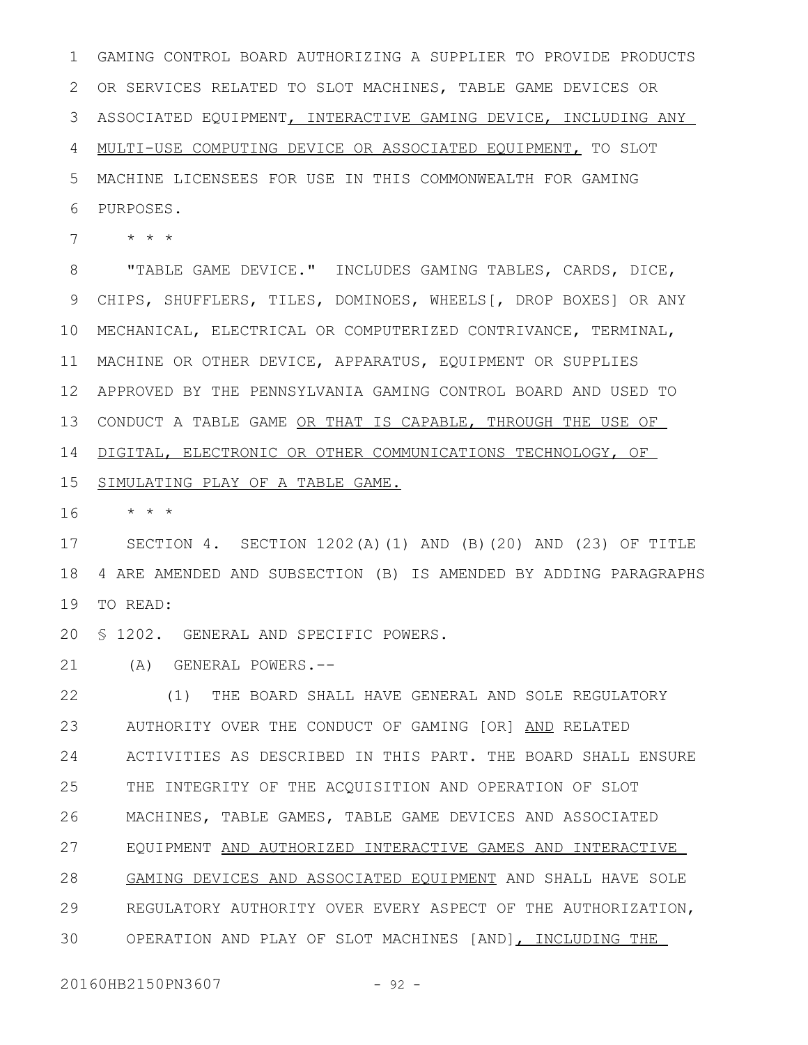GAMING CONTROL BOARD AUTHORIZING A SUPPLIER TO PROVIDE PRODUCTS OR SERVICES RELATED TO SLOT MACHINES, TABLE GAME DEVICES OR ASSOCIATED EQUIPMENT, INTERACTIVE GAMING DEVICE, INCLUDING ANY MULTI-USE COMPUTING DEVICE OR ASSOCIATED EQUIPMENT, TO SLOT MACHINE LICENSEES FOR USE IN THIS COMMONWEALTH FOR GAMING PURPOSES.

\* \* \*

"TABLE GAME DEVICE." INCLUDES GAMING TABLES, CARDS, DICE, CHIPS, SHUFFLERS, TILES, DOMINOES, WHEELS[, DROP BOXES] OR ANY MECHANICAL, ELECTRICAL OR COMPUTERIZED CONTRIVANCE, TERMINAL, MACHINE OR OTHER DEVICE, APPARATUS, EQUIPMENT OR SUPPLIES APPROVED BY THE PENNSYLVANIA GAMING CONTROL BOARD AND USED TO CONDUCT A TABLE GAME OR THAT IS CAPABLE, THROUGH THE USE OF DIGITAL, ELECTRONIC OR OTHER COMMUNICATIONS TECHNOLOGY, OF SIMULATING PLAY OF A TABLE GAME.

\* \* \*

SECTION 4. SECTION 1202(A)(1) AND (B)(20) AND (23) OF TITLE 4 ARE AMENDED AND SUBSECTION (B) IS AMENDED BY ADDING PARAGRAPHS TO READ:

§ 1202. GENERAL AND SPECIFIC POWERS.

(A) GENERAL POWERS.--

(1) THE BOARD SHALL HAVE GENERAL AND SOLE REGULATORY AUTHORITY OVER THE CONDUCT OF GAMING [OR] AND RELATED ACTIVITIES AS DESCRIBED IN THIS PART. THE BOARD SHALL ENSURE THE INTEGRITY OF THE ACQUISITION AND OPERATION OF SLOT MACHINES, TABLE GAMES, TABLE GAME DEVICES AND ASSOCIATED EQUIPMENT AND AUTHORIZED INTERACTIVE GAMES AND INTERACTIVE GAMING DEVICES AND ASSOCIATED EQUIPMENT AND SHALL HAVE SOLE REGULATORY AUTHORITY OVER EVERY ASPECT OF THE AUTHORIZATION, OPERATION AND PLAY OF SLOT MACHINES [AND], INCLUDING THE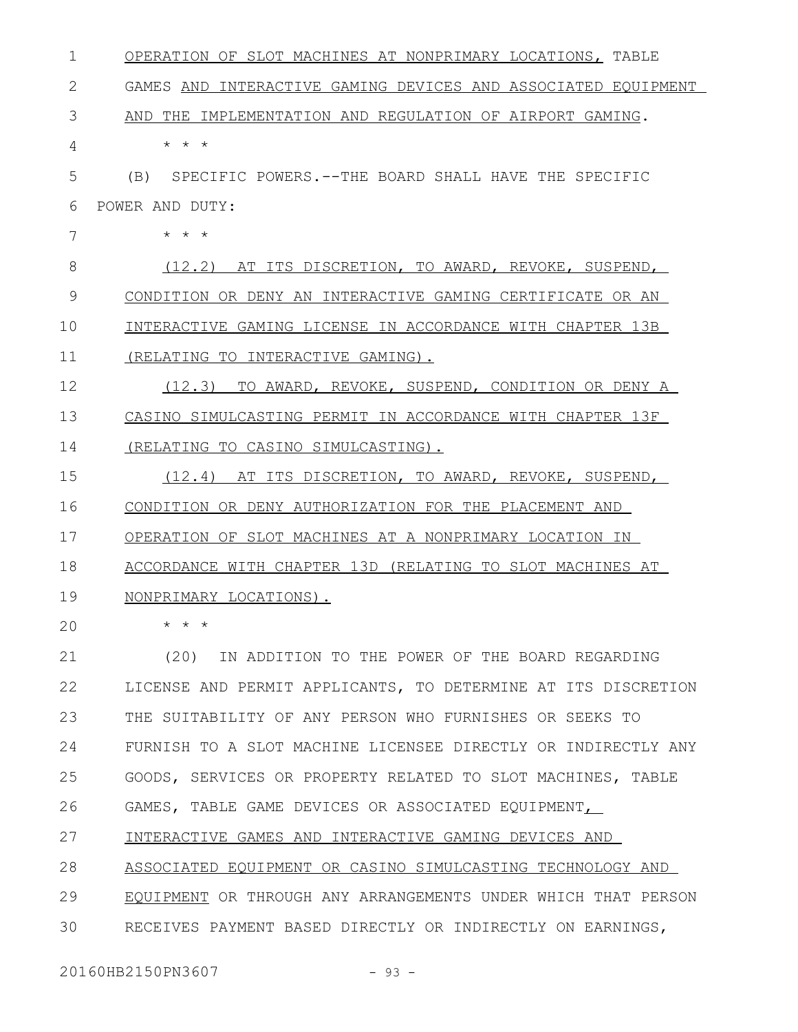OPERATION OF SLOT MACHINES AT NONPRIMARY LOCATIONS, TABLE GAMES AND INTERACTIVE GAMING DEVICES AND ASSOCIATED EQUIPMENT AND THE IMPLEMENTATION AND REGULATION OF AIRPORT GAMING.

\* \* \*

(B) SPECIFIC POWERS.--THE BOARD SHALL HAVE THE SPECIFIC POWER AND DUTY:

\* \* \*

(12.2) AT ITS DISCRETION, TO AWARD, REVOKE, SUSPEND, CONDITION OR DENY AN INTERACTIVE GAMING CERTIFICATE OR AN INTERACTIVE GAMING LICENSE IN ACCORDANCE WITH CHAPTER 13B (RELATING TO INTERACTIVE GAMING).

(12.3) TO AWARD, REVOKE, SUSPEND, CONDITION OR DENY A CASINO SIMULCASTING PERMIT IN ACCORDANCE WITH CHAPTER 13F (RELATING TO CASINO SIMULCASTING).

(12.4) AT ITS DISCRETION, TO AWARD, REVOKE, SUSPEND, CONDITION OR DENY AUTHORIZATION FOR THE PLACEMENT AND OPERATION OF SLOT MACHINES AT A NONPRIMARY LOCATION IN ACCORDANCE WITH CHAPTER 13D (RELATING TO SLOT MACHINES AT NONPRIMARY LOCATIONS).

\* \* \*

(20) IN ADDITION TO THE POWER OF THE BOARD REGARDING LICENSE AND PERMIT APPLICANTS, TO DETERMINE AT ITS DISCRETION THE SUITABILITY OF ANY PERSON WHO FURNISHES OR SEEKS TO FURNISH TO A SLOT MACHINE LICENSEE DIRECTLY OR INDIRECTLY ANY GOODS, SERVICES OR PROPERTY RELATED TO SLOT MACHINES, TABLE GAMES, TABLE GAME DEVICES OR ASSOCIATED EQUIPMENT, INTERACTIVE GAMES AND INTERACTIVE GAMING DEVICES AND ASSOCIATED EQUIPMENT OR CASINO SIMULCASTING TECHNOLOGY AND EQUIPMENT OR THROUGH ANY ARRANGEMENTS UNDER WHICH THAT PERSON RECEIVES PAYMENT BASED DIRECTLY OR INDIRECTLY ON EARNINGS,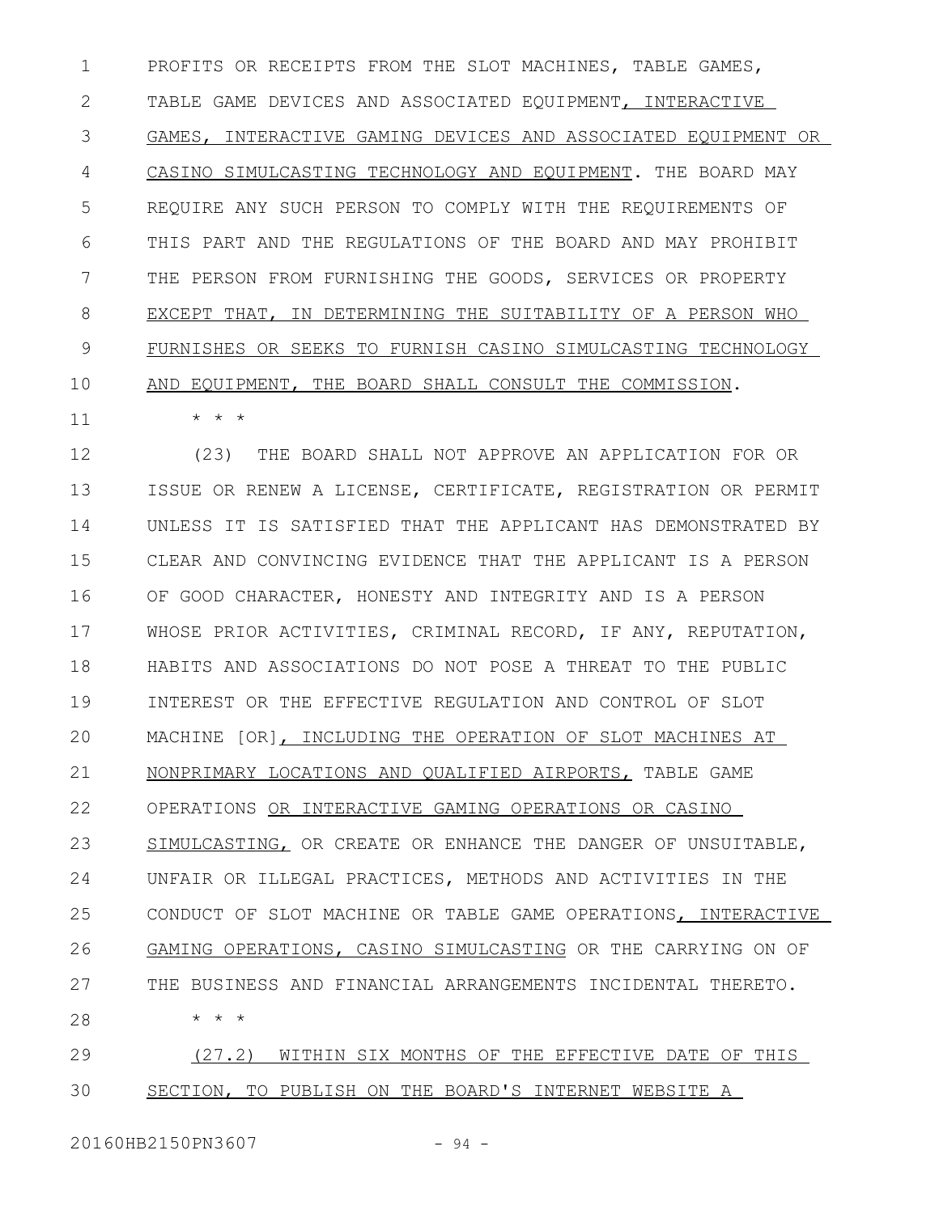PROFITS OR RECEIPTS FROM THE SLOT MACHINES, TABLE GAMES, TABLE GAME DEVICES AND ASSOCIATED EQUIPMENT, INTERACTIVE GAMES, INTERACTIVE GAMING DEVICES AND ASSOCIATED EQUIPMENT OR CASINO SIMULCASTING TECHNOLOGY AND EQUIPMENT. THE BOARD MAY REQUIRE ANY SUCH PERSON TO COMPLY WITH THE REQUIREMENTS OF THIS PART AND THE REGULATIONS OF THE BOARD AND MAY PROHIBIT THE PERSON FROM FURNISHING THE GOODS, SERVICES OR PROPERTY EXCEPT THAT, IN DETERMINING THE SUITABILITY OF A PERSON WHO FURNISHES OR SEEKS TO FURNISH CASINO SIMULCASTING TECHNOLOGY AND EQUIPMENT, THE BOARD SHALL CONSULT THE COMMISSION.

\* \* \*

(23) THE BOARD SHALL NOT APPROVE AN APPLICATION FOR OR ISSUE OR RENEW A LICENSE, CERTIFICATE, REGISTRATION OR PERMIT UNLESS IT IS SATISFIED THAT THE APPLICANT HAS DEMONSTRATED BY CLEAR AND CONVINCING EVIDENCE THAT THE APPLICANT IS A PERSON OF GOOD CHARACTER, HONESTY AND INTEGRITY AND IS A PERSON WHOSE PRIOR ACTIVITIES, CRIMINAL RECORD, IF ANY, REPUTATION, HABITS AND ASSOCIATIONS DO NOT POSE A THREAT TO THE PUBLIC INTEREST OR THE EFFECTIVE REGULATION AND CONTROL OF SLOT MACHINE [OR], INCLUDING THE OPERATION OF SLOT MACHINES AT NONPRIMARY LOCATIONS AND QUALIFIED AIRPORTS, TABLE GAME OPERATIONS OR INTERACTIVE GAMING OPERATIONS OR CASINO SIMULCASTING, OR CREATE OR ENHANCE THE DANGER OF UNSUITABLE, UNFAIR OR ILLEGAL PRACTICES, METHODS AND ACTIVITIES IN THE CONDUCT OF SLOT MACHINE OR TABLE GAME OPERATIONS, INTERACTIVE GAMING OPERATIONS, CASINO SIMULCASTING OR THE CARRYING ON OF THE BUSINESS AND FINANCIAL ARRANGEMENTS INCIDENTAL THERETO.

\* \* \*

(27.2) WITHIN SIX MONTHS OF THE EFFECTIVE DATE OF THIS SECTION, TO PUBLISH ON THE BOARD'S INTERNET WEBSITE A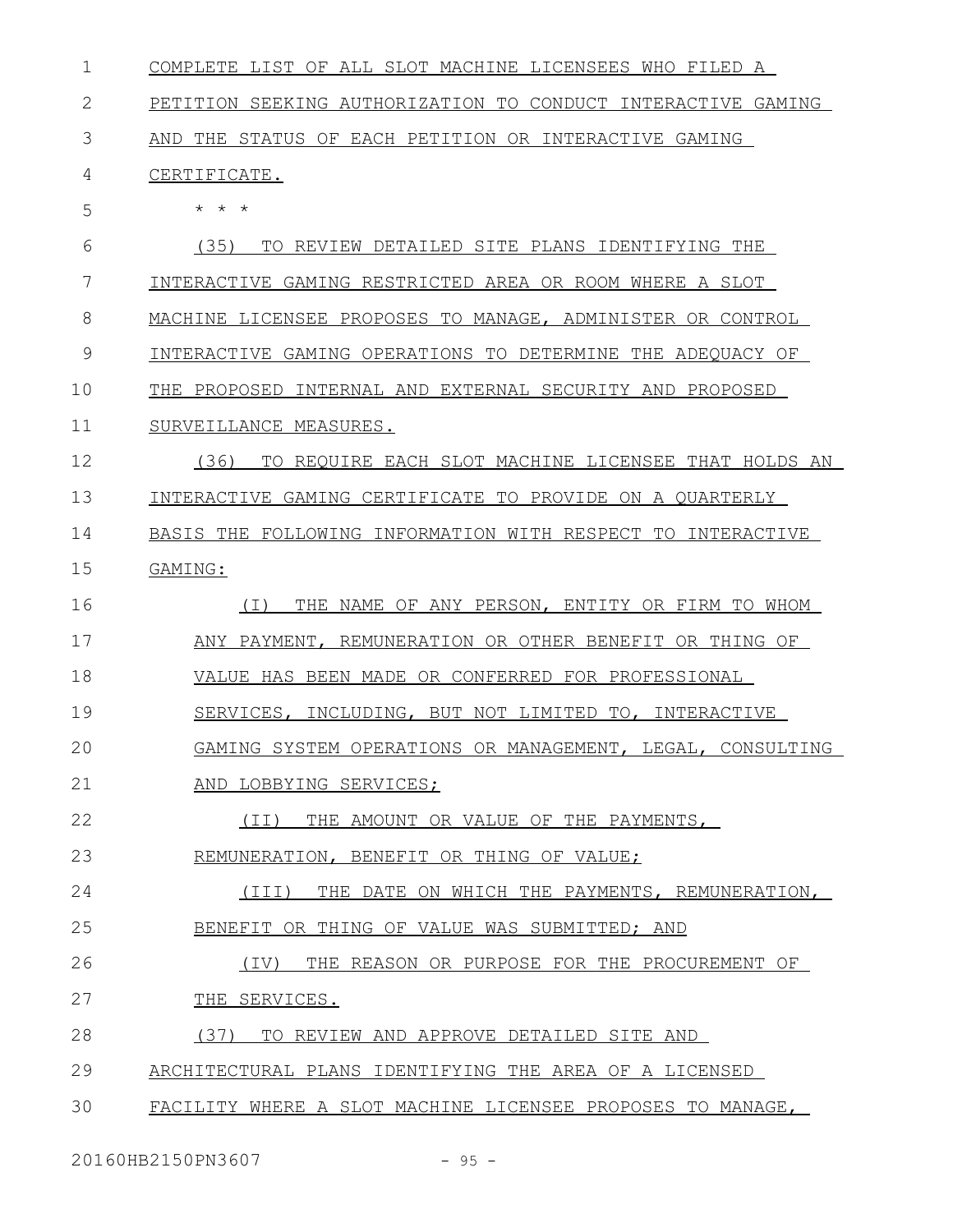COMPLETE LIST OF ALL SLOT MACHINE LICENSEES WHO FILED A PETITION SEEKING AUTHORIZATION TO CONDUCT INTERACTIVE GAMING AND THE STATUS OF EACH PETITION OR INTERACTIVE GAMING CERTIFICATE.

\* \* \*

(35) TO REVIEW DETAILED SITE PLANS IDENTIFYING THE INTERACTIVE GAMING RESTRICTED AREA OR ROOM WHERE A SLOT MACHINE LICENSEE PROPOSES TO MANAGE, ADMINISTER OR CONTROL INTERACTIVE GAMING OPERATIONS TO DETERMINE THE ADEQUACY OF THE PROPOSED INTERNAL AND EXTERNAL SECURITY AND PROPOSED SURVEILLANCE MEASURES.

(36) TO REQUIRE EACH SLOT MACHINE LICENSEE THAT HOLDS AN INTERACTIVE GAMING CERTIFICATE TO PROVIDE ON A QUARTERLY BASIS THE FOLLOWING INFORMATION WITH RESPECT TO INTERACTIVE GAMING:

(I) THE NAME OF ANY PERSON, ENTITY OR FIRM TO WHOM ANY PAYMENT, REMUNERATION OR OTHER BENEFIT OR THING OF VALUE HAS BEEN MADE OR CONFERRED FOR PROFESSIONAL SERVICES, INCLUDING, BUT NOT LIMITED TO, INTERACTIVE GAMING SYSTEM OPERATIONS OR MANAGEMENT, LEGAL, CONSULTING AND LOBBYING SERVICES;

(II) THE AMOUNT OR VALUE OF THE PAYMENTS, REMUNERATION, BENEFIT OR THING OF VALUE;

(III) THE DATE ON WHICH THE PAYMENTS, REMUNERATION, BENEFIT OR THING OF VALUE WAS SUBMITTED; AND

(IV) THE REASON OR PURPOSE FOR THE PROCUREMENT OF THE SERVICES.

(37) TO REVIEW AND APPROVE DETAILED SITE AND ARCHITECTURAL PLANS IDENTIFYING THE AREA OF A LICENSED FACILITY WHERE A SLOT MACHINE LICENSEE PROPOSES TO MANAGE,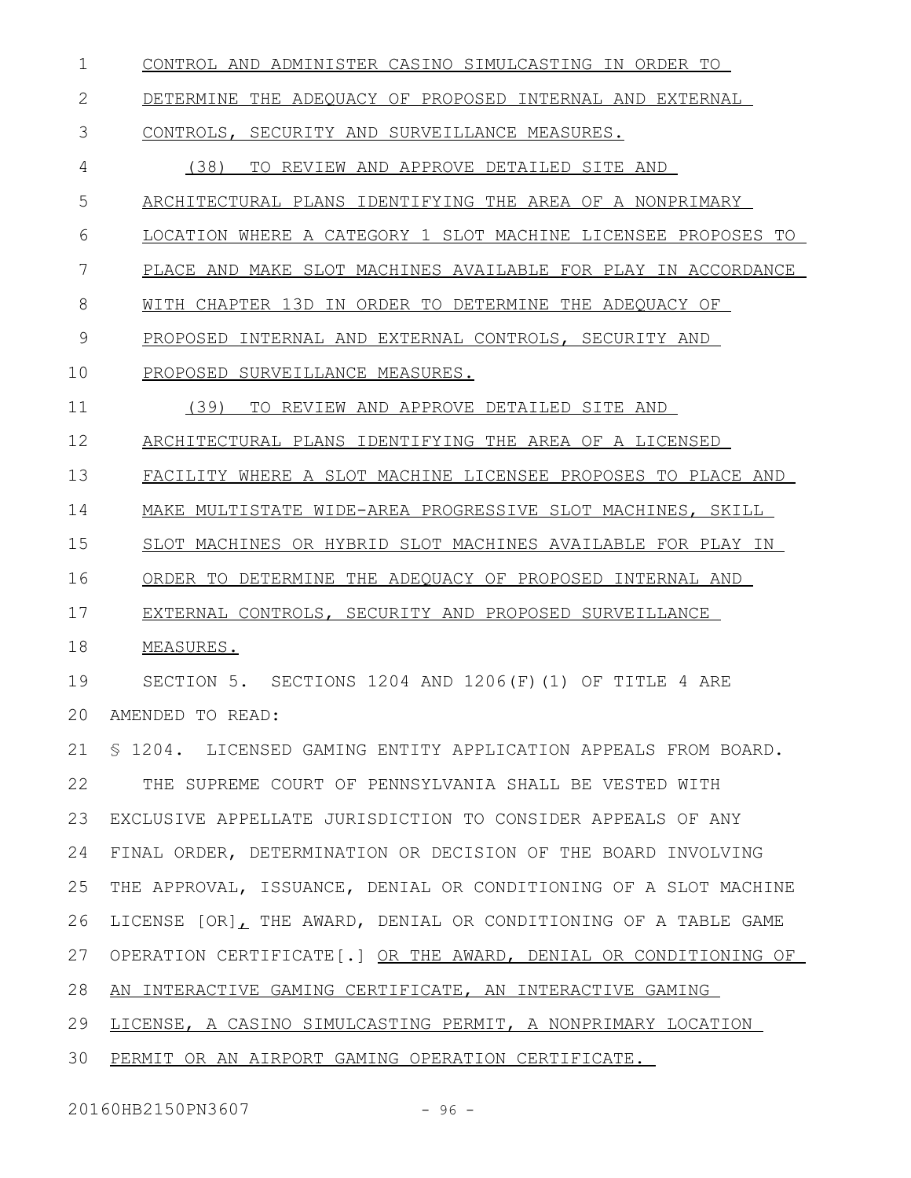CONTROL AND ADMINISTER CASINO SIMULCASTING IN ORDER TO DETERMINE THE ADEQUACY OF PROPOSED INTERNAL AND EXTERNAL CONTROLS, SECURITY AND SURVEILLANCE MEASURES.

(38) TO REVIEW AND APPROVE DETAILED SITE AND ARCHITECTURAL PLANS IDENTIFYING THE AREA OF A NONPRIMARY LOCATION WHERE A CATEGORY 1 SLOT MACHINE LICENSEE PROPOSES TO PLACE AND MAKE SLOT MACHINES AVAILABLE FOR PLAY IN ACCORDANCE WITH CHAPTER 13D IN ORDER TO DETERMINE THE ADEQUACY OF PROPOSED INTERNAL AND EXTERNAL CONTROLS, SECURITY AND PROPOSED SURVEILLANCE MEASURES.

(39) TO REVIEW AND APPROVE DETAILED SITE AND ARCHITECTURAL PLANS IDENTIFYING THE AREA OF A LICENSED FACILITY WHERE A SLOT MACHINE LICENSEE PROPOSES TO PLACE AND MAKE MULTISTATE WIDE-AREA PROGRESSIVE SLOT MACHINES, SKILL SLOT MACHINES OR HYBRID SLOT MACHINES AVAILABLE FOR PLAY IN ORDER TO DETERMINE THE ADEQUACY OF PROPOSED INTERNAL AND EXTERNAL CONTROLS, SECURITY AND PROPOSED SURVEILLANCE MEASURES.

SECTION 5. SECTIONS 1204 AND 1206(F)(1) OF TITLE 4 ARE AMENDED TO READ:

§ 1204. LICENSED GAMING ENTITY APPLICATION APPEALS FROM BOARD.

THE SUPREME COURT OF PENNSYLVANIA SHALL BE VESTED WITH EXCLUSIVE APPELLATE JURISDICTION TO CONSIDER APPEALS OF ANY FINAL ORDER, DETERMINATION OR DECISION OF THE BOARD INVOLVING THE APPROVAL, ISSUANCE, DENIAL OR CONDITIONING OF A SLOT MACHINE LICENSE [OR], THE AWARD, DENIAL OR CONDITIONING OF A TABLE GAME OPERATION CERTIFICATE[.] OR THE AWARD, DENIAL OR CONDITIONING OF AN INTERACTIVE GAMING CERTIFICATE, AN INTERACTIVE GAMING LICENSE, A CASINO SIMULCASTING PERMIT, A NONPRIMARY LOCATION PERMIT OR AN AIRPORT GAMING OPERATION CERTIFICATE.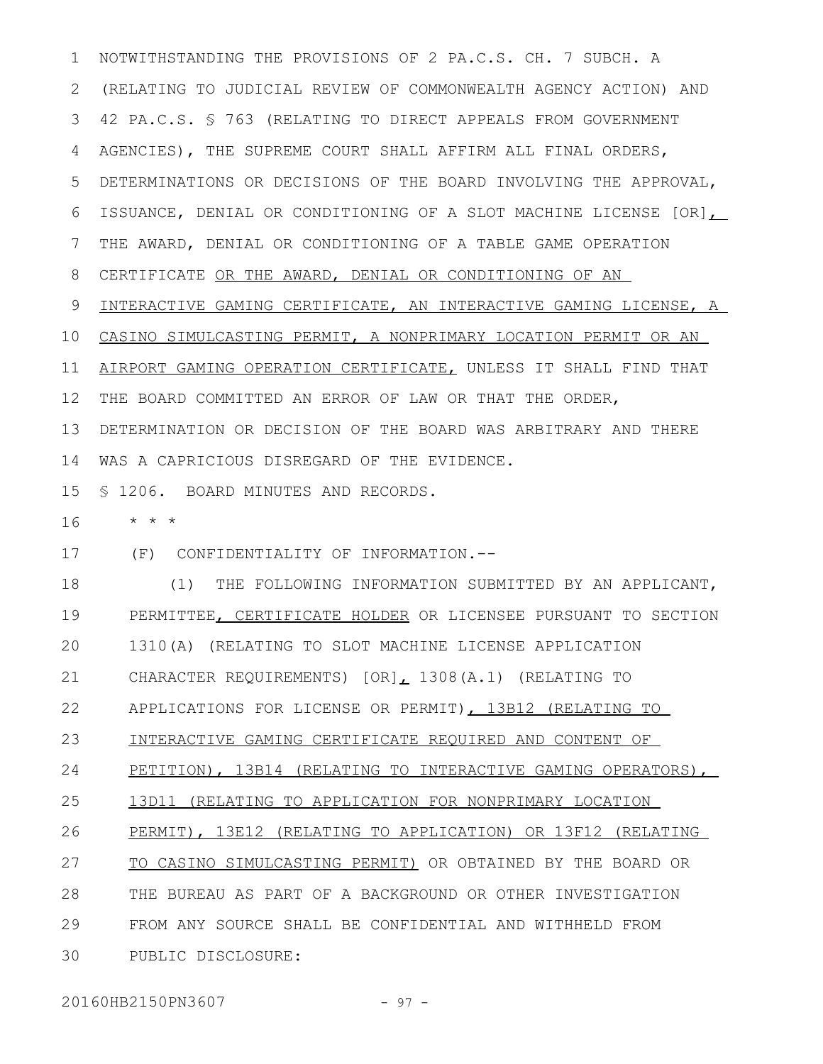NOTWITHSTANDING THE PROVISIONS OF 2 PA.C.S. CH. 7 SUBCH. A (RELATING TO JUDICIAL REVIEW OF COMMONWEALTH AGENCY ACTION) AND 42 PA.C.S. § 763 (RELATING TO DIRECT APPEALS FROM GOVERNMENT AGENCIES), THE SUPREME COURT SHALL AFFIRM ALL FINAL ORDERS, DETERMINATIONS OR DECISIONS OF THE BOARD INVOLVING THE APPROVAL, ISSUANCE, DENIAL OR CONDITIONING OF A SLOT MACHINE LICENSE [OR], THE AWARD, DENIAL OR CONDITIONING OF A TABLE GAME OPERATION CERTIFICATE OR THE AWARD, DENIAL OR CONDITIONING OF AN INTERACTIVE GAMING CERTIFICATE, AN INTERACTIVE GAMING LICENSE, A CASINO SIMULCASTING PERMIT, A NONPRIMARY LOCATION PERMIT OR AN AIRPORT GAMING OPERATION CERTIFICATE, UNLESS IT SHALL FIND THAT THE BOARD COMMITTED AN ERROR OF LAW OR THAT THE ORDER, DETERMINATION OR DECISION OF THE BOARD WAS ARBITRARY AND THERE WAS A CAPRICIOUS DISREGARD OF THE EVIDENCE.

§ 1206. BOARD MINUTES AND RECORDS.

\* \* \*

(F) CONFIDENTIALITY OF INFORMATION.--

(1) THE FOLLOWING INFORMATION SUBMITTED BY AN APPLICANT, PERMITTEE, CERTIFICATE HOLDER OR LICENSEE PURSUANT TO SECTION 1310(A) (RELATING TO SLOT MACHINE LICENSE APPLICATION CHARACTER REQUIREMENTS) [OR], 1308(A.1) (RELATING TO APPLICATIONS FOR LICENSE OR PERMIT), 13B12 (RELATING TO INTERACTIVE GAMING CERTIFICATE REQUIRED AND CONTENT OF PETITION), 13B14 (RELATING TO INTERACTIVE GAMING OPERATORS), 13D11 (RELATING TO APPLICATION FOR NONPRIMARY LOCATION PERMIT), 13E12 (RELATING TO APPLICATION) OR 13F12 (RELATING TO CASINO SIMULCASTING PERMIT) OR OBTAINED BY THE BOARD OR THE BUREAU AS PART OF A BACKGROUND OR OTHER INVESTIGATION FROM ANY SOURCE SHALL BE CONFIDENTIAL AND WITHHELD FROM PUBLIC DISCLOSURE: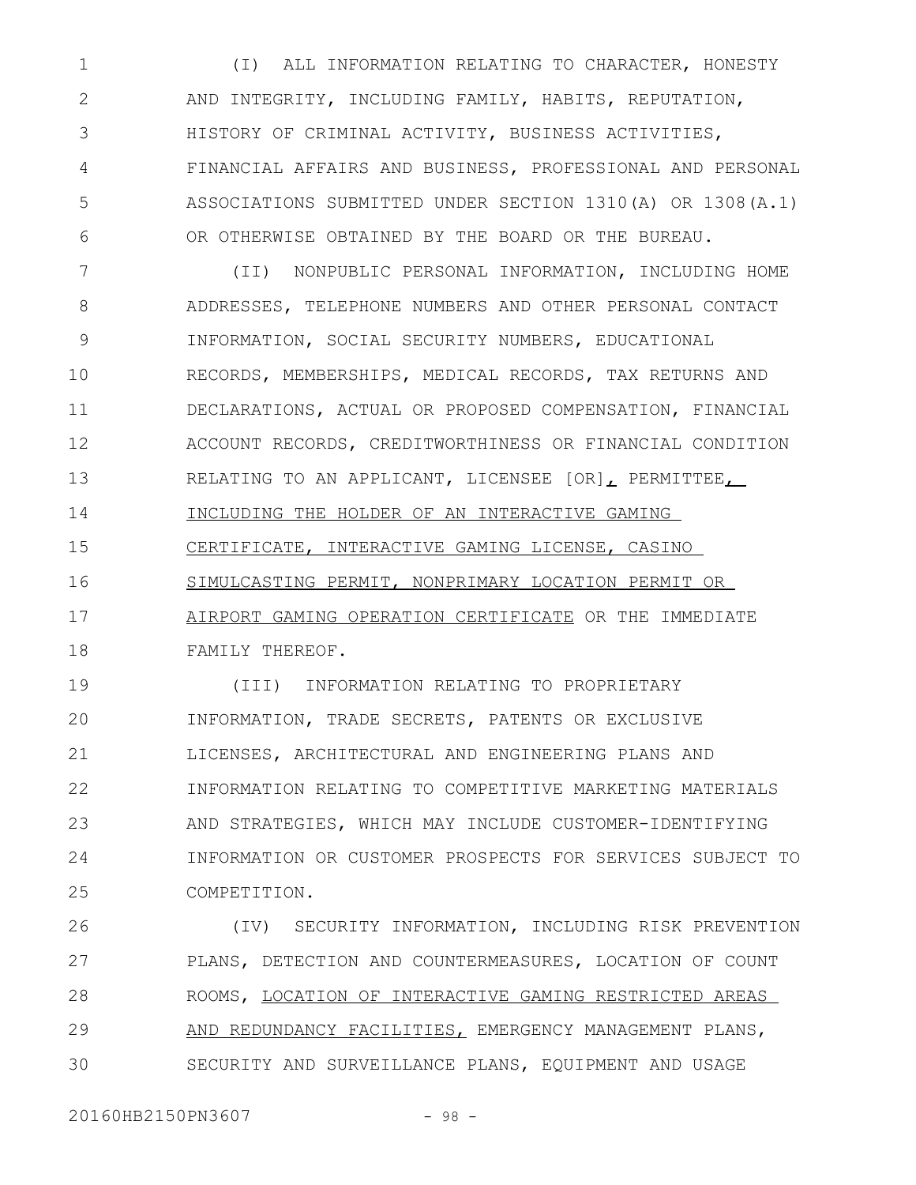(I) ALL INFORMATION RELATING TO CHARACTER, HONESTY AND INTEGRITY, INCLUDING FAMILY, HABITS, REPUTATION, HISTORY OF CRIMINAL ACTIVITY, BUSINESS ACTIVITIES, FINANCIAL AFFAIRS AND BUSINESS, PROFESSIONAL AND PERSONAL ASSOCIATIONS SUBMITTED UNDER SECTION 1310(A) OR 1308(A.1) OR OTHERWISE OBTAINED BY THE BOARD OR THE BUREAU.

(II) NONPUBLIC PERSONAL INFORMATION, INCLUDING HOME ADDRESSES, TELEPHONE NUMBERS AND OTHER PERSONAL CONTACT INFORMATION, SOCIAL SECURITY NUMBERS, EDUCATIONAL RECORDS, MEMBERSHIPS, MEDICAL RECORDS, TAX RETURNS AND DECLARATIONS, ACTUAL OR PROPOSED COMPENSATION, FINANCIAL ACCOUNT RECORDS, CREDITWORTHINESS OR FINANCIAL CONDITION RELATING TO AN APPLICANT, LICENSEE [OR], PERMITTEE, INCLUDING THE HOLDER OF AN INTERACTIVE GAMING CERTIFICATE, INTERACTIVE GAMING LICENSE, CASINO SIMULCASTING PERMIT, NONPRIMARY LOCATION PERMIT OR AIRPORT GAMING OPERATION CERTIFICATE OR THE IMMEDIATE FAMILY THEREOF.

(III) INFORMATION RELATING TO PROPRIETARY INFORMATION, TRADE SECRETS, PATENTS OR EXCLUSIVE LICENSES, ARCHITECTURAL AND ENGINEERING PLANS AND INFORMATION RELATING TO COMPETITIVE MARKETING MATERIALS AND STRATEGIES, WHICH MAY INCLUDE CUSTOMER-IDENTIFYING INFORMATION OR CUSTOMER PROSPECTS FOR SERVICES SUBJECT TO COMPETITION.

(IV) SECURITY INFORMATION, INCLUDING RISK PREVENTION PLANS, DETECTION AND COUNTERMEASURES, LOCATION OF COUNT ROOMS, LOCATION OF INTERACTIVE GAMING RESTRICTED AREAS AND REDUNDANCY FACILITIES, EMERGENCY MANAGEMENT PLANS, SECURITY AND SURVEILLANCE PLANS, EQUIPMENT AND USAGE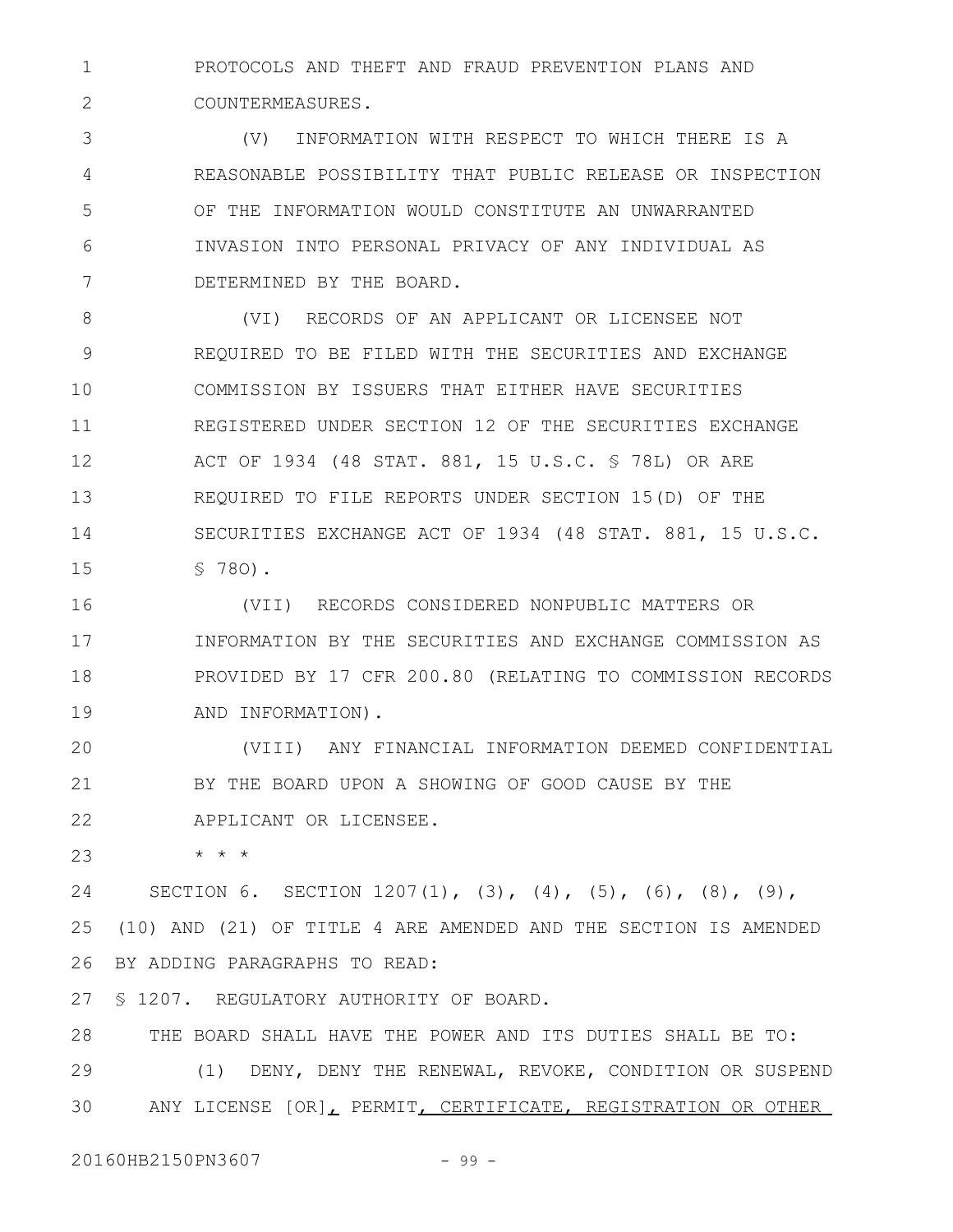PROTOCOLS AND THEFT AND FRAUD PREVENTION PLANS AND COUNTERMEASURES.

(V) INFORMATION WITH RESPECT TO WHICH THERE IS A REASONABLE POSSIBILITY THAT PUBLIC RELEASE OR INSPECTION OF THE INFORMATION WOULD CONSTITUTE AN UNWARRANTED INVASION INTO PERSONAL PRIVACY OF ANY INDIVIDUAL AS DETERMINED BY THE BOARD.

(VI) RECORDS OF AN APPLICANT OR LICENSEE NOT REQUIRED TO BE FILED WITH THE SECURITIES AND EXCHANGE COMMISSION BY ISSUERS THAT EITHER HAVE SECURITIES REGISTERED UNDER SECTION 12 OF THE SECURITIES EXCHANGE ACT OF 1934 (48 STAT. 881, 15 U.S.C. § 78L) OR ARE REQUIRED TO FILE REPORTS UNDER SECTION 15(D) OF THE SECURITIES EXCHANGE ACT OF 1934 (48 STAT. 881, 15 U.S.C. § 78O).

(VII) RECORDS CONSIDERED NONPUBLIC MATTERS OR INFORMATION BY THE SECURITIES AND EXCHANGE COMMISSION AS PROVIDED BY 17 CFR 200.80 (RELATING TO COMMISSION RECORDS AND INFORMATION).

(VIII) ANY FINANCIAL INFORMATION DEEMED CONFIDENTIAL BY THE BOARD UPON A SHOWING OF GOOD CAUSE BY THE APPLICANT OR LICENSEE.

* * *

SECTION 6. SECTION 1207(1), (3), (4), (5), (6), (8), (9), (10) AND (21) OF TITLE 4 ARE AMENDED AND THE SECTION IS AMENDED BY ADDING PARAGRAPHS TO READ:

§ 1207. REGULATORY AUTHORITY OF BOARD.

THE BOARD SHALL HAVE THE POWER AND ITS DUTIES SHALL BE TO:

(1) DENY, DENY THE RENEWAL, REVOKE, CONDITION OR SUSPEND ANY LICENSE [OR], PERMIT, CERTIFICATE, REGISTRATION OR OTHER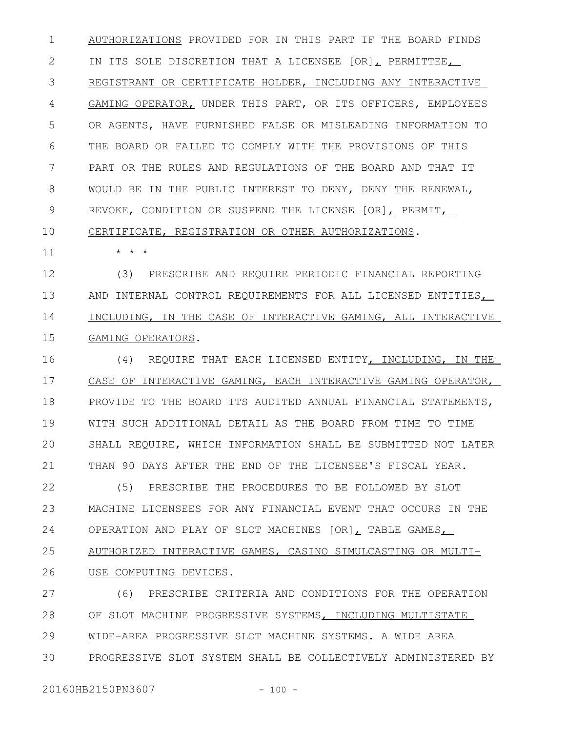AUTHORIZATIONS PROVIDED FOR IN THIS PART IF THE BOARD FINDS IN ITS SOLE DISCRETION THAT A LICENSEE [OR], PERMITTEE, REGISTRANT OR CERTIFICATE HOLDER, INCLUDING ANY INTERACTIVE GAMING OPERATOR, UNDER THIS PART, OR ITS OFFICERS, EMPLOYEES OR AGENTS, HAVE FURNISHED FALSE OR MISLEADING INFORMATION TO THE BOARD OR FAILED TO COMPLY WITH THE PROVISIONS OF THIS PART OR THE RULES AND REGULATIONS OF THE BOARD AND THAT IT WOULD BE IN THE PUBLIC INTEREST TO DENY, DENY THE RENEWAL, REVOKE, CONDITION OR SUSPEND THE LICENSE [OR], PERMIT, CERTIFICATE, REGISTRATION OR OTHER AUTHORIZATIONS.

\* \* \*

(3) PRESCRIBE AND REQUIRE PERIODIC FINANCIAL REPORTING AND INTERNAL CONTROL REQUIREMENTS FOR ALL LICENSED ENTITIES, INCLUDING, IN THE CASE OF INTERACTIVE GAMING, ALL INTERACTIVE GAMING OPERATORS.

(4) REQUIRE THAT EACH LICENSED ENTITY, INCLUDING, IN THE CASE OF INTERACTIVE GAMING, EACH INTERACTIVE GAMING OPERATOR, PROVIDE TO THE BOARD ITS AUDITED ANNUAL FINANCIAL STATEMENTS, WITH SUCH ADDITIONAL DETAIL AS THE BOARD FROM TIME TO TIME SHALL REQUIRE, WHICH INFORMATION SHALL BE SUBMITTED NOT LATER THAN 90 DAYS AFTER THE END OF THE LICENSEE'S FISCAL YEAR.

(5) PRESCRIBE THE PROCEDURES TO BE FOLLOWED BY SLOT MACHINE LICENSEES FOR ANY FINANCIAL EVENT THAT OCCURS IN THE OPERATION AND PLAY OF SLOT MACHINES [OR], TABLE GAMES, AUTHORIZED INTERACTIVE GAMES, CASINO SIMULCASTING OR MULTI-USE COMPUTING DEVICES.

(6) PRESCRIBE CRITERIA AND CONDITIONS FOR THE OPERATION OF SLOT MACHINE PROGRESSIVE SYSTEMS, INCLUDING MULTISTATE WIDE-AREA PROGRESSIVE SLOT MACHINE SYSTEMS. A WIDE AREA PROGRESSIVE SLOT SYSTEM SHALL BE COLLECTIVELY ADMINISTERED BY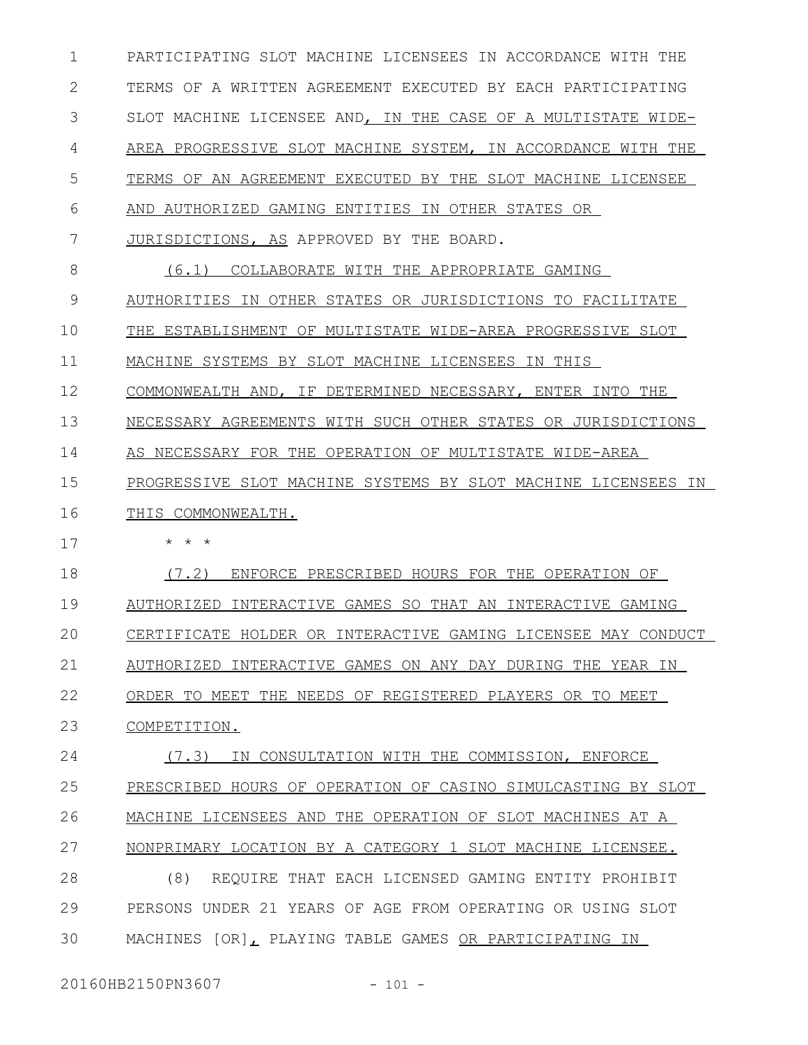PARTICIPATING SLOT MACHINE LICENSEES IN ACCORDANCE WITH THE TERMS OF A WRITTEN AGREEMENT EXECUTED BY EACH PARTICIPATING SLOT MACHINE LICENSEE AND, IN THE CASE OF A MULTISTATE WIDE-AREA PROGRESSIVE SLOT MACHINE SYSTEM, IN ACCORDANCE WITH THE TERMS OF AN AGREEMENT EXECUTED BY THE SLOT MACHINE LICENSEE AND AUTHORIZED GAMING ENTITIES IN OTHER STATES OR JURISDICTIONS, AS APPROVED BY THE BOARD.

(6.1) COLLABORATE WITH THE APPROPRIATE GAMING AUTHORITIES IN OTHER STATES OR JURISDICTIONS TO FACILITATE THE ESTABLISHMENT OF MULTISTATE WIDE-AREA PROGRESSIVE SLOT MACHINE SYSTEMS BY SLOT MACHINE LICENSEES IN THIS COMMONWEALTH AND, IF DETERMINED NECESSARY, ENTER INTO THE NECESSARY AGREEMENTS WITH SUCH OTHER STATES OR JURISDICTIONS AS NECESSARY FOR THE OPERATION OF MULTISTATE WIDE-AREA PROGRESSIVE SLOT MACHINE SYSTEMS BY SLOT MACHINE LICENSEES IN THIS COMMONWEALTH.

* * *

(7.2) ENFORCE PRESCRIBED HOURS FOR THE OPERATION OF AUTHORIZED INTERACTIVE GAMES SO THAT AN INTERACTIVE GAMING CERTIFICATE HOLDER OR INTERACTIVE GAMING LICENSEE MAY CONDUCT AUTHORIZED INTERACTIVE GAMES ON ANY DAY DURING THE YEAR IN ORDER TO MEET THE NEEDS OF REGISTERED PLAYERS OR TO MEET COMPETITION.

(7.3) IN CONSULTATION WITH THE COMMISSION, ENFORCE PRESCRIBED HOURS OF OPERATION OF CASINO SIMULCASTING BY SLOT MACHINE LICENSEES AND THE OPERATION OF SLOT MACHINES AT A NONPRIMARY LOCATION BY A CATEGORY 1 SLOT MACHINE LICENSEE.

(8) REQUIRE THAT EACH LICENSED GAMING ENTITY PROHIBIT PERSONS UNDER 21 YEARS OF AGE FROM OPERATING OR USING SLOT MACHINES [OR], PLAYING TABLE GAMES OR PARTICIPATING IN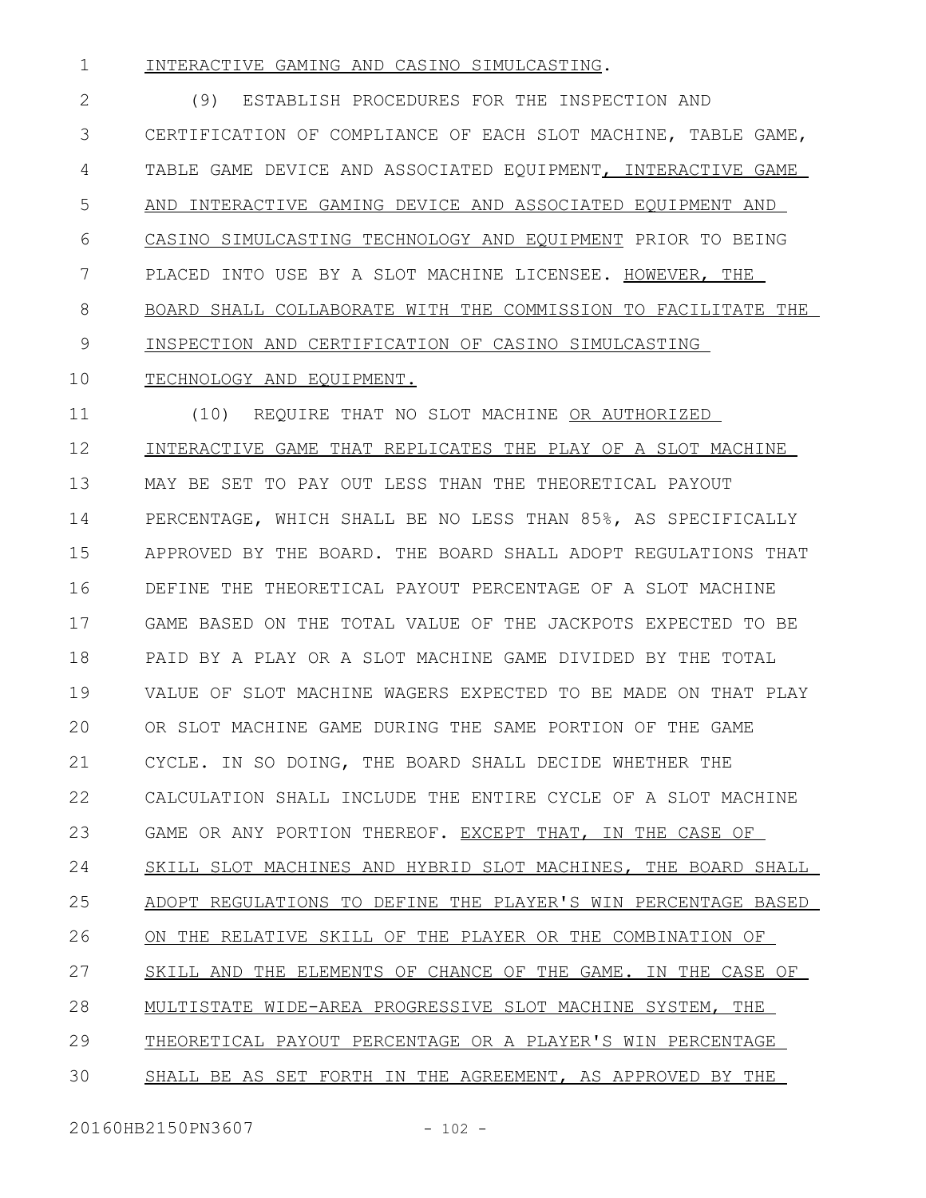INTERACTIVE GAMING AND CASINO SIMULCASTING.

(9) ESTABLISH PROCEDURES FOR THE INSPECTION AND CERTIFICATION OF COMPLIANCE OF EACH SLOT MACHINE, TABLE GAME, TABLE GAME DEVICE AND ASSOCIATED EQUIPMENT, INTERACTIVE GAME AND INTERACTIVE GAMING DEVICE AND ASSOCIATED EQUIPMENT AND CASINO SIMULCASTING TECHNOLOGY AND EQUIPMENT PRIOR TO BEING PLACED INTO USE BY A SLOT MACHINE LICENSEE. HOWEVER, THE BOARD SHALL COLLABORATE WITH THE COMMISSION TO FACILITATE THE INSPECTION AND CERTIFICATION OF CASINO SIMULCASTING TECHNOLOGY AND EQUIPMENT.

(10) REQUIRE THAT NO SLOT MACHINE OR AUTHORIZED INTERACTIVE GAME THAT REPLICATES THE PLAY OF A SLOT MACHINE MAY BE SET TO PAY OUT LESS THAN THE THEORETICAL PAYOUT PERCENTAGE, WHICH SHALL BE NO LESS THAN 85%, AS SPECIFICALLY APPROVED BY THE BOARD. THE BOARD SHALL ADOPT REGULATIONS THAT DEFINE THE THEORETICAL PAYOUT PERCENTAGE OF A SLOT MACHINE GAME BASED ON THE TOTAL VALUE OF THE JACKPOTS EXPECTED TO BE PAID BY A PLAY OR A SLOT MACHINE GAME DIVIDED BY THE TOTAL VALUE OF SLOT MACHINE WAGERS EXPECTED TO BE MADE ON THAT PLAY OR SLOT MACHINE GAME DURING THE SAME PORTION OF THE GAME CYCLE. IN SO DOING, THE BOARD SHALL DECIDE WHETHER THE CALCULATION SHALL INCLUDE THE ENTIRE CYCLE OF A SLOT MACHINE GAME OR ANY PORTION THEREOF. EXCEPT THAT, IN THE CASE OF SKILL SLOT MACHINES AND HYBRID SLOT MACHINES, THE BOARD SHALL ADOPT REGULATIONS TO DEFINE THE PLAYER'S WIN PERCENTAGE BASED ON THE RELATIVE SKILL OF THE PLAYER OR THE COMBINATION OF SKILL AND THE ELEMENTS OF CHANCE OF THE GAME. IN THE CASE OF MULTISTATE WIDE-AREA PROGRESSIVE SLOT MACHINE SYSTEM, THE THEORETICAL PAYOUT PERCENTAGE OR A PLAYER'S WIN PERCENTAGE SHALL BE AS SET FORTH IN THE AGREEMENT, AS APPROVED BY THE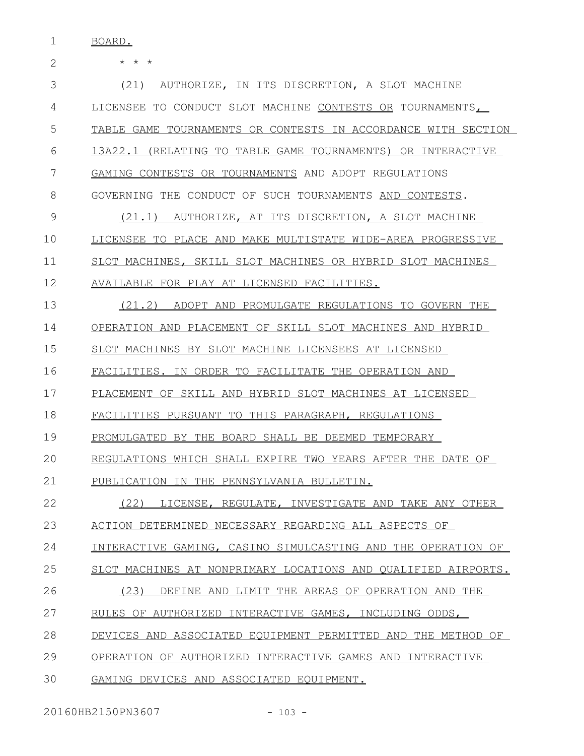BOARD.

\* \* \*

(21) AUTHORIZE, IN ITS DISCRETION, A SLOT MACHINE LICENSEE TO CONDUCT SLOT MACHINE CONTESTS OR TOURNAMENTS, TABLE GAME TOURNAMENTS OR CONTESTS IN ACCORDANCE WITH SECTION 13A22.1 (RELATING TO TABLE GAME TOURNAMENTS) OR INTERACTIVE GAMING CONTESTS OR TOURNAMENTS AND ADOPT REGULATIONS GOVERNING THE CONDUCT OF SUCH TOURNAMENTS AND CONTESTS.

(21.1) AUTHORIZE, AT ITS DISCRETION, A SLOT MACHINE LICENSEE TO PLACE AND MAKE MULTISTATE WIDE-AREA PROGRESSIVE SLOT MACHINES, SKILL SLOT MACHINES OR HYBRID SLOT MACHINES AVAILABLE FOR PLAY AT LICENSED FACILITIES.

(21.2) ADOPT AND PROMULGATE REGULATIONS TO GOVERN THE OPERATION AND PLACEMENT OF SKILL SLOT MACHINES AND HYBRID SLOT MACHINES BY SLOT MACHINE LICENSEES AT LICENSED FACILITIES. IN ORDER TO FACILITATE THE OPERATION AND PLACEMENT OF SKILL AND HYBRID SLOT MACHINES AT LICENSED FACILITIES PURSUANT TO THIS PARAGRAPH, REGULATIONS PROMULGATED BY THE BOARD SHALL BE DEEMED TEMPORARY REGULATIONS WHICH SHALL EXPIRE TWO YEARS AFTER THE DATE OF PUBLICATION IN THE PENNSYLVANIA BULLETIN.

(22) LICENSE, REGULATE, INVESTIGATE AND TAKE ANY OTHER ACTION DETERMINED NECESSARY REGARDING ALL ASPECTS OF INTERACTIVE GAMING, CASINO SIMULCASTING AND THE OPERATION OF SLOT MACHINES AT NONPRIMARY LOCATIONS AND QUALIFIED AIRPORTS.

(23) DEFINE AND LIMIT THE AREAS OF OPERATION AND THE RULES OF AUTHORIZED INTERACTIVE GAMES, INCLUDING ODDS, DEVICES AND ASSOCIATED EQUIPMENT PERMITTED AND THE METHOD OF OPERATION OF AUTHORIZED INTERACTIVE GAMES AND INTERACTIVE GAMING DEVICES AND ASSOCIATED EQUIPMENT.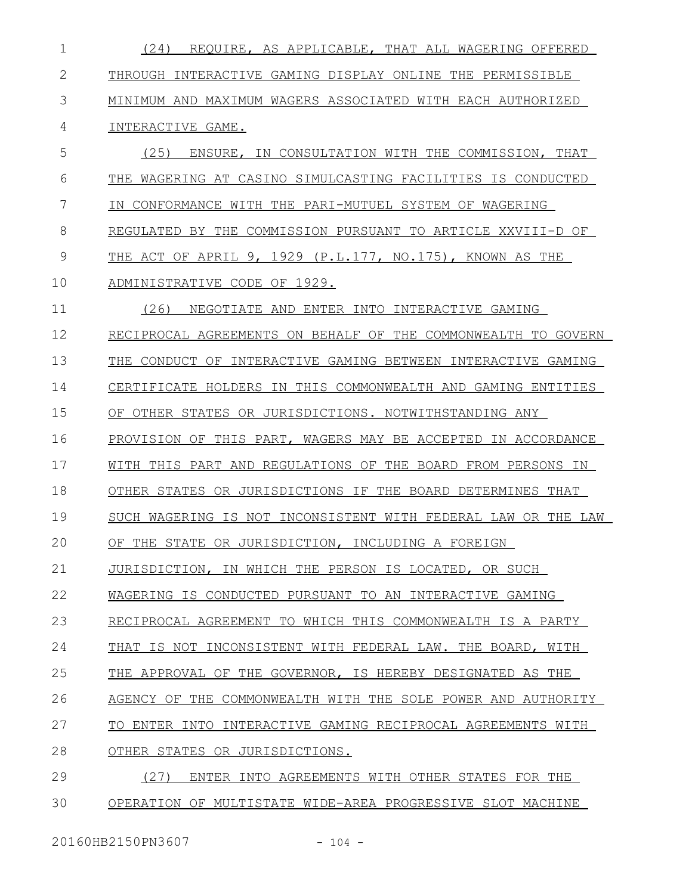(24) REQUIRE, AS APPLICABLE, THAT ALL WAGERING OFFERED THROUGH INTERACTIVE GAMING DISPLAY ONLINE THE PERMISSIBLE MINIMUM AND MAXIMUM WAGERS ASSOCIATED WITH EACH AUTHORIZED INTERACTIVE GAME.

(25) ENSURE, IN CONSULTATION WITH THE COMMISSION, THAT THE WAGERING AT CASINO SIMULCASTING FACILITIES IS CONDUCTED IN CONFORMANCE WITH THE PARI-MUTUEL SYSTEM OF WAGERING REGULATED BY THE COMMISSION PURSUANT TO ARTICLE XXVIII-D OF THE ACT OF APRIL 9, 1929 (P.L.177, NO.175), KNOWN AS THE ADMINISTRATIVE CODE OF 1929.

(26) NEGOTIATE AND ENTER INTO INTERACTIVE GAMING RECIPROCAL AGREEMENTS ON BEHALF OF THE COMMONWEALTH TO GOVERN THE CONDUCT OF INTERACTIVE GAMING BETWEEN INTERACTIVE GAMING CERTIFICATE HOLDERS IN THIS COMMONWEALTH AND GAMING ENTITIES OF OTHER STATES OR JURISDICTIONS. NOTWITHSTANDING ANY PROVISION OF THIS PART, WAGERS MAY BE ACCEPTED IN ACCORDANCE WITH THIS PART AND REGULATIONS OF THE BOARD FROM PERSONS IN OTHER STATES OR JURISDICTIONS IF THE BOARD DETERMINES THAT SUCH WAGERING IS NOT INCONSISTENT WITH FEDERAL LAW OR THE LAW OF THE STATE OR JURISDICTION, INCLUDING A FOREIGN JURISDICTION, IN WHICH THE PERSON IS LOCATED, OR SUCH WAGERING IS CONDUCTED PURSUANT TO AN INTERACTIVE GAMING RECIPROCAL AGREEMENT TO WHICH THIS COMMONWEALTH IS A PARTY THAT IS NOT INCONSISTENT WITH FEDERAL LAW. THE BOARD, WITH THE APPROVAL OF THE GOVERNOR, IS HEREBY DESIGNATED AS THE AGENCY OF THE COMMONWEALTH WITH THE SOLE POWER AND AUTHORITY TO ENTER INTO INTERACTIVE GAMING RECIPROCAL AGREEMENTS WITH OTHER STATES OR JURISDICTIONS.

(27) ENTER INTO AGREEMENTS WITH OTHER STATES FOR THE OPERATION OF MULTISTATE WIDE-AREA PROGRESSIVE SLOT MACHINE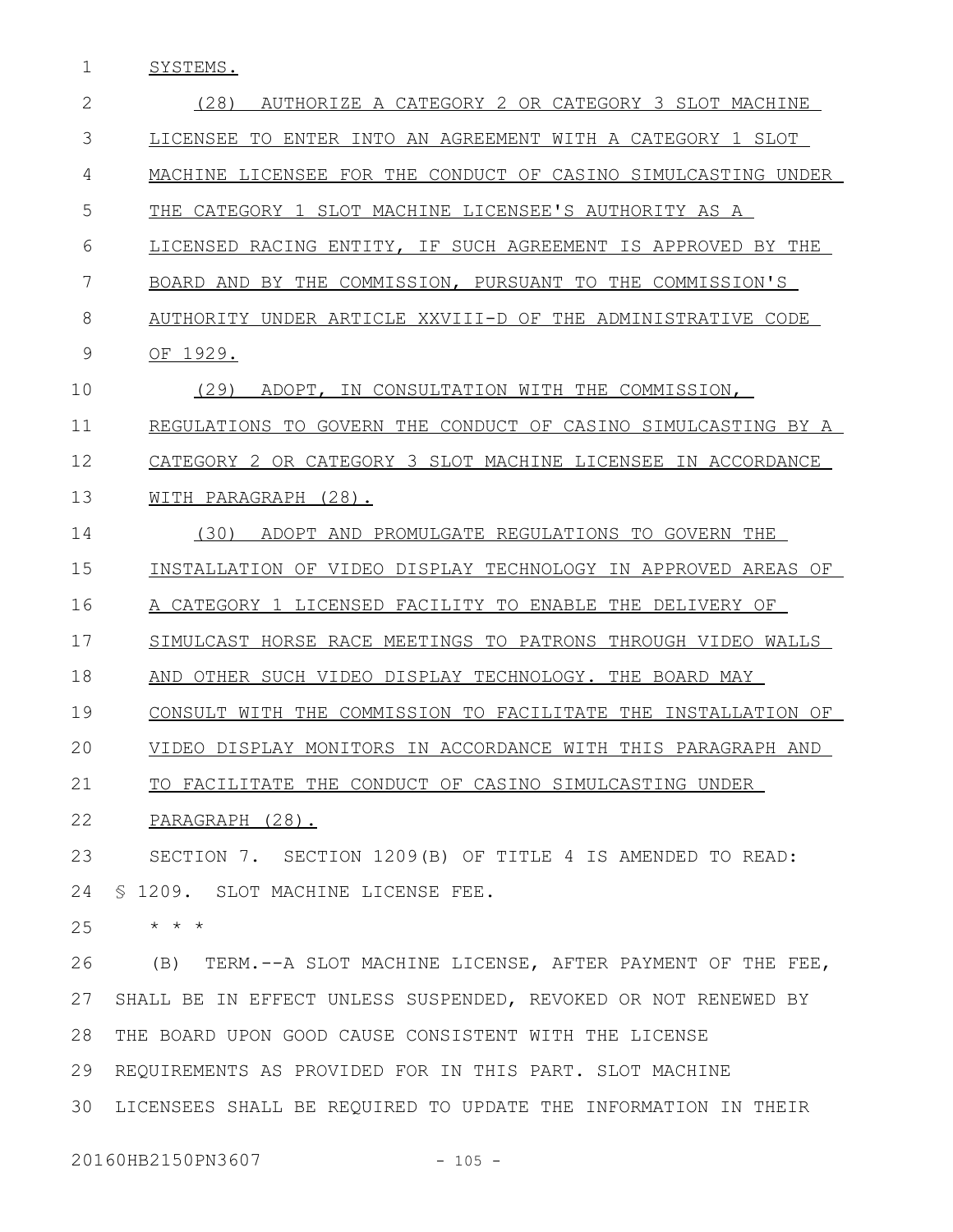SYSTEMS.

(28) AUTHORIZE A CATEGORY 2 OR CATEGORY 3 SLOT MACHINE LICENSEE TO ENTER INTO AN AGREEMENT WITH A CATEGORY 1 SLOT MACHINE LICENSEE FOR THE CONDUCT OF CASINO SIMULCASTING UNDER THE CATEGORY 1 SLOT MACHINE LICENSEE'S AUTHORITY AS A LICENSED RACING ENTITY, IF SUCH AGREEMENT IS APPROVED BY THE BOARD AND BY THE COMMISSION, PURSUANT TO THE COMMISSION'S AUTHORITY UNDER ARTICLE XXVIII-D OF THE ADMINISTRATIVE CODE OF 1929.

(29) ADOPT, IN CONSULTATION WITH THE COMMISSION, REGULATIONS TO GOVERN THE CONDUCT OF CASINO SIMULCASTING BY A CATEGORY 2 OR CATEGORY 3 SLOT MACHINE LICENSEE IN ACCORDANCE WITH PARAGRAPH (28).

(30) ADOPT AND PROMULGATE REGULATIONS TO GOVERN THE INSTALLATION OF VIDEO DISPLAY TECHNOLOGY IN APPROVED AREAS OF A CATEGORY 1 LICENSED FACILITY TO ENABLE THE DELIVERY OF SIMULCAST HORSE RACE MEETINGS TO PATRONS THROUGH VIDEO WALLS AND OTHER SUCH VIDEO DISPLAY TECHNOLOGY. THE BOARD MAY CONSULT WITH THE COMMISSION TO FACILITATE THE INSTALLATION OF VIDEO DISPLAY MONITORS IN ACCORDANCE WITH THIS PARAGRAPH AND TO FACILITATE THE CONDUCT OF CASINO SIMULCASTING UNDER PARAGRAPH (28).

SECTION 7. SECTION 1209(B) OF TITLE 4 IS AMENDED TO READ:

§ 1209. SLOT MACHINE LICENSE FEE.

* * *

(B) TERM.--A SLOT MACHINE LICENSE, AFTER PAYMENT OF THE FEE, SHALL BE IN EFFECT UNLESS SUSPENDED, REVOKED OR NOT RENEWED BY THE BOARD UPON GOOD CAUSE CONSISTENT WITH THE LICENSE REQUIREMENTS AS PROVIDED FOR IN THIS PART. SLOT MACHINE LICENSEES SHALL BE REQUIRED TO UPDATE THE INFORMATION IN THEIR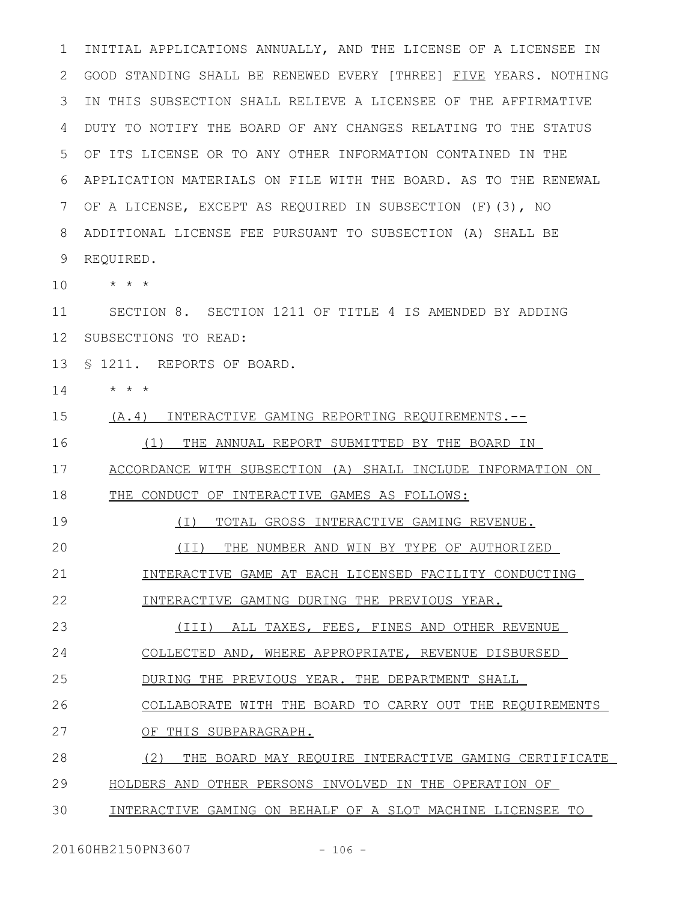INITIAL APPLICATIONS ANNUALLY, AND THE LICENSE OF A LICENSEE IN GOOD STANDING SHALL BE RENEWED EVERY [THREE] FIVE YEARS. NOTHING IN THIS SUBSECTION SHALL RELIEVE A LICENSEE OF THE AFFIRMATIVE DUTY TO NOTIFY THE BOARD OF ANY CHANGES RELATING TO THE STATUS OF ITS LICENSE OR TO ANY OTHER INFORMATION CONTAINED IN THE APPLICATION MATERIALS ON FILE WITH THE BOARD. AS TO THE RENEWAL OF A LICENSE, EXCEPT AS REQUIRED IN SUBSECTION (F)(3), NO ADDITIONAL LICENSE FEE PURSUANT TO SUBSECTION (A) SHALL BE REQUIRED.

\* \* \*

SECTION 8. SECTION 1211 OF TITLE 4 IS AMENDED BY ADDING SUBSECTIONS TO READ:

§ 1211. REPORTS OF BOARD.

\* \* \*

(A.4) INTERACTIVE GAMING REPORTING REQUIREMENTS.--

(1) THE ANNUAL REPORT SUBMITTED BY THE BOARD IN ACCORDANCE WITH SUBSECTION (A) SHALL INCLUDE INFORMATION ON THE CONDUCT OF INTERACTIVE GAMES AS FOLLOWS:

(I) TOTAL GROSS INTERACTIVE GAMING REVENUE.

(II) THE NUMBER AND WIN BY TYPE OF AUTHORIZED INTERACTIVE GAME AT EACH LICENSED FACILITY CONDUCTING INTERACTIVE GAMING DURING THE PREVIOUS YEAR.

(III) ALL TAXES, FEES, FINES AND OTHER REVENUE COLLECTED AND, WHERE APPROPRIATE, REVENUE DISBURSED DURING THE PREVIOUS YEAR. THE DEPARTMENT SHALL COLLABORATE WITH THE BOARD TO CARRY OUT THE REQUIREMENTS OF THIS SUBPARAGRAPH.

(2) THE BOARD MAY REQUIRE INTERACTIVE GAMING CERTIFICATE HOLDERS AND OTHER PERSONS INVOLVED IN THE OPERATION OF INTERACTIVE GAMING ON BEHALF OF A SLOT MACHINE LICENSEE TO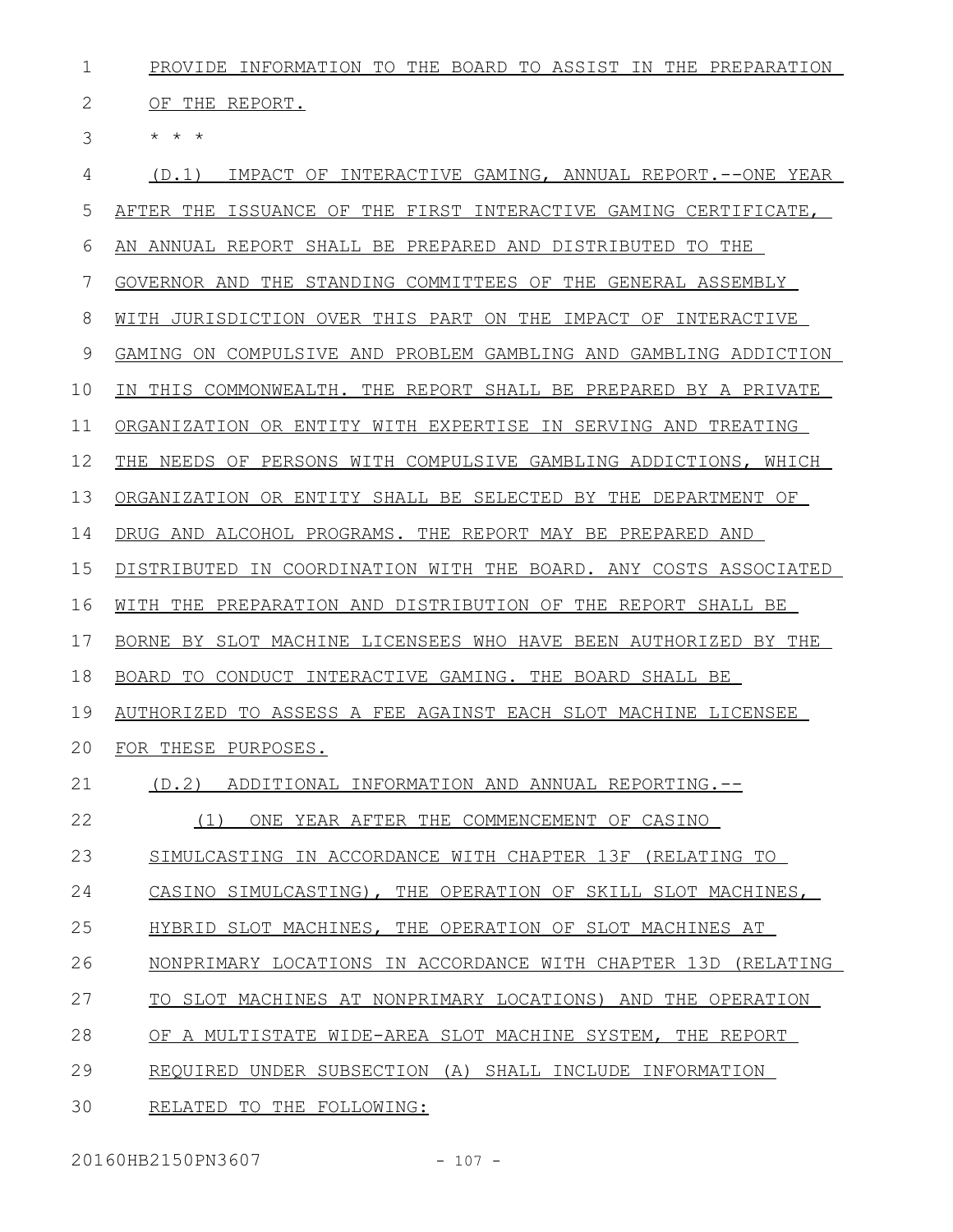PROVIDE INFORMATION TO THE BOARD TO ASSIST IN THE PREPARATION OF THE REPORT.

* * *

(D.1) IMPACT OF INTERACTIVE GAMING, ANNUAL REPORT.--ONE YEAR AFTER THE ISSUANCE OF THE FIRST INTERACTIVE GAMING CERTIFICATE, AN ANNUAL REPORT SHALL BE PREPARED AND DISTRIBUTED TO THE GOVERNOR AND THE STANDING COMMITTEES OF THE GENERAL ASSEMBLY WITH JURISDICTION OVER THIS PART ON THE IMPACT OF INTERACTIVE GAMING ON COMPULSIVE AND PROBLEM GAMBLING AND GAMBLING ADDICTION IN THIS COMMONWEALTH. THE REPORT SHALL BE PREPARED BY A PRIVATE ORGANIZATION OR ENTITY WITH EXPERTISE IN SERVING AND TREATING THE NEEDS OF PERSONS WITH COMPULSIVE GAMBLING ADDICTIONS, WHICH ORGANIZATION OR ENTITY SHALL BE SELECTED BY THE DEPARTMENT OF DRUG AND ALCOHOL PROGRAMS. THE REPORT MAY BE PREPARED AND DISTRIBUTED IN COORDINATION WITH THE BOARD. ANY COSTS ASSOCIATED WITH THE PREPARATION AND DISTRIBUTION OF THE REPORT SHALL BE BORNE BY SLOT MACHINE LICENSEES WHO HAVE BEEN AUTHORIZED BY THE BOARD TO CONDUCT INTERACTIVE GAMING. THE BOARD SHALL BE AUTHORIZED TO ASSESS A FEE AGAINST EACH SLOT MACHINE LICENSEE FOR THESE PURPOSES.

(D.2) ADDITIONAL INFORMATION AND ANNUAL REPORTING.--

(1) ONE YEAR AFTER THE COMMENCEMENT OF CASINO SIMULCASTING IN ACCORDANCE WITH CHAPTER 13F (RELATING TO CASINO SIMULCASTING), THE OPERATION OF SKILL SLOT MACHINES, HYBRID SLOT MACHINES, THE OPERATION OF SLOT MACHINES AT NONPRIMARY LOCATIONS IN ACCORDANCE WITH CHAPTER 13D (RELATING TO SLOT MACHINES AT NONPRIMARY LOCATIONS) AND THE OPERATION OF A MULTISTATE WIDE-AREA SLOT MACHINE SYSTEM, THE REPORT REQUIRED UNDER SUBSECTION (A) SHALL INCLUDE INFORMATION RELATED TO THE FOLLOWING: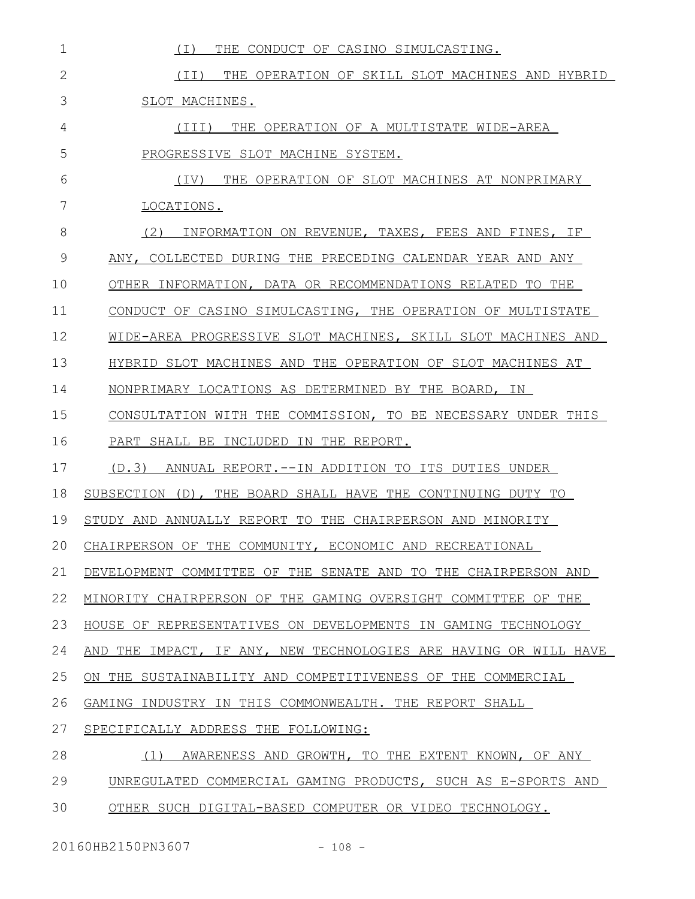(I) THE CONDUCT OF CASINO SIMULCASTING.

(II) THE OPERATION OF SKILL SLOT MACHINES AND HYBRID SLOT MACHINES.

(III) THE OPERATION OF A MULTISTATE WIDE-AREA PROGRESSIVE SLOT MACHINE SYSTEM.

(IV) THE OPERATION OF SLOT MACHINES AT NONPRIMARY LOCATIONS.

(2) INFORMATION ON REVENUE, TAXES, FEES AND FINES, IF ANY, COLLECTED DURING THE PRECEDING CALENDAR YEAR AND ANY OTHER INFORMATION, DATA OR RECOMMENDATIONS RELATED TO THE CONDUCT OF CASINO SIMULCASTING, THE OPERATION OF MULTISTATE WIDE-AREA PROGRESSIVE SLOT MACHINES, SKILL SLOT MACHINES AND HYBRID SLOT MACHINES AND THE OPERATION OF SLOT MACHINES AT NONPRIMARY LOCATIONS AS DETERMINED BY THE BOARD, IN CONSULTATION WITH THE COMMISSION, TO BE NECESSARY UNDER THIS PART SHALL BE INCLUDED IN THE REPORT.

(D.3) ANNUAL REPORT.--IN ADDITION TO ITS DUTIES UNDER SUBSECTION (D), THE BOARD SHALL HAVE THE CONTINUING DUTY TO STUDY AND ANNUALLY REPORT TO THE CHAIRPERSON AND MINORITY CHAIRPERSON OF THE COMMUNITY, ECONOMIC AND RECREATIONAL DEVELOPMENT COMMITTEE OF THE SENATE AND TO THE CHAIRPERSON AND MINORITY CHAIRPERSON OF THE GAMING OVERSIGHT COMMITTEE OF THE HOUSE OF REPRESENTATIVES ON DEVELOPMENTS IN GAMING TECHNOLOGY AND THE IMPACT, IF ANY, NEW TECHNOLOGIES ARE HAVING OR WILL HAVE ON THE SUSTAINABILITY AND COMPETITIVENESS OF THE COMMERCIAL GAMING INDUSTRY IN THIS COMMONWEALTH. THE REPORT SHALL SPECIFICALLY ADDRESS THE FOLLOWING:

(1) AWARENESS AND GROWTH, TO THE EXTENT KNOWN, OF ANY UNREGULATED COMMERCIAL GAMING PRODUCTS, SUCH AS E-SPORTS AND OTHER SUCH DIGITAL-BASED COMPUTER OR VIDEO TECHNOLOGY.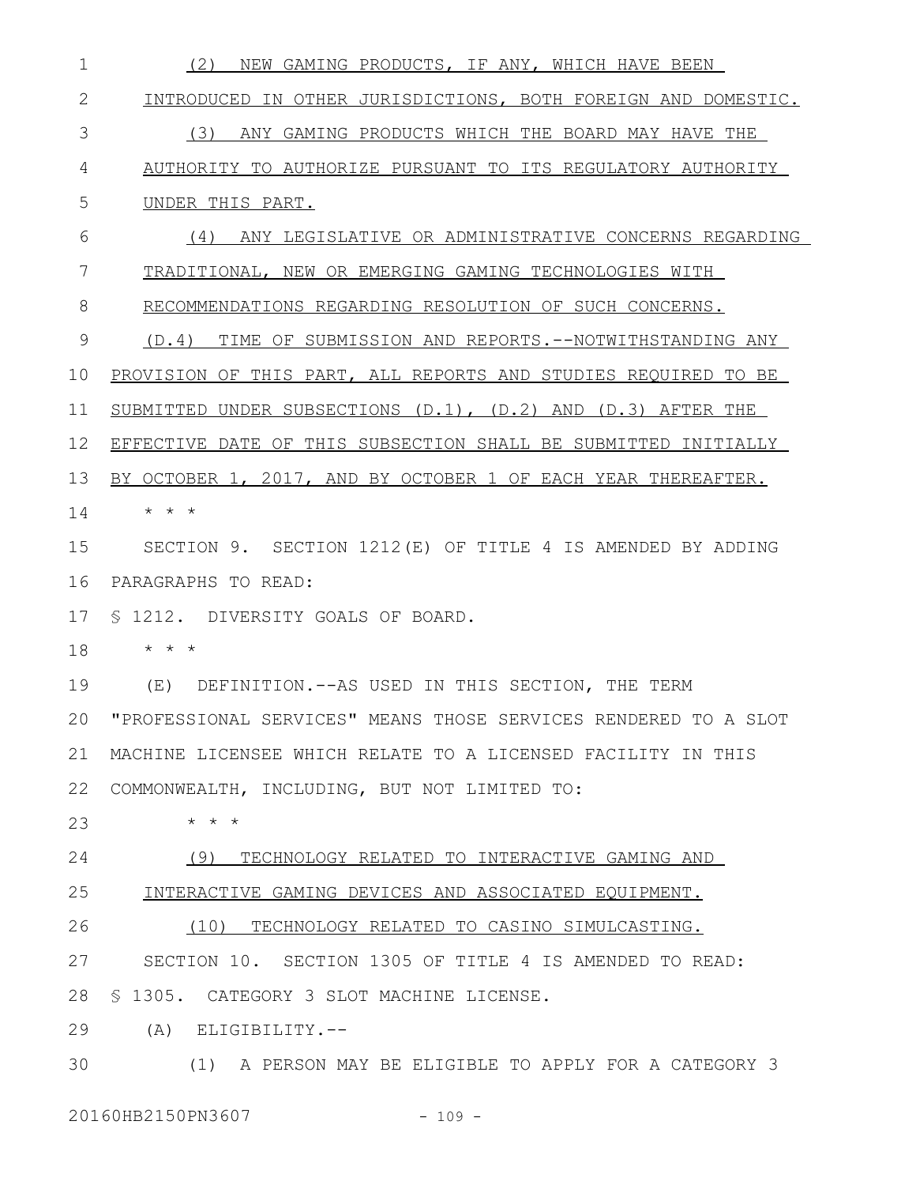(2) NEW GAMING PRODUCTS, IF ANY, WHICH HAVE BEEN INTRODUCED IN OTHER JURISDICTIONS, BOTH FOREIGN AND DOMESTIC.

(3) ANY GAMING PRODUCTS WHICH THE BOARD MAY HAVE THE AUTHORITY TO AUTHORIZE PURSUANT TO ITS REGULATORY AUTHORITY UNDER THIS PART.

(4) ANY LEGISLATIVE OR ADMINISTRATIVE CONCERNS REGARDING TRADITIONAL, NEW OR EMERGING GAMING TECHNOLOGIES WITH RECOMMENDATIONS REGARDING RESOLUTION OF SUCH CONCERNS.

(D.4) TIME OF SUBMISSION AND REPORTS.--NOTWITHSTANDING ANY PROVISION OF THIS PART, ALL REPORTS AND STUDIES REQUIRED TO BE SUBMITTED UNDER SUBSECTIONS (D.1), (D.2) AND (D.3) AFTER THE EFFECTIVE DATE OF THIS SUBSECTION SHALL BE SUBMITTED INITIALLY BY OCTOBER 1, 2017, AND BY OCTOBER 1 OF EACH YEAR THEREAFTER.

* * *

SECTION 9. SECTION 1212(E) OF TITLE 4 IS AMENDED BY ADDING PARAGRAPHS TO READ:

§ 1212. DIVERSITY GOALS OF BOARD.

* * *

(E) DEFINITION.--AS USED IN THIS SECTION, THE TERM "PROFESSIONAL SERVICES" MEANS THOSE SERVICES RENDERED TO A SLOT MACHINE LICENSEE WHICH RELATE TO A LICENSED FACILITY IN THIS COMMONWEALTH, INCLUDING, BUT NOT LIMITED TO:

* * *

(9) TECHNOLOGY RELATED TO INTERACTIVE GAMING AND INTERACTIVE GAMING DEVICES AND ASSOCIATED EQUIPMENT.

(10) TECHNOLOGY RELATED TO CASINO SIMULCASTING.

SECTION 10. SECTION 1305 OF TITLE 4 IS AMENDED TO READ:

§ 1305. CATEGORY 3 SLOT MACHINE LICENSE.

(A) ELIGIBILITY.--

(1) A PERSON MAY BE ELIGIBLE TO APPLY FOR A CATEGORY 3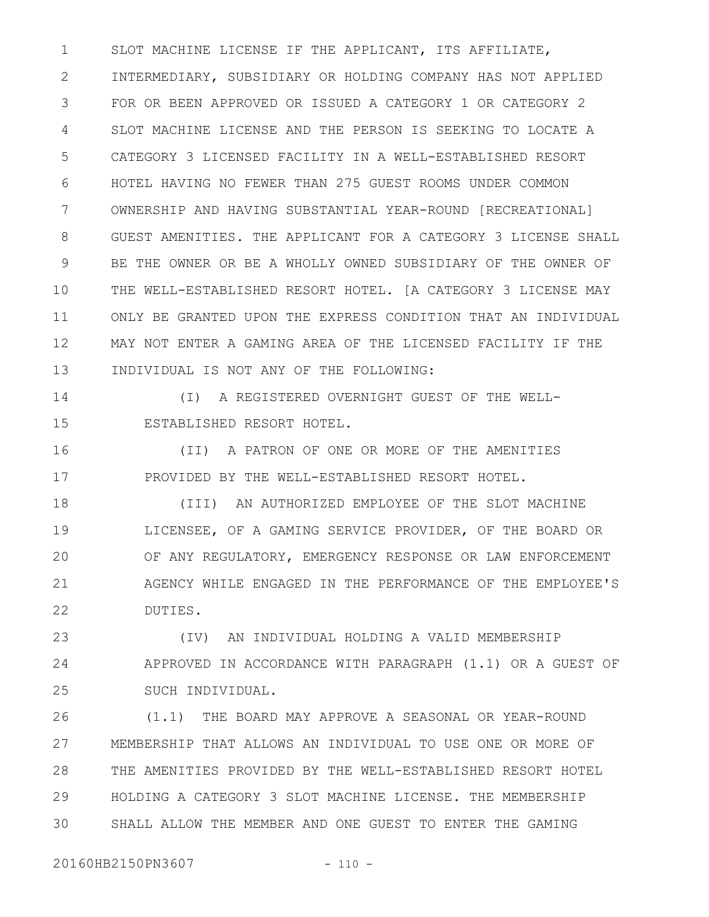SLOT MACHINE LICENSE IF THE APPLICANT, ITS AFFILIATE, INTERMEDIARY, SUBSIDIARY OR HOLDING COMPANY HAS NOT APPLIED FOR OR BEEN APPROVED OR ISSUED A CATEGORY 1 OR CATEGORY 2 SLOT MACHINE LICENSE AND THE PERSON IS SEEKING TO LOCATE A CATEGORY 3 LICENSED FACILITY IN A WELL-ESTABLISHED RESORT HOTEL HAVING NO FEWER THAN 275 GUEST ROOMS UNDER COMMON OWNERSHIP AND HAVING SUBSTANTIAL YEAR-ROUND [RECREATIONAL] GUEST AMENITIES. THE APPLICANT FOR A CATEGORY 3 LICENSE SHALL BE THE OWNER OR BE A WHOLLY OWNED SUBSIDIARY OF THE OWNER OF THE WELL-ESTABLISHED RESORT HOTEL. [A CATEGORY 3 LICENSE MAY ONLY BE GRANTED UPON THE EXPRESS CONDITION THAT AN INDIVIDUAL MAY NOT ENTER A GAMING AREA OF THE LICENSED FACILITY IF THE INDIVIDUAL IS NOT ANY OF THE FOLLOWING:

(I) A REGISTERED OVERNIGHT GUEST OF THE WELL-ESTABLISHED RESORT HOTEL.

(II) A PATRON OF ONE OR MORE OF THE AMENITIES PROVIDED BY THE WELL-ESTABLISHED RESORT HOTEL.

(III) AN AUTHORIZED EMPLOYEE OF THE SLOT MACHINE LICENSEE, OF A GAMING SERVICE PROVIDER, OF THE BOARD OR OF ANY REGULATORY, EMERGENCY RESPONSE OR LAW ENFORCEMENT AGENCY WHILE ENGAGED IN THE PERFORMANCE OF THE EMPLOYEE'S DUTIES.

(IV) AN INDIVIDUAL HOLDING A VALID MEMBERSHIP APPROVED IN ACCORDANCE WITH PARAGRAPH (1.1) OR A GUEST OF SUCH INDIVIDUAL.

(1.1) THE BOARD MAY APPROVE A SEASONAL OR YEAR-ROUND MEMBERSHIP THAT ALLOWS AN INDIVIDUAL TO USE ONE OR MORE OF THE AMENITIES PROVIDED BY THE WELL-ESTABLISHED RESORT HOTEL HOLDING A CATEGORY 3 SLOT MACHINE LICENSE. THE MEMBERSHIP SHALL ALLOW THE MEMBER AND ONE GUEST TO ENTER THE GAMING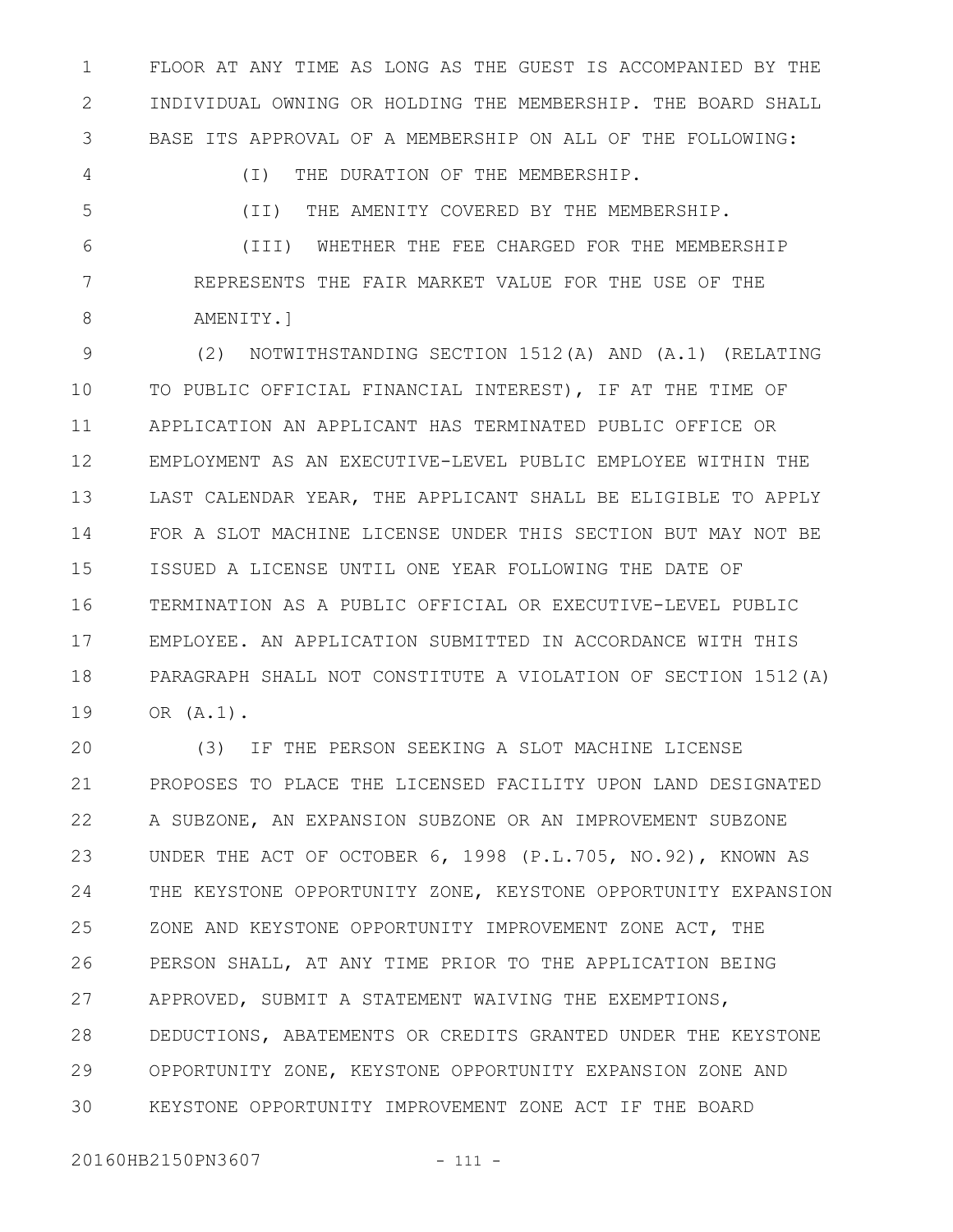FLOOR AT ANY TIME AS LONG AS THE GUEST IS ACCOMPANIED BY THE INDIVIDUAL OWNING OR HOLDING THE MEMBERSHIP. THE BOARD SHALL BASE ITS APPROVAL OF A MEMBERSHIP ON ALL OF THE FOLLOWING:

(I) THE DURATION OF THE MEMBERSHIP.

(II) THE AMENITY COVERED BY THE MEMBERSHIP.

(III) WHETHER THE FEE CHARGED FOR THE MEMBERSHIP REPRESENTS THE FAIR MARKET VALUE FOR THE USE OF THE AMENITY.]

(2) NOTWITHSTANDING SECTION 1512(A) AND (A.1) (RELATING TO PUBLIC OFFICIAL FINANCIAL INTEREST), IF AT THE TIME OF APPLICATION AN APPLICANT HAS TERMINATED PUBLIC OFFICE OR EMPLOYMENT AS AN EXECUTIVE-LEVEL PUBLIC EMPLOYEE WITHIN THE LAST CALENDAR YEAR, THE APPLICANT SHALL BE ELIGIBLE TO APPLY FOR A SLOT MACHINE LICENSE UNDER THIS SECTION BUT MAY NOT BE ISSUED A LICENSE UNTIL ONE YEAR FOLLOWING THE DATE OF TERMINATION AS A PUBLIC OFFICIAL OR EXECUTIVE-LEVEL PUBLIC EMPLOYEE. AN APPLICATION SUBMITTED IN ACCORDANCE WITH THIS PARAGRAPH SHALL NOT CONSTITUTE A VIOLATION OF SECTION 1512(A) OR (A.1).

(3) IF THE PERSON SEEKING A SLOT MACHINE LICENSE PROPOSES TO PLACE THE LICENSED FACILITY UPON LAND DESIGNATED A SUBZONE, AN EXPANSION SUBZONE OR AN IMPROVEMENT SUBZONE UNDER THE ACT OF OCTOBER 6, 1998 (P.L.705, NO.92), KNOWN AS THE KEYSTONE OPPORTUNITY ZONE, KEYSTONE OPPORTUNITY EXPANSION ZONE AND KEYSTONE OPPORTUNITY IMPROVEMENT ZONE ACT, THE PERSON SHALL, AT ANY TIME PRIOR TO THE APPLICATION BEING APPROVED, SUBMIT A STATEMENT WAIVING THE EXEMPTIONS, DEDUCTIONS, ABATEMENTS OR CREDITS GRANTED UNDER THE KEYSTONE OPPORTUNITY ZONE, KEYSTONE OPPORTUNITY EXPANSION ZONE AND KEYSTONE OPPORTUNITY IMPROVEMENT ZONE ACT IF THE BOARD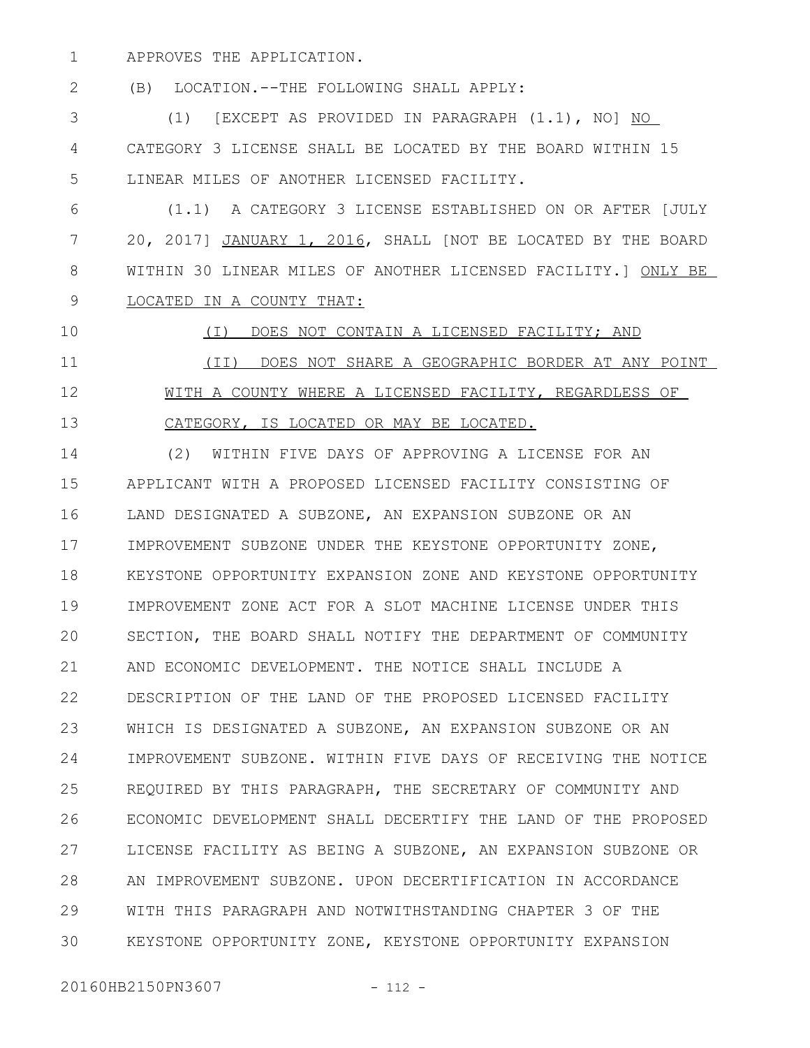APPROVES THE APPLICATION.

(B) LOCATION.--THE FOLLOWING SHALL APPLY:

(1) [EXCEPT AS PROVIDED IN PARAGRAPH (1.1), NO] NO CATEGORY 3 LICENSE SHALL BE LOCATED BY THE BOARD WITHIN 15 LINEAR MILES OF ANOTHER LICENSED FACILITY.

(1.1) A CATEGORY 3 LICENSE ESTABLISHED ON OR AFTER [JULY 20, 2017] JANUARY 1, 2016, SHALL [NOT BE LOCATED BY THE BOARD WITHIN 30 LINEAR MILES OF ANOTHER LICENSED FACILITY.] ONLY BE LOCATED IN A COUNTY THAT:

(I) DOES NOT CONTAIN A LICENSED FACILITY; AND

(II) DOES NOT SHARE A GEOGRAPHIC BORDER AT ANY POINT WITH A COUNTY WHERE A LICENSED FACILITY, REGARDLESS OF CATEGORY, IS LOCATED OR MAY BE LOCATED.

(2) WITHIN FIVE DAYS OF APPROVING A LICENSE FOR AN APPLICANT WITH A PROPOSED LICENSED FACILITY CONSISTING OF LAND DESIGNATED A SUBZONE, AN EXPANSION SUBZONE OR AN IMPROVEMENT SUBZONE UNDER THE KEYSTONE OPPORTUNITY ZONE, KEYSTONE OPPORTUNITY EXPANSION ZONE AND KEYSTONE OPPORTUNITY IMPROVEMENT ZONE ACT FOR A SLOT MACHINE LICENSE UNDER THIS SECTION, THE BOARD SHALL NOTIFY THE DEPARTMENT OF COMMUNITY AND ECONOMIC DEVELOPMENT. THE NOTICE SHALL INCLUDE A DESCRIPTION OF THE LAND OF THE PROPOSED LICENSED FACILITY WHICH IS DESIGNATED A SUBZONE, AN EXPANSION SUBZONE OR AN IMPROVEMENT SUBZONE. WITHIN FIVE DAYS OF RECEIVING THE NOTICE REQUIRED BY THIS PARAGRAPH, THE SECRETARY OF COMMUNITY AND ECONOMIC DEVELOPMENT SHALL DECERTIFY THE LAND OF THE PROPOSED LICENSE FACILITY AS BEING A SUBZONE, AN EXPANSION SUBZONE OR AN IMPROVEMENT SUBZONE. UPON DECERTIFICATION IN ACCORDANCE WITH THIS PARAGRAPH AND NOTWITHSTANDING CHAPTER 3 OF THE KEYSTONE OPPORTUNITY ZONE, KEYSTONE OPPORTUNITY EXPANSION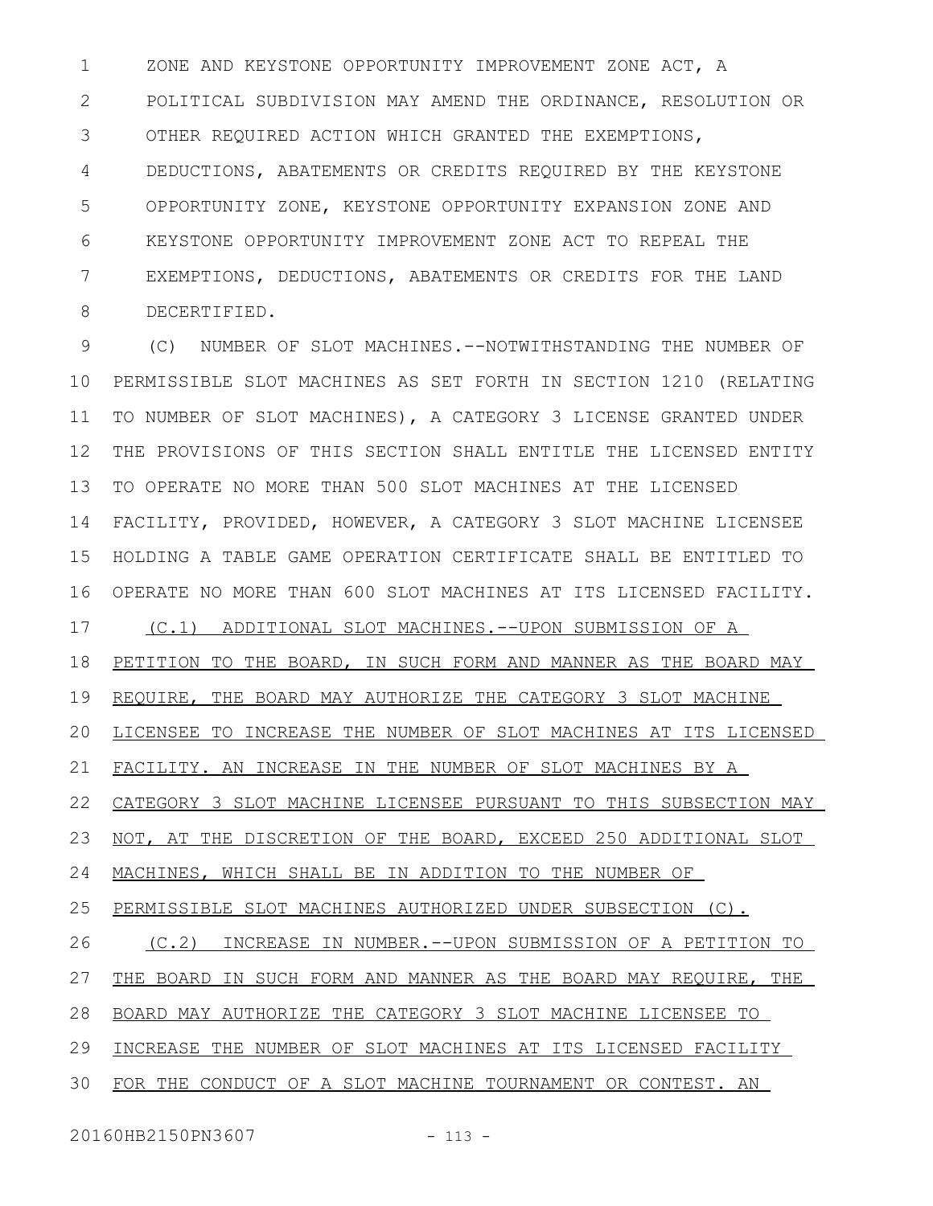ZONE AND KEYSTONE OPPORTUNITY IMPROVEMENT ZONE ACT, A POLITICAL SUBDIVISION MAY AMEND THE ORDINANCE, RESOLUTION OR OTHER REQUIRED ACTION WHICH GRANTED THE EXEMPTIONS, DEDUCTIONS, ABATEMENTS OR CREDITS REQUIRED BY THE KEYSTONE OPPORTUNITY ZONE, KEYSTONE OPPORTUNITY EXPANSION ZONE AND KEYSTONE OPPORTUNITY IMPROVEMENT ZONE ACT TO REPEAL THE EXEMPTIONS, DEDUCTIONS, ABATEMENTS OR CREDITS FOR THE LAND DECERTIFIED.

(C) NUMBER OF SLOT MACHINES.--NOTWITHSTANDING THE NUMBER OF PERMISSIBLE SLOT MACHINES AS SET FORTH IN SECTION 1210 (RELATING TO NUMBER OF SLOT MACHINES), A CATEGORY 3 LICENSE GRANTED UNDER THE PROVISIONS OF THIS SECTION SHALL ENTITLE THE LICENSED ENTITY TO OPERATE NO MORE THAN 500 SLOT MACHINES AT THE LICENSED FACILITY, PROVIDED, HOWEVER, A CATEGORY 3 SLOT MACHINE LICENSEE HOLDING A TABLE GAME OPERATION CERTIFICATE SHALL BE ENTITLED TO OPERATE NO MORE THAN 600 SLOT MACHINES AT ITS LICENSED FACILITY.

(C.1) ADDITIONAL SLOT MACHINES.--UPON SUBMISSION OF A PETITION TO THE BOARD, IN SUCH FORM AND MANNER AS THE BOARD MAY REQUIRE, THE BOARD MAY AUTHORIZE THE CATEGORY 3 SLOT MACHINE LICENSEE TO INCREASE THE NUMBER OF SLOT MACHINES AT ITS LICENSED FACILITY. AN INCREASE IN THE NUMBER OF SLOT MACHINES BY A CATEGORY 3 SLOT MACHINE LICENSEE PURSUANT TO THIS SUBSECTION MAY NOT, AT THE DISCRETION OF THE BOARD, EXCEED 250 ADDITIONAL SLOT MACHINES, WHICH SHALL BE IN ADDITION TO THE NUMBER OF PERMISSIBLE SLOT MACHINES AUTHORIZED UNDER SUBSECTION (C).

(C.2) INCREASE IN NUMBER.--UPON SUBMISSION OF A PETITION TO THE BOARD IN SUCH FORM AND MANNER AS THE BOARD MAY REQUIRE, THE BOARD MAY AUTHORIZE THE CATEGORY 3 SLOT MACHINE LICENSEE TO INCREASE THE NUMBER OF SLOT MACHINES AT ITS LICENSED FACILITY FOR THE CONDUCT OF A SLOT MACHINE TOURNAMENT OR CONTEST. AN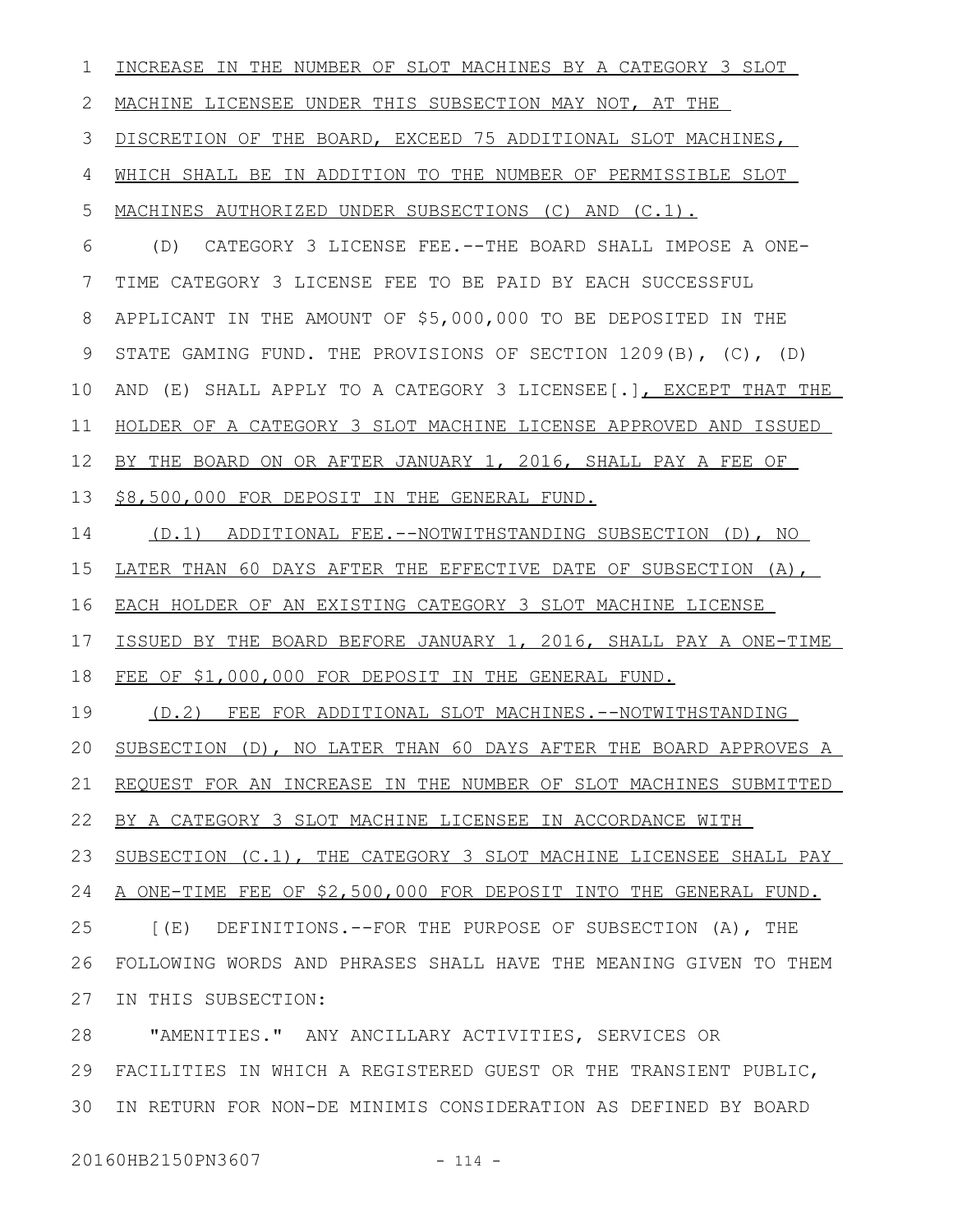INCREASE IN THE NUMBER OF SLOT MACHINES BY A CATEGORY 3 SLOT MACHINE LICENSEE UNDER THIS SUBSECTION MAY NOT, AT THE DISCRETION OF THE BOARD, EXCEED 75 ADDITIONAL SLOT MACHINES, WHICH SHALL BE IN ADDITION TO THE NUMBER OF PERMISSIBLE SLOT MACHINES AUTHORIZED UNDER SUBSECTIONS (C) AND (C.1).

(D) CATEGORY 3 LICENSE FEE.--THE BOARD SHALL IMPOSE A ONE-TIME CATEGORY 3 LICENSE FEE TO BE PAID BY EACH SUCCESSFUL APPLICANT IN THE AMOUNT OF $5,000,000 TO BE DEPOSITED IN THE STATE GAMING FUND. THE PROVISIONS OF SECTION 1209(B), (C), (D) AND (E) SHALL APPLY TO A CATEGORY 3 LICENSEE[.], EXCEPT THAT THE HOLDER OF A CATEGORY 3 SLOT MACHINE LICENSE APPROVED AND ISSUED BY THE BOARD ON OR AFTER JANUARY 1, 2016, SHALL PAY A FEE OF $8,500,000 FOR DEPOSIT IN THE GENERAL FUND.

(D.1) ADDITIONAL FEE.--NOTWITHSTANDING SUBSECTION (D), NO LATER THAN 60 DAYS AFTER THE EFFECTIVE DATE OF SUBSECTION (A), EACH HOLDER OF AN EXISTING CATEGORY 3 SLOT MACHINE LICENSE ISSUED BY THE BOARD BEFORE JANUARY 1, 2016, SHALL PAY A ONE-TIME FEE OF $1,000,000 FOR DEPOSIT IN THE GENERAL FUND.

(D.2) FEE FOR ADDITIONAL SLOT MACHINES.--NOTWITHSTANDING SUBSECTION (D), NO LATER THAN 60 DAYS AFTER THE BOARD APPROVES A REQUEST FOR AN INCREASE IN THE NUMBER OF SLOT MACHINES SUBMITTED BY A CATEGORY 3 SLOT MACHINE LICENSEE IN ACCORDANCE WITH SUBSECTION (C.1), THE CATEGORY 3 SLOT MACHINE LICENSEE SHALL PAY A ONE-TIME FEE OF $2,500,000 FOR DEPOSIT INTO THE GENERAL FUND.

[(E) DEFINITIONS.--FOR THE PURPOSE OF SUBSECTION (A), THE FOLLOWING WORDS AND PHRASES SHALL HAVE THE MEANING GIVEN TO THEM IN THIS SUBSECTION:

"AMENITIES." ANY ANCILLARY ACTIVITIES, SERVICES OR FACILITIES IN WHICH A REGISTERED GUEST OR THE TRANSIENT PUBLIC, IN RETURN FOR NON-DE MINIMIS CONSIDERATION AS DEFINED BY BOARD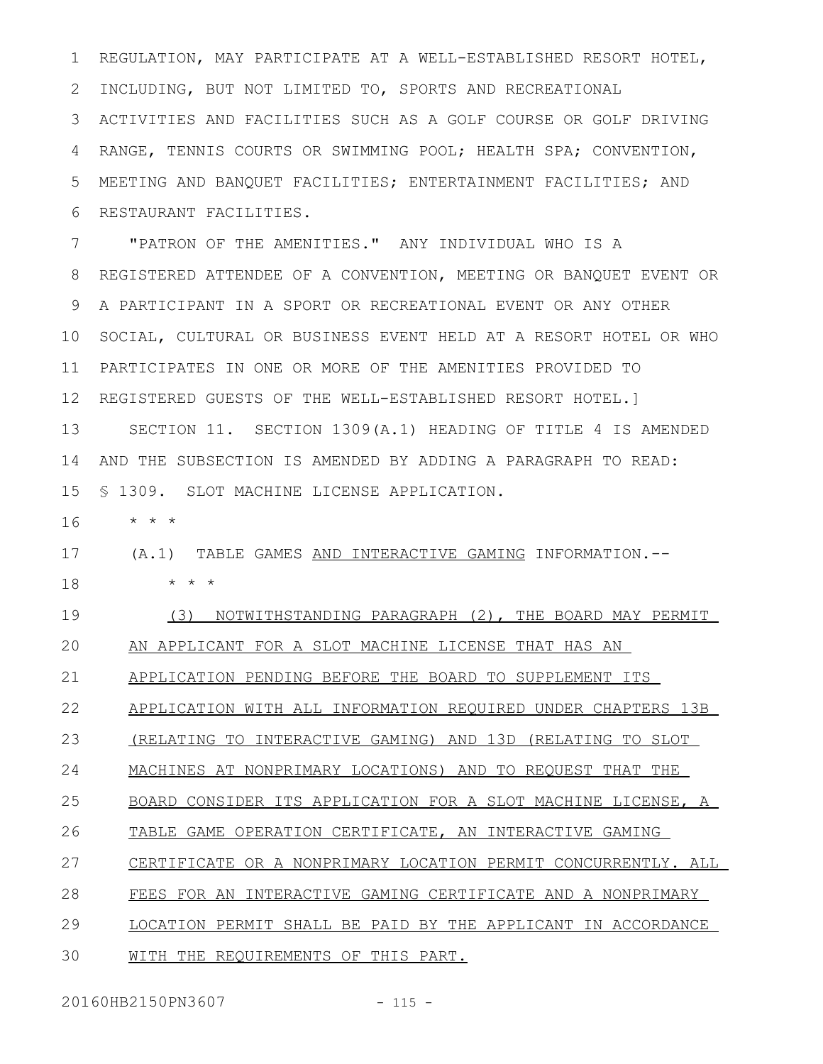REGULATION, MAY PARTICIPATE AT A WELL-ESTABLISHED RESORT HOTEL, INCLUDING, BUT NOT LIMITED TO, SPORTS AND RECREATIONAL ACTIVITIES AND FACILITIES SUCH AS A GOLF COURSE OR GOLF DRIVING RANGE, TENNIS COURTS OR SWIMMING POOL; HEALTH SPA; CONVENTION, MEETING AND BANQUET FACILITIES; ENTERTAINMENT FACILITIES; AND RESTAURANT FACILITIES.

"PATRON OF THE AMENITIES." ANY INDIVIDUAL WHO IS A REGISTERED ATTENDEE OF A CONVENTION, MEETING OR BANQUET EVENT OR A PARTICIPANT IN A SPORT OR RECREATIONAL EVENT OR ANY OTHER SOCIAL, CULTURAL OR BUSINESS EVENT HELD AT A RESORT HOTEL OR WHO PARTICIPATES IN ONE OR MORE OF THE AMENITIES PROVIDED TO REGISTERED GUESTS OF THE WELL-ESTABLISHED RESORT HOTEL.]

SECTION 11. SECTION 1309(A.1) HEADING OF TITLE 4 IS AMENDED AND THE SUBSECTION IS AMENDED BY ADDING A PARAGRAPH TO READ:

§ 1309. SLOT MACHINE LICENSE APPLICATION.

\* \* \*

(A.1) TABLE GAMES AND INTERACTIVE GAMING INFORMATION.--

\* \* \*

(3) NOTWITHSTANDING PARAGRAPH (2), THE BOARD MAY PERMIT AN APPLICANT FOR A SLOT MACHINE LICENSE THAT HAS AN APPLICATION PENDING BEFORE THE BOARD TO SUPPLEMENT ITS APPLICATION WITH ALL INFORMATION REQUIRED UNDER CHAPTERS 13B (RELATING TO INTERACTIVE GAMING) AND 13D (RELATING TO SLOT MACHINES AT NONPRIMARY LOCATIONS) AND TO REQUEST THAT THE BOARD CONSIDER ITS APPLICATION FOR A SLOT MACHINE LICENSE, A TABLE GAME OPERATION CERTIFICATE, AN INTERACTIVE GAMING CERTIFICATE OR A NONPRIMARY LOCATION PERMIT CONCURRENTLY. ALL FEES FOR AN INTERACTIVE GAMING CERTIFICATE AND A NONPRIMARY LOCATION PERMIT SHALL BE PAID BY THE APPLICANT IN ACCORDANCE WITH THE REQUIREMENTS OF THIS PART.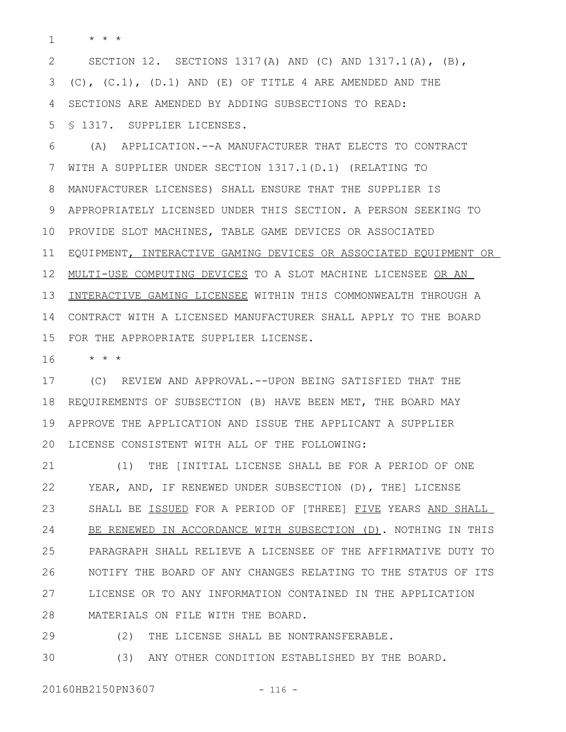\* \* \*

SECTION 12. SECTIONS 1317(A) AND (C) AND 1317.1(A), (B), (C), (C.1), (D.1) AND (E) OF TITLE 4 ARE AMENDED AND THE SECTIONS ARE AMENDED BY ADDING SUBSECTIONS TO READ:

§ 1317. SUPPLIER LICENSES.

(A) APPLICATION.--A MANUFACTURER THAT ELECTS TO CONTRACT WITH A SUPPLIER UNDER SECTION 1317.1(D.1) (RELATING TO MANUFACTURER LICENSES) SHALL ENSURE THAT THE SUPPLIER IS APPROPRIATELY LICENSED UNDER THIS SECTION. A PERSON SEEKING TO PROVIDE SLOT MACHINES, TABLE GAME DEVICES OR ASSOCIATED EQUIPMENT<u>, INTERACTIVE GAMING DEVICES OR ASSOCIATED EQUIPMENT OR MULTI-USE COMPUTING DEVICES</u> TO A SLOT MACHINE LICENSEE <u>OR AN INTERACTIVE GAMING LICENSEE</u> WITHIN THIS COMMONWEALTH THROUGH A CONTRACT WITH A LICENSED MANUFACTURER SHALL APPLY TO THE BOARD FOR THE APPROPRIATE SUPPLIER LICENSE.

\* \* \*

(C) REVIEW AND APPROVAL.--UPON BEING SATISFIED THAT THE REQUIREMENTS OF SUBSECTION (B) HAVE BEEN MET, THE BOARD MAY APPROVE THE APPLICATION AND ISSUE THE APPLICANT A SUPPLIER LICENSE CONSISTENT WITH ALL OF THE FOLLOWING:

(1) THE [INITIAL LICENSE SHALL BE FOR A PERIOD OF ONE YEAR, AND, IF RENEWED UNDER SUBSECTION (D), THE] LICENSE SHALL BE <u>ISSUED</u> FOR A PERIOD OF [THREE] <u>FIVE</u> YEARS <u>AND SHALL BE RENEWED IN ACCORDANCE WITH SUBSECTION (D)</u>. NOTHING IN THIS PARAGRAPH SHALL RELIEVE A LICENSEE OF THE AFFIRMATIVE DUTY TO NOTIFY THE BOARD OF ANY CHANGES RELATING TO THE STATUS OF ITS LICENSE OR TO ANY INFORMATION CONTAINED IN THE APPLICATION MATERIALS ON FILE WITH THE BOARD.

(2) THE LICENSE SHALL BE NONTRANSFERABLE.

(3) ANY OTHER CONDITION ESTABLISHED BY THE BOARD.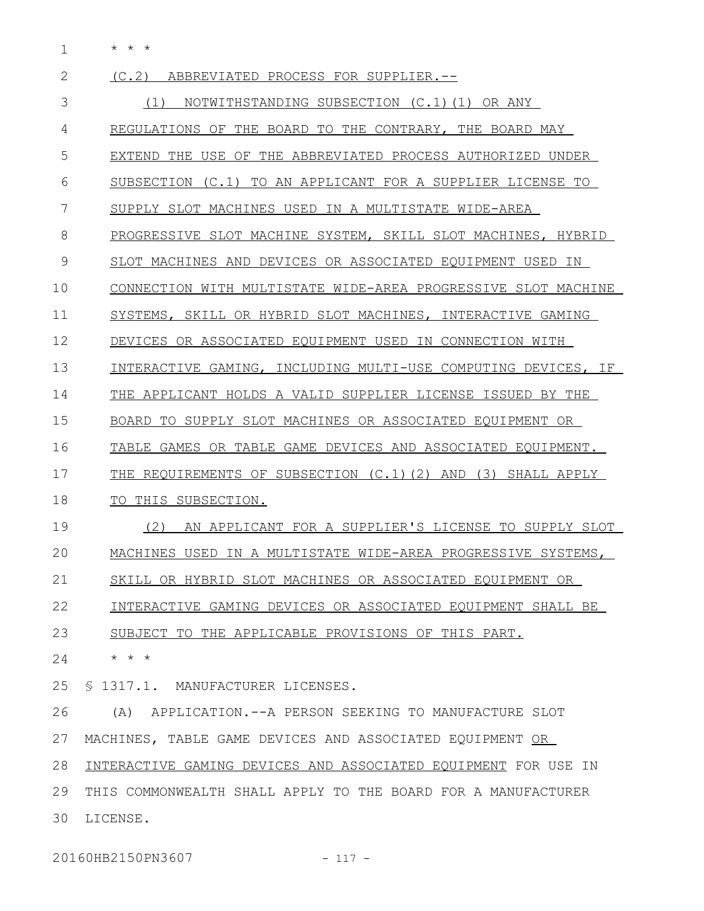\* \* \*

(C.2) ABBREVIATED PROCESS FOR SUPPLIER.--

(1) NOTWITHSTANDING SUBSECTION (C.1)(1) OR ANY REGULATIONS OF THE BOARD TO THE CONTRARY, THE BOARD MAY EXTEND THE USE OF THE ABBREVIATED PROCESS AUTHORIZED UNDER SUBSECTION (C.1) TO AN APPLICANT FOR A SUPPLIER LICENSE TO SUPPLY SLOT MACHINES USED IN A MULTISTATE WIDE-AREA PROGRESSIVE SLOT MACHINE SYSTEM, SKILL SLOT MACHINES, HYBRID SLOT MACHINES AND DEVICES OR ASSOCIATED EQUIPMENT USED IN CONNECTION WITH MULTISTATE WIDE-AREA PROGRESSIVE SLOT MACHINE SYSTEMS, SKILL OR HYBRID SLOT MACHINES, INTERACTIVE GAMING DEVICES OR ASSOCIATED EQUIPMENT USED IN CONNECTION WITH INTERACTIVE GAMING, INCLUDING MULTI-USE COMPUTING DEVICES, IF THE APPLICANT HOLDS A VALID SUPPLIER LICENSE ISSUED BY THE BOARD TO SUPPLY SLOT MACHINES OR ASSOCIATED EQUIPMENT OR TABLE GAMES OR TABLE GAME DEVICES AND ASSOCIATED EQUIPMENT. THE REQUIREMENTS OF SUBSECTION (C.1)(2) AND (3) SHALL APPLY TO THIS SUBSECTION.

(2) AN APPLICANT FOR A SUPPLIER'S LICENSE TO SUPPLY SLOT MACHINES USED IN A MULTISTATE WIDE-AREA PROGRESSIVE SYSTEMS, SKILL OR HYBRID SLOT MACHINES OR ASSOCIATED EQUIPMENT OR INTERACTIVE GAMING DEVICES OR ASSOCIATED EQUIPMENT SHALL BE SUBJECT TO THE APPLICABLE PROVISIONS OF THIS PART.

\* \* \*

§ 1317.1. MANUFACTURER LICENSES.

(A) APPLICATION.--A PERSON SEEKING TO MANUFACTURE SLOT MACHINES, TABLE GAME DEVICES AND ASSOCIATED EQUIPMENT OR INTERACTIVE GAMING DEVICES AND ASSOCIATED EQUIPMENT FOR USE IN THIS COMMONWEALTH SHALL APPLY TO THE BOARD FOR A MANUFACTURER LICENSE.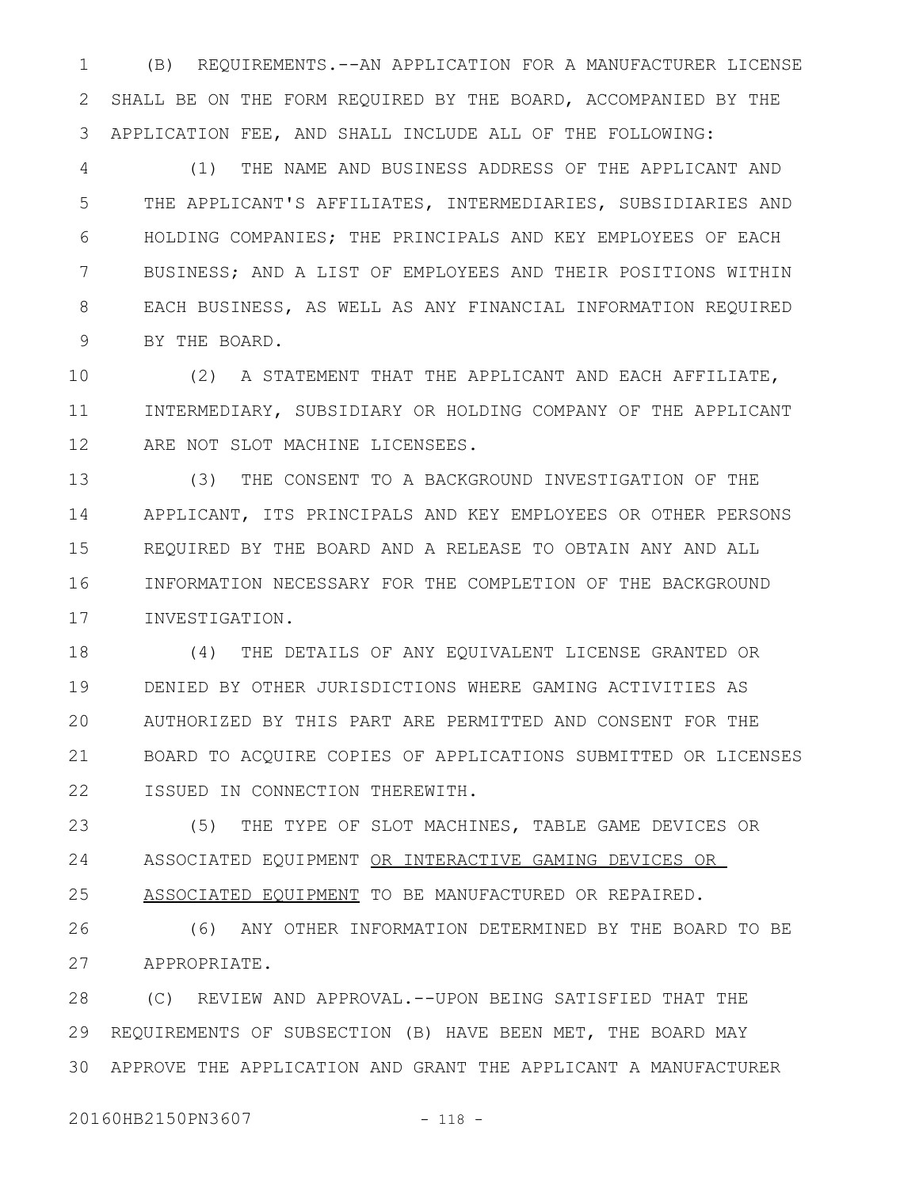(B) REQUIREMENTS.--AN APPLICATION FOR A MANUFACTURER LICENSE SHALL BE ON THE FORM REQUIRED BY THE BOARD, ACCOMPANIED BY THE APPLICATION FEE, AND SHALL INCLUDE ALL OF THE FOLLOWING:

(1) THE NAME AND BUSINESS ADDRESS OF THE APPLICANT AND THE APPLICANT'S AFFILIATES, INTERMEDIARIES, SUBSIDIARIES AND HOLDING COMPANIES; THE PRINCIPALS AND KEY EMPLOYEES OF EACH BUSINESS; AND A LIST OF EMPLOYEES AND THEIR POSITIONS WITHIN EACH BUSINESS, AS WELL AS ANY FINANCIAL INFORMATION REQUIRED BY THE BOARD.

(2) A STATEMENT THAT THE APPLICANT AND EACH AFFILIATE, INTERMEDIARY, SUBSIDIARY OR HOLDING COMPANY OF THE APPLICANT ARE NOT SLOT MACHINE LICENSEES.

(3) THE CONSENT TO A BACKGROUND INVESTIGATION OF THE APPLICANT, ITS PRINCIPALS AND KEY EMPLOYEES OR OTHER PERSONS REQUIRED BY THE BOARD AND A RELEASE TO OBTAIN ANY AND ALL INFORMATION NECESSARY FOR THE COMPLETION OF THE BACKGROUND INVESTIGATION.

(4) THE DETAILS OF ANY EQUIVALENT LICENSE GRANTED OR DENIED BY OTHER JURISDICTIONS WHERE GAMING ACTIVITIES AS AUTHORIZED BY THIS PART ARE PERMITTED AND CONSENT FOR THE BOARD TO ACQUIRE COPIES OF APPLICATIONS SUBMITTED OR LICENSES ISSUED IN CONNECTION THEREWITH.

(5) THE TYPE OF SLOT MACHINES, TABLE GAME DEVICES OR ASSOCIATED EQUIPMENT OR INTERACTIVE GAMING DEVICES OR ASSOCIATED EQUIPMENT TO BE MANUFACTURED OR REPAIRED.

(6) ANY OTHER INFORMATION DETERMINED BY THE BOARD TO BE APPROPRIATE.

(C) REVIEW AND APPROVAL.--UPON BEING SATISFIED THAT THE REQUIREMENTS OF SUBSECTION (B) HAVE BEEN MET, THE BOARD MAY APPROVE THE APPLICATION AND GRANT THE APPLICANT A MANUFACTURER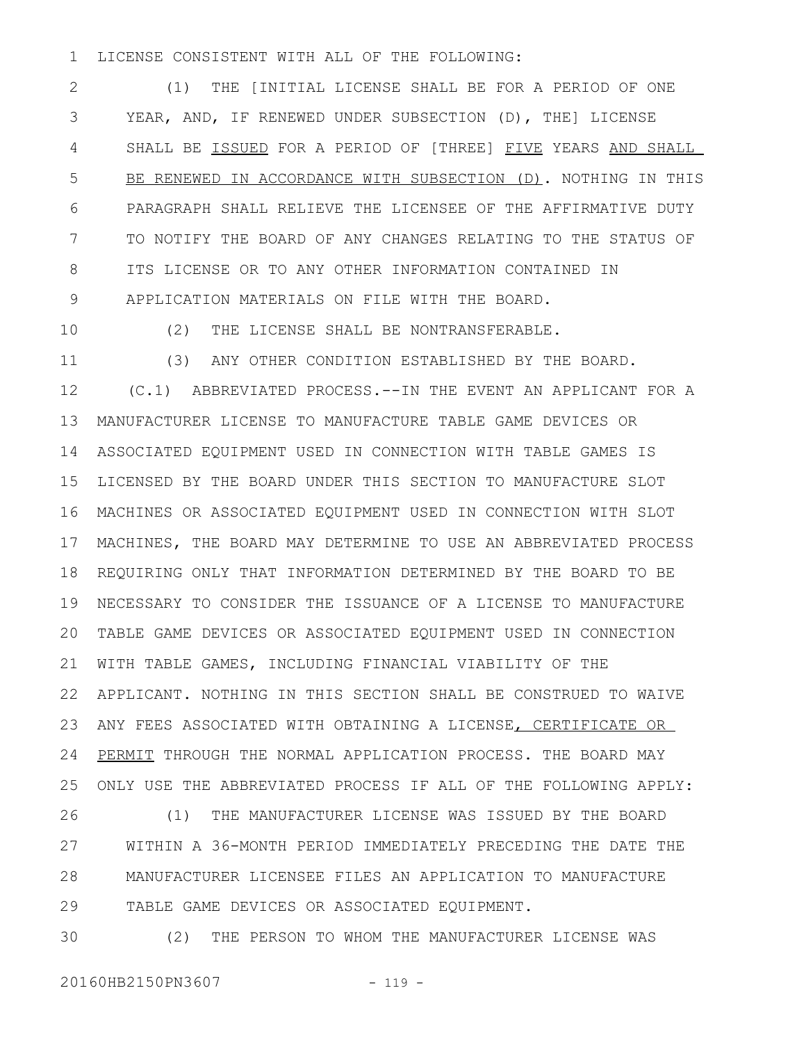LICENSE CONSISTENT WITH ALL OF THE FOLLOWING:

(1) THE [INITIAL LICENSE SHALL BE FOR A PERIOD OF ONE YEAR, AND, IF RENEWED UNDER SUBSECTION (D), THE] LICENSE SHALL BE ISSUED FOR A PERIOD OF [THREE] FIVE YEARS AND SHALL BE RENEWED IN ACCORDANCE WITH SUBSECTION (D). NOTHING IN THIS PARAGRAPH SHALL RELIEVE THE LICENSEE OF THE AFFIRMATIVE DUTY TO NOTIFY THE BOARD OF ANY CHANGES RELATING TO THE STATUS OF ITS LICENSE OR TO ANY OTHER INFORMATION CONTAINED IN APPLICATION MATERIALS ON FILE WITH THE BOARD.

(2) THE LICENSE SHALL BE NONTRANSFERABLE.

(3) ANY OTHER CONDITION ESTABLISHED BY THE BOARD.

(C.1) ABBREVIATED PROCESS.--IN THE EVENT AN APPLICANT FOR A MANUFACTURER LICENSE TO MANUFACTURE TABLE GAME DEVICES OR ASSOCIATED EQUIPMENT USED IN CONNECTION WITH TABLE GAMES IS LICENSED BY THE BOARD UNDER THIS SECTION TO MANUFACTURE SLOT MACHINES OR ASSOCIATED EQUIPMENT USED IN CONNECTION WITH SLOT MACHINES, THE BOARD MAY DETERMINE TO USE AN ABBREVIATED PROCESS REQUIRING ONLY THAT INFORMATION DETERMINED BY THE BOARD TO BE NECESSARY TO CONSIDER THE ISSUANCE OF A LICENSE TO MANUFACTURE TABLE GAME DEVICES OR ASSOCIATED EQUIPMENT USED IN CONNECTION WITH TABLE GAMES, INCLUDING FINANCIAL VIABILITY OF THE APPLICANT. NOTHING IN THIS SECTION SHALL BE CONSTRUED TO WAIVE ANY FEES ASSOCIATED WITH OBTAINING A LICENSE, CERTIFICATE OR PERMIT THROUGH THE NORMAL APPLICATION PROCESS. THE BOARD MAY ONLY USE THE ABBREVIATED PROCESS IF ALL OF THE FOLLOWING APPLY:

(1) THE MANUFACTURER LICENSE WAS ISSUED BY THE BOARD WITHIN A 36-MONTH PERIOD IMMEDIATELY PRECEDING THE DATE THE MANUFACTURER LICENSEE FILES AN APPLICATION TO MANUFACTURE TABLE GAME DEVICES OR ASSOCIATED EQUIPMENT.

(2) THE PERSON TO WHOM THE MANUFACTURER LICENSE WAS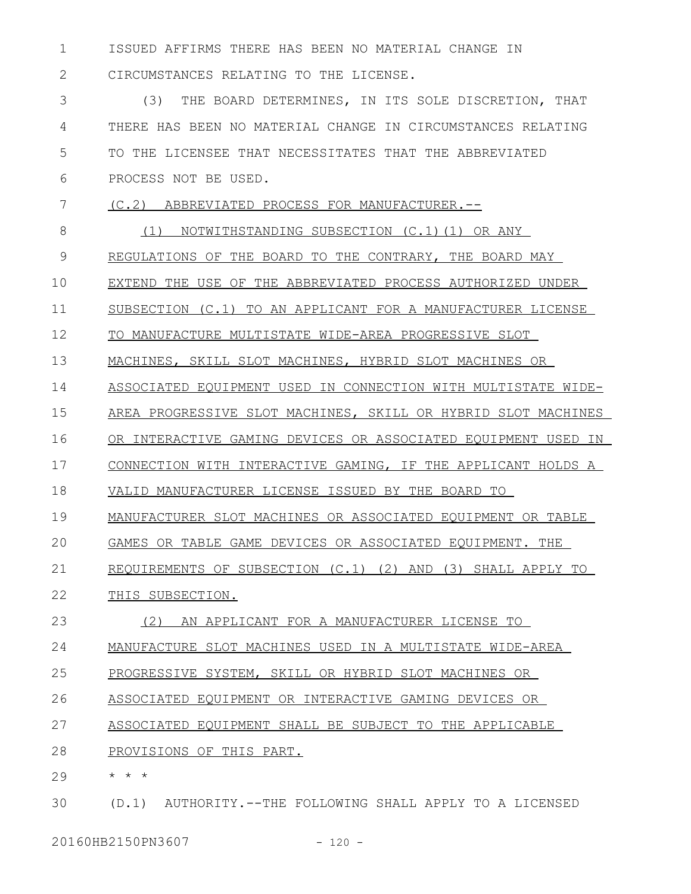ISSUED AFFIRMS THERE HAS BEEN NO MATERIAL CHANGE IN CIRCUMSTANCES RELATING TO THE LICENSE.

(3) THE BOARD DETERMINES, IN ITS SOLE DISCRETION, THAT THERE HAS BEEN NO MATERIAL CHANGE IN CIRCUMSTANCES RELATING TO THE LICENSEE THAT NECESSITATES THAT THE ABBREVIATED PROCESS NOT BE USED.

<u>(C.2) ABBREVIATED PROCESS FOR MANUFACTURER.--</u>

<u>(1) NOTWITHSTANDING SUBSECTION (C.1)(1) OR ANY REGULATIONS OF THE BOARD TO THE CONTRARY, THE BOARD MAY EXTEND THE USE OF THE ABBREVIATED PROCESS AUTHORIZED UNDER SUBSECTION (C.1) TO AN APPLICANT FOR A MANUFACTURER LICENSE TO MANUFACTURE MULTISTATE WIDE-AREA PROGRESSIVE SLOT MACHINES, SKILL SLOT MACHINES, HYBRID SLOT MACHINES OR ASSOCIATED EQUIPMENT USED IN CONNECTION WITH MULTISTATE WIDE-AREA PROGRESSIVE SLOT MACHINES, SKILL OR HYBRID SLOT MACHINES OR INTERACTIVE GAMING DEVICES OR ASSOCIATED EQUIPMENT USED IN CONNECTION WITH INTERACTIVE GAMING, IF THE APPLICANT HOLDS A VALID MANUFACTURER LICENSE ISSUED BY THE BOARD TO MANUFACTURER SLOT MACHINES OR ASSOCIATED EQUIPMENT OR TABLE GAMES OR TABLE GAME DEVICES OR ASSOCIATED EQUIPMENT. THE REQUIREMENTS OF SUBSECTION (C.1) (2) AND (3) SHALL APPLY TO THIS SUBSECTION.</u>

<u>(2) AN APPLICANT FOR A MANUFACTURER LICENSE TO MANUFACTURE SLOT MACHINES USED IN A MULTISTATE WIDE-AREA PROGRESSIVE SYSTEM, SKILL OR HYBRID SLOT MACHINES OR ASSOCIATED EQUIPMENT OR INTERACTIVE GAMING DEVICES OR ASSOCIATED EQUIPMENT SHALL BE SUBJECT TO THE APPLICABLE PROVISIONS OF THIS PART.</u>

* * *

(D.1) AUTHORITY.--THE FOLLOWING SHALL APPLY TO A LICENSED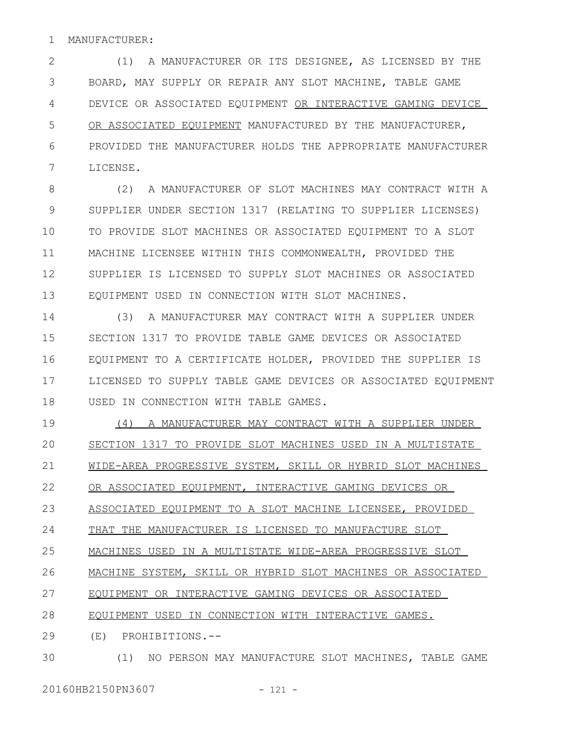MANUFACTURER:

(1) A MANUFACTURER OR ITS DESIGNEE, AS LICENSED BY THE BOARD, MAY SUPPLY OR REPAIR ANY SLOT MACHINE, TABLE GAME DEVICE OR ASSOCIATED EQUIPMENT OR INTERACTIVE GAMING DEVICE OR ASSOCIATED EQUIPMENT MANUFACTURED BY THE MANUFACTURER, PROVIDED THE MANUFACTURER HOLDS THE APPROPRIATE MANUFACTURER LICENSE.

(2) A MANUFACTURER OF SLOT MACHINES MAY CONTRACT WITH A SUPPLIER UNDER SECTION 1317 (RELATING TO SUPPLIER LICENSES) TO PROVIDE SLOT MACHINES OR ASSOCIATED EQUIPMENT TO A SLOT MACHINE LICENSEE WITHIN THIS COMMONWEALTH, PROVIDED THE SUPPLIER IS LICENSED TO SUPPLY SLOT MACHINES OR ASSOCIATED EQUIPMENT USED IN CONNECTION WITH SLOT MACHINES.

(3) A MANUFACTURER MAY CONTRACT WITH A SUPPLIER UNDER SECTION 1317 TO PROVIDE TABLE GAME DEVICES OR ASSOCIATED EQUIPMENT TO A CERTIFICATE HOLDER, PROVIDED THE SUPPLIER IS LICENSED TO SUPPLY TABLE GAME DEVICES OR ASSOCIATED EQUIPMENT USED IN CONNECTION WITH TABLE GAMES.

(4) A MANUFACTURER MAY CONTRACT WITH A SUPPLIER UNDER SECTION 1317 TO PROVIDE SLOT MACHINES USED IN A MULTISTATE WIDE-AREA PROGRESSIVE SYSTEM, SKILL OR HYBRID SLOT MACHINES OR ASSOCIATED EQUIPMENT, INTERACTIVE GAMING DEVICES OR ASSOCIATED EQUIPMENT TO A SLOT MACHINE LICENSEE, PROVIDED THAT THE MANUFACTURER IS LICENSED TO MANUFACTURE SLOT MACHINES USED IN A MULTISTATE WIDE-AREA PROGRESSIVE SLOT MACHINE SYSTEM, SKILL OR HYBRID SLOT MACHINES OR ASSOCIATED EQUIPMENT OR INTERACTIVE GAMING DEVICES OR ASSOCIATED EQUIPMENT USED IN CONNECTION WITH INTERACTIVE GAMES.

(E) PROHIBITIONS.--

(1) NO PERSON MAY MANUFACTURE SLOT MACHINES, TABLE GAME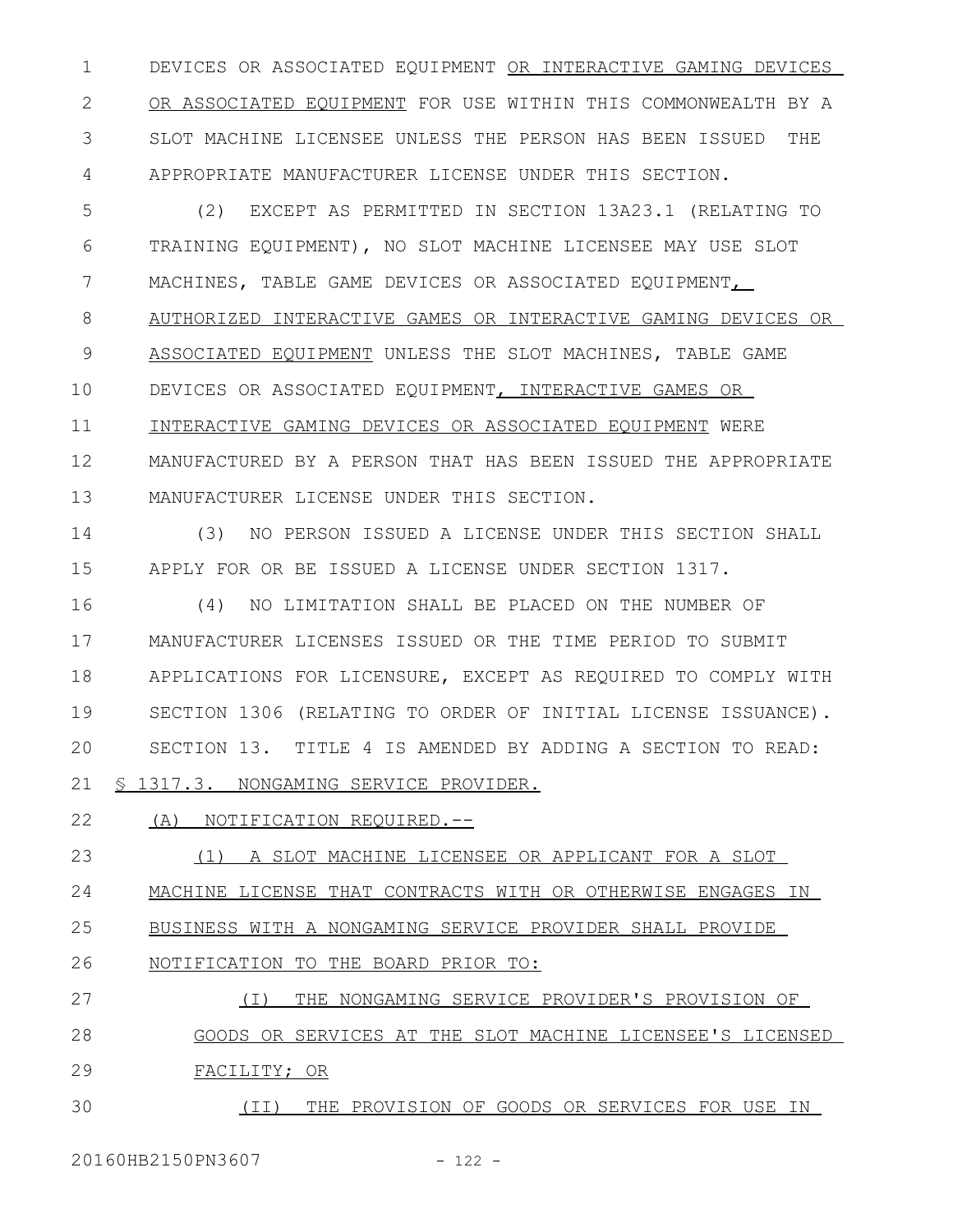DEVICES OR ASSOCIATED EQUIPMENT OR INTERACTIVE GAMING DEVICES OR ASSOCIATED EQUIPMENT FOR USE WITHIN THIS COMMONWEALTH BY A SLOT MACHINE LICENSEE UNLESS THE PERSON HAS BEEN ISSUED THE APPROPRIATE MANUFACTURER LICENSE UNDER THIS SECTION.

(2) EXCEPT AS PERMITTED IN SECTION 13A23.1 (RELATING TO TRAINING EQUIPMENT), NO SLOT MACHINE LICENSEE MAY USE SLOT MACHINES, TABLE GAME DEVICES OR ASSOCIATED EQUIPMENT, AUTHORIZED INTERACTIVE GAMES OR INTERACTIVE GAMING DEVICES OR ASSOCIATED EQUIPMENT UNLESS THE SLOT MACHINES, TABLE GAME DEVICES OR ASSOCIATED EQUIPMENT, INTERACTIVE GAMES OR INTERACTIVE GAMING DEVICES OR ASSOCIATED EQUIPMENT WERE MANUFACTURED BY A PERSON THAT HAS BEEN ISSUED THE APPROPRIATE MANUFACTURER LICENSE UNDER THIS SECTION.

(3) NO PERSON ISSUED A LICENSE UNDER THIS SECTION SHALL APPLY FOR OR BE ISSUED A LICENSE UNDER SECTION 1317.

(4) NO LIMITATION SHALL BE PLACED ON THE NUMBER OF MANUFACTURER LICENSES ISSUED OR THE TIME PERIOD TO SUBMIT APPLICATIONS FOR LICENSURE, EXCEPT AS REQUIRED TO COMPLY WITH SECTION 1306 (RELATING TO ORDER OF INITIAL LICENSE ISSUANCE).

SECTION 13. TITLE 4 IS AMENDED BY ADDING A SECTION TO READ:

§ 1317.3. NONGAMING SERVICE PROVIDER.

(A) NOTIFICATION REQUIRED.--

(1) A SLOT MACHINE LICENSEE OR APPLICANT FOR A SLOT MACHINE LICENSE THAT CONTRACTS WITH OR OTHERWISE ENGAGES IN BUSINESS WITH A NONGAMING SERVICE PROVIDER SHALL PROVIDE NOTIFICATION TO THE BOARD PRIOR TO:

(I) THE NONGAMING SERVICE PROVIDER'S PROVISION OF GOODS OR SERVICES AT THE SLOT MACHINE LICENSEE'S LICENSED FACILITY; OR

(II) THE PROVISION OF GOODS OR SERVICES FOR USE IN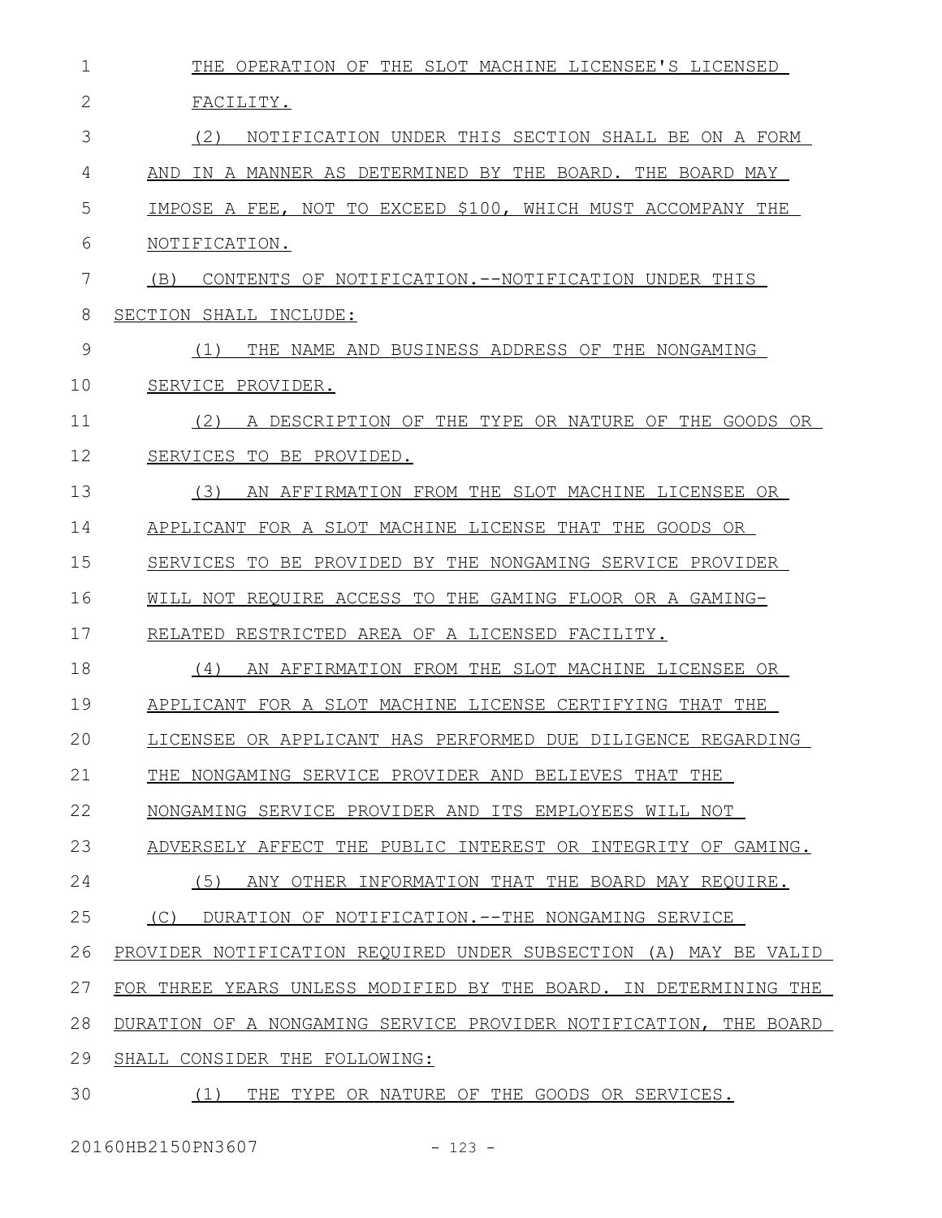THE OPERATION OF THE SLOT MACHINE LICENSEE'S LICENSED FACILITY.

(2) NOTIFICATION UNDER THIS SECTION SHALL BE ON A FORM AND IN A MANNER AS DETERMINED BY THE BOARD. THE BOARD MAY IMPOSE A FEE, NOT TO EXCEED $100, WHICH MUST ACCOMPANY THE NOTIFICATION.

(B) CONTENTS OF NOTIFICATION.--NOTIFICATION UNDER THIS SECTION SHALL INCLUDE:

(1) THE NAME AND BUSINESS ADDRESS OF THE NONGAMING SERVICE PROVIDER.

(2) A DESCRIPTION OF THE TYPE OR NATURE OF THE GOODS OR SERVICES TO BE PROVIDED.

(3) AN AFFIRMATION FROM THE SLOT MACHINE LICENSEE OR APPLICANT FOR A SLOT MACHINE LICENSE THAT THE GOODS OR SERVICES TO BE PROVIDED BY THE NONGAMING SERVICE PROVIDER WILL NOT REQUIRE ACCESS TO THE GAMING FLOOR OR A GAMING-RELATED RESTRICTED AREA OF A LICENSED FACILITY.

(4) AN AFFIRMATION FROM THE SLOT MACHINE LICENSEE OR APPLICANT FOR A SLOT MACHINE LICENSE CERTIFYING THAT THE LICENSEE OR APPLICANT HAS PERFORMED DUE DILIGENCE REGARDING THE NONGAMING SERVICE PROVIDER AND BELIEVES THAT THE NONGAMING SERVICE PROVIDER AND ITS EMPLOYEES WILL NOT ADVERSELY AFFECT THE PUBLIC INTEREST OR INTEGRITY OF GAMING.

(5) ANY OTHER INFORMATION THAT THE BOARD MAY REQUIRE.

(C) DURATION OF NOTIFICATION.--THE NONGAMING SERVICE PROVIDER NOTIFICATION REQUIRED UNDER SUBSECTION (A) MAY BE VALID FOR THREE YEARS UNLESS MODIFIED BY THE BOARD. IN DETERMINING THE DURATION OF A NONGAMING SERVICE PROVIDER NOTIFICATION, THE BOARD SHALL CONSIDER THE FOLLOWING:

(1) THE TYPE OR NATURE OF THE GOODS OR SERVICES.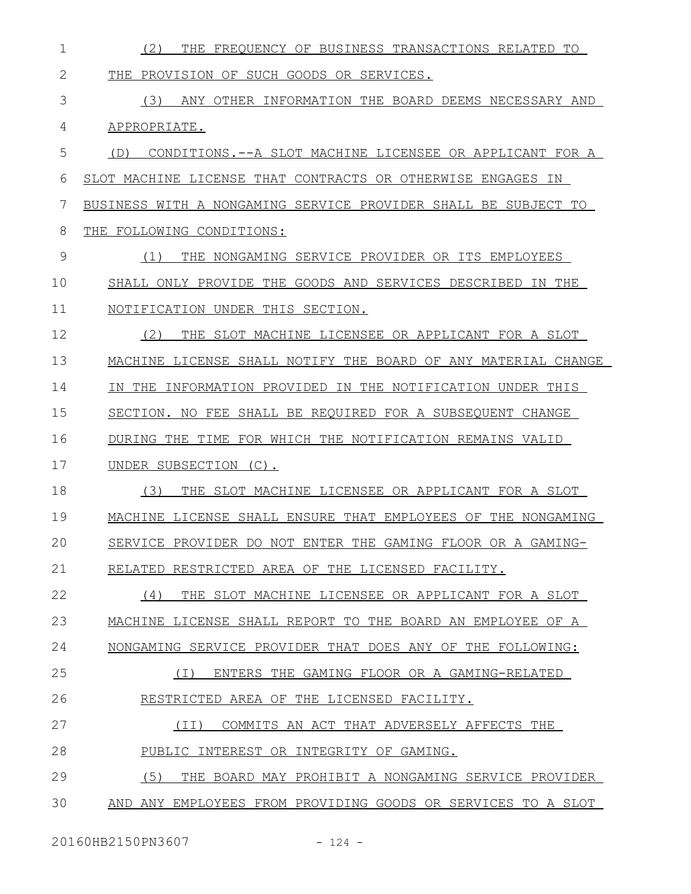(2) THE FREQUENCY OF BUSINESS TRANSACTIONS RELATED TO THE PROVISION OF SUCH GOODS OR SERVICES.

(3) ANY OTHER INFORMATION THE BOARD DEEMS NECESSARY AND APPROPRIATE.

(D) CONDITIONS.--A SLOT MACHINE LICENSEE OR APPLICANT FOR A SLOT MACHINE LICENSE THAT CONTRACTS OR OTHERWISE ENGAGES IN BUSINESS WITH A NONGAMING SERVICE PROVIDER SHALL BE SUBJECT TO THE FOLLOWING CONDITIONS:

(1) THE NONGAMING SERVICE PROVIDER OR ITS EMPLOYEES SHALL ONLY PROVIDE THE GOODS AND SERVICES DESCRIBED IN THE NOTIFICATION UNDER THIS SECTION.

(2) THE SLOT MACHINE LICENSEE OR APPLICANT FOR A SLOT MACHINE LICENSE SHALL NOTIFY THE BOARD OF ANY MATERIAL CHANGE IN THE INFORMATION PROVIDED IN THE NOTIFICATION UNDER THIS SECTION. NO FEE SHALL BE REQUIRED FOR A SUBSEQUENT CHANGE DURING THE TIME FOR WHICH THE NOTIFICATION REMAINS VALID UNDER SUBSECTION (C).

(3) THE SLOT MACHINE LICENSEE OR APPLICANT FOR A SLOT MACHINE LICENSE SHALL ENSURE THAT EMPLOYEES OF THE NONGAMING SERVICE PROVIDER DO NOT ENTER THE GAMING FLOOR OR A GAMING-RELATED RESTRICTED AREA OF THE LICENSED FACILITY.

(4) THE SLOT MACHINE LICENSEE OR APPLICANT FOR A SLOT MACHINE LICENSE SHALL REPORT TO THE BOARD AN EMPLOYEE OF A NONGAMING SERVICE PROVIDER THAT DOES ANY OF THE FOLLOWING:

(I) ENTERS THE GAMING FLOOR OR A GAMING-RELATED RESTRICTED AREA OF THE LICENSED FACILITY.

(II) COMMITS AN ACT THAT ADVERSELY AFFECTS THE PUBLIC INTEREST OR INTEGRITY OF GAMING.

(5) THE BOARD MAY PROHIBIT A NONGAMING SERVICE PROVIDER AND ANY EMPLOYEES FROM PROVIDING GOODS OR SERVICES TO A SLOT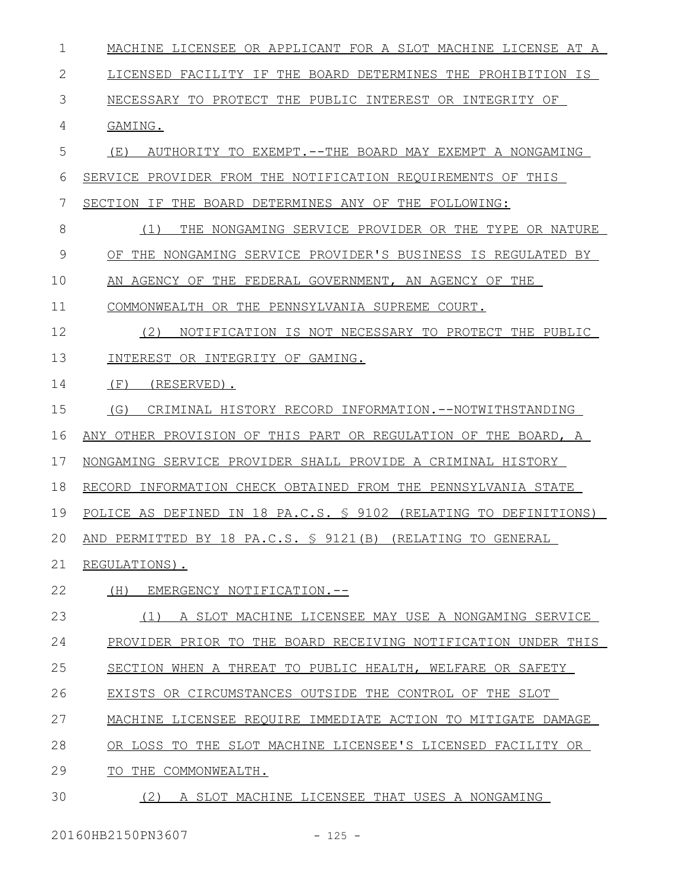MACHINE LICENSEE OR APPLICANT FOR A SLOT MACHINE LICENSE AT A LICENSED FACILITY IF THE BOARD DETERMINES THE PROHIBITION IS NECESSARY TO PROTECT THE PUBLIC INTEREST OR INTEGRITY OF GAMING.

(E) AUTHORITY TO EXEMPT.--THE BOARD MAY EXEMPT A NONGAMING SERVICE PROVIDER FROM THE NOTIFICATION REQUIREMENTS OF THIS SECTION IF THE BOARD DETERMINES ANY OF THE FOLLOWING:

(1) THE NONGAMING SERVICE PROVIDER OR THE TYPE OR NATURE OF THE NONGAMING SERVICE PROVIDER'S BUSINESS IS REGULATED BY AN AGENCY OF THE FEDERAL GOVERNMENT, AN AGENCY OF THE COMMONWEALTH OR THE PENNSYLVANIA SUPREME COURT.

(2) NOTIFICATION IS NOT NECESSARY TO PROTECT THE PUBLIC INTEREST OR INTEGRITY OF GAMING.

(F) (RESERVED).

(G) CRIMINAL HISTORY RECORD INFORMATION.--NOTWITHSTANDING ANY OTHER PROVISION OF THIS PART OR REGULATION OF THE BOARD, A NONGAMING SERVICE PROVIDER SHALL PROVIDE A CRIMINAL HISTORY RECORD INFORMATION CHECK OBTAINED FROM THE PENNSYLVANIA STATE POLICE AS DEFINED IN 18 PA.C.S. § 9102 (RELATING TO DEFINITIONS) AND PERMITTED BY 18 PA.C.S. § 9121(B) (RELATING TO GENERAL REGULATIONS).

(H) EMERGENCY NOTIFICATION.--

(1) A SLOT MACHINE LICENSEE MAY USE A NONGAMING SERVICE PROVIDER PRIOR TO THE BOARD RECEIVING NOTIFICATION UNDER THIS SECTION WHEN A THREAT TO PUBLIC HEALTH, WELFARE OR SAFETY EXISTS OR CIRCUMSTANCES OUTSIDE THE CONTROL OF THE SLOT MACHINE LICENSEE REQUIRE IMMEDIATE ACTION TO MITIGATE DAMAGE OR LOSS TO THE SLOT MACHINE LICENSEE'S LICENSED FACILITY OR TO THE COMMONWEALTH.

(2) A SLOT MACHINE LICENSEE THAT USES A NONGAMING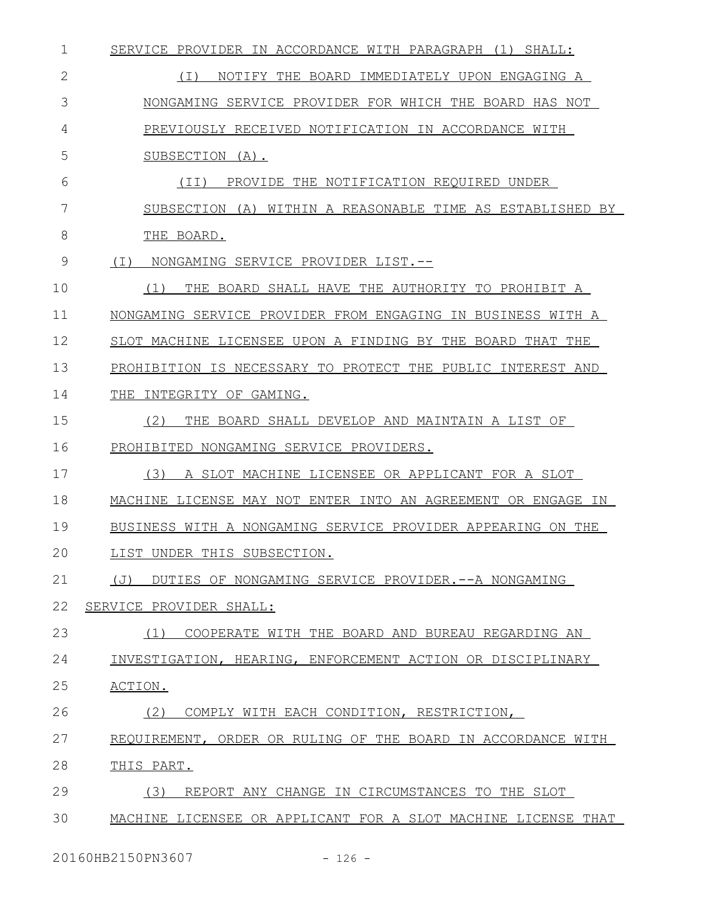SERVICE PROVIDER IN ACCORDANCE WITH PARAGRAPH (1) SHALL:

(I) NOTIFY THE BOARD IMMEDIATELY UPON ENGAGING A NONGAMING SERVICE PROVIDER FOR WHICH THE BOARD HAS NOT PREVIOUSLY RECEIVED NOTIFICATION IN ACCORDANCE WITH SUBSECTION (A).

(II) PROVIDE THE NOTIFICATION REQUIRED UNDER SUBSECTION (A) WITHIN A REASONABLE TIME AS ESTABLISHED BY THE BOARD.

(I) NONGAMING SERVICE PROVIDER LIST.--

(1) THE BOARD SHALL HAVE THE AUTHORITY TO PROHIBIT A NONGAMING SERVICE PROVIDER FROM ENGAGING IN BUSINESS WITH A SLOT MACHINE LICENSEE UPON A FINDING BY THE BOARD THAT THE PROHIBITION IS NECESSARY TO PROTECT THE PUBLIC INTEREST AND THE INTEGRITY OF GAMING.

(2) THE BOARD SHALL DEVELOP AND MAINTAIN A LIST OF PROHIBITED NONGAMING SERVICE PROVIDERS.

(3) A SLOT MACHINE LICENSEE OR APPLICANT FOR A SLOT MACHINE LICENSE MAY NOT ENTER INTO AN AGREEMENT OR ENGAGE IN BUSINESS WITH A NONGAMING SERVICE PROVIDER APPEARING ON THE LIST UNDER THIS SUBSECTION.

(J) DUTIES OF NONGAMING SERVICE PROVIDER.--A NONGAMING SERVICE PROVIDER SHALL:

(1) COOPERATE WITH THE BOARD AND BUREAU REGARDING AN INVESTIGATION, HEARING, ENFORCEMENT ACTION OR DISCIPLINARY ACTION.

(2) COMPLY WITH EACH CONDITION, RESTRICTION, REQUIREMENT, ORDER OR RULING OF THE BOARD IN ACCORDANCE WITH THIS PART.

(3) REPORT ANY CHANGE IN CIRCUMSTANCES TO THE SLOT MACHINE LICENSEE OR APPLICANT FOR A SLOT MACHINE LICENSE THAT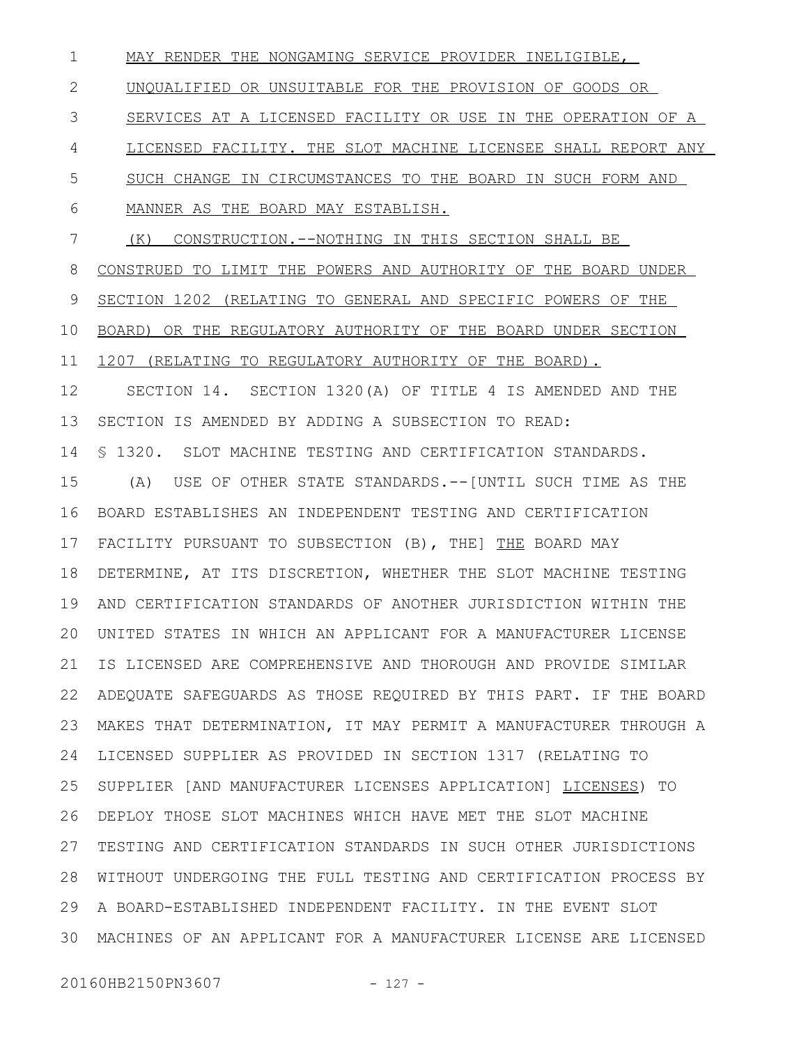MAY RENDER THE NONGAMING SERVICE PROVIDER INELIGIBLE, UNQUALIFIED OR UNSUITABLE FOR THE PROVISION OF GOODS OR SERVICES AT A LICENSED FACILITY OR USE IN THE OPERATION OF A LICENSED FACILITY. THE SLOT MACHINE LICENSEE SHALL REPORT ANY SUCH CHANGE IN CIRCUMSTANCES TO THE BOARD IN SUCH FORM AND MANNER AS THE BOARD MAY ESTABLISH.

(K) CONSTRUCTION.--NOTHING IN THIS SECTION SHALL BE CONSTRUED TO LIMIT THE POWERS AND AUTHORITY OF THE BOARD UNDER SECTION 1202 (RELATING TO GENERAL AND SPECIFIC POWERS OF THE BOARD) OR THE REGULATORY AUTHORITY OF THE BOARD UNDER SECTION 1207 (RELATING TO REGULATORY AUTHORITY OF THE BOARD).

SECTION 14. SECTION 1320(A) OF TITLE 4 IS AMENDED AND THE SECTION IS AMENDED BY ADDING A SUBSECTION TO READ:

§ 1320. SLOT MACHINE TESTING AND CERTIFICATION STANDARDS.

(A) USE OF OTHER STATE STANDARDS.--[UNTIL SUCH TIME AS THE BOARD ESTABLISHES AN INDEPENDENT TESTING AND CERTIFICATION FACILITY PURSUANT TO SUBSECTION (B), THE] THE BOARD MAY DETERMINE, AT ITS DISCRETION, WHETHER THE SLOT MACHINE TESTING AND CERTIFICATION STANDARDS OF ANOTHER JURISDICTION WITHIN THE UNITED STATES IN WHICH AN APPLICANT FOR A MANUFACTURER LICENSE IS LICENSED ARE COMPREHENSIVE AND THOROUGH AND PROVIDE SIMILAR ADEQUATE SAFEGUARDS AS THOSE REQUIRED BY THIS PART. IF THE BOARD MAKES THAT DETERMINATION, IT MAY PERMIT A MANUFACTURER THROUGH A LICENSED SUPPLIER AS PROVIDED IN SECTION 1317 (RELATING TO SUPPLIER [AND MANUFACTURER LICENSES APPLICATION] LICENSES) TO DEPLOY THOSE SLOT MACHINES WHICH HAVE MET THE SLOT MACHINE TESTING AND CERTIFICATION STANDARDS IN SUCH OTHER JURISDICTIONS WITHOUT UNDERGOING THE FULL TESTING AND CERTIFICATION PROCESS BY A BOARD-ESTABLISHED INDEPENDENT FACILITY. IN THE EVENT SLOT MACHINES OF AN APPLICANT FOR A MANUFACTURER LICENSE ARE LICENSED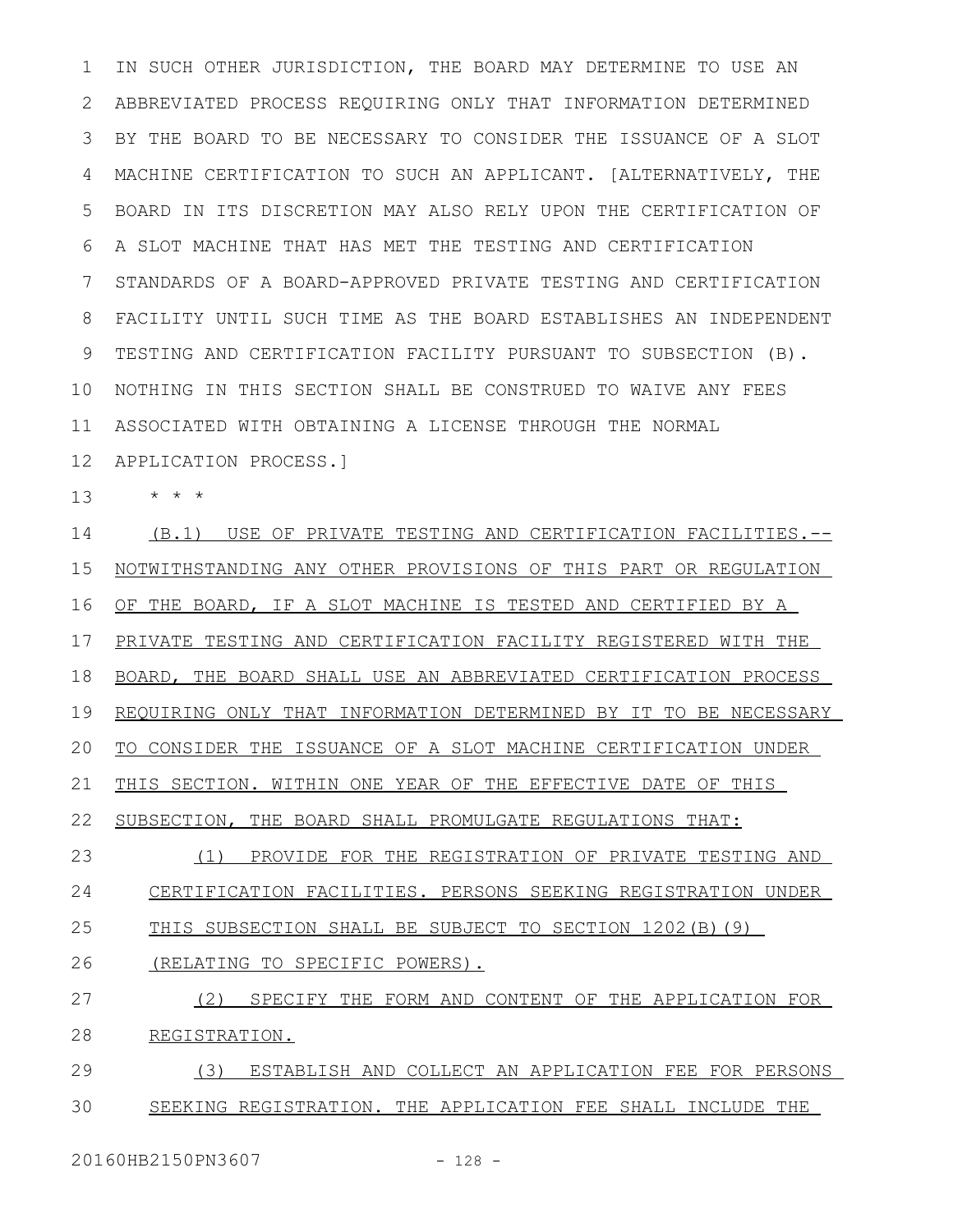IN SUCH OTHER JURISDICTION, THE BOARD MAY DETERMINE TO USE AN ABBREVIATED PROCESS REQUIRING ONLY THAT INFORMATION DETERMINED BY THE BOARD TO BE NECESSARY TO CONSIDER THE ISSUANCE OF A SLOT MACHINE CERTIFICATION TO SUCH AN APPLICANT. [ALTERNATIVELY, THE BOARD IN ITS DISCRETION MAY ALSO RELY UPON THE CERTIFICATION OF A SLOT MACHINE THAT HAS MET THE TESTING AND CERTIFICATION STANDARDS OF A BOARD-APPROVED PRIVATE TESTING AND CERTIFICATION FACILITY UNTIL SUCH TIME AS THE BOARD ESTABLISHES AN INDEPENDENT TESTING AND CERTIFICATION FACILITY PURSUANT TO SUBSECTION (B). NOTHING IN THIS SECTION SHALL BE CONSTRUED TO WAIVE ANY FEES ASSOCIATED WITH OBTAINING A LICENSE THROUGH THE NORMAL APPLICATION PROCESS.]

* * *

(B.1) USE OF PRIVATE TESTING AND CERTIFICATION FACILITIES.--NOTWITHSTANDING ANY OTHER PROVISIONS OF THIS PART OR REGULATION OF THE BOARD, IF A SLOT MACHINE IS TESTED AND CERTIFIED BY A PRIVATE TESTING AND CERTIFICATION FACILITY REGISTERED WITH THE BOARD, THE BOARD SHALL USE AN ABBREVIATED CERTIFICATION PROCESS REQUIRING ONLY THAT INFORMATION DETERMINED BY IT TO BE NECESSARY TO CONSIDER THE ISSUANCE OF A SLOT MACHINE CERTIFICATION UNDER THIS SECTION. WITHIN ONE YEAR OF THE EFFECTIVE DATE OF THIS SUBSECTION, THE BOARD SHALL PROMULGATE REGULATIONS THAT:

(1) PROVIDE FOR THE REGISTRATION OF PRIVATE TESTING AND CERTIFICATION FACILITIES. PERSONS SEEKING REGISTRATION UNDER THIS SUBSECTION SHALL BE SUBJECT TO SECTION 1202(B)(9) (RELATING TO SPECIFIC POWERS).

(2) SPECIFY THE FORM AND CONTENT OF THE APPLICATION FOR REGISTRATION.

(3) ESTABLISH AND COLLECT AN APPLICATION FEE FOR PERSONS SEEKING REGISTRATION. THE APPLICATION FEE SHALL INCLUDE THE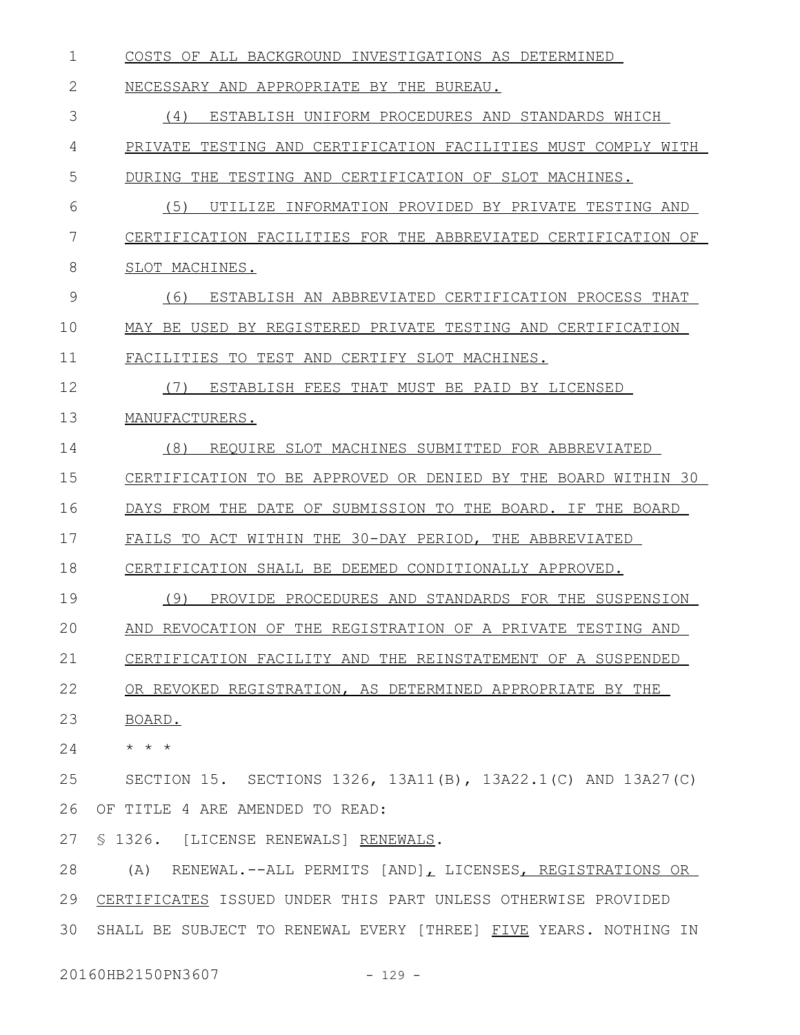COSTS OF ALL BACKGROUND INVESTIGATIONS AS DETERMINED NECESSARY AND APPROPRIATE BY THE BUREAU.

(4) ESTABLISH UNIFORM PROCEDURES AND STANDARDS WHICH PRIVATE TESTING AND CERTIFICATION FACILITIES MUST COMPLY WITH DURING THE TESTING AND CERTIFICATION OF SLOT MACHINES.

(5) UTILIZE INFORMATION PROVIDED BY PRIVATE TESTING AND CERTIFICATION FACILITIES FOR THE ABBREVIATED CERTIFICATION OF SLOT MACHINES.

(6) ESTABLISH AN ABBREVIATED CERTIFICATION PROCESS THAT MAY BE USED BY REGISTERED PRIVATE TESTING AND CERTIFICATION FACILITIES TO TEST AND CERTIFY SLOT MACHINES.

(7) ESTABLISH FEES THAT MUST BE PAID BY LICENSED MANUFACTURERS.

(8) REQUIRE SLOT MACHINES SUBMITTED FOR ABBREVIATED CERTIFICATION TO BE APPROVED OR DENIED BY THE BOARD WITHIN 30 DAYS FROM THE DATE OF SUBMISSION TO THE BOARD. IF THE BOARD FAILS TO ACT WITHIN THE 30-DAY PERIOD, THE ABBREVIATED CERTIFICATION SHALL BE DEEMED CONDITIONALLY APPROVED.

(9) PROVIDE PROCEDURES AND STANDARDS FOR THE SUSPENSION AND REVOCATION OF THE REGISTRATION OF A PRIVATE TESTING AND CERTIFICATION FACILITY AND THE REINSTATEMENT OF A SUSPENDED OR REVOKED REGISTRATION, AS DETERMINED APPROPRIATE BY THE BOARD.

* * *

SECTION 15. SECTIONS 1326, 13A11(B), 13A22.1(C) AND 13A27(C) OF TITLE 4 ARE AMENDED TO READ:

§ 1326. [LICENSE RENEWALS] RENEWALS.

(A) RENEWAL.--ALL PERMITS [AND], LICENSES, REGISTRATIONS OR CERTIFICATES ISSUED UNDER THIS PART UNLESS OTHERWISE PROVIDED SHALL BE SUBJECT TO RENEWAL EVERY [THREE] FIVE YEARS. NOTHING IN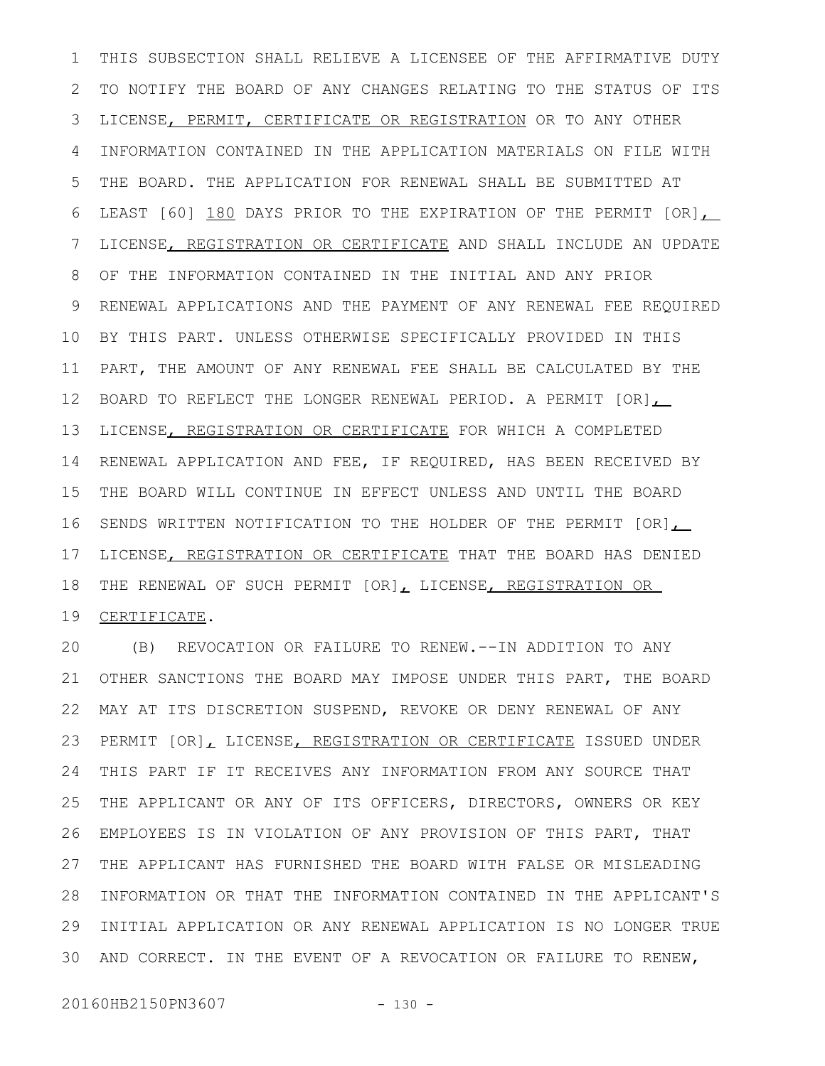THIS SUBSECTION SHALL RELIEVE A LICENSEE OF THE AFFIRMATIVE DUTY TO NOTIFY THE BOARD OF ANY CHANGES RELATING TO THE STATUS OF ITS LICENSE<u>, PERMIT, CERTIFICATE OR REGISTRATION</u> OR TO ANY OTHER INFORMATION CONTAINED IN THE APPLICATION MATERIALS ON FILE WITH THE BOARD. THE APPLICATION FOR RENEWAL SHALL BE SUBMITTED AT LEAST [60] <u>180</u> DAYS PRIOR TO THE EXPIRATION OF THE PERMIT [OR]<u>,</u> LICENSE<u>, REGISTRATION OR CERTIFICATE</u> AND SHALL INCLUDE AN UPDATE OF THE INFORMATION CONTAINED IN THE INITIAL AND ANY PRIOR RENEWAL APPLICATIONS AND THE PAYMENT OF ANY RENEWAL FEE REQUIRED BY THIS PART. UNLESS OTHERWISE SPECIFICALLY PROVIDED IN THIS PART, THE AMOUNT OF ANY RENEWAL FEE SHALL BE CALCULATED BY THE BOARD TO REFLECT THE LONGER RENEWAL PERIOD. A PERMIT [OR]<u>,</u> LICENSE<u>, REGISTRATION OR CERTIFICATE</u> FOR WHICH A COMPLETED RENEWAL APPLICATION AND FEE, IF REQUIRED, HAS BEEN RECEIVED BY THE BOARD WILL CONTINUE IN EFFECT UNLESS AND UNTIL THE BOARD SENDS WRITTEN NOTIFICATION TO THE HOLDER OF THE PERMIT [OR]<u>,</u> LICENSE<u>, REGISTRATION OR CERTIFICATE</u> THAT THE BOARD HAS DENIED THE RENEWAL OF SUCH PERMIT [OR]<u>,</u> LICENSE<u>, REGISTRATION OR CERTIFICATE</u>.

(B) REVOCATION OR FAILURE TO RENEW.--IN ADDITION TO ANY OTHER SANCTIONS THE BOARD MAY IMPOSE UNDER THIS PART, THE BOARD MAY AT ITS DISCRETION SUSPEND, REVOKE OR DENY RENEWAL OF ANY PERMIT [OR]<u>,</u> LICENSE<u>, REGISTRATION OR CERTIFICATE</u> ISSUED UNDER THIS PART IF IT RECEIVES ANY INFORMATION FROM ANY SOURCE THAT THE APPLICANT OR ANY OF ITS OFFICERS, DIRECTORS, OWNERS OR KEY EMPLOYEES IS IN VIOLATION OF ANY PROVISION OF THIS PART, THAT THE APPLICANT HAS FURNISHED THE BOARD WITH FALSE OR MISLEADING INFORMATION OR THAT THE INFORMATION CONTAINED IN THE APPLICANT'S INITIAL APPLICATION OR ANY RENEWAL APPLICATION IS NO LONGER TRUE AND CORRECT. IN THE EVENT OF A REVOCATION OR FAILURE TO RENEW,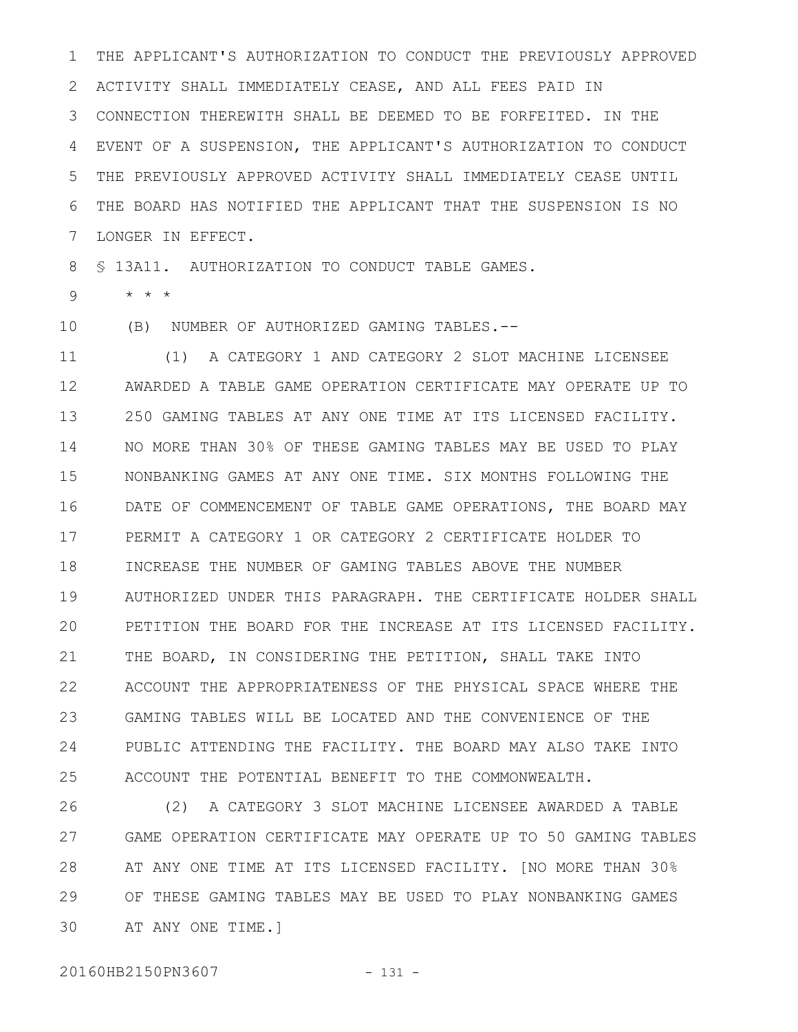THE APPLICANT'S AUTHORIZATION TO CONDUCT THE PREVIOUSLY APPROVED ACTIVITY SHALL IMMEDIATELY CEASE, AND ALL FEES PAID IN CONNECTION THEREWITH SHALL BE DEEMED TO BE FORFEITED. IN THE EVENT OF A SUSPENSION, THE APPLICANT'S AUTHORIZATION TO CONDUCT THE PREVIOUSLY APPROVED ACTIVITY SHALL IMMEDIATELY CEASE UNTIL THE BOARD HAS NOTIFIED THE APPLICANT THAT THE SUSPENSION IS NO LONGER IN EFFECT.

§ 13A11. AUTHORIZATION TO CONDUCT TABLE GAMES.

\* \* \*

(B) NUMBER OF AUTHORIZED GAMING TABLES.--

(1) A CATEGORY 1 AND CATEGORY 2 SLOT MACHINE LICENSEE AWARDED A TABLE GAME OPERATION CERTIFICATE MAY OPERATE UP TO 250 GAMING TABLES AT ANY ONE TIME AT ITS LICENSED FACILITY. NO MORE THAN 30% OF THESE GAMING TABLES MAY BE USED TO PLAY NONBANKING GAMES AT ANY ONE TIME. SIX MONTHS FOLLOWING THE DATE OF COMMENCEMENT OF TABLE GAME OPERATIONS, THE BOARD MAY PERMIT A CATEGORY 1 OR CATEGORY 2 CERTIFICATE HOLDER TO INCREASE THE NUMBER OF GAMING TABLES ABOVE THE NUMBER AUTHORIZED UNDER THIS PARAGRAPH. THE CERTIFICATE HOLDER SHALL PETITION THE BOARD FOR THE INCREASE AT ITS LICENSED FACILITY. THE BOARD, IN CONSIDERING THE PETITION, SHALL TAKE INTO ACCOUNT THE APPROPRIATENESS OF THE PHYSICAL SPACE WHERE THE GAMING TABLES WILL BE LOCATED AND THE CONVENIENCE OF THE PUBLIC ATTENDING THE FACILITY. THE BOARD MAY ALSO TAKE INTO ACCOUNT THE POTENTIAL BENEFIT TO THE COMMONWEALTH.

(2) A CATEGORY 3 SLOT MACHINE LICENSEE AWARDED A TABLE GAME OPERATION CERTIFICATE MAY OPERATE UP TO 50 GAMING TABLES AT ANY ONE TIME AT ITS LICENSED FACILITY. [NO MORE THAN 30% OF THESE GAMING TABLES MAY BE USED TO PLAY NONBANKING GAMES AT ANY ONE TIME.]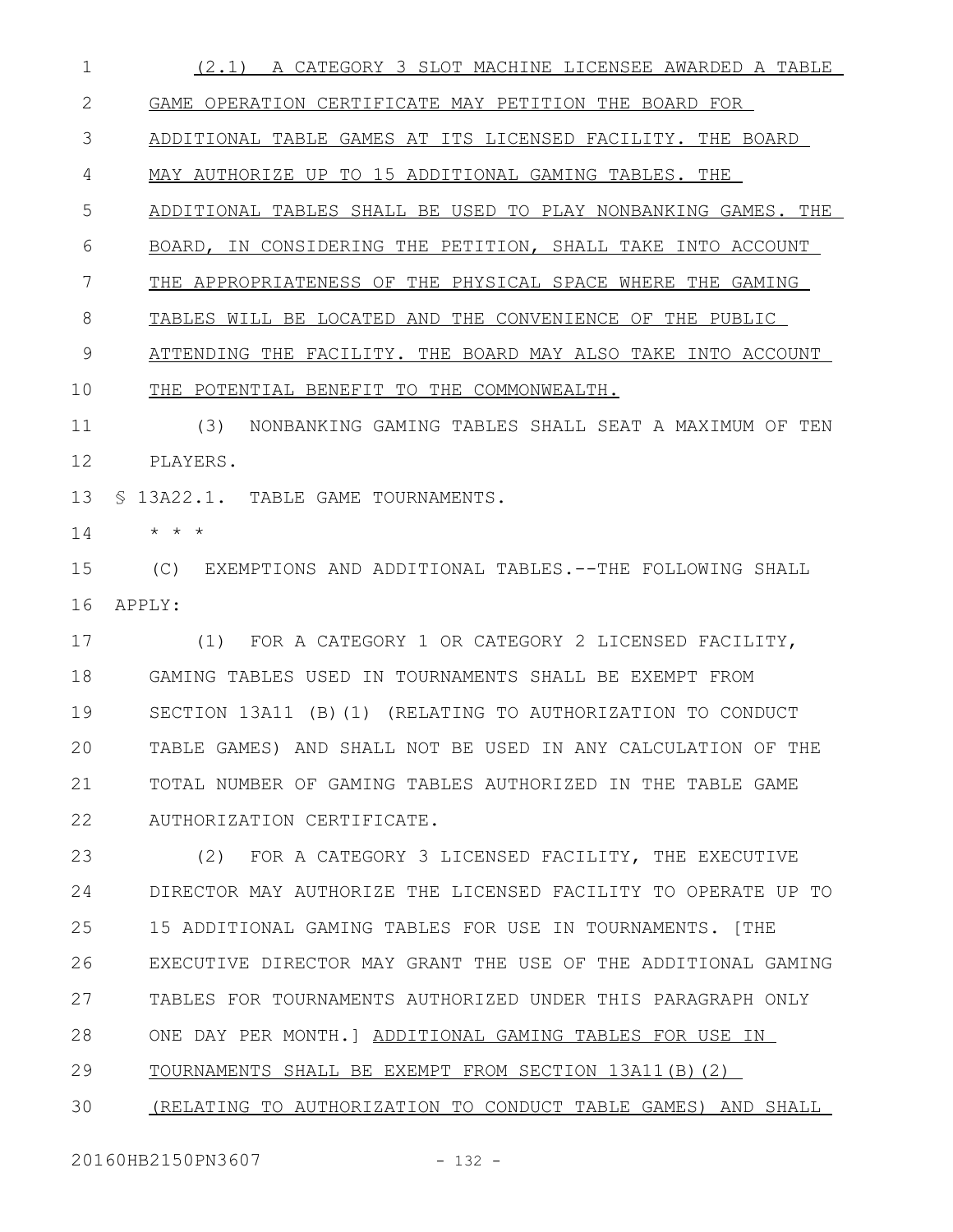(2.1) A CATEGORY 3 SLOT MACHINE LICENSEE AWARDED A TABLE GAME OPERATION CERTIFICATE MAY PETITION THE BOARD FOR ADDITIONAL TABLE GAMES AT ITS LICENSED FACILITY. THE BOARD MAY AUTHORIZE UP TO 15 ADDITIONAL GAMING TABLES. THE ADDITIONAL TABLES SHALL BE USED TO PLAY NONBANKING GAMES. THE BOARD, IN CONSIDERING THE PETITION, SHALL TAKE INTO ACCOUNT THE APPROPRIATENESS OF THE PHYSICAL SPACE WHERE THE GAMING TABLES WILL BE LOCATED AND THE CONVENIENCE OF THE PUBLIC ATTENDING THE FACILITY. THE BOARD MAY ALSO TAKE INTO ACCOUNT THE POTENTIAL BENEFIT TO THE COMMONWEALTH.

(3) NONBANKING GAMING TABLES SHALL SEAT A MAXIMUM OF TEN PLAYERS.

§ 13A22.1. TABLE GAME TOURNAMENTS.

* * *

(C) EXEMPTIONS AND ADDITIONAL TABLES.--THE FOLLOWING SHALL APPLY:

(1) FOR A CATEGORY 1 OR CATEGORY 2 LICENSED FACILITY, GAMING TABLES USED IN TOURNAMENTS SHALL BE EXEMPT FROM SECTION 13A11 (B)(1) (RELATING TO AUTHORIZATION TO CONDUCT TABLE GAMES) AND SHALL NOT BE USED IN ANY CALCULATION OF THE TOTAL NUMBER OF GAMING TABLES AUTHORIZED IN THE TABLE GAME AUTHORIZATION CERTIFICATE.

(2) FOR A CATEGORY 3 LICENSED FACILITY, THE EXECUTIVE DIRECTOR MAY AUTHORIZE THE LICENSED FACILITY TO OPERATE UP TO 15 ADDITIONAL GAMING TABLES FOR USE IN TOURNAMENTS. [THE EXECUTIVE DIRECTOR MAY GRANT THE USE OF THE ADDITIONAL GAMING TABLES FOR TOURNAMENTS AUTHORIZED UNDER THIS PARAGRAPH ONLY ONE DAY PER MONTH.] ADDITIONAL GAMING TABLES FOR USE IN TOURNAMENTS SHALL BE EXEMPT FROM SECTION 13A11(B)(2) (RELATING TO AUTHORIZATION TO CONDUCT TABLE GAMES) AND SHALL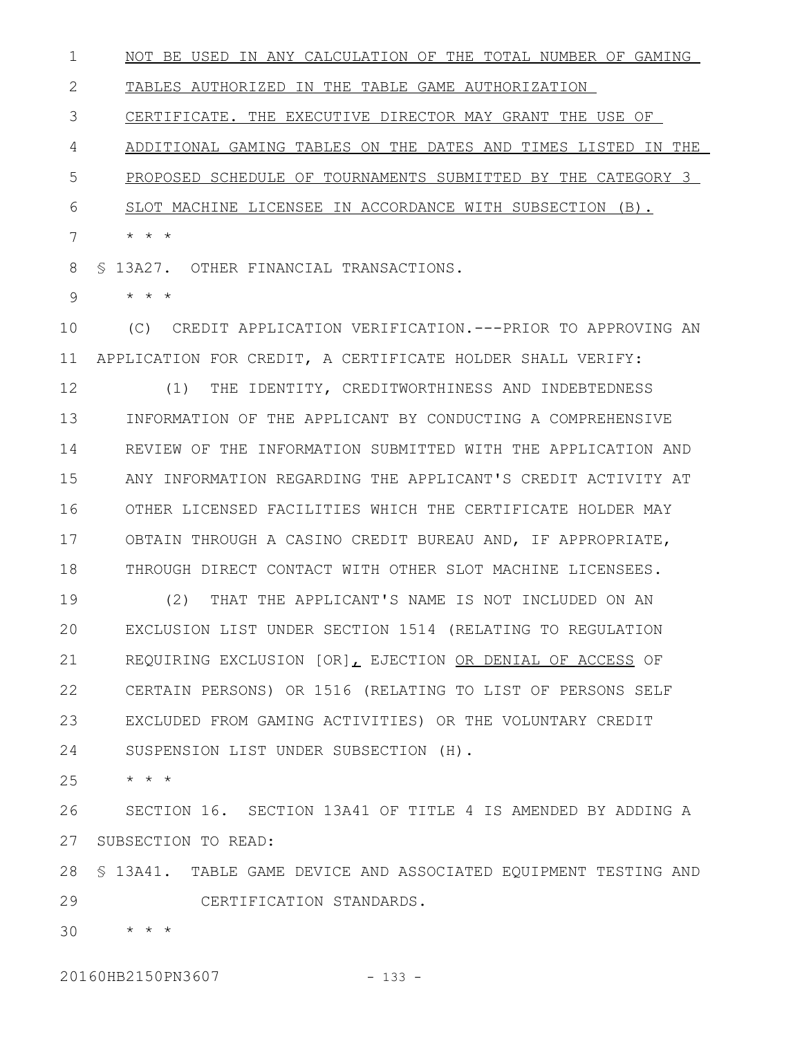NOT BE USED IN ANY CALCULATION OF THE TOTAL NUMBER OF GAMING TABLES AUTHORIZED IN THE TABLE GAME AUTHORIZATION CERTIFICATE. THE EXECUTIVE DIRECTOR MAY GRANT THE USE OF ADDITIONAL GAMING TABLES ON THE DATES AND TIMES LISTED IN THE PROPOSED SCHEDULE OF TOURNAMENTS SUBMITTED BY THE CATEGORY 3 SLOT MACHINE LICENSEE IN ACCORDANCE WITH SUBSECTION (B).

\* \* \*

§ 13A27. OTHER FINANCIAL TRANSACTIONS.

\* \* \*

(C) CREDIT APPLICATION VERIFICATION.---PRIOR TO APPROVING AN APPLICATION FOR CREDIT, A CERTIFICATE HOLDER SHALL VERIFY:

(1) THE IDENTITY, CREDITWORTHINESS AND INDEBTEDNESS INFORMATION OF THE APPLICANT BY CONDUCTING A COMPREHENSIVE REVIEW OF THE INFORMATION SUBMITTED WITH THE APPLICATION AND ANY INFORMATION REGARDING THE APPLICANT'S CREDIT ACTIVITY AT OTHER LICENSED FACILITIES WHICH THE CERTIFICATE HOLDER MAY OBTAIN THROUGH A CASINO CREDIT BUREAU AND, IF APPROPRIATE, THROUGH DIRECT CONTACT WITH OTHER SLOT MACHINE LICENSEES.

(2) THAT THE APPLICANT'S NAME IS NOT INCLUDED ON AN EXCLUSION LIST UNDER SECTION 1514 (RELATING TO REGULATION REQUIRING EXCLUSION [OR], EJECTION OR DENIAL OF ACCESS OF CERTAIN PERSONS) OR 1516 (RELATING TO LIST OF PERSONS SELF EXCLUDED FROM GAMING ACTIVITIES) OR THE VOLUNTARY CREDIT SUSPENSION LIST UNDER SUBSECTION (H).

\* \* \*

SECTION 16. SECTION 13A41 OF TITLE 4 IS AMENDED BY ADDING A SUBSECTION TO READ:

§ 13A41. TABLE GAME DEVICE AND ASSOCIATED EQUIPMENT TESTING AND CERTIFICATION STANDARDS.

\* \* \*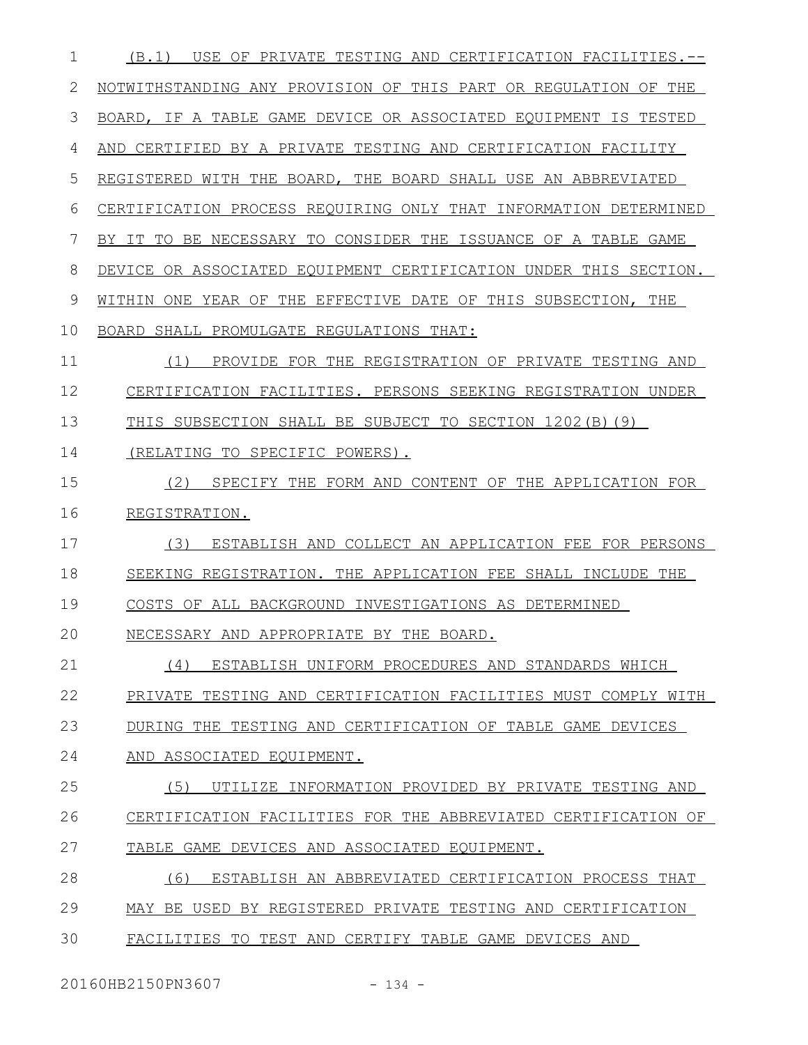(B.1) USE OF PRIVATE TESTING AND CERTIFICATION FACILITIES.-- NOTWITHSTANDING ANY PROVISION OF THIS PART OR REGULATION OF THE BOARD, IF A TABLE GAME DEVICE OR ASSOCIATED EQUIPMENT IS TESTED AND CERTIFIED BY A PRIVATE TESTING AND CERTIFICATION FACILITY REGISTERED WITH THE BOARD, THE BOARD SHALL USE AN ABBREVIATED CERTIFICATION PROCESS REQUIRING ONLY THAT INFORMATION DETERMINED BY IT TO BE NECESSARY TO CONSIDER THE ISSUANCE OF A TABLE GAME DEVICE OR ASSOCIATED EQUIPMENT CERTIFICATION UNDER THIS SECTION. WITHIN ONE YEAR OF THE EFFECTIVE DATE OF THIS SUBSECTION, THE BOARD SHALL PROMULGATE REGULATIONS THAT:

(1) PROVIDE FOR THE REGISTRATION OF PRIVATE TESTING AND CERTIFICATION FACILITIES. PERSONS SEEKING REGISTRATION UNDER THIS SUBSECTION SHALL BE SUBJECT TO SECTION 1202(B)(9) (RELATING TO SPECIFIC POWERS).

(2) SPECIFY THE FORM AND CONTENT OF THE APPLICATION FOR REGISTRATION.

(3) ESTABLISH AND COLLECT AN APPLICATION FEE FOR PERSONS SEEKING REGISTRATION. THE APPLICATION FEE SHALL INCLUDE THE COSTS OF ALL BACKGROUND INVESTIGATIONS AS DETERMINED NECESSARY AND APPROPRIATE BY THE BOARD.

(4) ESTABLISH UNIFORM PROCEDURES AND STANDARDS WHICH PRIVATE TESTING AND CERTIFICATION FACILITIES MUST COMPLY WITH DURING THE TESTING AND CERTIFICATION OF TABLE GAME DEVICES AND ASSOCIATED EQUIPMENT.

(5) UTILIZE INFORMATION PROVIDED BY PRIVATE TESTING AND CERTIFICATION FACILITIES FOR THE ABBREVIATED CERTIFICATION OF TABLE GAME DEVICES AND ASSOCIATED EQUIPMENT.

(6) ESTABLISH AN ABBREVIATED CERTIFICATION PROCESS THAT MAY BE USED BY REGISTERED PRIVATE TESTING AND CERTIFICATION FACILITIES TO TEST AND CERTIFY TABLE GAME DEVICES AND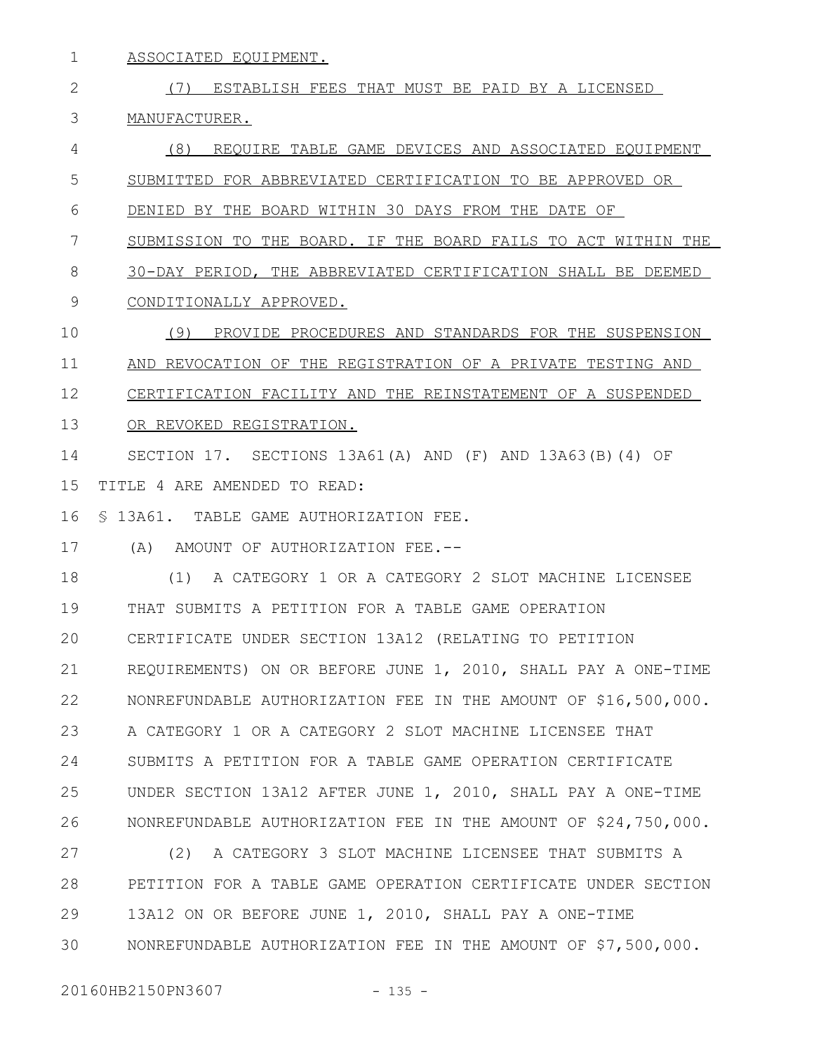ASSOCIATED EQUIPMENT.

(7) ESTABLISH FEES THAT MUST BE PAID BY A LICENSED MANUFACTURER.

(8) REQUIRE TABLE GAME DEVICES AND ASSOCIATED EQUIPMENT SUBMITTED FOR ABBREVIATED CERTIFICATION TO BE APPROVED OR DENIED BY THE BOARD WITHIN 30 DAYS FROM THE DATE OF SUBMISSION TO THE BOARD. IF THE BOARD FAILS TO ACT WITHIN THE 30-DAY PERIOD, THE ABBREVIATED CERTIFICATION SHALL BE DEEMED CONDITIONALLY APPROVED.

(9) PROVIDE PROCEDURES AND STANDARDS FOR THE SUSPENSION AND REVOCATION OF THE REGISTRATION OF A PRIVATE TESTING AND CERTIFICATION FACILITY AND THE REINSTATEMENT OF A SUSPENDED OR REVOKED REGISTRATION.

SECTION 17. SECTIONS 13A61(A) AND (F) AND 13A63(B)(4) OF TITLE 4 ARE AMENDED TO READ:

§ 13A61. TABLE GAME AUTHORIZATION FEE.

(A) AMOUNT OF AUTHORIZATION FEE.--

(1) A CATEGORY 1 OR A CATEGORY 2 SLOT MACHINE LICENSEE THAT SUBMITS A PETITION FOR A TABLE GAME OPERATION CERTIFICATE UNDER SECTION 13A12 (RELATING TO PETITION REQUIREMENTS) ON OR BEFORE JUNE 1, 2010, SHALL PAY A ONE-TIME NONREFUNDABLE AUTHORIZATION FEE IN THE AMOUNT OF $16,500,000. A CATEGORY 1 OR A CATEGORY 2 SLOT MACHINE LICENSEE THAT SUBMITS A PETITION FOR A TABLE GAME OPERATION CERTIFICATE UNDER SECTION 13A12 AFTER JUNE 1, 2010, SHALL PAY A ONE-TIME NONREFUNDABLE AUTHORIZATION FEE IN THE AMOUNT OF $24,750,000.

(2) A CATEGORY 3 SLOT MACHINE LICENSEE THAT SUBMITS A PETITION FOR A TABLE GAME OPERATION CERTIFICATE UNDER SECTION 13A12 ON OR BEFORE JUNE 1, 2010, SHALL PAY A ONE-TIME NONREFUNDABLE AUTHORIZATION FEE IN THE AMOUNT OF $7,500,000.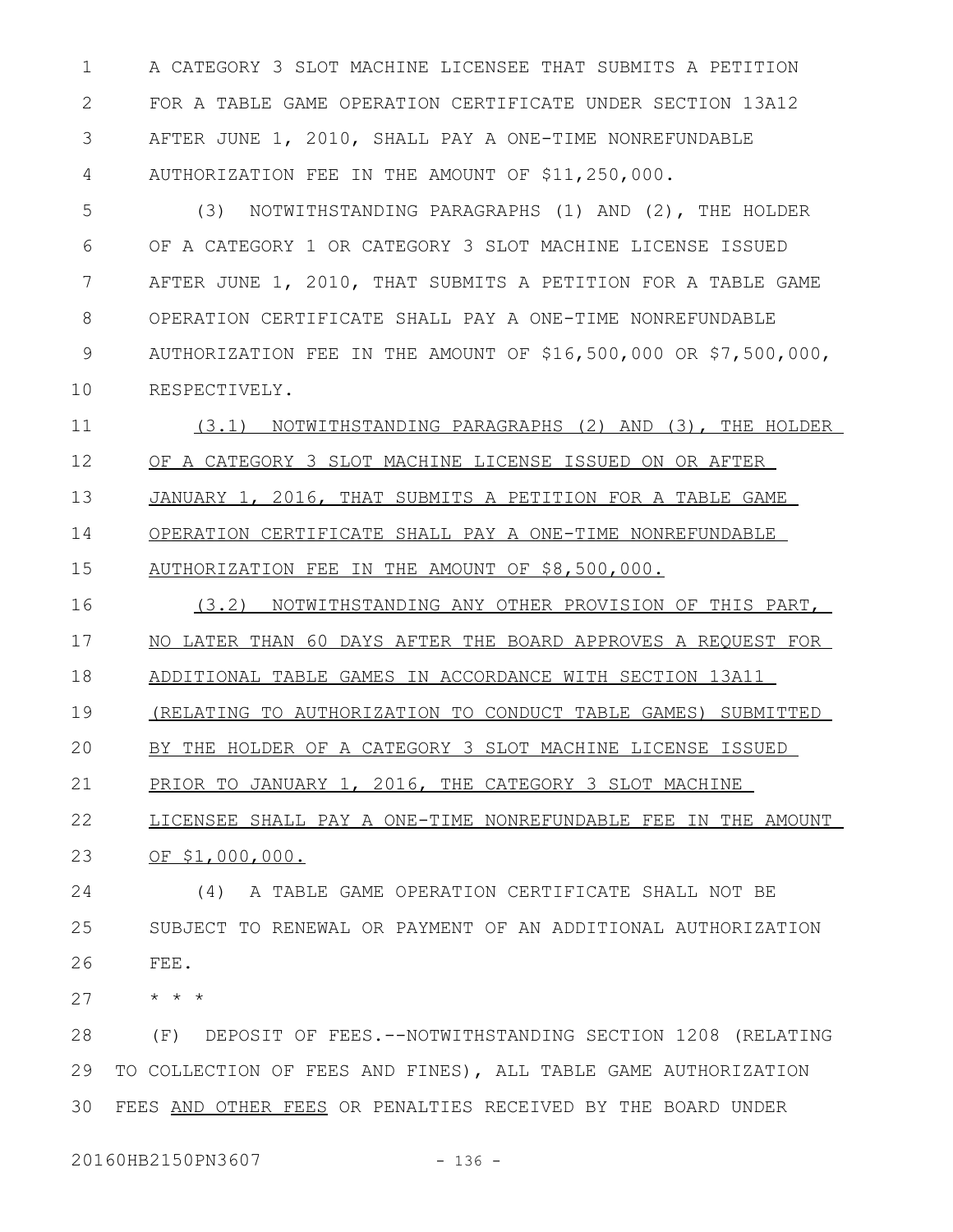A CATEGORY 3 SLOT MACHINE LICENSEE THAT SUBMITS A PETITION FOR A TABLE GAME OPERATION CERTIFICATE UNDER SECTION 13A12 AFTER JUNE 1, 2010, SHALL PAY A ONE-TIME NONREFUNDABLE AUTHORIZATION FEE IN THE AMOUNT OF $11,250,000.

(3) NOTWITHSTANDING PARAGRAPHS (1) AND (2), THE HOLDER OF A CATEGORY 1 OR CATEGORY 3 SLOT MACHINE LICENSE ISSUED AFTER JUNE 1, 2010, THAT SUBMITS A PETITION FOR A TABLE GAME OPERATION CERTIFICATE SHALL PAY A ONE-TIME NONREFUNDABLE AUTHORIZATION FEE IN THE AMOUNT OF $16,500,000 OR $7,500,000, RESPECTIVELY.

<u>(3.1) NOTWITHSTANDING PARAGRAPHS (2) AND (3), THE HOLDER OF A CATEGORY 3 SLOT MACHINE LICENSE ISSUED ON OR AFTER JANUARY 1, 2016, THAT SUBMITS A PETITION FOR A TABLE GAME OPERATION CERTIFICATE SHALL PAY A ONE-TIME NONREFUNDABLE AUTHORIZATION FEE IN THE AMOUNT OF $8,500,000.</u>

<u>(3.2) NOTWITHSTANDING ANY OTHER PROVISION OF THIS PART, NO LATER THAN 60 DAYS AFTER THE BOARD APPROVES A REQUEST FOR ADDITIONAL TABLE GAMES IN ACCORDANCE WITH SECTION 13A11 (RELATING TO AUTHORIZATION TO CONDUCT TABLE GAMES) SUBMITTED BY THE HOLDER OF A CATEGORY 3 SLOT MACHINE LICENSE ISSUED PRIOR TO JANUARY 1, 2016, THE CATEGORY 3 SLOT MACHINE LICENSEE SHALL PAY A ONE-TIME NONREFUNDABLE FEE IN THE AMOUNT OF $1,000,000.</u>

(4) A TABLE GAME OPERATION CERTIFICATE SHALL NOT BE SUBJECT TO RENEWAL OR PAYMENT OF AN ADDITIONAL AUTHORIZATION FEE.

* * *

(F) DEPOSIT OF FEES.--NOTWITHSTANDING SECTION 1208 (RELATING TO COLLECTION OF FEES AND FINES), ALL TABLE GAME AUTHORIZATION FEES <u>AND OTHER FEES</u> OR PENALTIES RECEIVED BY THE BOARD UNDER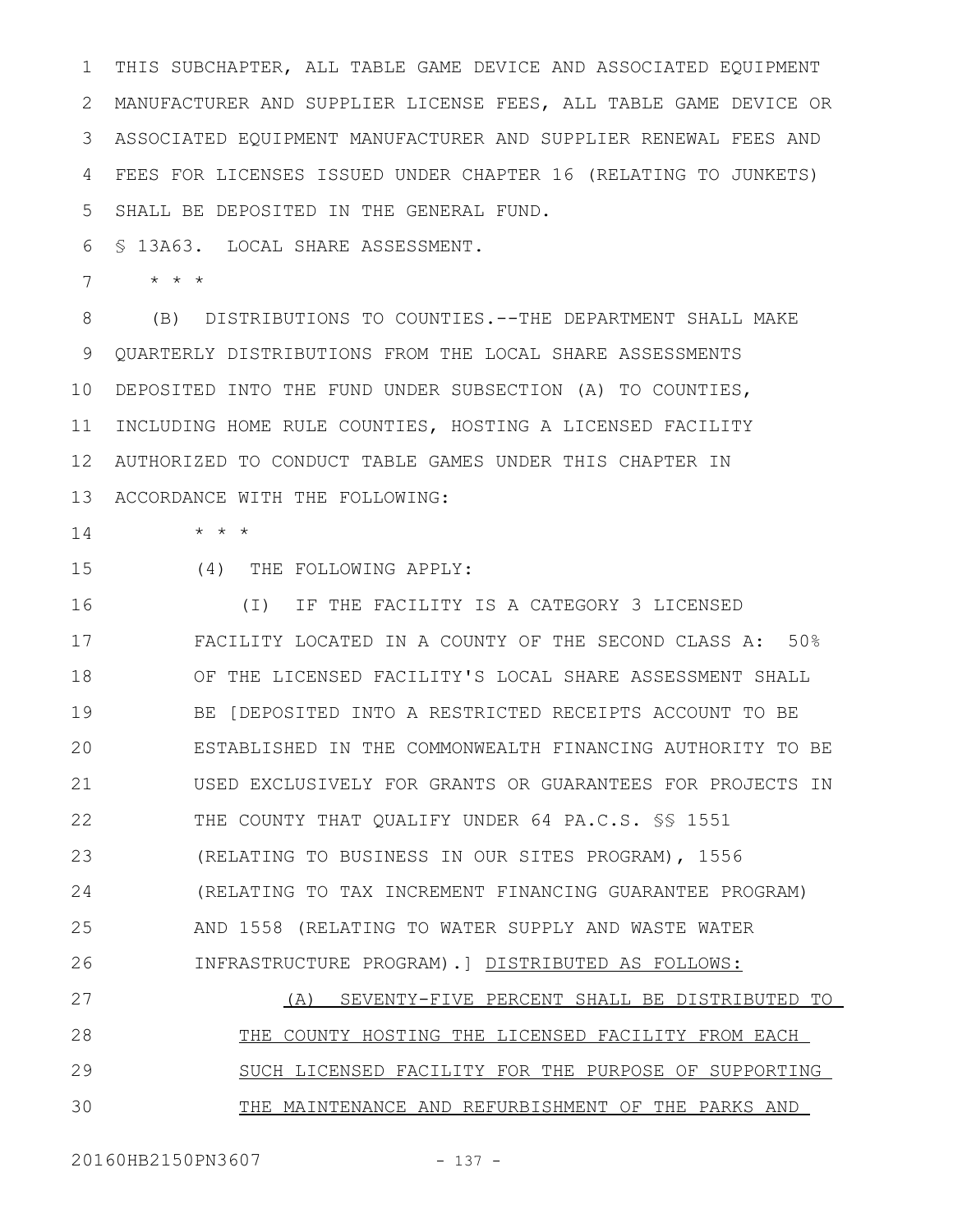THIS SUBCHAPTER, ALL TABLE GAME DEVICE AND ASSOCIATED EQUIPMENT MANUFACTURER AND SUPPLIER LICENSE FEES, ALL TABLE GAME DEVICE OR ASSOCIATED EQUIPMENT MANUFACTURER AND SUPPLIER RENEWAL FEES AND FEES FOR LICENSES ISSUED UNDER CHAPTER 16 (RELATING TO JUNKETS) SHALL BE DEPOSITED IN THE GENERAL FUND.

§ 13A63. LOCAL SHARE ASSESSMENT.

* * *

(B) DISTRIBUTIONS TO COUNTIES.--THE DEPARTMENT SHALL MAKE QUARTERLY DISTRIBUTIONS FROM THE LOCAL SHARE ASSESSMENTS DEPOSITED INTO THE FUND UNDER SUBSECTION (A) TO COUNTIES, INCLUDING HOME RULE COUNTIES, HOSTING A LICENSED FACILITY AUTHORIZED TO CONDUCT TABLE GAMES UNDER THIS CHAPTER IN ACCORDANCE WITH THE FOLLOWING:

* * *

(4) THE FOLLOWING APPLY:

(I) IF THE FACILITY IS A CATEGORY 3 LICENSED FACILITY LOCATED IN A COUNTY OF THE SECOND CLASS A: 50% OF THE LICENSED FACILITY'S LOCAL SHARE ASSESSMENT SHALL BE [DEPOSITED INTO A RESTRICTED RECEIPTS ACCOUNT TO BE ESTABLISHED IN THE COMMONWEALTH FINANCING AUTHORITY TO BE USED EXCLUSIVELY FOR GRANTS OR GUARANTEES FOR PROJECTS IN THE COUNTY THAT QUALIFY UNDER 64 PA.C.S. §§ 1551 (RELATING TO BUSINESS IN OUR SITES PROGRAM), 1556 (RELATING TO TAX INCREMENT FINANCING GUARANTEE PROGRAM) AND 1558 (RELATING TO WATER SUPPLY AND WASTE WATER INFRASTRUCTURE PROGRAM).] <u>DISTRIBUTED AS FOLLOWS:</u>

<u>(A) SEVENTY-FIVE PERCENT SHALL BE DISTRIBUTED TO THE COUNTY HOSTING THE LICENSED FACILITY FROM EACH SUCH LICENSED FACILITY FOR THE PURPOSE OF SUPPORTING THE MAINTENANCE AND REFURBISHMENT OF THE PARKS AND</u>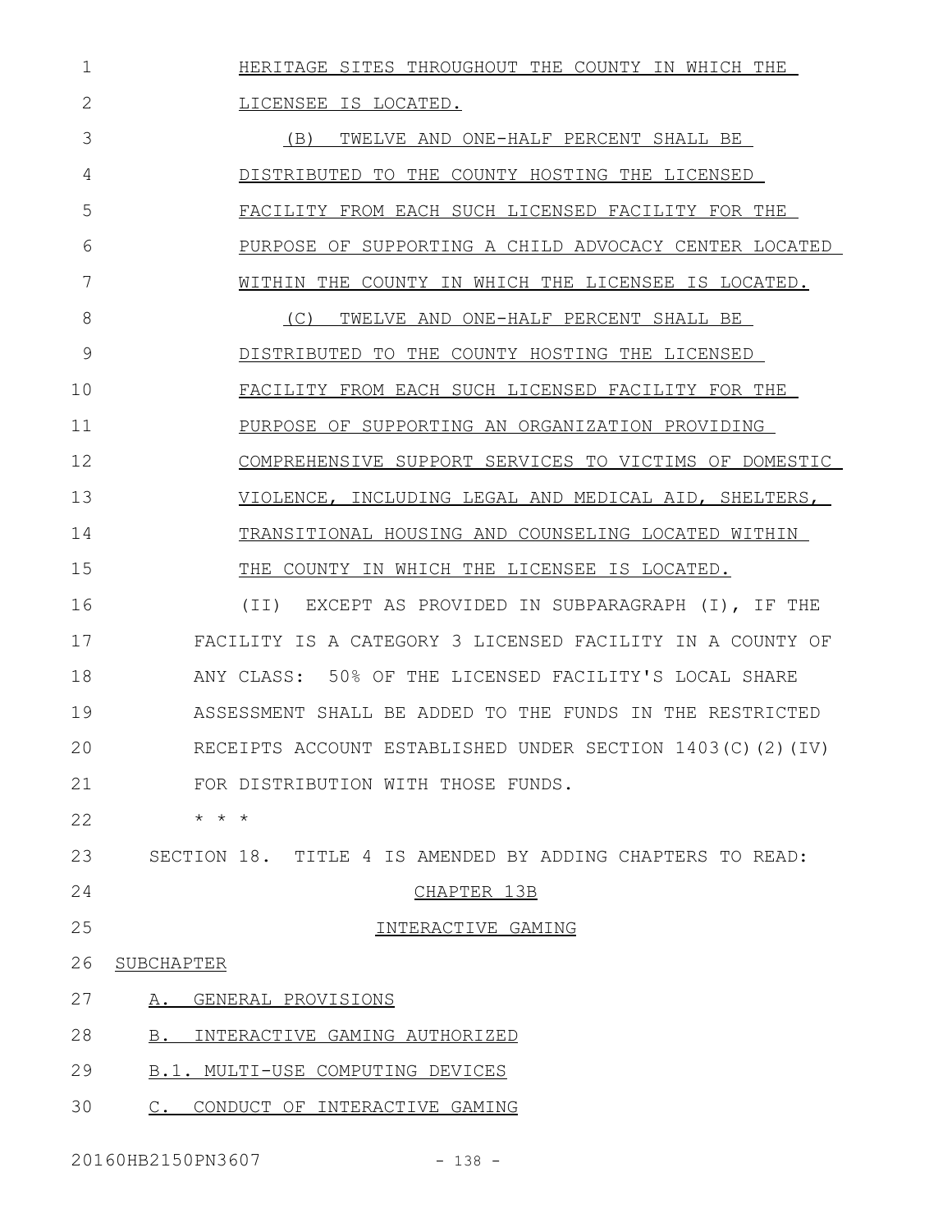HERITAGE SITES THROUGHOUT THE COUNTY IN WHICH THE LICENSEE IS LOCATED.

(B) TWELVE AND ONE-HALF PERCENT SHALL BE DISTRIBUTED TO THE COUNTY HOSTING THE LICENSED FACILITY FROM EACH SUCH LICENSED FACILITY FOR THE PURPOSE OF SUPPORTING A CHILD ADVOCACY CENTER LOCATED WITHIN THE COUNTY IN WHICH THE LICENSEE IS LOCATED.

(C) TWELVE AND ONE-HALF PERCENT SHALL BE DISTRIBUTED TO THE COUNTY HOSTING THE LICENSED FACILITY FROM EACH SUCH LICENSED FACILITY FOR THE PURPOSE OF SUPPORTING AN ORGANIZATION PROVIDING COMPREHENSIVE SUPPORT SERVICES TO VICTIMS OF DOMESTIC VIOLENCE, INCLUDING LEGAL AND MEDICAL AID, SHELTERS, TRANSITIONAL HOUSING AND COUNSELING LOCATED WITHIN THE COUNTY IN WHICH THE LICENSEE IS LOCATED.

(II) EXCEPT AS PROVIDED IN SUBPARAGRAPH (I), IF THE FACILITY IS A CATEGORY 3 LICENSED FACILITY IN A COUNTY OF ANY CLASS: 50% OF THE LICENSED FACILITY'S LOCAL SHARE ASSESSMENT SHALL BE ADDED TO THE FUNDS IN THE RESTRICTED RECEIPTS ACCOUNT ESTABLISHED UNDER SECTION 1403(C)(2)(IV) FOR DISTRIBUTION WITH THOSE FUNDS.

* * *

SECTION 18. TITLE 4 IS AMENDED BY ADDING CHAPTERS TO READ:

CHAPTER 13B

INTERACTIVE GAMING

SUBCHAPTER

A. GENERAL PROVISIONS

B. INTERACTIVE GAMING AUTHORIZED

B.1. MULTI-USE COMPUTING DEVICES

C. CONDUCT OF INTERACTIVE GAMING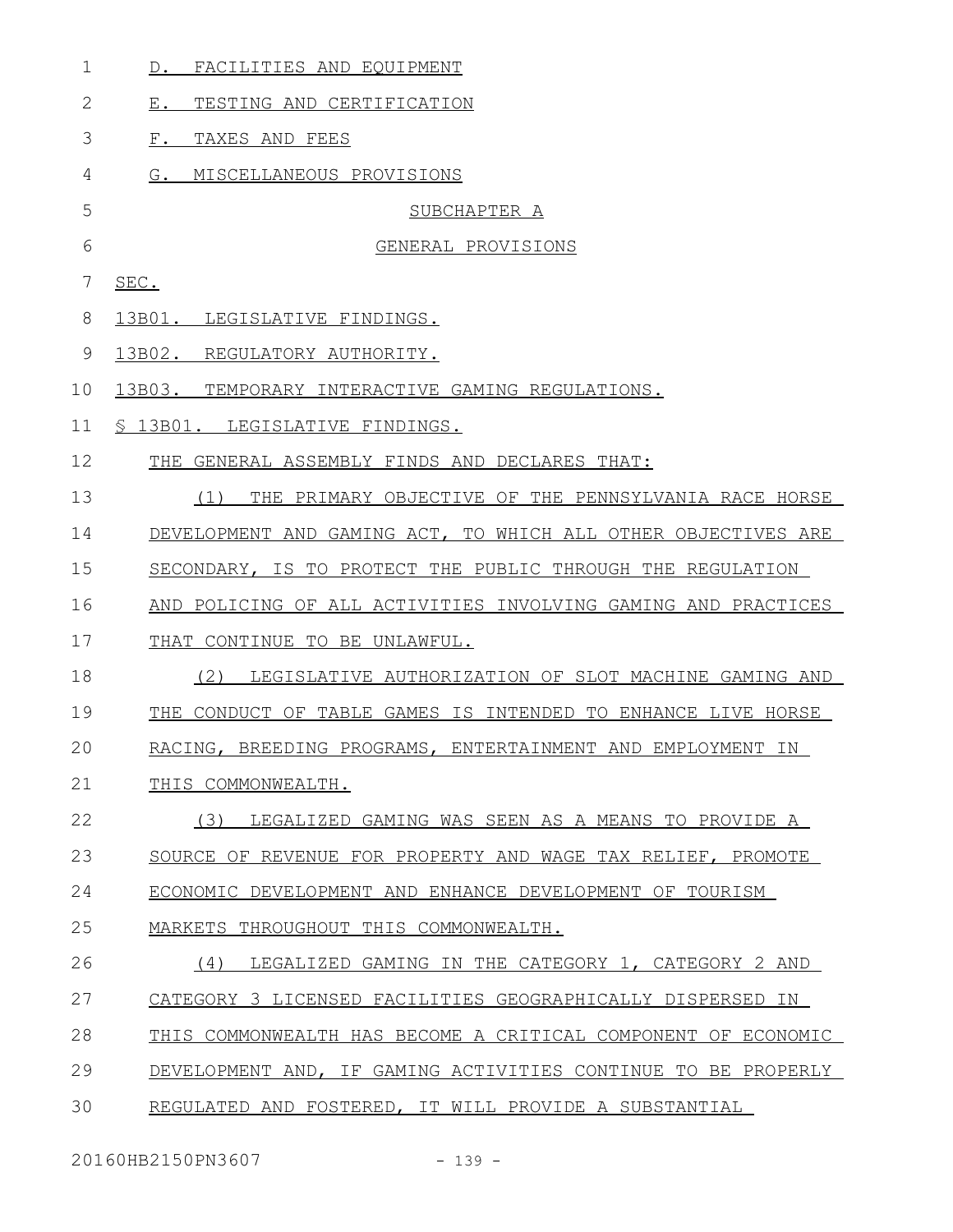D. FACILITIES AND EQUIPMENT

E. TESTING AND CERTIFICATION

F. TAXES AND FEES

G. MISCELLANEOUS PROVISIONS

SUBCHAPTER A

GENERAL PROVISIONS

SEC.

13B01. LEGISLATIVE FINDINGS.

13B02. REGULATORY AUTHORITY.

13B03. TEMPORARY INTERACTIVE GAMING REGULATIONS.

§ 13B01. LEGISLATIVE FINDINGS.

THE GENERAL ASSEMBLY FINDS AND DECLARES THAT:

(1) THE PRIMARY OBJECTIVE OF THE PENNSYLVANIA RACE HORSE DEVELOPMENT AND GAMING ACT, TO WHICH ALL OTHER OBJECTIVES ARE SECONDARY, IS TO PROTECT THE PUBLIC THROUGH THE REGULATION AND POLICING OF ALL ACTIVITIES INVOLVING GAMING AND PRACTICES THAT CONTINUE TO BE UNLAWFUL.

(2) LEGISLATIVE AUTHORIZATION OF SLOT MACHINE GAMING AND THE CONDUCT OF TABLE GAMES IS INTENDED TO ENHANCE LIVE HORSE RACING, BREEDING PROGRAMS, ENTERTAINMENT AND EMPLOYMENT IN THIS COMMONWEALTH.

(3) LEGALIZED GAMING WAS SEEN AS A MEANS TO PROVIDE A SOURCE OF REVENUE FOR PROPERTY AND WAGE TAX RELIEF, PROMOTE ECONOMIC DEVELOPMENT AND ENHANCE DEVELOPMENT OF TOURISM MARKETS THROUGHOUT THIS COMMONWEALTH.

(4) LEGALIZED GAMING IN THE CATEGORY 1, CATEGORY 2 AND CATEGORY 3 LICENSED FACILITIES GEOGRAPHICALLY DISPERSED IN THIS COMMONWEALTH HAS BECOME A CRITICAL COMPONENT OF ECONOMIC DEVELOPMENT AND, IF GAMING ACTIVITIES CONTINUE TO BE PROPERLY REGULATED AND FOSTERED, IT WILL PROVIDE A SUBSTANTIAL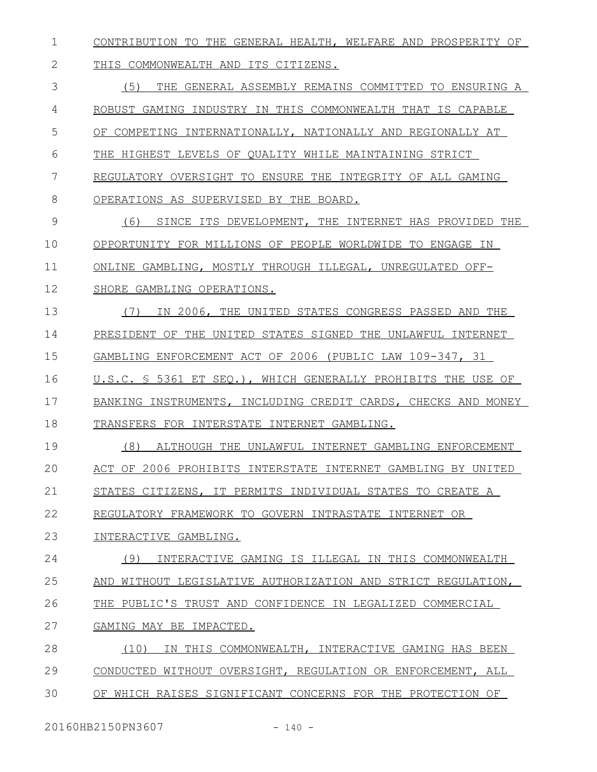CONTRIBUTION TO THE GENERAL HEALTH, WELFARE AND PROSPERITY OF THIS COMMONWEALTH AND ITS CITIZENS.

(5) THE GENERAL ASSEMBLY REMAINS COMMITTED TO ENSURING A ROBUST GAMING INDUSTRY IN THIS COMMONWEALTH THAT IS CAPABLE OF COMPETING INTERNATIONALLY, NATIONALLY AND REGIONALLY AT THE HIGHEST LEVELS OF QUALITY WHILE MAINTAINING STRICT REGULATORY OVERSIGHT TO ENSURE THE INTEGRITY OF ALL GAMING OPERATIONS AS SUPERVISED BY THE BOARD.

(6) SINCE ITS DEVELOPMENT, THE INTERNET HAS PROVIDED THE OPPORTUNITY FOR MILLIONS OF PEOPLE WORLDWIDE TO ENGAGE IN ONLINE GAMBLING, MOSTLY THROUGH ILLEGAL, UNREGULATED OFF-SHORE GAMBLING OPERATIONS.

(7) IN 2006, THE UNITED STATES CONGRESS PASSED AND THE PRESIDENT OF THE UNITED STATES SIGNED THE UNLAWFUL INTERNET GAMBLING ENFORCEMENT ACT OF 2006 (PUBLIC LAW 109-347, 31 U.S.C. § 5361 ET SEQ.), WHICH GENERALLY PROHIBITS THE USE OF BANKING INSTRUMENTS, INCLUDING CREDIT CARDS, CHECKS AND MONEY TRANSFERS FOR INTERSTATE INTERNET GAMBLING.

(8) ALTHOUGH THE UNLAWFUL INTERNET GAMBLING ENFORCEMENT ACT OF 2006 PROHIBITS INTERSTATE INTERNET GAMBLING BY UNITED STATES CITIZENS, IT PERMITS INDIVIDUAL STATES TO CREATE A REGULATORY FRAMEWORK TO GOVERN INTRASTATE INTERNET OR INTERACTIVE GAMBLING.

(9) INTERACTIVE GAMING IS ILLEGAL IN THIS COMMONWEALTH AND WITHOUT LEGISLATIVE AUTHORIZATION AND STRICT REGULATION, THE PUBLIC'S TRUST AND CONFIDENCE IN LEGALIZED COMMERCIAL GAMING MAY BE IMPACTED.

(10) IN THIS COMMONWEALTH, INTERACTIVE GAMING HAS BEEN CONDUCTED WITHOUT OVERSIGHT, REGULATION OR ENFORCEMENT, ALL OF WHICH RAISES SIGNIFICANT CONCERNS FOR THE PROTECTION OF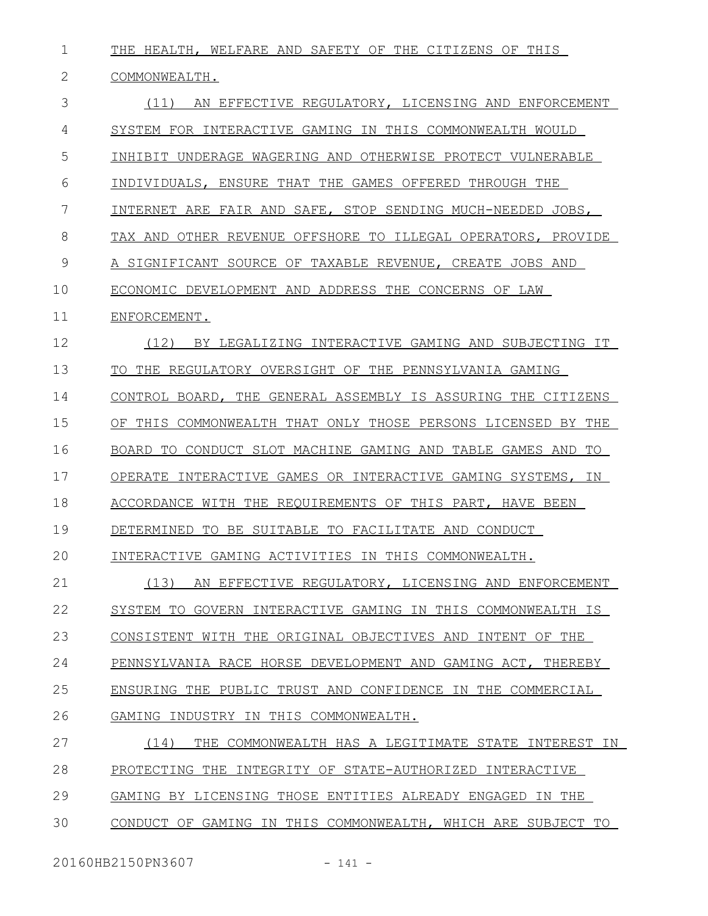THE HEALTH, WELFARE AND SAFETY OF THE CITIZENS OF THIS COMMONWEALTH.

(11) AN EFFECTIVE REGULATORY, LICENSING AND ENFORCEMENT SYSTEM FOR INTERACTIVE GAMING IN THIS COMMONWEALTH WOULD INHIBIT UNDERAGE WAGERING AND OTHERWISE PROTECT VULNERABLE INDIVIDUALS, ENSURE THAT THE GAMES OFFERED THROUGH THE INTERNET ARE FAIR AND SAFE, STOP SENDING MUCH-NEEDED JOBS, TAX AND OTHER REVENUE OFFSHORE TO ILLEGAL OPERATORS, PROVIDE A SIGNIFICANT SOURCE OF TAXABLE REVENUE, CREATE JOBS AND ECONOMIC DEVELOPMENT AND ADDRESS THE CONCERNS OF LAW ENFORCEMENT.

(12) BY LEGALIZING INTERACTIVE GAMING AND SUBJECTING IT TO THE REGULATORY OVERSIGHT OF THE PENNSYLVANIA GAMING CONTROL BOARD, THE GENERAL ASSEMBLY IS ASSURING THE CITIZENS OF THIS COMMONWEALTH THAT ONLY THOSE PERSONS LICENSED BY THE BOARD TO CONDUCT SLOT MACHINE GAMING AND TABLE GAMES AND TO OPERATE INTERACTIVE GAMES OR INTERACTIVE GAMING SYSTEMS, IN ACCORDANCE WITH THE REQUIREMENTS OF THIS PART, HAVE BEEN DETERMINED TO BE SUITABLE TO FACILITATE AND CONDUCT INTERACTIVE GAMING ACTIVITIES IN THIS COMMONWEALTH.

(13) AN EFFECTIVE REGULATORY, LICENSING AND ENFORCEMENT SYSTEM TO GOVERN INTERACTIVE GAMING IN THIS COMMONWEALTH IS CONSISTENT WITH THE ORIGINAL OBJECTIVES AND INTENT OF THE PENNSYLVANIA RACE HORSE DEVELOPMENT AND GAMING ACT, THEREBY ENSURING THE PUBLIC TRUST AND CONFIDENCE IN THE COMMERCIAL GAMING INDUSTRY IN THIS COMMONWEALTH.

(14) THE COMMONWEALTH HAS A LEGITIMATE STATE INTEREST IN PROTECTING THE INTEGRITY OF STATE-AUTHORIZED INTERACTIVE GAMING BY LICENSING THOSE ENTITIES ALREADY ENGAGED IN THE CONDUCT OF GAMING IN THIS COMMONWEALTH, WHICH ARE SUBJECT TO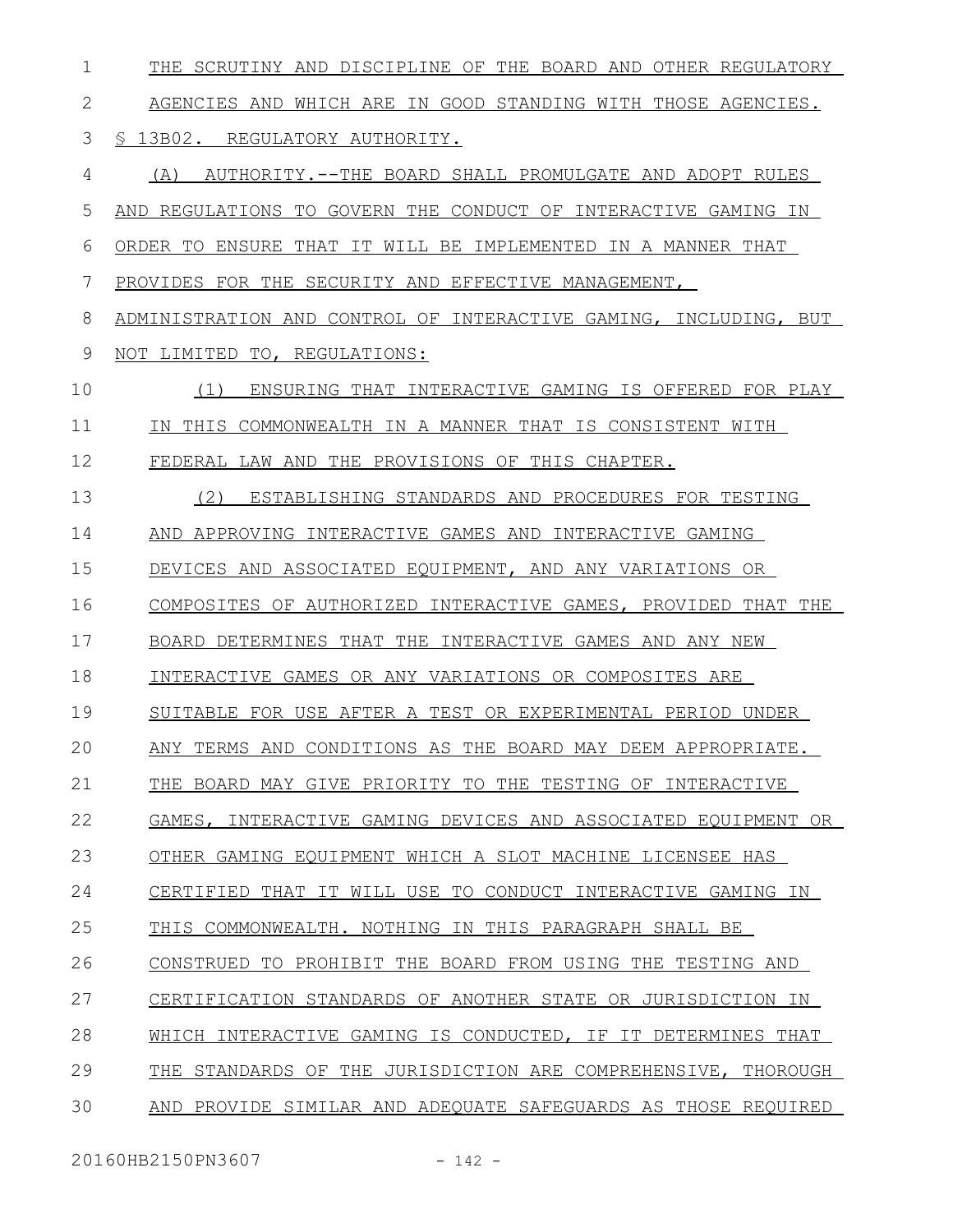THE SCRUTINY AND DISCIPLINE OF THE BOARD AND OTHER REGULATORY AGENCIES AND WHICH ARE IN GOOD STANDING WITH THOSE AGENCIES.

§ 13B02. REGULATORY AUTHORITY.

(A) AUTHORITY.--THE BOARD SHALL PROMULGATE AND ADOPT RULES AND REGULATIONS TO GOVERN THE CONDUCT OF INTERACTIVE GAMING IN ORDER TO ENSURE THAT IT WILL BE IMPLEMENTED IN A MANNER THAT PROVIDES FOR THE SECURITY AND EFFECTIVE MANAGEMENT, ADMINISTRATION AND CONTROL OF INTERACTIVE GAMING, INCLUDING, BUT NOT LIMITED TO, REGULATIONS:

(1) ENSURING THAT INTERACTIVE GAMING IS OFFERED FOR PLAY IN THIS COMMONWEALTH IN A MANNER THAT IS CONSISTENT WITH FEDERAL LAW AND THE PROVISIONS OF THIS CHAPTER.

(2) ESTABLISHING STANDARDS AND PROCEDURES FOR TESTING AND APPROVING INTERACTIVE GAMES AND INTERACTIVE GAMING DEVICES AND ASSOCIATED EQUIPMENT, AND ANY VARIATIONS OR COMPOSITES OF AUTHORIZED INTERACTIVE GAMES, PROVIDED THAT THE BOARD DETERMINES THAT THE INTERACTIVE GAMES AND ANY NEW INTERACTIVE GAMES OR ANY VARIATIONS OR COMPOSITES ARE SUITABLE FOR USE AFTER A TEST OR EXPERIMENTAL PERIOD UNDER ANY TERMS AND CONDITIONS AS THE BOARD MAY DEEM APPROPRIATE. THE BOARD MAY GIVE PRIORITY TO THE TESTING OF INTERACTIVE GAMES, INTERACTIVE GAMING DEVICES AND ASSOCIATED EQUIPMENT OR OTHER GAMING EQUIPMENT WHICH A SLOT MACHINE LICENSEE HAS CERTIFIED THAT IT WILL USE TO CONDUCT INTERACTIVE GAMING IN THIS COMMONWEALTH. NOTHING IN THIS PARAGRAPH SHALL BE CONSTRUED TO PROHIBIT THE BOARD FROM USING THE TESTING AND CERTIFICATION STANDARDS OF ANOTHER STATE OR JURISDICTION IN WHICH INTERACTIVE GAMING IS CONDUCTED, IF IT DETERMINES THAT THE STANDARDS OF THE JURISDICTION ARE COMPREHENSIVE, THOROUGH AND PROVIDE SIMILAR AND ADEQUATE SAFEGUARDS AS THOSE REQUIRED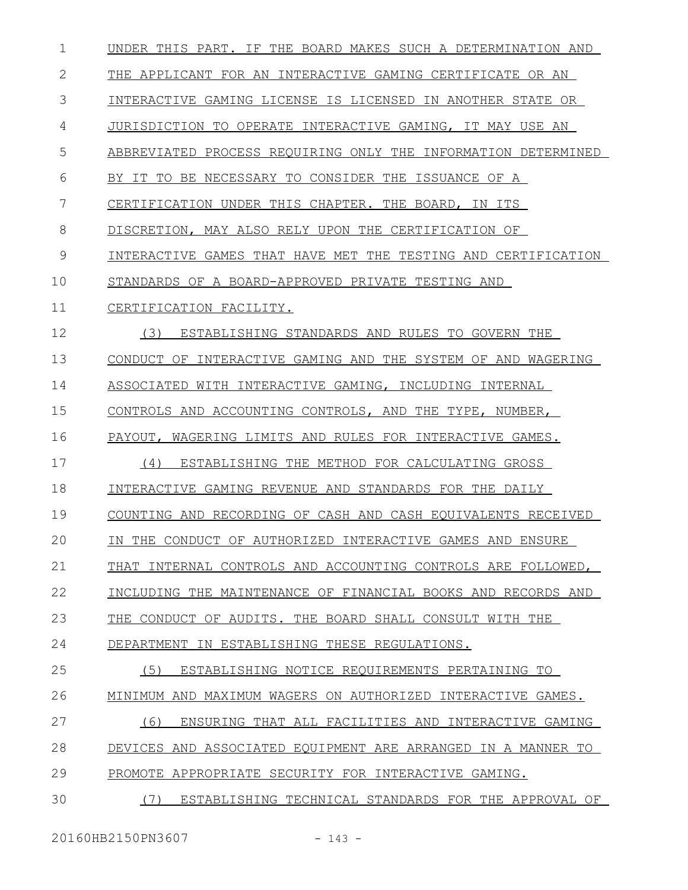UNDER THIS PART. IF THE BOARD MAKES SUCH A DETERMINATION AND THE APPLICANT FOR AN INTERACTIVE GAMING CERTIFICATE OR AN INTERACTIVE GAMING LICENSE IS LICENSED IN ANOTHER STATE OR JURISDICTION TO OPERATE INTERACTIVE GAMING, IT MAY USE AN ABBREVIATED PROCESS REQUIRING ONLY THE INFORMATION DETERMINED BY IT TO BE NECESSARY TO CONSIDER THE ISSUANCE OF A CERTIFICATION UNDER THIS CHAPTER. THE BOARD, IN ITS DISCRETION, MAY ALSO RELY UPON THE CERTIFICATION OF INTERACTIVE GAMES THAT HAVE MET THE TESTING AND CERTIFICATION STANDARDS OF A BOARD-APPROVED PRIVATE TESTING AND CERTIFICATION FACILITY.

(3) ESTABLISHING STANDARDS AND RULES TO GOVERN THE CONDUCT OF INTERACTIVE GAMING AND THE SYSTEM OF AND WAGERING ASSOCIATED WITH INTERACTIVE GAMING, INCLUDING INTERNAL CONTROLS AND ACCOUNTING CONTROLS, AND THE TYPE, NUMBER, PAYOUT, WAGERING LIMITS AND RULES FOR INTERACTIVE GAMES.

(4) ESTABLISHING THE METHOD FOR CALCULATING GROSS INTERACTIVE GAMING REVENUE AND STANDARDS FOR THE DAILY COUNTING AND RECORDING OF CASH AND CASH EQUIVALENTS RECEIVED IN THE CONDUCT OF AUTHORIZED INTERACTIVE GAMES AND ENSURE THAT INTERNAL CONTROLS AND ACCOUNTING CONTROLS ARE FOLLOWED, INCLUDING THE MAINTENANCE OF FINANCIAL BOOKS AND RECORDS AND THE CONDUCT OF AUDITS. THE BOARD SHALL CONSULT WITH THE DEPARTMENT IN ESTABLISHING THESE REGULATIONS.

(5) ESTABLISHING NOTICE REQUIREMENTS PERTAINING TO MINIMUM AND MAXIMUM WAGERS ON AUTHORIZED INTERACTIVE GAMES.

(6) ENSURING THAT ALL FACILITIES AND INTERACTIVE GAMING DEVICES AND ASSOCIATED EQUIPMENT ARE ARRANGED IN A MANNER TO PROMOTE APPROPRIATE SECURITY FOR INTERACTIVE GAMING.

(7) ESTABLISHING TECHNICAL STANDARDS FOR THE APPROVAL OF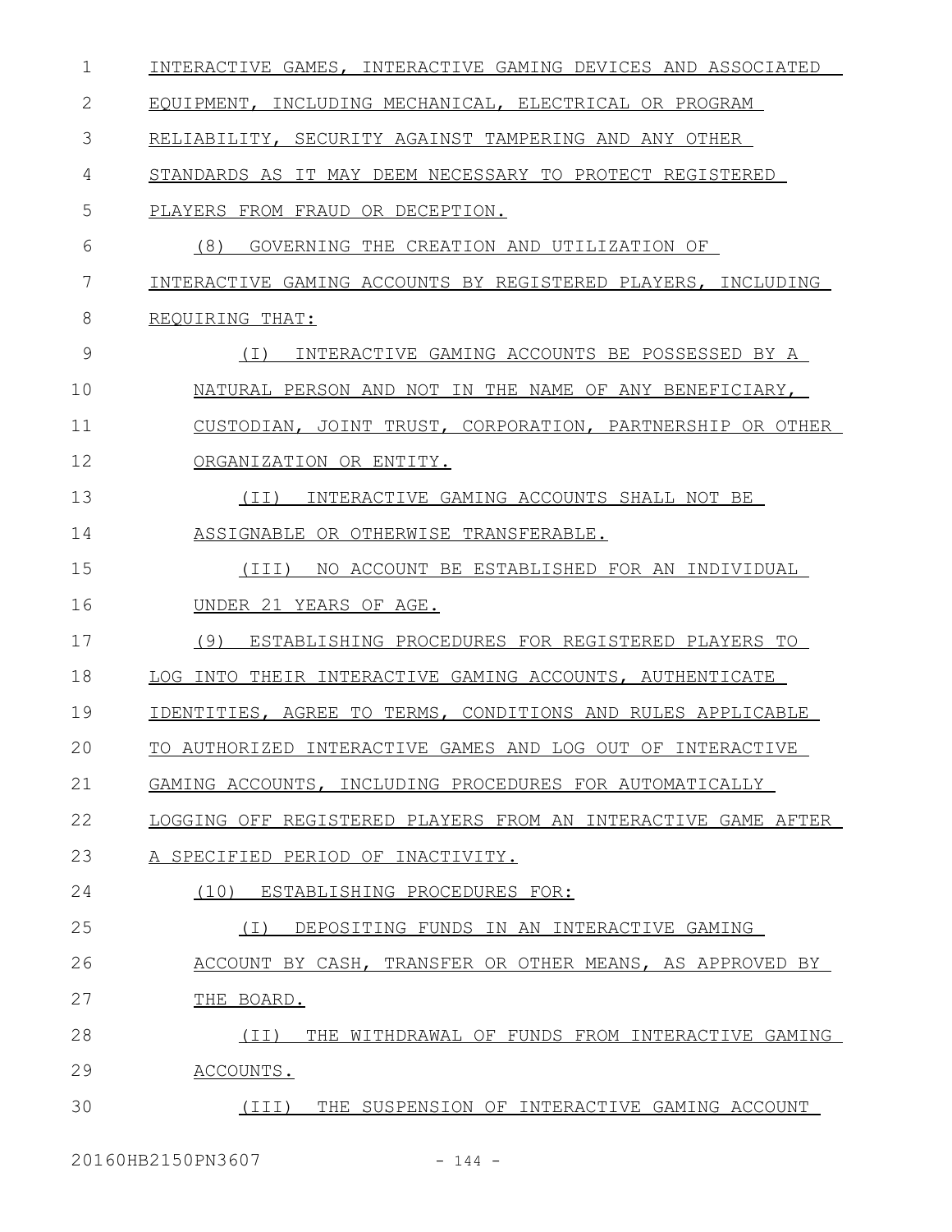INTERACTIVE GAMES, INTERACTIVE GAMING DEVICES AND ASSOCIATED EQUIPMENT, INCLUDING MECHANICAL, ELECTRICAL OR PROGRAM RELIABILITY, SECURITY AGAINST TAMPERING AND ANY OTHER STANDARDS AS IT MAY DEEM NECESSARY TO PROTECT REGISTERED PLAYERS FROM FRAUD OR DECEPTION.

(8) GOVERNING THE CREATION AND UTILIZATION OF INTERACTIVE GAMING ACCOUNTS BY REGISTERED PLAYERS, INCLUDING REQUIRING THAT:

(I) INTERACTIVE GAMING ACCOUNTS BE POSSESSED BY A NATURAL PERSON AND NOT IN THE NAME OF ANY BENEFICIARY, CUSTODIAN, JOINT TRUST, CORPORATION, PARTNERSHIP OR OTHER ORGANIZATION OR ENTITY.

(II) INTERACTIVE GAMING ACCOUNTS SHALL NOT BE ASSIGNABLE OR OTHERWISE TRANSFERABLE.

(III) NO ACCOUNT BE ESTABLISHED FOR AN INDIVIDUAL UNDER 21 YEARS OF AGE.

(9) ESTABLISHING PROCEDURES FOR REGISTERED PLAYERS TO LOG INTO THEIR INTERACTIVE GAMING ACCOUNTS, AUTHENTICATE IDENTITIES, AGREE TO TERMS, CONDITIONS AND RULES APPLICABLE TO AUTHORIZED INTERACTIVE GAMES AND LOG OUT OF INTERACTIVE GAMING ACCOUNTS, INCLUDING PROCEDURES FOR AUTOMATICALLY LOGGING OFF REGISTERED PLAYERS FROM AN INTERACTIVE GAME AFTER A SPECIFIED PERIOD OF INACTIVITY.

(10) ESTABLISHING PROCEDURES FOR:

(I) DEPOSITING FUNDS IN AN INTERACTIVE GAMING ACCOUNT BY CASH, TRANSFER OR OTHER MEANS, AS APPROVED BY THE BOARD.

(II) THE WITHDRAWAL OF FUNDS FROM INTERACTIVE GAMING ACCOUNTS.

(III) THE SUSPENSION OF INTERACTIVE GAMING ACCOUNT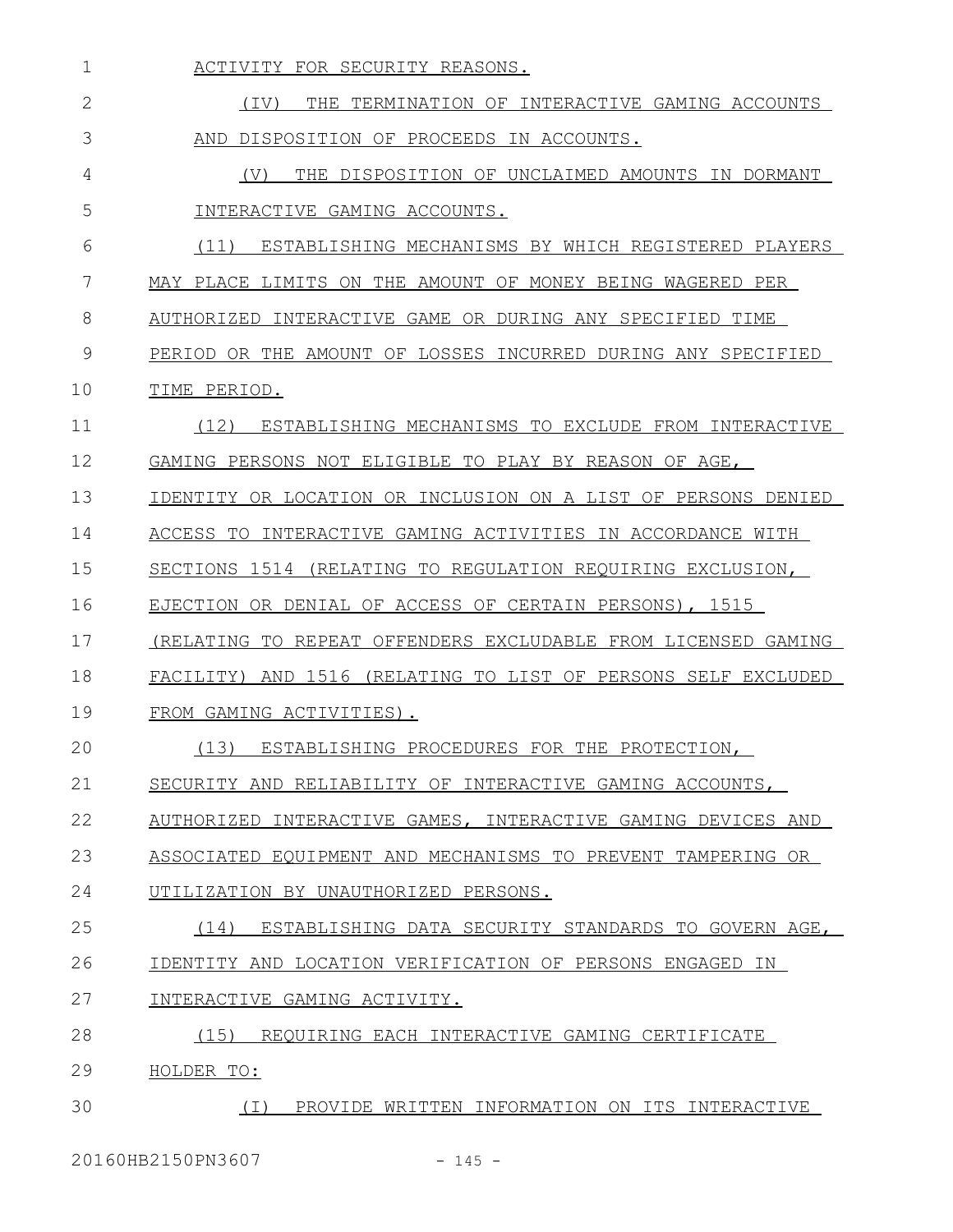ACTIVITY FOR SECURITY REASONS.

(IV) THE TERMINATION OF INTERACTIVE GAMING ACCOUNTS AND DISPOSITION OF PROCEEDS IN ACCOUNTS.

(V) THE DISPOSITION OF UNCLAIMED AMOUNTS IN DORMANT INTERACTIVE GAMING ACCOUNTS.

(11) ESTABLISHING MECHANISMS BY WHICH REGISTERED PLAYERS MAY PLACE LIMITS ON THE AMOUNT OF MONEY BEING WAGERED PER AUTHORIZED INTERACTIVE GAME OR DURING ANY SPECIFIED TIME PERIOD OR THE AMOUNT OF LOSSES INCURRED DURING ANY SPECIFIED TIME PERIOD.

(12) ESTABLISHING MECHANISMS TO EXCLUDE FROM INTERACTIVE GAMING PERSONS NOT ELIGIBLE TO PLAY BY REASON OF AGE, IDENTITY OR LOCATION OR INCLUSION ON A LIST OF PERSONS DENIED ACCESS TO INTERACTIVE GAMING ACTIVITIES IN ACCORDANCE WITH SECTIONS 1514 (RELATING TO REGULATION REQUIRING EXCLUSION, EJECTION OR DENIAL OF ACCESS OF CERTAIN PERSONS), 1515 (RELATING TO REPEAT OFFENDERS EXCLUDABLE FROM LICENSED GAMING FACILITY) AND 1516 (RELATING TO LIST OF PERSONS SELF EXCLUDED FROM GAMING ACTIVITIES).

(13) ESTABLISHING PROCEDURES FOR THE PROTECTION, SECURITY AND RELIABILITY OF INTERACTIVE GAMING ACCOUNTS, AUTHORIZED INTERACTIVE GAMES, INTERACTIVE GAMING DEVICES AND ASSOCIATED EQUIPMENT AND MECHANISMS TO PREVENT TAMPERING OR UTILIZATION BY UNAUTHORIZED PERSONS.

(14) ESTABLISHING DATA SECURITY STANDARDS TO GOVERN AGE, IDENTITY AND LOCATION VERIFICATION OF PERSONS ENGAGED IN INTERACTIVE GAMING ACTIVITY.

(15) REQUIRING EACH INTERACTIVE GAMING CERTIFICATE HOLDER TO:

(I) PROVIDE WRITTEN INFORMATION ON ITS INTERACTIVE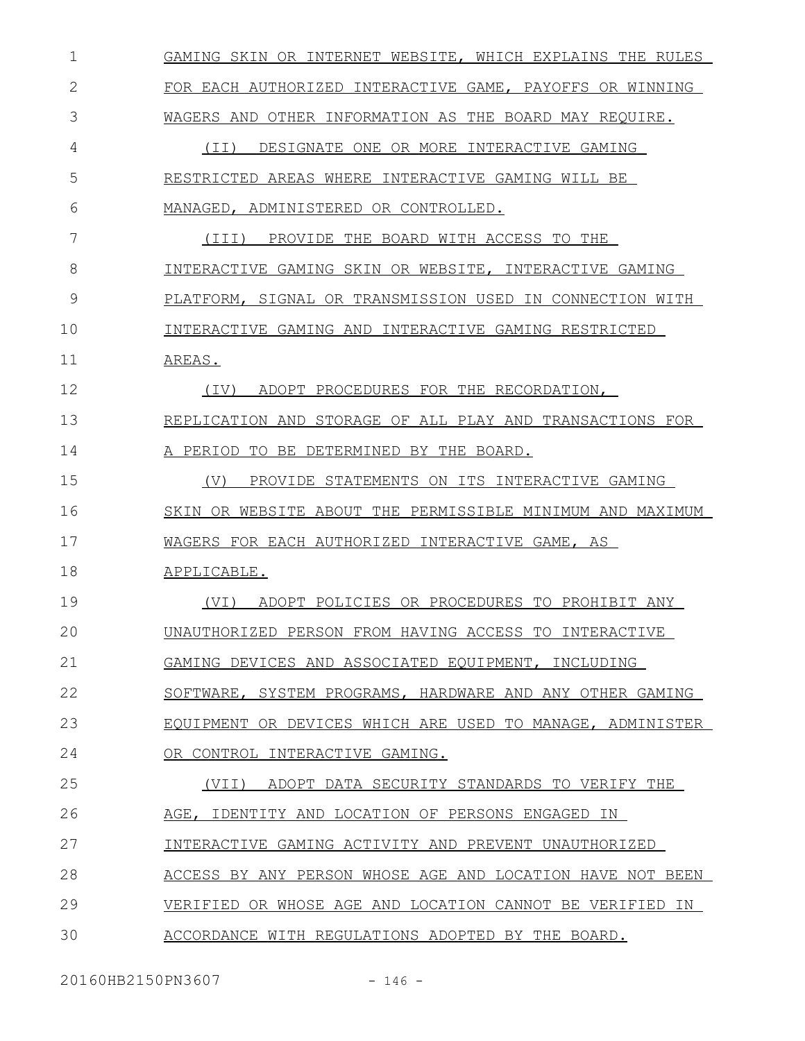GAMING SKIN OR INTERNET WEBSITE, WHICH EXPLAINS THE RULES FOR EACH AUTHORIZED INTERACTIVE GAME, PAYOFFS OR WINNING WAGERS AND OTHER INFORMATION AS THE BOARD MAY REQUIRE.

(II) DESIGNATE ONE OR MORE INTERACTIVE GAMING RESTRICTED AREAS WHERE INTERACTIVE GAMING WILL BE MANAGED, ADMINISTERED OR CONTROLLED.

(III) PROVIDE THE BOARD WITH ACCESS TO THE INTERACTIVE GAMING SKIN OR WEBSITE, INTERACTIVE GAMING PLATFORM, SIGNAL OR TRANSMISSION USED IN CONNECTION WITH INTERACTIVE GAMING AND INTERACTIVE GAMING RESTRICTED AREAS.

(IV) ADOPT PROCEDURES FOR THE RECORDATION, REPLICATION AND STORAGE OF ALL PLAY AND TRANSACTIONS FOR A PERIOD TO BE DETERMINED BY THE BOARD.

(V) PROVIDE STATEMENTS ON ITS INTERACTIVE GAMING SKIN OR WEBSITE ABOUT THE PERMISSIBLE MINIMUM AND MAXIMUM WAGERS FOR EACH AUTHORIZED INTERACTIVE GAME, AS APPLICABLE.

(VI) ADOPT POLICIES OR PROCEDURES TO PROHIBIT ANY UNAUTHORIZED PERSON FROM HAVING ACCESS TO INTERACTIVE GAMING DEVICES AND ASSOCIATED EQUIPMENT, INCLUDING SOFTWARE, SYSTEM PROGRAMS, HARDWARE AND ANY OTHER GAMING EQUIPMENT OR DEVICES WHICH ARE USED TO MANAGE, ADMINISTER OR CONTROL INTERACTIVE GAMING.

(VII) ADOPT DATA SECURITY STANDARDS TO VERIFY THE AGE, IDENTITY AND LOCATION OF PERSONS ENGAGED IN INTERACTIVE GAMING ACTIVITY AND PREVENT UNAUTHORIZED ACCESS BY ANY PERSON WHOSE AGE AND LOCATION HAVE NOT BEEN VERIFIED OR WHOSE AGE AND LOCATION CANNOT BE VERIFIED IN ACCORDANCE WITH REGULATIONS ADOPTED BY THE BOARD.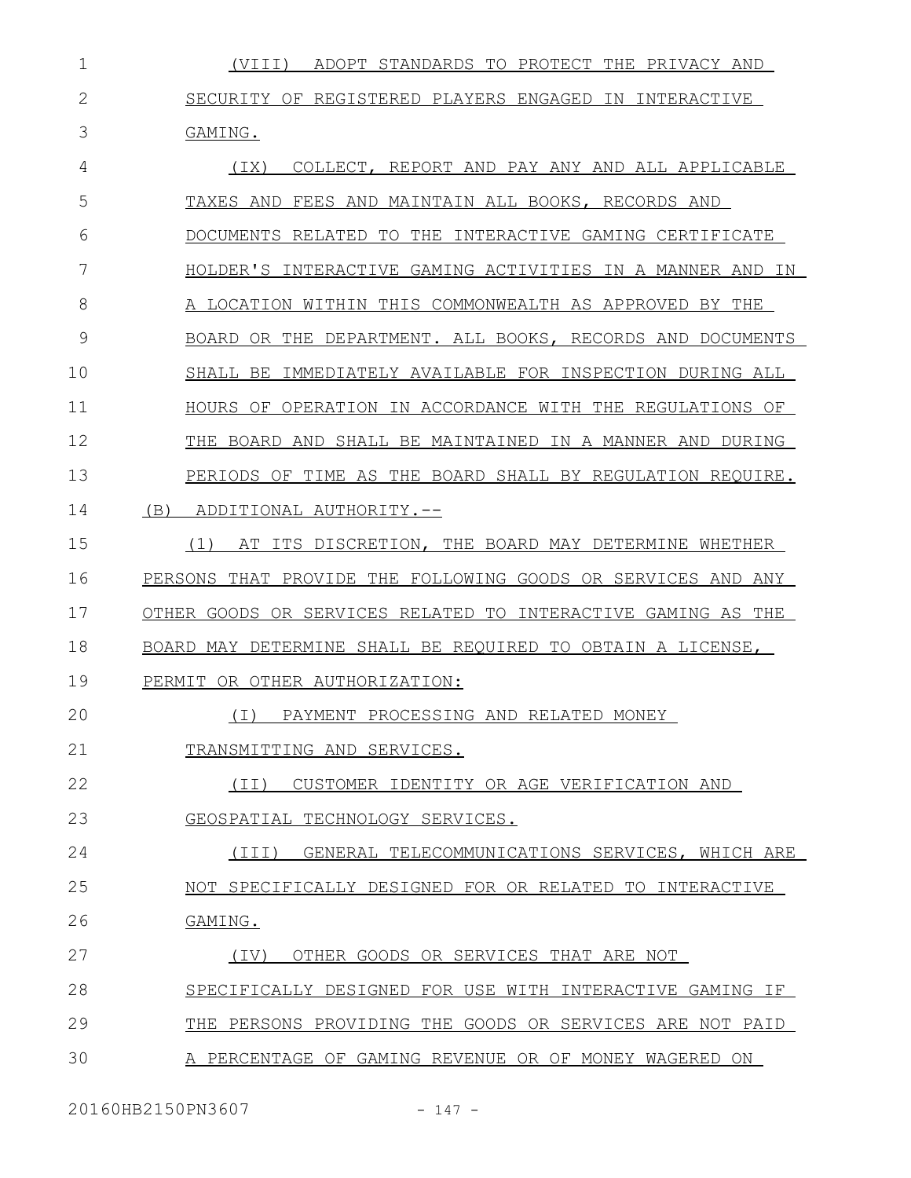(VIII) ADOPT STANDARDS TO PROTECT THE PRIVACY AND SECURITY OF REGISTERED PLAYERS ENGAGED IN INTERACTIVE GAMING.

(IX) COLLECT, REPORT AND PAY ANY AND ALL APPLICABLE TAXES AND FEES AND MAINTAIN ALL BOOKS, RECORDS AND DOCUMENTS RELATED TO THE INTERACTIVE GAMING CERTIFICATE HOLDER'S INTERACTIVE GAMING ACTIVITIES IN A MANNER AND IN A LOCATION WITHIN THIS COMMONWEALTH AS APPROVED BY THE BOARD OR THE DEPARTMENT. ALL BOOKS, RECORDS AND DOCUMENTS SHALL BE IMMEDIATELY AVAILABLE FOR INSPECTION DURING ALL HOURS OF OPERATION IN ACCORDANCE WITH THE REGULATIONS OF THE BOARD AND SHALL BE MAINTAINED IN A MANNER AND DURING PERIODS OF TIME AS THE BOARD SHALL BY REGULATION REQUIRE.

(B) ADDITIONAL AUTHORITY.--

(1) AT ITS DISCRETION, THE BOARD MAY DETERMINE WHETHER PERSONS THAT PROVIDE THE FOLLOWING GOODS OR SERVICES AND ANY OTHER GOODS OR SERVICES RELATED TO INTERACTIVE GAMING AS THE BOARD MAY DETERMINE SHALL BE REQUIRED TO OBTAIN A LICENSE, PERMIT OR OTHER AUTHORIZATION:

(I) PAYMENT PROCESSING AND RELATED MONEY TRANSMITTING AND SERVICES.

(II) CUSTOMER IDENTITY OR AGE VERIFICATION AND GEOSPATIAL TECHNOLOGY SERVICES.

(III) GENERAL TELECOMMUNICATIONS SERVICES, WHICH ARE NOT SPECIFICALLY DESIGNED FOR OR RELATED TO INTERACTIVE GAMING.

(IV) OTHER GOODS OR SERVICES THAT ARE NOT SPECIFICALLY DESIGNED FOR USE WITH INTERACTIVE GAMING IF THE PERSONS PROVIDING THE GOODS OR SERVICES ARE NOT PAID A PERCENTAGE OF GAMING REVENUE OR OF MONEY WAGERED ON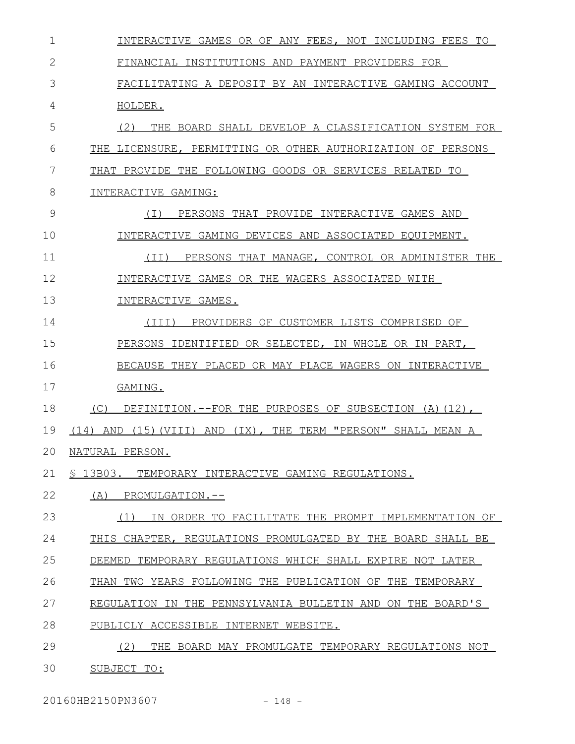INTERACTIVE GAMES OR OF ANY FEES, NOT INCLUDING FEES TO FINANCIAL INSTITUTIONS AND PAYMENT PROVIDERS FOR FACILITATING A DEPOSIT BY AN INTERACTIVE GAMING ACCOUNT HOLDER.

(2) THE BOARD SHALL DEVELOP A CLASSIFICATION SYSTEM FOR THE LICENSURE, PERMITTING OR OTHER AUTHORIZATION OF PERSONS THAT PROVIDE THE FOLLOWING GOODS OR SERVICES RELATED TO INTERACTIVE GAMING:

(I) PERSONS THAT PROVIDE INTERACTIVE GAMES AND INTERACTIVE GAMING DEVICES AND ASSOCIATED EQUIPMENT.

(II) PERSONS THAT MANAGE, CONTROL OR ADMINISTER THE INTERACTIVE GAMES OR THE WAGERS ASSOCIATED WITH INTERACTIVE GAMES.

(III) PROVIDERS OF CUSTOMER LISTS COMPRISED OF PERSONS IDENTIFIED OR SELECTED, IN WHOLE OR IN PART, BECAUSE THEY PLACED OR MAY PLACE WAGERS ON INTERACTIVE GAMING.

(C) DEFINITION.--FOR THE PURPOSES OF SUBSECTION (A)(12), (14) AND (15)(VIII) AND (IX), THE TERM "PERSON" SHALL MEAN A NATURAL PERSON.

§ 13B03. TEMPORARY INTERACTIVE GAMING REGULATIONS.

(A) PROMULGATION.--

(1) IN ORDER TO FACILITATE THE PROMPT IMPLEMENTATION OF THIS CHAPTER, REGULATIONS PROMULGATED BY THE BOARD SHALL BE DEEMED TEMPORARY REGULATIONS WHICH SHALL EXPIRE NOT LATER THAN TWO YEARS FOLLOWING THE PUBLICATION OF THE TEMPORARY REGULATION IN THE PENNSYLVANIA BULLETIN AND ON THE BOARD'S PUBLICLY ACCESSIBLE INTERNET WEBSITE.

(2) THE BOARD MAY PROMULGATE TEMPORARY REGULATIONS NOT SUBJECT TO: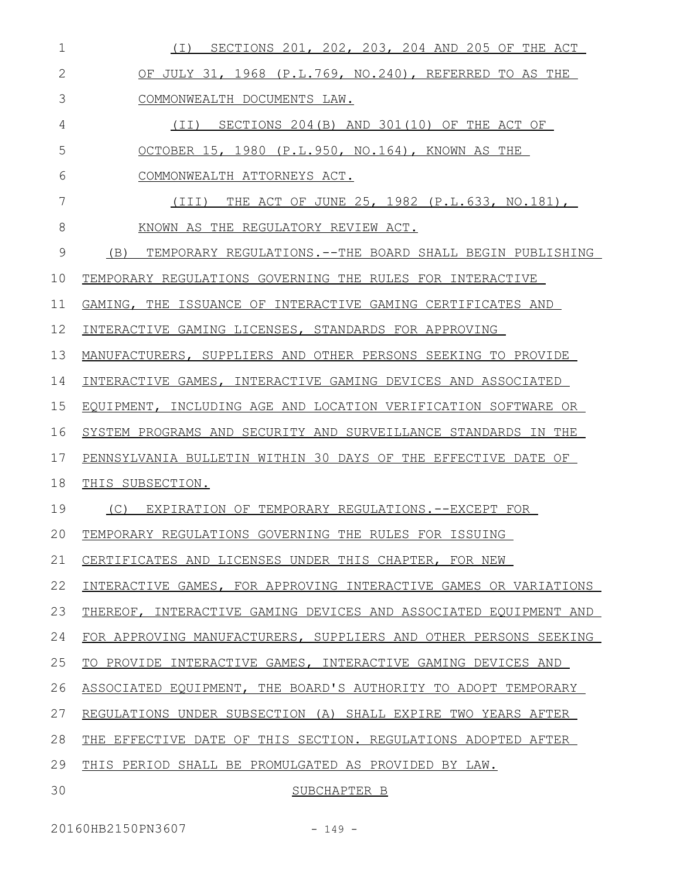(I) SECTIONS 201, 202, 203, 204 AND 205 OF THE ACT OF JULY 31, 1968 (P.L.769, NO.240), REFERRED TO AS THE COMMONWEALTH DOCUMENTS LAW.

(II) SECTIONS 204(B) AND 301(10) OF THE ACT OF OCTOBER 15, 1980 (P.L.950, NO.164), KNOWN AS THE COMMONWEALTH ATTORNEYS ACT.

(III) THE ACT OF JUNE 25, 1982 (P.L.633, NO.181), KNOWN AS THE REGULATORY REVIEW ACT.

(B) TEMPORARY REGULATIONS.--THE BOARD SHALL BEGIN PUBLISHING TEMPORARY REGULATIONS GOVERNING THE RULES FOR INTERACTIVE GAMING, THE ISSUANCE OF INTERACTIVE GAMING CERTIFICATES AND INTERACTIVE GAMING LICENSES, STANDARDS FOR APPROVING MANUFACTURERS, SUPPLIERS AND OTHER PERSONS SEEKING TO PROVIDE INTERACTIVE GAMES, INTERACTIVE GAMING DEVICES AND ASSOCIATED EQUIPMENT, INCLUDING AGE AND LOCATION VERIFICATION SOFTWARE OR SYSTEM PROGRAMS AND SECURITY AND SURVEILLANCE STANDARDS IN THE PENNSYLVANIA BULLETIN WITHIN 30 DAYS OF THE EFFECTIVE DATE OF THIS SUBSECTION.

(C) EXPIRATION OF TEMPORARY REGULATIONS.--EXCEPT FOR TEMPORARY REGULATIONS GOVERNING THE RULES FOR ISSUING CERTIFICATES AND LICENSES UNDER THIS CHAPTER, FOR NEW INTERACTIVE GAMES, FOR APPROVING INTERACTIVE GAMES OR VARIATIONS THEREOF, INTERACTIVE GAMING DEVICES AND ASSOCIATED EQUIPMENT AND FOR APPROVING MANUFACTURERS, SUPPLIERS AND OTHER PERSONS SEEKING TO PROVIDE INTERACTIVE GAMES, INTERACTIVE GAMING DEVICES AND ASSOCIATED EQUIPMENT, THE BOARD'S AUTHORITY TO ADOPT TEMPORARY REGULATIONS UNDER SUBSECTION (A) SHALL EXPIRE TWO YEARS AFTER THE EFFECTIVE DATE OF THIS SECTION. REGULATIONS ADOPTED AFTER THIS PERIOD SHALL BE PROMULGATED AS PROVIDED BY LAW.

SUBCHAPTER B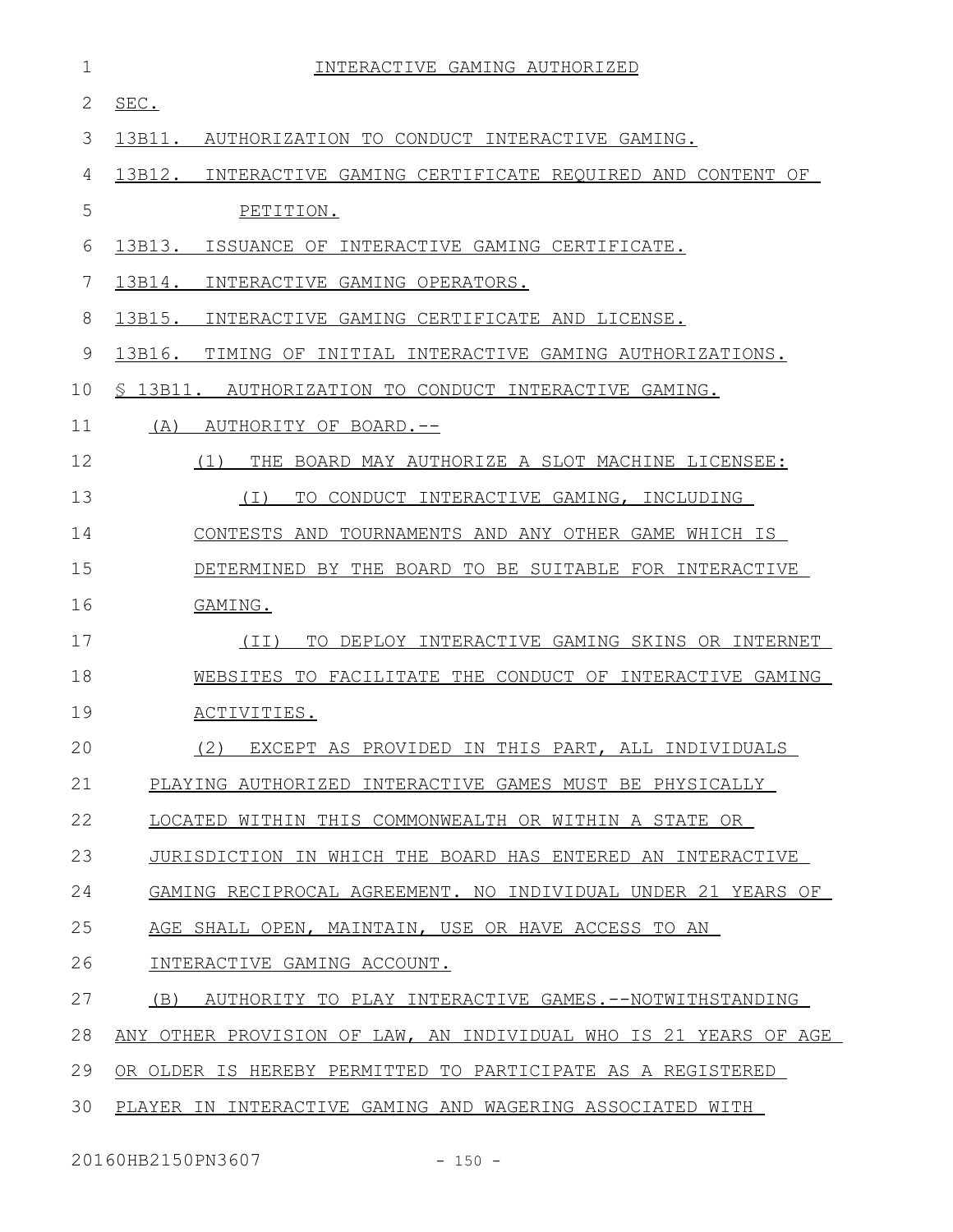## INTERACTIVE GAMING AUTHORIZED

SEC.

13B11. AUTHORIZATION TO CONDUCT INTERACTIVE GAMING.

13B12. INTERACTIVE GAMING CERTIFICATE REQUIRED AND CONTENT OF PETITION.

13B13. ISSUANCE OF INTERACTIVE GAMING CERTIFICATE.

13B14. INTERACTIVE GAMING OPERATORS.

13B15. INTERACTIVE GAMING CERTIFICATE AND LICENSE.

13B16. TIMING OF INITIAL INTERACTIVE GAMING AUTHORIZATIONS.

### § 13B11. AUTHORIZATION TO CONDUCT INTERACTIVE GAMING.

(A) AUTHORITY OF BOARD.--

(1) THE BOARD MAY AUTHORIZE A SLOT MACHINE LICENSEE:

(I) TO CONDUCT INTERACTIVE GAMING, INCLUDING CONTESTS AND TOURNAMENTS AND ANY OTHER GAME WHICH IS DETERMINED BY THE BOARD TO BE SUITABLE FOR INTERACTIVE GAMING.

(II) TO DEPLOY INTERACTIVE GAMING SKINS OR INTERNET WEBSITES TO FACILITATE THE CONDUCT OF INTERACTIVE GAMING ACTIVITIES.

(2) EXCEPT AS PROVIDED IN THIS PART, ALL INDIVIDUALS PLAYING AUTHORIZED INTERACTIVE GAMES MUST BE PHYSICALLY LOCATED WITHIN THIS COMMONWEALTH OR WITHIN A STATE OR JURISDICTION IN WHICH THE BOARD HAS ENTERED AN INTERACTIVE GAMING RECIPROCAL AGREEMENT. NO INDIVIDUAL UNDER 21 YEARS OF AGE SHALL OPEN, MAINTAIN, USE OR HAVE ACCESS TO AN INTERACTIVE GAMING ACCOUNT.

(B) AUTHORITY TO PLAY INTERACTIVE GAMES.--NOTWITHSTANDING ANY OTHER PROVISION OF LAW, AN INDIVIDUAL WHO IS 21 YEARS OF AGE OR OLDER IS HEREBY PERMITTED TO PARTICIPATE AS A REGISTERED PLAYER IN INTERACTIVE GAMING AND WAGERING ASSOCIATED WITH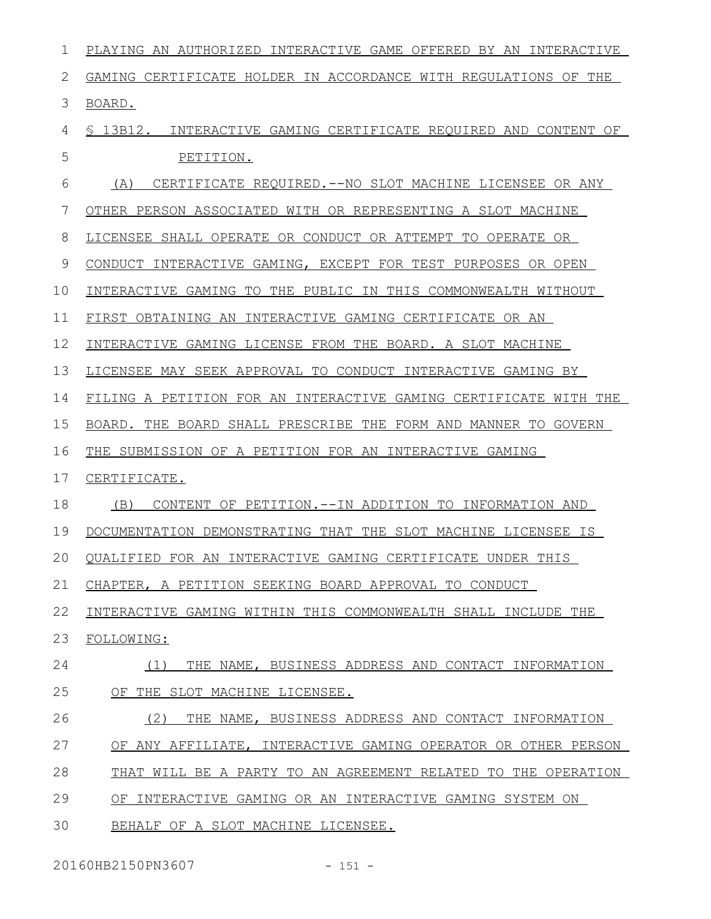PLAYING AN AUTHORIZED INTERACTIVE GAME OFFERED BY AN INTERACTIVE GAMING CERTIFICATE HOLDER IN ACCORDANCE WITH REGULATIONS OF THE BOARD.

§ 13B12. INTERACTIVE GAMING CERTIFICATE REQUIRED AND CONTENT OF PETITION.

(A) CERTIFICATE REQUIRED.--NO SLOT MACHINE LICENSEE OR ANY OTHER PERSON ASSOCIATED WITH OR REPRESENTING A SLOT MACHINE LICENSEE SHALL OPERATE OR CONDUCT OR ATTEMPT TO OPERATE OR CONDUCT INTERACTIVE GAMING, EXCEPT FOR TEST PURPOSES OR OPEN INTERACTIVE GAMING TO THE PUBLIC IN THIS COMMONWEALTH WITHOUT FIRST OBTAINING AN INTERACTIVE GAMING CERTIFICATE OR AN INTERACTIVE GAMING LICENSE FROM THE BOARD. A SLOT MACHINE LICENSEE MAY SEEK APPROVAL TO CONDUCT INTERACTIVE GAMING BY FILING A PETITION FOR AN INTERACTIVE GAMING CERTIFICATE WITH THE BOARD. THE BOARD SHALL PRESCRIBE THE FORM AND MANNER TO GOVERN THE SUBMISSION OF A PETITION FOR AN INTERACTIVE GAMING CERTIFICATE.

(B) CONTENT OF PETITION.--IN ADDITION TO INFORMATION AND DOCUMENTATION DEMONSTRATING THAT THE SLOT MACHINE LICENSEE IS QUALIFIED FOR AN INTERACTIVE GAMING CERTIFICATE UNDER THIS CHAPTER, A PETITION SEEKING BOARD APPROVAL TO CONDUCT INTERACTIVE GAMING WITHIN THIS COMMONWEALTH SHALL INCLUDE THE FOLLOWING:

(1) THE NAME, BUSINESS ADDRESS AND CONTACT INFORMATION OF THE SLOT MACHINE LICENSEE.

(2) THE NAME, BUSINESS ADDRESS AND CONTACT INFORMATION OF ANY AFFILIATE, INTERACTIVE GAMING OPERATOR OR OTHER PERSON THAT WILL BE A PARTY TO AN AGREEMENT RELATED TO THE OPERATION OF INTERACTIVE GAMING OR AN INTERACTIVE GAMING SYSTEM ON BEHALF OF A SLOT MACHINE LICENSEE.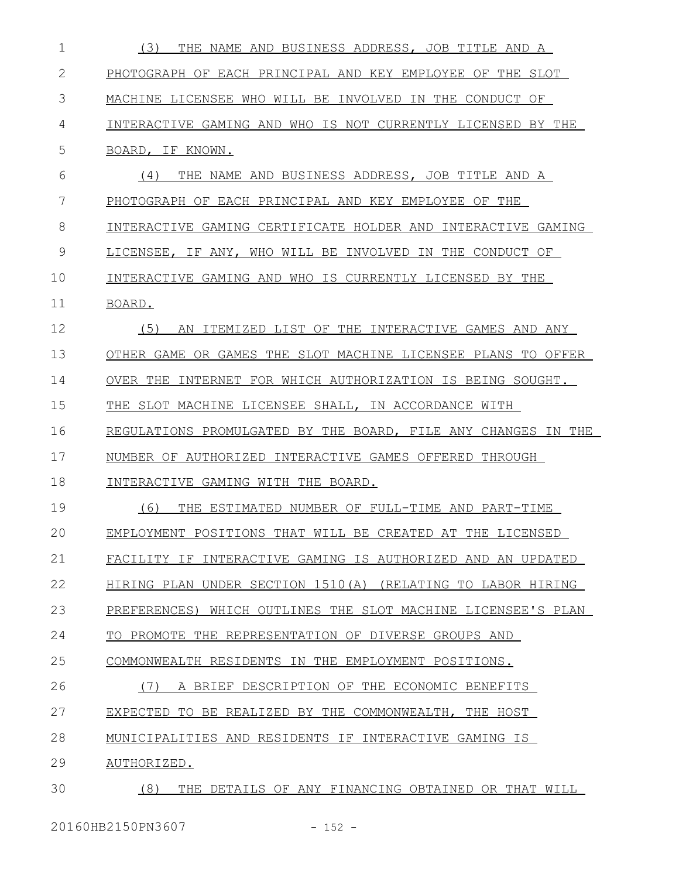(3) THE NAME AND BUSINESS ADDRESS, JOB TITLE AND A PHOTOGRAPH OF EACH PRINCIPAL AND KEY EMPLOYEE OF THE SLOT MACHINE LICENSEE WHO WILL BE INVOLVED IN THE CONDUCT OF INTERACTIVE GAMING AND WHO IS NOT CURRENTLY LICENSED BY THE BOARD, IF KNOWN.

(4) THE NAME AND BUSINESS ADDRESS, JOB TITLE AND A PHOTOGRAPH OF EACH PRINCIPAL AND KEY EMPLOYEE OF THE INTERACTIVE GAMING CERTIFICATE HOLDER AND INTERACTIVE GAMING LICENSEE, IF ANY, WHO WILL BE INVOLVED IN THE CONDUCT OF INTERACTIVE GAMING AND WHO IS CURRENTLY LICENSED BY THE BOARD.

(5) AN ITEMIZED LIST OF THE INTERACTIVE GAMES AND ANY OTHER GAME OR GAMES THE SLOT MACHINE LICENSEE PLANS TO OFFER OVER THE INTERNET FOR WHICH AUTHORIZATION IS BEING SOUGHT. THE SLOT MACHINE LICENSEE SHALL, IN ACCORDANCE WITH REGULATIONS PROMULGATED BY THE BOARD, FILE ANY CHANGES IN THE NUMBER OF AUTHORIZED INTERACTIVE GAMES OFFERED THROUGH INTERACTIVE GAMING WITH THE BOARD.

(6) THE ESTIMATED NUMBER OF FULL-TIME AND PART-TIME EMPLOYMENT POSITIONS THAT WILL BE CREATED AT THE LICENSED FACILITY IF INTERACTIVE GAMING IS AUTHORIZED AND AN UPDATED HIRING PLAN UNDER SECTION 1510(A) (RELATING TO LABOR HIRING PREFERENCES) WHICH OUTLINES THE SLOT MACHINE LICENSEE'S PLAN TO PROMOTE THE REPRESENTATION OF DIVERSE GROUPS AND COMMONWEALTH RESIDENTS IN THE EMPLOYMENT POSITIONS.

(7) A BRIEF DESCRIPTION OF THE ECONOMIC BENEFITS EXPECTED TO BE REALIZED BY THE COMMONWEALTH, THE HOST MUNICIPALITIES AND RESIDENTS IF INTERACTIVE GAMING IS AUTHORIZED.

(8) THE DETAILS OF ANY FINANCING OBTAINED OR THAT WILL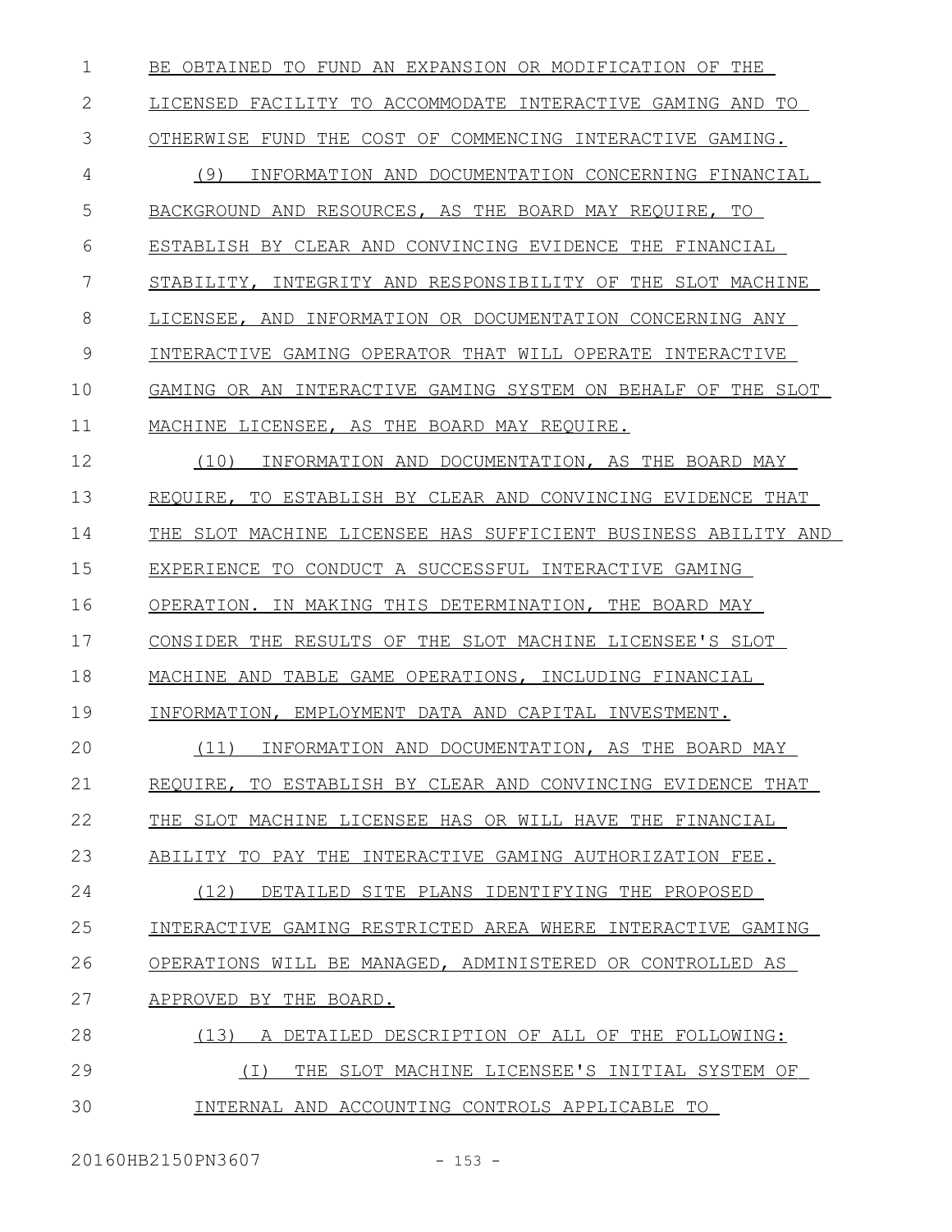BE OBTAINED TO FUND AN EXPANSION OR MODIFICATION OF THE LICENSED FACILITY TO ACCOMMODATE INTERACTIVE GAMING AND TO OTHERWISE FUND THE COST OF COMMENCING INTERACTIVE GAMING.

(9) INFORMATION AND DOCUMENTATION CONCERNING FINANCIAL BACKGROUND AND RESOURCES, AS THE BOARD MAY REQUIRE, TO ESTABLISH BY CLEAR AND CONVINCING EVIDENCE THE FINANCIAL STABILITY, INTEGRITY AND RESPONSIBILITY OF THE SLOT MACHINE LICENSEE, AND INFORMATION OR DOCUMENTATION CONCERNING ANY INTERACTIVE GAMING OPERATOR THAT WILL OPERATE INTERACTIVE GAMING OR AN INTERACTIVE GAMING SYSTEM ON BEHALF OF THE SLOT MACHINE LICENSEE, AS THE BOARD MAY REQUIRE.

(10) INFORMATION AND DOCUMENTATION, AS THE BOARD MAY REQUIRE, TO ESTABLISH BY CLEAR AND CONVINCING EVIDENCE THAT THE SLOT MACHINE LICENSEE HAS SUFFICIENT BUSINESS ABILITY AND EXPERIENCE TO CONDUCT A SUCCESSFUL INTERACTIVE GAMING OPERATION. IN MAKING THIS DETERMINATION, THE BOARD MAY CONSIDER THE RESULTS OF THE SLOT MACHINE LICENSEE'S SLOT MACHINE AND TABLE GAME OPERATIONS, INCLUDING FINANCIAL INFORMATION, EMPLOYMENT DATA AND CAPITAL INVESTMENT.

(11) INFORMATION AND DOCUMENTATION, AS THE BOARD MAY REQUIRE, TO ESTABLISH BY CLEAR AND CONVINCING EVIDENCE THAT THE SLOT MACHINE LICENSEE HAS OR WILL HAVE THE FINANCIAL ABILITY TO PAY THE INTERACTIVE GAMING AUTHORIZATION FEE.

(12) DETAILED SITE PLANS IDENTIFYING THE PROPOSED INTERACTIVE GAMING RESTRICTED AREA WHERE INTERACTIVE GAMING OPERATIONS WILL BE MANAGED, ADMINISTERED OR CONTROLLED AS APPROVED BY THE BOARD.

(13) A DETAILED DESCRIPTION OF ALL OF THE FOLLOWING:

(I) THE SLOT MACHINE LICENSEE'S INITIAL SYSTEM OF INTERNAL AND ACCOUNTING CONTROLS APPLICABLE TO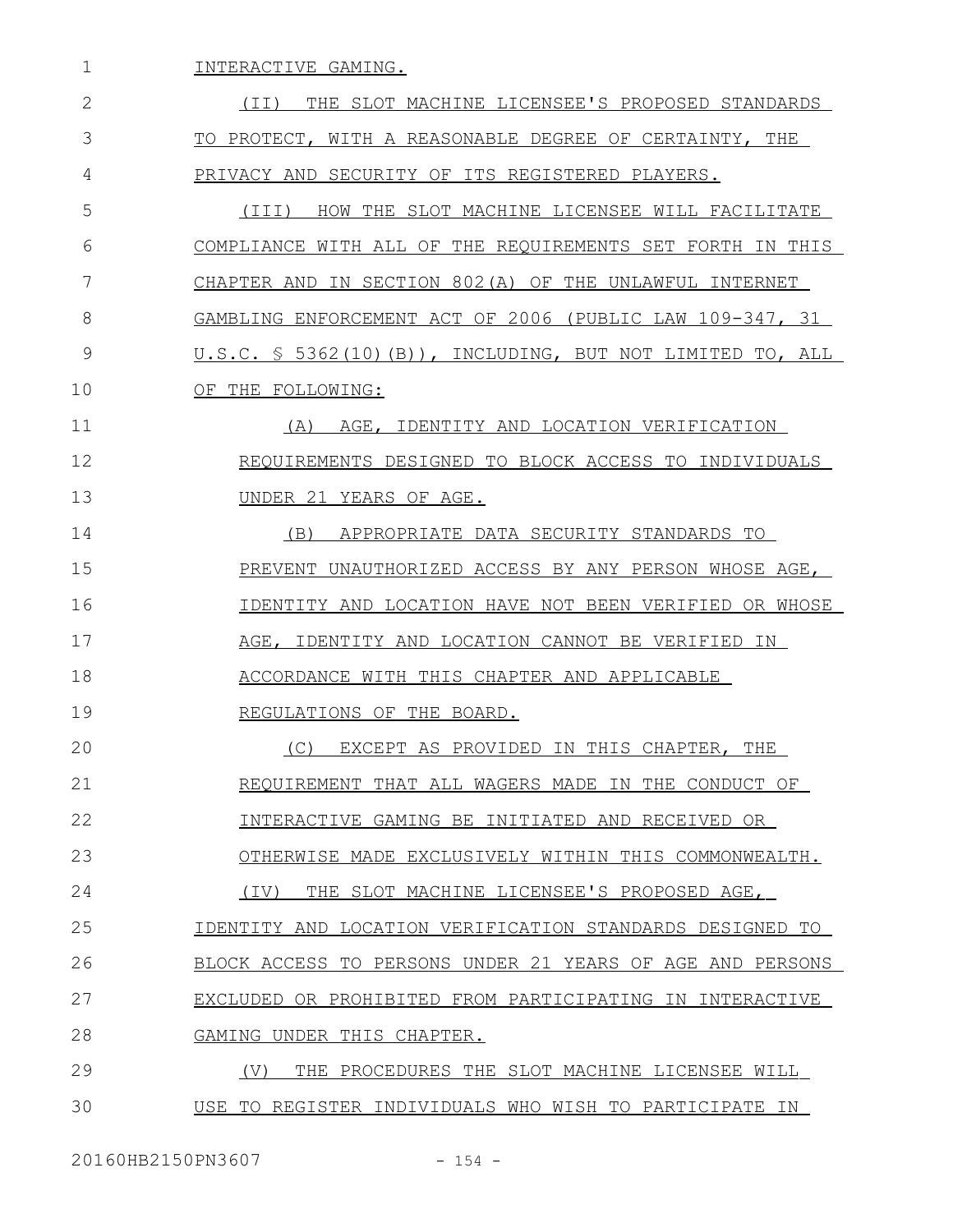INTERACTIVE GAMING.

(II) THE SLOT MACHINE LICENSEE'S PROPOSED STANDARDS TO PROTECT, WITH A REASONABLE DEGREE OF CERTAINTY, THE PRIVACY AND SECURITY OF ITS REGISTERED PLAYERS.

(III) HOW THE SLOT MACHINE LICENSEE WILL FACILITATE COMPLIANCE WITH ALL OF THE REQUIREMENTS SET FORTH IN THIS CHAPTER AND IN SECTION 802(A) OF THE UNLAWFUL INTERNET GAMBLING ENFORCEMENT ACT OF 2006 (PUBLIC LAW 109-347, 31 U.S.C. § 5362(10)(B)), INCLUDING, BUT NOT LIMITED TO, ALL OF THE FOLLOWING:

(A) AGE, IDENTITY AND LOCATION VERIFICATION REQUIREMENTS DESIGNED TO BLOCK ACCESS TO INDIVIDUALS UNDER 21 YEARS OF AGE.

(B) APPROPRIATE DATA SECURITY STANDARDS TO PREVENT UNAUTHORIZED ACCESS BY ANY PERSON WHOSE AGE, IDENTITY AND LOCATION HAVE NOT BEEN VERIFIED OR WHOSE AGE, IDENTITY AND LOCATION CANNOT BE VERIFIED IN ACCORDANCE WITH THIS CHAPTER AND APPLICABLE REGULATIONS OF THE BOARD.

(C) EXCEPT AS PROVIDED IN THIS CHAPTER, THE REQUIREMENT THAT ALL WAGERS MADE IN THE CONDUCT OF INTERACTIVE GAMING BE INITIATED AND RECEIVED OR OTHERWISE MADE EXCLUSIVELY WITHIN THIS COMMONWEALTH.

(IV) THE SLOT MACHINE LICENSEE'S PROPOSED AGE, IDENTITY AND LOCATION VERIFICATION STANDARDS DESIGNED TO BLOCK ACCESS TO PERSONS UNDER 21 YEARS OF AGE AND PERSONS EXCLUDED OR PROHIBITED FROM PARTICIPATING IN INTERACTIVE GAMING UNDER THIS CHAPTER.

(V) THE PROCEDURES THE SLOT MACHINE LICENSEE WILL USE TO REGISTER INDIVIDUALS WHO WISH TO PARTICIPATE IN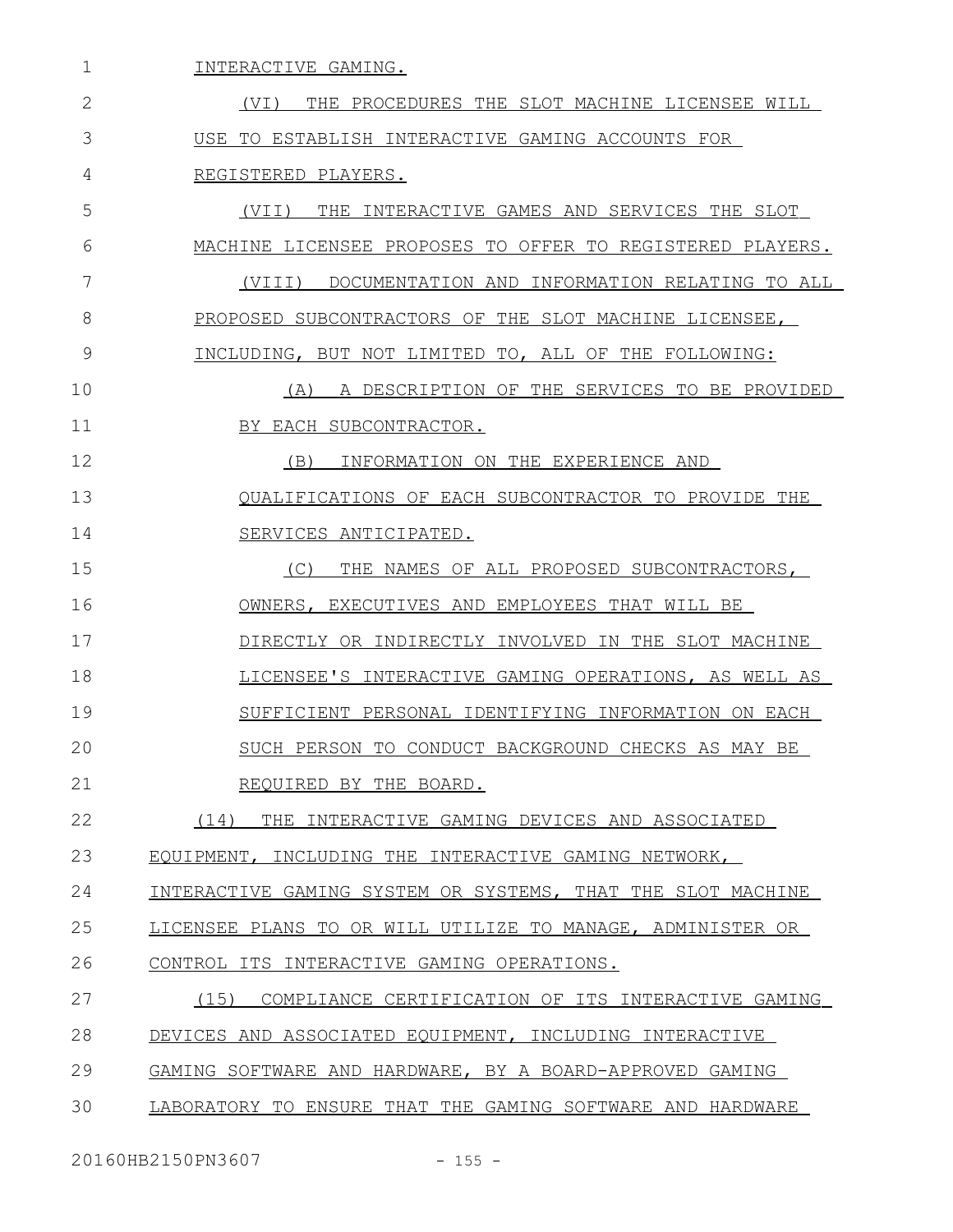INTERACTIVE GAMING.

(VI) THE PROCEDURES THE SLOT MACHINE LICENSEE WILL USE TO ESTABLISH INTERACTIVE GAMING ACCOUNTS FOR REGISTERED PLAYERS.

(VII) THE INTERACTIVE GAMES AND SERVICES THE SLOT MACHINE LICENSEE PROPOSES TO OFFER TO REGISTERED PLAYERS.

(VIII) DOCUMENTATION AND INFORMATION RELATING TO ALL PROPOSED SUBCONTRACTORS OF THE SLOT MACHINE LICENSEE, INCLUDING, BUT NOT LIMITED TO, ALL OF THE FOLLOWING:

(A) A DESCRIPTION OF THE SERVICES TO BE PROVIDED BY EACH SUBCONTRACTOR.

(B) INFORMATION ON THE EXPERIENCE AND QUALIFICATIONS OF EACH SUBCONTRACTOR TO PROVIDE THE SERVICES ANTICIPATED.

(C) THE NAMES OF ALL PROPOSED SUBCONTRACTORS, OWNERS, EXECUTIVES AND EMPLOYEES THAT WILL BE DIRECTLY OR INDIRECTLY INVOLVED IN THE SLOT MACHINE LICENSEE'S INTERACTIVE GAMING OPERATIONS, AS WELL AS SUFFICIENT PERSONAL IDENTIFYING INFORMATION ON EACH SUCH PERSON TO CONDUCT BACKGROUND CHECKS AS MAY BE REQUIRED BY THE BOARD.

(14) THE INTERACTIVE GAMING DEVICES AND ASSOCIATED EQUIPMENT, INCLUDING THE INTERACTIVE GAMING NETWORK, INTERACTIVE GAMING SYSTEM OR SYSTEMS, THAT THE SLOT MACHINE LICENSEE PLANS TO OR WILL UTILIZE TO MANAGE, ADMINISTER OR CONTROL ITS INTERACTIVE GAMING OPERATIONS.

(15) COMPLIANCE CERTIFICATION OF ITS INTERACTIVE GAMING DEVICES AND ASSOCIATED EQUIPMENT, INCLUDING INTERACTIVE GAMING SOFTWARE AND HARDWARE, BY A BOARD-APPROVED GAMING LABORATORY TO ENSURE THAT THE GAMING SOFTWARE AND HARDWARE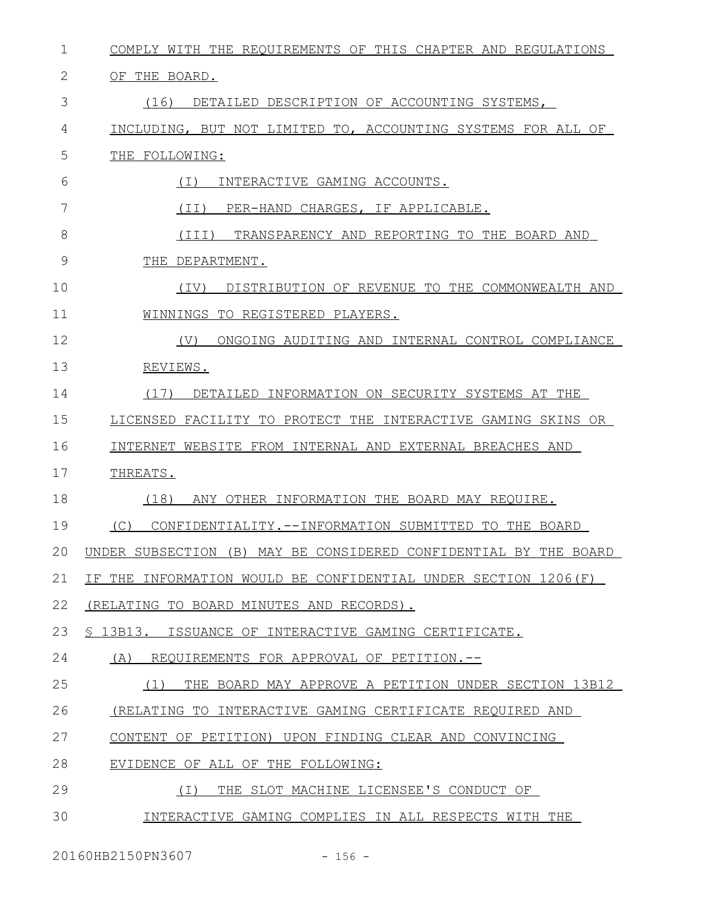COMPLY WITH THE REQUIREMENTS OF THIS CHAPTER AND REGULATIONS OF THE BOARD.

(16) DETAILED DESCRIPTION OF ACCOUNTING SYSTEMS, INCLUDING, BUT NOT LIMITED TO, ACCOUNTING SYSTEMS FOR ALL OF THE FOLLOWING:

(I) INTERACTIVE GAMING ACCOUNTS.

(II) PER-HAND CHARGES, IF APPLICABLE.

(III) TRANSPARENCY AND REPORTING TO THE BOARD AND THE DEPARTMENT.

(IV) DISTRIBUTION OF REVENUE TO THE COMMONWEALTH AND WINNINGS TO REGISTERED PLAYERS.

(V) ONGOING AUDITING AND INTERNAL CONTROL COMPLIANCE REVIEWS.

(17) DETAILED INFORMATION ON SECURITY SYSTEMS AT THE LICENSED FACILITY TO PROTECT THE INTERACTIVE GAMING SKINS OR INTERNET WEBSITE FROM INTERNAL AND EXTERNAL BREACHES AND THREATS.

(18) ANY OTHER INFORMATION THE BOARD MAY REQUIRE.

(C) CONFIDENTIALITY.--INFORMATION SUBMITTED TO THE BOARD UNDER SUBSECTION (B) MAY BE CONSIDERED CONFIDENTIAL BY THE BOARD IF THE INFORMATION WOULD BE CONFIDENTIAL UNDER SECTION 1206(F) (RELATING TO BOARD MINUTES AND RECORDS).

§ 13B13. ISSUANCE OF INTERACTIVE GAMING CERTIFICATE.

(A) REQUIREMENTS FOR APPROVAL OF PETITION.--

(1) THE BOARD MAY APPROVE A PETITION UNDER SECTION 13B12 (RELATING TO INTERACTIVE GAMING CERTIFICATE REQUIRED AND CONTENT OF PETITION) UPON FINDING CLEAR AND CONVINCING EVIDENCE OF ALL OF THE FOLLOWING:

(I) THE SLOT MACHINE LICENSEE'S CONDUCT OF INTERACTIVE GAMING COMPLIES IN ALL RESPECTS WITH THE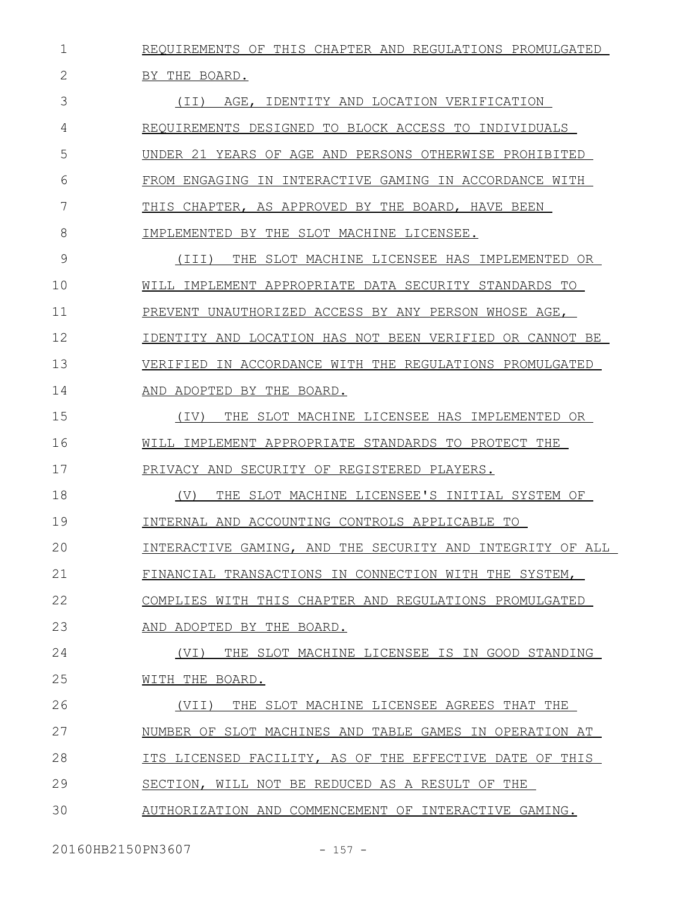REQUIREMENTS OF THIS CHAPTER AND REGULATIONS PROMULGATED BY THE BOARD.

(II) AGE, IDENTITY AND LOCATION VERIFICATION REQUIREMENTS DESIGNED TO BLOCK ACCESS TO INDIVIDUALS UNDER 21 YEARS OF AGE AND PERSONS OTHERWISE PROHIBITED FROM ENGAGING IN INTERACTIVE GAMING IN ACCORDANCE WITH THIS CHAPTER, AS APPROVED BY THE BOARD, HAVE BEEN IMPLEMENTED BY THE SLOT MACHINE LICENSEE.

(III) THE SLOT MACHINE LICENSEE HAS IMPLEMENTED OR WILL IMPLEMENT APPROPRIATE DATA SECURITY STANDARDS TO PREVENT UNAUTHORIZED ACCESS BY ANY PERSON WHOSE AGE, IDENTITY AND LOCATION HAS NOT BEEN VERIFIED OR CANNOT BE VERIFIED IN ACCORDANCE WITH THE REGULATIONS PROMULGATED AND ADOPTED BY THE BOARD.

(IV) THE SLOT MACHINE LICENSEE HAS IMPLEMENTED OR WILL IMPLEMENT APPROPRIATE STANDARDS TO PROTECT THE PRIVACY AND SECURITY OF REGISTERED PLAYERS.

(V) THE SLOT MACHINE LICENSEE'S INITIAL SYSTEM OF INTERNAL AND ACCOUNTING CONTROLS APPLICABLE TO INTERACTIVE GAMING, AND THE SECURITY AND INTEGRITY OF ALL FINANCIAL TRANSACTIONS IN CONNECTION WITH THE SYSTEM, COMPLIES WITH THIS CHAPTER AND REGULATIONS PROMULGATED AND ADOPTED BY THE BOARD.

(VI) THE SLOT MACHINE LICENSEE IS IN GOOD STANDING WITH THE BOARD.

(VII) THE SLOT MACHINE LICENSEE AGREES THAT THE NUMBER OF SLOT MACHINES AND TABLE GAMES IN OPERATION AT ITS LICENSED FACILITY, AS OF THE EFFECTIVE DATE OF THIS SECTION, WILL NOT BE REDUCED AS A RESULT OF THE AUTHORIZATION AND COMMENCEMENT OF INTERACTIVE GAMING.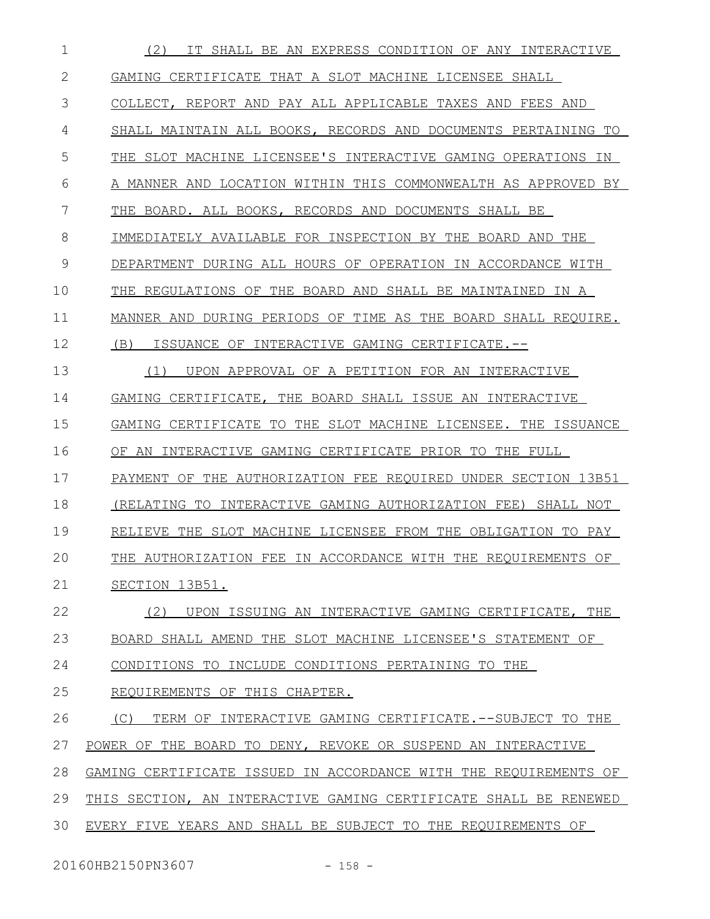(2) IT SHALL BE AN EXPRESS CONDITION OF ANY INTERACTIVE GAMING CERTIFICATE THAT A SLOT MACHINE LICENSEE SHALL COLLECT, REPORT AND PAY ALL APPLICABLE TAXES AND FEES AND SHALL MAINTAIN ALL BOOKS, RECORDS AND DOCUMENTS PERTAINING TO THE SLOT MACHINE LICENSEE'S INTERACTIVE GAMING OPERATIONS IN A MANNER AND LOCATION WITHIN THIS COMMONWEALTH AS APPROVED BY THE BOARD. ALL BOOKS, RECORDS AND DOCUMENTS SHALL BE IMMEDIATELY AVAILABLE FOR INSPECTION BY THE BOARD AND THE DEPARTMENT DURING ALL HOURS OF OPERATION IN ACCORDANCE WITH THE REGULATIONS OF THE BOARD AND SHALL BE MAINTAINED IN A MANNER AND DURING PERIODS OF TIME AS THE BOARD SHALL REQUIRE.

(B) ISSUANCE OF INTERACTIVE GAMING CERTIFICATE.--

(1) UPON APPROVAL OF A PETITION FOR AN INTERACTIVE GAMING CERTIFICATE, THE BOARD SHALL ISSUE AN INTERACTIVE GAMING CERTIFICATE TO THE SLOT MACHINE LICENSEE. THE ISSUANCE OF AN INTERACTIVE GAMING CERTIFICATE PRIOR TO THE FULL PAYMENT OF THE AUTHORIZATION FEE REQUIRED UNDER SECTION 13B51 (RELATING TO INTERACTIVE GAMING AUTHORIZATION FEE) SHALL NOT RELIEVE THE SLOT MACHINE LICENSEE FROM THE OBLIGATION TO PAY THE AUTHORIZATION FEE IN ACCORDANCE WITH THE REQUIREMENTS OF SECTION 13B51.

(2) UPON ISSUING AN INTERACTIVE GAMING CERTIFICATE, THE BOARD SHALL AMEND THE SLOT MACHINE LICENSEE'S STATEMENT OF CONDITIONS TO INCLUDE CONDITIONS PERTAINING TO THE REQUIREMENTS OF THIS CHAPTER.

(C) TERM OF INTERACTIVE GAMING CERTIFICATE.--SUBJECT TO THE POWER OF THE BOARD TO DENY, REVOKE OR SUSPEND AN INTERACTIVE GAMING CERTIFICATE ISSUED IN ACCORDANCE WITH THE REQUIREMENTS OF THIS SECTION, AN INTERACTIVE GAMING CERTIFICATE SHALL BE RENEWED EVERY FIVE YEARS AND SHALL BE SUBJECT TO THE REQUIREMENTS OF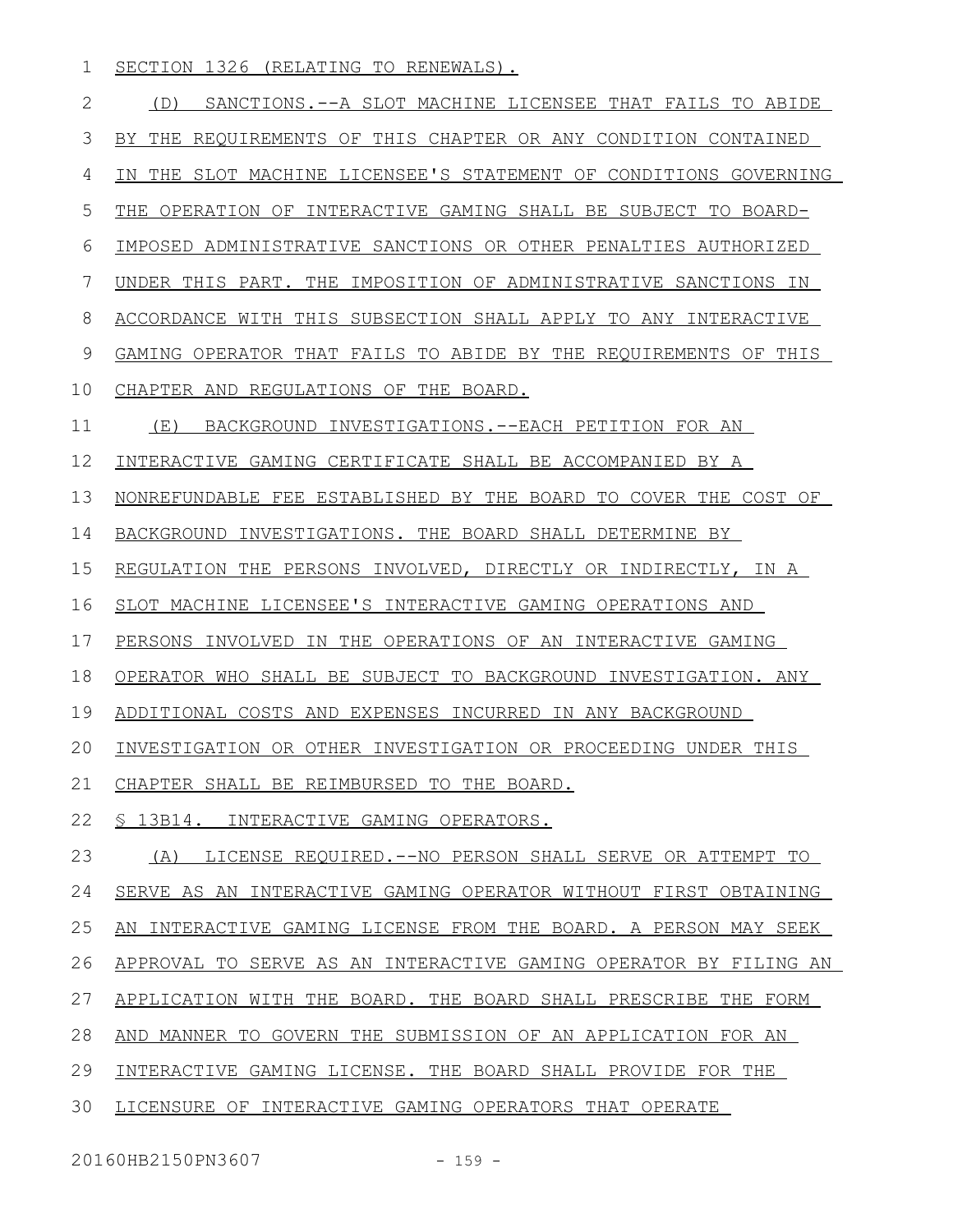SECTION 1326 (RELATING TO RENEWALS).

(D) SANCTIONS.--A SLOT MACHINE LICENSEE THAT FAILS TO ABIDE BY THE REQUIREMENTS OF THIS CHAPTER OR ANY CONDITION CONTAINED IN THE SLOT MACHINE LICENSEE'S STATEMENT OF CONDITIONS GOVERNING THE OPERATION OF INTERACTIVE GAMING SHALL BE SUBJECT TO BOARD-IMPOSED ADMINISTRATIVE SANCTIONS OR OTHER PENALTIES AUTHORIZED UNDER THIS PART. THE IMPOSITION OF ADMINISTRATIVE SANCTIONS IN ACCORDANCE WITH THIS SUBSECTION SHALL APPLY TO ANY INTERACTIVE GAMING OPERATOR THAT FAILS TO ABIDE BY THE REQUIREMENTS OF THIS CHAPTER AND REGULATIONS OF THE BOARD.

(E) BACKGROUND INVESTIGATIONS.--EACH PETITION FOR AN INTERACTIVE GAMING CERTIFICATE SHALL BE ACCOMPANIED BY A NONREFUNDABLE FEE ESTABLISHED BY THE BOARD TO COVER THE COST OF BACKGROUND INVESTIGATIONS. THE BOARD SHALL DETERMINE BY REGULATION THE PERSONS INVOLVED, DIRECTLY OR INDIRECTLY, IN A SLOT MACHINE LICENSEE'S INTERACTIVE GAMING OPERATIONS AND PERSONS INVOLVED IN THE OPERATIONS OF AN INTERACTIVE GAMING OPERATOR WHO SHALL BE SUBJECT TO BACKGROUND INVESTIGATION. ANY ADDITIONAL COSTS AND EXPENSES INCURRED IN ANY BACKGROUND INVESTIGATION OR OTHER INVESTIGATION OR PROCEEDING UNDER THIS CHAPTER SHALL BE REIMBURSED TO THE BOARD.

§ 13B14. INTERACTIVE GAMING OPERATORS.

(A) LICENSE REQUIRED.--NO PERSON SHALL SERVE OR ATTEMPT TO SERVE AS AN INTERACTIVE GAMING OPERATOR WITHOUT FIRST OBTAINING AN INTERACTIVE GAMING LICENSE FROM THE BOARD. A PERSON MAY SEEK APPROVAL TO SERVE AS AN INTERACTIVE GAMING OPERATOR BY FILING AN APPLICATION WITH THE BOARD. THE BOARD SHALL PRESCRIBE THE FORM AND MANNER TO GOVERN THE SUBMISSION OF AN APPLICATION FOR AN INTERACTIVE GAMING LICENSE. THE BOARD SHALL PROVIDE FOR THE LICENSURE OF INTERACTIVE GAMING OPERATORS THAT OPERATE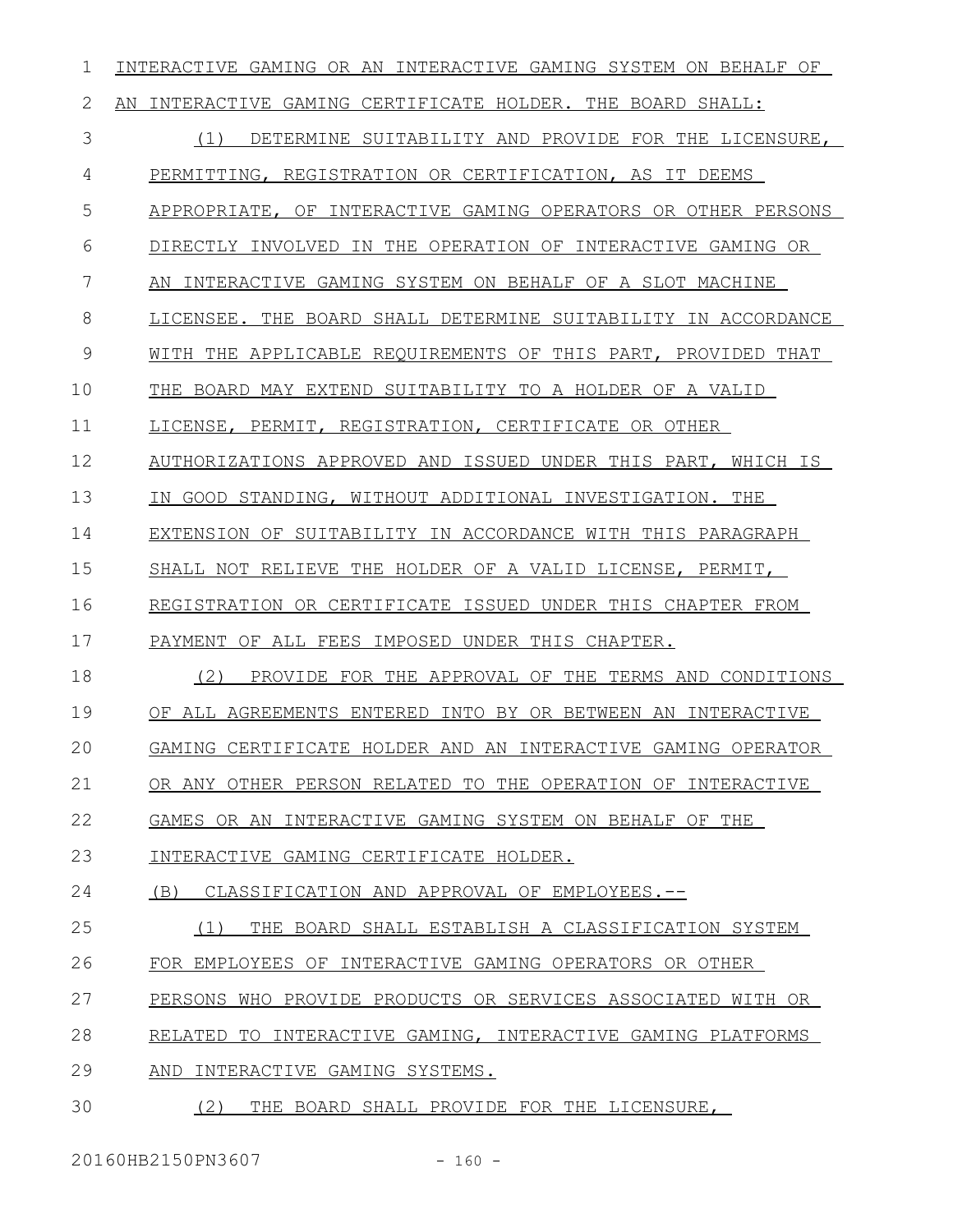INTERACTIVE GAMING OR AN INTERACTIVE GAMING SYSTEM ON BEHALF OF AN INTERACTIVE GAMING CERTIFICATE HOLDER. THE BOARD SHALL:

(1) DETERMINE SUITABILITY AND PROVIDE FOR THE LICENSURE, PERMITTING, REGISTRATION OR CERTIFICATION, AS IT DEEMS APPROPRIATE, OF INTERACTIVE GAMING OPERATORS OR OTHER PERSONS DIRECTLY INVOLVED IN THE OPERATION OF INTERACTIVE GAMING OR AN INTERACTIVE GAMING SYSTEM ON BEHALF OF A SLOT MACHINE LICENSEE. THE BOARD SHALL DETERMINE SUITABILITY IN ACCORDANCE WITH THE APPLICABLE REQUIREMENTS OF THIS PART, PROVIDED THAT THE BOARD MAY EXTEND SUITABILITY TO A HOLDER OF A VALID LICENSE, PERMIT, REGISTRATION, CERTIFICATE OR OTHER AUTHORIZATIONS APPROVED AND ISSUED UNDER THIS PART, WHICH IS IN GOOD STANDING, WITHOUT ADDITIONAL INVESTIGATION. THE EXTENSION OF SUITABILITY IN ACCORDANCE WITH THIS PARAGRAPH SHALL NOT RELIEVE THE HOLDER OF A VALID LICENSE, PERMIT, REGISTRATION OR CERTIFICATE ISSUED UNDER THIS CHAPTER FROM PAYMENT OF ALL FEES IMPOSED UNDER THIS CHAPTER.

(2) PROVIDE FOR THE APPROVAL OF THE TERMS AND CONDITIONS OF ALL AGREEMENTS ENTERED INTO BY OR BETWEEN AN INTERACTIVE GAMING CERTIFICATE HOLDER AND AN INTERACTIVE GAMING OPERATOR OR ANY OTHER PERSON RELATED TO THE OPERATION OF INTERACTIVE GAMES OR AN INTERACTIVE GAMING SYSTEM ON BEHALF OF THE INTERACTIVE GAMING CERTIFICATE HOLDER.

(B) CLASSIFICATION AND APPROVAL OF EMPLOYEES.--

(1) THE BOARD SHALL ESTABLISH A CLASSIFICATION SYSTEM FOR EMPLOYEES OF INTERACTIVE GAMING OPERATORS OR OTHER PERSONS WHO PROVIDE PRODUCTS OR SERVICES ASSOCIATED WITH OR RELATED TO INTERACTIVE GAMING, INTERACTIVE GAMING PLATFORMS AND INTERACTIVE GAMING SYSTEMS.

(2) THE BOARD SHALL PROVIDE FOR THE LICENSURE,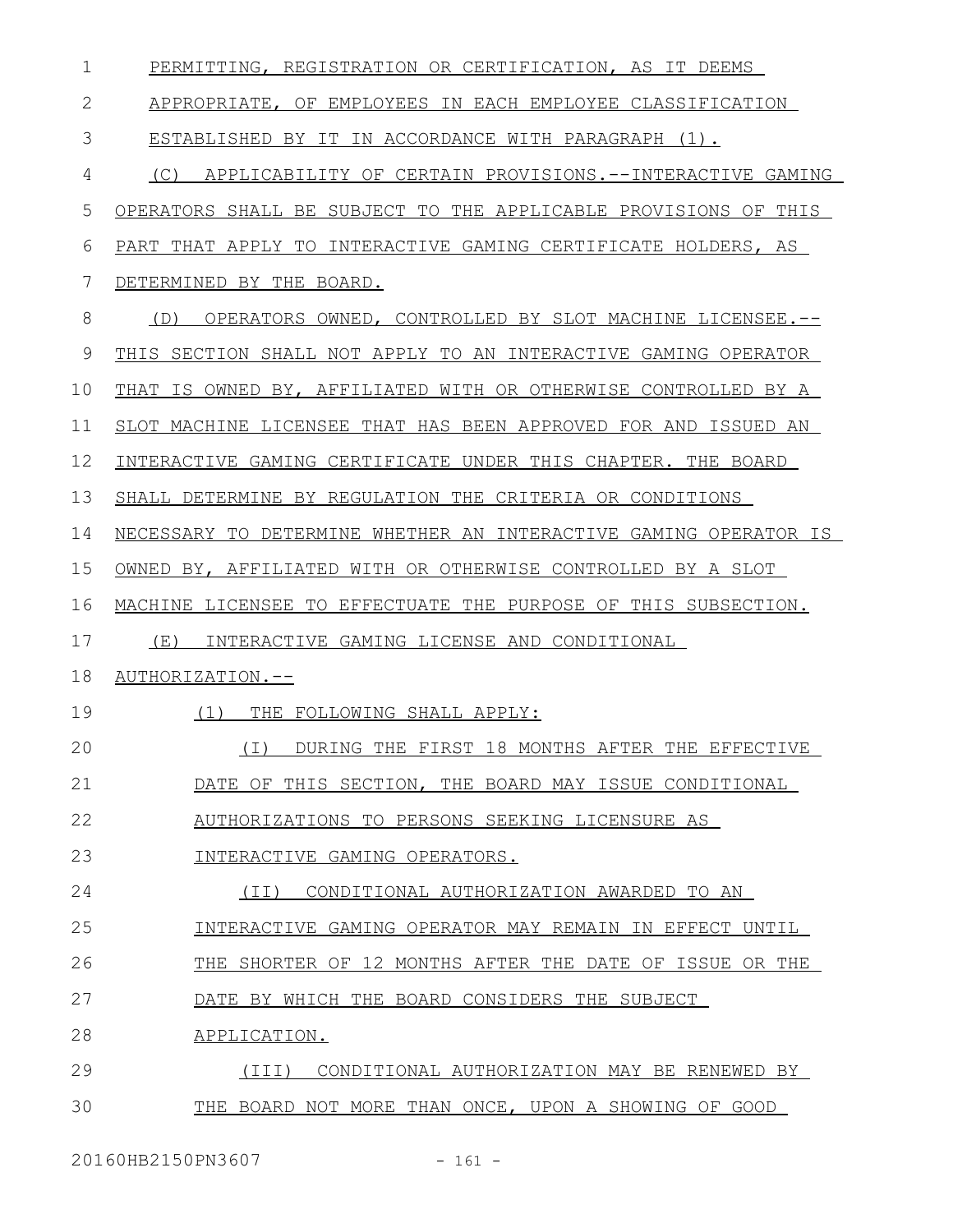PERMITTING, REGISTRATION OR CERTIFICATION, AS IT DEEMS APPROPRIATE, OF EMPLOYEES IN EACH EMPLOYEE CLASSIFICATION ESTABLISHED BY IT IN ACCORDANCE WITH PARAGRAPH (1).

(C) APPLICABILITY OF CERTAIN PROVISIONS.--INTERACTIVE GAMING OPERATORS SHALL BE SUBJECT TO THE APPLICABLE PROVISIONS OF THIS PART THAT APPLY TO INTERACTIVE GAMING CERTIFICATE HOLDERS, AS DETERMINED BY THE BOARD.

(D) OPERATORS OWNED, CONTROLLED BY SLOT MACHINE LICENSEE.--THIS SECTION SHALL NOT APPLY TO AN INTERACTIVE GAMING OPERATOR THAT IS OWNED BY, AFFILIATED WITH OR OTHERWISE CONTROLLED BY A SLOT MACHINE LICENSEE THAT HAS BEEN APPROVED FOR AND ISSUED AN INTERACTIVE GAMING CERTIFICATE UNDER THIS CHAPTER. THE BOARD SHALL DETERMINE BY REGULATION THE CRITERIA OR CONDITIONS NECESSARY TO DETERMINE WHETHER AN INTERACTIVE GAMING OPERATOR IS OWNED BY, AFFILIATED WITH OR OTHERWISE CONTROLLED BY A SLOT MACHINE LICENSEE TO EFFECTUATE THE PURPOSE OF THIS SUBSECTION.

(E) INTERACTIVE GAMING LICENSE AND CONDITIONAL AUTHORIZATION.--

(1) THE FOLLOWING SHALL APPLY:

(I) DURING THE FIRST 18 MONTHS AFTER THE EFFECTIVE DATE OF THIS SECTION, THE BOARD MAY ISSUE CONDITIONAL AUTHORIZATIONS TO PERSONS SEEKING LICENSURE AS INTERACTIVE GAMING OPERATORS.

(II) CONDITIONAL AUTHORIZATION AWARDED TO AN INTERACTIVE GAMING OPERATOR MAY REMAIN IN EFFECT UNTIL THE SHORTER OF 12 MONTHS AFTER THE DATE OF ISSUE OR THE DATE BY WHICH THE BOARD CONSIDERS THE SUBJECT APPLICATION.

(III) CONDITIONAL AUTHORIZATION MAY BE RENEWED BY THE BOARD NOT MORE THAN ONCE, UPON A SHOWING OF GOOD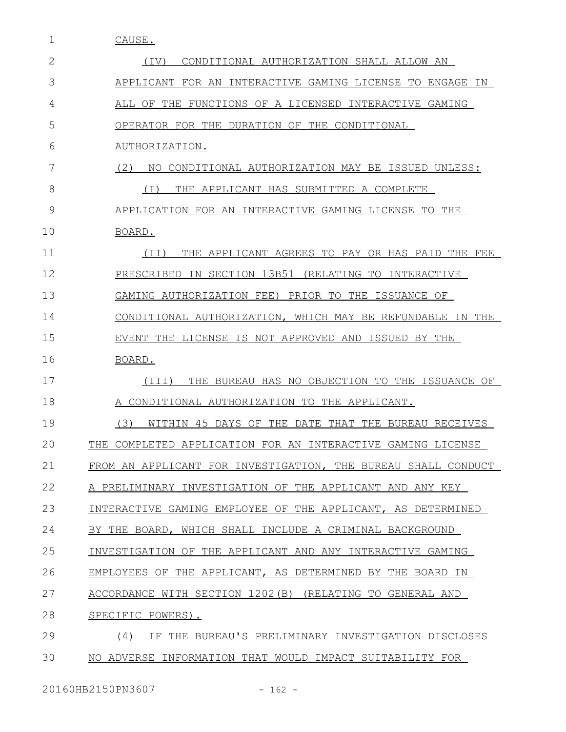CAUSE.

(IV) CONDITIONAL AUTHORIZATION SHALL ALLOW AN APPLICANT FOR AN INTERACTIVE GAMING LICENSE TO ENGAGE IN ALL OF THE FUNCTIONS OF A LICENSED INTERACTIVE GAMING OPERATOR FOR THE DURATION OF THE CONDITIONAL AUTHORIZATION.

(2) NO CONDITIONAL AUTHORIZATION MAY BE ISSUED UNLESS:

(I) THE APPLICANT HAS SUBMITTED A COMPLETE APPLICATION FOR AN INTERACTIVE GAMING LICENSE TO THE BOARD.

(II) THE APPLICANT AGREES TO PAY OR HAS PAID THE FEE PRESCRIBED IN SECTION 13B51 (RELATING TO INTERACTIVE GAMING AUTHORIZATION FEE) PRIOR TO THE ISSUANCE OF CONDITIONAL AUTHORIZATION, WHICH MAY BE REFUNDABLE IN THE EVENT THE LICENSE IS NOT APPROVED AND ISSUED BY THE BOARD.

(III) THE BUREAU HAS NO OBJECTION TO THE ISSUANCE OF A CONDITIONAL AUTHORIZATION TO THE APPLICANT.

(3) WITHIN 45 DAYS OF THE DATE THAT THE BUREAU RECEIVES THE COMPLETED APPLICATION FOR AN INTERACTIVE GAMING LICENSE FROM AN APPLICANT FOR INVESTIGATION, THE BUREAU SHALL CONDUCT A PRELIMINARY INVESTIGATION OF THE APPLICANT AND ANY KEY INTERACTIVE GAMING EMPLOYEE OF THE APPLICANT, AS DETERMINED BY THE BOARD, WHICH SHALL INCLUDE A CRIMINAL BACKGROUND INVESTIGATION OF THE APPLICANT AND ANY INTERACTIVE GAMING EMPLOYEES OF THE APPLICANT, AS DETERMINED BY THE BOARD IN ACCORDANCE WITH SECTION 1202(B) (RELATING TO GENERAL AND SPECIFIC POWERS).

(4) IF THE BUREAU'S PRELIMINARY INVESTIGATION DISCLOSES NO ADVERSE INFORMATION THAT WOULD IMPACT SUITABILITY FOR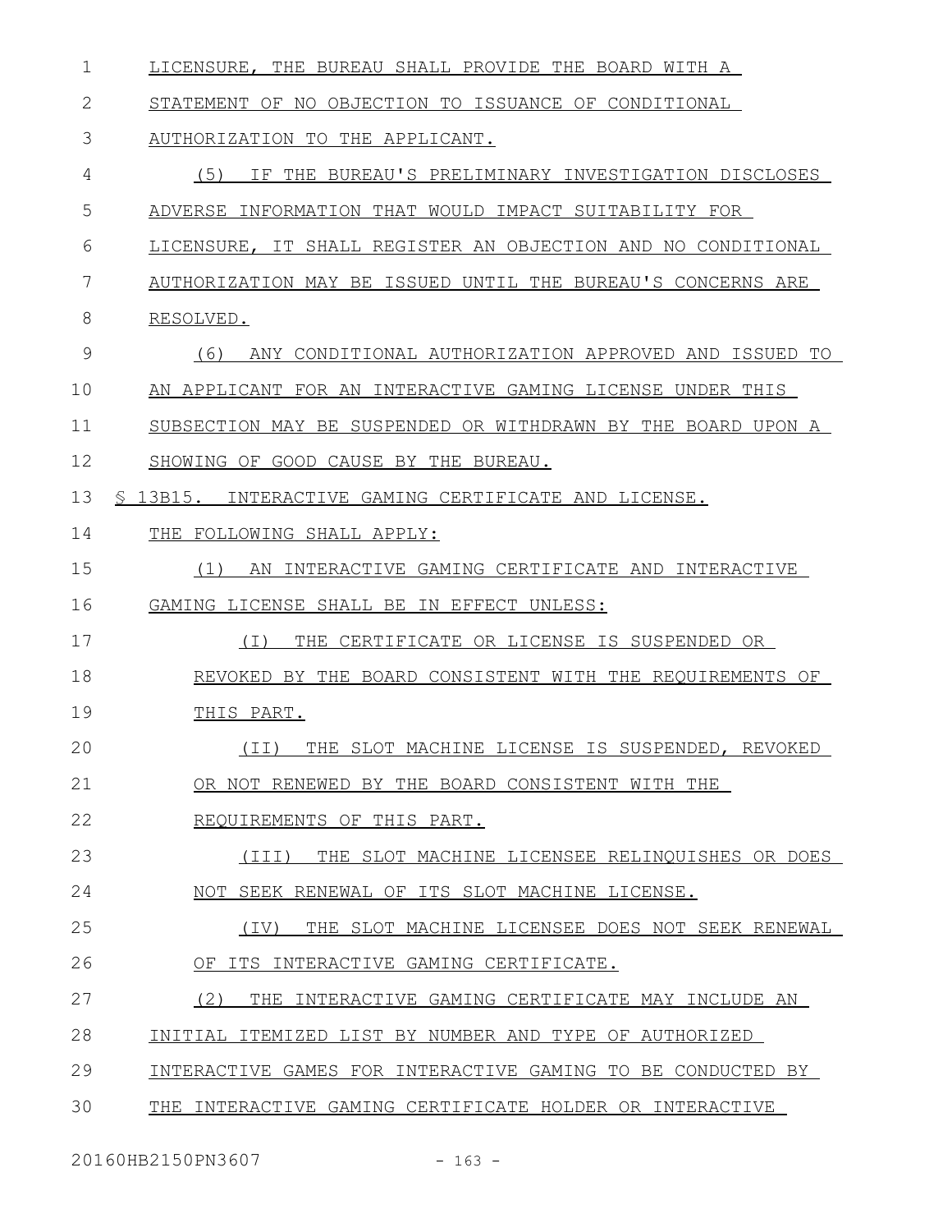LICENSURE, THE BUREAU SHALL PROVIDE THE BOARD WITH A STATEMENT OF NO OBJECTION TO ISSUANCE OF CONDITIONAL AUTHORIZATION TO THE APPLICANT.

(5) IF THE BUREAU'S PRELIMINARY INVESTIGATION DISCLOSES ADVERSE INFORMATION THAT WOULD IMPACT SUITABILITY FOR LICENSURE, IT SHALL REGISTER AN OBJECTION AND NO CONDITIONAL AUTHORIZATION MAY BE ISSUED UNTIL THE BUREAU'S CONCERNS ARE RESOLVED.

(6) ANY CONDITIONAL AUTHORIZATION APPROVED AND ISSUED TO AN APPLICANT FOR AN INTERACTIVE GAMING LICENSE UNDER THIS SUBSECTION MAY BE SUSPENDED OR WITHDRAWN BY THE BOARD UPON A SHOWING OF GOOD CAUSE BY THE BUREAU.

§ 13B15. INTERACTIVE GAMING CERTIFICATE AND LICENSE.

THE FOLLOWING SHALL APPLY:

(1) AN INTERACTIVE GAMING CERTIFICATE AND INTERACTIVE GAMING LICENSE SHALL BE IN EFFECT UNLESS:

(I) THE CERTIFICATE OR LICENSE IS SUSPENDED OR REVOKED BY THE BOARD CONSISTENT WITH THE REQUIREMENTS OF THIS PART.

(II) THE SLOT MACHINE LICENSE IS SUSPENDED, REVOKED OR NOT RENEWED BY THE BOARD CONSISTENT WITH THE REQUIREMENTS OF THIS PART.

(III) THE SLOT MACHINE LICENSEE RELINQUISHES OR DOES NOT SEEK RENEWAL OF ITS SLOT MACHINE LICENSE.

(IV) THE SLOT MACHINE LICENSEE DOES NOT SEEK RENEWAL OF ITS INTERACTIVE GAMING CERTIFICATE.

(2) THE INTERACTIVE GAMING CERTIFICATE MAY INCLUDE AN INITIAL ITEMIZED LIST BY NUMBER AND TYPE OF AUTHORIZED INTERACTIVE GAMES FOR INTERACTIVE GAMING TO BE CONDUCTED BY THE INTERACTIVE GAMING CERTIFICATE HOLDER OR INTERACTIVE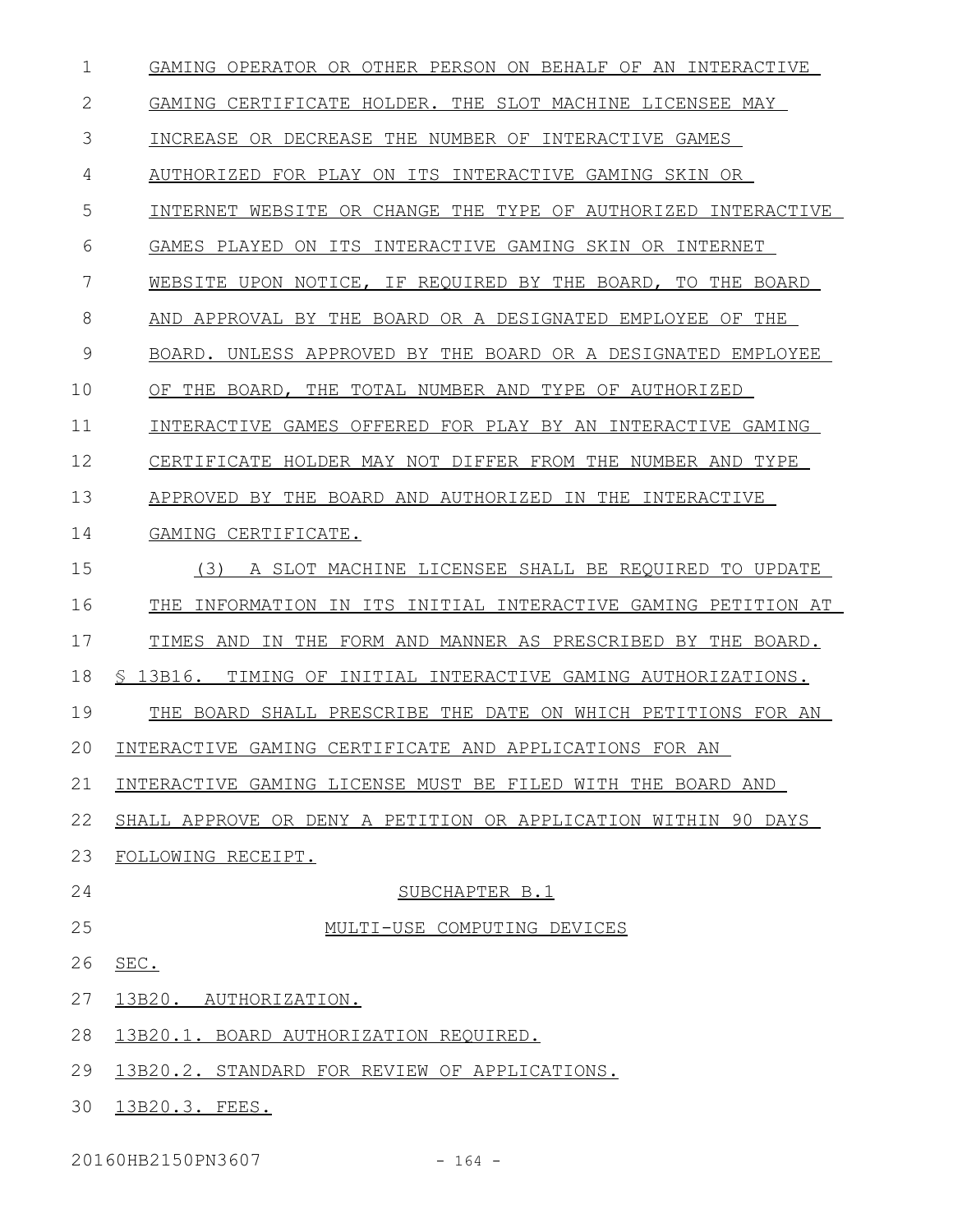GAMING OPERATOR OR OTHER PERSON ON BEHALF OF AN INTERACTIVE GAMING CERTIFICATE HOLDER. THE SLOT MACHINE LICENSEE MAY INCREASE OR DECREASE THE NUMBER OF INTERACTIVE GAMES AUTHORIZED FOR PLAY ON ITS INTERACTIVE GAMING SKIN OR INTERNET WEBSITE OR CHANGE THE TYPE OF AUTHORIZED INTERACTIVE GAMES PLAYED ON ITS INTERACTIVE GAMING SKIN OR INTERNET WEBSITE UPON NOTICE, IF REQUIRED BY THE BOARD, TO THE BOARD AND APPROVAL BY THE BOARD OR A DESIGNATED EMPLOYEE OF THE BOARD. UNLESS APPROVED BY THE BOARD OR A DESIGNATED EMPLOYEE OF THE BOARD, THE TOTAL NUMBER AND TYPE OF AUTHORIZED INTERACTIVE GAMES OFFERED FOR PLAY BY AN INTERACTIVE GAMING CERTIFICATE HOLDER MAY NOT DIFFER FROM THE NUMBER AND TYPE APPROVED BY THE BOARD AND AUTHORIZED IN THE INTERACTIVE GAMING CERTIFICATE.

(3) A SLOT MACHINE LICENSEE SHALL BE REQUIRED TO UPDATE THE INFORMATION IN ITS INITIAL INTERACTIVE GAMING PETITION AT TIMES AND IN THE FORM AND MANNER AS PRESCRIBED BY THE BOARD.

§ 13B16. TIMING OF INITIAL INTERACTIVE GAMING AUTHORIZATIONS.

THE BOARD SHALL PRESCRIBE THE DATE ON WHICH PETITIONS FOR AN INTERACTIVE GAMING CERTIFICATE AND APPLICATIONS FOR AN INTERACTIVE GAMING LICENSE MUST BE FILED WITH THE BOARD AND SHALL APPROVE OR DENY A PETITION OR APPLICATION WITHIN 90 DAYS FOLLOWING RECEIPT.

SUBCHAPTER B.1

MULTI-USE COMPUTING DEVICES

SEC.

13B20. AUTHORIZATION.

13B20.1. BOARD AUTHORIZATION REQUIRED.

13B20.2. STANDARD FOR REVIEW OF APPLICATIONS.

13B20.3. FEES.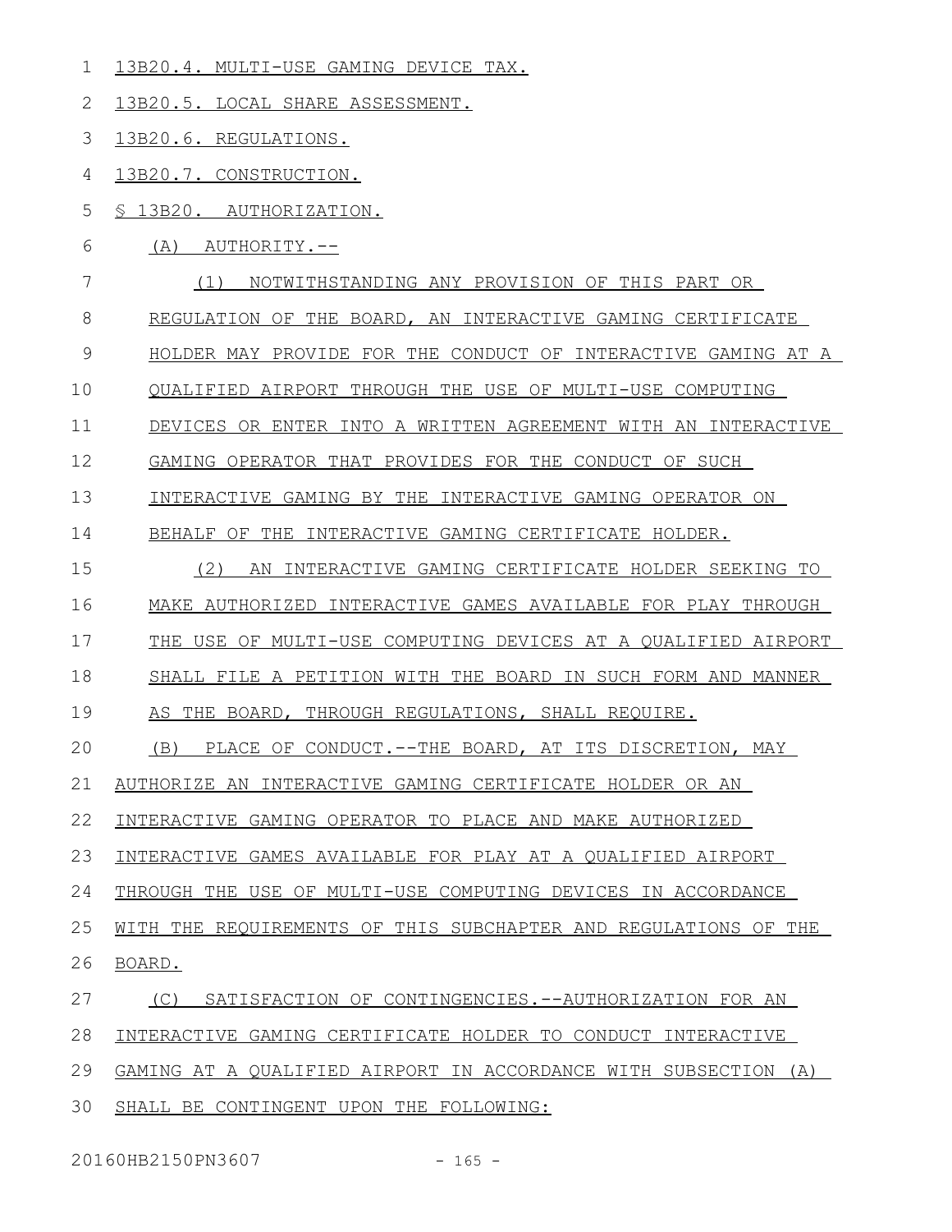13B20.4. MULTI-USE GAMING DEVICE TAX.

13B20.5. LOCAL SHARE ASSESSMENT.

13B20.6. REGULATIONS.

13B20.7. CONSTRUCTION.

§ 13B20. AUTHORIZATION.

(A) AUTHORITY.--

(1) NOTWITHSTANDING ANY PROVISION OF THIS PART OR REGULATION OF THE BOARD, AN INTERACTIVE GAMING CERTIFICATE HOLDER MAY PROVIDE FOR THE CONDUCT OF INTERACTIVE GAMING AT A QUALIFIED AIRPORT THROUGH THE USE OF MULTI-USE COMPUTING DEVICES OR ENTER INTO A WRITTEN AGREEMENT WITH AN INTERACTIVE GAMING OPERATOR THAT PROVIDES FOR THE CONDUCT OF SUCH INTERACTIVE GAMING BY THE INTERACTIVE GAMING OPERATOR ON BEHALF OF THE INTERACTIVE GAMING CERTIFICATE HOLDER.

(2) AN INTERACTIVE GAMING CERTIFICATE HOLDER SEEKING TO MAKE AUTHORIZED INTERACTIVE GAMES AVAILABLE FOR PLAY THROUGH THE USE OF MULTI-USE COMPUTING DEVICES AT A QUALIFIED AIRPORT SHALL FILE A PETITION WITH THE BOARD IN SUCH FORM AND MANNER AS THE BOARD, THROUGH REGULATIONS, SHALL REQUIRE.

(B) PLACE OF CONDUCT.--THE BOARD, AT ITS DISCRETION, MAY AUTHORIZE AN INTERACTIVE GAMING CERTIFICATE HOLDER OR AN INTERACTIVE GAMING OPERATOR TO PLACE AND MAKE AUTHORIZED INTERACTIVE GAMES AVAILABLE FOR PLAY AT A QUALIFIED AIRPORT THROUGH THE USE OF MULTI-USE COMPUTING DEVICES IN ACCORDANCE WITH THE REQUIREMENTS OF THIS SUBCHAPTER AND REGULATIONS OF THE BOARD.

(C) SATISFACTION OF CONTINGENCIES.--AUTHORIZATION FOR AN INTERACTIVE GAMING CERTIFICATE HOLDER TO CONDUCT INTERACTIVE GAMING AT A QUALIFIED AIRPORT IN ACCORDANCE WITH SUBSECTION (A) SHALL BE CONTINGENT UPON THE FOLLOWING: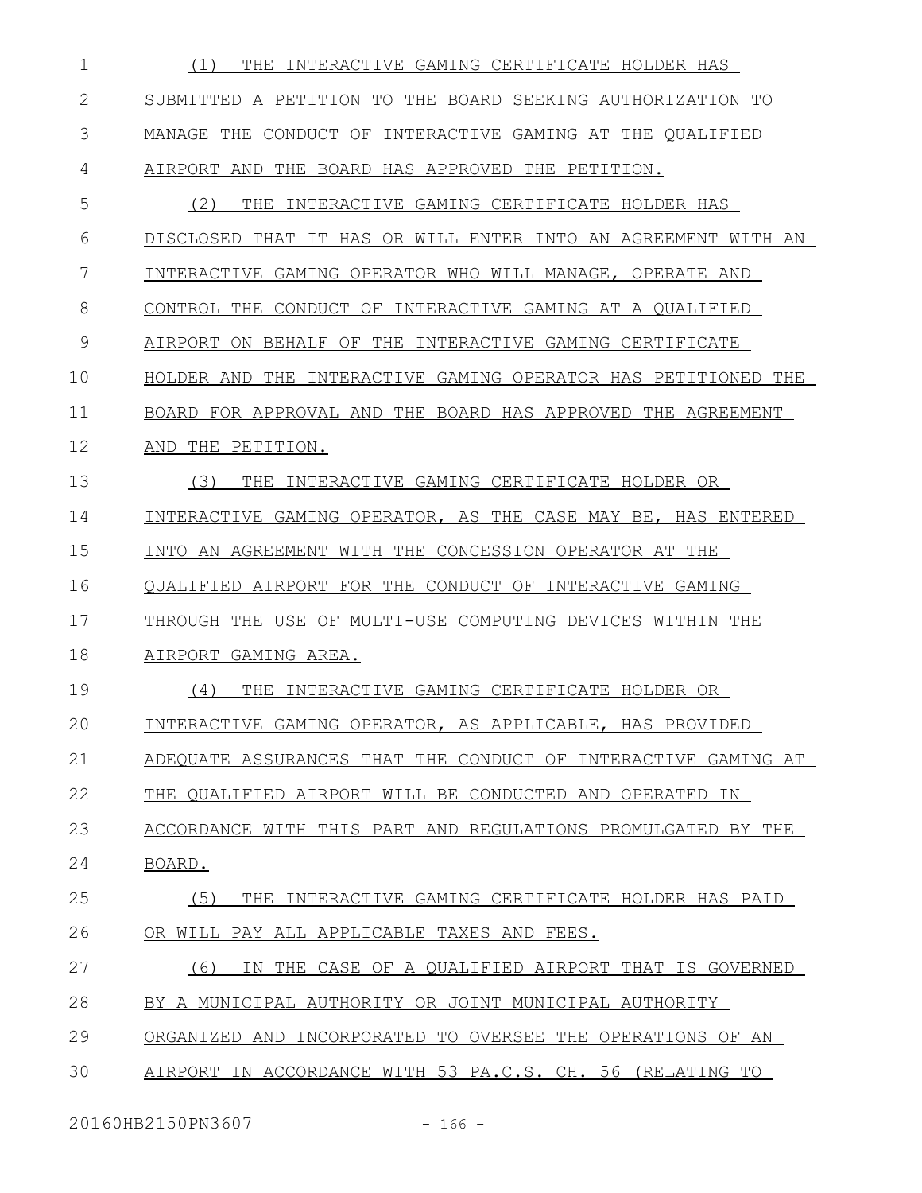(1) THE INTERACTIVE GAMING CERTIFICATE HOLDER HAS SUBMITTED A PETITION TO THE BOARD SEEKING AUTHORIZATION TO MANAGE THE CONDUCT OF INTERACTIVE GAMING AT THE QUALIFIED AIRPORT AND THE BOARD HAS APPROVED THE PETITION.

(2) THE INTERACTIVE GAMING CERTIFICATE HOLDER HAS DISCLOSED THAT IT HAS OR WILL ENTER INTO AN AGREEMENT WITH AN INTERACTIVE GAMING OPERATOR WHO WILL MANAGE, OPERATE AND CONTROL THE CONDUCT OF INTERACTIVE GAMING AT A QUALIFIED AIRPORT ON BEHALF OF THE INTERACTIVE GAMING CERTIFICATE HOLDER AND THE INTERACTIVE GAMING OPERATOR HAS PETITIONED THE BOARD FOR APPROVAL AND THE BOARD HAS APPROVED THE AGREEMENT AND THE PETITION.

(3) THE INTERACTIVE GAMING CERTIFICATE HOLDER OR INTERACTIVE GAMING OPERATOR, AS THE CASE MAY BE, HAS ENTERED INTO AN AGREEMENT WITH THE CONCESSION OPERATOR AT THE QUALIFIED AIRPORT FOR THE CONDUCT OF INTERACTIVE GAMING THROUGH THE USE OF MULTI-USE COMPUTING DEVICES WITHIN THE AIRPORT GAMING AREA.

(4) THE INTERACTIVE GAMING CERTIFICATE HOLDER OR INTERACTIVE GAMING OPERATOR, AS APPLICABLE, HAS PROVIDED ADEQUATE ASSURANCES THAT THE CONDUCT OF INTERACTIVE GAMING AT THE QUALIFIED AIRPORT WILL BE CONDUCTED AND OPERATED IN ACCORDANCE WITH THIS PART AND REGULATIONS PROMULGATED BY THE BOARD.

(5) THE INTERACTIVE GAMING CERTIFICATE HOLDER HAS PAID OR WILL PAY ALL APPLICABLE TAXES AND FEES.

(6) IN THE CASE OF A QUALIFIED AIRPORT THAT IS GOVERNED BY A MUNICIPAL AUTHORITY OR JOINT MUNICIPAL AUTHORITY ORGANIZED AND INCORPORATED TO OVERSEE THE OPERATIONS OF AN AIRPORT IN ACCORDANCE WITH 53 PA.C.S. CH. 56 (RELATING TO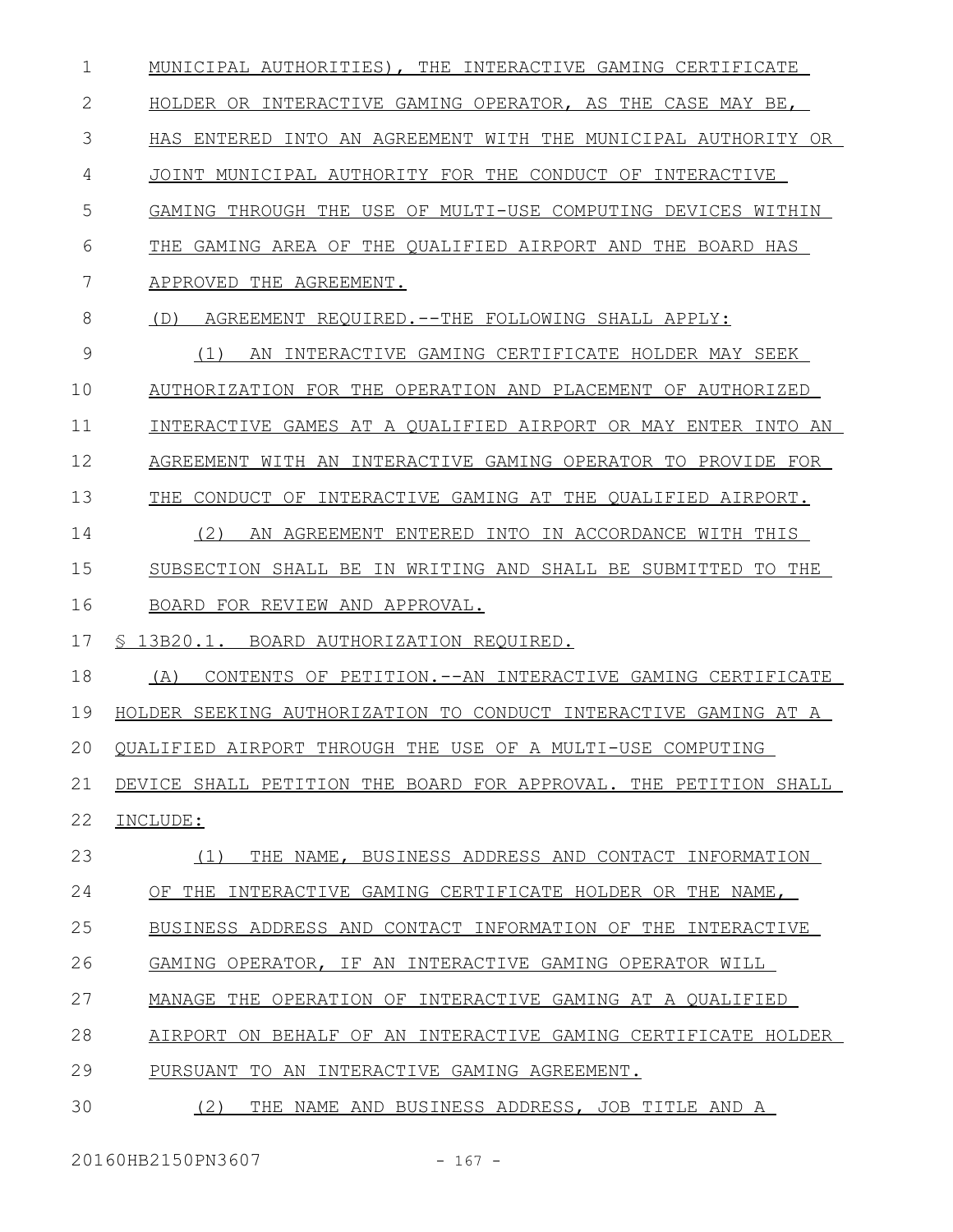MUNICIPAL AUTHORITIES), THE INTERACTIVE GAMING CERTIFICATE HOLDER OR INTERACTIVE GAMING OPERATOR, AS THE CASE MAY BE, HAS ENTERED INTO AN AGREEMENT WITH THE MUNICIPAL AUTHORITY OR JOINT MUNICIPAL AUTHORITY FOR THE CONDUCT OF INTERACTIVE GAMING THROUGH THE USE OF MULTI-USE COMPUTING DEVICES WITHIN THE GAMING AREA OF THE QUALIFIED AIRPORT AND THE BOARD HAS APPROVED THE AGREEMENT.

(D) AGREEMENT REQUIRED.--THE FOLLOWING SHALL APPLY:

(1) AN INTERACTIVE GAMING CERTIFICATE HOLDER MAY SEEK AUTHORIZATION FOR THE OPERATION AND PLACEMENT OF AUTHORIZED INTERACTIVE GAMES AT A QUALIFIED AIRPORT OR MAY ENTER INTO AN AGREEMENT WITH AN INTERACTIVE GAMING OPERATOR TO PROVIDE FOR THE CONDUCT OF INTERACTIVE GAMING AT THE QUALIFIED AIRPORT.

(2) AN AGREEMENT ENTERED INTO IN ACCORDANCE WITH THIS SUBSECTION SHALL BE IN WRITING AND SHALL BE SUBMITTED TO THE BOARD FOR REVIEW AND APPROVAL.

§ 13B20.1. BOARD AUTHORIZATION REQUIRED.

(A) CONTENTS OF PETITION.--AN INTERACTIVE GAMING CERTIFICATE HOLDER SEEKING AUTHORIZATION TO CONDUCT INTERACTIVE GAMING AT A QUALIFIED AIRPORT THROUGH THE USE OF A MULTI-USE COMPUTING DEVICE SHALL PETITION THE BOARD FOR APPROVAL. THE PETITION SHALL INCLUDE:

(1) THE NAME, BUSINESS ADDRESS AND CONTACT INFORMATION OF THE INTERACTIVE GAMING CERTIFICATE HOLDER OR THE NAME, BUSINESS ADDRESS AND CONTACT INFORMATION OF THE INTERACTIVE GAMING OPERATOR, IF AN INTERACTIVE GAMING OPERATOR WILL MANAGE THE OPERATION OF INTERACTIVE GAMING AT A QUALIFIED AIRPORT ON BEHALF OF AN INTERACTIVE GAMING CERTIFICATE HOLDER PURSUANT TO AN INTERACTIVE GAMING AGREEMENT.

(2) THE NAME AND BUSINESS ADDRESS, JOB TITLE AND A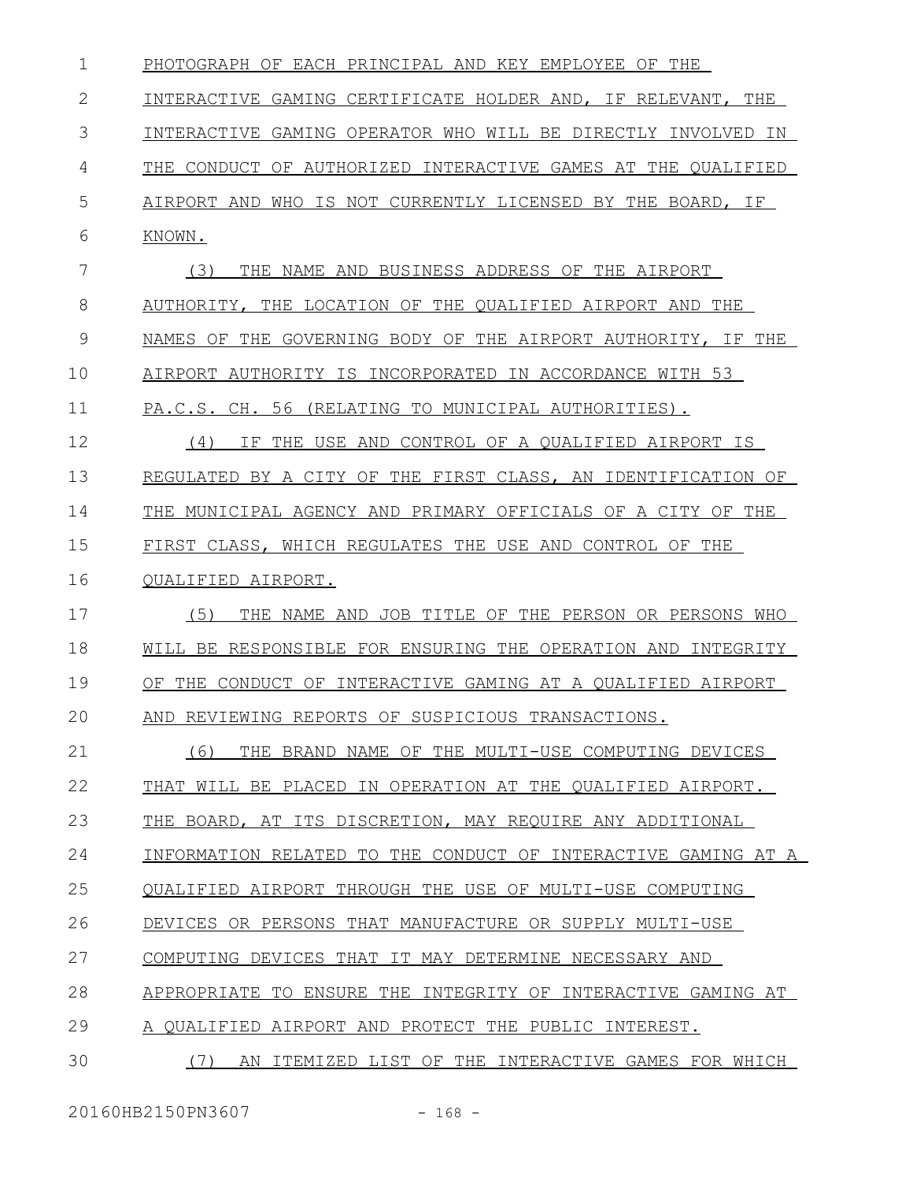PHOTOGRAPH OF EACH PRINCIPAL AND KEY EMPLOYEE OF THE INTERACTIVE GAMING CERTIFICATE HOLDER AND, IF RELEVANT, THE INTERACTIVE GAMING OPERATOR WHO WILL BE DIRECTLY INVOLVED IN THE CONDUCT OF AUTHORIZED INTERACTIVE GAMES AT THE QUALIFIED AIRPORT AND WHO IS NOT CURRENTLY LICENSED BY THE BOARD, IF KNOWN.

(3) THE NAME AND BUSINESS ADDRESS OF THE AIRPORT AUTHORITY, THE LOCATION OF THE QUALIFIED AIRPORT AND THE NAMES OF THE GOVERNING BODY OF THE AIRPORT AUTHORITY, IF THE AIRPORT AUTHORITY IS INCORPORATED IN ACCORDANCE WITH 53 PA.C.S. CH. 56 (RELATING TO MUNICIPAL AUTHORITIES).

(4) IF THE USE AND CONTROL OF A QUALIFIED AIRPORT IS REGULATED BY A CITY OF THE FIRST CLASS, AN IDENTIFICATION OF THE MUNICIPAL AGENCY AND PRIMARY OFFICIALS OF A CITY OF THE FIRST CLASS, WHICH REGULATES THE USE AND CONTROL OF THE QUALIFIED AIRPORT.

(5) THE NAME AND JOB TITLE OF THE PERSON OR PERSONS WHO WILL BE RESPONSIBLE FOR ENSURING THE OPERATION AND INTEGRITY OF THE CONDUCT OF INTERACTIVE GAMING AT A QUALIFIED AIRPORT AND REVIEWING REPORTS OF SUSPICIOUS TRANSACTIONS.

(6) THE BRAND NAME OF THE MULTI-USE COMPUTING DEVICES THAT WILL BE PLACED IN OPERATION AT THE QUALIFIED AIRPORT. THE BOARD, AT ITS DISCRETION, MAY REQUIRE ANY ADDITIONAL INFORMATION RELATED TO THE CONDUCT OF INTERACTIVE GAMING AT A QUALIFIED AIRPORT THROUGH THE USE OF MULTI-USE COMPUTING DEVICES OR PERSONS THAT MANUFACTURE OR SUPPLY MULTI-USE COMPUTING DEVICES THAT IT MAY DETERMINE NECESSARY AND APPROPRIATE TO ENSURE THE INTEGRITY OF INTERACTIVE GAMING AT A QUALIFIED AIRPORT AND PROTECT THE PUBLIC INTEREST.

(7) AN ITEMIZED LIST OF THE INTERACTIVE GAMES FOR WHICH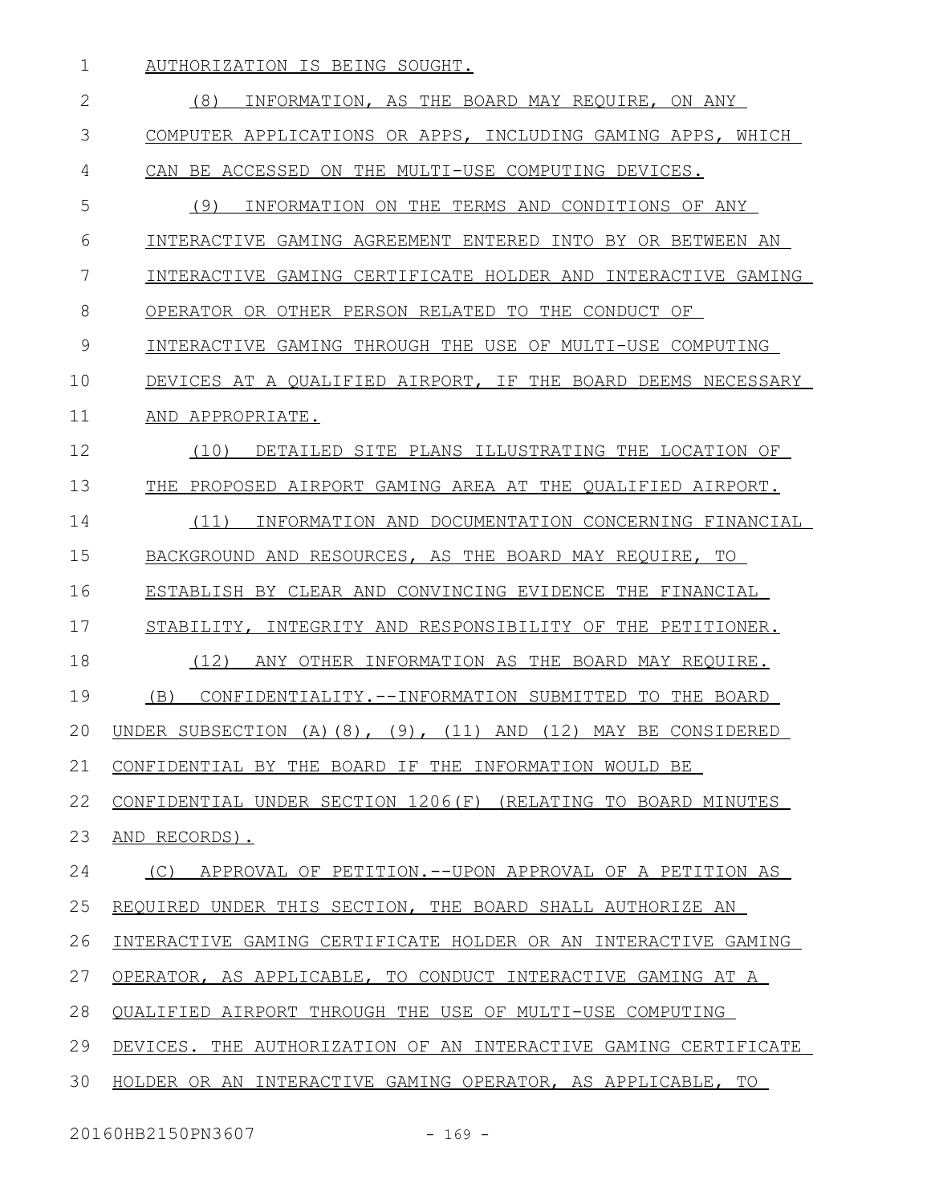AUTHORIZATION IS BEING SOUGHT.

(8) INFORMATION, AS THE BOARD MAY REQUIRE, ON ANY COMPUTER APPLICATIONS OR APPS, INCLUDING GAMING APPS, WHICH CAN BE ACCESSED ON THE MULTI-USE COMPUTING DEVICES.

(9) INFORMATION ON THE TERMS AND CONDITIONS OF ANY INTERACTIVE GAMING AGREEMENT ENTERED INTO BY OR BETWEEN AN INTERACTIVE GAMING CERTIFICATE HOLDER AND INTERACTIVE GAMING OPERATOR OR OTHER PERSON RELATED TO THE CONDUCT OF INTERACTIVE GAMING THROUGH THE USE OF MULTI-USE COMPUTING DEVICES AT A QUALIFIED AIRPORT, IF THE BOARD DEEMS NECESSARY AND APPROPRIATE.

(10) DETAILED SITE PLANS ILLUSTRATING THE LOCATION OF THE PROPOSED AIRPORT GAMING AREA AT THE QUALIFIED AIRPORT.

(11) INFORMATION AND DOCUMENTATION CONCERNING FINANCIAL BACKGROUND AND RESOURCES, AS THE BOARD MAY REQUIRE, TO ESTABLISH BY CLEAR AND CONVINCING EVIDENCE THE FINANCIAL STABILITY, INTEGRITY AND RESPONSIBILITY OF THE PETITIONER.

(12) ANY OTHER INFORMATION AS THE BOARD MAY REQUIRE.

(B) CONFIDENTIALITY.--INFORMATION SUBMITTED TO THE BOARD UNDER SUBSECTION (A)(8), (9), (11) AND (12) MAY BE CONSIDERED CONFIDENTIAL BY THE BOARD IF THE INFORMATION WOULD BE CONFIDENTIAL UNDER SECTION 1206(F) (RELATING TO BOARD MINUTES AND RECORDS).

(C) APPROVAL OF PETITION.--UPON APPROVAL OF A PETITION AS REQUIRED UNDER THIS SECTION, THE BOARD SHALL AUTHORIZE AN INTERACTIVE GAMING CERTIFICATE HOLDER OR AN INTERACTIVE GAMING OPERATOR, AS APPLICABLE, TO CONDUCT INTERACTIVE GAMING AT A QUALIFIED AIRPORT THROUGH THE USE OF MULTI-USE COMPUTING DEVICES. THE AUTHORIZATION OF AN INTERACTIVE GAMING CERTIFICATE HOLDER OR AN INTERACTIVE GAMING OPERATOR, AS APPLICABLE, TO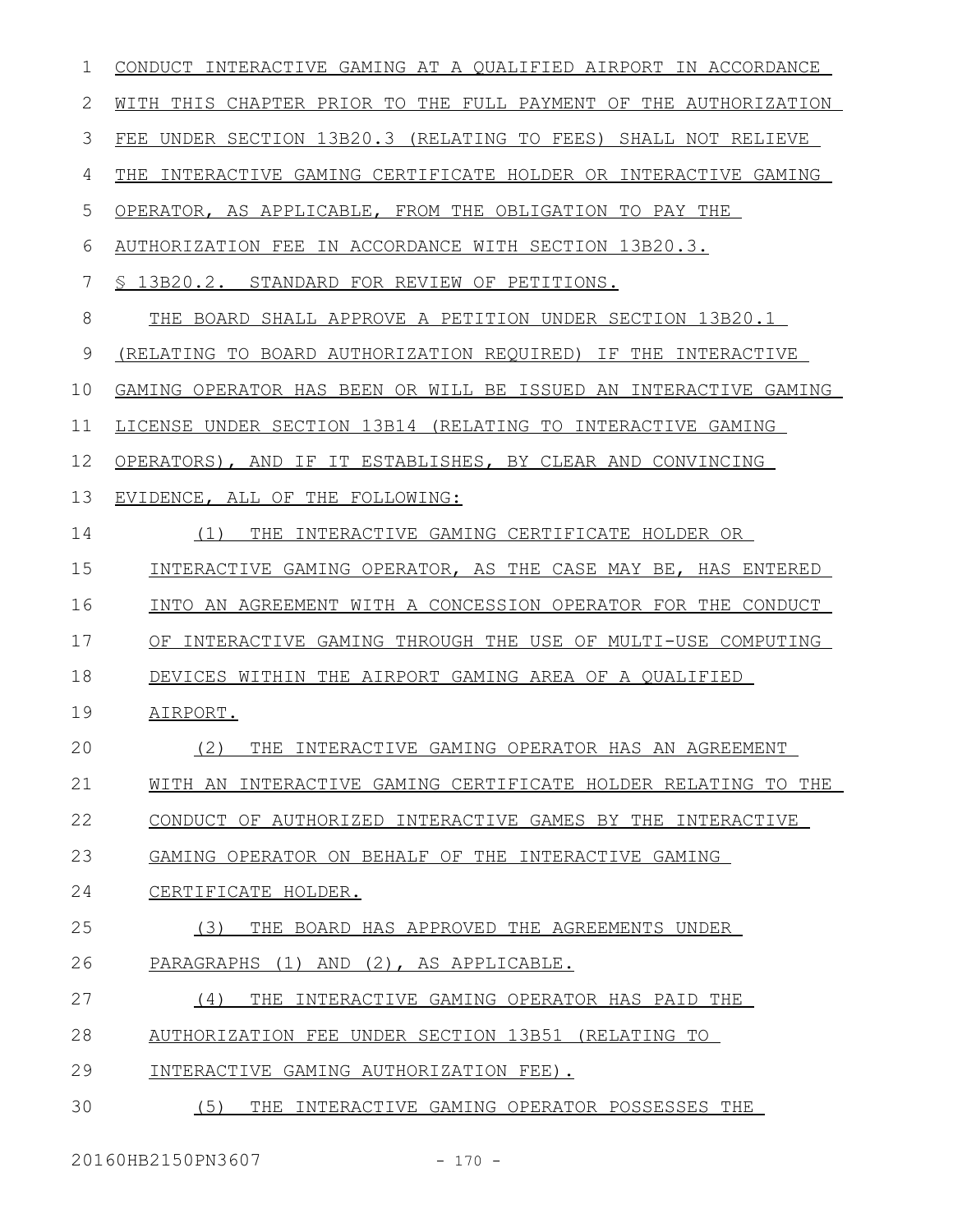CONDUCT INTERACTIVE GAMING AT A QUALIFIED AIRPORT IN ACCORDANCE WITH THIS CHAPTER PRIOR TO THE FULL PAYMENT OF THE AUTHORIZATION FEE UNDER SECTION 13B20.3 (RELATING TO FEES) SHALL NOT RELIEVE THE INTERACTIVE GAMING CERTIFICATE HOLDER OR INTERACTIVE GAMING OPERATOR, AS APPLICABLE, FROM THE OBLIGATION TO PAY THE AUTHORIZATION FEE IN ACCORDANCE WITH SECTION 13B20.3.

§ 13B20.2. STANDARD FOR REVIEW OF PETITIONS.

THE BOARD SHALL APPROVE A PETITION UNDER SECTION 13B20.1 (RELATING TO BOARD AUTHORIZATION REQUIRED) IF THE INTERACTIVE GAMING OPERATOR HAS BEEN OR WILL BE ISSUED AN INTERACTIVE GAMING LICENSE UNDER SECTION 13B14 (RELATING TO INTERACTIVE GAMING OPERATORS), AND IF IT ESTABLISHES, BY CLEAR AND CONVINCING EVIDENCE, ALL OF THE FOLLOWING:

(1) THE INTERACTIVE GAMING CERTIFICATE HOLDER OR INTERACTIVE GAMING OPERATOR, AS THE CASE MAY BE, HAS ENTERED INTO AN AGREEMENT WITH A CONCESSION OPERATOR FOR THE CONDUCT OF INTERACTIVE GAMING THROUGH THE USE OF MULTI-USE COMPUTING DEVICES WITHIN THE AIRPORT GAMING AREA OF A QUALIFIED AIRPORT.

(2) THE INTERACTIVE GAMING OPERATOR HAS AN AGREEMENT WITH AN INTERACTIVE GAMING CERTIFICATE HOLDER RELATING TO THE CONDUCT OF AUTHORIZED INTERACTIVE GAMES BY THE INTERACTIVE GAMING OPERATOR ON BEHALF OF THE INTERACTIVE GAMING CERTIFICATE HOLDER.

(3) THE BOARD HAS APPROVED THE AGREEMENTS UNDER PARAGRAPHS (1) AND (2), AS APPLICABLE.

(4) THE INTERACTIVE GAMING OPERATOR HAS PAID THE AUTHORIZATION FEE UNDER SECTION 13B51 (RELATING TO INTERACTIVE GAMING AUTHORIZATION FEE).

(5) THE INTERACTIVE GAMING OPERATOR POSSESSES THE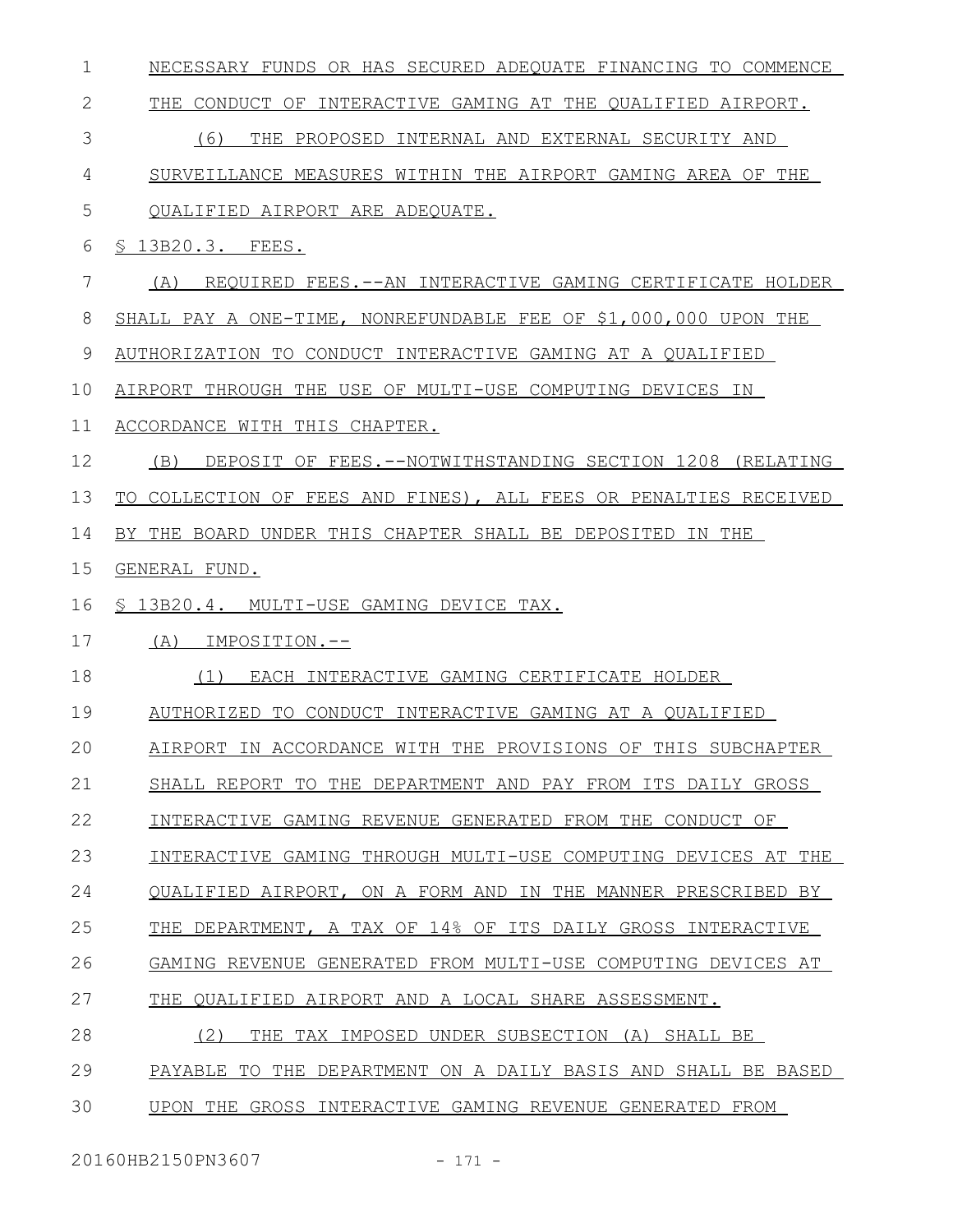NECESSARY FUNDS OR HAS SECURED ADEQUATE FINANCING TO COMMENCE THE CONDUCT OF INTERACTIVE GAMING AT THE QUALIFIED AIRPORT.

(6) THE PROPOSED INTERNAL AND EXTERNAL SECURITY AND SURVEILLANCE MEASURES WITHIN THE AIRPORT GAMING AREA OF THE QUALIFIED AIRPORT ARE ADEQUATE.

§ 13B20.3. FEES.

(A) REQUIRED FEES.--AN INTERACTIVE GAMING CERTIFICATE HOLDER SHALL PAY A ONE-TIME, NONREFUNDABLE FEE OF $1,000,000 UPON THE AUTHORIZATION TO CONDUCT INTERACTIVE GAMING AT A QUALIFIED AIRPORT THROUGH THE USE OF MULTI-USE COMPUTING DEVICES IN ACCORDANCE WITH THIS CHAPTER.

(B) DEPOSIT OF FEES.--NOTWITHSTANDING SECTION 1208 (RELATING TO COLLECTION OF FEES AND FINES), ALL FEES OR PENALTIES RECEIVED BY THE BOARD UNDER THIS CHAPTER SHALL BE DEPOSITED IN THE GENERAL FUND.

§ 13B20.4. MULTI-USE GAMING DEVICE TAX.

(A) IMPOSITION.--

(1) EACH INTERACTIVE GAMING CERTIFICATE HOLDER AUTHORIZED TO CONDUCT INTERACTIVE GAMING AT A QUALIFIED AIRPORT IN ACCORDANCE WITH THE PROVISIONS OF THIS SUBCHAPTER SHALL REPORT TO THE DEPARTMENT AND PAY FROM ITS DAILY GROSS INTERACTIVE GAMING REVENUE GENERATED FROM THE CONDUCT OF INTERACTIVE GAMING THROUGH MULTI-USE COMPUTING DEVICES AT THE QUALIFIED AIRPORT, ON A FORM AND IN THE MANNER PRESCRIBED BY THE DEPARTMENT, A TAX OF 14% OF ITS DAILY GROSS INTERACTIVE GAMING REVENUE GENERATED FROM MULTI-USE COMPUTING DEVICES AT THE QUALIFIED AIRPORT AND A LOCAL SHARE ASSESSMENT.

(2) THE TAX IMPOSED UNDER SUBSECTION (A) SHALL BE PAYABLE TO THE DEPARTMENT ON A DAILY BASIS AND SHALL BE BASED UPON THE GROSS INTERACTIVE GAMING REVENUE GENERATED FROM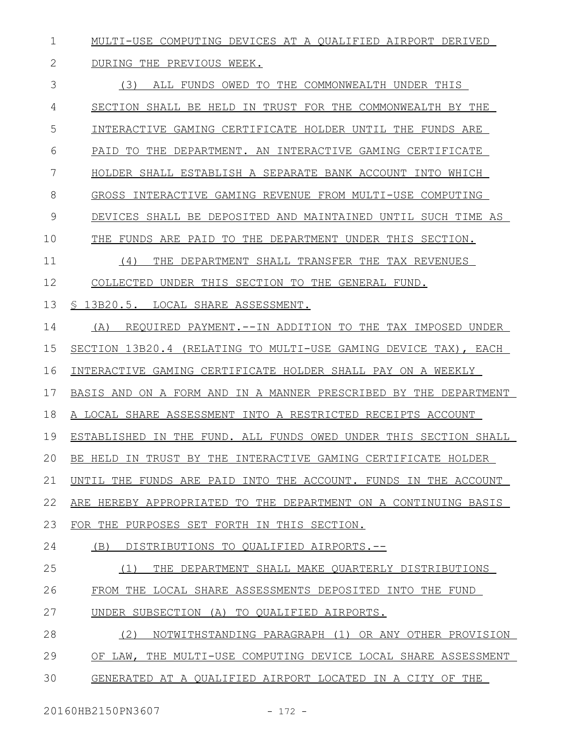MULTI-USE COMPUTING DEVICES AT A QUALIFIED AIRPORT DERIVED DURING THE PREVIOUS WEEK.

(3) ALL FUNDS OWED TO THE COMMONWEALTH UNDER THIS SECTION SHALL BE HELD IN TRUST FOR THE COMMONWEALTH BY THE INTERACTIVE GAMING CERTIFICATE HOLDER UNTIL THE FUNDS ARE PAID TO THE DEPARTMENT. AN INTERACTIVE GAMING CERTIFICATE HOLDER SHALL ESTABLISH A SEPARATE BANK ACCOUNT INTO WHICH GROSS INTERACTIVE GAMING REVENUE FROM MULTI-USE COMPUTING DEVICES SHALL BE DEPOSITED AND MAINTAINED UNTIL SUCH TIME AS THE FUNDS ARE PAID TO THE DEPARTMENT UNDER THIS SECTION.

(4) THE DEPARTMENT SHALL TRANSFER THE TAX REVENUES COLLECTED UNDER THIS SECTION TO THE GENERAL FUND.

§ 13B20.5. LOCAL SHARE ASSESSMENT.

(A) REQUIRED PAYMENT.--IN ADDITION TO THE TAX IMPOSED UNDER SECTION 13B20.4 (RELATING TO MULTI-USE GAMING DEVICE TAX), EACH INTERACTIVE GAMING CERTIFICATE HOLDER SHALL PAY ON A WEEKLY BASIS AND ON A FORM AND IN A MANNER PRESCRIBED BY THE DEPARTMENT A LOCAL SHARE ASSESSMENT INTO A RESTRICTED RECEIPTS ACCOUNT ESTABLISHED IN THE FUND. ALL FUNDS OWED UNDER THIS SECTION SHALL BE HELD IN TRUST BY THE INTERACTIVE GAMING CERTIFICATE HOLDER UNTIL THE FUNDS ARE PAID INTO THE ACCOUNT. FUNDS IN THE ACCOUNT ARE HEREBY APPROPRIATED TO THE DEPARTMENT ON A CONTINUING BASIS FOR THE PURPOSES SET FORTH IN THIS SECTION.

(B) DISTRIBUTIONS TO QUALIFIED AIRPORTS.--

(1) THE DEPARTMENT SHALL MAKE QUARTERLY DISTRIBUTIONS FROM THE LOCAL SHARE ASSESSMENTS DEPOSITED INTO THE FUND UNDER SUBSECTION (A) TO QUALIFIED AIRPORTS.

(2) NOTWITHSTANDING PARAGRAPH (1) OR ANY OTHER PROVISION OF LAW, THE MULTI-USE COMPUTING DEVICE LOCAL SHARE ASSESSMENT GENERATED AT A QUALIFIED AIRPORT LOCATED IN A CITY OF THE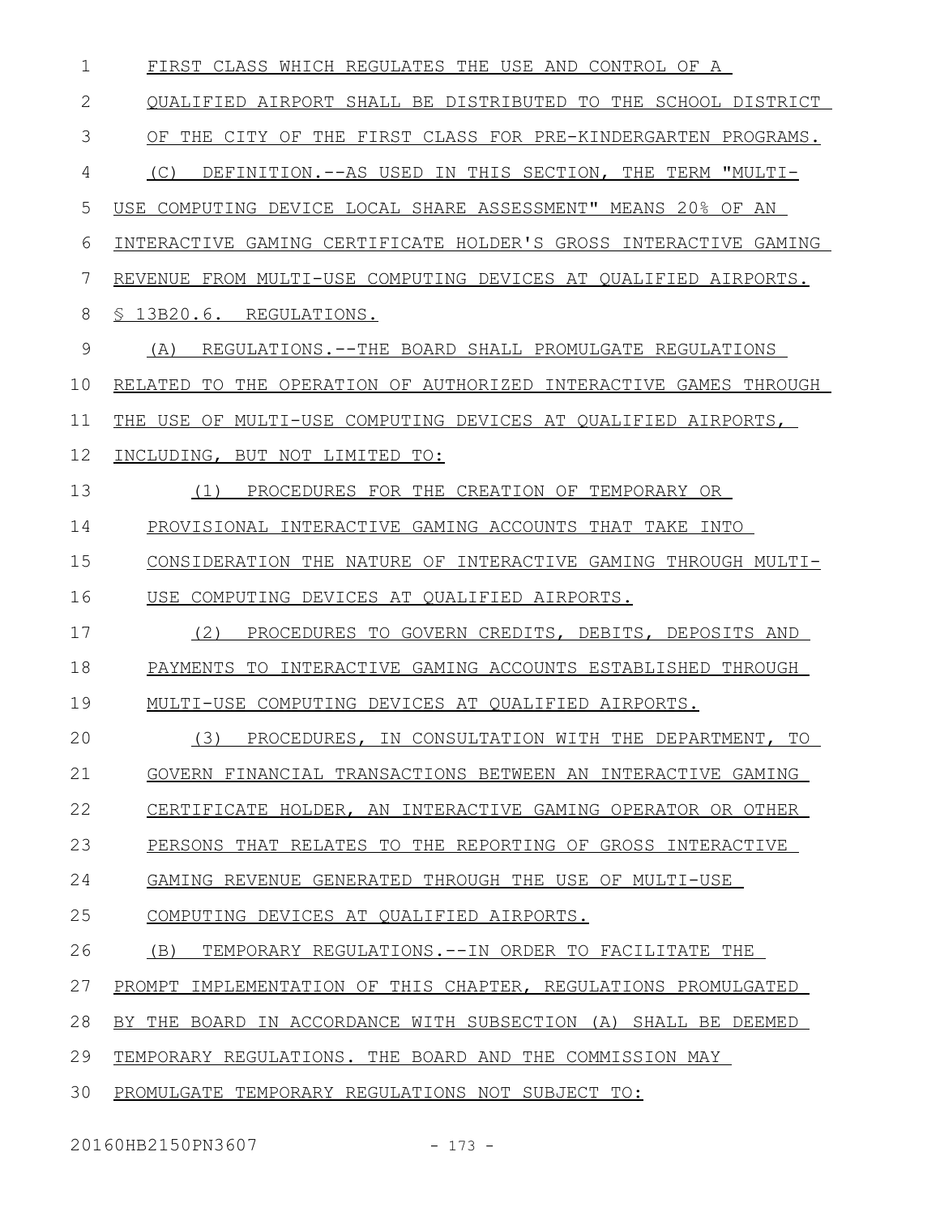FIRST CLASS WHICH REGULATES THE USE AND CONTROL OF A QUALIFIED AIRPORT SHALL BE DISTRIBUTED TO THE SCHOOL DISTRICT OF THE CITY OF THE FIRST CLASS FOR PRE-KINDERGARTEN PROGRAMS.

(C) DEFINITION.--AS USED IN THIS SECTION, THE TERM "MULTI-USE COMPUTING DEVICE LOCAL SHARE ASSESSMENT" MEANS 20% OF AN INTERACTIVE GAMING CERTIFICATE HOLDER'S GROSS INTERACTIVE GAMING REVENUE FROM MULTI-USE COMPUTING DEVICES AT QUALIFIED AIRPORTS.

§ 13B20.6. REGULATIONS.

(A) REGULATIONS.--THE BOARD SHALL PROMULGATE REGULATIONS RELATED TO THE OPERATION OF AUTHORIZED INTERACTIVE GAMES THROUGH THE USE OF MULTI-USE COMPUTING DEVICES AT QUALIFIED AIRPORTS, INCLUDING, BUT NOT LIMITED TO:

(1) PROCEDURES FOR THE CREATION OF TEMPORARY OR PROVISIONAL INTERACTIVE GAMING ACCOUNTS THAT TAKE INTO CONSIDERATION THE NATURE OF INTERACTIVE GAMING THROUGH MULTI-USE COMPUTING DEVICES AT QUALIFIED AIRPORTS.

(2) PROCEDURES TO GOVERN CREDITS, DEBITS, DEPOSITS AND PAYMENTS TO INTERACTIVE GAMING ACCOUNTS ESTABLISHED THROUGH MULTI-USE COMPUTING DEVICES AT QUALIFIED AIRPORTS.

(3) PROCEDURES, IN CONSULTATION WITH THE DEPARTMENT, TO GOVERN FINANCIAL TRANSACTIONS BETWEEN AN INTERACTIVE GAMING CERTIFICATE HOLDER, AN INTERACTIVE GAMING OPERATOR OR OTHER PERSONS THAT RELATES TO THE REPORTING OF GROSS INTERACTIVE GAMING REVENUE GENERATED THROUGH THE USE OF MULTI-USE COMPUTING DEVICES AT QUALIFIED AIRPORTS.

(B) TEMPORARY REGULATIONS.--IN ORDER TO FACILITATE THE PROMPT IMPLEMENTATION OF THIS CHAPTER, REGULATIONS PROMULGATED BY THE BOARD IN ACCORDANCE WITH SUBSECTION (A) SHALL BE DEEMED TEMPORARY REGULATIONS. THE BOARD AND THE COMMISSION MAY PROMULGATE TEMPORARY REGULATIONS NOT SUBJECT TO: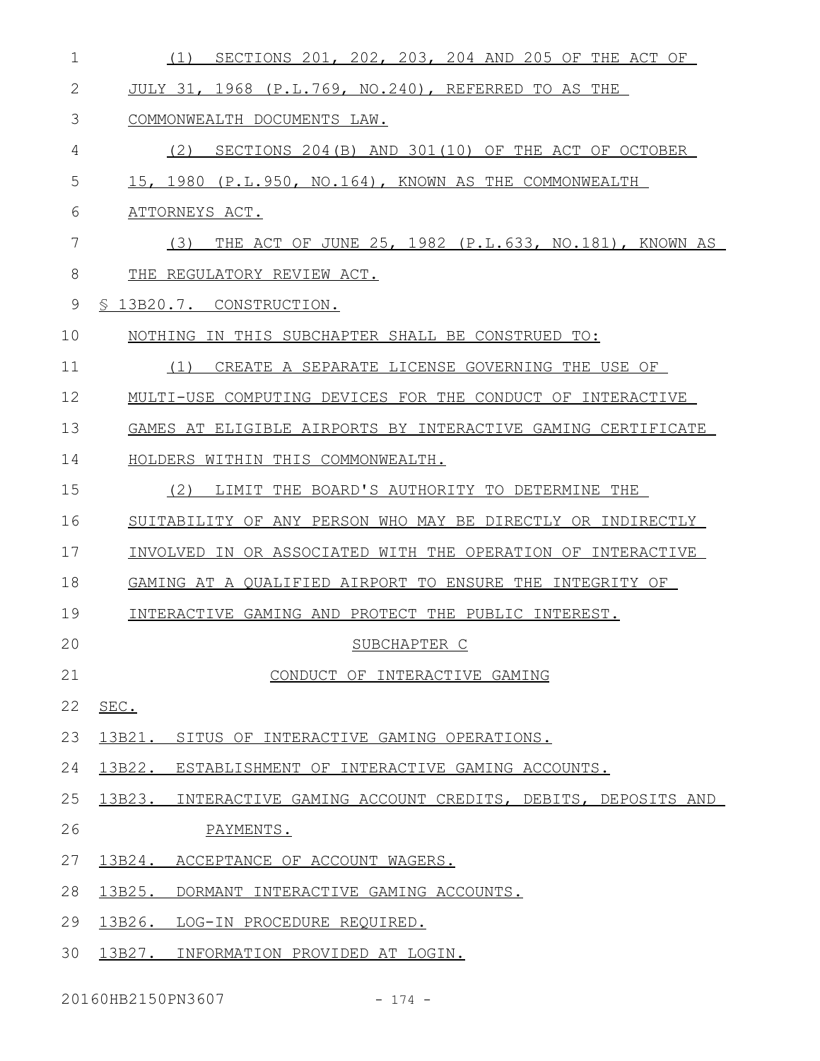(1) SECTIONS 201, 202, 203, 204 AND 205 OF THE ACT OF JULY 31, 1968 (P.L.769, NO.240), REFERRED TO AS THE COMMONWEALTH DOCUMENTS LAW.

(2) SECTIONS 204(B) AND 301(10) OF THE ACT OF OCTOBER 15, 1980 (P.L.950, NO.164), KNOWN AS THE COMMONWEALTH ATTORNEYS ACT.

(3) THE ACT OF JUNE 25, 1982 (P.L.633, NO.181), KNOWN AS THE REGULATORY REVIEW ACT.

§ 13B20.7. CONSTRUCTION.

NOTHING IN THIS SUBCHAPTER SHALL BE CONSTRUED TO:

(1) CREATE A SEPARATE LICENSE GOVERNING THE USE OF MULTI-USE COMPUTING DEVICES FOR THE CONDUCT OF INTERACTIVE GAMES AT ELIGIBLE AIRPORTS BY INTERACTIVE GAMING CERTIFICATE HOLDERS WITHIN THIS COMMONWEALTH.

(2) LIMIT THE BOARD'S AUTHORITY TO DETERMINE THE SUITABILITY OF ANY PERSON WHO MAY BE DIRECTLY OR INDIRECTLY INVOLVED IN OR ASSOCIATED WITH THE OPERATION OF INTERACTIVE GAMING AT A QUALIFIED AIRPORT TO ENSURE THE INTEGRITY OF INTERACTIVE GAMING AND PROTECT THE PUBLIC INTEREST.

SUBCHAPTER C

CONDUCT OF INTERACTIVE GAMING

SEC.

13B21. SITUS OF INTERACTIVE GAMING OPERATIONS.

13B22. ESTABLISHMENT OF INTERACTIVE GAMING ACCOUNTS.

13B23. INTERACTIVE GAMING ACCOUNT CREDITS, DEBITS, DEPOSITS AND PAYMENTS.

13B24. ACCEPTANCE OF ACCOUNT WAGERS.

13B25. DORMANT INTERACTIVE GAMING ACCOUNTS.

13B26. LOG-IN PROCEDURE REQUIRED.

13B27. INFORMATION PROVIDED AT LOGIN.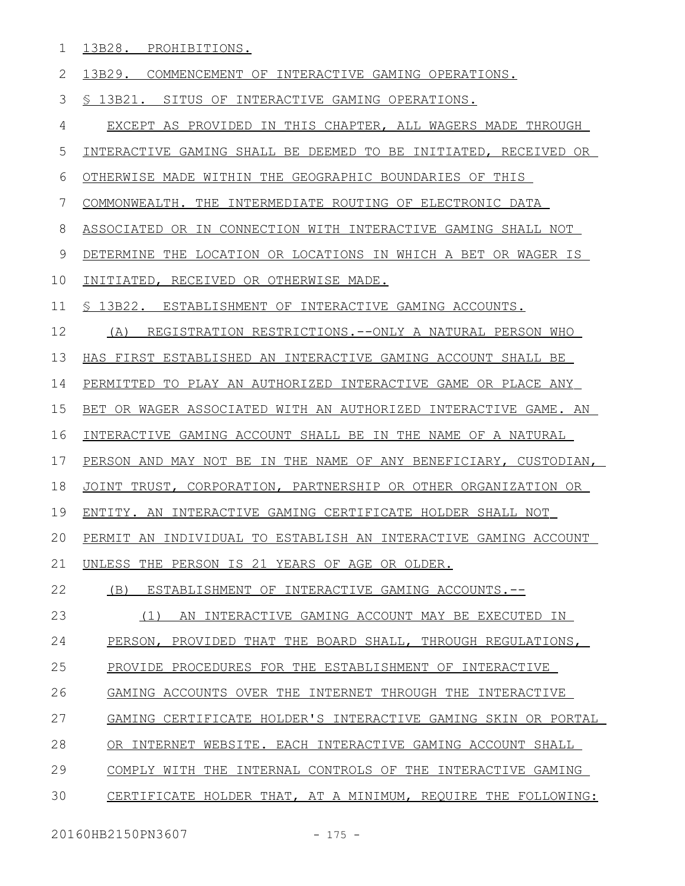13B28. PROHIBITIONS.

13B29. COMMENCEMENT OF INTERACTIVE GAMING OPERATIONS.

§ 13B21. SITUS OF INTERACTIVE GAMING OPERATIONS.

EXCEPT AS PROVIDED IN THIS CHAPTER, ALL WAGERS MADE THROUGH INTERACTIVE GAMING SHALL BE DEEMED TO BE INITIATED, RECEIVED OR OTHERWISE MADE WITHIN THE GEOGRAPHIC BOUNDARIES OF THIS COMMONWEALTH. THE INTERMEDIATE ROUTING OF ELECTRONIC DATA ASSOCIATED OR IN CONNECTION WITH INTERACTIVE GAMING SHALL NOT DETERMINE THE LOCATION OR LOCATIONS IN WHICH A BET OR WAGER IS INITIATED, RECEIVED OR OTHERWISE MADE.

§ 13B22. ESTABLISHMENT OF INTERACTIVE GAMING ACCOUNTS.

(A) REGISTRATION RESTRICTIONS.--ONLY A NATURAL PERSON WHO HAS FIRST ESTABLISHED AN INTERACTIVE GAMING ACCOUNT SHALL BE PERMITTED TO PLAY AN AUTHORIZED INTERACTIVE GAME OR PLACE ANY BET OR WAGER ASSOCIATED WITH AN AUTHORIZED INTERACTIVE GAME. AN INTERACTIVE GAMING ACCOUNT SHALL BE IN THE NAME OF A NATURAL PERSON AND MAY NOT BE IN THE NAME OF ANY BENEFICIARY, CUSTODIAN, JOINT TRUST, CORPORATION, PARTNERSHIP OR OTHER ORGANIZATION OR ENTITY. AN INTERACTIVE GAMING CERTIFICATE HOLDER SHALL NOT PERMIT AN INDIVIDUAL TO ESTABLISH AN INTERACTIVE GAMING ACCOUNT UNLESS THE PERSON IS 21 YEARS OF AGE OR OLDER.

(B) ESTABLISHMENT OF INTERACTIVE GAMING ACCOUNTS.--

(1) AN INTERACTIVE GAMING ACCOUNT MAY BE EXECUTED IN PERSON, PROVIDED THAT THE BOARD SHALL, THROUGH REGULATIONS, PROVIDE PROCEDURES FOR THE ESTABLISHMENT OF INTERACTIVE GAMING ACCOUNTS OVER THE INTERNET THROUGH THE INTERACTIVE GAMING CERTIFICATE HOLDER'S INTERACTIVE GAMING SKIN OR PORTAL OR INTERNET WEBSITE. EACH INTERACTIVE GAMING ACCOUNT SHALL COMPLY WITH THE INTERNAL CONTROLS OF THE INTERACTIVE GAMING CERTIFICATE HOLDER THAT, AT A MINIMUM, REQUIRE THE FOLLOWING: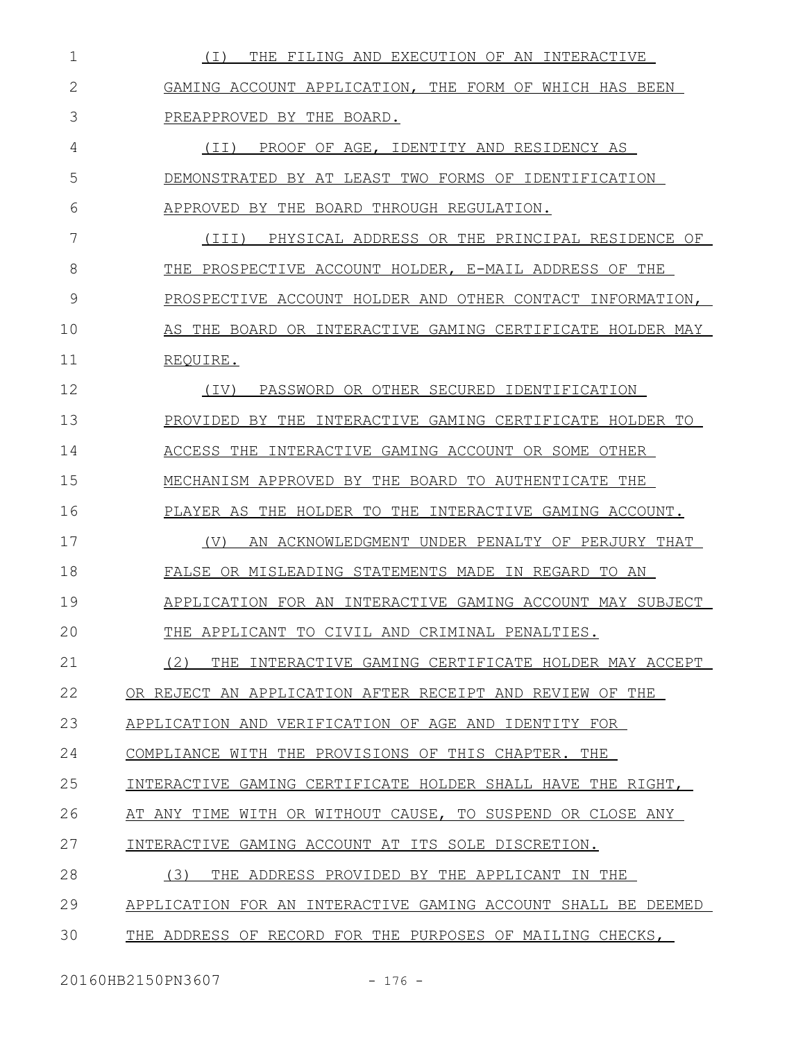(I) THE FILING AND EXECUTION OF AN INTERACTIVE GAMING ACCOUNT APPLICATION, THE FORM OF WHICH HAS BEEN PREAPPROVED BY THE BOARD.

(II) PROOF OF AGE, IDENTITY AND RESIDENCY AS DEMONSTRATED BY AT LEAST TWO FORMS OF IDENTIFICATION APPROVED BY THE BOARD THROUGH REGULATION.

(III) PHYSICAL ADDRESS OR THE PRINCIPAL RESIDENCE OF THE PROSPECTIVE ACCOUNT HOLDER, E-MAIL ADDRESS OF THE PROSPECTIVE ACCOUNT HOLDER AND OTHER CONTACT INFORMATION, AS THE BOARD OR INTERACTIVE GAMING CERTIFICATE HOLDER MAY REQUIRE.

(IV) PASSWORD OR OTHER SECURED IDENTIFICATION PROVIDED BY THE INTERACTIVE GAMING CERTIFICATE HOLDER TO ACCESS THE INTERACTIVE GAMING ACCOUNT OR SOME OTHER MECHANISM APPROVED BY THE BOARD TO AUTHENTICATE THE PLAYER AS THE HOLDER TO THE INTERACTIVE GAMING ACCOUNT.

(V) AN ACKNOWLEDGMENT UNDER PENALTY OF PERJURY THAT FALSE OR MISLEADING STATEMENTS MADE IN REGARD TO AN APPLICATION FOR AN INTERACTIVE GAMING ACCOUNT MAY SUBJECT THE APPLICANT TO CIVIL AND CRIMINAL PENALTIES.

(2) THE INTERACTIVE GAMING CERTIFICATE HOLDER MAY ACCEPT OR REJECT AN APPLICATION AFTER RECEIPT AND REVIEW OF THE APPLICATION AND VERIFICATION OF AGE AND IDENTITY FOR COMPLIANCE WITH THE PROVISIONS OF THIS CHAPTER. THE INTERACTIVE GAMING CERTIFICATE HOLDER SHALL HAVE THE RIGHT, AT ANY TIME WITH OR WITHOUT CAUSE, TO SUSPEND OR CLOSE ANY INTERACTIVE GAMING ACCOUNT AT ITS SOLE DISCRETION.

(3) THE ADDRESS PROVIDED BY THE APPLICANT IN THE APPLICATION FOR AN INTERACTIVE GAMING ACCOUNT SHALL BE DEEMED THE ADDRESS OF RECORD FOR THE PURPOSES OF MAILING CHECKS,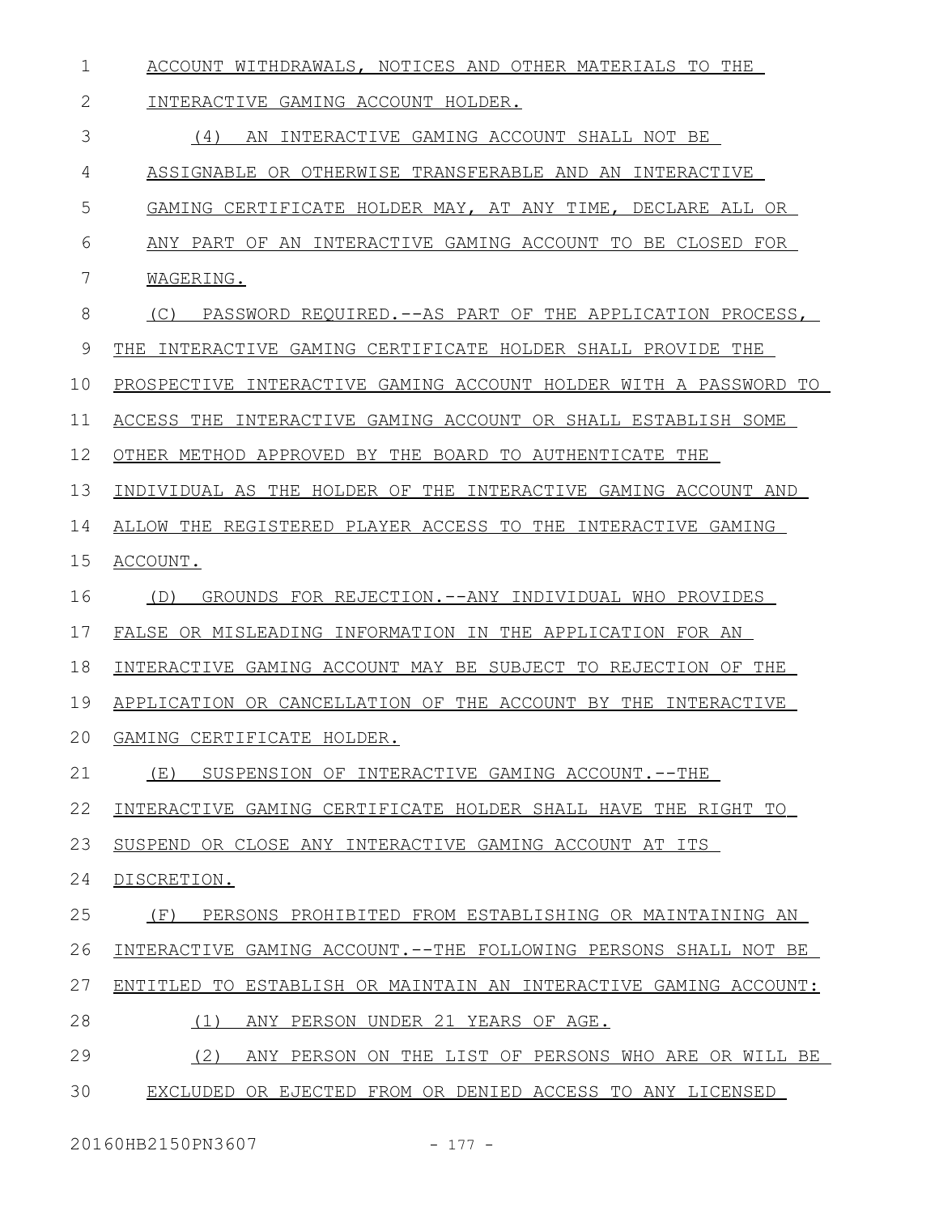ACCOUNT WITHDRAWALS, NOTICES AND OTHER MATERIALS TO THE INTERACTIVE GAMING ACCOUNT HOLDER.

(4) AN INTERACTIVE GAMING ACCOUNT SHALL NOT BE ASSIGNABLE OR OTHERWISE TRANSFERABLE AND AN INTERACTIVE GAMING CERTIFICATE HOLDER MAY, AT ANY TIME, DECLARE ALL OR ANY PART OF AN INTERACTIVE GAMING ACCOUNT TO BE CLOSED FOR WAGERING.

(C) PASSWORD REQUIRED.--AS PART OF THE APPLICATION PROCESS, THE INTERACTIVE GAMING CERTIFICATE HOLDER SHALL PROVIDE THE PROSPECTIVE INTERACTIVE GAMING ACCOUNT HOLDER WITH A PASSWORD TO ACCESS THE INTERACTIVE GAMING ACCOUNT OR SHALL ESTABLISH SOME OTHER METHOD APPROVED BY THE BOARD TO AUTHENTICATE THE INDIVIDUAL AS THE HOLDER OF THE INTERACTIVE GAMING ACCOUNT AND ALLOW THE REGISTERED PLAYER ACCESS TO THE INTERACTIVE GAMING ACCOUNT.

(D) GROUNDS FOR REJECTION.--ANY INDIVIDUAL WHO PROVIDES FALSE OR MISLEADING INFORMATION IN THE APPLICATION FOR AN INTERACTIVE GAMING ACCOUNT MAY BE SUBJECT TO REJECTION OF THE APPLICATION OR CANCELLATION OF THE ACCOUNT BY THE INTERACTIVE GAMING CERTIFICATE HOLDER.

(E) SUSPENSION OF INTERACTIVE GAMING ACCOUNT.--THE INTERACTIVE GAMING CERTIFICATE HOLDER SHALL HAVE THE RIGHT TO SUSPEND OR CLOSE ANY INTERACTIVE GAMING ACCOUNT AT ITS DISCRETION.

(F) PERSONS PROHIBITED FROM ESTABLISHING OR MAINTAINING AN INTERACTIVE GAMING ACCOUNT.--THE FOLLOWING PERSONS SHALL NOT BE ENTITLED TO ESTABLISH OR MAINTAIN AN INTERACTIVE GAMING ACCOUNT:

(1) ANY PERSON UNDER 21 YEARS OF AGE.

(2) ANY PERSON ON THE LIST OF PERSONS WHO ARE OR WILL BE EXCLUDED OR EJECTED FROM OR DENIED ACCESS TO ANY LICENSED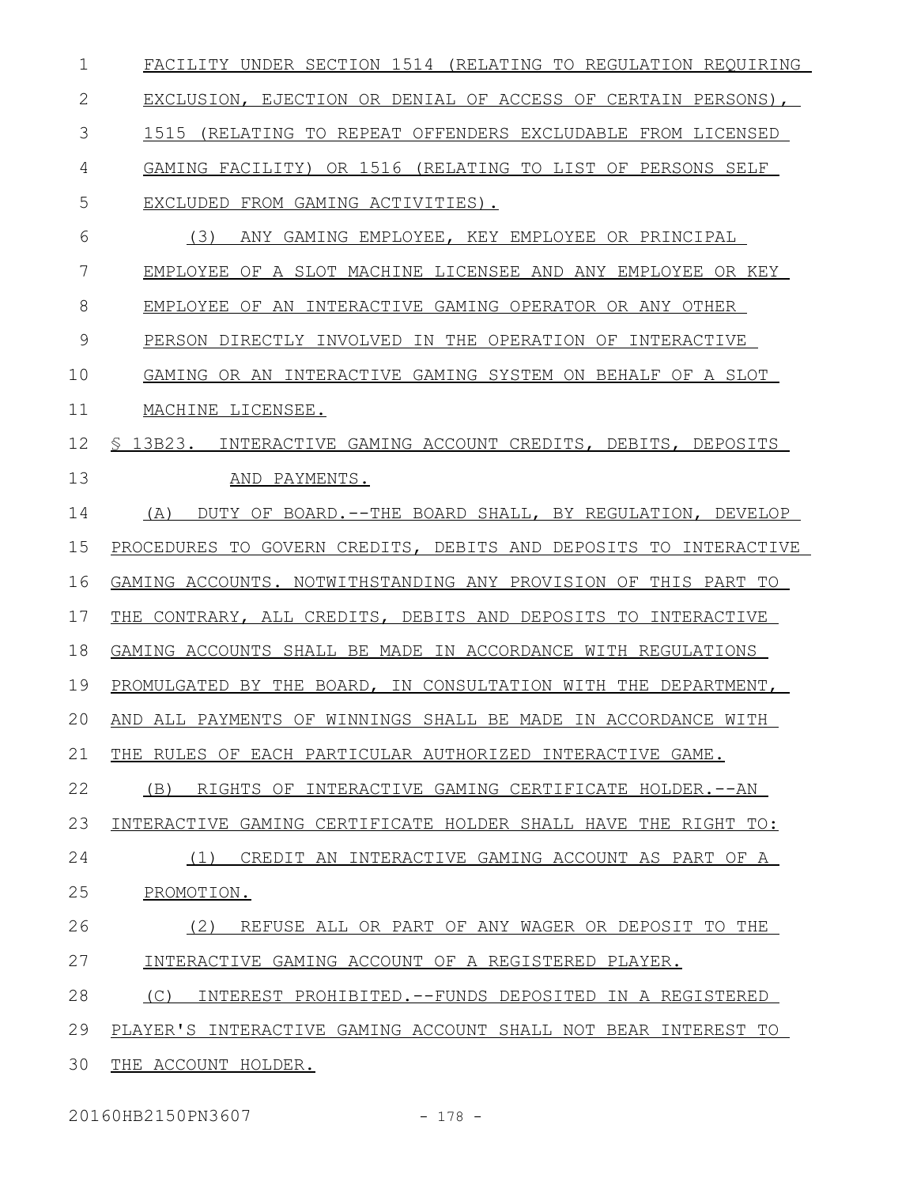FACILITY UNDER SECTION 1514 (RELATING TO REGULATION REQUIRING EXCLUSION, EJECTION OR DENIAL OF ACCESS OF CERTAIN PERSONS), 1515 (RELATING TO REPEAT OFFENDERS EXCLUDABLE FROM LICENSED GAMING FACILITY) OR 1516 (RELATING TO LIST OF PERSONS SELF EXCLUDED FROM GAMING ACTIVITIES).

(3) ANY GAMING EMPLOYEE, KEY EMPLOYEE OR PRINCIPAL EMPLOYEE OF A SLOT MACHINE LICENSEE AND ANY EMPLOYEE OR KEY EMPLOYEE OF AN INTERACTIVE GAMING OPERATOR OR ANY OTHER PERSON DIRECTLY INVOLVED IN THE OPERATION OF INTERACTIVE GAMING OR AN INTERACTIVE GAMING SYSTEM ON BEHALF OF A SLOT MACHINE LICENSEE.

§ 13B23. INTERACTIVE GAMING ACCOUNT CREDITS, DEBITS, DEPOSITS AND PAYMENTS.

(A) DUTY OF BOARD.--THE BOARD SHALL, BY REGULATION, DEVELOP PROCEDURES TO GOVERN CREDITS, DEBITS AND DEPOSITS TO INTERACTIVE GAMING ACCOUNTS. NOTWITHSTANDING ANY PROVISION OF THIS PART TO THE CONTRARY, ALL CREDITS, DEBITS AND DEPOSITS TO INTERACTIVE GAMING ACCOUNTS SHALL BE MADE IN ACCORDANCE WITH REGULATIONS PROMULGATED BY THE BOARD, IN CONSULTATION WITH THE DEPARTMENT, AND ALL PAYMENTS OF WINNINGS SHALL BE MADE IN ACCORDANCE WITH THE RULES OF EACH PARTICULAR AUTHORIZED INTERACTIVE GAME.

(B) RIGHTS OF INTERACTIVE GAMING CERTIFICATE HOLDER.--AN INTERACTIVE GAMING CERTIFICATE HOLDER SHALL HAVE THE RIGHT TO:

(1) CREDIT AN INTERACTIVE GAMING ACCOUNT AS PART OF A PROMOTION.

(2) REFUSE ALL OR PART OF ANY WAGER OR DEPOSIT TO THE INTERACTIVE GAMING ACCOUNT OF A REGISTERED PLAYER.

(C) INTEREST PROHIBITED.--FUNDS DEPOSITED IN A REGISTERED PLAYER'S INTERACTIVE GAMING ACCOUNT SHALL NOT BEAR INTEREST TO THE ACCOUNT HOLDER.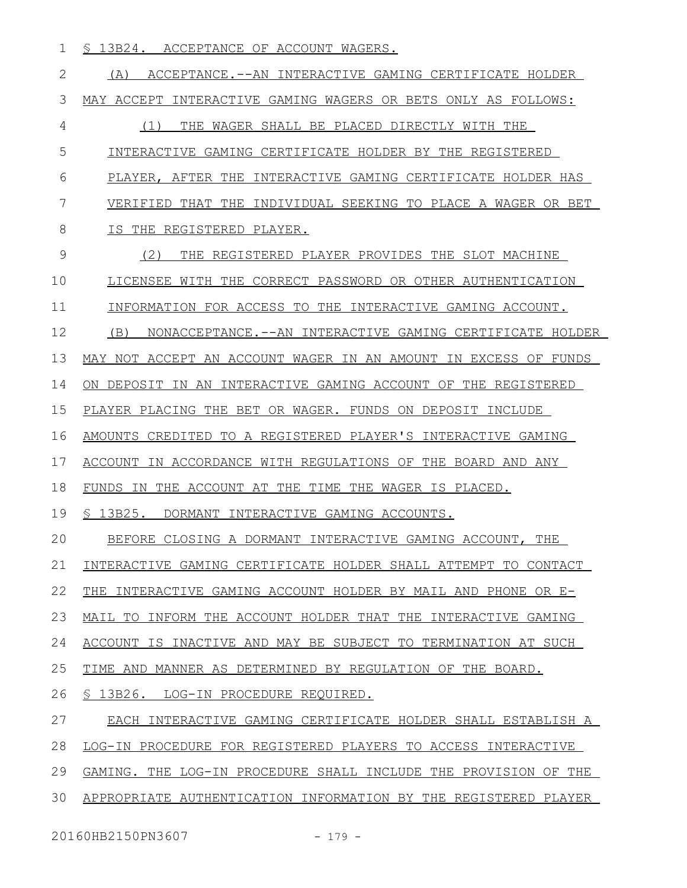§ 13B24. ACCEPTANCE OF ACCOUNT WAGERS.

(A) ACCEPTANCE.--AN INTERACTIVE GAMING CERTIFICATE HOLDER MAY ACCEPT INTERACTIVE GAMING WAGERS OR BETS ONLY AS FOLLOWS:

(1) THE WAGER SHALL BE PLACED DIRECTLY WITH THE INTERACTIVE GAMING CERTIFICATE HOLDER BY THE REGISTERED PLAYER, AFTER THE INTERACTIVE GAMING CERTIFICATE HOLDER HAS VERIFIED THAT THE INDIVIDUAL SEEKING TO PLACE A WAGER OR BET IS THE REGISTERED PLAYER.

(2) THE REGISTERED PLAYER PROVIDES THE SLOT MACHINE LICENSEE WITH THE CORRECT PASSWORD OR OTHER AUTHENTICATION INFORMATION FOR ACCESS TO THE INTERACTIVE GAMING ACCOUNT.

(B) NONACCEPTANCE.--AN INTERACTIVE GAMING CERTIFICATE HOLDER MAY NOT ACCEPT AN ACCOUNT WAGER IN AN AMOUNT IN EXCESS OF FUNDS ON DEPOSIT IN AN INTERACTIVE GAMING ACCOUNT OF THE REGISTERED PLAYER PLACING THE BET OR WAGER. FUNDS ON DEPOSIT INCLUDE AMOUNTS CREDITED TO A REGISTERED PLAYER'S INTERACTIVE GAMING ACCOUNT IN ACCORDANCE WITH REGULATIONS OF THE BOARD AND ANY FUNDS IN THE ACCOUNT AT THE TIME THE WAGER IS PLACED.

§ 13B25. DORMANT INTERACTIVE GAMING ACCOUNTS.

BEFORE CLOSING A DORMANT INTERACTIVE GAMING ACCOUNT, THE INTERACTIVE GAMING CERTIFICATE HOLDER SHALL ATTEMPT TO CONTACT THE INTERACTIVE GAMING ACCOUNT HOLDER BY MAIL AND PHONE OR E-MAIL TO INFORM THE ACCOUNT HOLDER THAT THE INTERACTIVE GAMING ACCOUNT IS INACTIVE AND MAY BE SUBJECT TO TERMINATION AT SUCH TIME AND MANNER AS DETERMINED BY REGULATION OF THE BOARD.

§ 13B26. LOG-IN PROCEDURE REQUIRED.

EACH INTERACTIVE GAMING CERTIFICATE HOLDER SHALL ESTABLISH A LOG-IN PROCEDURE FOR REGISTERED PLAYERS TO ACCESS INTERACTIVE GAMING. THE LOG-IN PROCEDURE SHALL INCLUDE THE PROVISION OF THE APPROPRIATE AUTHENTICATION INFORMATION BY THE REGISTERED PLAYER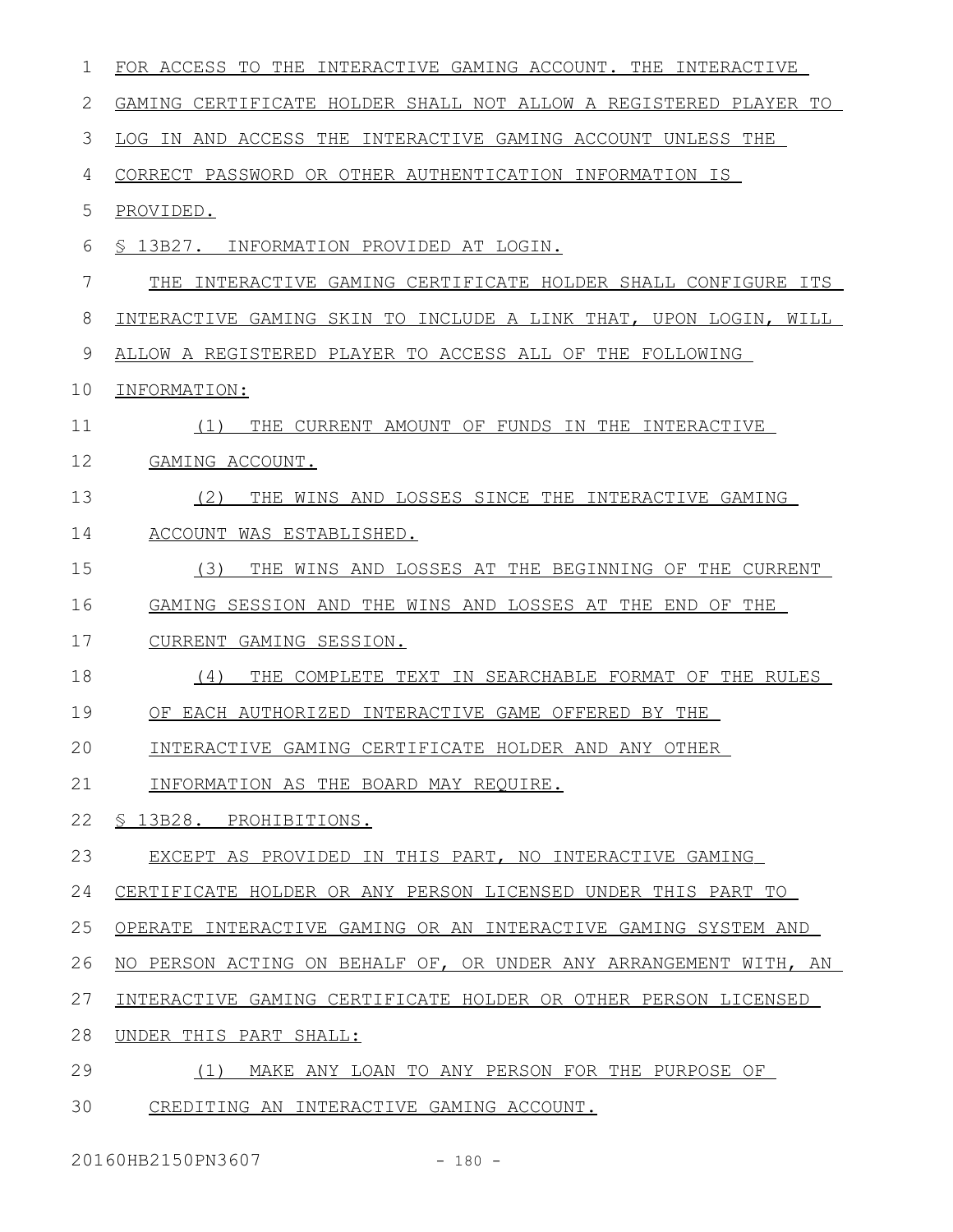FOR ACCESS TO THE INTERACTIVE GAMING ACCOUNT. THE INTERACTIVE GAMING CERTIFICATE HOLDER SHALL NOT ALLOW A REGISTERED PLAYER TO LOG IN AND ACCESS THE INTERACTIVE GAMING ACCOUNT UNLESS THE CORRECT PASSWORD OR OTHER AUTHENTICATION INFORMATION IS PROVIDED.

§ 13B27. INFORMATION PROVIDED AT LOGIN.

THE INTERACTIVE GAMING CERTIFICATE HOLDER SHALL CONFIGURE ITS INTERACTIVE GAMING SKIN TO INCLUDE A LINK THAT, UPON LOGIN, WILL ALLOW A REGISTERED PLAYER TO ACCESS ALL OF THE FOLLOWING INFORMATION:

(1) THE CURRENT AMOUNT OF FUNDS IN THE INTERACTIVE GAMING ACCOUNT.

(2) THE WINS AND LOSSES SINCE THE INTERACTIVE GAMING ACCOUNT WAS ESTABLISHED.

(3) THE WINS AND LOSSES AT THE BEGINNING OF THE CURRENT GAMING SESSION AND THE WINS AND LOSSES AT THE END OF THE CURRENT GAMING SESSION.

(4) THE COMPLETE TEXT IN SEARCHABLE FORMAT OF THE RULES OF EACH AUTHORIZED INTERACTIVE GAME OFFERED BY THE INTERACTIVE GAMING CERTIFICATE HOLDER AND ANY OTHER INFORMATION AS THE BOARD MAY REQUIRE.

§ 13B28. PROHIBITIONS.

EXCEPT AS PROVIDED IN THIS PART, NO INTERACTIVE GAMING CERTIFICATE HOLDER OR ANY PERSON LICENSED UNDER THIS PART TO OPERATE INTERACTIVE GAMING OR AN INTERACTIVE GAMING SYSTEM AND NO PERSON ACTING ON BEHALF OF, OR UNDER ANY ARRANGEMENT WITH, AN INTERACTIVE GAMING CERTIFICATE HOLDER OR OTHER PERSON LICENSED UNDER THIS PART SHALL:

(1) MAKE ANY LOAN TO ANY PERSON FOR THE PURPOSE OF CREDITING AN INTERACTIVE GAMING ACCOUNT.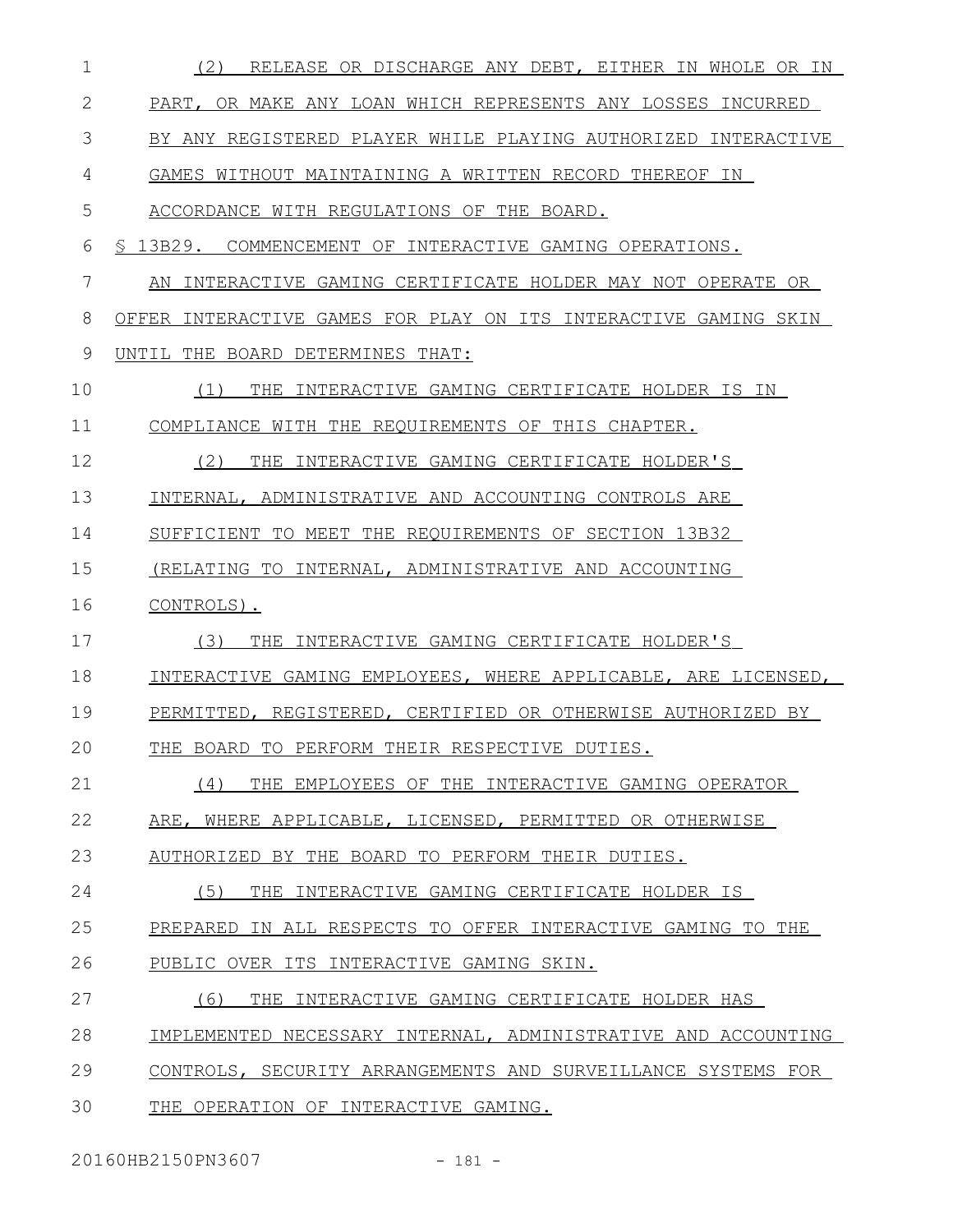(2) RELEASE OR DISCHARGE ANY DEBT, EITHER IN WHOLE OR IN PART, OR MAKE ANY LOAN WHICH REPRESENTS ANY LOSSES INCURRED BY ANY REGISTERED PLAYER WHILE PLAYING AUTHORIZED INTERACTIVE GAMES WITHOUT MAINTAINING A WRITTEN RECORD THEREOF IN ACCORDANCE WITH REGULATIONS OF THE BOARD.

§ 13B29. COMMENCEMENT OF INTERACTIVE GAMING OPERATIONS.

AN INTERACTIVE GAMING CERTIFICATE HOLDER MAY NOT OPERATE OR OFFER INTERACTIVE GAMES FOR PLAY ON ITS INTERACTIVE GAMING SKIN UNTIL THE BOARD DETERMINES THAT:

(1) THE INTERACTIVE GAMING CERTIFICATE HOLDER IS IN COMPLIANCE WITH THE REQUIREMENTS OF THIS CHAPTER.

(2) THE INTERACTIVE GAMING CERTIFICATE HOLDER'S INTERNAL, ADMINISTRATIVE AND ACCOUNTING CONTROLS ARE SUFFICIENT TO MEET THE REQUIREMENTS OF SECTION 13B32 (RELATING TO INTERNAL, ADMINISTRATIVE AND ACCOUNTING CONTROLS).

(3) THE INTERACTIVE GAMING CERTIFICATE HOLDER'S INTERACTIVE GAMING EMPLOYEES, WHERE APPLICABLE, ARE LICENSED, PERMITTED, REGISTERED, CERTIFIED OR OTHERWISE AUTHORIZED BY THE BOARD TO PERFORM THEIR RESPECTIVE DUTIES.

(4) THE EMPLOYEES OF THE INTERACTIVE GAMING OPERATOR ARE, WHERE APPLICABLE, LICENSED, PERMITTED OR OTHERWISE AUTHORIZED BY THE BOARD TO PERFORM THEIR DUTIES.

(5) THE INTERACTIVE GAMING CERTIFICATE HOLDER IS PREPARED IN ALL RESPECTS TO OFFER INTERACTIVE GAMING TO THE PUBLIC OVER ITS INTERACTIVE GAMING SKIN.

(6) THE INTERACTIVE GAMING CERTIFICATE HOLDER HAS IMPLEMENTED NECESSARY INTERNAL, ADMINISTRATIVE AND ACCOUNTING CONTROLS, SECURITY ARRANGEMENTS AND SURVEILLANCE SYSTEMS FOR THE OPERATION OF INTERACTIVE GAMING.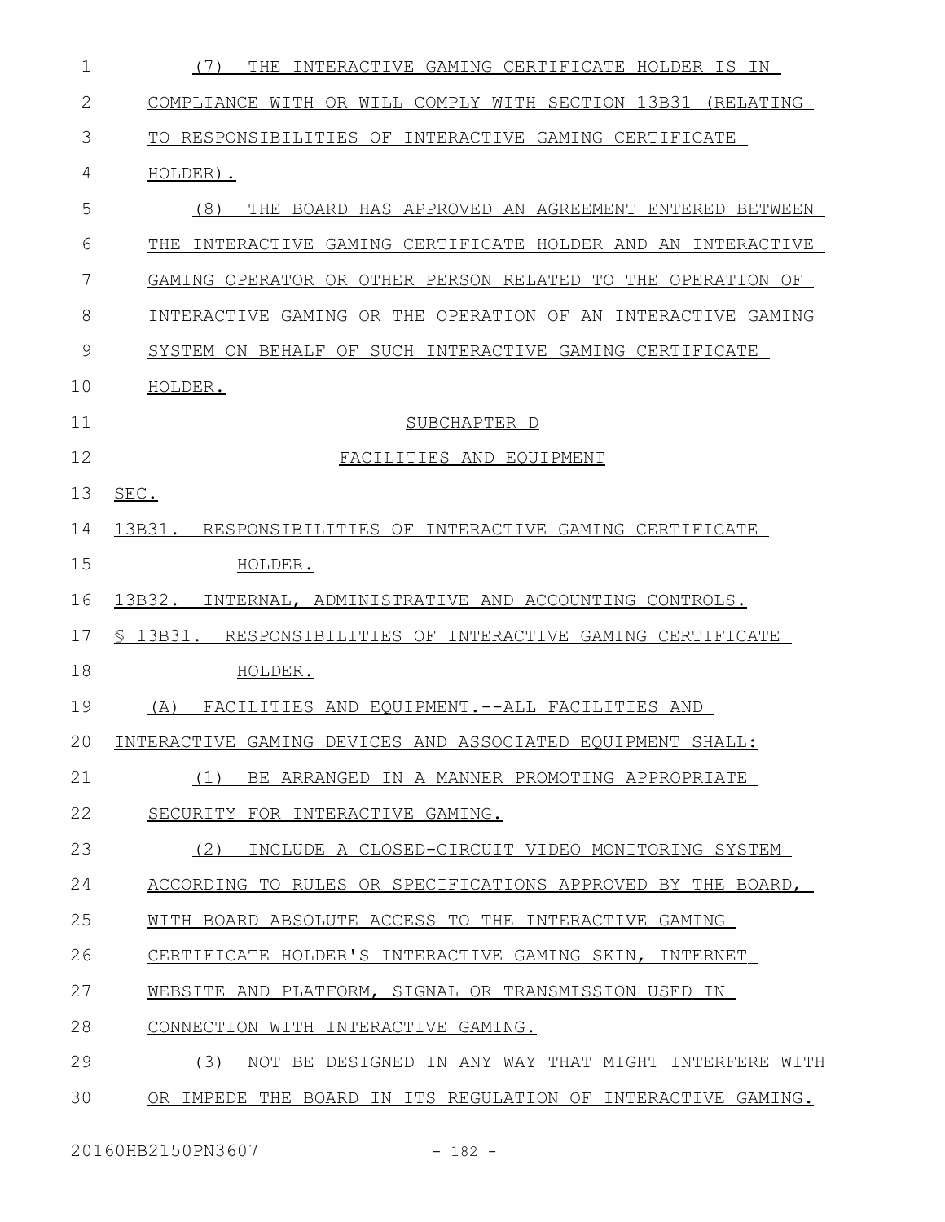(7) THE INTERACTIVE GAMING CERTIFICATE HOLDER IS IN COMPLIANCE WITH OR WILL COMPLY WITH SECTION 13B31 (RELATING TO RESPONSIBILITIES OF INTERACTIVE GAMING CERTIFICATE HOLDER).

(8) THE BOARD HAS APPROVED AN AGREEMENT ENTERED BETWEEN THE INTERACTIVE GAMING CERTIFICATE HOLDER AND AN INTERACTIVE GAMING OPERATOR OR OTHER PERSON RELATED TO THE OPERATION OF INTERACTIVE GAMING OR THE OPERATION OF AN INTERACTIVE GAMING SYSTEM ON BEHALF OF SUCH INTERACTIVE GAMING CERTIFICATE HOLDER.

SUBCHAPTER D

FACILITIES AND EQUIPMENT

SEC.

13B31. RESPONSIBILITIES OF INTERACTIVE GAMING CERTIFICATE HOLDER.

13B32. INTERNAL, ADMINISTRATIVE AND ACCOUNTING CONTROLS.

§ 13B31. RESPONSIBILITIES OF INTERACTIVE GAMING CERTIFICATE HOLDER.

(A) FACILITIES AND EQUIPMENT.--ALL FACILITIES AND INTERACTIVE GAMING DEVICES AND ASSOCIATED EQUIPMENT SHALL:

(1) BE ARRANGED IN A MANNER PROMOTING APPROPRIATE SECURITY FOR INTERACTIVE GAMING.

(2) INCLUDE A CLOSED-CIRCUIT VIDEO MONITORING SYSTEM ACCORDING TO RULES OR SPECIFICATIONS APPROVED BY THE BOARD, WITH BOARD ABSOLUTE ACCESS TO THE INTERACTIVE GAMING CERTIFICATE HOLDER'S INTERACTIVE GAMING SKIN, INTERNET WEBSITE AND PLATFORM, SIGNAL OR TRANSMISSION USED IN CONNECTION WITH INTERACTIVE GAMING.

(3) NOT BE DESIGNED IN ANY WAY THAT MIGHT INTERFERE WITH OR IMPEDE THE BOARD IN ITS REGULATION OF INTERACTIVE GAMING.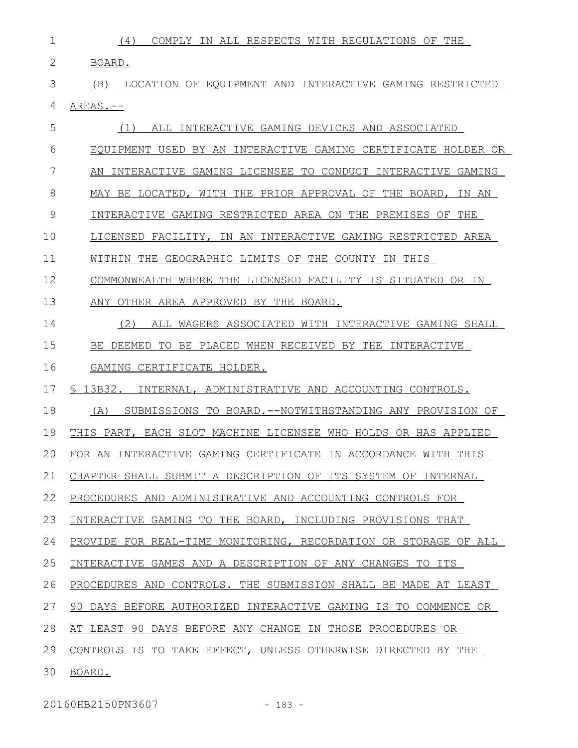(4) COMPLY IN ALL RESPECTS WITH REGULATIONS OF THE BOARD.

(B) LOCATION OF EQUIPMENT AND INTERACTIVE GAMING RESTRICTED AREAS.--

(1) ALL INTERACTIVE GAMING DEVICES AND ASSOCIATED EQUIPMENT USED BY AN INTERACTIVE GAMING CERTIFICATE HOLDER OR AN INTERACTIVE GAMING LICENSEE TO CONDUCT INTERACTIVE GAMING MAY BE LOCATED, WITH THE PRIOR APPROVAL OF THE BOARD, IN AN INTERACTIVE GAMING RESTRICTED AREA ON THE PREMISES OF THE LICENSED FACILITY, IN AN INTERACTIVE GAMING RESTRICTED AREA WITHIN THE GEOGRAPHIC LIMITS OF THE COUNTY IN THIS COMMONWEALTH WHERE THE LICENSED FACILITY IS SITUATED OR IN ANY OTHER AREA APPROVED BY THE BOARD.

(2) ALL WAGERS ASSOCIATED WITH INTERACTIVE GAMING SHALL BE DEEMED TO BE PLACED WHEN RECEIVED BY THE INTERACTIVE GAMING CERTIFICATE HOLDER.

§ 13B32. INTERNAL, ADMINISTRATIVE AND ACCOUNTING CONTROLS.

(A) SUBMISSIONS TO BOARD.--NOTWITHSTANDING ANY PROVISION OF THIS PART, EACH SLOT MACHINE LICENSEE WHO HOLDS OR HAS APPLIED FOR AN INTERACTIVE GAMING CERTIFICATE IN ACCORDANCE WITH THIS CHAPTER SHALL SUBMIT A DESCRIPTION OF ITS SYSTEM OF INTERNAL PROCEDURES AND ADMINISTRATIVE AND ACCOUNTING CONTROLS FOR INTERACTIVE GAMING TO THE BOARD, INCLUDING PROVISIONS THAT PROVIDE FOR REAL-TIME MONITORING, RECORDATION OR STORAGE OF ALL INTERACTIVE GAMES AND A DESCRIPTION OF ANY CHANGES TO ITS PROCEDURES AND CONTROLS. THE SUBMISSION SHALL BE MADE AT LEAST 90 DAYS BEFORE AUTHORIZED INTERACTIVE GAMING IS TO COMMENCE OR AT LEAST 90 DAYS BEFORE ANY CHANGE IN THOSE PROCEDURES OR CONTROLS IS TO TAKE EFFECT, UNLESS OTHERWISE DIRECTED BY THE BOARD.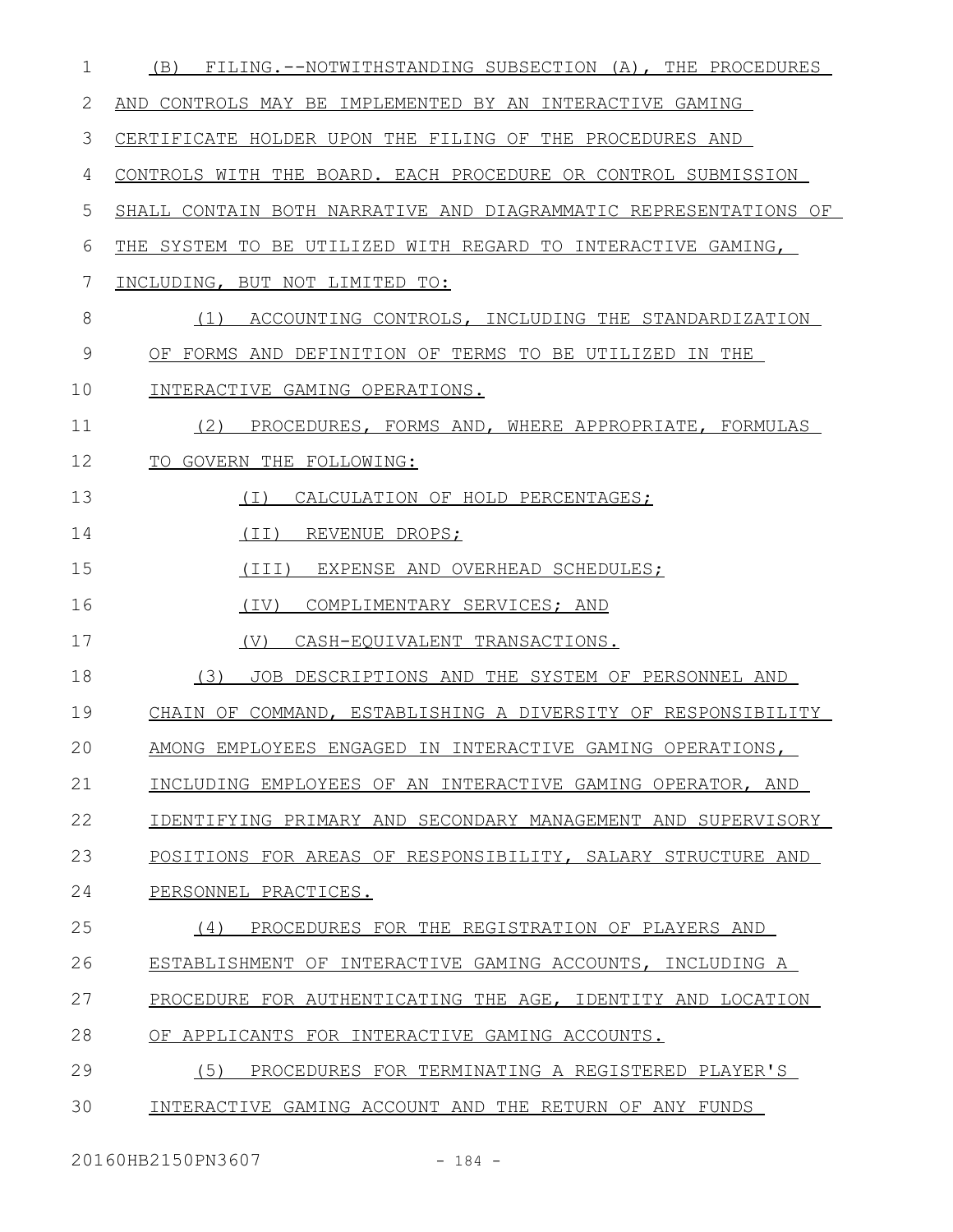(B) FILING.--NOTWITHSTANDING SUBSECTION (A), THE PROCEDURES AND CONTROLS MAY BE IMPLEMENTED BY AN INTERACTIVE GAMING CERTIFICATE HOLDER UPON THE FILING OF THE PROCEDURES AND CONTROLS WITH THE BOARD. EACH PROCEDURE OR CONTROL SUBMISSION SHALL CONTAIN BOTH NARRATIVE AND DIAGRAMMATIC REPRESENTATIONS OF THE SYSTEM TO BE UTILIZED WITH REGARD TO INTERACTIVE GAMING, INCLUDING, BUT NOT LIMITED TO:

(1) ACCOUNTING CONTROLS, INCLUDING THE STANDARDIZATION OF FORMS AND DEFINITION OF TERMS TO BE UTILIZED IN THE INTERACTIVE GAMING OPERATIONS.

(2) PROCEDURES, FORMS AND, WHERE APPROPRIATE, FORMULAS TO GOVERN THE FOLLOWING:

(I) CALCULATION OF HOLD PERCENTAGES;

(II) REVENUE DROPS;

(III) EXPENSE AND OVERHEAD SCHEDULES;

(IV) COMPLIMENTARY SERVICES; AND

(V) CASH-EQUIVALENT TRANSACTIONS.

(3) JOB DESCRIPTIONS AND THE SYSTEM OF PERSONNEL AND CHAIN OF COMMAND, ESTABLISHING A DIVERSITY OF RESPONSIBILITY AMONG EMPLOYEES ENGAGED IN INTERACTIVE GAMING OPERATIONS, INCLUDING EMPLOYEES OF AN INTERACTIVE GAMING OPERATOR, AND IDENTIFYING PRIMARY AND SECONDARY MANAGEMENT AND SUPERVISORY POSITIONS FOR AREAS OF RESPONSIBILITY, SALARY STRUCTURE AND PERSONNEL PRACTICES.

(4) PROCEDURES FOR THE REGISTRATION OF PLAYERS AND ESTABLISHMENT OF INTERACTIVE GAMING ACCOUNTS, INCLUDING A PROCEDURE FOR AUTHENTICATING THE AGE, IDENTITY AND LOCATION OF APPLICANTS FOR INTERACTIVE GAMING ACCOUNTS.

(5) PROCEDURES FOR TERMINATING A REGISTERED PLAYER'S INTERACTIVE GAMING ACCOUNT AND THE RETURN OF ANY FUNDS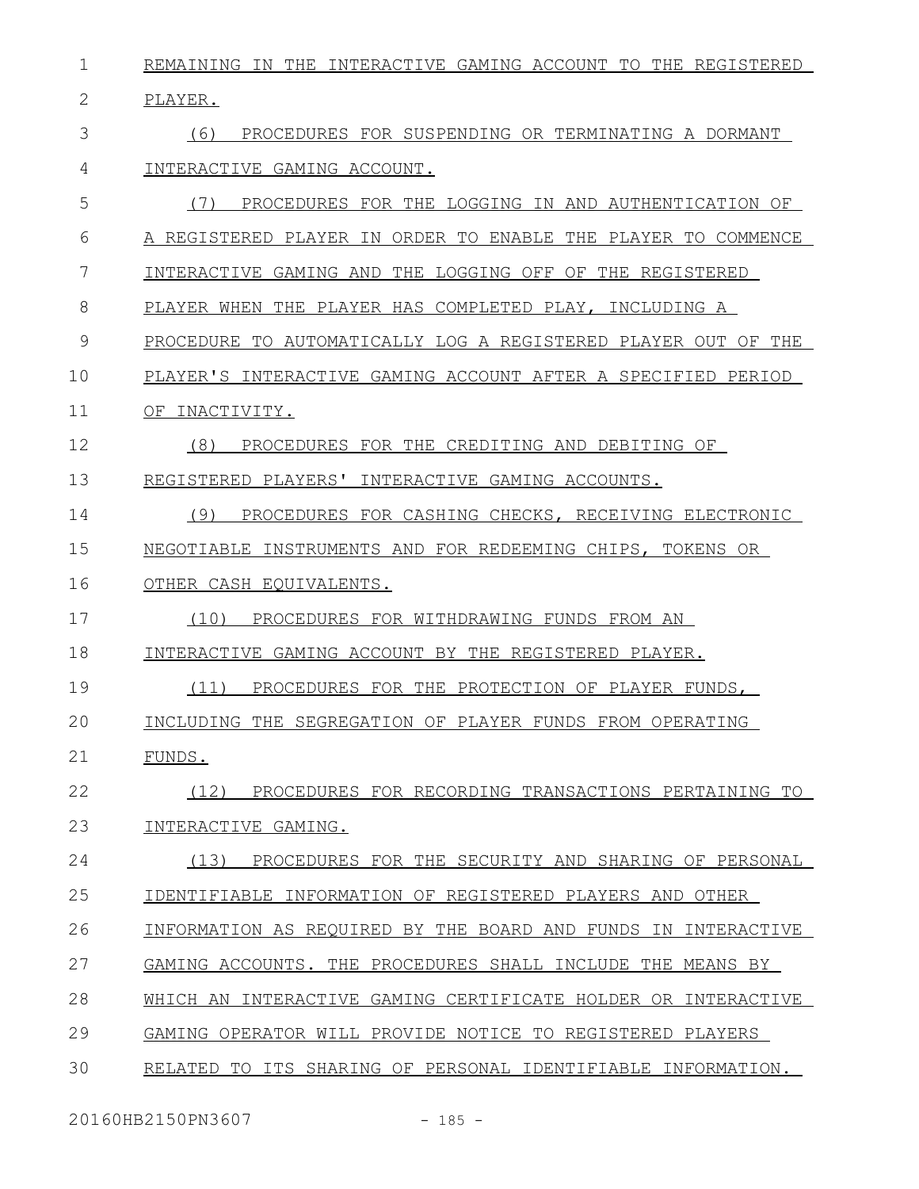REMAINING IN THE INTERACTIVE GAMING ACCOUNT TO THE REGISTERED PLAYER.

(6) PROCEDURES FOR SUSPENDING OR TERMINATING A DORMANT INTERACTIVE GAMING ACCOUNT.

(7) PROCEDURES FOR THE LOGGING IN AND AUTHENTICATION OF A REGISTERED PLAYER IN ORDER TO ENABLE THE PLAYER TO COMMENCE INTERACTIVE GAMING AND THE LOGGING OFF OF THE REGISTERED PLAYER WHEN THE PLAYER HAS COMPLETED PLAY, INCLUDING A PROCEDURE TO AUTOMATICALLY LOG A REGISTERED PLAYER OUT OF THE PLAYER'S INTERACTIVE GAMING ACCOUNT AFTER A SPECIFIED PERIOD OF INACTIVITY.

(8) PROCEDURES FOR THE CREDITING AND DEBITING OF REGISTERED PLAYERS' INTERACTIVE GAMING ACCOUNTS.

(9) PROCEDURES FOR CASHING CHECKS, RECEIVING ELECTRONIC NEGOTIABLE INSTRUMENTS AND FOR REDEEMING CHIPS, TOKENS OR OTHER CASH EQUIVALENTS.

(10) PROCEDURES FOR WITHDRAWING FUNDS FROM AN INTERACTIVE GAMING ACCOUNT BY THE REGISTERED PLAYER.

(11) PROCEDURES FOR THE PROTECTION OF PLAYER FUNDS, INCLUDING THE SEGREGATION OF PLAYER FUNDS FROM OPERATING FUNDS.

(12) PROCEDURES FOR RECORDING TRANSACTIONS PERTAINING TO INTERACTIVE GAMING.

(13) PROCEDURES FOR THE SECURITY AND SHARING OF PERSONAL IDENTIFIABLE INFORMATION OF REGISTERED PLAYERS AND OTHER INFORMATION AS REQUIRED BY THE BOARD AND FUNDS IN INTERACTIVE GAMING ACCOUNTS. THE PROCEDURES SHALL INCLUDE THE MEANS BY WHICH AN INTERACTIVE GAMING CERTIFICATE HOLDER OR INTERACTIVE GAMING OPERATOR WILL PROVIDE NOTICE TO REGISTERED PLAYERS RELATED TO ITS SHARING OF PERSONAL IDENTIFIABLE INFORMATION.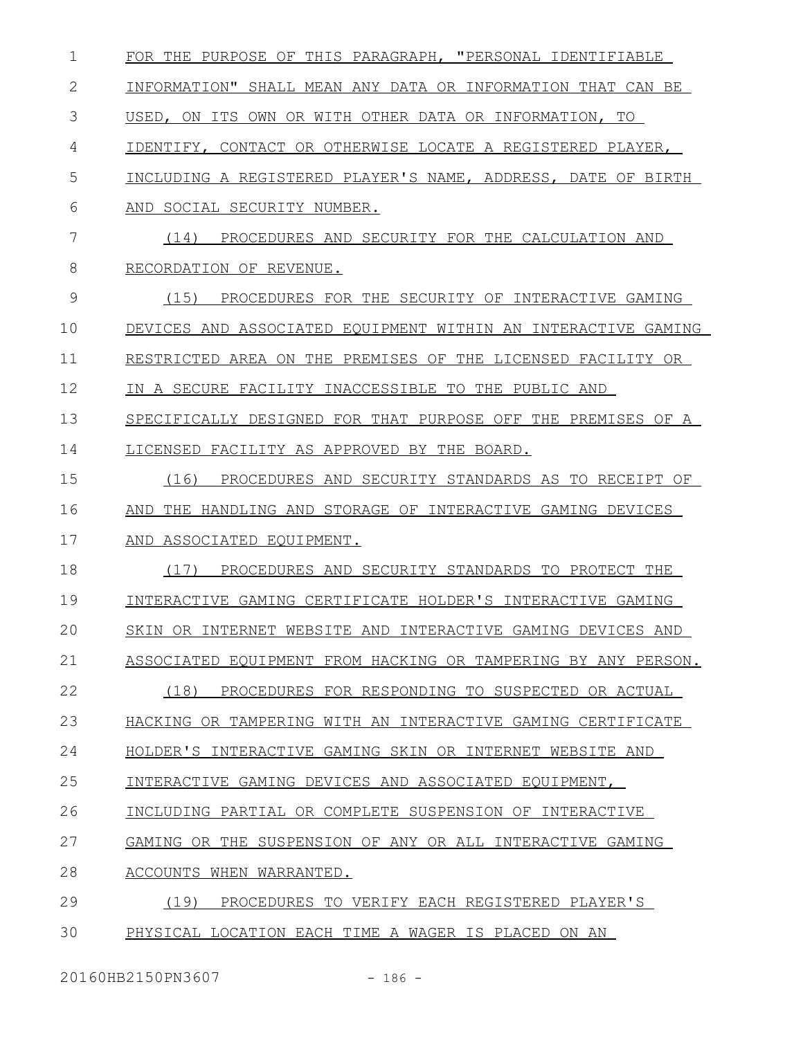FOR THE PURPOSE OF THIS PARAGRAPH, "PERSONAL IDENTIFIABLE INFORMATION" SHALL MEAN ANY DATA OR INFORMATION THAT CAN BE USED, ON ITS OWN OR WITH OTHER DATA OR INFORMATION, TO IDENTIFY, CONTACT OR OTHERWISE LOCATE A REGISTERED PLAYER, INCLUDING A REGISTERED PLAYER'S NAME, ADDRESS, DATE OF BIRTH AND SOCIAL SECURITY NUMBER.

(14) PROCEDURES AND SECURITY FOR THE CALCULATION AND RECORDATION OF REVENUE.

(15) PROCEDURES FOR THE SECURITY OF INTERACTIVE GAMING DEVICES AND ASSOCIATED EQUIPMENT WITHIN AN INTERACTIVE GAMING RESTRICTED AREA ON THE PREMISES OF THE LICENSED FACILITY OR IN A SECURE FACILITY INACCESSIBLE TO THE PUBLIC AND SPECIFICALLY DESIGNED FOR THAT PURPOSE OFF THE PREMISES OF A LICENSED FACILITY AS APPROVED BY THE BOARD.

(16) PROCEDURES AND SECURITY STANDARDS AS TO RECEIPT OF AND THE HANDLING AND STORAGE OF INTERACTIVE GAMING DEVICES AND ASSOCIATED EQUIPMENT.

(17) PROCEDURES AND SECURITY STANDARDS TO PROTECT THE INTERACTIVE GAMING CERTIFICATE HOLDER'S INTERACTIVE GAMING SKIN OR INTERNET WEBSITE AND INTERACTIVE GAMING DEVICES AND ASSOCIATED EQUIPMENT FROM HACKING OR TAMPERING BY ANY PERSON.

(18) PROCEDURES FOR RESPONDING TO SUSPECTED OR ACTUAL HACKING OR TAMPERING WITH AN INTERACTIVE GAMING CERTIFICATE HOLDER'S INTERACTIVE GAMING SKIN OR INTERNET WEBSITE AND INTERACTIVE GAMING DEVICES AND ASSOCIATED EQUIPMENT, INCLUDING PARTIAL OR COMPLETE SUSPENSION OF INTERACTIVE GAMING OR THE SUSPENSION OF ANY OR ALL INTERACTIVE GAMING ACCOUNTS WHEN WARRANTED.

(19) PROCEDURES TO VERIFY EACH REGISTERED PLAYER'S PHYSICAL LOCATION EACH TIME A WAGER IS PLACED ON AN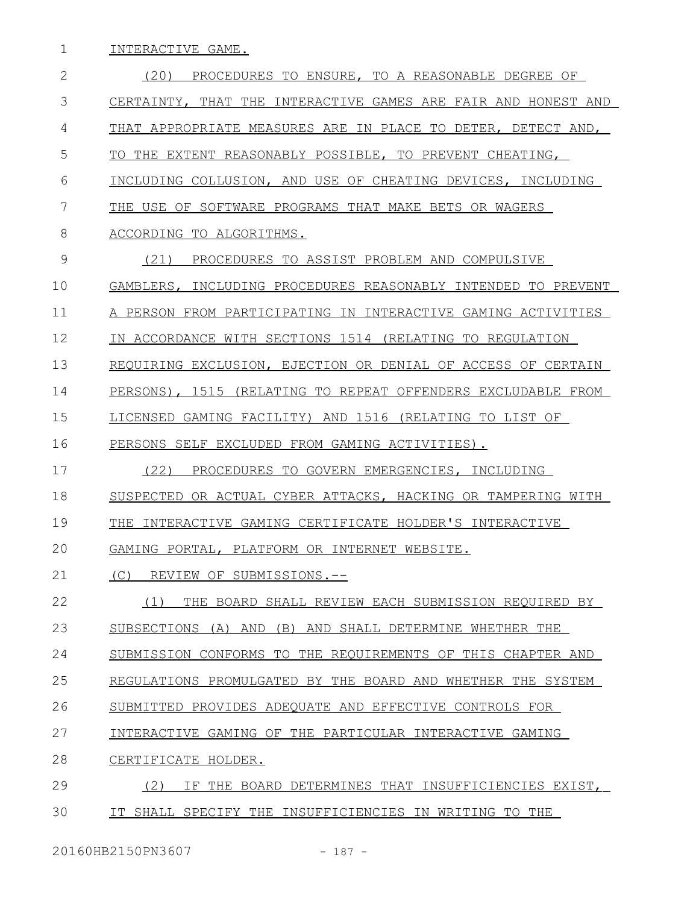INTERACTIVE GAME.

(20) PROCEDURES TO ENSURE, TO A REASONABLE DEGREE OF CERTAINTY, THAT THE INTERACTIVE GAMES ARE FAIR AND HONEST AND THAT APPROPRIATE MEASURES ARE IN PLACE TO DETER, DETECT AND, TO THE EXTENT REASONABLY POSSIBLE, TO PREVENT CHEATING, INCLUDING COLLUSION, AND USE OF CHEATING DEVICES, INCLUDING THE USE OF SOFTWARE PROGRAMS THAT MAKE BETS OR WAGERS ACCORDING TO ALGORITHMS.

(21) PROCEDURES TO ASSIST PROBLEM AND COMPULSIVE GAMBLERS, INCLUDING PROCEDURES REASONABLY INTENDED TO PREVENT A PERSON FROM PARTICIPATING IN INTERACTIVE GAMING ACTIVITIES IN ACCORDANCE WITH SECTIONS 1514 (RELATING TO REGULATION REQUIRING EXCLUSION, EJECTION OR DENIAL OF ACCESS OF CERTAIN PERSONS), 1515 (RELATING TO REPEAT OFFENDERS EXCLUDABLE FROM LICENSED GAMING FACILITY) AND 1516 (RELATING TO LIST OF PERSONS SELF EXCLUDED FROM GAMING ACTIVITIES).

(22) PROCEDURES TO GOVERN EMERGENCIES, INCLUDING SUSPECTED OR ACTUAL CYBER ATTACKS, HACKING OR TAMPERING WITH THE INTERACTIVE GAMING CERTIFICATE HOLDER'S INTERACTIVE GAMING PORTAL, PLATFORM OR INTERNET WEBSITE.

(C) REVIEW OF SUBMISSIONS.--

(1) THE BOARD SHALL REVIEW EACH SUBMISSION REQUIRED BY SUBSECTIONS (A) AND (B) AND SHALL DETERMINE WHETHER THE SUBMISSION CONFORMS TO THE REQUIREMENTS OF THIS CHAPTER AND REGULATIONS PROMULGATED BY THE BOARD AND WHETHER THE SYSTEM SUBMITTED PROVIDES ADEQUATE AND EFFECTIVE CONTROLS FOR INTERACTIVE GAMING OF THE PARTICULAR INTERACTIVE GAMING CERTIFICATE HOLDER.

(2) IF THE BOARD DETERMINES THAT INSUFFICIENCIES EXIST, IT SHALL SPECIFY THE INSUFFICIENCIES IN WRITING TO THE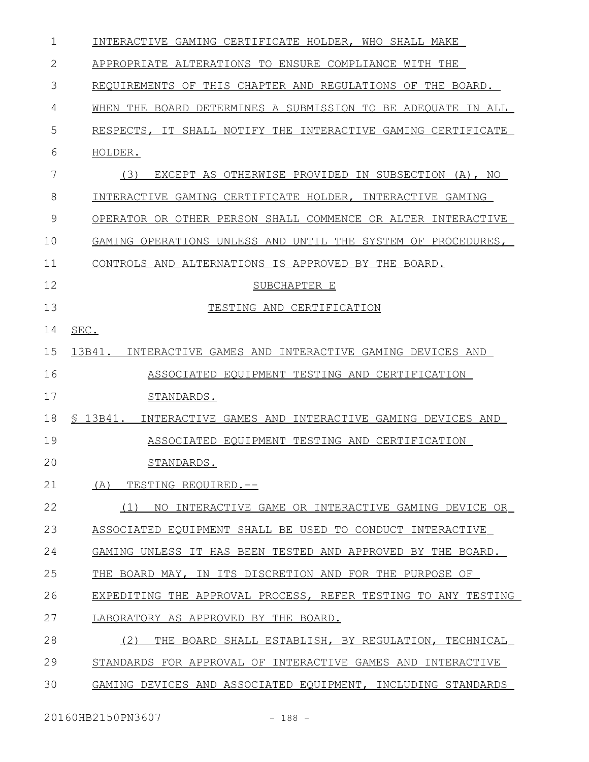INTERACTIVE GAMING CERTIFICATE HOLDER, WHO SHALL MAKE APPROPRIATE ALTERATIONS TO ENSURE COMPLIANCE WITH THE REQUIREMENTS OF THIS CHAPTER AND REGULATIONS OF THE BOARD. WHEN THE BOARD DETERMINES A SUBMISSION TO BE ADEQUATE IN ALL RESPECTS, IT SHALL NOTIFY THE INTERACTIVE GAMING CERTIFICATE HOLDER.

(3) EXCEPT AS OTHERWISE PROVIDED IN SUBSECTION (A), NO INTERACTIVE GAMING CERTIFICATE HOLDER, INTERACTIVE GAMING OPERATOR OR OTHER PERSON SHALL COMMENCE OR ALTER INTERACTIVE GAMING OPERATIONS UNLESS AND UNTIL THE SYSTEM OF PROCEDURES, CONTROLS AND ALTERNATIONS IS APPROVED BY THE BOARD.

SUBCHAPTER E

TESTING AND CERTIFICATION

SEC.

13B41. INTERACTIVE GAMES AND INTERACTIVE GAMING DEVICES AND ASSOCIATED EQUIPMENT TESTING AND CERTIFICATION STANDARDS.

§ 13B41. INTERACTIVE GAMES AND INTERACTIVE GAMING DEVICES AND ASSOCIATED EQUIPMENT TESTING AND CERTIFICATION STANDARDS.

(A) TESTING REQUIRED.--

(1) NO INTERACTIVE GAME OR INTERACTIVE GAMING DEVICE OR ASSOCIATED EQUIPMENT SHALL BE USED TO CONDUCT INTERACTIVE GAMING UNLESS IT HAS BEEN TESTED AND APPROVED BY THE BOARD. THE BOARD MAY, IN ITS DISCRETION AND FOR THE PURPOSE OF EXPEDITING THE APPROVAL PROCESS, REFER TESTING TO ANY TESTING LABORATORY AS APPROVED BY THE BOARD.

(2) THE BOARD SHALL ESTABLISH, BY REGULATION, TECHNICAL STANDARDS FOR APPROVAL OF INTERACTIVE GAMES AND INTERACTIVE GAMING DEVICES AND ASSOCIATED EQUIPMENT, INCLUDING STANDARDS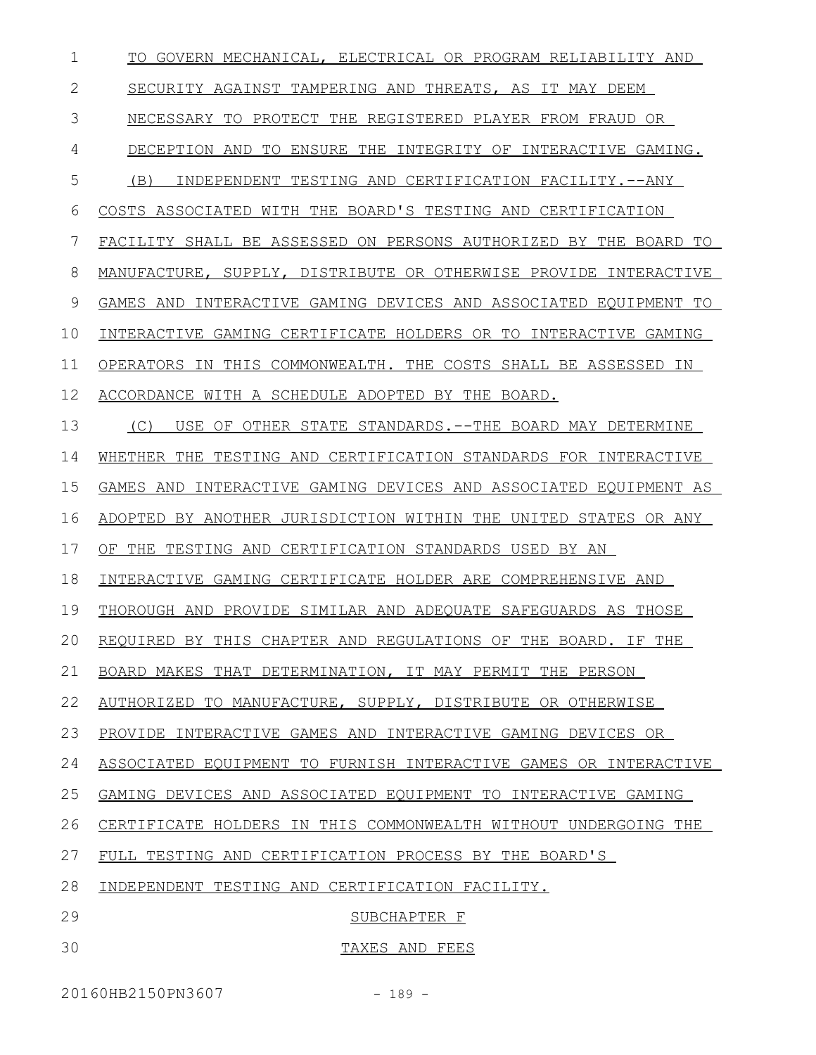TO GOVERN MECHANICAL, ELECTRICAL OR PROGRAM RELIABILITY AND SECURITY AGAINST TAMPERING AND THREATS, AS IT MAY DEEM NECESSARY TO PROTECT THE REGISTERED PLAYER FROM FRAUD OR DECEPTION AND TO ENSURE THE INTEGRITY OF INTERACTIVE GAMING.

(B) INDEPENDENT TESTING AND CERTIFICATION FACILITY.--ANY COSTS ASSOCIATED WITH THE BOARD'S TESTING AND CERTIFICATION FACILITY SHALL BE ASSESSED ON PERSONS AUTHORIZED BY THE BOARD TO MANUFACTURE, SUPPLY, DISTRIBUTE OR OTHERWISE PROVIDE INTERACTIVE GAMES AND INTERACTIVE GAMING DEVICES AND ASSOCIATED EQUIPMENT TO INTERACTIVE GAMING CERTIFICATE HOLDERS OR TO INTERACTIVE GAMING OPERATORS IN THIS COMMONWEALTH. THE COSTS SHALL BE ASSESSED IN ACCORDANCE WITH A SCHEDULE ADOPTED BY THE BOARD.

(C) USE OF OTHER STATE STANDARDS.--THE BOARD MAY DETERMINE WHETHER THE TESTING AND CERTIFICATION STANDARDS FOR INTERACTIVE GAMES AND INTERACTIVE GAMING DEVICES AND ASSOCIATED EQUIPMENT AS ADOPTED BY ANOTHER JURISDICTION WITHIN THE UNITED STATES OR ANY OF THE TESTING AND CERTIFICATION STANDARDS USED BY AN INTERACTIVE GAMING CERTIFICATE HOLDER ARE COMPREHENSIVE AND THOROUGH AND PROVIDE SIMILAR AND ADEQUATE SAFEGUARDS AS THOSE REQUIRED BY THIS CHAPTER AND REGULATIONS OF THE BOARD. IF THE BOARD MAKES THAT DETERMINATION, IT MAY PERMIT THE PERSON AUTHORIZED TO MANUFACTURE, SUPPLY, DISTRIBUTE OR OTHERWISE PROVIDE INTERACTIVE GAMES AND INTERACTIVE GAMING DEVICES OR ASSOCIATED EQUIPMENT TO FURNISH INTERACTIVE GAMES OR INTERACTIVE GAMING DEVICES AND ASSOCIATED EQUIPMENT TO INTERACTIVE GAMING CERTIFICATE HOLDERS IN THIS COMMONWEALTH WITHOUT UNDERGOING THE FULL TESTING AND CERTIFICATION PROCESS BY THE BOARD'S INDEPENDENT TESTING AND CERTIFICATION FACILITY.

## SUBCHAPTER F

## TAXES AND FEES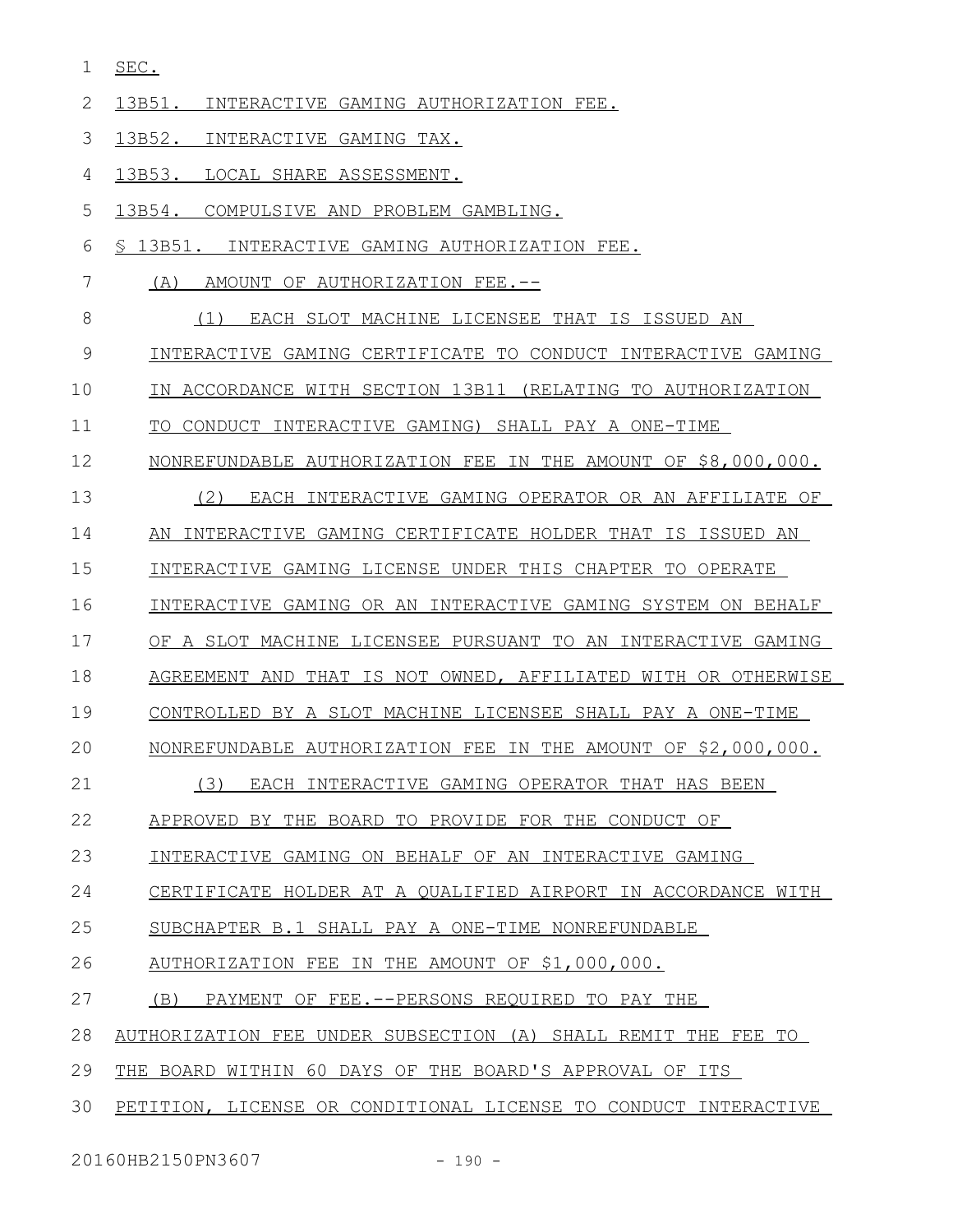SEC.

13B51. INTERACTIVE GAMING AUTHORIZATION FEE.

13B52. INTERACTIVE GAMING TAX.

13B53. LOCAL SHARE ASSESSMENT.

13B54. COMPULSIVE AND PROBLEM GAMBLING.

§ 13B51. INTERACTIVE GAMING AUTHORIZATION FEE.

(A) AMOUNT OF AUTHORIZATION FEE.--

(1) EACH SLOT MACHINE LICENSEE THAT IS ISSUED AN INTERACTIVE GAMING CERTIFICATE TO CONDUCT INTERACTIVE GAMING IN ACCORDANCE WITH SECTION 13B11 (RELATING TO AUTHORIZATION TO CONDUCT INTERACTIVE GAMING) SHALL PAY A ONE-TIME NONREFUNDABLE AUTHORIZATION FEE IN THE AMOUNT OF $8,000,000.

(2) EACH INTERACTIVE GAMING OPERATOR OR AN AFFILIATE OF AN INTERACTIVE GAMING CERTIFICATE HOLDER THAT IS ISSUED AN INTERACTIVE GAMING LICENSE UNDER THIS CHAPTER TO OPERATE INTERACTIVE GAMING OR AN INTERACTIVE GAMING SYSTEM ON BEHALF OF A SLOT MACHINE LICENSEE PURSUANT TO AN INTERACTIVE GAMING AGREEMENT AND THAT IS NOT OWNED, AFFILIATED WITH OR OTHERWISE CONTROLLED BY A SLOT MACHINE LICENSEE SHALL PAY A ONE-TIME NONREFUNDABLE AUTHORIZATION FEE IN THE AMOUNT OF $2,000,000.

(3) EACH INTERACTIVE GAMING OPERATOR THAT HAS BEEN APPROVED BY THE BOARD TO PROVIDE FOR THE CONDUCT OF INTERACTIVE GAMING ON BEHALF OF AN INTERACTIVE GAMING CERTIFICATE HOLDER AT A QUALIFIED AIRPORT IN ACCORDANCE WITH SUBCHAPTER B.1 SHALL PAY A ONE-TIME NONREFUNDABLE AUTHORIZATION FEE IN THE AMOUNT OF $1,000,000.

(B) PAYMENT OF FEE.--PERSONS REQUIRED TO PAY THE AUTHORIZATION FEE UNDER SUBSECTION (A) SHALL REMIT THE FEE TO THE BOARD WITHIN 60 DAYS OF THE BOARD'S APPROVAL OF ITS PETITION, LICENSE OR CONDITIONAL LICENSE TO CONDUCT INTERACTIVE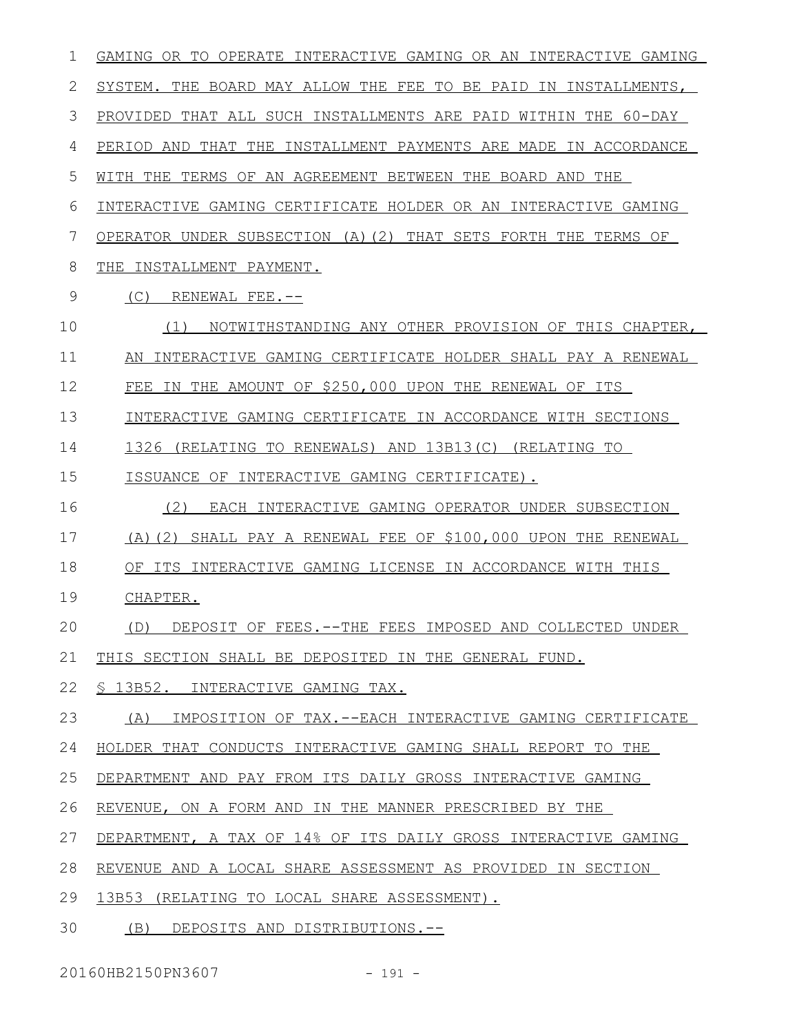GAMING OR TO OPERATE INTERACTIVE GAMING OR AN INTERACTIVE GAMING SYSTEM. THE BOARD MAY ALLOW THE FEE TO BE PAID IN INSTALLMENTS, PROVIDED THAT ALL SUCH INSTALLMENTS ARE PAID WITHIN THE 60-DAY PERIOD AND THAT THE INSTALLMENT PAYMENTS ARE MADE IN ACCORDANCE WITH THE TERMS OF AN AGREEMENT BETWEEN THE BOARD AND THE INTERACTIVE GAMING CERTIFICATE HOLDER OR AN INTERACTIVE GAMING OPERATOR UNDER SUBSECTION (A)(2) THAT SETS FORTH THE TERMS OF THE INSTALLMENT PAYMENT.

(C) RENEWAL FEE.--

(1) NOTWITHSTANDING ANY OTHER PROVISION OF THIS CHAPTER, AN INTERACTIVE GAMING CERTIFICATE HOLDER SHALL PAY A RENEWAL FEE IN THE AMOUNT OF $250,000 UPON THE RENEWAL OF ITS INTERACTIVE GAMING CERTIFICATE IN ACCORDANCE WITH SECTIONS 1326 (RELATING TO RENEWALS) AND 13B13(C) (RELATING TO ISSUANCE OF INTERACTIVE GAMING CERTIFICATE).

(2) EACH INTERACTIVE GAMING OPERATOR UNDER SUBSECTION (A)(2) SHALL PAY A RENEWAL FEE OF $100,000 UPON THE RENEWAL OF ITS INTERACTIVE GAMING LICENSE IN ACCORDANCE WITH THIS CHAPTER.

(D) DEPOSIT OF FEES.--THE FEES IMPOSED AND COLLECTED UNDER THIS SECTION SHALL BE DEPOSITED IN THE GENERAL FUND.

§ 13B52. INTERACTIVE GAMING TAX.

(A) IMPOSITION OF TAX.--EACH INTERACTIVE GAMING CERTIFICATE HOLDER THAT CONDUCTS INTERACTIVE GAMING SHALL REPORT TO THE DEPARTMENT AND PAY FROM ITS DAILY GROSS INTERACTIVE GAMING REVENUE, ON A FORM AND IN THE MANNER PRESCRIBED BY THE DEPARTMENT, A TAX OF 14% OF ITS DAILY GROSS INTERACTIVE GAMING REVENUE AND A LOCAL SHARE ASSESSMENT AS PROVIDED IN SECTION 13B53 (RELATING TO LOCAL SHARE ASSESSMENT).

(B) DEPOSITS AND DISTRIBUTIONS.--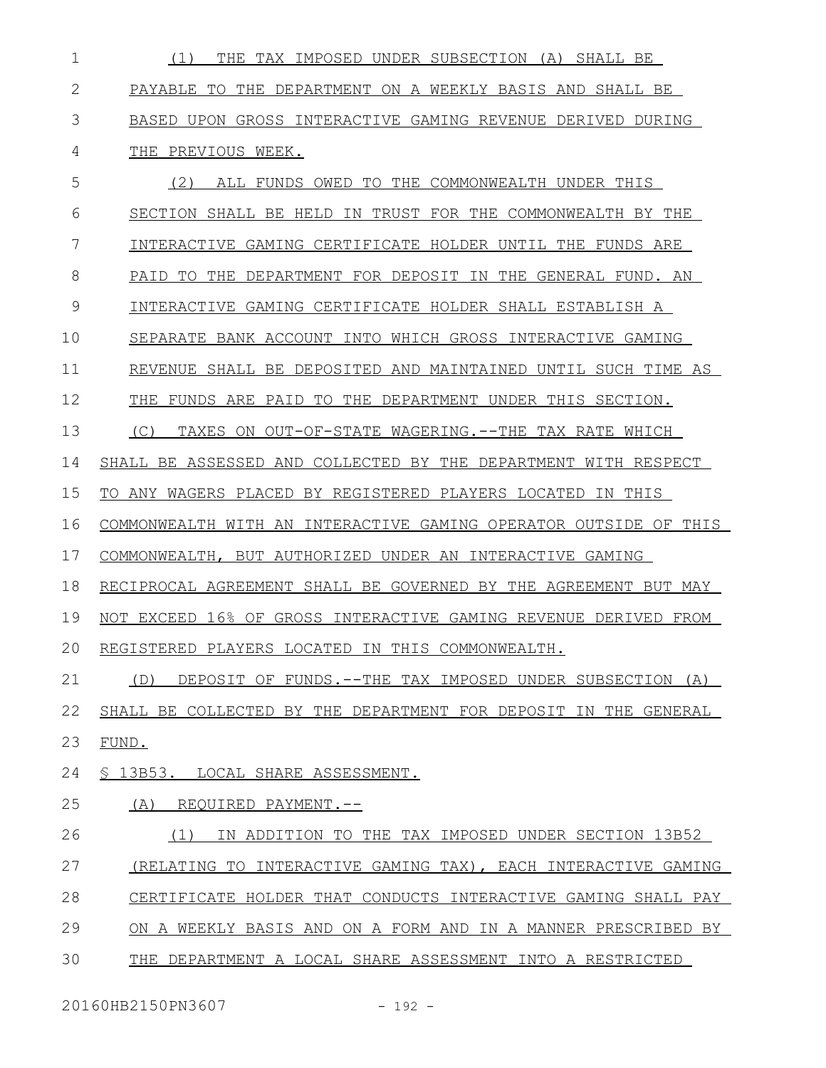(1) THE TAX IMPOSED UNDER SUBSECTION (A) SHALL BE PAYABLE TO THE DEPARTMENT ON A WEEKLY BASIS AND SHALL BE BASED UPON GROSS INTERACTIVE GAMING REVENUE DERIVED DURING THE PREVIOUS WEEK.

(2) ALL FUNDS OWED TO THE COMMONWEALTH UNDER THIS SECTION SHALL BE HELD IN TRUST FOR THE COMMONWEALTH BY THE INTERACTIVE GAMING CERTIFICATE HOLDER UNTIL THE FUNDS ARE PAID TO THE DEPARTMENT FOR DEPOSIT IN THE GENERAL FUND. AN INTERACTIVE GAMING CERTIFICATE HOLDER SHALL ESTABLISH A SEPARATE BANK ACCOUNT INTO WHICH GROSS INTERACTIVE GAMING REVENUE SHALL BE DEPOSITED AND MAINTAINED UNTIL SUCH TIME AS THE FUNDS ARE PAID TO THE DEPARTMENT UNDER THIS SECTION.

(C) TAXES ON OUT-OF-STATE WAGERING.--THE TAX RATE WHICH SHALL BE ASSESSED AND COLLECTED BY THE DEPARTMENT WITH RESPECT TO ANY WAGERS PLACED BY REGISTERED PLAYERS LOCATED IN THIS COMMONWEALTH WITH AN INTERACTIVE GAMING OPERATOR OUTSIDE OF THIS COMMONWEALTH, BUT AUTHORIZED UNDER AN INTERACTIVE GAMING RECIPROCAL AGREEMENT SHALL BE GOVERNED BY THE AGREEMENT BUT MAY NOT EXCEED 16% OF GROSS INTERACTIVE GAMING REVENUE DERIVED FROM REGISTERED PLAYERS LOCATED IN THIS COMMONWEALTH.

(D) DEPOSIT OF FUNDS.--THE TAX IMPOSED UNDER SUBSECTION (A) SHALL BE COLLECTED BY THE DEPARTMENT FOR DEPOSIT IN THE GENERAL FUND.

§ 13B53. LOCAL SHARE ASSESSMENT.

(A) REQUIRED PAYMENT.--

(1) IN ADDITION TO THE TAX IMPOSED UNDER SECTION 13B52 (RELATING TO INTERACTIVE GAMING TAX), EACH INTERACTIVE GAMING CERTIFICATE HOLDER THAT CONDUCTS INTERACTIVE GAMING SHALL PAY ON A WEEKLY BASIS AND ON A FORM AND IN A MANNER PRESCRIBED BY THE DEPARTMENT A LOCAL SHARE ASSESSMENT INTO A RESTRICTED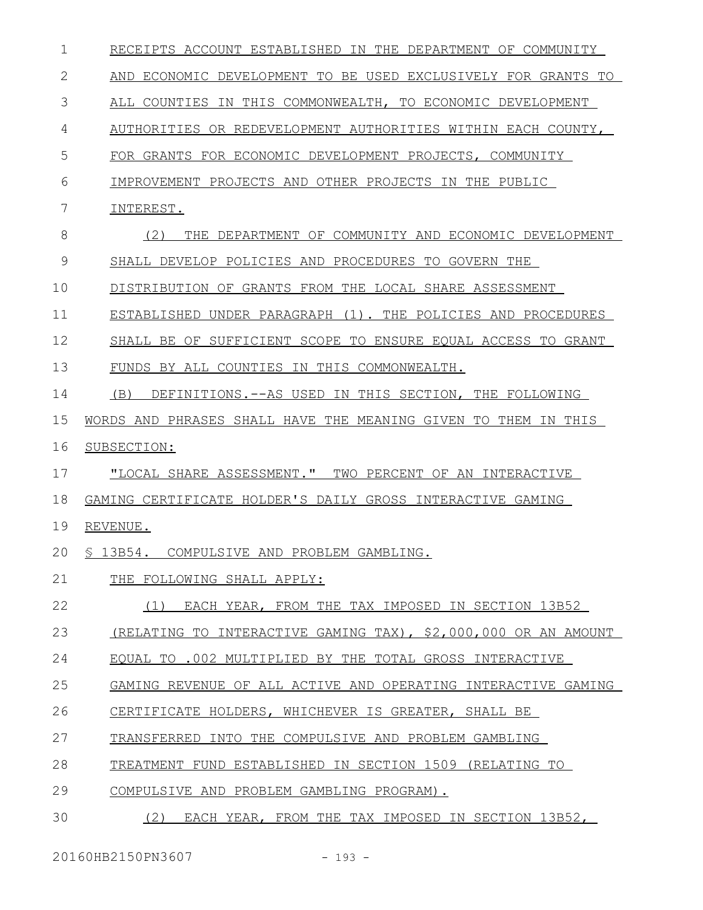RECEIPTS ACCOUNT ESTABLISHED IN THE DEPARTMENT OF COMMUNITY AND ECONOMIC DEVELOPMENT TO BE USED EXCLUSIVELY FOR GRANTS TO ALL COUNTIES IN THIS COMMONWEALTH, TO ECONOMIC DEVELOPMENT AUTHORITIES OR REDEVELOPMENT AUTHORITIES WITHIN EACH COUNTY, FOR GRANTS FOR ECONOMIC DEVELOPMENT PROJECTS, COMMUNITY IMPROVEMENT PROJECTS AND OTHER PROJECTS IN THE PUBLIC INTEREST.

(2) THE DEPARTMENT OF COMMUNITY AND ECONOMIC DEVELOPMENT SHALL DEVELOP POLICIES AND PROCEDURES TO GOVERN THE DISTRIBUTION OF GRANTS FROM THE LOCAL SHARE ASSESSMENT ESTABLISHED UNDER PARAGRAPH (1). THE POLICIES AND PROCEDURES SHALL BE OF SUFFICIENT SCOPE TO ENSURE EQUAL ACCESS TO GRANT FUNDS BY ALL COUNTIES IN THIS COMMONWEALTH.

(B) DEFINITIONS.--AS USED IN THIS SECTION, THE FOLLOWING WORDS AND PHRASES SHALL HAVE THE MEANING GIVEN TO THEM IN THIS SUBSECTION:

"LOCAL SHARE ASSESSMENT." TWO PERCENT OF AN INTERACTIVE GAMING CERTIFICATE HOLDER'S DAILY GROSS INTERACTIVE GAMING REVENUE.

§ 13B54. COMPULSIVE AND PROBLEM GAMBLING.

THE FOLLOWING SHALL APPLY:

(1) EACH YEAR, FROM THE TAX IMPOSED IN SECTION 13B52 (RELATING TO INTERACTIVE GAMING TAX), $2,000,000 OR AN AMOUNT EQUAL TO .002 MULTIPLIED BY THE TOTAL GROSS INTERACTIVE GAMING REVENUE OF ALL ACTIVE AND OPERATING INTERACTIVE GAMING CERTIFICATE HOLDERS, WHICHEVER IS GREATER, SHALL BE TRANSFERRED INTO THE COMPULSIVE AND PROBLEM GAMBLING TREATMENT FUND ESTABLISHED IN SECTION 1509 (RELATING TO COMPULSIVE AND PROBLEM GAMBLING PROGRAM).

(2) EACH YEAR, FROM THE TAX IMPOSED IN SECTION 13B52,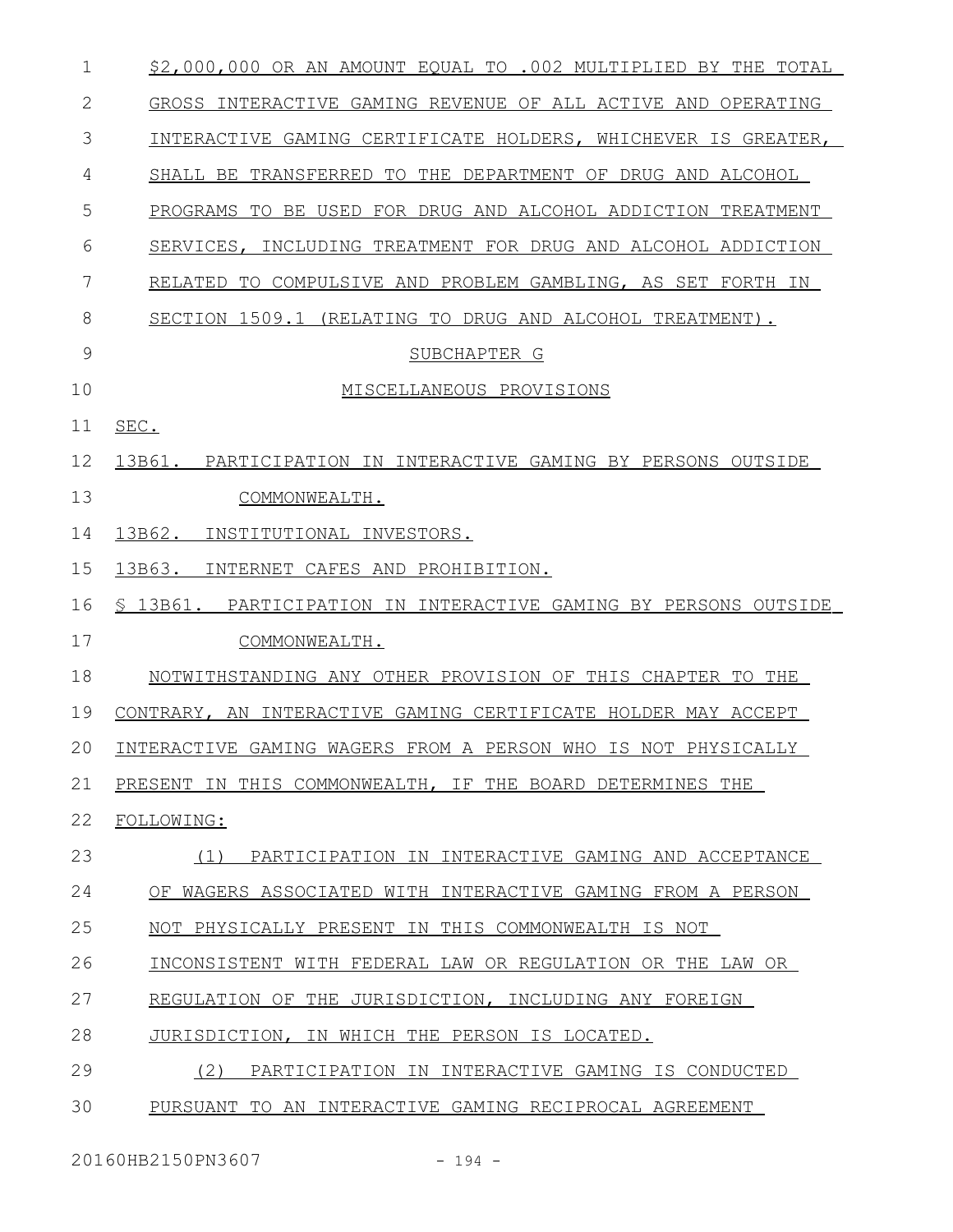$2,000,000 OR AN AMOUNT EQUAL TO .002 MULTIPLIED BY THE TOTAL GROSS INTERACTIVE GAMING REVENUE OF ALL ACTIVE AND OPERATING INTERACTIVE GAMING CERTIFICATE HOLDERS, WHICHEVER IS GREATER, SHALL BE TRANSFERRED TO THE DEPARTMENT OF DRUG AND ALCOHOL PROGRAMS TO BE USED FOR DRUG AND ALCOHOL ADDICTION TREATMENT SERVICES, INCLUDING TREATMENT FOR DRUG AND ALCOHOL ADDICTION RELATED TO COMPULSIVE AND PROBLEM GAMBLING, AS SET FORTH IN SECTION 1509.1 (RELATING TO DRUG AND ALCOHOL TREATMENT).

SUBCHAPTER G

MISCELLANEOUS PROVISIONS

SEC.

13B61. PARTICIPATION IN INTERACTIVE GAMING BY PERSONS OUTSIDE COMMONWEALTH.

13B62. INSTITUTIONAL INVESTORS.

13B63. INTERNET CAFES AND PROHIBITION.

§ 13B61. PARTICIPATION IN INTERACTIVE GAMING BY PERSONS OUTSIDE COMMONWEALTH.

NOTWITHSTANDING ANY OTHER PROVISION OF THIS CHAPTER TO THE CONTRARY, AN INTERACTIVE GAMING CERTIFICATE HOLDER MAY ACCEPT INTERACTIVE GAMING WAGERS FROM A PERSON WHO IS NOT PHYSICALLY PRESENT IN THIS COMMONWEALTH, IF THE BOARD DETERMINES THE FOLLOWING:

(1) PARTICIPATION IN INTERACTIVE GAMING AND ACCEPTANCE OF WAGERS ASSOCIATED WITH INTERACTIVE GAMING FROM A PERSON NOT PHYSICALLY PRESENT IN THIS COMMONWEALTH IS NOT INCONSISTENT WITH FEDERAL LAW OR REGULATION OR THE LAW OR REGULATION OF THE JURISDICTION, INCLUDING ANY FOREIGN JURISDICTION, IN WHICH THE PERSON IS LOCATED.

(2) PARTICIPATION IN INTERACTIVE GAMING IS CONDUCTED PURSUANT TO AN INTERACTIVE GAMING RECIPROCAL AGREEMENT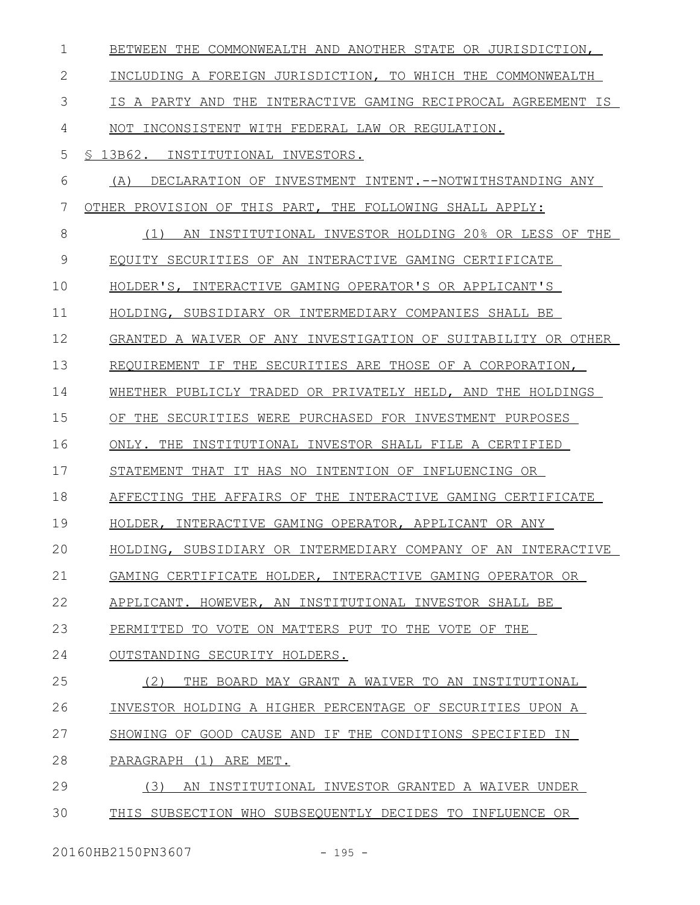BETWEEN THE COMMONWEALTH AND ANOTHER STATE OR JURISDICTION, INCLUDING A FOREIGN JURISDICTION, TO WHICH THE COMMONWEALTH IS A PARTY AND THE INTERACTIVE GAMING RECIPROCAL AGREEMENT IS NOT INCONSISTENT WITH FEDERAL LAW OR REGULATION.

§ 13B62. INSTITUTIONAL INVESTORS.

(A) DECLARATION OF INVESTMENT INTENT.--NOTWITHSTANDING ANY OTHER PROVISION OF THIS PART, THE FOLLOWING SHALL APPLY:

(1) AN INSTITUTIONAL INVESTOR HOLDING 20% OR LESS OF THE EQUITY SECURITIES OF AN INTERACTIVE GAMING CERTIFICATE HOLDER'S, INTERACTIVE GAMING OPERATOR'S OR APPLICANT'S HOLDING, SUBSIDIARY OR INTERMEDIARY COMPANIES SHALL BE GRANTED A WAIVER OF ANY INVESTIGATION OF SUITABILITY OR OTHER REQUIREMENT IF THE SECURITIES ARE THOSE OF A CORPORATION, WHETHER PUBLICLY TRADED OR PRIVATELY HELD, AND THE HOLDINGS OF THE SECURITIES WERE PURCHASED FOR INVESTMENT PURPOSES ONLY. THE INSTITUTIONAL INVESTOR SHALL FILE A CERTIFIED STATEMENT THAT IT HAS NO INTENTION OF INFLUENCING OR AFFECTING THE AFFAIRS OF THE INTERACTIVE GAMING CERTIFICATE HOLDER, INTERACTIVE GAMING OPERATOR, APPLICANT OR ANY HOLDING, SUBSIDIARY OR INTERMEDIARY COMPANY OF AN INTERACTIVE GAMING CERTIFICATE HOLDER, INTERACTIVE GAMING OPERATOR OR APPLICANT. HOWEVER, AN INSTITUTIONAL INVESTOR SHALL BE PERMITTED TO VOTE ON MATTERS PUT TO THE VOTE OF THE OUTSTANDING SECURITY HOLDERS.

(2) THE BOARD MAY GRANT A WAIVER TO AN INSTITUTIONAL INVESTOR HOLDING A HIGHER PERCENTAGE OF SECURITIES UPON A SHOWING OF GOOD CAUSE AND IF THE CONDITIONS SPECIFIED IN PARAGRAPH (1) ARE MET.

(3) AN INSTITUTIONAL INVESTOR GRANTED A WAIVER UNDER THIS SUBSECTION WHO SUBSEQUENTLY DECIDES TO INFLUENCE OR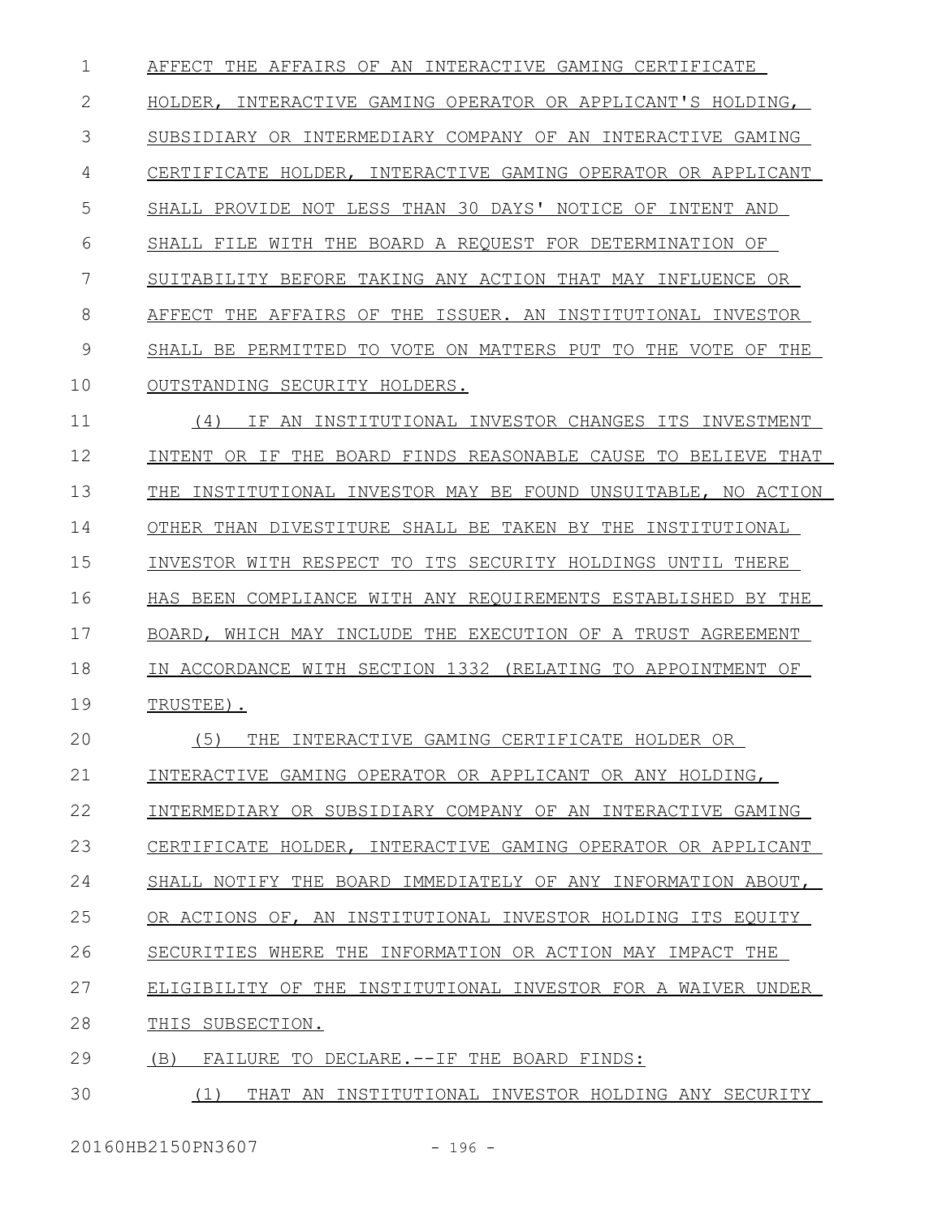AFFECT THE AFFAIRS OF AN INTERACTIVE GAMING CERTIFICATE HOLDER, INTERACTIVE GAMING OPERATOR OR APPLICANT'S HOLDING, SUBSIDIARY OR INTERMEDIARY COMPANY OF AN INTERACTIVE GAMING CERTIFICATE HOLDER, INTERACTIVE GAMING OPERATOR OR APPLICANT SHALL PROVIDE NOT LESS THAN 30 DAYS' NOTICE OF INTENT AND SHALL FILE WITH THE BOARD A REQUEST FOR DETERMINATION OF SUITABILITY BEFORE TAKING ANY ACTION THAT MAY INFLUENCE OR AFFECT THE AFFAIRS OF THE ISSUER. AN INSTITUTIONAL INVESTOR SHALL BE PERMITTED TO VOTE ON MATTERS PUT TO THE VOTE OF THE OUTSTANDING SECURITY HOLDERS.

(4) IF AN INSTITUTIONAL INVESTOR CHANGES ITS INVESTMENT INTENT OR IF THE BOARD FINDS REASONABLE CAUSE TO BELIEVE THAT THE INSTITUTIONAL INVESTOR MAY BE FOUND UNSUITABLE, NO ACTION OTHER THAN DIVESTITURE SHALL BE TAKEN BY THE INSTITUTIONAL INVESTOR WITH RESPECT TO ITS SECURITY HOLDINGS UNTIL THERE HAS BEEN COMPLIANCE WITH ANY REQUIREMENTS ESTABLISHED BY THE BOARD, WHICH MAY INCLUDE THE EXECUTION OF A TRUST AGREEMENT IN ACCORDANCE WITH SECTION 1332 (RELATING TO APPOINTMENT OF TRUSTEE).

(5) THE INTERACTIVE GAMING CERTIFICATE HOLDER OR INTERACTIVE GAMING OPERATOR OR APPLICANT OR ANY HOLDING, INTERMEDIARY OR SUBSIDIARY COMPANY OF AN INTERACTIVE GAMING CERTIFICATE HOLDER, INTERACTIVE GAMING OPERATOR OR APPLICANT SHALL NOTIFY THE BOARD IMMEDIATELY OF ANY INFORMATION ABOUT, OR ACTIONS OF, AN INSTITUTIONAL INVESTOR HOLDING ITS EQUITY SECURITIES WHERE THE INFORMATION OR ACTION MAY IMPACT THE ELIGIBILITY OF THE INSTITUTIONAL INVESTOR FOR A WAIVER UNDER THIS SUBSECTION.

(B) FAILURE TO DECLARE.--IF THE BOARD FINDS:

(1) THAT AN INSTITUTIONAL INVESTOR HOLDING ANY SECURITY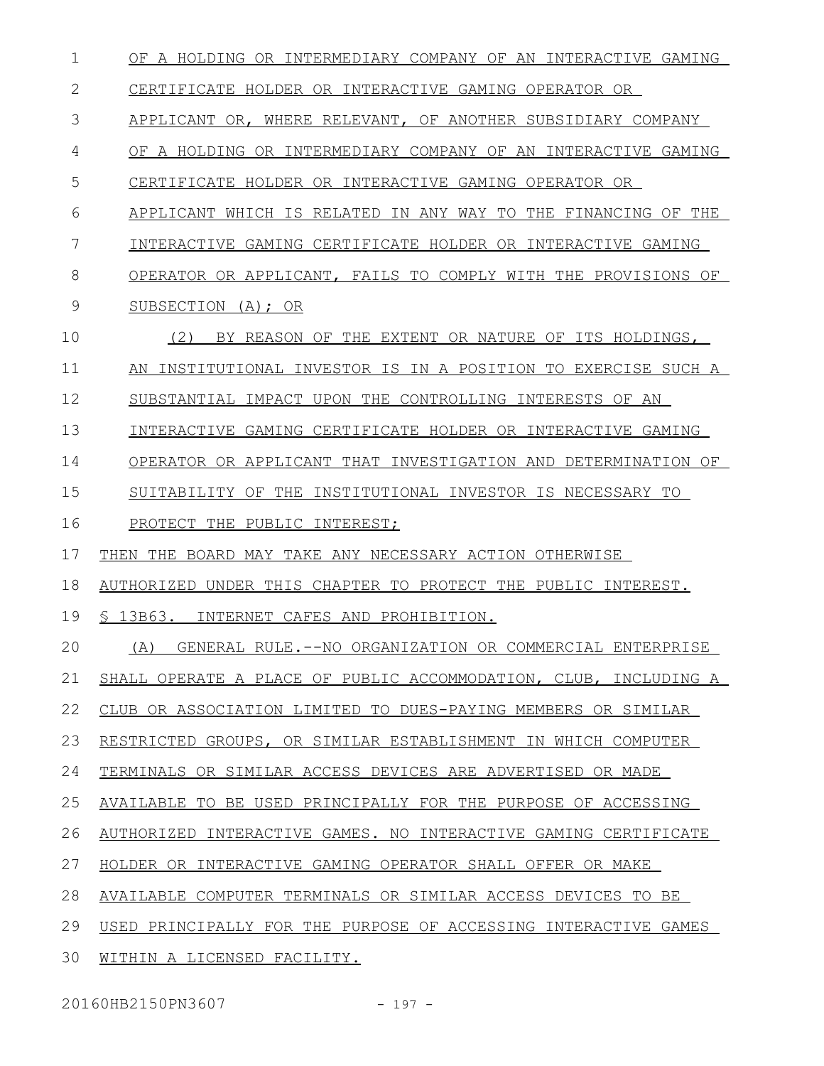OF A HOLDING OR INTERMEDIARY COMPANY OF AN INTERACTIVE GAMING CERTIFICATE HOLDER OR INTERACTIVE GAMING OPERATOR OR APPLICANT OR, WHERE RELEVANT, OF ANOTHER SUBSIDIARY COMPANY OF A HOLDING OR INTERMEDIARY COMPANY OF AN INTERACTIVE GAMING CERTIFICATE HOLDER OR INTERACTIVE GAMING OPERATOR OR APPLICANT WHICH IS RELATED IN ANY WAY TO THE FINANCING OF THE INTERACTIVE GAMING CERTIFICATE HOLDER OR INTERACTIVE GAMING OPERATOR OR APPLICANT, FAILS TO COMPLY WITH THE PROVISIONS OF SUBSECTION (A); OR

(2) BY REASON OF THE EXTENT OR NATURE OF ITS HOLDINGS, AN INSTITUTIONAL INVESTOR IS IN A POSITION TO EXERCISE SUCH A SUBSTANTIAL IMPACT UPON THE CONTROLLING INTERESTS OF AN INTERACTIVE GAMING CERTIFICATE HOLDER OR INTERACTIVE GAMING OPERATOR OR APPLICANT THAT INVESTIGATION AND DETERMINATION OF SUITABILITY OF THE INSTITUTIONAL INVESTOR IS NECESSARY TO PROTECT THE PUBLIC INTEREST;

THEN THE BOARD MAY TAKE ANY NECESSARY ACTION OTHERWISE AUTHORIZED UNDER THIS CHAPTER TO PROTECT THE PUBLIC INTEREST.

§ 13B63. INTERNET CAFES AND PROHIBITION.

(A) GENERAL RULE.--NO ORGANIZATION OR COMMERCIAL ENTERPRISE SHALL OPERATE A PLACE OF PUBLIC ACCOMMODATION, CLUB, INCLUDING A CLUB OR ASSOCIATION LIMITED TO DUES-PAYING MEMBERS OR SIMILAR RESTRICTED GROUPS, OR SIMILAR ESTABLISHMENT IN WHICH COMPUTER TERMINALS OR SIMILAR ACCESS DEVICES ARE ADVERTISED OR MADE AVAILABLE TO BE USED PRINCIPALLY FOR THE PURPOSE OF ACCESSING AUTHORIZED INTERACTIVE GAMES. NO INTERACTIVE GAMING CERTIFICATE HOLDER OR INTERACTIVE GAMING OPERATOR SHALL OFFER OR MAKE AVAILABLE COMPUTER TERMINALS OR SIMILAR ACCESS DEVICES TO BE USED PRINCIPALLY FOR THE PURPOSE OF ACCESSING INTERACTIVE GAMES WITHIN A LICENSED FACILITY.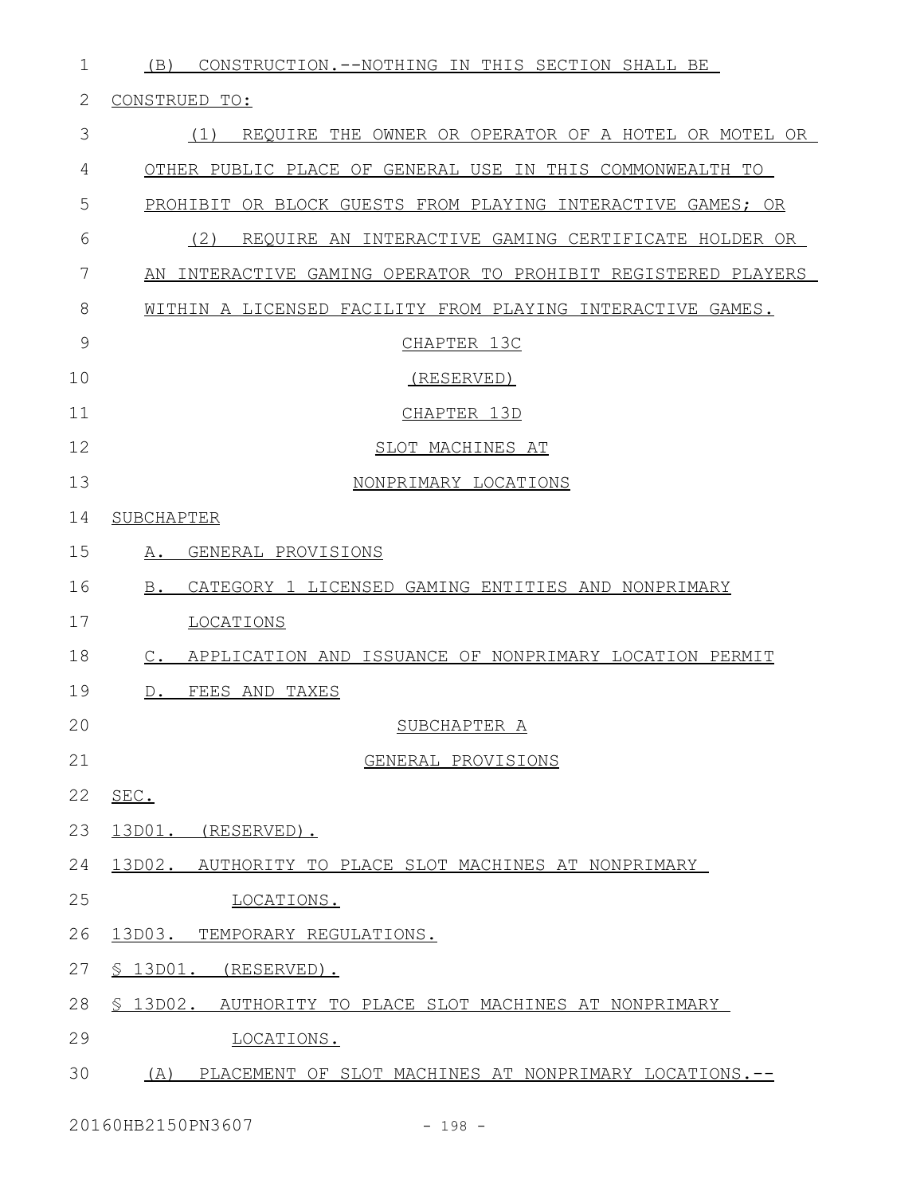(B) CONSTRUCTION.--NOTHING IN THIS SECTION SHALL BE CONSTRUED TO:

(1) REQUIRE THE OWNER OR OPERATOR OF A HOTEL OR MOTEL OR OTHER PUBLIC PLACE OF GENERAL USE IN THIS COMMONWEALTH TO PROHIBIT OR BLOCK GUESTS FROM PLAYING INTERACTIVE GAMES; OR

(2) REQUIRE AN INTERACTIVE GAMING CERTIFICATE HOLDER OR AN INTERACTIVE GAMING OPERATOR TO PROHIBIT REGISTERED PLAYERS WITHIN A LICENSED FACILITY FROM PLAYING INTERACTIVE GAMES.

CHAPTER 13C

(RESERVED)

CHAPTER 13D

SLOT MACHINES AT

NONPRIMARY LOCATIONS

SUBCHAPTER

A. GENERAL PROVISIONS

B. CATEGORY 1 LICENSED GAMING ENTITIES AND NONPRIMARY LOCATIONS

C. APPLICATION AND ISSUANCE OF NONPRIMARY LOCATION PERMIT

D. FEES AND TAXES

SUBCHAPTER A

GENERAL PROVISIONS

SEC.

13D01. (RESERVED).

13D02. AUTHORITY TO PLACE SLOT MACHINES AT NONPRIMARY LOCATIONS.

13D03. TEMPORARY REGULATIONS.

§ 13D01. (RESERVED).

§ 13D02. AUTHORITY TO PLACE SLOT MACHINES AT NONPRIMARY LOCATIONS.

(A) PLACEMENT OF SLOT MACHINES AT NONPRIMARY LOCATIONS.--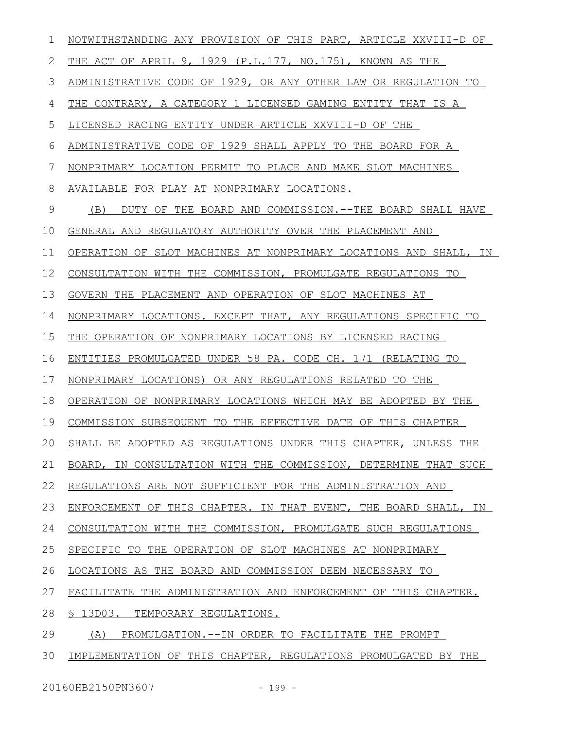NOTWITHSTANDING ANY PROVISION OF THIS PART, ARTICLE XXVIII-D OF THE ACT OF APRIL 9, 1929 (P.L.177, NO.175), KNOWN AS THE ADMINISTRATIVE CODE OF 1929, OR ANY OTHER LAW OR REGULATION TO THE CONTRARY, A CATEGORY 1 LICENSED GAMING ENTITY THAT IS A LICENSED RACING ENTITY UNDER ARTICLE XXVIII-D OF THE ADMINISTRATIVE CODE OF 1929 SHALL APPLY TO THE BOARD FOR A NONPRIMARY LOCATION PERMIT TO PLACE AND MAKE SLOT MACHINES AVAILABLE FOR PLAY AT NONPRIMARY LOCATIONS.

(B) DUTY OF THE BOARD AND COMMISSION.--THE BOARD SHALL HAVE GENERAL AND REGULATORY AUTHORITY OVER THE PLACEMENT AND OPERATION OF SLOT MACHINES AT NONPRIMARY LOCATIONS AND SHALL, IN CONSULTATION WITH THE COMMISSION, PROMULGATE REGULATIONS TO GOVERN THE PLACEMENT AND OPERATION OF SLOT MACHINES AT NONPRIMARY LOCATIONS. EXCEPT THAT, ANY REGULATIONS SPECIFIC TO THE OPERATION OF NONPRIMARY LOCATIONS BY LICENSED RACING ENTITIES PROMULGATED UNDER 58 PA. CODE CH. 171 (RELATING TO NONPRIMARY LOCATIONS) OR ANY REGULATIONS RELATED TO THE OPERATION OF NONPRIMARY LOCATIONS WHICH MAY BE ADOPTED BY THE COMMISSION SUBSEQUENT TO THE EFFECTIVE DATE OF THIS CHAPTER SHALL BE ADOPTED AS REGULATIONS UNDER THIS CHAPTER, UNLESS THE BOARD, IN CONSULTATION WITH THE COMMISSION, DETERMINE THAT SUCH REGULATIONS ARE NOT SUFFICIENT FOR THE ADMINISTRATION AND ENFORCEMENT OF THIS CHAPTER. IN THAT EVENT, THE BOARD SHALL, IN CONSULTATION WITH THE COMMISSION, PROMULGATE SUCH REGULATIONS SPECIFIC TO THE OPERATION OF SLOT MACHINES AT NONPRIMARY LOCATIONS AS THE BOARD AND COMMISSION DEEM NECESSARY TO FACILITATE THE ADMINISTRATION AND ENFORCEMENT OF THIS CHAPTER.

§ 13D03. TEMPORARY REGULATIONS.

(A) PROMULGATION.--IN ORDER TO FACILITATE THE PROMPT IMPLEMENTATION OF THIS CHAPTER, REGULATIONS PROMULGATED BY THE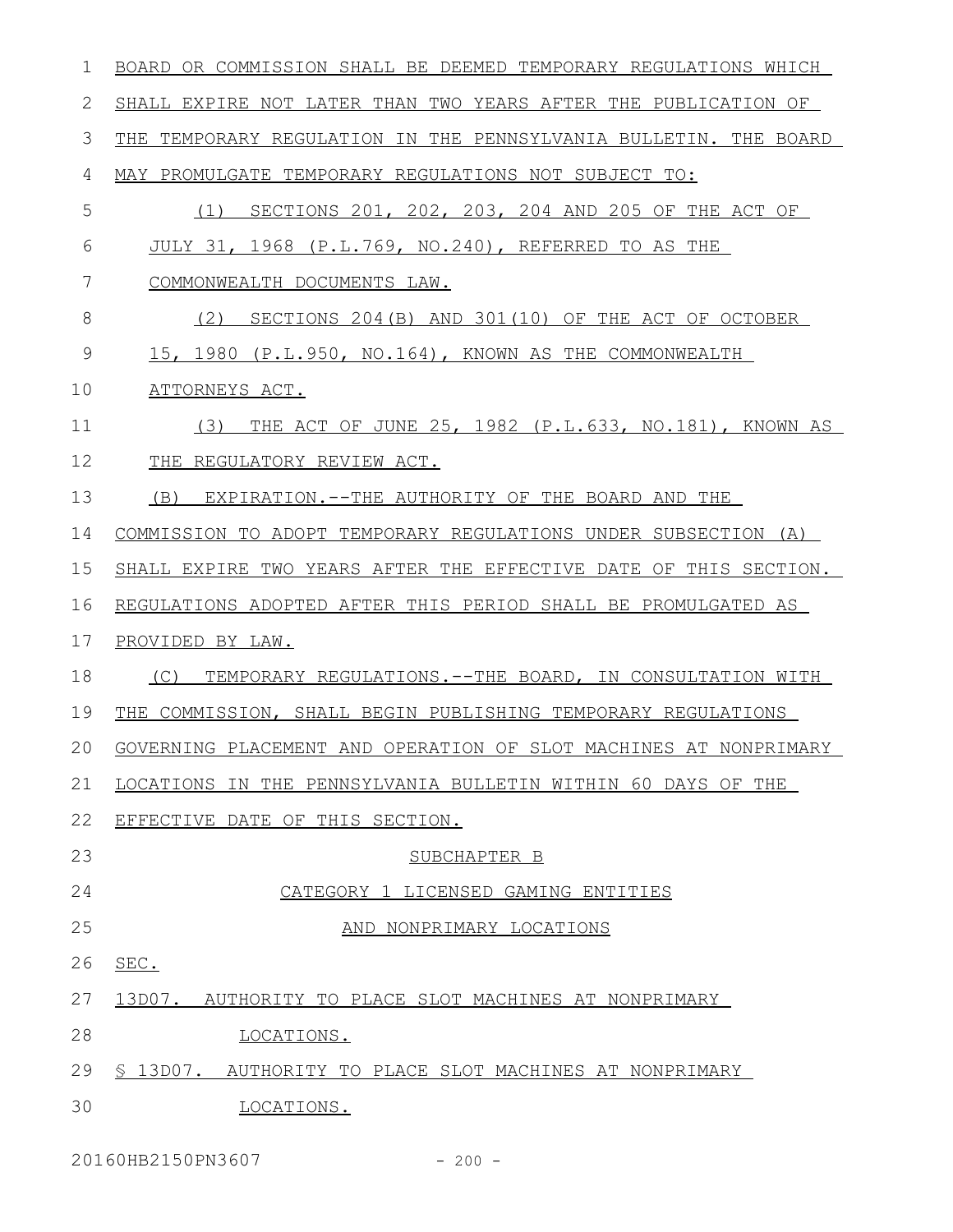BOARD OR COMMISSION SHALL BE DEEMED TEMPORARY REGULATIONS WHICH SHALL EXPIRE NOT LATER THAN TWO YEARS AFTER THE PUBLICATION OF THE TEMPORARY REGULATION IN THE PENNSYLVANIA BULLETIN. THE BOARD MAY PROMULGATE TEMPORARY REGULATIONS NOT SUBJECT TO:

(1) SECTIONS 201, 202, 203, 204 AND 205 OF THE ACT OF JULY 31, 1968 (P.L.769, NO.240), REFERRED TO AS THE COMMONWEALTH DOCUMENTS LAW.

(2) SECTIONS 204(B) AND 301(10) OF THE ACT OF OCTOBER 15, 1980 (P.L.950, NO.164), KNOWN AS THE COMMONWEALTH ATTORNEYS ACT.

(3) THE ACT OF JUNE 25, 1982 (P.L.633, NO.181), KNOWN AS THE REGULATORY REVIEW ACT.

(B) EXPIRATION.--THE AUTHORITY OF THE BOARD AND THE COMMISSION TO ADOPT TEMPORARY REGULATIONS UNDER SUBSECTION (A) SHALL EXPIRE TWO YEARS AFTER THE EFFECTIVE DATE OF THIS SECTION. REGULATIONS ADOPTED AFTER THIS PERIOD SHALL BE PROMULGATED AS PROVIDED BY LAW.

(C) TEMPORARY REGULATIONS.--THE BOARD, IN CONSULTATION WITH THE COMMISSION, SHALL BEGIN PUBLISHING TEMPORARY REGULATIONS GOVERNING PLACEMENT AND OPERATION OF SLOT MACHINES AT NONPRIMARY LOCATIONS IN THE PENNSYLVANIA BULLETIN WITHIN 60 DAYS OF THE EFFECTIVE DATE OF THIS SECTION.

SUBCHAPTER B

CATEGORY 1 LICENSED GAMING ENTITIES AND NONPRIMARY LOCATIONS

SEC.

13D07. AUTHORITY TO PLACE SLOT MACHINES AT NONPRIMARY LOCATIONS.

§ 13D07. AUTHORITY TO PLACE SLOT MACHINES AT NONPRIMARY LOCATIONS.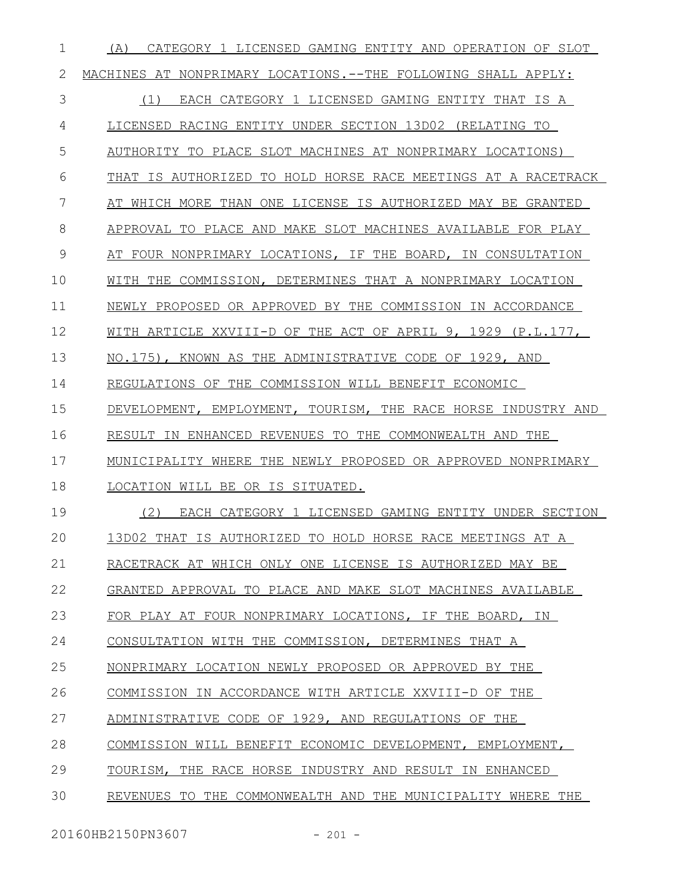(A) CATEGORY 1 LICENSED GAMING ENTITY AND OPERATION OF SLOT MACHINES AT NONPRIMARY LOCATIONS.--THE FOLLOWING SHALL APPLY:

(1) EACH CATEGORY 1 LICENSED GAMING ENTITY THAT IS A LICENSED RACING ENTITY UNDER SECTION 13D02 (RELATING TO AUTHORITY TO PLACE SLOT MACHINES AT NONPRIMARY LOCATIONS) THAT IS AUTHORIZED TO HOLD HORSE RACE MEETINGS AT A RACETRACK AT WHICH MORE THAN ONE LICENSE IS AUTHORIZED MAY BE GRANTED APPROVAL TO PLACE AND MAKE SLOT MACHINES AVAILABLE FOR PLAY AT FOUR NONPRIMARY LOCATIONS, IF THE BOARD, IN CONSULTATION WITH THE COMMISSION, DETERMINES THAT A NONPRIMARY LOCATION NEWLY PROPOSED OR APPROVED BY THE COMMISSION IN ACCORDANCE WITH ARTICLE XXVIII-D OF THE ACT OF APRIL 9, 1929 (P.L.177, NO.175), KNOWN AS THE ADMINISTRATIVE CODE OF 1929, AND REGULATIONS OF THE COMMISSION WILL BENEFIT ECONOMIC DEVELOPMENT, EMPLOYMENT, TOURISM, THE RACE HORSE INDUSTRY AND RESULT IN ENHANCED REVENUES TO THE COMMONWEALTH AND THE MUNICIPALITY WHERE THE NEWLY PROPOSED OR APPROVED NONPRIMARY LOCATION WILL BE OR IS SITUATED.

(2) EACH CATEGORY 1 LICENSED GAMING ENTITY UNDER SECTION 13D02 THAT IS AUTHORIZED TO HOLD HORSE RACE MEETINGS AT A RACETRACK AT WHICH ONLY ONE LICENSE IS AUTHORIZED MAY BE GRANTED APPROVAL TO PLACE AND MAKE SLOT MACHINES AVAILABLE FOR PLAY AT FOUR NONPRIMARY LOCATIONS, IF THE BOARD, IN CONSULTATION WITH THE COMMISSION, DETERMINES THAT A NONPRIMARY LOCATION NEWLY PROPOSED OR APPROVED BY THE COMMISSION IN ACCORDANCE WITH ARTICLE XXVIII-D OF THE ADMINISTRATIVE CODE OF 1929, AND REGULATIONS OF THE COMMISSION WILL BENEFIT ECONOMIC DEVELOPMENT, EMPLOYMENT, TOURISM, THE RACE HORSE INDUSTRY AND RESULT IN ENHANCED REVENUES TO THE COMMONWEALTH AND THE MUNICIPALITY WHERE THE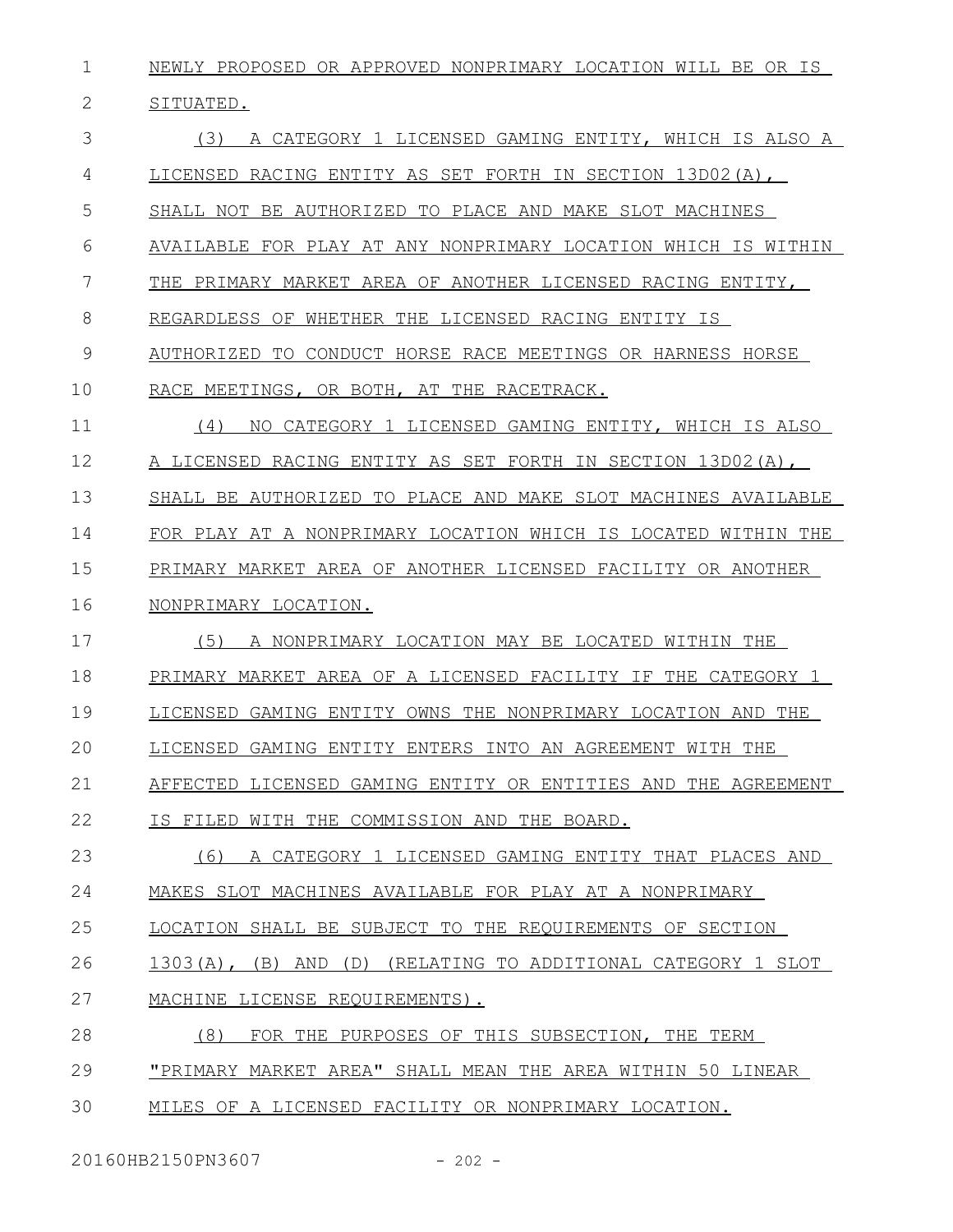NEWLY PROPOSED OR APPROVED NONPRIMARY LOCATION WILL BE OR IS SITUATED.

(3) A CATEGORY 1 LICENSED GAMING ENTITY, WHICH IS ALSO A LICENSED RACING ENTITY AS SET FORTH IN SECTION 13D02(A), SHALL NOT BE AUTHORIZED TO PLACE AND MAKE SLOT MACHINES AVAILABLE FOR PLAY AT ANY NONPRIMARY LOCATION WHICH IS WITHIN THE PRIMARY MARKET AREA OF ANOTHER LICENSED RACING ENTITY, REGARDLESS OF WHETHER THE LICENSED RACING ENTITY IS AUTHORIZED TO CONDUCT HORSE RACE MEETINGS OR HARNESS HORSE RACE MEETINGS, OR BOTH, AT THE RACETRACK.

(4) NO CATEGORY 1 LICENSED GAMING ENTITY, WHICH IS ALSO A LICENSED RACING ENTITY AS SET FORTH IN SECTION 13D02(A), SHALL BE AUTHORIZED TO PLACE AND MAKE SLOT MACHINES AVAILABLE FOR PLAY AT A NONPRIMARY LOCATION WHICH IS LOCATED WITHIN THE PRIMARY MARKET AREA OF ANOTHER LICENSED FACILITY OR ANOTHER NONPRIMARY LOCATION.

(5) A NONPRIMARY LOCATION MAY BE LOCATED WITHIN THE PRIMARY MARKET AREA OF A LICENSED FACILITY IF THE CATEGORY 1 LICENSED GAMING ENTITY OWNS THE NONPRIMARY LOCATION AND THE LICENSED GAMING ENTITY ENTERS INTO AN AGREEMENT WITH THE AFFECTED LICENSED GAMING ENTITY OR ENTITIES AND THE AGREEMENT IS FILED WITH THE COMMISSION AND THE BOARD.

(6) A CATEGORY 1 LICENSED GAMING ENTITY THAT PLACES AND MAKES SLOT MACHINES AVAILABLE FOR PLAY AT A NONPRIMARY LOCATION SHALL BE SUBJECT TO THE REQUIREMENTS OF SECTION 1303(A), (B) AND (D) (RELATING TO ADDITIONAL CATEGORY 1 SLOT MACHINE LICENSE REQUIREMENTS).

(8) FOR THE PURPOSES OF THIS SUBSECTION, THE TERM "PRIMARY MARKET AREA" SHALL MEAN THE AREA WITHIN 50 LINEAR MILES OF A LICENSED FACILITY OR NONPRIMARY LOCATION.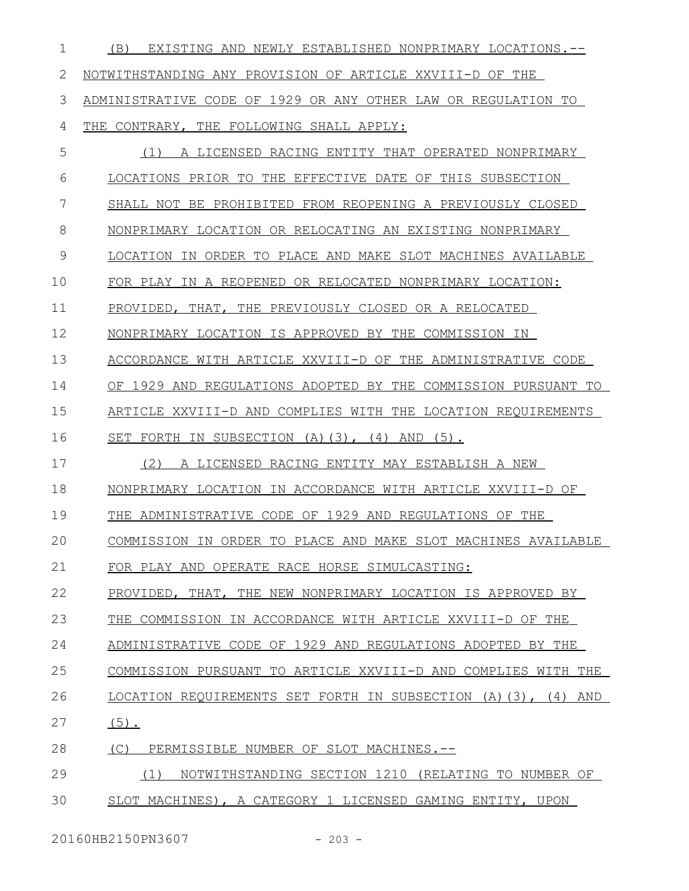(B) EXISTING AND NEWLY ESTABLISHED NONPRIMARY LOCATIONS.--NOTWITHSTANDING ANY PROVISION OF ARTICLE XXVIII-D OF THE ADMINISTRATIVE CODE OF 1929 OR ANY OTHER LAW OR REGULATION TO THE CONTRARY, THE FOLLOWING SHALL APPLY:

(1) A LICENSED RACING ENTITY THAT OPERATED NONPRIMARY LOCATIONS PRIOR TO THE EFFECTIVE DATE OF THIS SUBSECTION SHALL NOT BE PROHIBITED FROM REOPENING A PREVIOUSLY CLOSED NONPRIMARY LOCATION OR RELOCATING AN EXISTING NONPRIMARY LOCATION IN ORDER TO PLACE AND MAKE SLOT MACHINES AVAILABLE FOR PLAY IN A REOPENED OR RELOCATED NONPRIMARY LOCATION: PROVIDED, THAT, THE PREVIOUSLY CLOSED OR A RELOCATED NONPRIMARY LOCATION IS APPROVED BY THE COMMISSION IN ACCORDANCE WITH ARTICLE XXVIII-D OF THE ADMINISTRATIVE CODE OF 1929 AND REGULATIONS ADOPTED BY THE COMMISSION PURSUANT TO ARTICLE XXVIII-D AND COMPLIES WITH THE LOCATION REQUIREMENTS SET FORTH IN SUBSECTION (A)(3), (4) AND (5).

(2) A LICENSED RACING ENTITY MAY ESTABLISH A NEW NONPRIMARY LOCATION IN ACCORDANCE WITH ARTICLE XXVIII-D OF THE ADMINISTRATIVE CODE OF 1929 AND REGULATIONS OF THE COMMISSION IN ORDER TO PLACE AND MAKE SLOT MACHINES AVAILABLE FOR PLAY AND OPERATE RACE HORSE SIMULCASTING: PROVIDED, THAT, THE NEW NONPRIMARY LOCATION IS APPROVED BY THE COMMISSION IN ACCORDANCE WITH ARTICLE XXVIII-D OF THE ADMINISTRATIVE CODE OF 1929 AND REGULATIONS ADOPTED BY THE COMMISSION PURSUANT TO ARTICLE XXVIII-D AND COMPLIES WITH THE LOCATION REQUIREMENTS SET FORTH IN SUBSECTION (A)(3), (4) AND (5).

(C) PERMISSIBLE NUMBER OF SLOT MACHINES.--

(1) NOTWITHSTANDING SECTION 1210 (RELATING TO NUMBER OF SLOT MACHINES), A CATEGORY 1 LICENSED GAMING ENTITY, UPON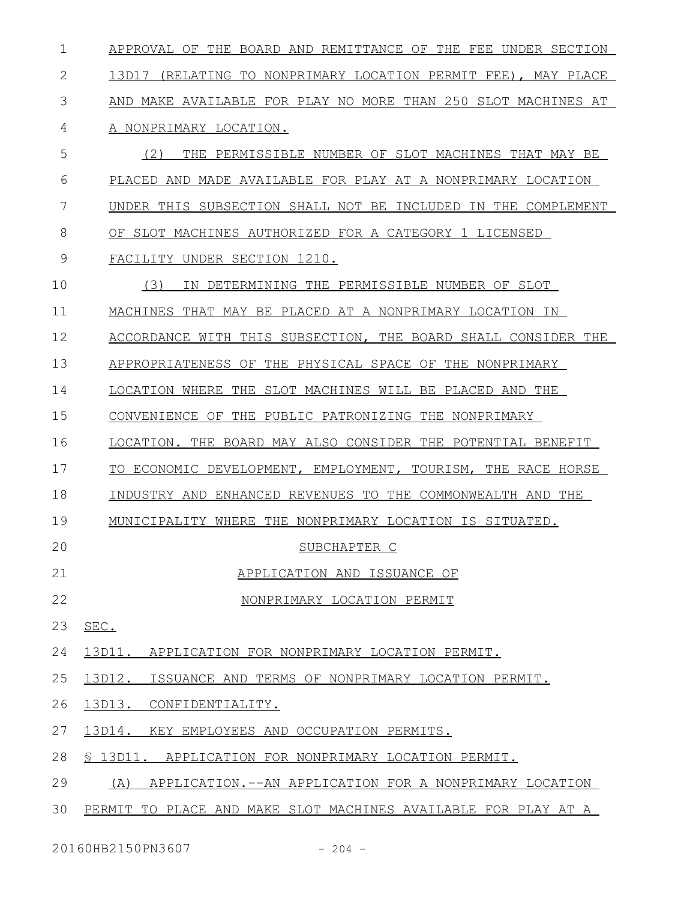APPROVAL OF THE BOARD AND REMITTANCE OF THE FEE UNDER SECTION 13D17 (RELATING TO NONPRIMARY LOCATION PERMIT FEE), MAY PLACE AND MAKE AVAILABLE FOR PLAY NO MORE THAN 250 SLOT MACHINES AT A NONPRIMARY LOCATION.

(2) THE PERMISSIBLE NUMBER OF SLOT MACHINES THAT MAY BE PLACED AND MADE AVAILABLE FOR PLAY AT A NONPRIMARY LOCATION UNDER THIS SUBSECTION SHALL NOT BE INCLUDED IN THE COMPLEMENT OF SLOT MACHINES AUTHORIZED FOR A CATEGORY 1 LICENSED FACILITY UNDER SECTION 1210.

(3) IN DETERMINING THE PERMISSIBLE NUMBER OF SLOT MACHINES THAT MAY BE PLACED AT A NONPRIMARY LOCATION IN ACCORDANCE WITH THIS SUBSECTION, THE BOARD SHALL CONSIDER THE APPROPRIATENESS OF THE PHYSICAL SPACE OF THE NONPRIMARY LOCATION WHERE THE SLOT MACHINES WILL BE PLACED AND THE CONVENIENCE OF THE PUBLIC PATRONIZING THE NONPRIMARY LOCATION. THE BOARD MAY ALSO CONSIDER THE POTENTIAL BENEFIT TO ECONOMIC DEVELOPMENT, EMPLOYMENT, TOURISM, THE RACE HORSE INDUSTRY AND ENHANCED REVENUES TO THE COMMONWEALTH AND THE MUNICIPALITY WHERE THE NONPRIMARY LOCATION IS SITUATED.

SUBCHAPTER C

APPLICATION AND ISSUANCE OF

NONPRIMARY LOCATION PERMIT

SEC.

13D11. APPLICATION FOR NONPRIMARY LOCATION PERMIT.

13D12. ISSUANCE AND TERMS OF NONPRIMARY LOCATION PERMIT.

13D13. CONFIDENTIALITY.

13D14. KEY EMPLOYEES AND OCCUPATION PERMITS.

§ 13D11. APPLICATION FOR NONPRIMARY LOCATION PERMIT.

(A) APPLICATION.--AN APPLICATION FOR A NONPRIMARY LOCATION PERMIT TO PLACE AND MAKE SLOT MACHINES AVAILABLE FOR PLAY AT A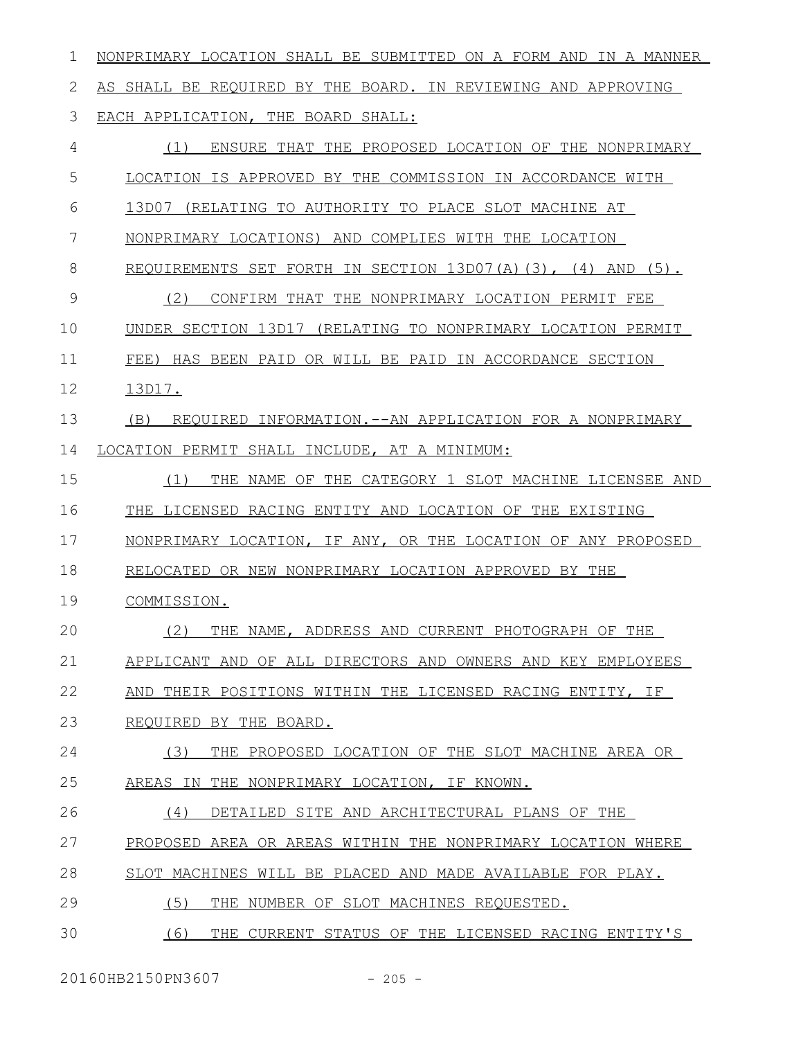NONPRIMARY LOCATION SHALL BE SUBMITTED ON A FORM AND IN A MANNER AS SHALL BE REQUIRED BY THE BOARD. IN REVIEWING AND APPROVING EACH APPLICATION, THE BOARD SHALL:

(1) ENSURE THAT THE PROPOSED LOCATION OF THE NONPRIMARY LOCATION IS APPROVED BY THE COMMISSION IN ACCORDANCE WITH 13D07 (RELATING TO AUTHORITY TO PLACE SLOT MACHINE AT NONPRIMARY LOCATIONS) AND COMPLIES WITH THE LOCATION REQUIREMENTS SET FORTH IN SECTION 13D07(A)(3), (4) AND (5).

(2) CONFIRM THAT THE NONPRIMARY LOCATION PERMIT FEE UNDER SECTION 13D17 (RELATING TO NONPRIMARY LOCATION PERMIT FEE) HAS BEEN PAID OR WILL BE PAID IN ACCORDANCE SECTION 13D17.

(B) REQUIRED INFORMATION.--AN APPLICATION FOR A NONPRIMARY LOCATION PERMIT SHALL INCLUDE, AT A MINIMUM:

(1) THE NAME OF THE CATEGORY 1 SLOT MACHINE LICENSEE AND THE LICENSED RACING ENTITY AND LOCATION OF THE EXISTING NONPRIMARY LOCATION, IF ANY, OR THE LOCATION OF ANY PROPOSED RELOCATED OR NEW NONPRIMARY LOCATION APPROVED BY THE COMMISSION.

(2) THE NAME, ADDRESS AND CURRENT PHOTOGRAPH OF THE APPLICANT AND OF ALL DIRECTORS AND OWNERS AND KEY EMPLOYEES AND THEIR POSITIONS WITHIN THE LICENSED RACING ENTITY, IF REQUIRED BY THE BOARD.

(3) THE PROPOSED LOCATION OF THE SLOT MACHINE AREA OR AREAS IN THE NONPRIMARY LOCATION, IF KNOWN.

(4) DETAILED SITE AND ARCHITECTURAL PLANS OF THE PROPOSED AREA OR AREAS WITHIN THE NONPRIMARY LOCATION WHERE SLOT MACHINES WILL BE PLACED AND MADE AVAILABLE FOR PLAY.

(5) THE NUMBER OF SLOT MACHINES REQUESTED.

(6) THE CURRENT STATUS OF THE LICENSED RACING ENTITY'S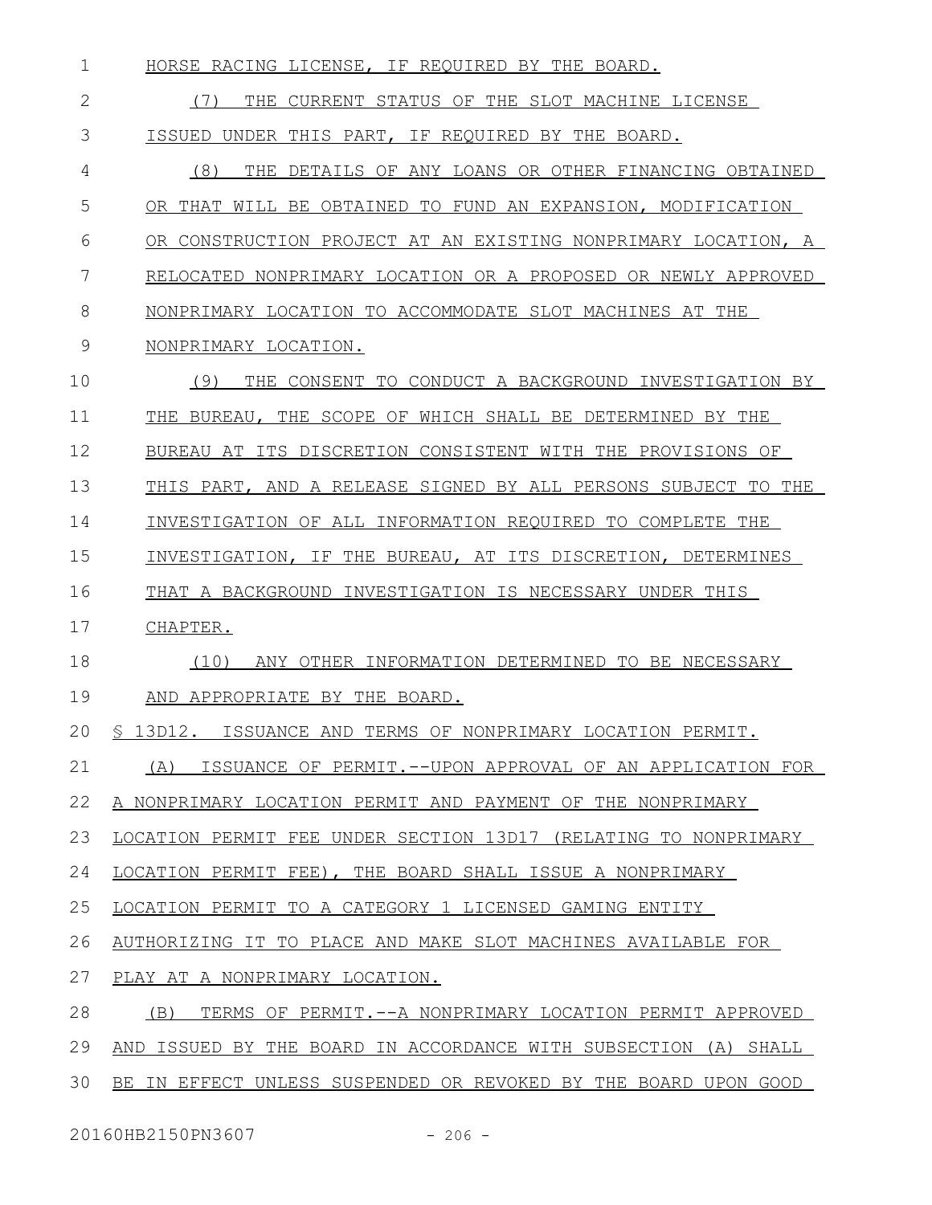HORSE RACING LICENSE, IF REQUIRED BY THE BOARD.

(7) THE CURRENT STATUS OF THE SLOT MACHINE LICENSE ISSUED UNDER THIS PART, IF REQUIRED BY THE BOARD.

(8) THE DETAILS OF ANY LOANS OR OTHER FINANCING OBTAINED OR THAT WILL BE OBTAINED TO FUND AN EXPANSION, MODIFICATION OR CONSTRUCTION PROJECT AT AN EXISTING NONPRIMARY LOCATION, A RELOCATED NONPRIMARY LOCATION OR A PROPOSED OR NEWLY APPROVED NONPRIMARY LOCATION TO ACCOMMODATE SLOT MACHINES AT THE NONPRIMARY LOCATION.

(9) THE CONSENT TO CONDUCT A BACKGROUND INVESTIGATION BY THE BUREAU, THE SCOPE OF WHICH SHALL BE DETERMINED BY THE BUREAU AT ITS DISCRETION CONSISTENT WITH THE PROVISIONS OF THIS PART, AND A RELEASE SIGNED BY ALL PERSONS SUBJECT TO THE INVESTIGATION OF ALL INFORMATION REQUIRED TO COMPLETE THE INVESTIGATION, IF THE BUREAU, AT ITS DISCRETION, DETERMINES THAT A BACKGROUND INVESTIGATION IS NECESSARY UNDER THIS CHAPTER.

(10) ANY OTHER INFORMATION DETERMINED TO BE NECESSARY AND APPROPRIATE BY THE BOARD.

§ 13D12. ISSUANCE AND TERMS OF NONPRIMARY LOCATION PERMIT.

(A) ISSUANCE OF PERMIT.--UPON APPROVAL OF AN APPLICATION FOR A NONPRIMARY LOCATION PERMIT AND PAYMENT OF THE NONPRIMARY LOCATION PERMIT FEE UNDER SECTION 13D17 (RELATING TO NONPRIMARY LOCATION PERMIT FEE), THE BOARD SHALL ISSUE A NONPRIMARY LOCATION PERMIT TO A CATEGORY 1 LICENSED GAMING ENTITY AUTHORIZING IT TO PLACE AND MAKE SLOT MACHINES AVAILABLE FOR PLAY AT A NONPRIMARY LOCATION.

(B) TERMS OF PERMIT.--A NONPRIMARY LOCATION PERMIT APPROVED AND ISSUED BY THE BOARD IN ACCORDANCE WITH SUBSECTION (A) SHALL BE IN EFFECT UNLESS SUSPENDED OR REVOKED BY THE BOARD UPON GOOD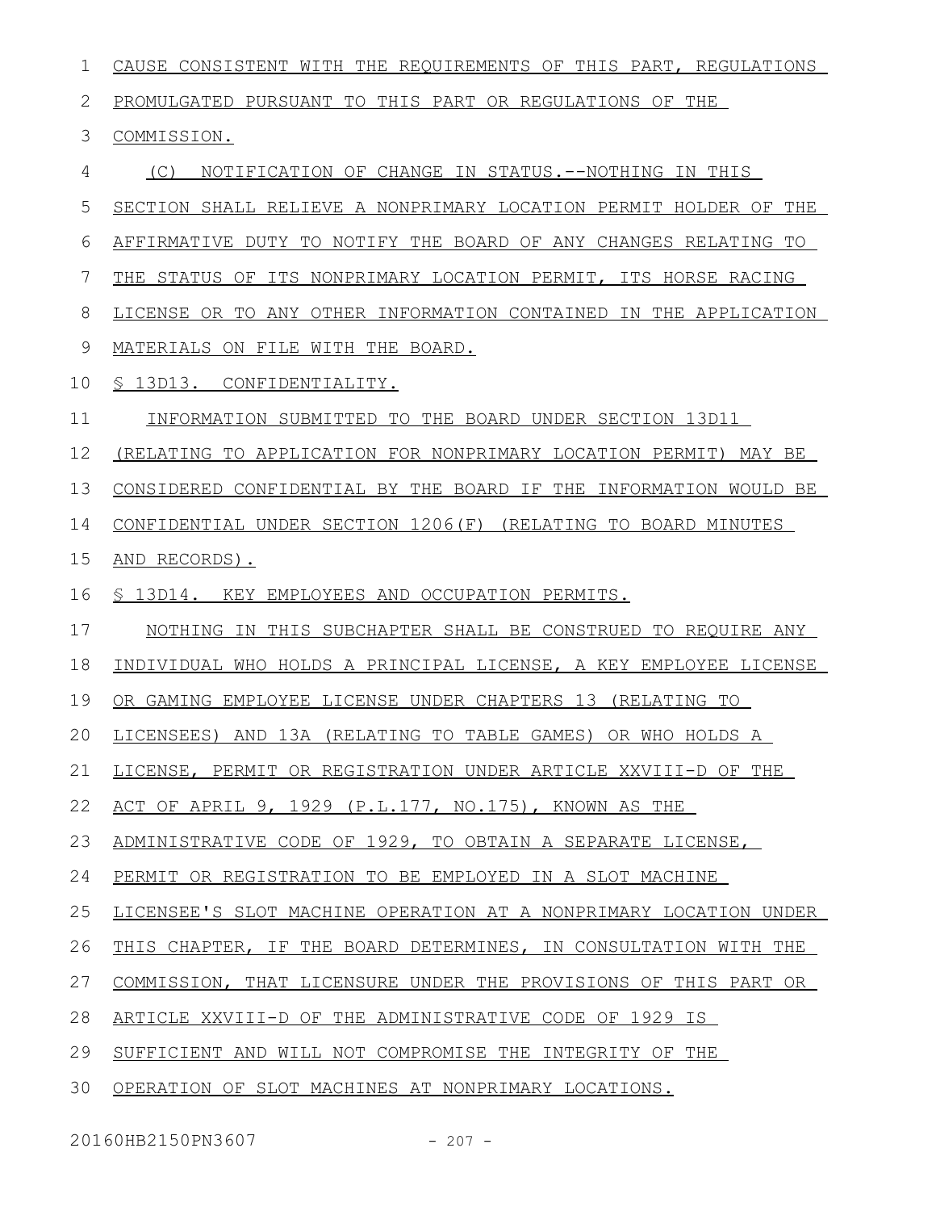CAUSE CONSISTENT WITH THE REQUIREMENTS OF THIS PART, REGULATIONS PROMULGATED PURSUANT TO THIS PART OR REGULATIONS OF THE COMMISSION.

(C) NOTIFICATION OF CHANGE IN STATUS.--NOTHING IN THIS SECTION SHALL RELIEVE A NONPRIMARY LOCATION PERMIT HOLDER OF THE AFFIRMATIVE DUTY TO NOTIFY THE BOARD OF ANY CHANGES RELATING TO THE STATUS OF ITS NONPRIMARY LOCATION PERMIT, ITS HORSE RACING LICENSE OR TO ANY OTHER INFORMATION CONTAINED IN THE APPLICATION MATERIALS ON FILE WITH THE BOARD.

§ 13D13. CONFIDENTIALITY.

INFORMATION SUBMITTED TO THE BOARD UNDER SECTION 13D11 (RELATING TO APPLICATION FOR NONPRIMARY LOCATION PERMIT) MAY BE CONSIDERED CONFIDENTIAL BY THE BOARD IF THE INFORMATION WOULD BE CONFIDENTIAL UNDER SECTION 1206(F) (RELATING TO BOARD MINUTES AND RECORDS).

§ 13D14. KEY EMPLOYEES AND OCCUPATION PERMITS.

NOTHING IN THIS SUBCHAPTER SHALL BE CONSTRUED TO REQUIRE ANY INDIVIDUAL WHO HOLDS A PRINCIPAL LICENSE, A KEY EMPLOYEE LICENSE OR GAMING EMPLOYEE LICENSE UNDER CHAPTERS 13 (RELATING TO LICENSEES) AND 13A (RELATING TO TABLE GAMES) OR WHO HOLDS A LICENSE, PERMIT OR REGISTRATION UNDER ARTICLE XXVIII-D OF THE ACT OF APRIL 9, 1929 (P.L.177, NO.175), KNOWN AS THE ADMINISTRATIVE CODE OF 1929, TO OBTAIN A SEPARATE LICENSE, PERMIT OR REGISTRATION TO BE EMPLOYED IN A SLOT MACHINE LICENSEE'S SLOT MACHINE OPERATION AT A NONPRIMARY LOCATION UNDER THIS CHAPTER, IF THE BOARD DETERMINES, IN CONSULTATION WITH THE COMMISSION, THAT LICENSURE UNDER THE PROVISIONS OF THIS PART OR ARTICLE XXVIII-D OF THE ADMINISTRATIVE CODE OF 1929 IS SUFFICIENT AND WILL NOT COMPROMISE THE INTEGRITY OF THE OPERATION OF SLOT MACHINES AT NONPRIMARY LOCATIONS.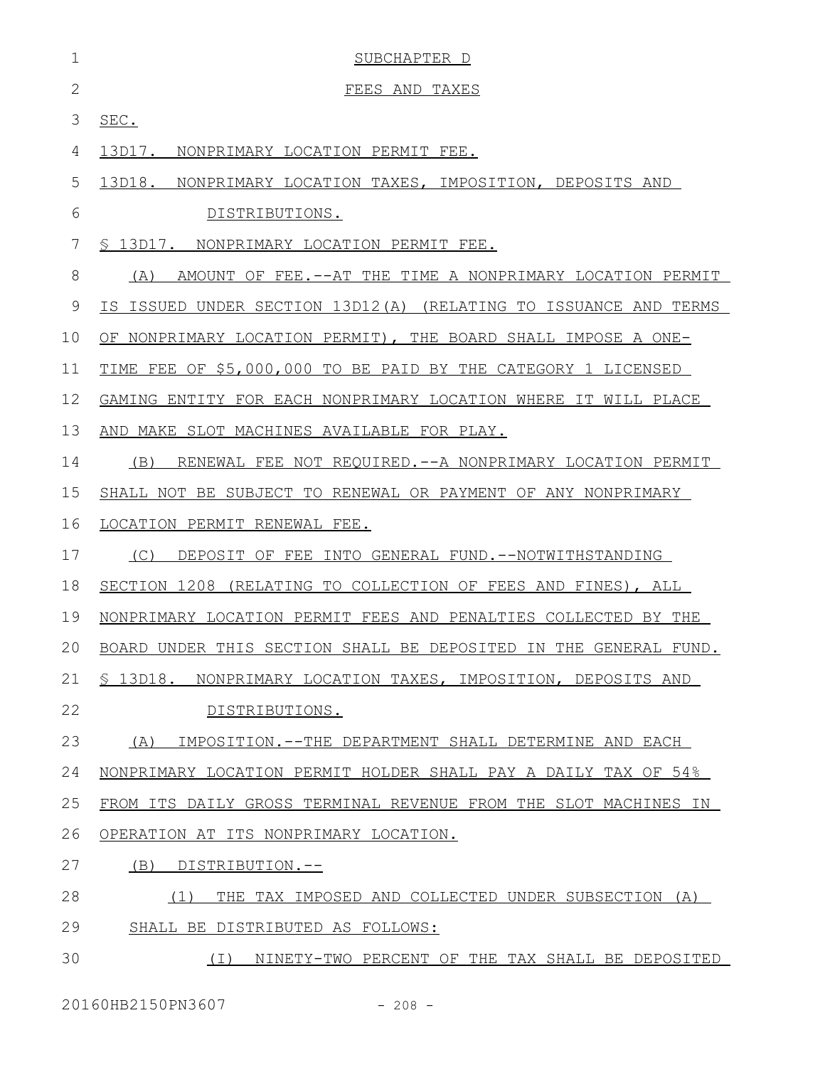## SUBCHAPTER D

## FEES AND TAXES

SEC.

13D17. NONPRIMARY LOCATION PERMIT FEE.

13D18. NONPRIMARY LOCATION TAXES, IMPOSITION, DEPOSITS AND DISTRIBUTIONS.

§ 13D17. NONPRIMARY LOCATION PERMIT FEE.

(A) AMOUNT OF FEE.--AT THE TIME A NONPRIMARY LOCATION PERMIT IS ISSUED UNDER SECTION 13D12(A) (RELATING TO ISSUANCE AND TERMS OF NONPRIMARY LOCATION PERMIT), THE BOARD SHALL IMPOSE A ONE-TIME FEE OF $5,000,000 TO BE PAID BY THE CATEGORY 1 LICENSED GAMING ENTITY FOR EACH NONPRIMARY LOCATION WHERE IT WILL PLACE AND MAKE SLOT MACHINES AVAILABLE FOR PLAY.

(B) RENEWAL FEE NOT REQUIRED.--A NONPRIMARY LOCATION PERMIT SHALL NOT BE SUBJECT TO RENEWAL OR PAYMENT OF ANY NONPRIMARY LOCATION PERMIT RENEWAL FEE.

(C) DEPOSIT OF FEE INTO GENERAL FUND.--NOTWITHSTANDING SECTION 1208 (RELATING TO COLLECTION OF FEES AND FINES), ALL NONPRIMARY LOCATION PERMIT FEES AND PENALTIES COLLECTED BY THE BOARD UNDER THIS SECTION SHALL BE DEPOSITED IN THE GENERAL FUND.

§ 13D18. NONPRIMARY LOCATION TAXES, IMPOSITION, DEPOSITS AND DISTRIBUTIONS.

(A) IMPOSITION.--THE DEPARTMENT SHALL DETERMINE AND EACH NONPRIMARY LOCATION PERMIT HOLDER SHALL PAY A DAILY TAX OF 54% FROM ITS DAILY GROSS TERMINAL REVENUE FROM THE SLOT MACHINES IN OPERATION AT ITS NONPRIMARY LOCATION.

(B) DISTRIBUTION.--

(1) THE TAX IMPOSED AND COLLECTED UNDER SUBSECTION (A) SHALL BE DISTRIBUTED AS FOLLOWS:

(I) NINETY-TWO PERCENT OF THE TAX SHALL BE DEPOSITED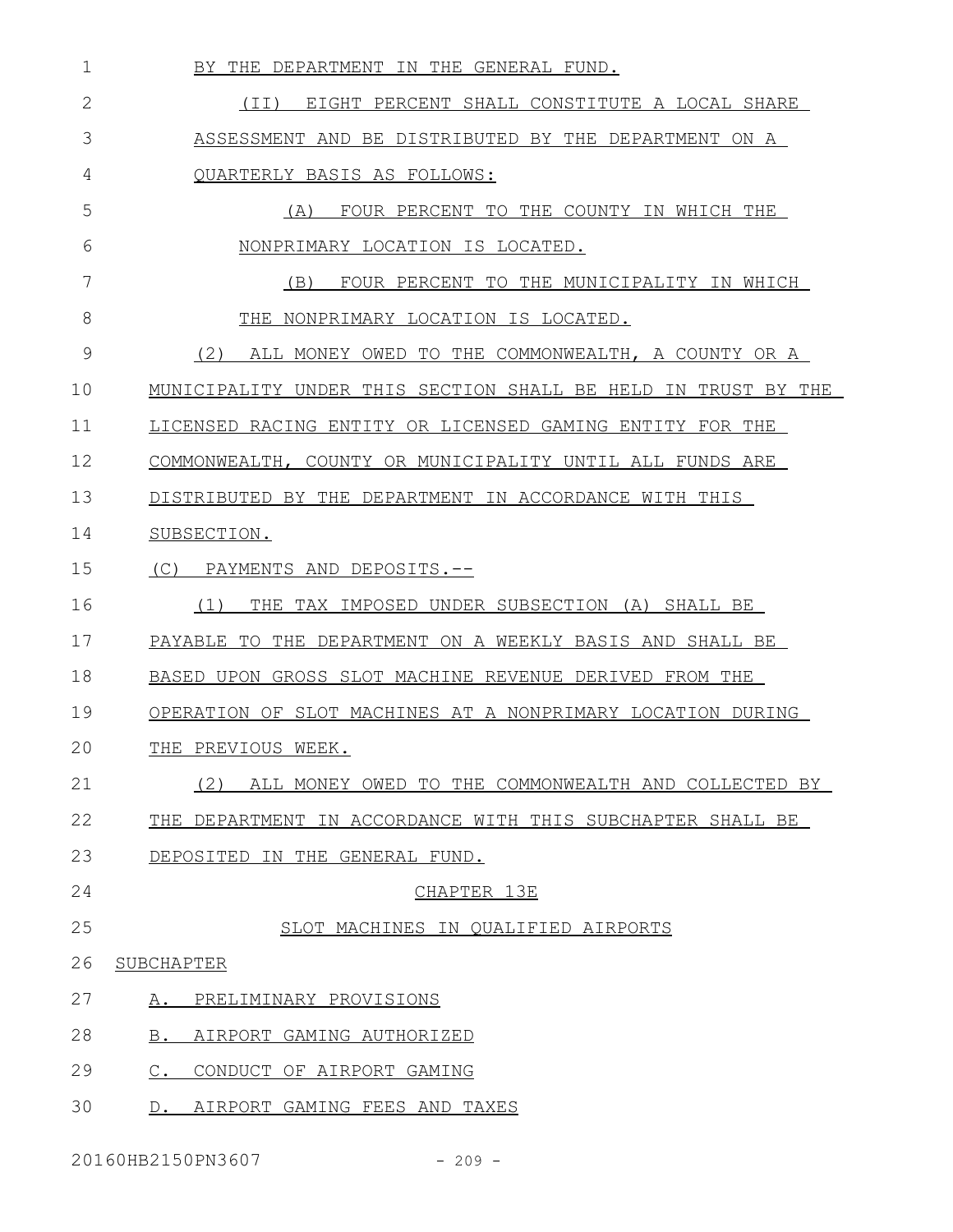BY THE DEPARTMENT IN THE GENERAL FUND.

(II) EIGHT PERCENT SHALL CONSTITUTE A LOCAL SHARE ASSESSMENT AND BE DISTRIBUTED BY THE DEPARTMENT ON A QUARTERLY BASIS AS FOLLOWS:

(A) FOUR PERCENT TO THE COUNTY IN WHICH THE NONPRIMARY LOCATION IS LOCATED.

(B) FOUR PERCENT TO THE MUNICIPALITY IN WHICH THE NONPRIMARY LOCATION IS LOCATED.

(2) ALL MONEY OWED TO THE COMMONWEALTH, A COUNTY OR A MUNICIPALITY UNDER THIS SECTION SHALL BE HELD IN TRUST BY THE LICENSED RACING ENTITY OR LICENSED GAMING ENTITY FOR THE COMMONWEALTH, COUNTY OR MUNICIPALITY UNTIL ALL FUNDS ARE DISTRIBUTED BY THE DEPARTMENT IN ACCORDANCE WITH THIS SUBSECTION.

(C) PAYMENTS AND DEPOSITS.--

(1) THE TAX IMPOSED UNDER SUBSECTION (A) SHALL BE PAYABLE TO THE DEPARTMENT ON A WEEKLY BASIS AND SHALL BE BASED UPON GROSS SLOT MACHINE REVENUE DERIVED FROM THE OPERATION OF SLOT MACHINES AT A NONPRIMARY LOCATION DURING THE PREVIOUS WEEK.

(2) ALL MONEY OWED TO THE COMMONWEALTH AND COLLECTED BY THE DEPARTMENT IN ACCORDANCE WITH THIS SUBCHAPTER SHALL BE DEPOSITED IN THE GENERAL FUND.

CHAPTER 13E

SLOT MACHINES IN QUALIFIED AIRPORTS

SUBCHAPTER

A. PRELIMINARY PROVISIONS

B. AIRPORT GAMING AUTHORIZED

C. CONDUCT OF AIRPORT GAMING

D. AIRPORT GAMING FEES AND TAXES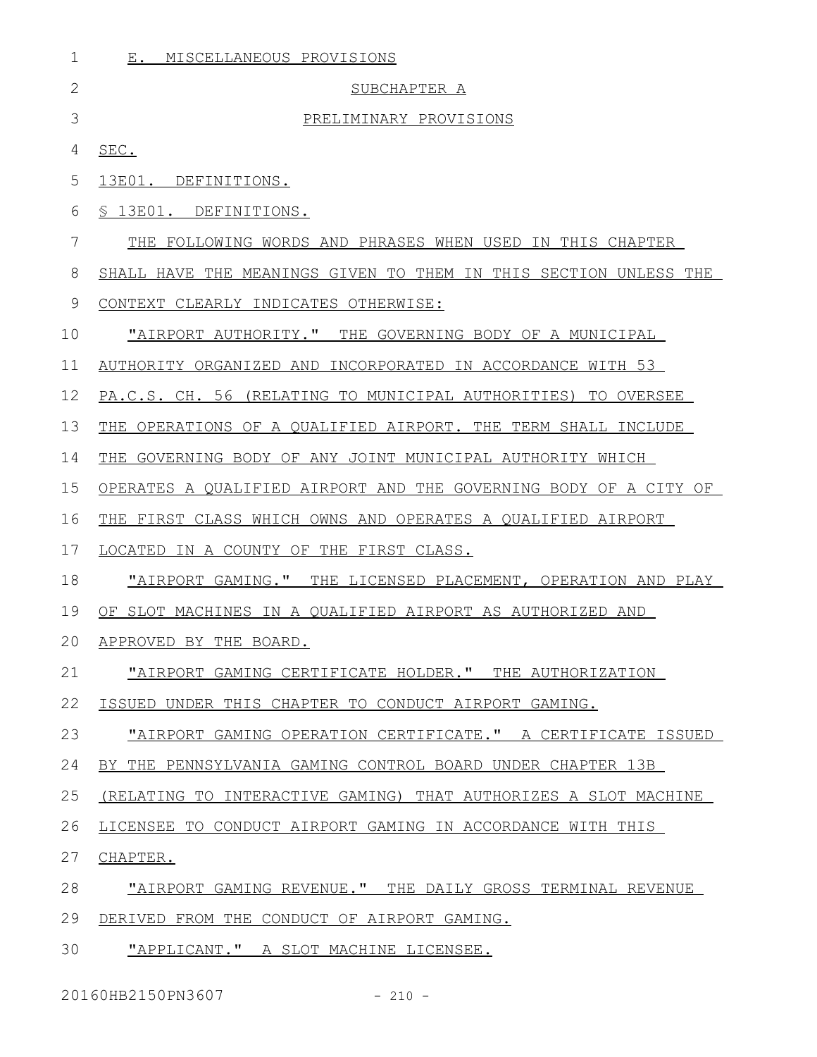E. MISCELLANEOUS PROVISIONS

SUBCHAPTER A

PRELIMINARY PROVISIONS

SEC.

13E01. DEFINITIONS.

§ 13E01. DEFINITIONS.

THE FOLLOWING WORDS AND PHRASES WHEN USED IN THIS CHAPTER SHALL HAVE THE MEANINGS GIVEN TO THEM IN THIS SECTION UNLESS THE CONTEXT CLEARLY INDICATES OTHERWISE:

"AIRPORT AUTHORITY." THE GOVERNING BODY OF A MUNICIPAL AUTHORITY ORGANIZED AND INCORPORATED IN ACCORDANCE WITH 53 PA.C.S. CH. 56 (RELATING TO MUNICIPAL AUTHORITIES) TO OVERSEE THE OPERATIONS OF A QUALIFIED AIRPORT. THE TERM SHALL INCLUDE THE GOVERNING BODY OF ANY JOINT MUNICIPAL AUTHORITY WHICH OPERATES A QUALIFIED AIRPORT AND THE GOVERNING BODY OF A CITY OF THE FIRST CLASS WHICH OWNS AND OPERATES A QUALIFIED AIRPORT LOCATED IN A COUNTY OF THE FIRST CLASS.

"AIRPORT GAMING." THE LICENSED PLACEMENT, OPERATION AND PLAY OF SLOT MACHINES IN A QUALIFIED AIRPORT AS AUTHORIZED AND APPROVED BY THE BOARD.

"AIRPORT GAMING CERTIFICATE HOLDER." THE AUTHORIZATION ISSUED UNDER THIS CHAPTER TO CONDUCT AIRPORT GAMING.

"AIRPORT GAMING OPERATION CERTIFICATE." A CERTIFICATE ISSUED BY THE PENNSYLVANIA GAMING CONTROL BOARD UNDER CHAPTER 13B (RELATING TO INTERACTIVE GAMING) THAT AUTHORIZES A SLOT MACHINE LICENSEE TO CONDUCT AIRPORT GAMING IN ACCORDANCE WITH THIS CHAPTER.

"AIRPORT GAMING REVENUE." THE DAILY GROSS TERMINAL REVENUE DERIVED FROM THE CONDUCT OF AIRPORT GAMING.

"APPLICANT." A SLOT MACHINE LICENSEE.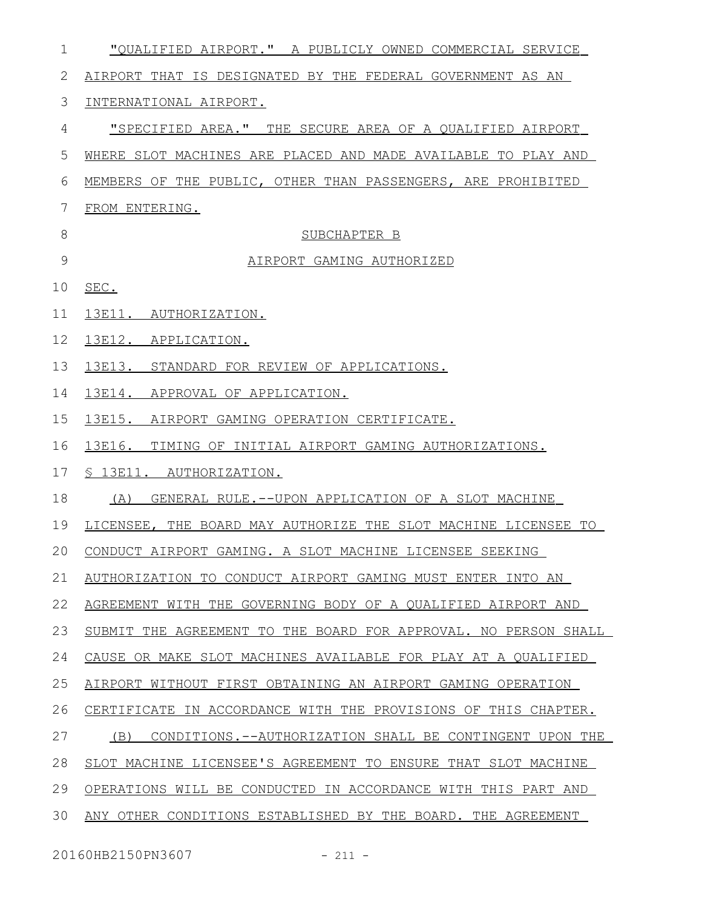"QUALIFIED AIRPORT." A PUBLICLY OWNED COMMERCIAL SERVICE AIRPORT THAT IS DESIGNATED BY THE FEDERAL GOVERNMENT AS AN INTERNATIONAL AIRPORT.

"SPECIFIED AREA." THE SECURE AREA OF A QUALIFIED AIRPORT WHERE SLOT MACHINES ARE PLACED AND MADE AVAILABLE TO PLAY AND MEMBERS OF THE PUBLIC, OTHER THAN PASSENGERS, ARE PROHIBITED FROM ENTERING.

SUBCHAPTER B

AIRPORT GAMING AUTHORIZED

SEC.

13E11. AUTHORIZATION.

13E12. APPLICATION.

13E13. STANDARD FOR REVIEW OF APPLICATIONS.

13E14. APPROVAL OF APPLICATION.

13E15. AIRPORT GAMING OPERATION CERTIFICATE.

13E16. TIMING OF INITIAL AIRPORT GAMING AUTHORIZATIONS.

§ 13E11. AUTHORIZATION.

(A) GENERAL RULE.--UPON APPLICATION OF A SLOT MACHINE LICENSEE, THE BOARD MAY AUTHORIZE THE SLOT MACHINE LICENSEE TO CONDUCT AIRPORT GAMING. A SLOT MACHINE LICENSEE SEEKING AUTHORIZATION TO CONDUCT AIRPORT GAMING MUST ENTER INTO AN AGREEMENT WITH THE GOVERNING BODY OF A QUALIFIED AIRPORT AND SUBMIT THE AGREEMENT TO THE BOARD FOR APPROVAL. NO PERSON SHALL CAUSE OR MAKE SLOT MACHINES AVAILABLE FOR PLAY AT A QUALIFIED AIRPORT WITHOUT FIRST OBTAINING AN AIRPORT GAMING OPERATION CERTIFICATE IN ACCORDANCE WITH THE PROVISIONS OF THIS CHAPTER.

(B) CONDITIONS.--AUTHORIZATION SHALL BE CONTINGENT UPON THE SLOT MACHINE LICENSEE'S AGREEMENT TO ENSURE THAT SLOT MACHINE OPERATIONS WILL BE CONDUCTED IN ACCORDANCE WITH THIS PART AND ANY OTHER CONDITIONS ESTABLISHED BY THE BOARD. THE AGREEMENT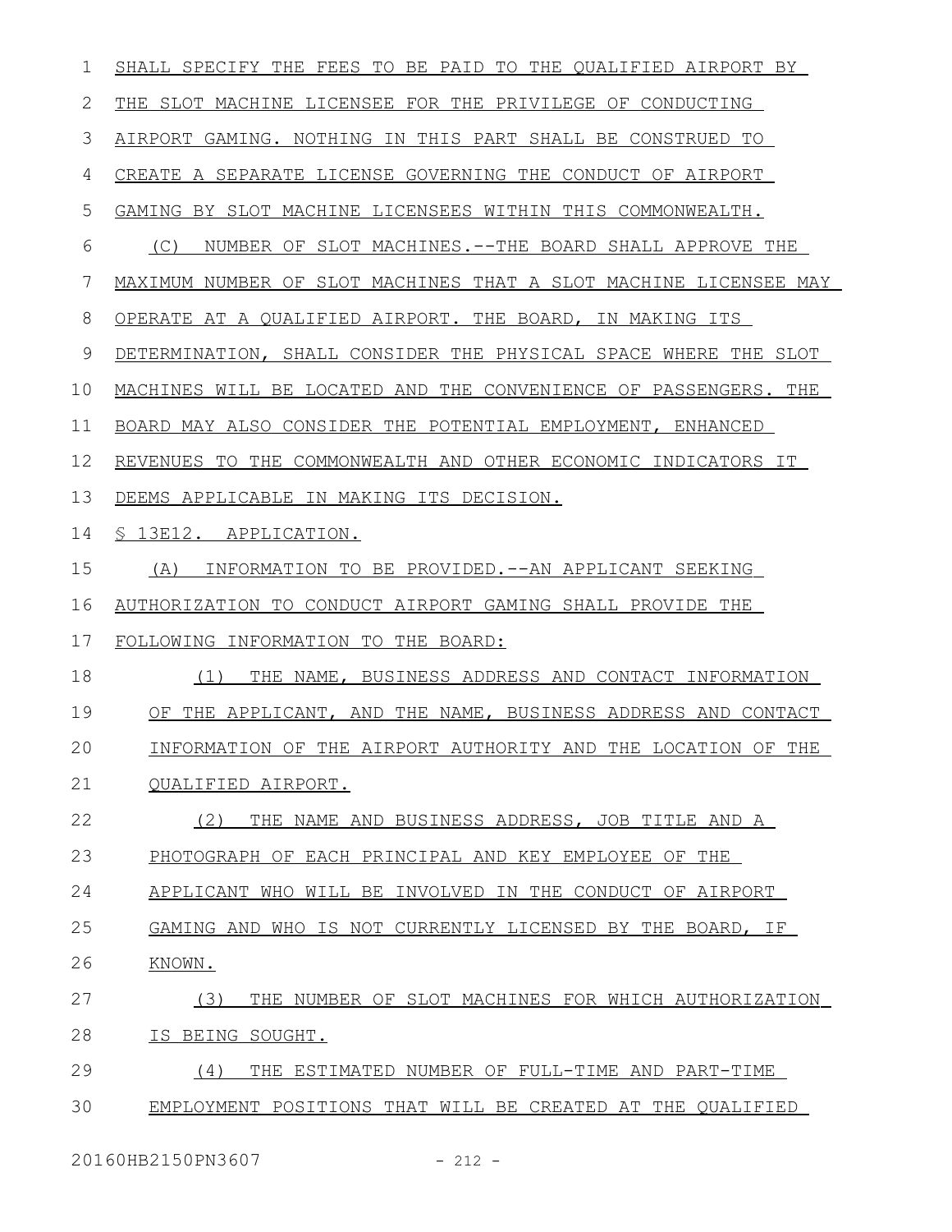SHALL SPECIFY THE FEES TO BE PAID TO THE QUALIFIED AIRPORT BY THE SLOT MACHINE LICENSEE FOR THE PRIVILEGE OF CONDUCTING AIRPORT GAMING. NOTHING IN THIS PART SHALL BE CONSTRUED TO CREATE A SEPARATE LICENSE GOVERNING THE CONDUCT OF AIRPORT GAMING BY SLOT MACHINE LICENSEES WITHIN THIS COMMONWEALTH.

(C) NUMBER OF SLOT MACHINES.--THE BOARD SHALL APPROVE THE MAXIMUM NUMBER OF SLOT MACHINES THAT A SLOT MACHINE LICENSEE MAY OPERATE AT A QUALIFIED AIRPORT. THE BOARD, IN MAKING ITS DETERMINATION, SHALL CONSIDER THE PHYSICAL SPACE WHERE THE SLOT MACHINES WILL BE LOCATED AND THE CONVENIENCE OF PASSENGERS. THE BOARD MAY ALSO CONSIDER THE POTENTIAL EMPLOYMENT, ENHANCED REVENUES TO THE COMMONWEALTH AND OTHER ECONOMIC INDICATORS IT DEEMS APPLICABLE IN MAKING ITS DECISION.

§ 13E12. APPLICATION.

(A) INFORMATION TO BE PROVIDED.--AN APPLICANT SEEKING AUTHORIZATION TO CONDUCT AIRPORT GAMING SHALL PROVIDE THE FOLLOWING INFORMATION TO THE BOARD:

(1) THE NAME, BUSINESS ADDRESS AND CONTACT INFORMATION OF THE APPLICANT, AND THE NAME, BUSINESS ADDRESS AND CONTACT INFORMATION OF THE AIRPORT AUTHORITY AND THE LOCATION OF THE QUALIFIED AIRPORT.

(2) THE NAME AND BUSINESS ADDRESS, JOB TITLE AND A PHOTOGRAPH OF EACH PRINCIPAL AND KEY EMPLOYEE OF THE APPLICANT WHO WILL BE INVOLVED IN THE CONDUCT OF AIRPORT GAMING AND WHO IS NOT CURRENTLY LICENSED BY THE BOARD, IF KNOWN.

(3) THE NUMBER OF SLOT MACHINES FOR WHICH AUTHORIZATION IS BEING SOUGHT.

(4) THE ESTIMATED NUMBER OF FULL-TIME AND PART-TIME EMPLOYMENT POSITIONS THAT WILL BE CREATED AT THE QUALIFIED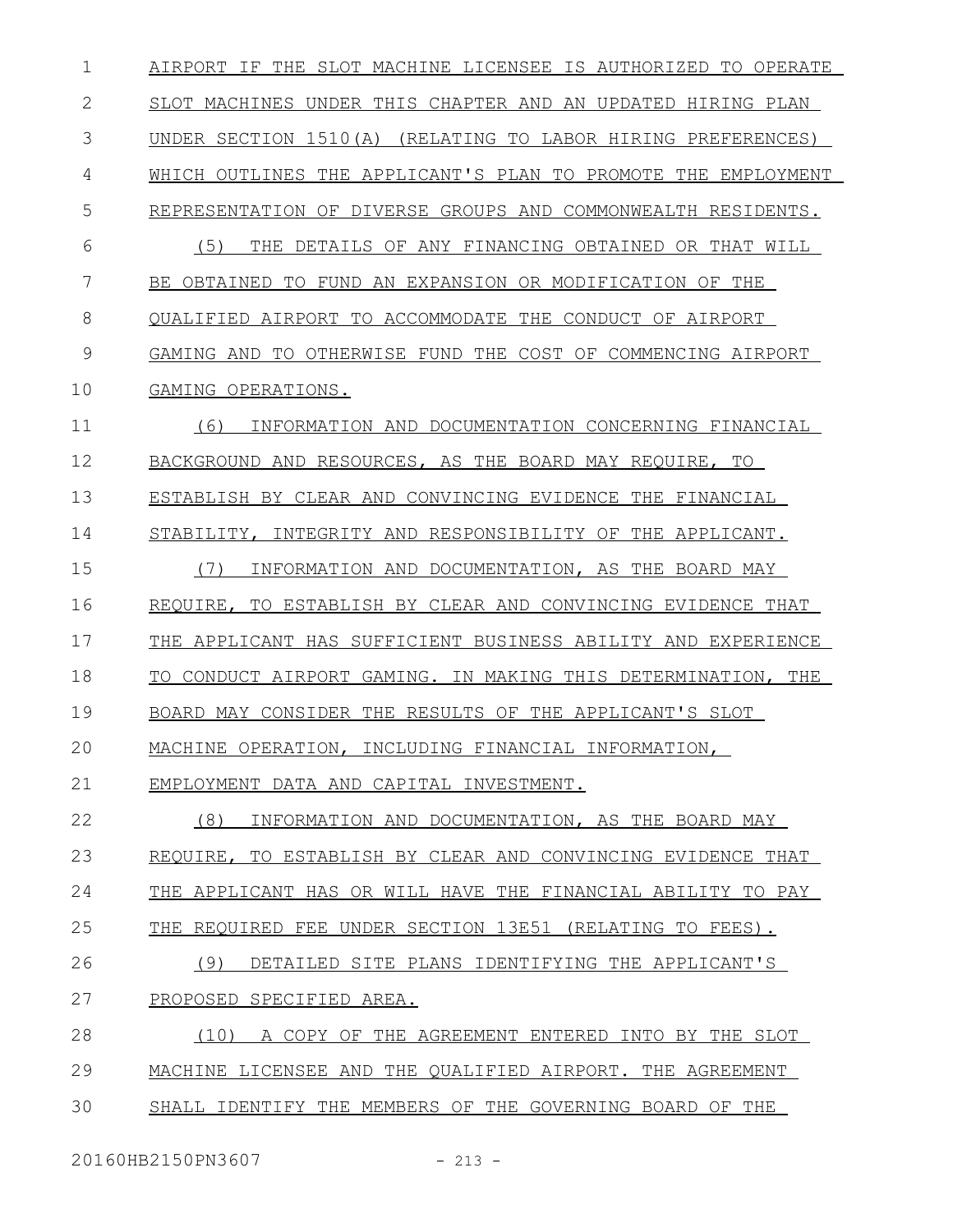AIRPORT IF THE SLOT MACHINE LICENSEE IS AUTHORIZED TO OPERATE SLOT MACHINES UNDER THIS CHAPTER AND AN UPDATED HIRING PLAN UNDER SECTION 1510(A) (RELATING TO LABOR HIRING PREFERENCES) WHICH OUTLINES THE APPLICANT'S PLAN TO PROMOTE THE EMPLOYMENT REPRESENTATION OF DIVERSE GROUPS AND COMMONWEALTH RESIDENTS.

(5) THE DETAILS OF ANY FINANCING OBTAINED OR THAT WILL BE OBTAINED TO FUND AN EXPANSION OR MODIFICATION OF THE QUALIFIED AIRPORT TO ACCOMMODATE THE CONDUCT OF AIRPORT GAMING AND TO OTHERWISE FUND THE COST OF COMMENCING AIRPORT GAMING OPERATIONS.

(6) INFORMATION AND DOCUMENTATION CONCERNING FINANCIAL BACKGROUND AND RESOURCES, AS THE BOARD MAY REQUIRE, TO ESTABLISH BY CLEAR AND CONVINCING EVIDENCE THE FINANCIAL STABILITY, INTEGRITY AND RESPONSIBILITY OF THE APPLICANT.

(7) INFORMATION AND DOCUMENTATION, AS THE BOARD MAY REQUIRE, TO ESTABLISH BY CLEAR AND CONVINCING EVIDENCE THAT THE APPLICANT HAS SUFFICIENT BUSINESS ABILITY AND EXPERIENCE TO CONDUCT AIRPORT GAMING. IN MAKING THIS DETERMINATION, THE BOARD MAY CONSIDER THE RESULTS OF THE APPLICANT'S SLOT MACHINE OPERATION, INCLUDING FINANCIAL INFORMATION, EMPLOYMENT DATA AND CAPITAL INVESTMENT.

(8) INFORMATION AND DOCUMENTATION, AS THE BOARD MAY REQUIRE, TO ESTABLISH BY CLEAR AND CONVINCING EVIDENCE THAT THE APPLICANT HAS OR WILL HAVE THE FINANCIAL ABILITY TO PAY THE REQUIRED FEE UNDER SECTION 13E51 (RELATING TO FEES).

(9) DETAILED SITE PLANS IDENTIFYING THE APPLICANT'S PROPOSED SPECIFIED AREA.

(10) A COPY OF THE AGREEMENT ENTERED INTO BY THE SLOT MACHINE LICENSEE AND THE QUALIFIED AIRPORT. THE AGREEMENT SHALL IDENTIFY THE MEMBERS OF THE GOVERNING BOARD OF THE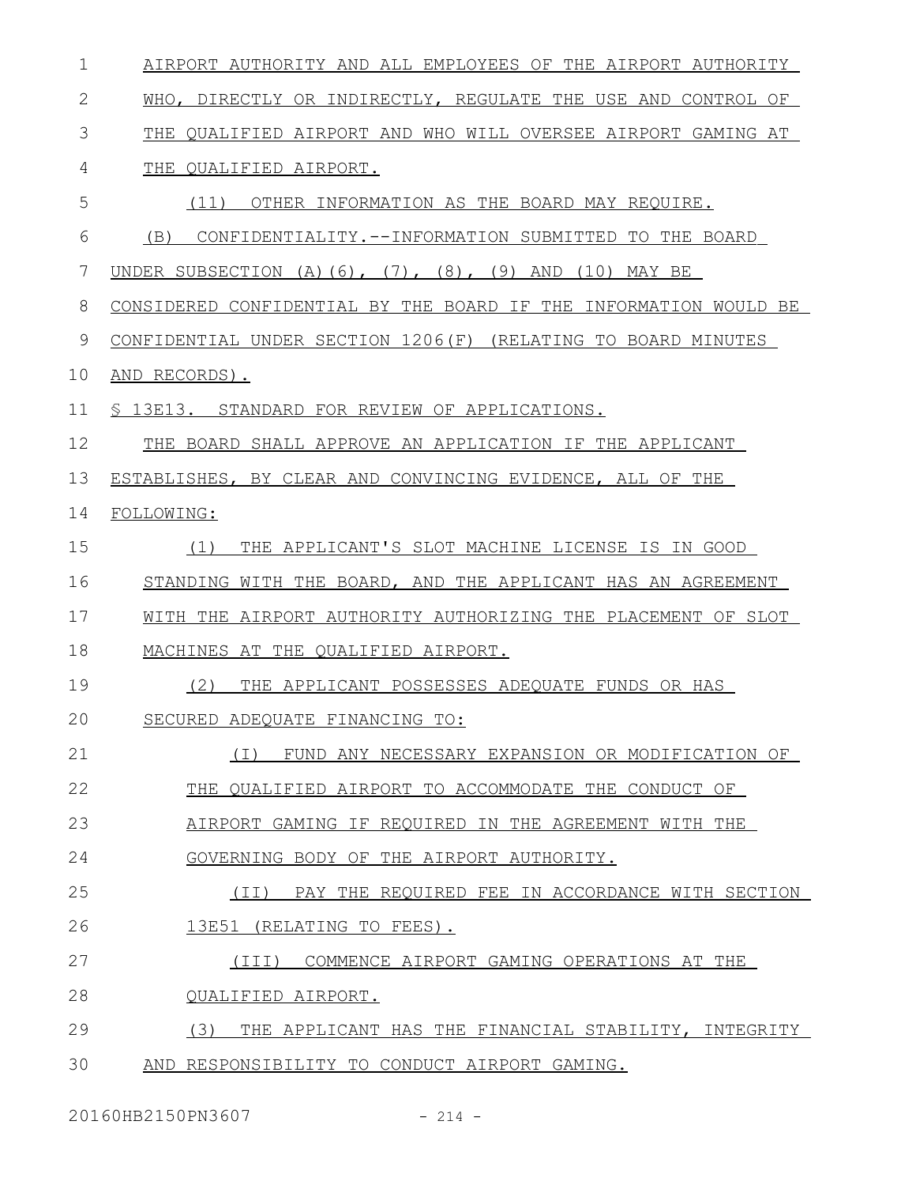AIRPORT AUTHORITY AND ALL EMPLOYEES OF THE AIRPORT AUTHORITY WHO, DIRECTLY OR INDIRECTLY, REGULATE THE USE AND CONTROL OF THE QUALIFIED AIRPORT AND WHO WILL OVERSEE AIRPORT GAMING AT THE QUALIFIED AIRPORT.

(11) OTHER INFORMATION AS THE BOARD MAY REQUIRE.

(B) CONFIDENTIALITY.--INFORMATION SUBMITTED TO THE BOARD UNDER SUBSECTION (A)(6), (7), (8), (9) AND (10) MAY BE CONSIDERED CONFIDENTIAL BY THE BOARD IF THE INFORMATION WOULD BE CONFIDENTIAL UNDER SECTION 1206(F) (RELATING TO BOARD MINUTES AND RECORDS).

§ 13E13. STANDARD FOR REVIEW OF APPLICATIONS.

THE BOARD SHALL APPROVE AN APPLICATION IF THE APPLICANT ESTABLISHES, BY CLEAR AND CONVINCING EVIDENCE, ALL OF THE FOLLOWING:

(1) THE APPLICANT'S SLOT MACHINE LICENSE IS IN GOOD STANDING WITH THE BOARD, AND THE APPLICANT HAS AN AGREEMENT WITH THE AIRPORT AUTHORITY AUTHORIZING THE PLACEMENT OF SLOT MACHINES AT THE QUALIFIED AIRPORT.

(2) THE APPLICANT POSSESSES ADEQUATE FUNDS OR HAS SECURED ADEQUATE FINANCING TO:

(I) FUND ANY NECESSARY EXPANSION OR MODIFICATION OF THE QUALIFIED AIRPORT TO ACCOMMODATE THE CONDUCT OF AIRPORT GAMING IF REQUIRED IN THE AGREEMENT WITH THE GOVERNING BODY OF THE AIRPORT AUTHORITY.

(II) PAY THE REQUIRED FEE IN ACCORDANCE WITH SECTION 13E51 (RELATING TO FEES).

(III) COMMENCE AIRPORT GAMING OPERATIONS AT THE QUALIFIED AIRPORT.

(3) THE APPLICANT HAS THE FINANCIAL STABILITY, INTEGRITY AND RESPONSIBILITY TO CONDUCT AIRPORT GAMING.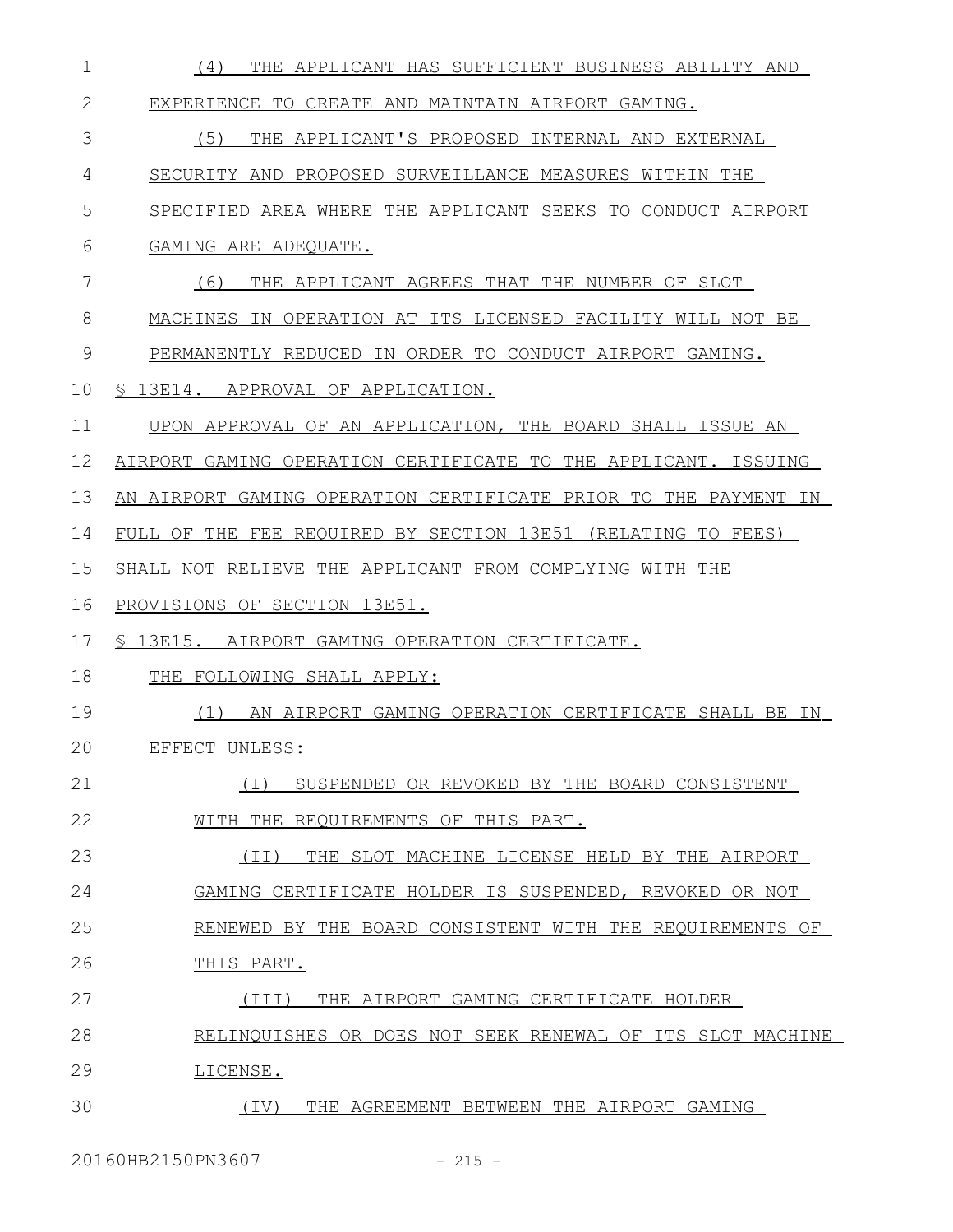(4) THE APPLICANT HAS SUFFICIENT BUSINESS ABILITY AND EXPERIENCE TO CREATE AND MAINTAIN AIRPORT GAMING.

(5) THE APPLICANT'S PROPOSED INTERNAL AND EXTERNAL SECURITY AND PROPOSED SURVEILLANCE MEASURES WITHIN THE SPECIFIED AREA WHERE THE APPLICANT SEEKS TO CONDUCT AIRPORT GAMING ARE ADEQUATE.

(6) THE APPLICANT AGREES THAT THE NUMBER OF SLOT MACHINES IN OPERATION AT ITS LICENSED FACILITY WILL NOT BE PERMANENTLY REDUCED IN ORDER TO CONDUCT AIRPORT GAMING.

§ 13E14. APPROVAL OF APPLICATION.

UPON APPROVAL OF AN APPLICATION, THE BOARD SHALL ISSUE AN AIRPORT GAMING OPERATION CERTIFICATE TO THE APPLICANT. ISSUING AN AIRPORT GAMING OPERATION CERTIFICATE PRIOR TO THE PAYMENT IN FULL OF THE FEE REQUIRED BY SECTION 13E51 (RELATING TO FEES) SHALL NOT RELIEVE THE APPLICANT FROM COMPLYING WITH THE PROVISIONS OF SECTION 13E51.

§ 13E15. AIRPORT GAMING OPERATION CERTIFICATE.

THE FOLLOWING SHALL APPLY:

(1) AN AIRPORT GAMING OPERATION CERTIFICATE SHALL BE IN EFFECT UNLESS:

(I) SUSPENDED OR REVOKED BY THE BOARD CONSISTENT WITH THE REQUIREMENTS OF THIS PART.

(II) THE SLOT MACHINE LICENSE HELD BY THE AIRPORT GAMING CERTIFICATE HOLDER IS SUSPENDED, REVOKED OR NOT RENEWED BY THE BOARD CONSISTENT WITH THE REQUIREMENTS OF THIS PART.

(III) THE AIRPORT GAMING CERTIFICATE HOLDER RELINQUISHES OR DOES NOT SEEK RENEWAL OF ITS SLOT MACHINE LICENSE.

(IV) THE AGREEMENT BETWEEN THE AIRPORT GAMING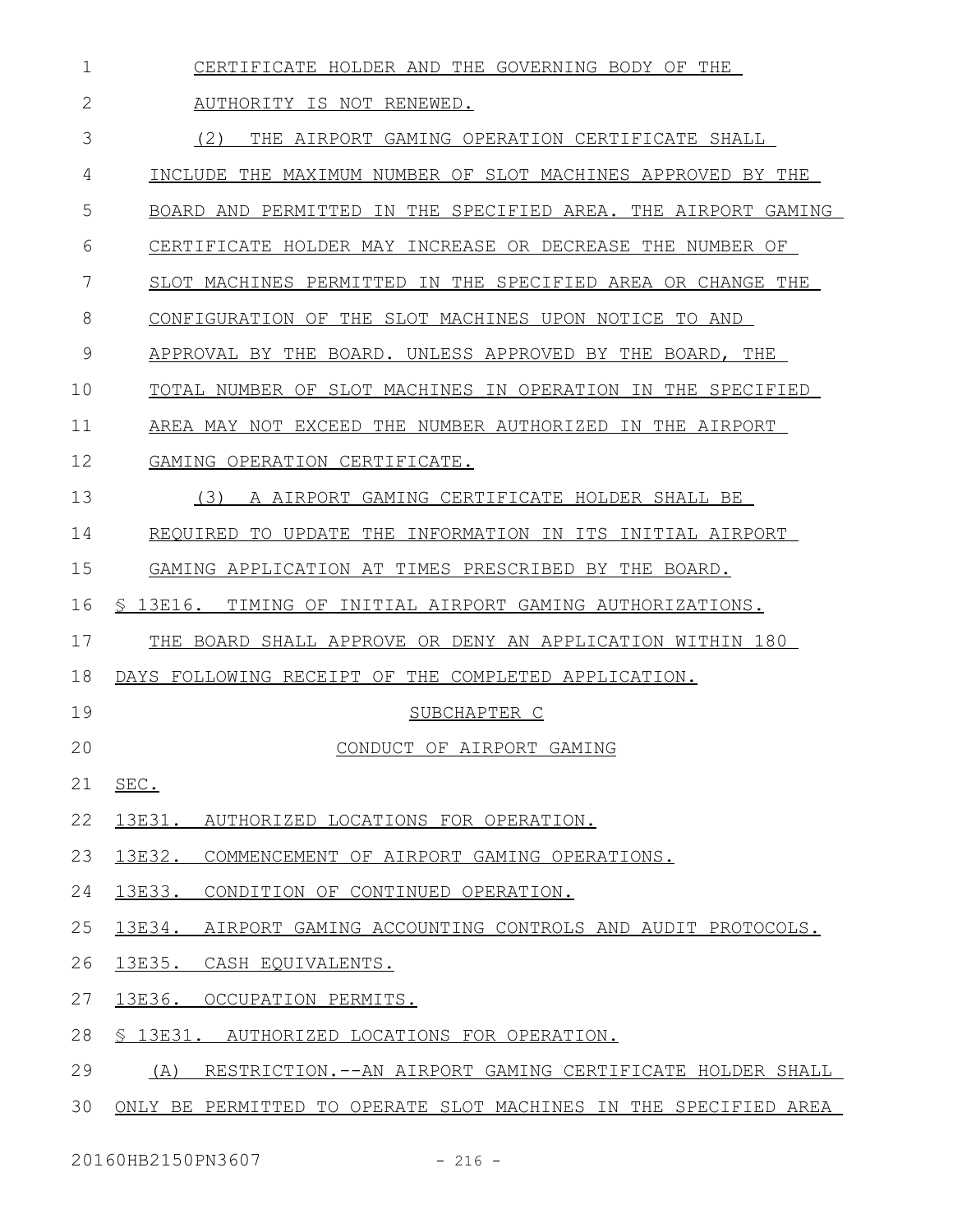CERTIFICATE HOLDER AND THE GOVERNING BODY OF THE AUTHORITY IS NOT RENEWED.

(2) THE AIRPORT GAMING OPERATION CERTIFICATE SHALL INCLUDE THE MAXIMUM NUMBER OF SLOT MACHINES APPROVED BY THE BOARD AND PERMITTED IN THE SPECIFIED AREA. THE AIRPORT GAMING CERTIFICATE HOLDER MAY INCREASE OR DECREASE THE NUMBER OF SLOT MACHINES PERMITTED IN THE SPECIFIED AREA OR CHANGE THE CONFIGURATION OF THE SLOT MACHINES UPON NOTICE TO AND APPROVAL BY THE BOARD. UNLESS APPROVED BY THE BOARD, THE TOTAL NUMBER OF SLOT MACHINES IN OPERATION IN THE SPECIFIED AREA MAY NOT EXCEED THE NUMBER AUTHORIZED IN THE AIRPORT GAMING OPERATION CERTIFICATE.

(3) A AIRPORT GAMING CERTIFICATE HOLDER SHALL BE REQUIRED TO UPDATE THE INFORMATION IN ITS INITIAL AIRPORT GAMING APPLICATION AT TIMES PRESCRIBED BY THE BOARD.

§ 13E16. TIMING OF INITIAL AIRPORT GAMING AUTHORIZATIONS.

THE BOARD SHALL APPROVE OR DENY AN APPLICATION WITHIN 180 DAYS FOLLOWING RECEIPT OF THE COMPLETED APPLICATION.

SUBCHAPTER C

CONDUCT OF AIRPORT GAMING

SEC.

13E31. AUTHORIZED LOCATIONS FOR OPERATION.

13E32. COMMENCEMENT OF AIRPORT GAMING OPERATIONS.

13E33. CONDITION OF CONTINUED OPERATION.

13E34. AIRPORT GAMING ACCOUNTING CONTROLS AND AUDIT PROTOCOLS.

13E35. CASH EQUIVALENTS.

13E36. OCCUPATION PERMITS.

§ 13E31. AUTHORIZED LOCATIONS FOR OPERATION.

(A) RESTRICTION.--AN AIRPORT GAMING CERTIFICATE HOLDER SHALL ONLY BE PERMITTED TO OPERATE SLOT MACHINES IN THE SPECIFIED AREA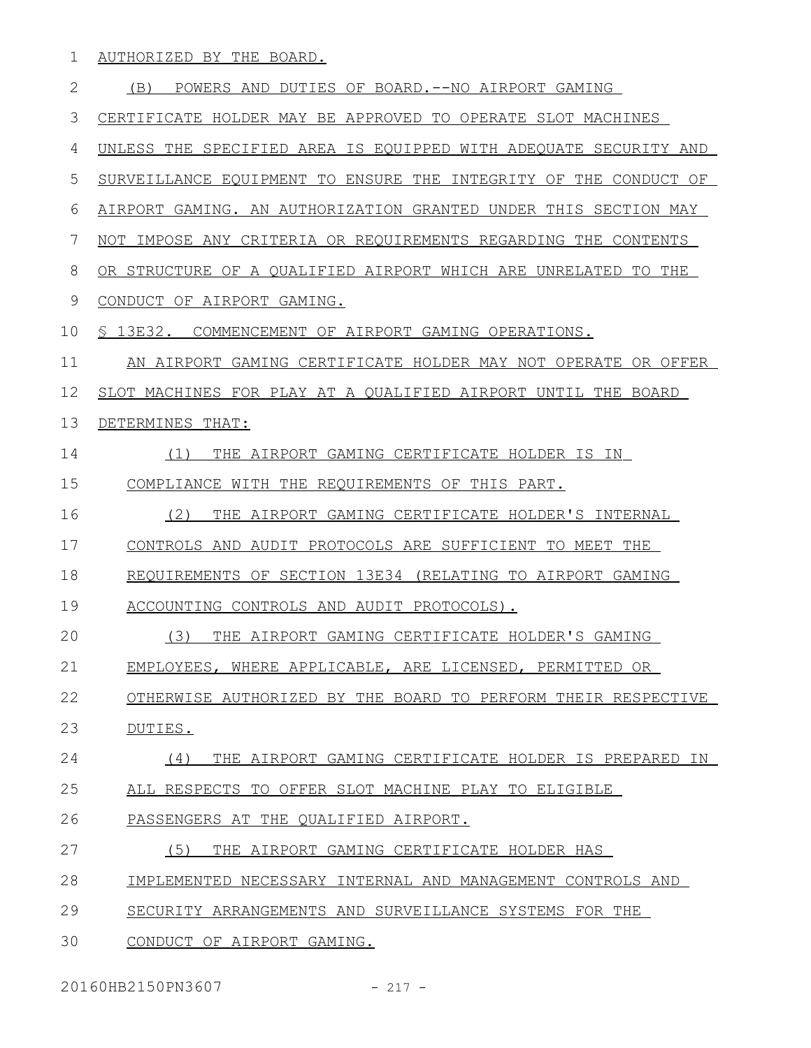AUTHORIZED BY THE BOARD.

(B) POWERS AND DUTIES OF BOARD.--NO AIRPORT GAMING CERTIFICATE HOLDER MAY BE APPROVED TO OPERATE SLOT MACHINES UNLESS THE SPECIFIED AREA IS EQUIPPED WITH ADEQUATE SECURITY AND SURVEILLANCE EQUIPMENT TO ENSURE THE INTEGRITY OF THE CONDUCT OF AIRPORT GAMING. AN AUTHORIZATION GRANTED UNDER THIS SECTION MAY NOT IMPOSE ANY CRITERIA OR REQUIREMENTS REGARDING THE CONTENTS OR STRUCTURE OF A QUALIFIED AIRPORT WHICH ARE UNRELATED TO THE CONDUCT OF AIRPORT GAMING.

§ 13E32. COMMENCEMENT OF AIRPORT GAMING OPERATIONS.

AN AIRPORT GAMING CERTIFICATE HOLDER MAY NOT OPERATE OR OFFER SLOT MACHINES FOR PLAY AT A QUALIFIED AIRPORT UNTIL THE BOARD DETERMINES THAT:

(1) THE AIRPORT GAMING CERTIFICATE HOLDER IS IN COMPLIANCE WITH THE REQUIREMENTS OF THIS PART.

(2) THE AIRPORT GAMING CERTIFICATE HOLDER'S INTERNAL CONTROLS AND AUDIT PROTOCOLS ARE SUFFICIENT TO MEET THE REQUIREMENTS OF SECTION 13E34 (RELATING TO AIRPORT GAMING ACCOUNTING CONTROLS AND AUDIT PROTOCOLS).

(3) THE AIRPORT GAMING CERTIFICATE HOLDER'S GAMING EMPLOYEES, WHERE APPLICABLE, ARE LICENSED, PERMITTED OR OTHERWISE AUTHORIZED BY THE BOARD TO PERFORM THEIR RESPECTIVE DUTIES.

(4) THE AIRPORT GAMING CERTIFICATE HOLDER IS PREPARED IN ALL RESPECTS TO OFFER SLOT MACHINE PLAY TO ELIGIBLE PASSENGERS AT THE QUALIFIED AIRPORT.

(5) THE AIRPORT GAMING CERTIFICATE HOLDER HAS IMPLEMENTED NECESSARY INTERNAL AND MANAGEMENT CONTROLS AND SECURITY ARRANGEMENTS AND SURVEILLANCE SYSTEMS FOR THE CONDUCT OF AIRPORT GAMING.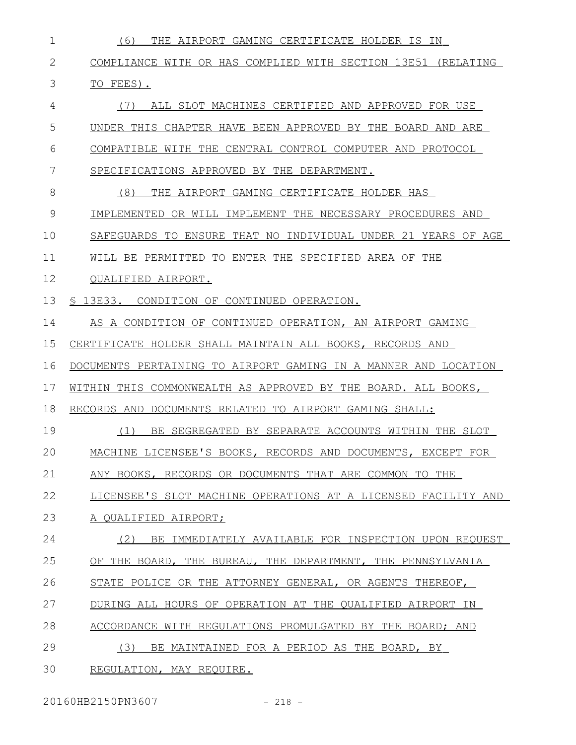(6) THE AIRPORT GAMING CERTIFICATE HOLDER IS IN COMPLIANCE WITH OR HAS COMPLIED WITH SECTION 13E51 (RELATING TO FEES).

(7) ALL SLOT MACHINES CERTIFIED AND APPROVED FOR USE UNDER THIS CHAPTER HAVE BEEN APPROVED BY THE BOARD AND ARE COMPATIBLE WITH THE CENTRAL CONTROL COMPUTER AND PROTOCOL SPECIFICATIONS APPROVED BY THE DEPARTMENT.

(8) THE AIRPORT GAMING CERTIFICATE HOLDER HAS IMPLEMENTED OR WILL IMPLEMENT THE NECESSARY PROCEDURES AND SAFEGUARDS TO ENSURE THAT NO INDIVIDUAL UNDER 21 YEARS OF AGE WILL BE PERMITTED TO ENTER THE SPECIFIED AREA OF THE QUALIFIED AIRPORT.

§ 13E33. CONDITION OF CONTINUED OPERATION.

AS A CONDITION OF CONTINUED OPERATION, AN AIRPORT GAMING CERTIFICATE HOLDER SHALL MAINTAIN ALL BOOKS, RECORDS AND DOCUMENTS PERTAINING TO AIRPORT GAMING IN A MANNER AND LOCATION WITHIN THIS COMMONWEALTH AS APPROVED BY THE BOARD. ALL BOOKS, RECORDS AND DOCUMENTS RELATED TO AIRPORT GAMING SHALL:

(1) BE SEGREGATED BY SEPARATE ACCOUNTS WITHIN THE SLOT MACHINE LICENSEE'S BOOKS, RECORDS AND DOCUMENTS, EXCEPT FOR ANY BOOKS, RECORDS OR DOCUMENTS THAT ARE COMMON TO THE LICENSEE'S SLOT MACHINE OPERATIONS AT A LICENSED FACILITY AND A QUALIFIED AIRPORT;

(2) BE IMMEDIATELY AVAILABLE FOR INSPECTION UPON REQUEST OF THE BOARD, THE BUREAU, THE DEPARTMENT, THE PENNSYLVANIA STATE POLICE OR THE ATTORNEY GENERAL, OR AGENTS THEREOF, DURING ALL HOURS OF OPERATION AT THE QUALIFIED AIRPORT IN ACCORDANCE WITH REGULATIONS PROMULGATED BY THE BOARD; AND

(3) BE MAINTAINED FOR A PERIOD AS THE BOARD, BY REGULATION, MAY REQUIRE.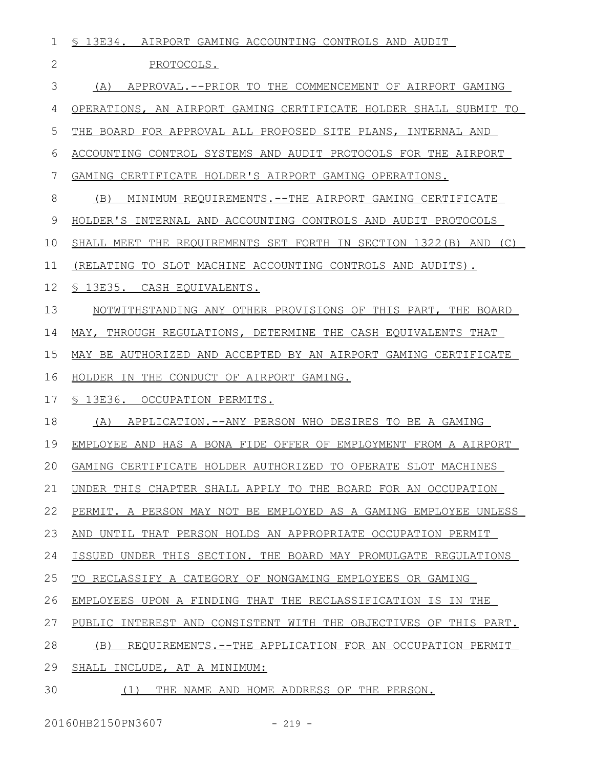§ 13E34. AIRPORT GAMING ACCOUNTING CONTROLS AND AUDIT PROTOCOLS.

(A) APPROVAL.--PRIOR TO THE COMMENCEMENT OF AIRPORT GAMING OPERATIONS, AN AIRPORT GAMING CERTIFICATE HOLDER SHALL SUBMIT TO THE BOARD FOR APPROVAL ALL PROPOSED SITE PLANS, INTERNAL AND ACCOUNTING CONTROL SYSTEMS AND AUDIT PROTOCOLS FOR THE AIRPORT GAMING CERTIFICATE HOLDER'S AIRPORT GAMING OPERATIONS.

(B) MINIMUM REQUIREMENTS.--THE AIRPORT GAMING CERTIFICATE HOLDER'S INTERNAL AND ACCOUNTING CONTROLS AND AUDIT PROTOCOLS SHALL MEET THE REQUIREMENTS SET FORTH IN SECTION 1322(B) AND (C) (RELATING TO SLOT MACHINE ACCOUNTING CONTROLS AND AUDITS).

§ 13E35. CASH EQUIVALENTS.

NOTWITHSTANDING ANY OTHER PROVISIONS OF THIS PART, THE BOARD MAY, THROUGH REGULATIONS, DETERMINE THE CASH EQUIVALENTS THAT MAY BE AUTHORIZED AND ACCEPTED BY AN AIRPORT GAMING CERTIFICATE HOLDER IN THE CONDUCT OF AIRPORT GAMING.

§ 13E36. OCCUPATION PERMITS.

(A) APPLICATION.--ANY PERSON WHO DESIRES TO BE A GAMING EMPLOYEE AND HAS A BONA FIDE OFFER OF EMPLOYMENT FROM A AIRPORT GAMING CERTIFICATE HOLDER AUTHORIZED TO OPERATE SLOT MACHINES UNDER THIS CHAPTER SHALL APPLY TO THE BOARD FOR AN OCCUPATION PERMIT. A PERSON MAY NOT BE EMPLOYED AS A GAMING EMPLOYEE UNLESS AND UNTIL THAT PERSON HOLDS AN APPROPRIATE OCCUPATION PERMIT ISSUED UNDER THIS SECTION. THE BOARD MAY PROMULGATE REGULATIONS TO RECLASSIFY A CATEGORY OF NONGAMING EMPLOYEES OR GAMING EMPLOYEES UPON A FINDING THAT THE RECLASSIFICATION IS IN THE PUBLIC INTEREST AND CONSISTENT WITH THE OBJECTIVES OF THIS PART.

(B) REQUIREMENTS.--THE APPLICATION FOR AN OCCUPATION PERMIT SHALL INCLUDE, AT A MINIMUM:

(1) THE NAME AND HOME ADDRESS OF THE PERSON.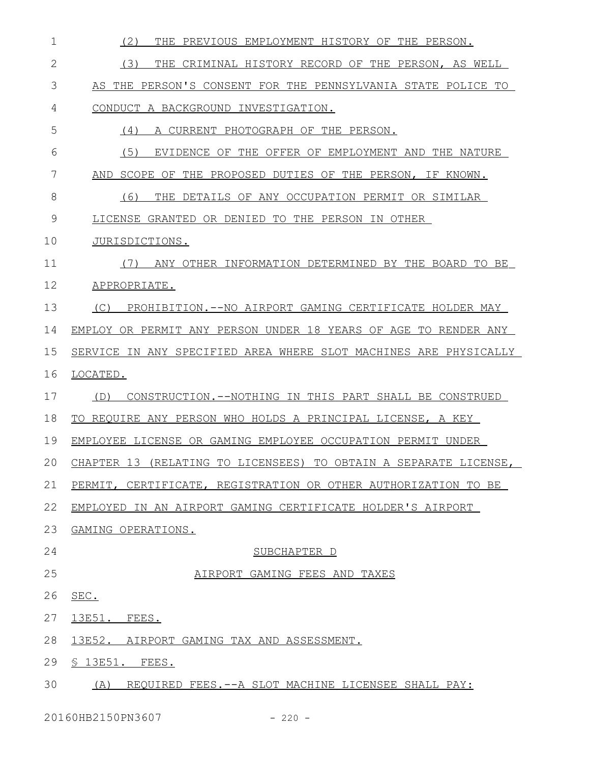(2) THE PREVIOUS EMPLOYMENT HISTORY OF THE PERSON.

(3) THE CRIMINAL HISTORY RECORD OF THE PERSON, AS WELL AS THE PERSON'S CONSENT FOR THE PENNSYLVANIA STATE POLICE TO CONDUCT A BACKGROUND INVESTIGATION.

(4) A CURRENT PHOTOGRAPH OF THE PERSON.

(5) EVIDENCE OF THE OFFER OF EMPLOYMENT AND THE NATURE AND SCOPE OF THE PROPOSED DUTIES OF THE PERSON, IF KNOWN.

(6) THE DETAILS OF ANY OCCUPATION PERMIT OR SIMILAR LICENSE GRANTED OR DENIED TO THE PERSON IN OTHER JURISDICTIONS.

(7) ANY OTHER INFORMATION DETERMINED BY THE BOARD TO BE APPROPRIATE.

(C) PROHIBITION.--NO AIRPORT GAMING CERTIFICATE HOLDER MAY EMPLOY OR PERMIT ANY PERSON UNDER 18 YEARS OF AGE TO RENDER ANY SERVICE IN ANY SPECIFIED AREA WHERE SLOT MACHINES ARE PHYSICALLY LOCATED.

(D) CONSTRUCTION.--NOTHING IN THIS PART SHALL BE CONSTRUED TO REQUIRE ANY PERSON WHO HOLDS A PRINCIPAL LICENSE, A KEY EMPLOYEE LICENSE OR GAMING EMPLOYEE OCCUPATION PERMIT UNDER CHAPTER 13 (RELATING TO LICENSEES) TO OBTAIN A SEPARATE LICENSE, PERMIT, CERTIFICATE, REGISTRATION OR OTHER AUTHORIZATION TO BE EMPLOYED IN AN AIRPORT GAMING CERTIFICATE HOLDER'S AIRPORT GAMING OPERATIONS.

SUBCHAPTER D

AIRPORT GAMING FEES AND TAXES

SEC.

13E51. FEES.

13E52. AIRPORT GAMING TAX AND ASSESSMENT.

§ 13E51. FEES.

(A) REQUIRED FEES.--A SLOT MACHINE LICENSEE SHALL PAY: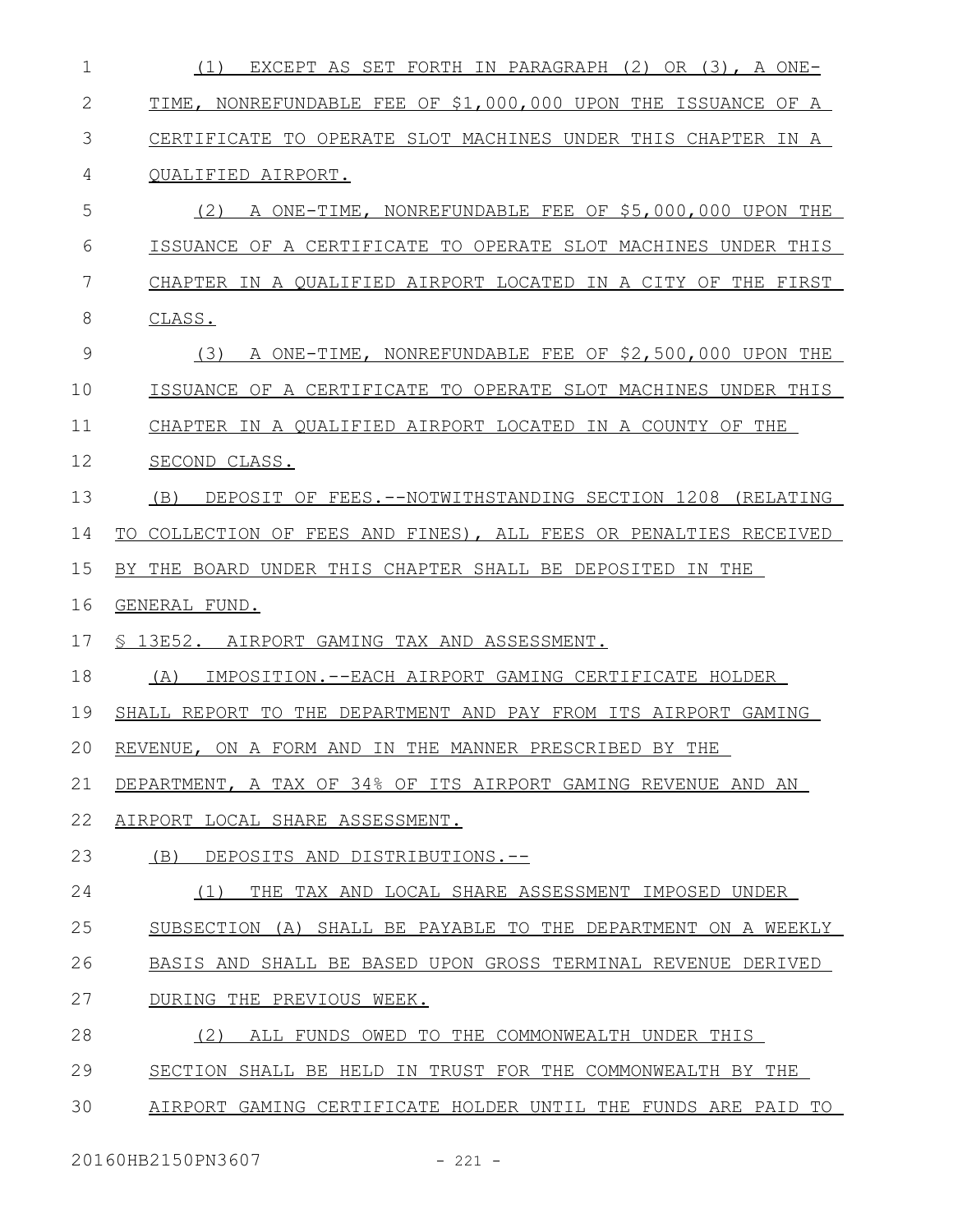(1) EXCEPT AS SET FORTH IN PARAGRAPH (2) OR (3), A ONE-TIME, NONREFUNDABLE FEE OF $1,000,000 UPON THE ISSUANCE OF A CERTIFICATE TO OPERATE SLOT MACHINES UNDER THIS CHAPTER IN A QUALIFIED AIRPORT.

(2) A ONE-TIME, NONREFUNDABLE FEE OF $5,000,000 UPON THE ISSUANCE OF A CERTIFICATE TO OPERATE SLOT MACHINES UNDER THIS CHAPTER IN A QUALIFIED AIRPORT LOCATED IN A CITY OF THE FIRST CLASS.

(3) A ONE-TIME, NONREFUNDABLE FEE OF $2,500,000 UPON THE ISSUANCE OF A CERTIFICATE TO OPERATE SLOT MACHINES UNDER THIS CHAPTER IN A QUALIFIED AIRPORT LOCATED IN A COUNTY OF THE SECOND CLASS.

(B) DEPOSIT OF FEES.--NOTWITHSTANDING SECTION 1208 (RELATING TO COLLECTION OF FEES AND FINES), ALL FEES OR PENALTIES RECEIVED BY THE BOARD UNDER THIS CHAPTER SHALL BE DEPOSITED IN THE GENERAL FUND.

§ 13E52. AIRPORT GAMING TAX AND ASSESSMENT.

(A) IMPOSITION.--EACH AIRPORT GAMING CERTIFICATE HOLDER SHALL REPORT TO THE DEPARTMENT AND PAY FROM ITS AIRPORT GAMING REVENUE, ON A FORM AND IN THE MANNER PRESCRIBED BY THE DEPARTMENT, A TAX OF 34% OF ITS AIRPORT GAMING REVENUE AND AN AIRPORT LOCAL SHARE ASSESSMENT.

(B) DEPOSITS AND DISTRIBUTIONS.--

(1) THE TAX AND LOCAL SHARE ASSESSMENT IMPOSED UNDER SUBSECTION (A) SHALL BE PAYABLE TO THE DEPARTMENT ON A WEEKLY BASIS AND SHALL BE BASED UPON GROSS TERMINAL REVENUE DERIVED DURING THE PREVIOUS WEEK.

(2) ALL FUNDS OWED TO THE COMMONWEALTH UNDER THIS SECTION SHALL BE HELD IN TRUST FOR THE COMMONWEALTH BY THE AIRPORT GAMING CERTIFICATE HOLDER UNTIL THE FUNDS ARE PAID TO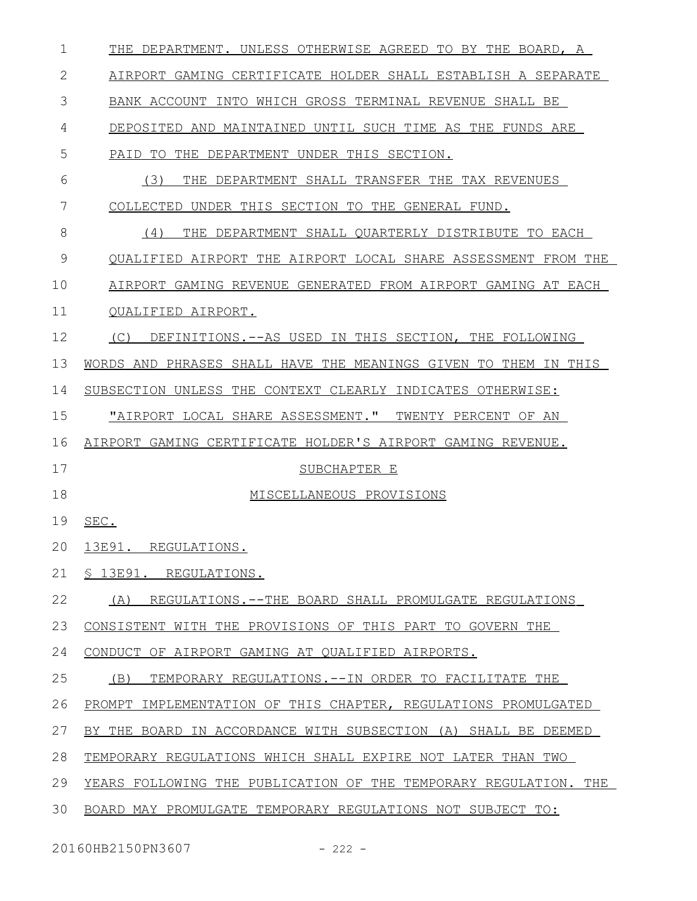THE DEPARTMENT. UNLESS OTHERWISE AGREED TO BY THE BOARD, A AIRPORT GAMING CERTIFICATE HOLDER SHALL ESTABLISH A SEPARATE BANK ACCOUNT INTO WHICH GROSS TERMINAL REVENUE SHALL BE DEPOSITED AND MAINTAINED UNTIL SUCH TIME AS THE FUNDS ARE PAID TO THE DEPARTMENT UNDER THIS SECTION.

(3) THE DEPARTMENT SHALL TRANSFER THE TAX REVENUES COLLECTED UNDER THIS SECTION TO THE GENERAL FUND.

(4) THE DEPARTMENT SHALL QUARTERLY DISTRIBUTE TO EACH QUALIFIED AIRPORT THE AIRPORT LOCAL SHARE ASSESSMENT FROM THE AIRPORT GAMING REVENUE GENERATED FROM AIRPORT GAMING AT EACH QUALIFIED AIRPORT.

(C) DEFINITIONS.--AS USED IN THIS SECTION, THE FOLLOWING WORDS AND PHRASES SHALL HAVE THE MEANINGS GIVEN TO THEM IN THIS SUBSECTION UNLESS THE CONTEXT CLEARLY INDICATES OTHERWISE:

"AIRPORT LOCAL SHARE ASSESSMENT." TWENTY PERCENT OF AN AIRPORT GAMING CERTIFICATE HOLDER'S AIRPORT GAMING REVENUE.

SUBCHAPTER E

MISCELLANEOUS PROVISIONS

SEC.

13E91. REGULATIONS.

§ 13E91. REGULATIONS.

(A) REGULATIONS.--THE BOARD SHALL PROMULGATE REGULATIONS CONSISTENT WITH THE PROVISIONS OF THIS PART TO GOVERN THE CONDUCT OF AIRPORT GAMING AT QUALIFIED AIRPORTS.

(B) TEMPORARY REGULATIONS.--IN ORDER TO FACILITATE THE PROMPT IMPLEMENTATION OF THIS CHAPTER, REGULATIONS PROMULGATED BY THE BOARD IN ACCORDANCE WITH SUBSECTION (A) SHALL BE DEEMED TEMPORARY REGULATIONS WHICH SHALL EXPIRE NOT LATER THAN TWO YEARS FOLLOWING THE PUBLICATION OF THE TEMPORARY REGULATION. THE BOARD MAY PROMULGATE TEMPORARY REGULATIONS NOT SUBJECT TO: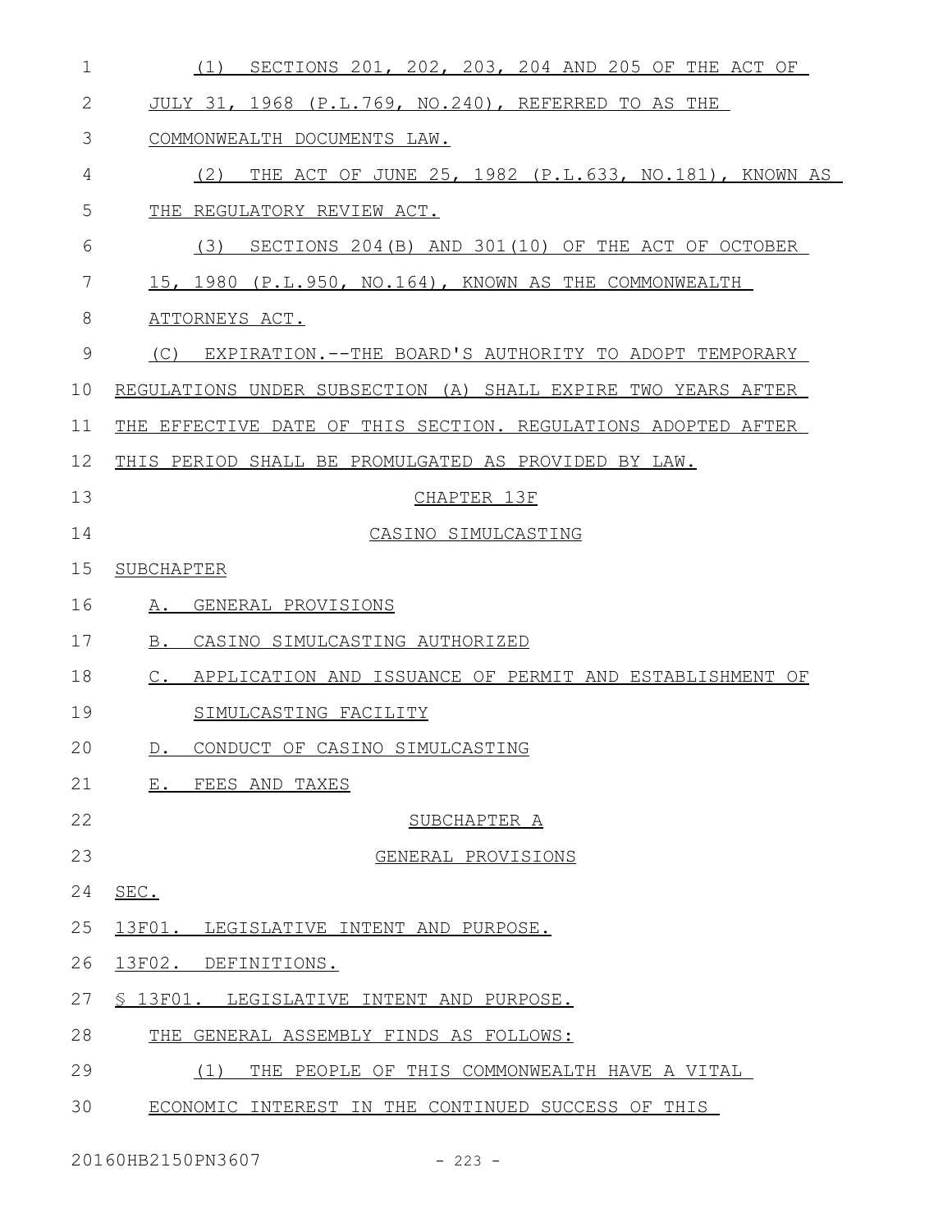(1) SECTIONS 201, 202, 203, 204 AND 205 OF THE ACT OF JULY 31, 1968 (P.L.769, NO.240), REFERRED TO AS THE COMMONWEALTH DOCUMENTS LAW.

(2) THE ACT OF JUNE 25, 1982 (P.L.633, NO.181), KNOWN AS THE REGULATORY REVIEW ACT.

(3) SECTIONS 204(B) AND 301(10) OF THE ACT OF OCTOBER 15, 1980 (P.L.950, NO.164), KNOWN AS THE COMMONWEALTH ATTORNEYS ACT.

(C) EXPIRATION.--THE BOARD'S AUTHORITY TO ADOPT TEMPORARY REGULATIONS UNDER SUBSECTION (A) SHALL EXPIRE TWO YEARS AFTER THE EFFECTIVE DATE OF THIS SECTION. REGULATIONS ADOPTED AFTER THIS PERIOD SHALL BE PROMULGATED AS PROVIDED BY LAW.

CHAPTER 13F

CASINO SIMULCASTING

SUBCHAPTER

A. GENERAL PROVISIONS

B. CASINO SIMULCASTING AUTHORIZED

C. APPLICATION AND ISSUANCE OF PERMIT AND ESTABLISHMENT OF SIMULCASTING FACILITY

D. CONDUCT OF CASINO SIMULCASTING

E. FEES AND TAXES

SUBCHAPTER A

GENERAL PROVISIONS

SEC.

13F01. LEGISLATIVE INTENT AND PURPOSE.

13F02. DEFINITIONS.

§ 13F01. LEGISLATIVE INTENT AND PURPOSE.

THE GENERAL ASSEMBLY FINDS AS FOLLOWS:

(1) THE PEOPLE OF THIS COMMONWEALTH HAVE A VITAL ECONOMIC INTEREST IN THE CONTINUED SUCCESS OF THIS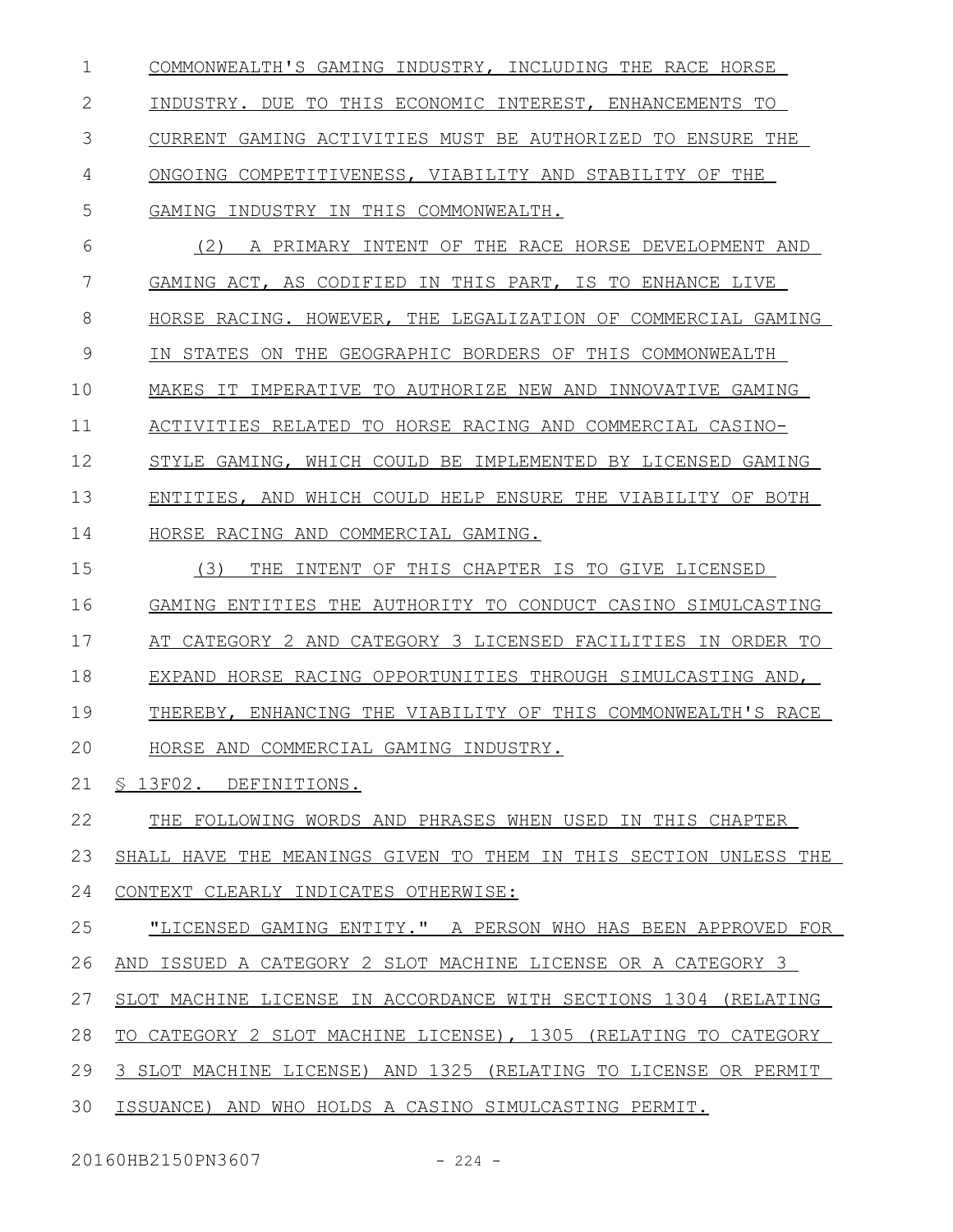COMMONWEALTH'S GAMING INDUSTRY, INCLUDING THE RACE HORSE INDUSTRY. DUE TO THIS ECONOMIC INTEREST, ENHANCEMENTS TO CURRENT GAMING ACTIVITIES MUST BE AUTHORIZED TO ENSURE THE ONGOING COMPETITIVENESS, VIABILITY AND STABILITY OF THE GAMING INDUSTRY IN THIS COMMONWEALTH.

(2) A PRIMARY INTENT OF THE RACE HORSE DEVELOPMENT AND GAMING ACT, AS CODIFIED IN THIS PART, IS TO ENHANCE LIVE HORSE RACING. HOWEVER, THE LEGALIZATION OF COMMERCIAL GAMING IN STATES ON THE GEOGRAPHIC BORDERS OF THIS COMMONWEALTH MAKES IT IMPERATIVE TO AUTHORIZE NEW AND INNOVATIVE GAMING ACTIVITIES RELATED TO HORSE RACING AND COMMERCIAL CASINO-STYLE GAMING, WHICH COULD BE IMPLEMENTED BY LICENSED GAMING ENTITIES, AND WHICH COULD HELP ENSURE THE VIABILITY OF BOTH HORSE RACING AND COMMERCIAL GAMING.

(3) THE INTENT OF THIS CHAPTER IS TO GIVE LICENSED GAMING ENTITIES THE AUTHORITY TO CONDUCT CASINO SIMULCASTING AT CATEGORY 2 AND CATEGORY 3 LICENSED FACILITIES IN ORDER TO EXPAND HORSE RACING OPPORTUNITIES THROUGH SIMULCASTING AND, THEREBY, ENHANCING THE VIABILITY OF THIS COMMONWEALTH'S RACE HORSE AND COMMERCIAL GAMING INDUSTRY.

§ 13F02. DEFINITIONS.

THE FOLLOWING WORDS AND PHRASES WHEN USED IN THIS CHAPTER SHALL HAVE THE MEANINGS GIVEN TO THEM IN THIS SECTION UNLESS THE CONTEXT CLEARLY INDICATES OTHERWISE:

"LICENSED GAMING ENTITY." A PERSON WHO HAS BEEN APPROVED FOR AND ISSUED A CATEGORY 2 SLOT MACHINE LICENSE OR A CATEGORY 3 SLOT MACHINE LICENSE IN ACCORDANCE WITH SECTIONS 1304 (RELATING TO CATEGORY 2 SLOT MACHINE LICENSE), 1305 (RELATING TO CATEGORY 3 SLOT MACHINE LICENSE) AND 1325 (RELATING TO LICENSE OR PERMIT ISSUANCE) AND WHO HOLDS A CASINO SIMULCASTING PERMIT.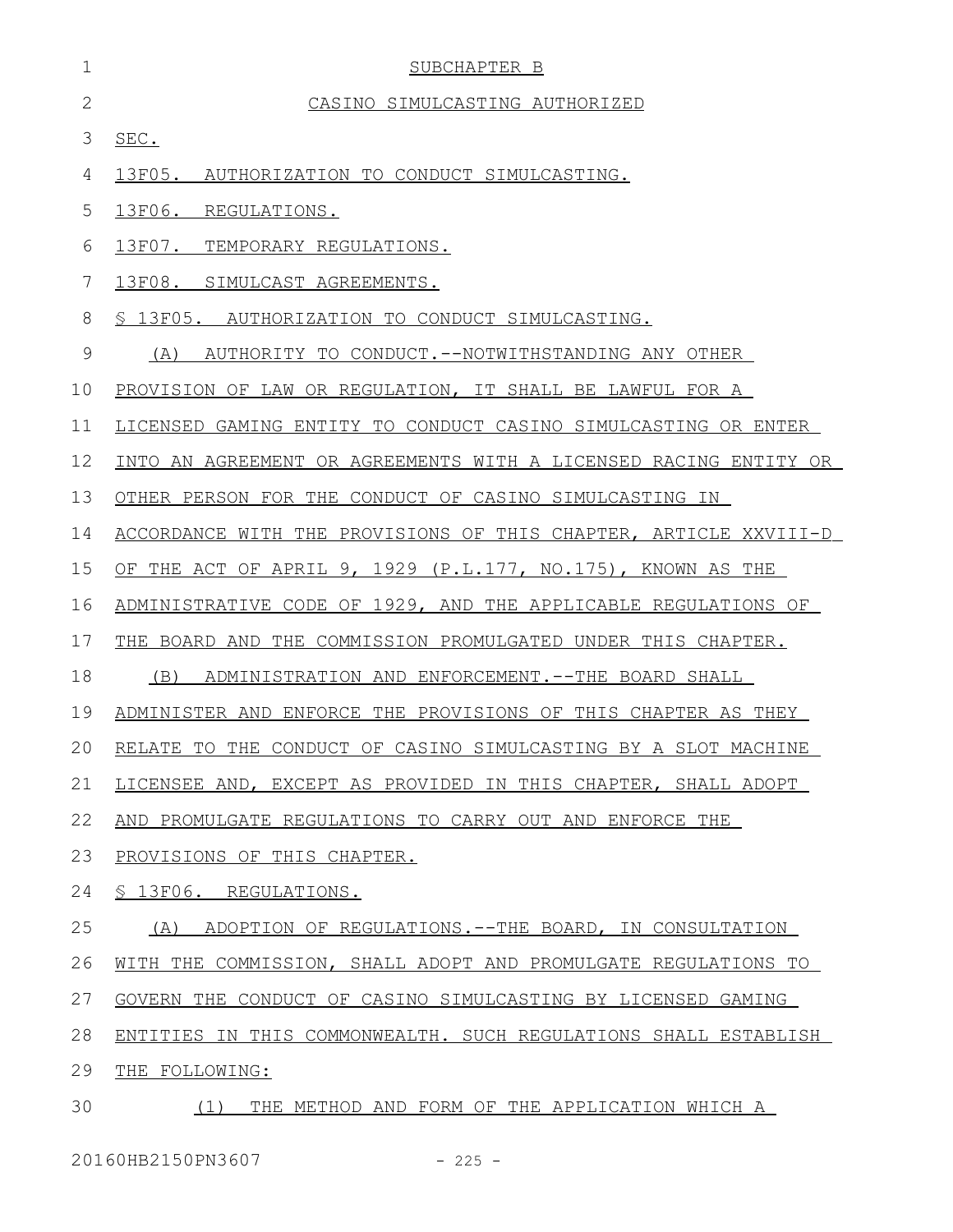SUBCHAPTER B

CASINO SIMULCASTING AUTHORIZED

SEC.

13F05. AUTHORIZATION TO CONDUCT SIMULCASTING.

13F06. REGULATIONS.

13F07. TEMPORARY REGULATIONS.

13F08. SIMULCAST AGREEMENTS.

§ 13F05. AUTHORIZATION TO CONDUCT SIMULCASTING.

(A) AUTHORITY TO CONDUCT.--NOTWITHSTANDING ANY OTHER PROVISION OF LAW OR REGULATION, IT SHALL BE LAWFUL FOR A LICENSED GAMING ENTITY TO CONDUCT CASINO SIMULCASTING OR ENTER INTO AN AGREEMENT OR AGREEMENTS WITH A LICENSED RACING ENTITY OR OTHER PERSON FOR THE CONDUCT OF CASINO SIMULCASTING IN ACCORDANCE WITH THE PROVISIONS OF THIS CHAPTER, ARTICLE XXVIII-D OF THE ACT OF APRIL 9, 1929 (P.L.177, NO.175), KNOWN AS THE ADMINISTRATIVE CODE OF 1929, AND THE APPLICABLE REGULATIONS OF THE BOARD AND THE COMMISSION PROMULGATED UNDER THIS CHAPTER.

(B) ADMINISTRATION AND ENFORCEMENT.--THE BOARD SHALL ADMINISTER AND ENFORCE THE PROVISIONS OF THIS CHAPTER AS THEY RELATE TO THE CONDUCT OF CASINO SIMULCASTING BY A SLOT MACHINE LICENSEE AND, EXCEPT AS PROVIDED IN THIS CHAPTER, SHALL ADOPT AND PROMULGATE REGULATIONS TO CARRY OUT AND ENFORCE THE PROVISIONS OF THIS CHAPTER.

§ 13F06. REGULATIONS.

(A) ADOPTION OF REGULATIONS.--THE BOARD, IN CONSULTATION WITH THE COMMISSION, SHALL ADOPT AND PROMULGATE REGULATIONS TO GOVERN THE CONDUCT OF CASINO SIMULCASTING BY LICENSED GAMING ENTITIES IN THIS COMMONWEALTH. SUCH REGULATIONS SHALL ESTABLISH THE FOLLOWING:

(1) THE METHOD AND FORM OF THE APPLICATION WHICH A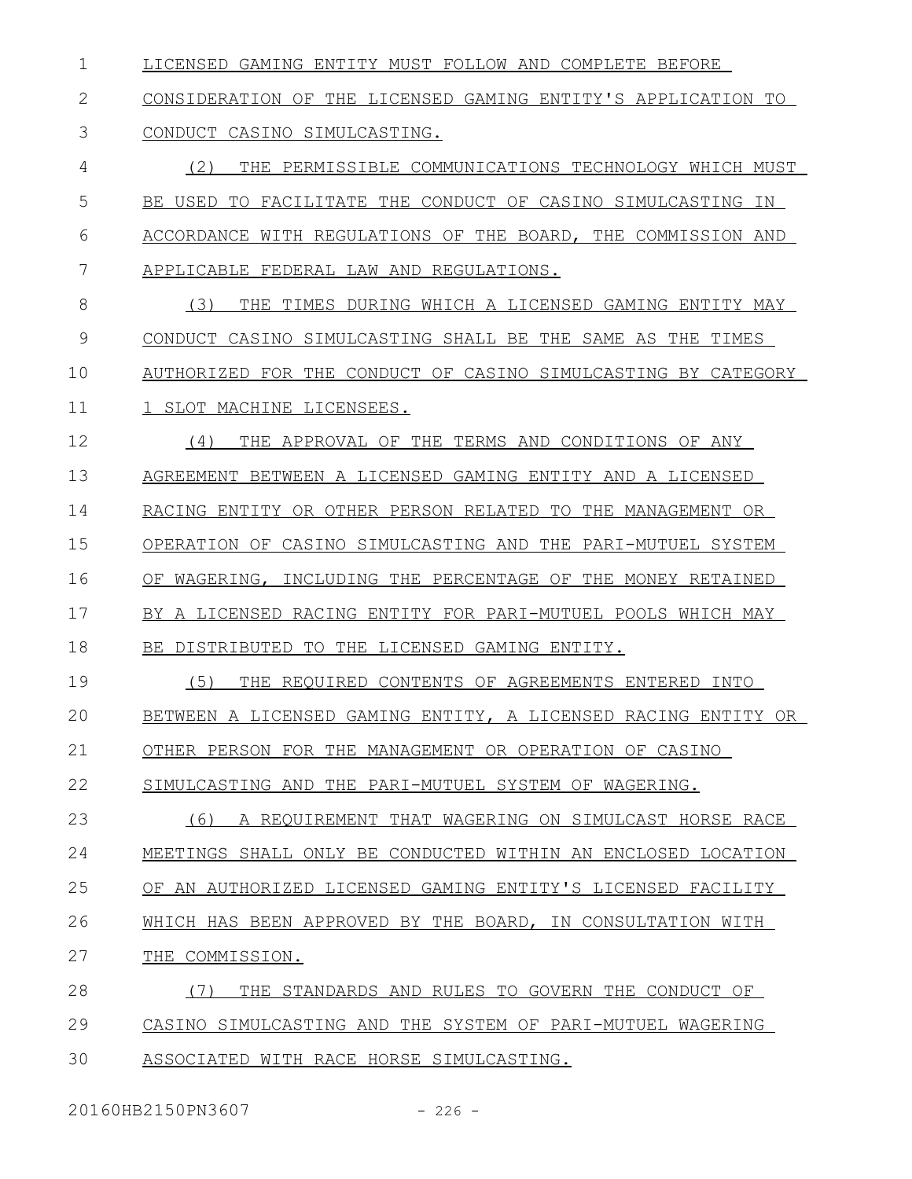LICENSED GAMING ENTITY MUST FOLLOW AND COMPLETE BEFORE CONSIDERATION OF THE LICENSED GAMING ENTITY'S APPLICATION TO CONDUCT CASINO SIMULCASTING.

(2) THE PERMISSIBLE COMMUNICATIONS TECHNOLOGY WHICH MUST BE USED TO FACILITATE THE CONDUCT OF CASINO SIMULCASTING IN ACCORDANCE WITH REGULATIONS OF THE BOARD, THE COMMISSION AND APPLICABLE FEDERAL LAW AND REGULATIONS.

(3) THE TIMES DURING WHICH A LICENSED GAMING ENTITY MAY CONDUCT CASINO SIMULCASTING SHALL BE THE SAME AS THE TIMES AUTHORIZED FOR THE CONDUCT OF CASINO SIMULCASTING BY CATEGORY 1 SLOT MACHINE LICENSEES.

(4) THE APPROVAL OF THE TERMS AND CONDITIONS OF ANY AGREEMENT BETWEEN A LICENSED GAMING ENTITY AND A LICENSED RACING ENTITY OR OTHER PERSON RELATED TO THE MANAGEMENT OR OPERATION OF CASINO SIMULCASTING AND THE PARI-MUTUEL SYSTEM OF WAGERING, INCLUDING THE PERCENTAGE OF THE MONEY RETAINED BY A LICENSED RACING ENTITY FOR PARI-MUTUEL POOLS WHICH MAY BE DISTRIBUTED TO THE LICENSED GAMING ENTITY.

(5) THE REQUIRED CONTENTS OF AGREEMENTS ENTERED INTO BETWEEN A LICENSED GAMING ENTITY, A LICENSED RACING ENTITY OR OTHER PERSON FOR THE MANAGEMENT OR OPERATION OF CASINO SIMULCASTING AND THE PARI-MUTUEL SYSTEM OF WAGERING.

(6) A REQUIREMENT THAT WAGERING ON SIMULCAST HORSE RACE MEETINGS SHALL ONLY BE CONDUCTED WITHIN AN ENCLOSED LOCATION OF AN AUTHORIZED LICENSED GAMING ENTITY'S LICENSED FACILITY WHICH HAS BEEN APPROVED BY THE BOARD, IN CONSULTATION WITH THE COMMISSION.

(7) THE STANDARDS AND RULES TO GOVERN THE CONDUCT OF CASINO SIMULCASTING AND THE SYSTEM OF PARI-MUTUEL WAGERING ASSOCIATED WITH RACE HORSE SIMULCASTING.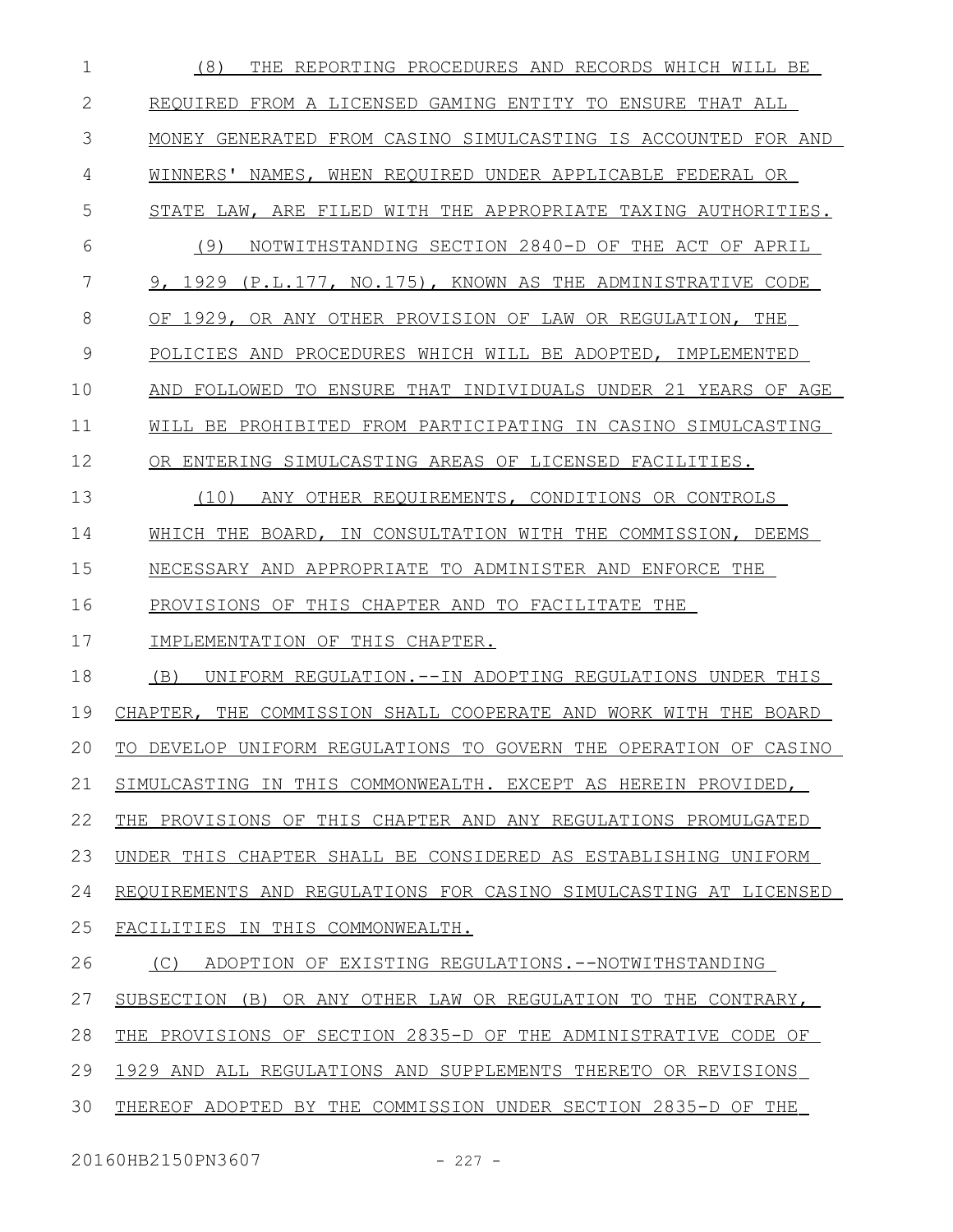(8) THE REPORTING PROCEDURES AND RECORDS WHICH WILL BE REQUIRED FROM A LICENSED GAMING ENTITY TO ENSURE THAT ALL MONEY GENERATED FROM CASINO SIMULCASTING IS ACCOUNTED FOR AND WINNERS' NAMES, WHEN REQUIRED UNDER APPLICABLE FEDERAL OR STATE LAW, ARE FILED WITH THE APPROPRIATE TAXING AUTHORITIES.

(9) NOTWITHSTANDING SECTION 2840-D OF THE ACT OF APRIL 9, 1929 (P.L.177, NO.175), KNOWN AS THE ADMINISTRATIVE CODE OF 1929, OR ANY OTHER PROVISION OF LAW OR REGULATION, THE POLICIES AND PROCEDURES WHICH WILL BE ADOPTED, IMPLEMENTED AND FOLLOWED TO ENSURE THAT INDIVIDUALS UNDER 21 YEARS OF AGE WILL BE PROHIBITED FROM PARTICIPATING IN CASINO SIMULCASTING OR ENTERING SIMULCASTING AREAS OF LICENSED FACILITIES.

(10) ANY OTHER REQUIREMENTS, CONDITIONS OR CONTROLS WHICH THE BOARD, IN CONSULTATION WITH THE COMMISSION, DEEMS NECESSARY AND APPROPRIATE TO ADMINISTER AND ENFORCE THE PROVISIONS OF THIS CHAPTER AND TO FACILITATE THE IMPLEMENTATION OF THIS CHAPTER.

(B) UNIFORM REGULATION.--IN ADOPTING REGULATIONS UNDER THIS CHAPTER, THE COMMISSION SHALL COOPERATE AND WORK WITH THE BOARD TO DEVELOP UNIFORM REGULATIONS TO GOVERN THE OPERATION OF CASINO SIMULCASTING IN THIS COMMONWEALTH. EXCEPT AS HEREIN PROVIDED, THE PROVISIONS OF THIS CHAPTER AND ANY REGULATIONS PROMULGATED UNDER THIS CHAPTER SHALL BE CONSIDERED AS ESTABLISHING UNIFORM REQUIREMENTS AND REGULATIONS FOR CASINO SIMULCASTING AT LICENSED FACILITIES IN THIS COMMONWEALTH.

(C) ADOPTION OF EXISTING REGULATIONS.--NOTWITHSTANDING SUBSECTION (B) OR ANY OTHER LAW OR REGULATION TO THE CONTRARY, THE PROVISIONS OF SECTION 2835-D OF THE ADMINISTRATIVE CODE OF 1929 AND ALL REGULATIONS AND SUPPLEMENTS THERETO OR REVISIONS THEREOF ADOPTED BY THE COMMISSION UNDER SECTION 2835-D OF THE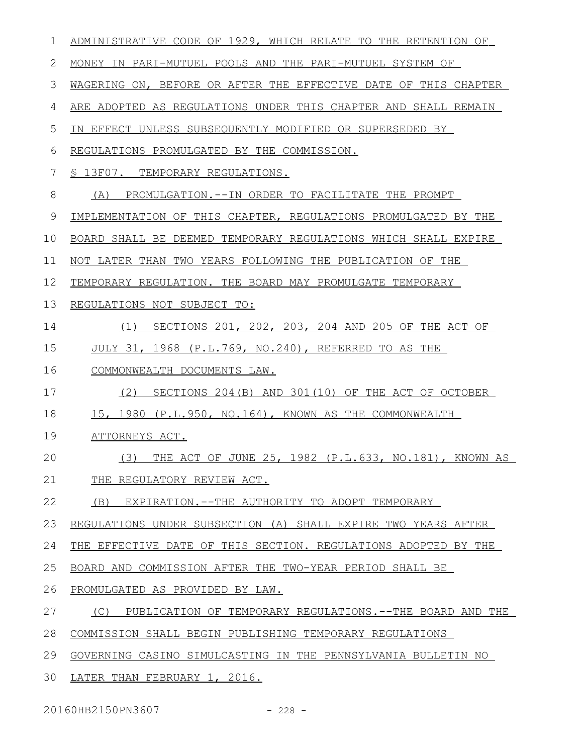ADMINISTRATIVE CODE OF 1929, WHICH RELATE TO THE RETENTION OF MONEY IN PARI-MUTUEL POOLS AND THE PARI-MUTUEL SYSTEM OF WAGERING ON, BEFORE OR AFTER THE EFFECTIVE DATE OF THIS CHAPTER ARE ADOPTED AS REGULATIONS UNDER THIS CHAPTER AND SHALL REMAIN IN EFFECT UNLESS SUBSEQUENTLY MODIFIED OR SUPERSEDED BY REGULATIONS PROMULGATED BY THE COMMISSION.

§ 13F07. TEMPORARY REGULATIONS.

(A) PROMULGATION.--IN ORDER TO FACILITATE THE PROMPT IMPLEMENTATION OF THIS CHAPTER, REGULATIONS PROMULGATED BY THE BOARD SHALL BE DEEMED TEMPORARY REGULATIONS WHICH SHALL EXPIRE NOT LATER THAN TWO YEARS FOLLOWING THE PUBLICATION OF THE TEMPORARY REGULATION. THE BOARD MAY PROMULGATE TEMPORARY REGULATIONS NOT SUBJECT TO:

(1) SECTIONS 201, 202, 203, 204 AND 205 OF THE ACT OF JULY 31, 1968 (P.L.769, NO.240), REFERRED TO AS THE COMMONWEALTH DOCUMENTS LAW.

(2) SECTIONS 204(B) AND 301(10) OF THE ACT OF OCTOBER 15, 1980 (P.L.950, NO.164), KNOWN AS THE COMMONWEALTH ATTORNEYS ACT.

(3) THE ACT OF JUNE 25, 1982 (P.L.633, NO.181), KNOWN AS THE REGULATORY REVIEW ACT.

(B) EXPIRATION.--THE AUTHORITY TO ADOPT TEMPORARY REGULATIONS UNDER SUBSECTION (A) SHALL EXPIRE TWO YEARS AFTER THE EFFECTIVE DATE OF THIS SECTION. REGULATIONS ADOPTED BY THE BOARD AND COMMISSION AFTER THE TWO-YEAR PERIOD SHALL BE PROMULGATED AS PROVIDED BY LAW.

(C) PUBLICATION OF TEMPORARY REGULATIONS.--THE BOARD AND THE COMMISSION SHALL BEGIN PUBLISHING TEMPORARY REGULATIONS GOVERNING CASINO SIMULCASTING IN THE PENNSYLVANIA BULLETIN NO LATER THAN FEBRUARY 1, 2016.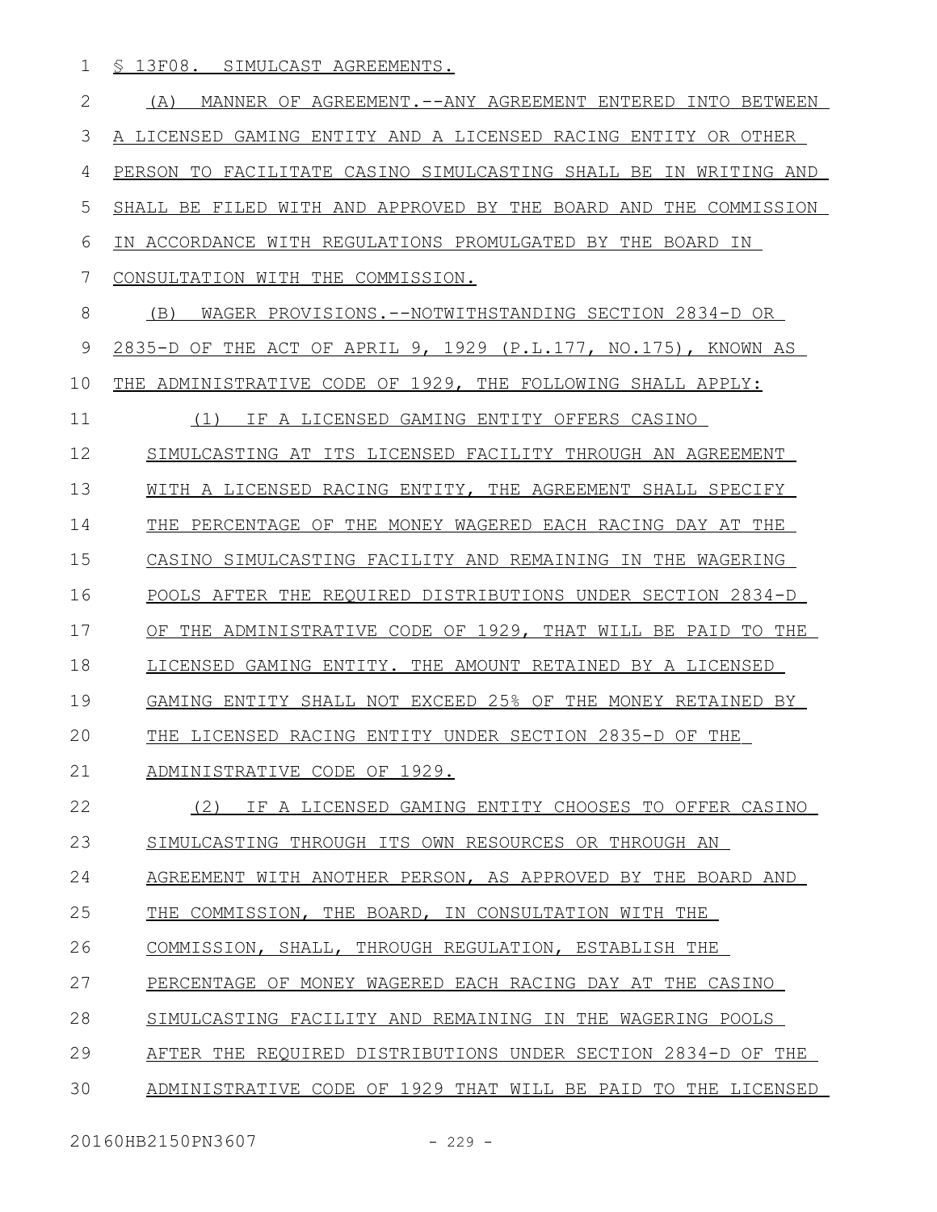§ 13F08. SIMULCAST AGREEMENTS.

(A) MANNER OF AGREEMENT.--ANY AGREEMENT ENTERED INTO BETWEEN A LICENSED GAMING ENTITY AND A LICENSED RACING ENTITY OR OTHER PERSON TO FACILITATE CASINO SIMULCASTING SHALL BE IN WRITING AND SHALL BE FILED WITH AND APPROVED BY THE BOARD AND THE COMMISSION IN ACCORDANCE WITH REGULATIONS PROMULGATED BY THE BOARD IN CONSULTATION WITH THE COMMISSION.

(B) WAGER PROVISIONS.--NOTWITHSTANDING SECTION 2834-D OR 2835-D OF THE ACT OF APRIL 9, 1929 (P.L.177, NO.175), KNOWN AS THE ADMINISTRATIVE CODE OF 1929, THE FOLLOWING SHALL APPLY:

(1) IF A LICENSED GAMING ENTITY OFFERS CASINO SIMULCASTING AT ITS LICENSED FACILITY THROUGH AN AGREEMENT WITH A LICENSED RACING ENTITY, THE AGREEMENT SHALL SPECIFY THE PERCENTAGE OF THE MONEY WAGERED EACH RACING DAY AT THE CASINO SIMULCASTING FACILITY AND REMAINING IN THE WAGERING POOLS AFTER THE REQUIRED DISTRIBUTIONS UNDER SECTION 2834-D OF THE ADMINISTRATIVE CODE OF 1929, THAT WILL BE PAID TO THE LICENSED GAMING ENTITY. THE AMOUNT RETAINED BY A LICENSED GAMING ENTITY SHALL NOT EXCEED 25% OF THE MONEY RETAINED BY THE LICENSED RACING ENTITY UNDER SECTION 2835-D OF THE ADMINISTRATIVE CODE OF 1929.

(2) IF A LICENSED GAMING ENTITY CHOOSES TO OFFER CASINO SIMULCASTING THROUGH ITS OWN RESOURCES OR THROUGH AN AGREEMENT WITH ANOTHER PERSON, AS APPROVED BY THE BOARD AND THE COMMISSION, THE BOARD, IN CONSULTATION WITH THE COMMISSION, SHALL, THROUGH REGULATION, ESTABLISH THE PERCENTAGE OF MONEY WAGERED EACH RACING DAY AT THE CASINO SIMULCASTING FACILITY AND REMAINING IN THE WAGERING POOLS AFTER THE REQUIRED DISTRIBUTIONS UNDER SECTION 2834-D OF THE ADMINISTRATIVE CODE OF 1929 THAT WILL BE PAID TO THE LICENSED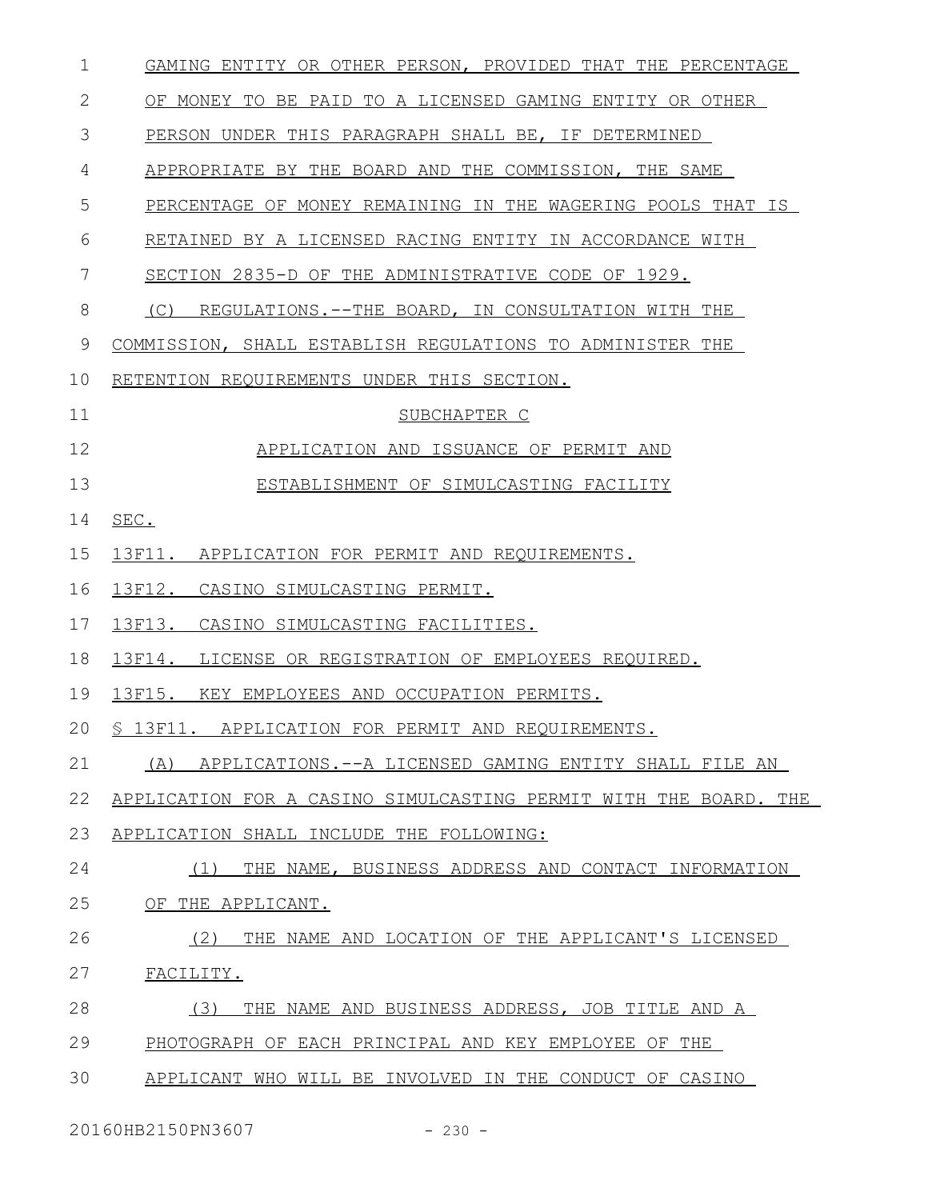GAMING ENTITY OR OTHER PERSON, PROVIDED THAT THE PERCENTAGE OF MONEY TO BE PAID TO A LICENSED GAMING ENTITY OR OTHER PERSON UNDER THIS PARAGRAPH SHALL BE, IF DETERMINED APPROPRIATE BY THE BOARD AND THE COMMISSION, THE SAME PERCENTAGE OF MONEY REMAINING IN THE WAGERING POOLS THAT IS RETAINED BY A LICENSED RACING ENTITY IN ACCORDANCE WITH SECTION 2835-D OF THE ADMINISTRATIVE CODE OF 1929.

(C) REGULATIONS.--THE BOARD, IN CONSULTATION WITH THE COMMISSION, SHALL ESTABLISH REGULATIONS TO ADMINISTER THE RETENTION REQUIREMENTS UNDER THIS SECTION.

SUBCHAPTER C

APPLICATION AND ISSUANCE OF PERMIT AND ESTABLISHMENT OF SIMULCASTING FACILITY

SEC.

13F11. APPLICATION FOR PERMIT AND REQUIREMENTS.

13F12. CASINO SIMULCASTING PERMIT.

13F13. CASINO SIMULCASTING FACILITIES.

13F14. LICENSE OR REGISTRATION OF EMPLOYEES REQUIRED.

13F15. KEY EMPLOYEES AND OCCUPATION PERMITS.

§ 13F11. APPLICATION FOR PERMIT AND REQUIREMENTS.

(A) APPLICATIONS.--A LICENSED GAMING ENTITY SHALL FILE AN APPLICATION FOR A CASINO SIMULCASTING PERMIT WITH THE BOARD. THE APPLICATION SHALL INCLUDE THE FOLLOWING:

(1) THE NAME, BUSINESS ADDRESS AND CONTACT INFORMATION OF THE APPLICANT.

(2) THE NAME AND LOCATION OF THE APPLICANT'S LICENSED FACILITY.

(3) THE NAME AND BUSINESS ADDRESS, JOB TITLE AND A PHOTOGRAPH OF EACH PRINCIPAL AND KEY EMPLOYEE OF THE APPLICANT WHO WILL BE INVOLVED IN THE CONDUCT OF CASINO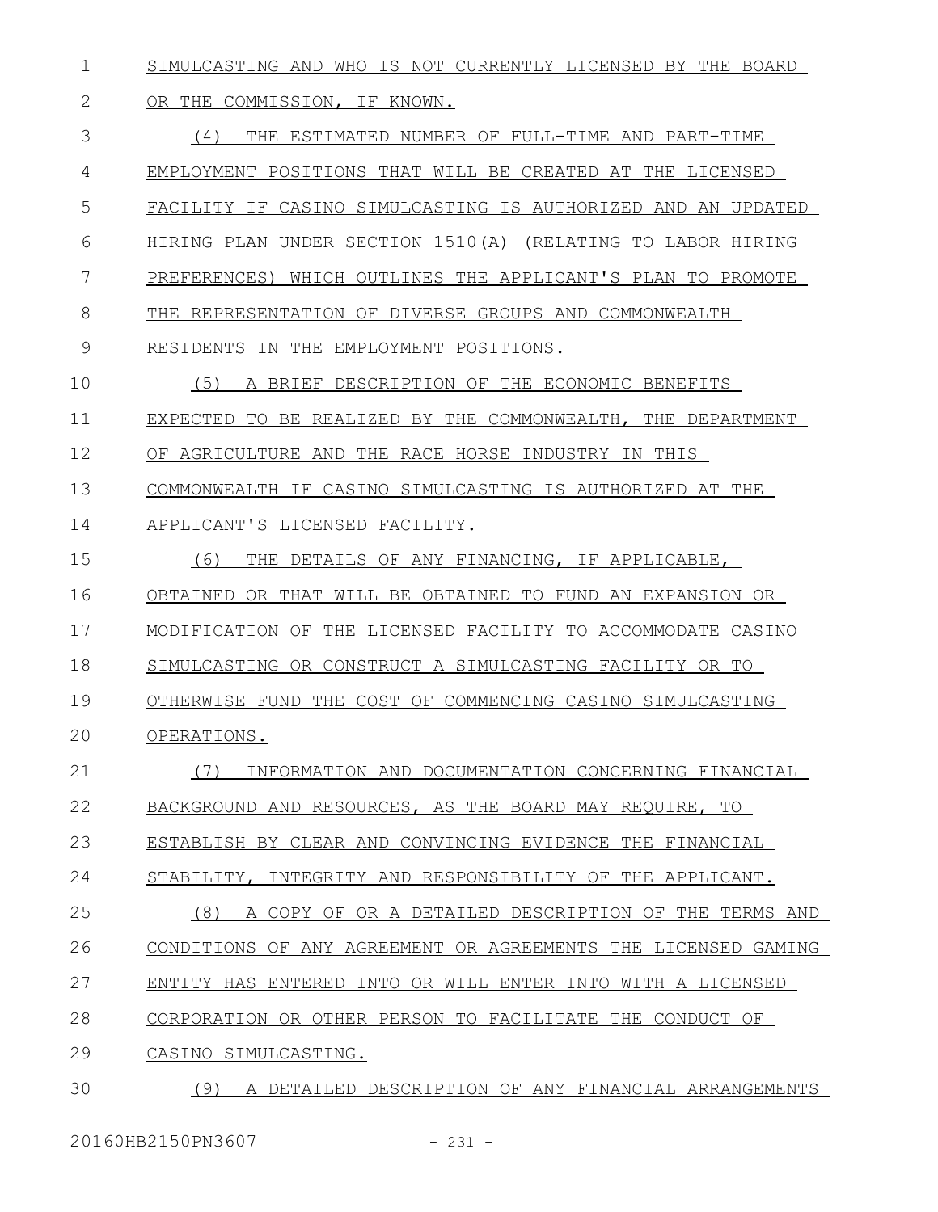SIMULCASTING AND WHO IS NOT CURRENTLY LICENSED BY THE BOARD OR THE COMMISSION, IF KNOWN.

(4) THE ESTIMATED NUMBER OF FULL-TIME AND PART-TIME EMPLOYMENT POSITIONS THAT WILL BE CREATED AT THE LICENSED FACILITY IF CASINO SIMULCASTING IS AUTHORIZED AND AN UPDATED HIRING PLAN UNDER SECTION 1510(A) (RELATING TO LABOR HIRING PREFERENCES) WHICH OUTLINES THE APPLICANT'S PLAN TO PROMOTE THE REPRESENTATION OF DIVERSE GROUPS AND COMMONWEALTH RESIDENTS IN THE EMPLOYMENT POSITIONS.

(5) A BRIEF DESCRIPTION OF THE ECONOMIC BENEFITS EXPECTED TO BE REALIZED BY THE COMMONWEALTH, THE DEPARTMENT OF AGRICULTURE AND THE RACE HORSE INDUSTRY IN THIS COMMONWEALTH IF CASINO SIMULCASTING IS AUTHORIZED AT THE APPLICANT'S LICENSED FACILITY.

(6) THE DETAILS OF ANY FINANCING, IF APPLICABLE, OBTAINED OR THAT WILL BE OBTAINED TO FUND AN EXPANSION OR MODIFICATION OF THE LICENSED FACILITY TO ACCOMMODATE CASINO SIMULCASTING OR CONSTRUCT A SIMULCASTING FACILITY OR TO OTHERWISE FUND THE COST OF COMMENCING CASINO SIMULCASTING OPERATIONS.

(7) INFORMATION AND DOCUMENTATION CONCERNING FINANCIAL BACKGROUND AND RESOURCES, AS THE BOARD MAY REQUIRE, TO ESTABLISH BY CLEAR AND CONVINCING EVIDENCE THE FINANCIAL STABILITY, INTEGRITY AND RESPONSIBILITY OF THE APPLICANT.

(8) A COPY OF OR A DETAILED DESCRIPTION OF THE TERMS AND CONDITIONS OF ANY AGREEMENT OR AGREEMENTS THE LICENSED GAMING ENTITY HAS ENTERED INTO OR WILL ENTER INTO WITH A LICENSED CORPORATION OR OTHER PERSON TO FACILITATE THE CONDUCT OF CASINO SIMULCASTING.

(9) A DETAILED DESCRIPTION OF ANY FINANCIAL ARRANGEMENTS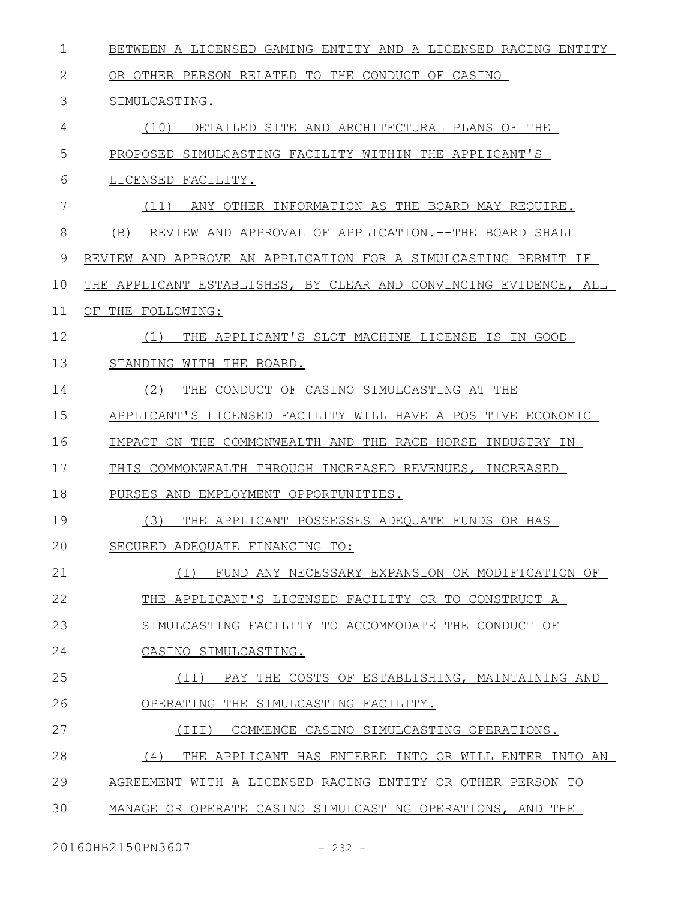BETWEEN A LICENSED GAMING ENTITY AND A LICENSED RACING ENTITY OR OTHER PERSON RELATED TO THE CONDUCT OF CASINO SIMULCASTING.

(10) DETAILED SITE AND ARCHITECTURAL PLANS OF THE PROPOSED SIMULCASTING FACILITY WITHIN THE APPLICANT'S LICENSED FACILITY.

(11) ANY OTHER INFORMATION AS THE BOARD MAY REQUIRE.

(B) REVIEW AND APPROVAL OF APPLICATION.--THE BOARD SHALL REVIEW AND APPROVE AN APPLICATION FOR A SIMULCASTING PERMIT IF THE APPLICANT ESTABLISHES, BY CLEAR AND CONVINCING EVIDENCE, ALL OF THE FOLLOWING:

(1) THE APPLICANT'S SLOT MACHINE LICENSE IS IN GOOD STANDING WITH THE BOARD.

(2) THE CONDUCT OF CASINO SIMULCASTING AT THE APPLICANT'S LICENSED FACILITY WILL HAVE A POSITIVE ECONOMIC IMPACT ON THE COMMONWEALTH AND THE RACE HORSE INDUSTRY IN THIS COMMONWEALTH THROUGH INCREASED REVENUES, INCREASED PURSES AND EMPLOYMENT OPPORTUNITIES.

(3) THE APPLICANT POSSESSES ADEQUATE FUNDS OR HAS SECURED ADEQUATE FINANCING TO:

(I) FUND ANY NECESSARY EXPANSION OR MODIFICATION OF THE APPLICANT'S LICENSED FACILITY OR TO CONSTRUCT A SIMULCASTING FACILITY TO ACCOMMODATE THE CONDUCT OF CASINO SIMULCASTING.

(II) PAY THE COSTS OF ESTABLISHING, MAINTAINING AND OPERATING THE SIMULCASTING FACILITY.

(III) COMMENCE CASINO SIMULCASTING OPERATIONS.

(4) THE APPLICANT HAS ENTERED INTO OR WILL ENTER INTO AN AGREEMENT WITH A LICENSED RACING ENTITY OR OTHER PERSON TO MANAGE OR OPERATE CASINO SIMULCASTING OPERATIONS, AND THE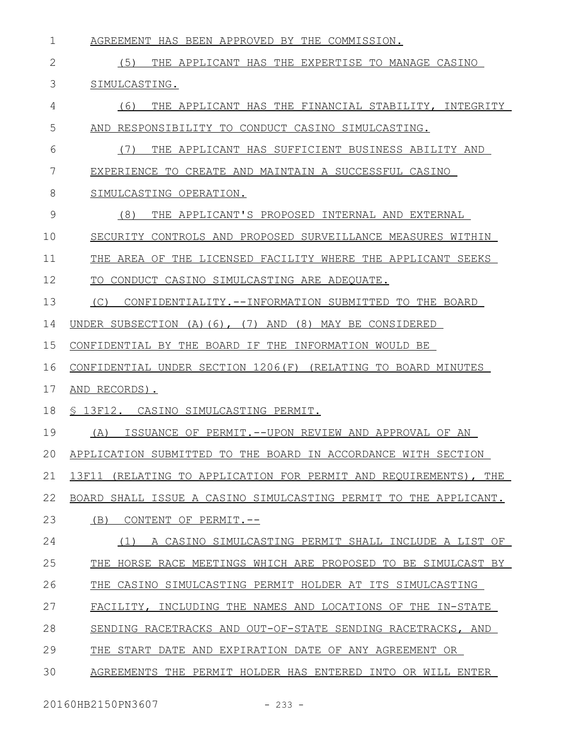AGREEMENT HAS BEEN APPROVED BY THE COMMISSION.

(5) THE APPLICANT HAS THE EXPERTISE TO MANAGE CASINO SIMULCASTING.

(6) THE APPLICANT HAS THE FINANCIAL STABILITY, INTEGRITY AND RESPONSIBILITY TO CONDUCT CASINO SIMULCASTING.

(7) THE APPLICANT HAS SUFFICIENT BUSINESS ABILITY AND EXPERIENCE TO CREATE AND MAINTAIN A SUCCESSFUL CASINO SIMULCASTING OPERATION.

(8) THE APPLICANT'S PROPOSED INTERNAL AND EXTERNAL SECURITY CONTROLS AND PROPOSED SURVEILLANCE MEASURES WITHIN THE AREA OF THE LICENSED FACILITY WHERE THE APPLICANT SEEKS TO CONDUCT CASINO SIMULCASTING ARE ADEQUATE.

(C) CONFIDENTIALITY.--INFORMATION SUBMITTED TO THE BOARD UNDER SUBSECTION (A)(6), (7) AND (8) MAY BE CONSIDERED CONFIDENTIAL BY THE BOARD IF THE INFORMATION WOULD BE CONFIDENTIAL UNDER SECTION 1206(F) (RELATING TO BOARD MINUTES AND RECORDS).

§ 13F12. CASINO SIMULCASTING PERMIT.

(A) ISSUANCE OF PERMIT.--UPON REVIEW AND APPROVAL OF AN APPLICATION SUBMITTED TO THE BOARD IN ACCORDANCE WITH SECTION 13F11 (RELATING TO APPLICATION FOR PERMIT AND REQUIREMENTS), THE BOARD SHALL ISSUE A CASINO SIMULCASTING PERMIT TO THE APPLICANT.

(B) CONTENT OF PERMIT.--

(1) A CASINO SIMULCASTING PERMIT SHALL INCLUDE A LIST OF THE HORSE RACE MEETINGS WHICH ARE PROPOSED TO BE SIMULCAST BY THE CASINO SIMULCASTING PERMIT HOLDER AT ITS SIMULCASTING FACILITY, INCLUDING THE NAMES AND LOCATIONS OF THE IN-STATE SENDING RACETRACKS AND OUT-OF-STATE SENDING RACETRACKS, AND THE START DATE AND EXPIRATION DATE OF ANY AGREEMENT OR AGREEMENTS THE PERMIT HOLDER HAS ENTERED INTO OR WILL ENTER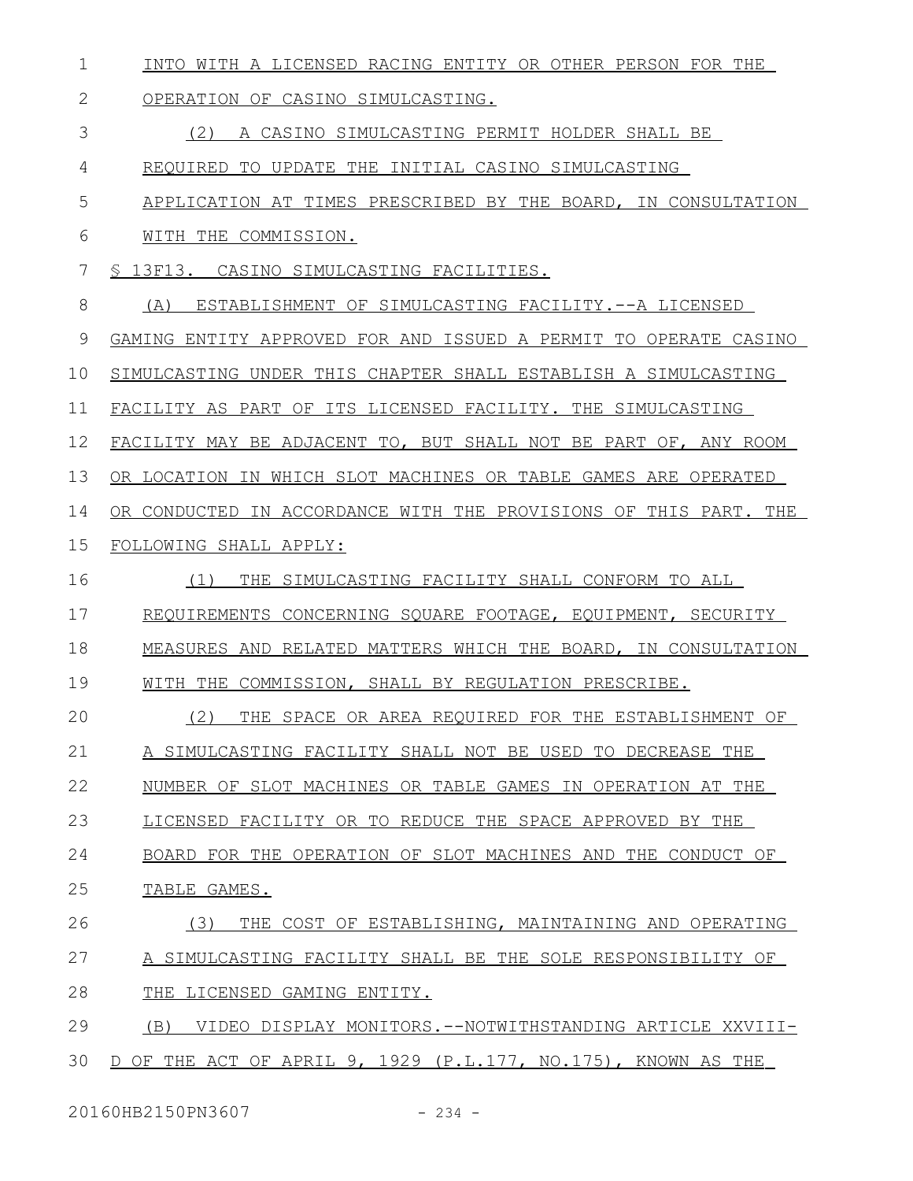INTO WITH A LICENSED RACING ENTITY OR OTHER PERSON FOR THE OPERATION OF CASINO SIMULCASTING.

(2) A CASINO SIMULCASTING PERMIT HOLDER SHALL BE REQUIRED TO UPDATE THE INITIAL CASINO SIMULCASTING APPLICATION AT TIMES PRESCRIBED BY THE BOARD, IN CONSULTATION WITH THE COMMISSION.

§ 13F13. CASINO SIMULCASTING FACILITIES.

(A) ESTABLISHMENT OF SIMULCASTING FACILITY.--A LICENSED GAMING ENTITY APPROVED FOR AND ISSUED A PERMIT TO OPERATE CASINO SIMULCASTING UNDER THIS CHAPTER SHALL ESTABLISH A SIMULCASTING FACILITY AS PART OF ITS LICENSED FACILITY. THE SIMULCASTING FACILITY MAY BE ADJACENT TO, BUT SHALL NOT BE PART OF, ANY ROOM OR LOCATION IN WHICH SLOT MACHINES OR TABLE GAMES ARE OPERATED OR CONDUCTED IN ACCORDANCE WITH THE PROVISIONS OF THIS PART. THE FOLLOWING SHALL APPLY:

(1) THE SIMULCASTING FACILITY SHALL CONFORM TO ALL REQUIREMENTS CONCERNING SQUARE FOOTAGE, EQUIPMENT, SECURITY MEASURES AND RELATED MATTERS WHICH THE BOARD, IN CONSULTATION WITH THE COMMISSION, SHALL BY REGULATION PRESCRIBE.

(2) THE SPACE OR AREA REQUIRED FOR THE ESTABLISHMENT OF A SIMULCASTING FACILITY SHALL NOT BE USED TO DECREASE THE NUMBER OF SLOT MACHINES OR TABLE GAMES IN OPERATION AT THE LICENSED FACILITY OR TO REDUCE THE SPACE APPROVED BY THE BOARD FOR THE OPERATION OF SLOT MACHINES AND THE CONDUCT OF TABLE GAMES.

(3) THE COST OF ESTABLISHING, MAINTAINING AND OPERATING A SIMULCASTING FACILITY SHALL BE THE SOLE RESPONSIBILITY OF THE LICENSED GAMING ENTITY.

(B) VIDEO DISPLAY MONITORS.--NOTWITHSTANDING ARTICLE XXVIII-D OF THE ACT OF APRIL 9, 1929 (P.L.177, NO.175), KNOWN AS THE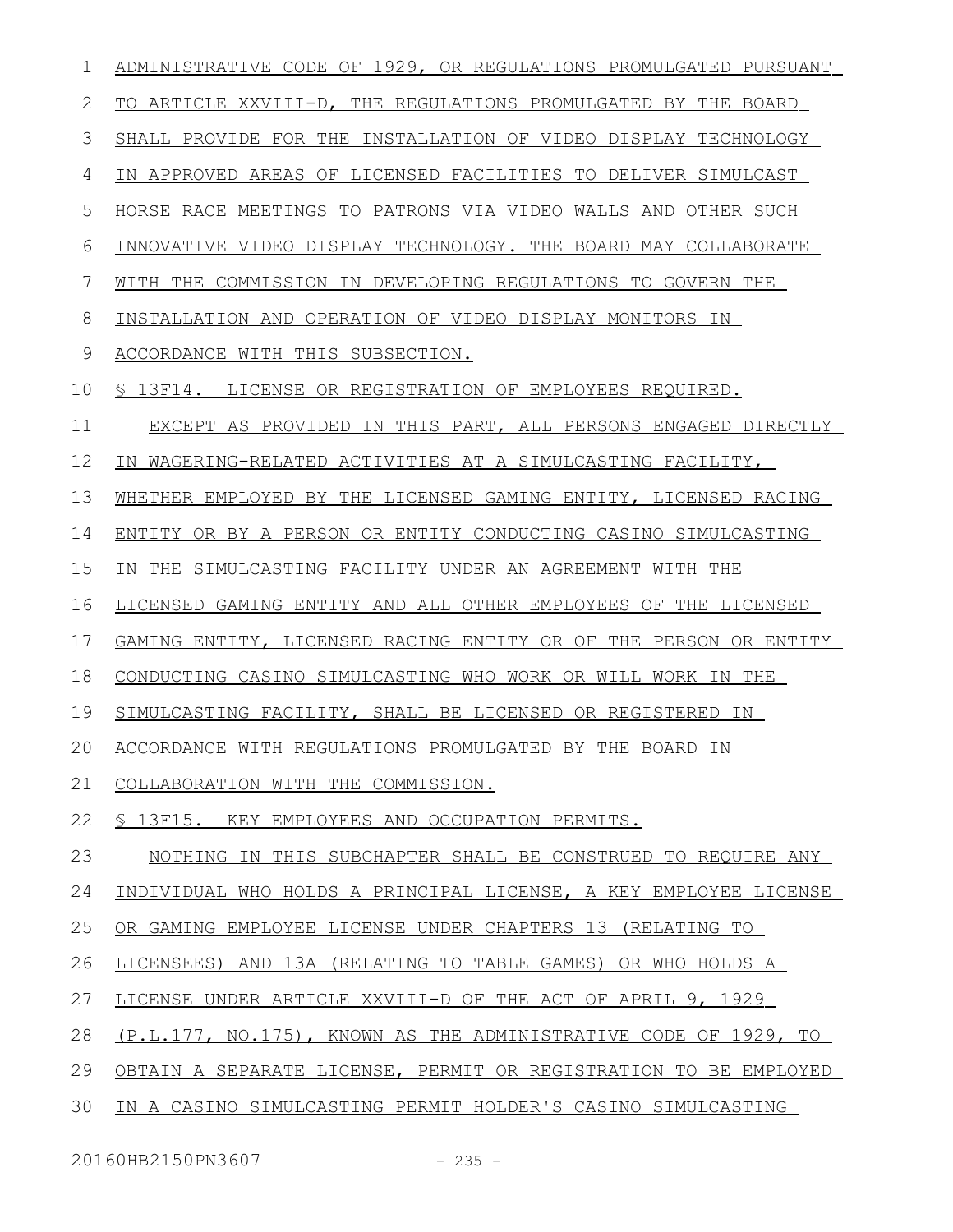ADMINISTRATIVE CODE OF 1929, OR REGULATIONS PROMULGATED PURSUANT TO ARTICLE XXVIII-D, THE REGULATIONS PROMULGATED BY THE BOARD SHALL PROVIDE FOR THE INSTALLATION OF VIDEO DISPLAY TECHNOLOGY IN APPROVED AREAS OF LICENSED FACILITIES TO DELIVER SIMULCAST HORSE RACE MEETINGS TO PATRONS VIA VIDEO WALLS AND OTHER SUCH INNOVATIVE VIDEO DISPLAY TECHNOLOGY. THE BOARD MAY COLLABORATE WITH THE COMMISSION IN DEVELOPING REGULATIONS TO GOVERN THE INSTALLATION AND OPERATION OF VIDEO DISPLAY MONITORS IN ACCORDANCE WITH THIS SUBSECTION.

§ 13F14. LICENSE OR REGISTRATION OF EMPLOYEES REQUIRED.

EXCEPT AS PROVIDED IN THIS PART, ALL PERSONS ENGAGED DIRECTLY IN WAGERING-RELATED ACTIVITIES AT A SIMULCASTING FACILITY, WHETHER EMPLOYED BY THE LICENSED GAMING ENTITY, LICENSED RACING ENTITY OR BY A PERSON OR ENTITY CONDUCTING CASINO SIMULCASTING IN THE SIMULCASTING FACILITY UNDER AN AGREEMENT WITH THE LICENSED GAMING ENTITY AND ALL OTHER EMPLOYEES OF THE LICENSED GAMING ENTITY, LICENSED RACING ENTITY OR OF THE PERSON OR ENTITY CONDUCTING CASINO SIMULCASTING WHO WORK OR WILL WORK IN THE SIMULCASTING FACILITY, SHALL BE LICENSED OR REGISTERED IN ACCORDANCE WITH REGULATIONS PROMULGATED BY THE BOARD IN COLLABORATION WITH THE COMMISSION.

§ 13F15. KEY EMPLOYEES AND OCCUPATION PERMITS.

NOTHING IN THIS SUBCHAPTER SHALL BE CONSTRUED TO REQUIRE ANY INDIVIDUAL WHO HOLDS A PRINCIPAL LICENSE, A KEY EMPLOYEE LICENSE OR GAMING EMPLOYEE LICENSE UNDER CHAPTERS 13 (RELATING TO LICENSEES) AND 13A (RELATING TO TABLE GAMES) OR WHO HOLDS A LICENSE UNDER ARTICLE XXVIII-D OF THE ACT OF APRIL 9, 1929 (P.L.177, NO.175), KNOWN AS THE ADMINISTRATIVE CODE OF 1929, TO OBTAIN A SEPARATE LICENSE, PERMIT OR REGISTRATION TO BE EMPLOYED IN A CASINO SIMULCASTING PERMIT HOLDER'S CASINO SIMULCASTING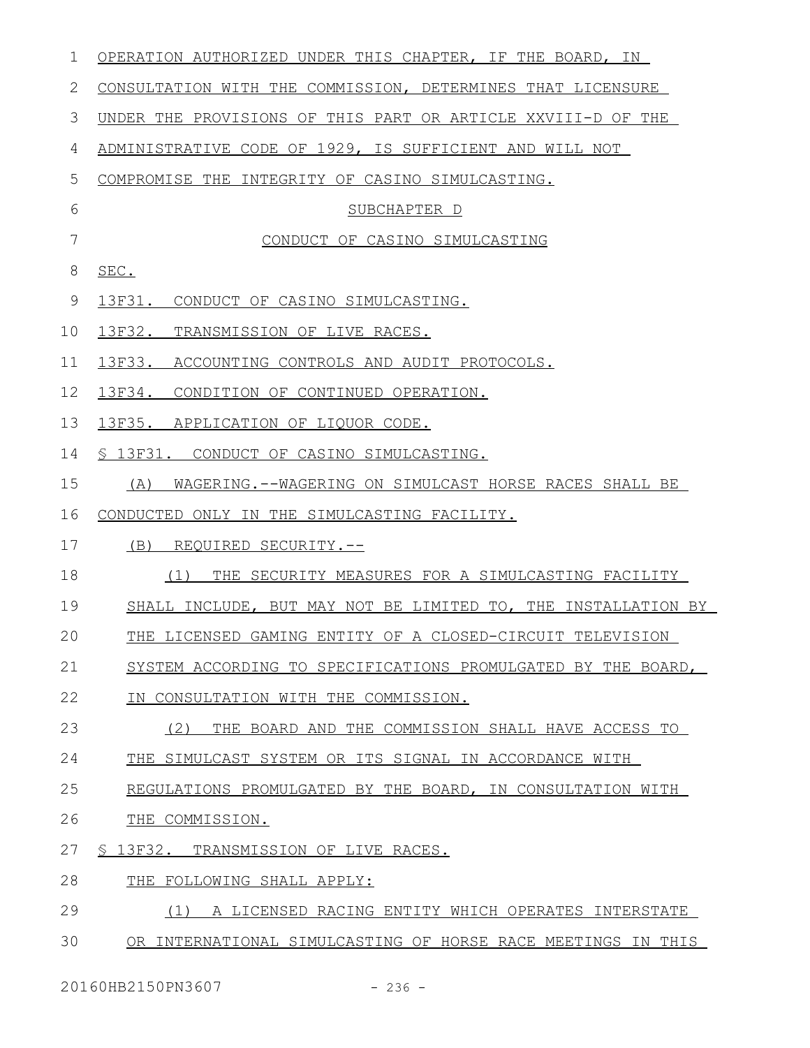OPERATION AUTHORIZED UNDER THIS CHAPTER, IF THE BOARD, IN CONSULTATION WITH THE COMMISSION, DETERMINES THAT LICENSURE UNDER THE PROVISIONS OF THIS PART OR ARTICLE XXVIII-D OF THE ADMINISTRATIVE CODE OF 1929, IS SUFFICIENT AND WILL NOT COMPROMISE THE INTEGRITY OF CASINO SIMULCASTING.

SUBCHAPTER D

CONDUCT OF CASINO SIMULCASTING

SEC.

13F31. CONDUCT OF CASINO SIMULCASTING.

13F32. TRANSMISSION OF LIVE RACES.

13F33. ACCOUNTING CONTROLS AND AUDIT PROTOCOLS.

13F34. CONDITION OF CONTINUED OPERATION.

13F35. APPLICATION OF LIQUOR CODE.

§ 13F31. CONDUCT OF CASINO SIMULCASTING.

(A) WAGERING.--WAGERING ON SIMULCAST HORSE RACES SHALL BE CONDUCTED ONLY IN THE SIMULCASTING FACILITY.

(B) REQUIRED SECURITY.--

(1) THE SECURITY MEASURES FOR A SIMULCASTING FACILITY SHALL INCLUDE, BUT MAY NOT BE LIMITED TO, THE INSTALLATION BY THE LICENSED GAMING ENTITY OF A CLOSED-CIRCUIT TELEVISION SYSTEM ACCORDING TO SPECIFICATIONS PROMULGATED BY THE BOARD, IN CONSULTATION WITH THE COMMISSION.

(2) THE BOARD AND THE COMMISSION SHALL HAVE ACCESS TO THE SIMULCAST SYSTEM OR ITS SIGNAL IN ACCORDANCE WITH REGULATIONS PROMULGATED BY THE BOARD, IN CONSULTATION WITH THE COMMISSION.

§ 13F32. TRANSMISSION OF LIVE RACES.

THE FOLLOWING SHALL APPLY:

(1) A LICENSED RACING ENTITY WHICH OPERATES INTERSTATE OR INTERNATIONAL SIMULCASTING OF HORSE RACE MEETINGS IN THIS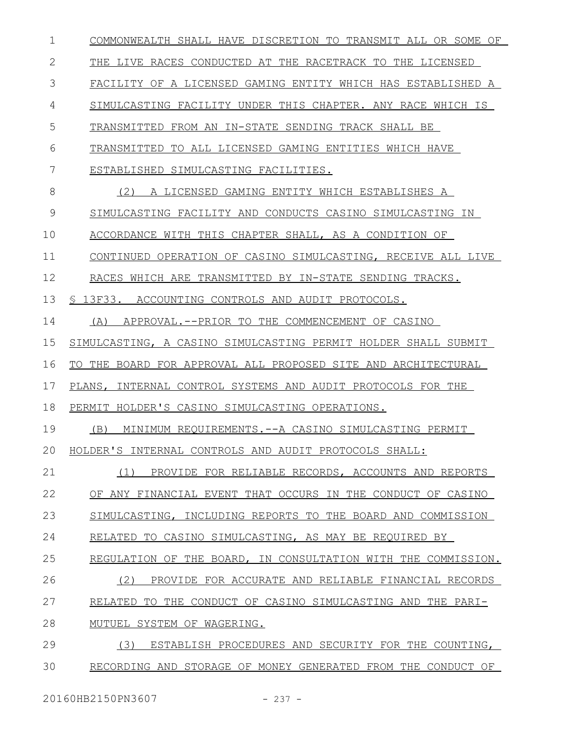COMMONWEALTH SHALL HAVE DISCRETION TO TRANSMIT ALL OR SOME OF THE LIVE RACES CONDUCTED AT THE RACETRACK TO THE LICENSED FACILITY OF A LICENSED GAMING ENTITY WHICH HAS ESTABLISHED A SIMULCASTING FACILITY UNDER THIS CHAPTER. ANY RACE WHICH IS TRANSMITTED FROM AN IN-STATE SENDING TRACK SHALL BE TRANSMITTED TO ALL LICENSED GAMING ENTITIES WHICH HAVE ESTABLISHED SIMULCASTING FACILITIES.

(2) A LICENSED GAMING ENTITY WHICH ESTABLISHES A SIMULCASTING FACILITY AND CONDUCTS CASINO SIMULCASTING IN ACCORDANCE WITH THIS CHAPTER SHALL, AS A CONDITION OF CONTINUED OPERATION OF CASINO SIMULCASTING, RECEIVE ALL LIVE RACES WHICH ARE TRANSMITTED BY IN-STATE SENDING TRACKS.

§ 13F33. ACCOUNTING CONTROLS AND AUDIT PROTOCOLS.

(A) APPROVAL.--PRIOR TO THE COMMENCEMENT OF CASINO SIMULCASTING, A CASINO SIMULCASTING PERMIT HOLDER SHALL SUBMIT TO THE BOARD FOR APPROVAL ALL PROPOSED SITE AND ARCHITECTURAL PLANS, INTERNAL CONTROL SYSTEMS AND AUDIT PROTOCOLS FOR THE PERMIT HOLDER'S CASINO SIMULCASTING OPERATIONS.

(B) MINIMUM REQUIREMENTS.--A CASINO SIMULCASTING PERMIT HOLDER'S INTERNAL CONTROLS AND AUDIT PROTOCOLS SHALL:

(1) PROVIDE FOR RELIABLE RECORDS, ACCOUNTS AND REPORTS OF ANY FINANCIAL EVENT THAT OCCURS IN THE CONDUCT OF CASINO SIMULCASTING, INCLUDING REPORTS TO THE BOARD AND COMMISSION RELATED TO CASINO SIMULCASTING, AS MAY BE REQUIRED BY REGULATION OF THE BOARD, IN CONSULTATION WITH THE COMMISSION.

(2) PROVIDE FOR ACCURATE AND RELIABLE FINANCIAL RECORDS RELATED TO THE CONDUCT OF CASINO SIMULCASTING AND THE PARI-MUTUEL SYSTEM OF WAGERING.

(3) ESTABLISH PROCEDURES AND SECURITY FOR THE COUNTING, RECORDING AND STORAGE OF MONEY GENERATED FROM THE CONDUCT OF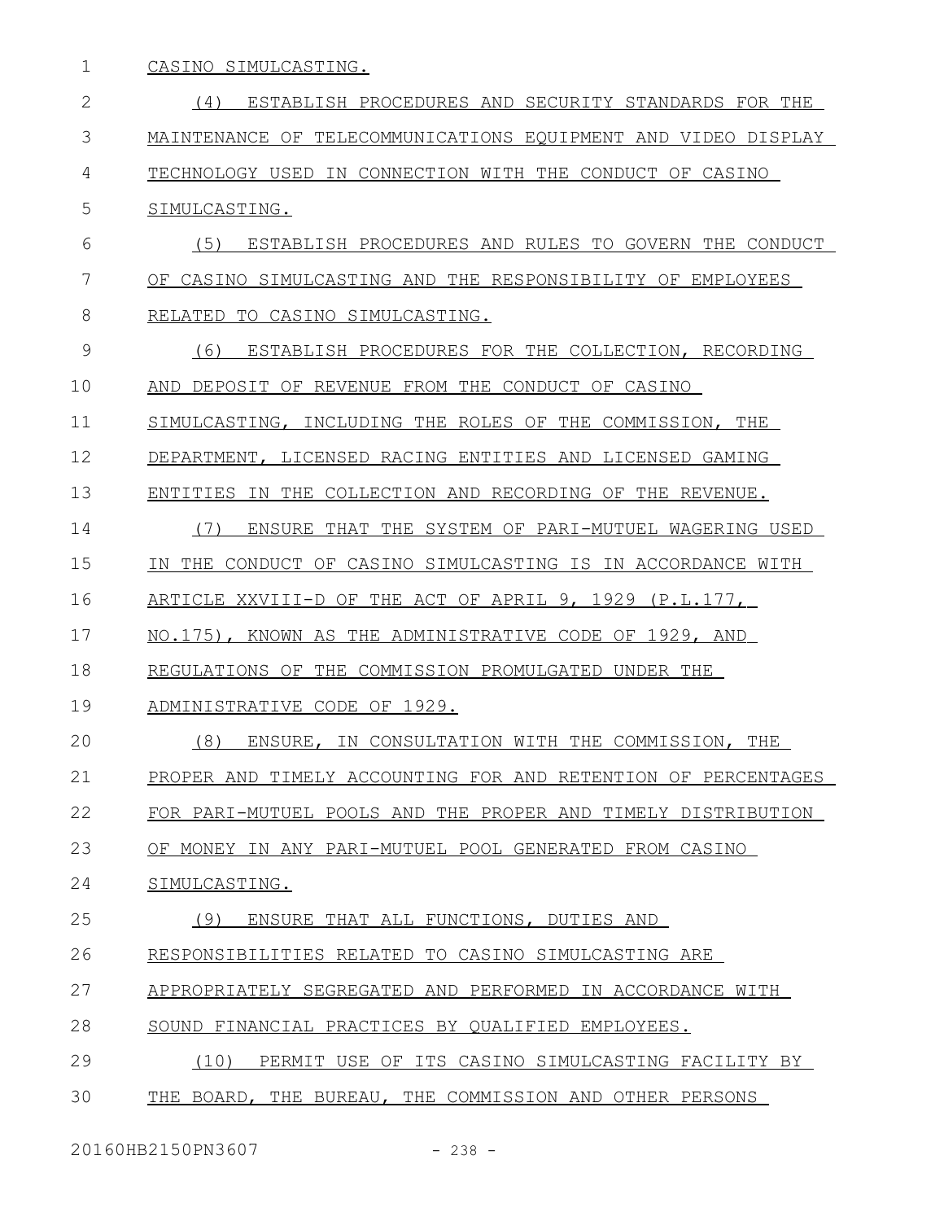CASINO SIMULCASTING.

(4) ESTABLISH PROCEDURES AND SECURITY STANDARDS FOR THE MAINTENANCE OF TELECOMMUNICATIONS EQUIPMENT AND VIDEO DISPLAY TECHNOLOGY USED IN CONNECTION WITH THE CONDUCT OF CASINO SIMULCASTING.

(5) ESTABLISH PROCEDURES AND RULES TO GOVERN THE CONDUCT OF CASINO SIMULCASTING AND THE RESPONSIBILITY OF EMPLOYEES RELATED TO CASINO SIMULCASTING.

(6) ESTABLISH PROCEDURES FOR THE COLLECTION, RECORDING AND DEPOSIT OF REVENUE FROM THE CONDUCT OF CASINO SIMULCASTING, INCLUDING THE ROLES OF THE COMMISSION, THE DEPARTMENT, LICENSED RACING ENTITIES AND LICENSED GAMING ENTITIES IN THE COLLECTION AND RECORDING OF THE REVENUE.

(7) ENSURE THAT THE SYSTEM OF PARI-MUTUEL WAGERING USED IN THE CONDUCT OF CASINO SIMULCASTING IS IN ACCORDANCE WITH ARTICLE XXVIII-D OF THE ACT OF APRIL 9, 1929 (P.L.177, NO.175), KNOWN AS THE ADMINISTRATIVE CODE OF 1929, AND REGULATIONS OF THE COMMISSION PROMULGATED UNDER THE ADMINISTRATIVE CODE OF 1929.

(8) ENSURE, IN CONSULTATION WITH THE COMMISSION, THE PROPER AND TIMELY ACCOUNTING FOR AND RETENTION OF PERCENTAGES FOR PARI-MUTUEL POOLS AND THE PROPER AND TIMELY DISTRIBUTION OF MONEY IN ANY PARI-MUTUEL POOL GENERATED FROM CASINO SIMULCASTING.

(9) ENSURE THAT ALL FUNCTIONS, DUTIES AND RESPONSIBILITIES RELATED TO CASINO SIMULCASTING ARE APPROPRIATELY SEGREGATED AND PERFORMED IN ACCORDANCE WITH SOUND FINANCIAL PRACTICES BY QUALIFIED EMPLOYEES.

(10) PERMIT USE OF ITS CASINO SIMULCASTING FACILITY BY THE BOARD, THE BUREAU, THE COMMISSION AND OTHER PERSONS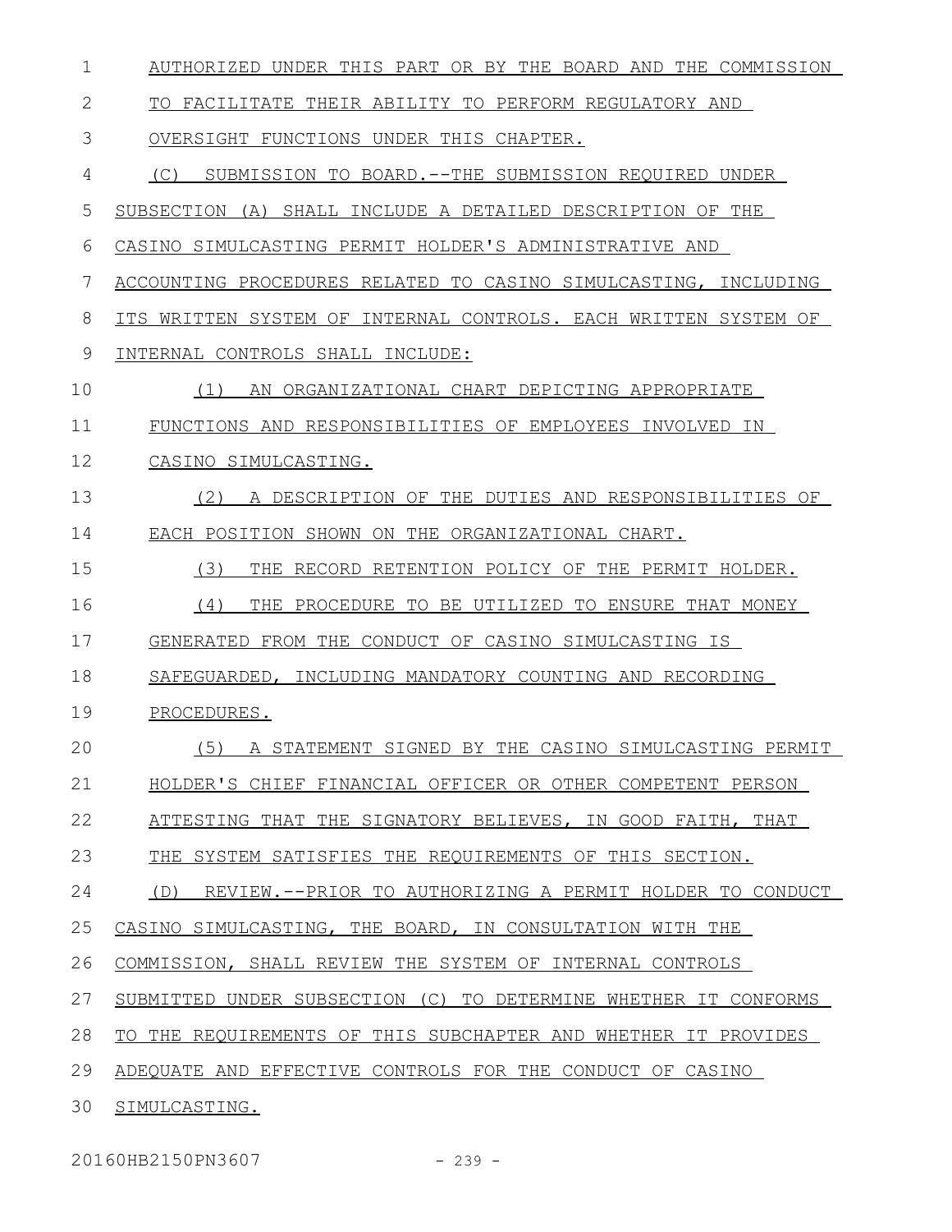AUTHORIZED UNDER THIS PART OR BY THE BOARD AND THE COMMISSION TO FACILITATE THEIR ABILITY TO PERFORM REGULATORY AND OVERSIGHT FUNCTIONS UNDER THIS CHAPTER.

(C) SUBMISSION TO BOARD.--THE SUBMISSION REQUIRED UNDER SUBSECTION (A) SHALL INCLUDE A DETAILED DESCRIPTION OF THE CASINO SIMULCASTING PERMIT HOLDER'S ADMINISTRATIVE AND ACCOUNTING PROCEDURES RELATED TO CASINO SIMULCASTING, INCLUDING ITS WRITTEN SYSTEM OF INTERNAL CONTROLS. EACH WRITTEN SYSTEM OF INTERNAL CONTROLS SHALL INCLUDE:

(1) AN ORGANIZATIONAL CHART DEPICTING APPROPRIATE FUNCTIONS AND RESPONSIBILITIES OF EMPLOYEES INVOLVED IN CASINO SIMULCASTING.

(2) A DESCRIPTION OF THE DUTIES AND RESPONSIBILITIES OF EACH POSITION SHOWN ON THE ORGANIZATIONAL CHART.

(3) THE RECORD RETENTION POLICY OF THE PERMIT HOLDER.

(4) THE PROCEDURE TO BE UTILIZED TO ENSURE THAT MONEY GENERATED FROM THE CONDUCT OF CASINO SIMULCASTING IS SAFEGUARDED, INCLUDING MANDATORY COUNTING AND RECORDING PROCEDURES.

(5) A STATEMENT SIGNED BY THE CASINO SIMULCASTING PERMIT HOLDER'S CHIEF FINANCIAL OFFICER OR OTHER COMPETENT PERSON ATTESTING THAT THE SIGNATORY BELIEVES, IN GOOD FAITH, THAT THE SYSTEM SATISFIES THE REQUIREMENTS OF THIS SECTION.

(D) REVIEW.--PRIOR TO AUTHORIZING A PERMIT HOLDER TO CONDUCT CASINO SIMULCASTING, THE BOARD, IN CONSULTATION WITH THE COMMISSION, SHALL REVIEW THE SYSTEM OF INTERNAL CONTROLS SUBMITTED UNDER SUBSECTION (C) TO DETERMINE WHETHER IT CONFORMS TO THE REQUIREMENTS OF THIS SUBCHAPTER AND WHETHER IT PROVIDES ADEQUATE AND EFFECTIVE CONTROLS FOR THE CONDUCT OF CASINO SIMULCASTING.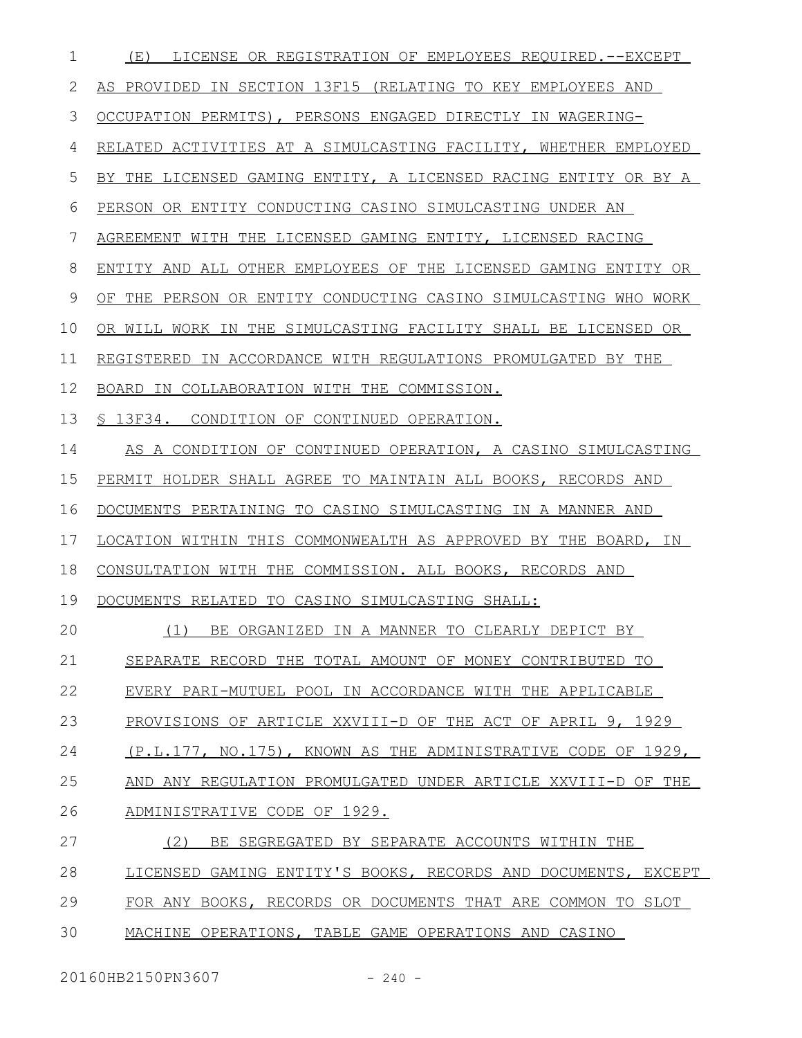(E) LICENSE OR REGISTRATION OF EMPLOYEES REQUIRED.--EXCEPT AS PROVIDED IN SECTION 13F15 (RELATING TO KEY EMPLOYEES AND OCCUPATION PERMITS), PERSONS ENGAGED DIRECTLY IN WAGERING-RELATED ACTIVITIES AT A SIMULCASTING FACILITY, WHETHER EMPLOYED BY THE LICENSED GAMING ENTITY, A LICENSED RACING ENTITY OR BY A PERSON OR ENTITY CONDUCTING CASINO SIMULCASTING UNDER AN AGREEMENT WITH THE LICENSED GAMING ENTITY, LICENSED RACING ENTITY AND ALL OTHER EMPLOYEES OF THE LICENSED GAMING ENTITY OR OF THE PERSON OR ENTITY CONDUCTING CASINO SIMULCASTING WHO WORK OR WILL WORK IN THE SIMULCASTING FACILITY SHALL BE LICENSED OR REGISTERED IN ACCORDANCE WITH REGULATIONS PROMULGATED BY THE BOARD IN COLLABORATION WITH THE COMMISSION.

§ 13F34. CONDITION OF CONTINUED OPERATION.

AS A CONDITION OF CONTINUED OPERATION, A CASINO SIMULCASTING PERMIT HOLDER SHALL AGREE TO MAINTAIN ALL BOOKS, RECORDS AND DOCUMENTS PERTAINING TO CASINO SIMULCASTING IN A MANNER AND LOCATION WITHIN THIS COMMONWEALTH AS APPROVED BY THE BOARD, IN CONSULTATION WITH THE COMMISSION. ALL BOOKS, RECORDS AND DOCUMENTS RELATED TO CASINO SIMULCASTING SHALL:

(1) BE ORGANIZED IN A MANNER TO CLEARLY DEPICT BY SEPARATE RECORD THE TOTAL AMOUNT OF MONEY CONTRIBUTED TO EVERY PARI-MUTUEL POOL IN ACCORDANCE WITH THE APPLICABLE PROVISIONS OF ARTICLE XXVIII-D OF THE ACT OF APRIL 9, 1929 (P.L.177, NO.175), KNOWN AS THE ADMINISTRATIVE CODE OF 1929, AND ANY REGULATION PROMULGATED UNDER ARTICLE XXVIII-D OF THE ADMINISTRATIVE CODE OF 1929.

(2) BE SEGREGATED BY SEPARATE ACCOUNTS WITHIN THE LICENSED GAMING ENTITY'S BOOKS, RECORDS AND DOCUMENTS, EXCEPT FOR ANY BOOKS, RECORDS OR DOCUMENTS THAT ARE COMMON TO SLOT MACHINE OPERATIONS, TABLE GAME OPERATIONS AND CASINO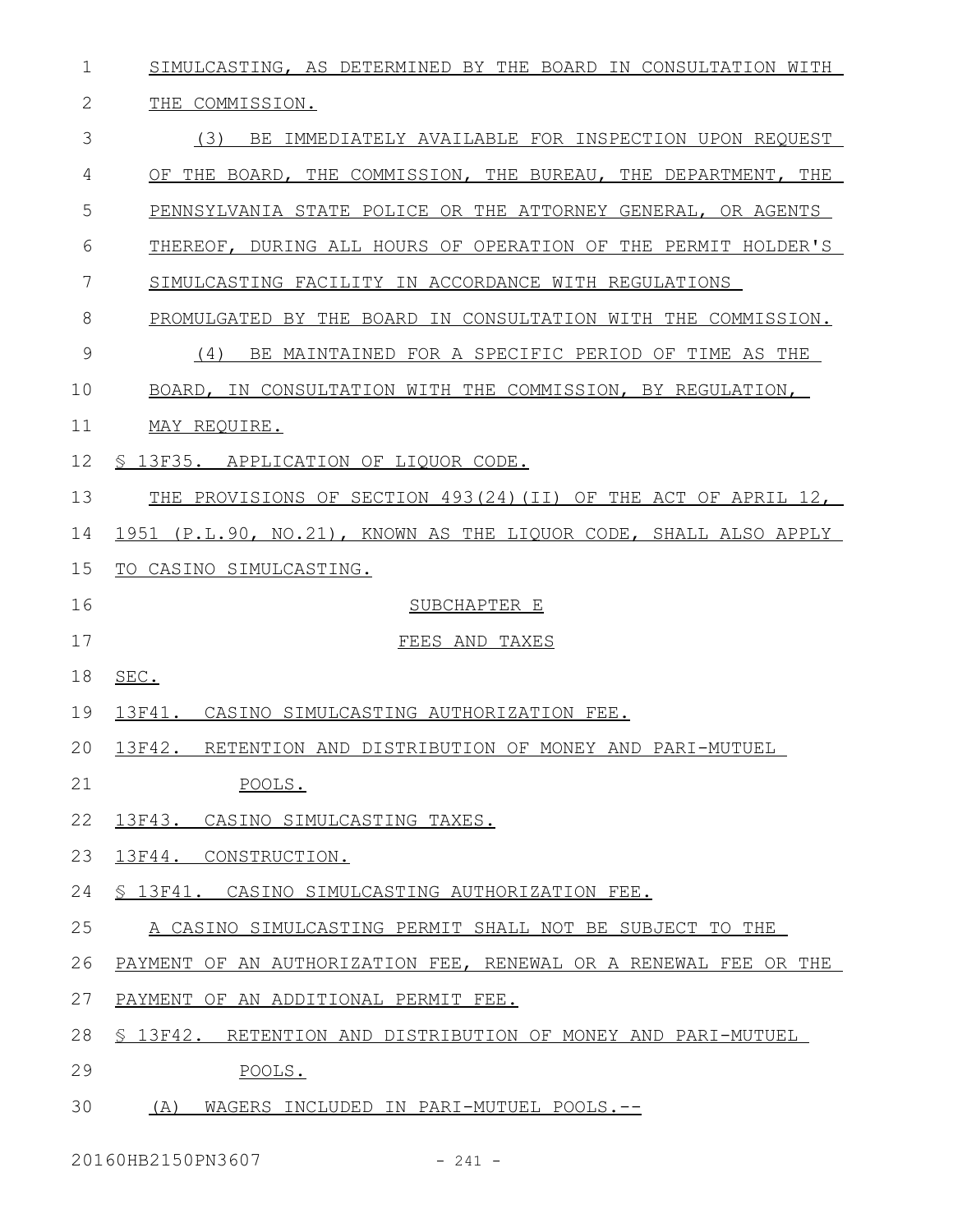SIMULCASTING, AS DETERMINED BY THE BOARD IN CONSULTATION WITH THE COMMISSION.

(3) BE IMMEDIATELY AVAILABLE FOR INSPECTION UPON REQUEST OF THE BOARD, THE COMMISSION, THE BUREAU, THE DEPARTMENT, THE PENNSYLVANIA STATE POLICE OR THE ATTORNEY GENERAL, OR AGENTS THEREOF, DURING ALL HOURS OF OPERATION OF THE PERMIT HOLDER'S SIMULCASTING FACILITY IN ACCORDANCE WITH REGULATIONS PROMULGATED BY THE BOARD IN CONSULTATION WITH THE COMMISSION.

(4) BE MAINTAINED FOR A SPECIFIC PERIOD OF TIME AS THE BOARD, IN CONSULTATION WITH THE COMMISSION, BY REGULATION, MAY REQUIRE.

§ 13F35. APPLICATION OF LIQUOR CODE.

THE PROVISIONS OF SECTION 493(24)(II) OF THE ACT OF APRIL 12, 1951 (P.L.90, NO.21), KNOWN AS THE LIQUOR CODE, SHALL ALSO APPLY TO CASINO SIMULCASTING.

SUBCHAPTER E

FEES AND TAXES

SEC.

13F41. CASINO SIMULCASTING AUTHORIZATION FEE.

13F42. RETENTION AND DISTRIBUTION OF MONEY AND PARI-MUTUEL POOLS.

13F43. CASINO SIMULCASTING TAXES.

13F44. CONSTRUCTION.

§ 13F41. CASINO SIMULCASTING AUTHORIZATION FEE.

A CASINO SIMULCASTING PERMIT SHALL NOT BE SUBJECT TO THE PAYMENT OF AN AUTHORIZATION FEE, RENEWAL OR A RENEWAL FEE OR THE PAYMENT OF AN ADDITIONAL PERMIT FEE.

§ 13F42. RETENTION AND DISTRIBUTION OF MONEY AND PARI-MUTUEL POOLS.

(A) WAGERS INCLUDED IN PARI-MUTUEL POOLS.--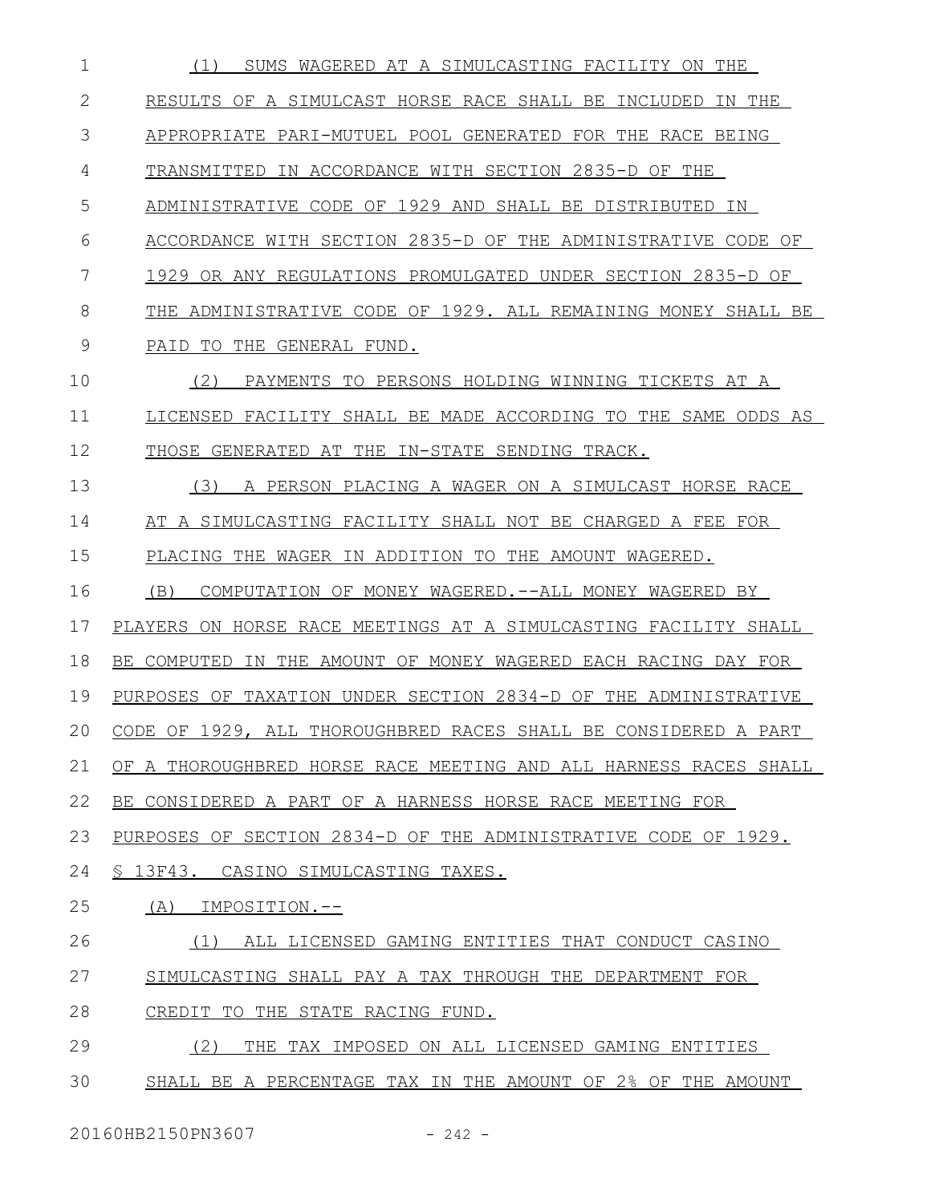(1) SUMS WAGERED AT A SIMULCASTING FACILITY ON THE RESULTS OF A SIMULCAST HORSE RACE SHALL BE INCLUDED IN THE APPROPRIATE PARI-MUTUEL POOL GENERATED FOR THE RACE BEING TRANSMITTED IN ACCORDANCE WITH SECTION 2835-D OF THE ADMINISTRATIVE CODE OF 1929 AND SHALL BE DISTRIBUTED IN ACCORDANCE WITH SECTION 2835-D OF THE ADMINISTRATIVE CODE OF 1929 OR ANY REGULATIONS PROMULGATED UNDER SECTION 2835-D OF THE ADMINISTRATIVE CODE OF 1929. ALL REMAINING MONEY SHALL BE PAID TO THE GENERAL FUND.

(2) PAYMENTS TO PERSONS HOLDING WINNING TICKETS AT A LICENSED FACILITY SHALL BE MADE ACCORDING TO THE SAME ODDS AS THOSE GENERATED AT THE IN-STATE SENDING TRACK.

(3) A PERSON PLACING A WAGER ON A SIMULCAST HORSE RACE AT A SIMULCASTING FACILITY SHALL NOT BE CHARGED A FEE FOR PLACING THE WAGER IN ADDITION TO THE AMOUNT WAGERED.

(B) COMPUTATION OF MONEY WAGERED.--ALL MONEY WAGERED BY PLAYERS ON HORSE RACE MEETINGS AT A SIMULCASTING FACILITY SHALL BE COMPUTED IN THE AMOUNT OF MONEY WAGERED EACH RACING DAY FOR PURPOSES OF TAXATION UNDER SECTION 2834-D OF THE ADMINISTRATIVE CODE OF 1929, ALL THOROUGHBRED RACES SHALL BE CONSIDERED A PART OF A THOROUGHBRED HORSE RACE MEETING AND ALL HARNESS RACES SHALL BE CONSIDERED A PART OF A HARNESS HORSE RACE MEETING FOR PURPOSES OF SECTION 2834-D OF THE ADMINISTRATIVE CODE OF 1929.

§ 13F43. CASINO SIMULCASTING TAXES.

(A) IMPOSITION.--

(1) ALL LICENSED GAMING ENTITIES THAT CONDUCT CASINO SIMULCASTING SHALL PAY A TAX THROUGH THE DEPARTMENT FOR CREDIT TO THE STATE RACING FUND.

(2) THE TAX IMPOSED ON ALL LICENSED GAMING ENTITIES SHALL BE A PERCENTAGE TAX IN THE AMOUNT OF 2% OF THE AMOUNT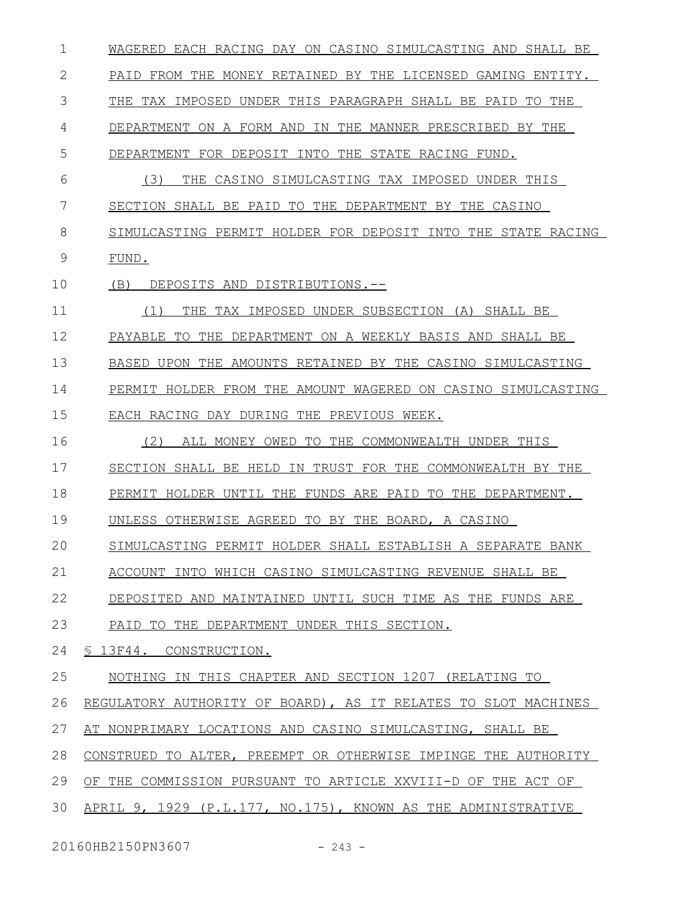WAGERED EACH RACING DAY ON CASINO SIMULCASTING AND SHALL BE PAID FROM THE MONEY RETAINED BY THE LICENSED GAMING ENTITY. THE TAX IMPOSED UNDER THIS PARAGRAPH SHALL BE PAID TO THE DEPARTMENT ON A FORM AND IN THE MANNER PRESCRIBED BY THE DEPARTMENT FOR DEPOSIT INTO THE STATE RACING FUND.

(3) THE CASINO SIMULCASTING TAX IMPOSED UNDER THIS SECTION SHALL BE PAID TO THE DEPARTMENT BY THE CASINO SIMULCASTING PERMIT HOLDER FOR DEPOSIT INTO THE STATE RACING FUND.

(B) DEPOSITS AND DISTRIBUTIONS.--

(1) THE TAX IMPOSED UNDER SUBSECTION (A) SHALL BE PAYABLE TO THE DEPARTMENT ON A WEEKLY BASIS AND SHALL BE BASED UPON THE AMOUNTS RETAINED BY THE CASINO SIMULCASTING PERMIT HOLDER FROM THE AMOUNT WAGERED ON CASINO SIMULCASTING EACH RACING DAY DURING THE PREVIOUS WEEK.

(2) ALL MONEY OWED TO THE COMMONWEALTH UNDER THIS SECTION SHALL BE HELD IN TRUST FOR THE COMMONWEALTH BY THE PERMIT HOLDER UNTIL THE FUNDS ARE PAID TO THE DEPARTMENT. UNLESS OTHERWISE AGREED TO BY THE BOARD, A CASINO SIMULCASTING PERMIT HOLDER SHALL ESTABLISH A SEPARATE BANK ACCOUNT INTO WHICH CASINO SIMULCASTING REVENUE SHALL BE DEPOSITED AND MAINTAINED UNTIL SUCH TIME AS THE FUNDS ARE PAID TO THE DEPARTMENT UNDER THIS SECTION.

§ 13F44. CONSTRUCTION.

NOTHING IN THIS CHAPTER AND SECTION 1207 (RELATING TO REGULATORY AUTHORITY OF BOARD), AS IT RELATES TO SLOT MACHINES AT NONPRIMARY LOCATIONS AND CASINO SIMULCASTING, SHALL BE CONSTRUED TO ALTER, PREEMPT OR OTHERWISE IMPINGE THE AUTHORITY OF THE COMMISSION PURSUANT TO ARTICLE XXVIII-D OF THE ACT OF APRIL 9, 1929 (P.L.177, NO.175), KNOWN AS THE ADMINISTRATIVE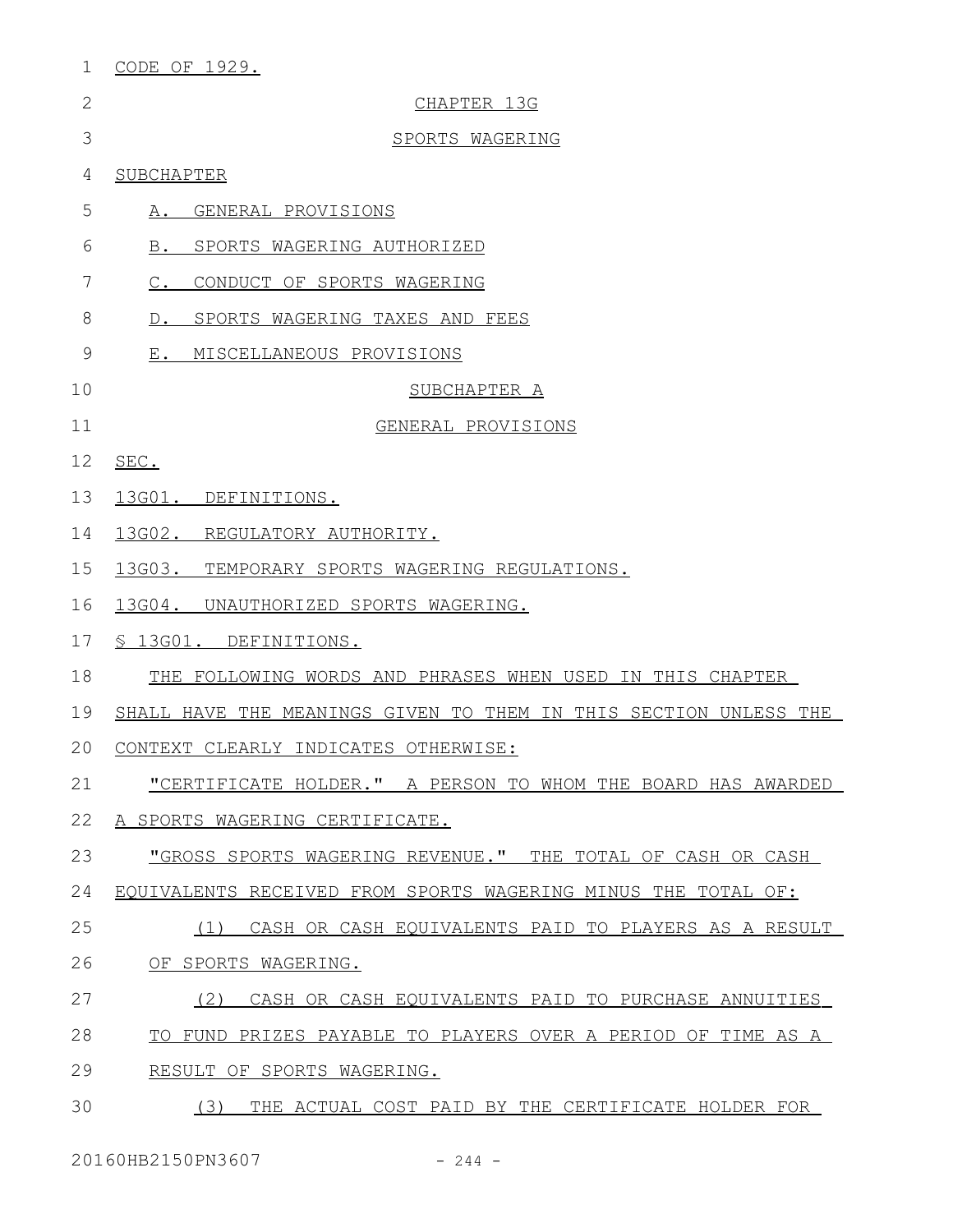CODE OF 1929.

CHAPTER 13G

SPORTS WAGERING

SUBCHAPTER

A. GENERAL PROVISIONS

B. SPORTS WAGERING AUTHORIZED

C. CONDUCT OF SPORTS WAGERING

D. SPORTS WAGERING TAXES AND FEES

E. MISCELLANEOUS PROVISIONS

SUBCHAPTER A

GENERAL PROVISIONS

SEC.

13G01. DEFINITIONS.

13G02. REGULATORY AUTHORITY.

13G03. TEMPORARY SPORTS WAGERING REGULATIONS.

13G04. UNAUTHORIZED SPORTS WAGERING.

§ 13G01. DEFINITIONS.

THE FOLLOWING WORDS AND PHRASES WHEN USED IN THIS CHAPTER SHALL HAVE THE MEANINGS GIVEN TO THEM IN THIS SECTION UNLESS THE CONTEXT CLEARLY INDICATES OTHERWISE:

"CERTIFICATE HOLDER." A PERSON TO WHOM THE BOARD HAS AWARDED A SPORTS WAGERING CERTIFICATE.

"GROSS SPORTS WAGERING REVENUE." THE TOTAL OF CASH OR CASH EQUIVALENTS RECEIVED FROM SPORTS WAGERING MINUS THE TOTAL OF:

(1) CASH OR CASH EQUIVALENTS PAID TO PLAYERS AS A RESULT OF SPORTS WAGERING.

(2) CASH OR CASH EQUIVALENTS PAID TO PURCHASE ANNUITIES TO FUND PRIZES PAYABLE TO PLAYERS OVER A PERIOD OF TIME AS A RESULT OF SPORTS WAGERING.

(3) THE ACTUAL COST PAID BY THE CERTIFICATE HOLDER FOR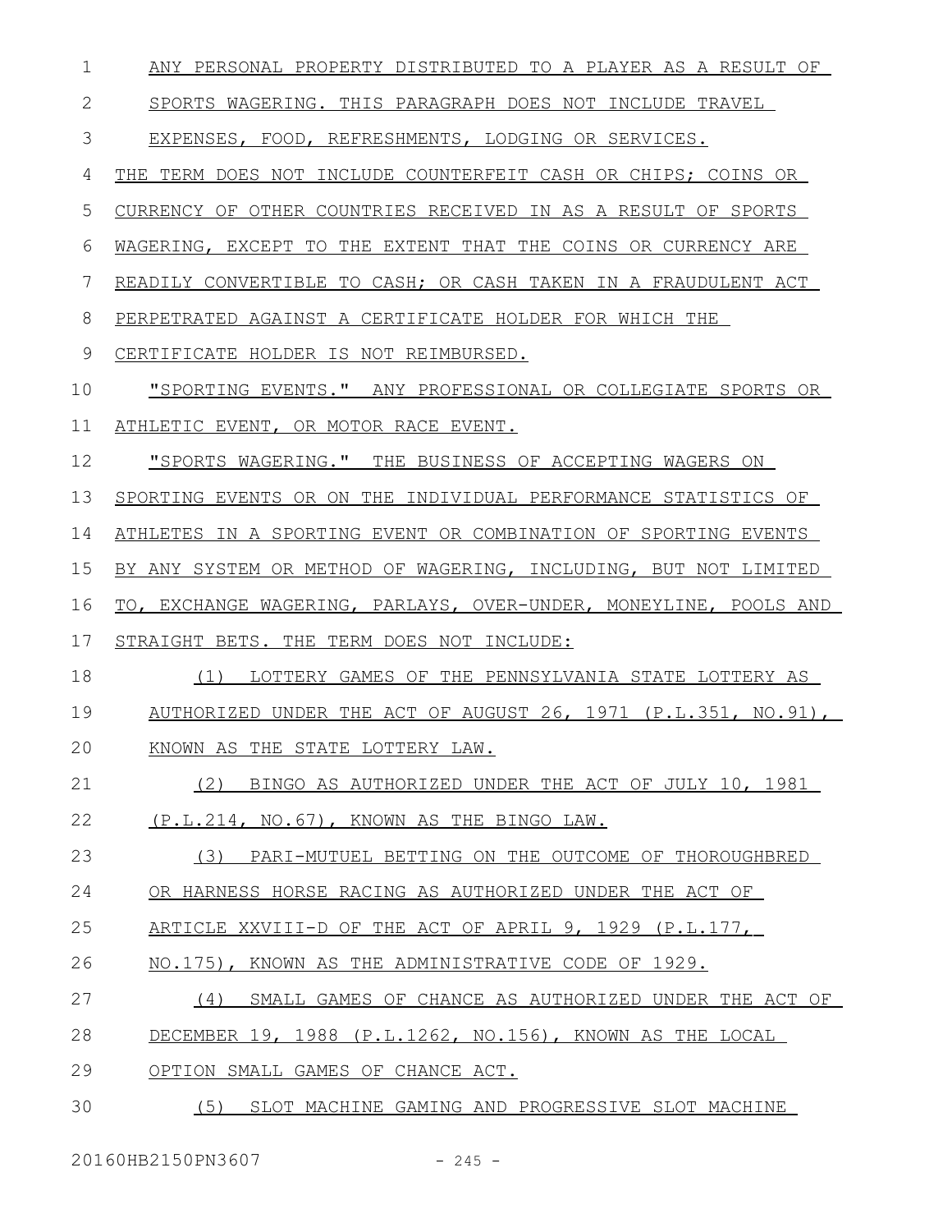ANY PERSONAL PROPERTY DISTRIBUTED TO A PLAYER AS A RESULT OF SPORTS WAGERING. THIS PARAGRAPH DOES NOT INCLUDE TRAVEL EXPENSES, FOOD, REFRESHMENTS, LODGING OR SERVICES.

THE TERM DOES NOT INCLUDE COUNTERFEIT CASH OR CHIPS; COINS OR CURRENCY OF OTHER COUNTRIES RECEIVED IN AS A RESULT OF SPORTS WAGERING, EXCEPT TO THE EXTENT THAT THE COINS OR CURRENCY ARE READILY CONVERTIBLE TO CASH; OR CASH TAKEN IN A FRAUDULENT ACT PERPETRATED AGAINST A CERTIFICATE HOLDER FOR WHICH THE CERTIFICATE HOLDER IS NOT REIMBURSED.

"SPORTING EVENTS." ANY PROFESSIONAL OR COLLEGIATE SPORTS OR ATHLETIC EVENT, OR MOTOR RACE EVENT.

"SPORTS WAGERING." THE BUSINESS OF ACCEPTING WAGERS ON SPORTING EVENTS OR ON THE INDIVIDUAL PERFORMANCE STATISTICS OF ATHLETES IN A SPORTING EVENT OR COMBINATION OF SPORTING EVENTS BY ANY SYSTEM OR METHOD OF WAGERING, INCLUDING, BUT NOT LIMITED TO, EXCHANGE WAGERING, PARLAYS, OVER-UNDER, MONEYLINE, POOLS AND STRAIGHT BETS. THE TERM DOES NOT INCLUDE:

(1) LOTTERY GAMES OF THE PENNSYLVANIA STATE LOTTERY AS AUTHORIZED UNDER THE ACT OF AUGUST 26, 1971 (P.L.351, NO.91), KNOWN AS THE STATE LOTTERY LAW.

(2) BINGO AS AUTHORIZED UNDER THE ACT OF JULY 10, 1981 (P.L.214, NO.67), KNOWN AS THE BINGO LAW.

(3) PARI-MUTUEL BETTING ON THE OUTCOME OF THOROUGHBRED OR HARNESS HORSE RACING AS AUTHORIZED UNDER THE ACT OF ARTICLE XXVIII-D OF THE ACT OF APRIL 9, 1929 (P.L.177, NO.175), KNOWN AS THE ADMINISTRATIVE CODE OF 1929.

(4) SMALL GAMES OF CHANCE AS AUTHORIZED UNDER THE ACT OF DECEMBER 19, 1988 (P.L.1262, NO.156), KNOWN AS THE LOCAL OPTION SMALL GAMES OF CHANCE ACT.

(5) SLOT MACHINE GAMING AND PROGRESSIVE SLOT MACHINE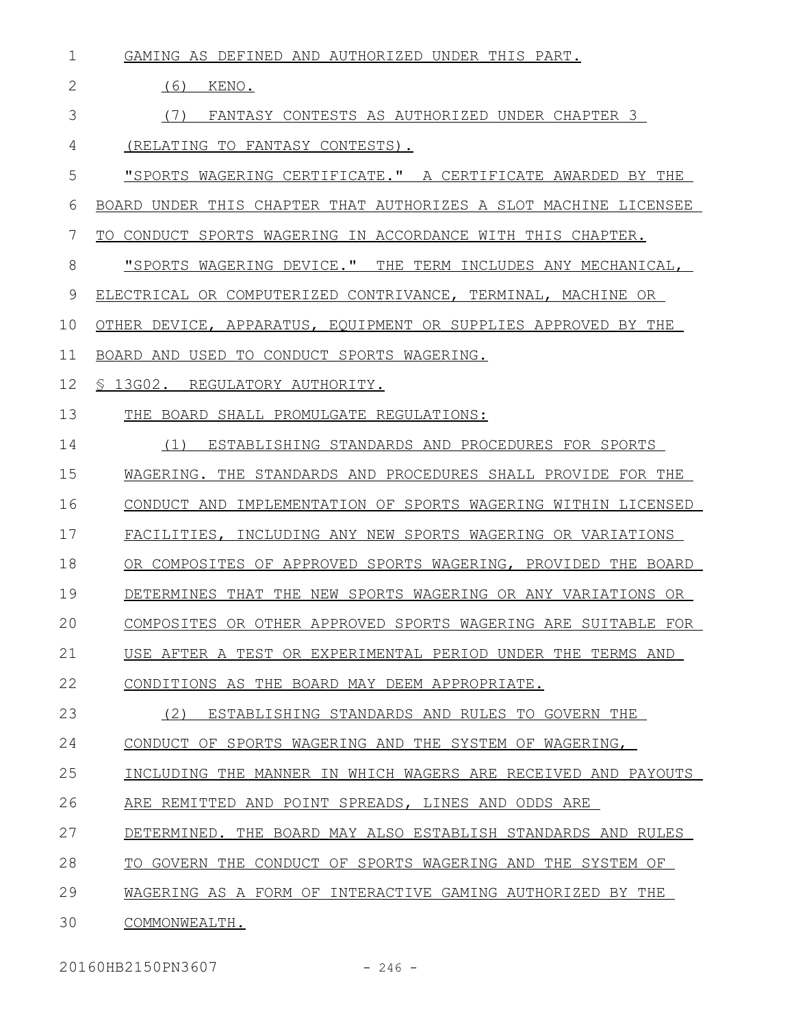GAMING AS DEFINED AND AUTHORIZED UNDER THIS PART.

(6) KENO.

(7) FANTASY CONTESTS AS AUTHORIZED UNDER CHAPTER 3 (RELATING TO FANTASY CONTESTS).

"SPORTS WAGERING CERTIFICATE." A CERTIFICATE AWARDED BY THE BOARD UNDER THIS CHAPTER THAT AUTHORIZES A SLOT MACHINE LICENSEE TO CONDUCT SPORTS WAGERING IN ACCORDANCE WITH THIS CHAPTER.

"SPORTS WAGERING DEVICE." THE TERM INCLUDES ANY MECHANICAL, ELECTRICAL OR COMPUTERIZED CONTRIVANCE, TERMINAL, MACHINE OR OTHER DEVICE, APPARATUS, EQUIPMENT OR SUPPLIES APPROVED BY THE BOARD AND USED TO CONDUCT SPORTS WAGERING.

§ 13G02. REGULATORY AUTHORITY.

THE BOARD SHALL PROMULGATE REGULATIONS:

(1) ESTABLISHING STANDARDS AND PROCEDURES FOR SPORTS WAGERING. THE STANDARDS AND PROCEDURES SHALL PROVIDE FOR THE CONDUCT AND IMPLEMENTATION OF SPORTS WAGERING WITHIN LICENSED FACILITIES, INCLUDING ANY NEW SPORTS WAGERING OR VARIATIONS OR COMPOSITES OF APPROVED SPORTS WAGERING, PROVIDED THE BOARD DETERMINES THAT THE NEW SPORTS WAGERING OR ANY VARIATIONS OR COMPOSITES OR OTHER APPROVED SPORTS WAGERING ARE SUITABLE FOR USE AFTER A TEST OR EXPERIMENTAL PERIOD UNDER THE TERMS AND CONDITIONS AS THE BOARD MAY DEEM APPROPRIATE.

(2) ESTABLISHING STANDARDS AND RULES TO GOVERN THE CONDUCT OF SPORTS WAGERING AND THE SYSTEM OF WAGERING, INCLUDING THE MANNER IN WHICH WAGERS ARE RECEIVED AND PAYOUTS ARE REMITTED AND POINT SPREADS, LINES AND ODDS ARE DETERMINED. THE BOARD MAY ALSO ESTABLISH STANDARDS AND RULES TO GOVERN THE CONDUCT OF SPORTS WAGERING AND THE SYSTEM OF WAGERING AS A FORM OF INTERACTIVE GAMING AUTHORIZED BY THE COMMONWEALTH.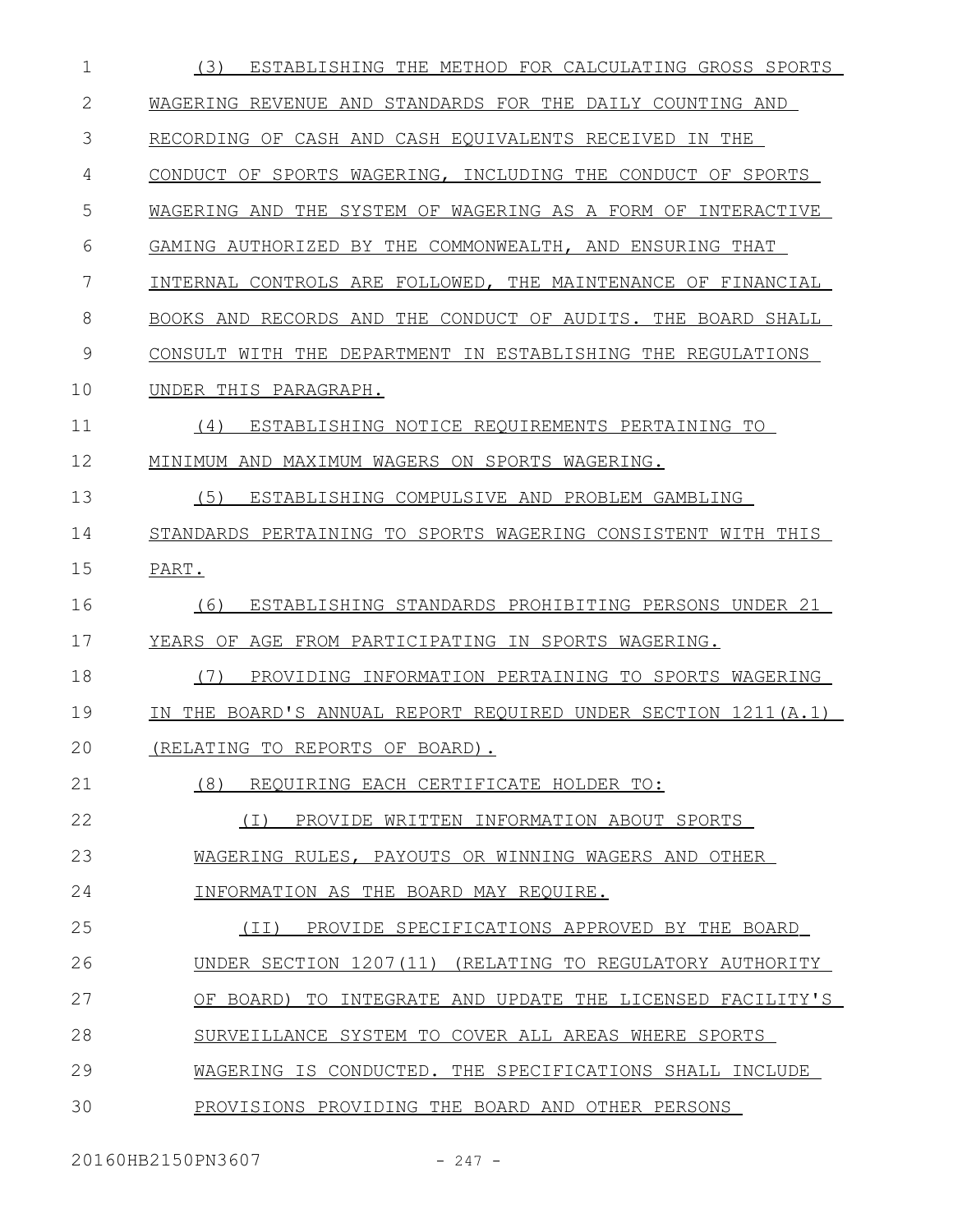(3) ESTABLISHING THE METHOD FOR CALCULATING GROSS SPORTS WAGERING REVENUE AND STANDARDS FOR THE DAILY COUNTING AND RECORDING OF CASH AND CASH EQUIVALENTS RECEIVED IN THE CONDUCT OF SPORTS WAGERING, INCLUDING THE CONDUCT OF SPORTS WAGERING AND THE SYSTEM OF WAGERING AS A FORM OF INTERACTIVE GAMING AUTHORIZED BY THE COMMONWEALTH, AND ENSURING THAT INTERNAL CONTROLS ARE FOLLOWED, THE MAINTENANCE OF FINANCIAL BOOKS AND RECORDS AND THE CONDUCT OF AUDITS. THE BOARD SHALL CONSULT WITH THE DEPARTMENT IN ESTABLISHING THE REGULATIONS UNDER THIS PARAGRAPH.

(4) ESTABLISHING NOTICE REQUIREMENTS PERTAINING TO MINIMUM AND MAXIMUM WAGERS ON SPORTS WAGERING.

(5) ESTABLISHING COMPULSIVE AND PROBLEM GAMBLING STANDARDS PERTAINING TO SPORTS WAGERING CONSISTENT WITH THIS PART.

(6) ESTABLISHING STANDARDS PROHIBITING PERSONS UNDER 21 YEARS OF AGE FROM PARTICIPATING IN SPORTS WAGERING.

(7) PROVIDING INFORMATION PERTAINING TO SPORTS WAGERING IN THE BOARD'S ANNUAL REPORT REQUIRED UNDER SECTION 1211(A.1) (RELATING TO REPORTS OF BOARD).

(8) REQUIRING EACH CERTIFICATE HOLDER TO:

(I) PROVIDE WRITTEN INFORMATION ABOUT SPORTS WAGERING RULES, PAYOUTS OR WINNING WAGERS AND OTHER INFORMATION AS THE BOARD MAY REQUIRE.

(II) PROVIDE SPECIFICATIONS APPROVED BY THE BOARD UNDER SECTION 1207(11) (RELATING TO REGULATORY AUTHORITY OF BOARD) TO INTEGRATE AND UPDATE THE LICENSED FACILITY'S SURVEILLANCE SYSTEM TO COVER ALL AREAS WHERE SPORTS WAGERING IS CONDUCTED. THE SPECIFICATIONS SHALL INCLUDE PROVISIONS PROVIDING THE BOARD AND OTHER PERSONS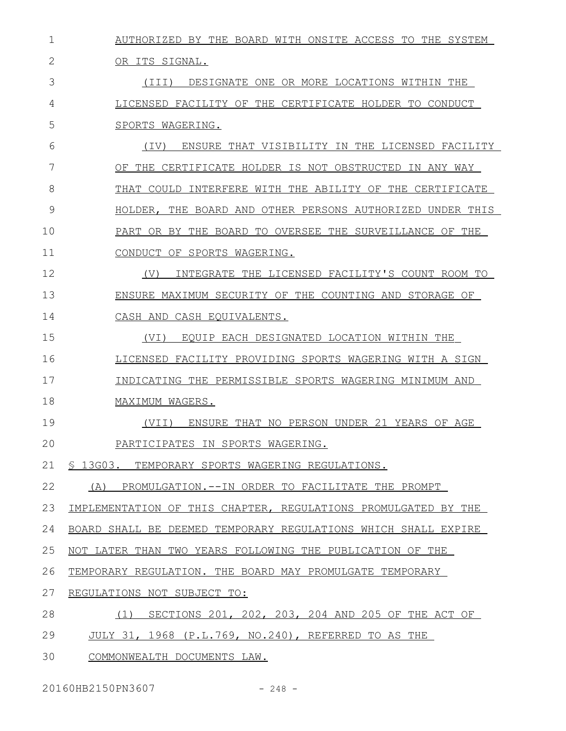AUTHORIZED BY THE BOARD WITH ONSITE ACCESS TO THE SYSTEM OR ITS SIGNAL.

(III) DESIGNATE ONE OR MORE LOCATIONS WITHIN THE LICENSED FACILITY OF THE CERTIFICATE HOLDER TO CONDUCT SPORTS WAGERING.

(IV) ENSURE THAT VISIBILITY IN THE LICENSED FACILITY OF THE CERTIFICATE HOLDER IS NOT OBSTRUCTED IN ANY WAY THAT COULD INTERFERE WITH THE ABILITY OF THE CERTIFICATE HOLDER, THE BOARD AND OTHER PERSONS AUTHORIZED UNDER THIS PART OR BY THE BOARD TO OVERSEE THE SURVEILLANCE OF THE CONDUCT OF SPORTS WAGERING.

(V) INTEGRATE THE LICENSED FACILITY'S COUNT ROOM TO ENSURE MAXIMUM SECURITY OF THE COUNTING AND STORAGE OF CASH AND CASH EQUIVALENTS.

(VI) EQUIP EACH DESIGNATED LOCATION WITHIN THE LICENSED FACILITY PROVIDING SPORTS WAGERING WITH A SIGN INDICATING THE PERMISSIBLE SPORTS WAGERING MINIMUM AND MAXIMUM WAGERS.

(VII) ENSURE THAT NO PERSON UNDER 21 YEARS OF AGE PARTICIPATES IN SPORTS WAGERING.

§ 13G03. TEMPORARY SPORTS WAGERING REGULATIONS.

(A) PROMULGATION.--IN ORDER TO FACILITATE THE PROMPT IMPLEMENTATION OF THIS CHAPTER, REGULATIONS PROMULGATED BY THE BOARD SHALL BE DEEMED TEMPORARY REGULATIONS WHICH SHALL EXPIRE NOT LATER THAN TWO YEARS FOLLOWING THE PUBLICATION OF THE TEMPORARY REGULATION. THE BOARD MAY PROMULGATE TEMPORARY REGULATIONS NOT SUBJECT TO:

(1) SECTIONS 201, 202, 203, 204 AND 205 OF THE ACT OF JULY 31, 1968 (P.L.769, NO.240), REFERRED TO AS THE COMMONWEALTH DOCUMENTS LAW.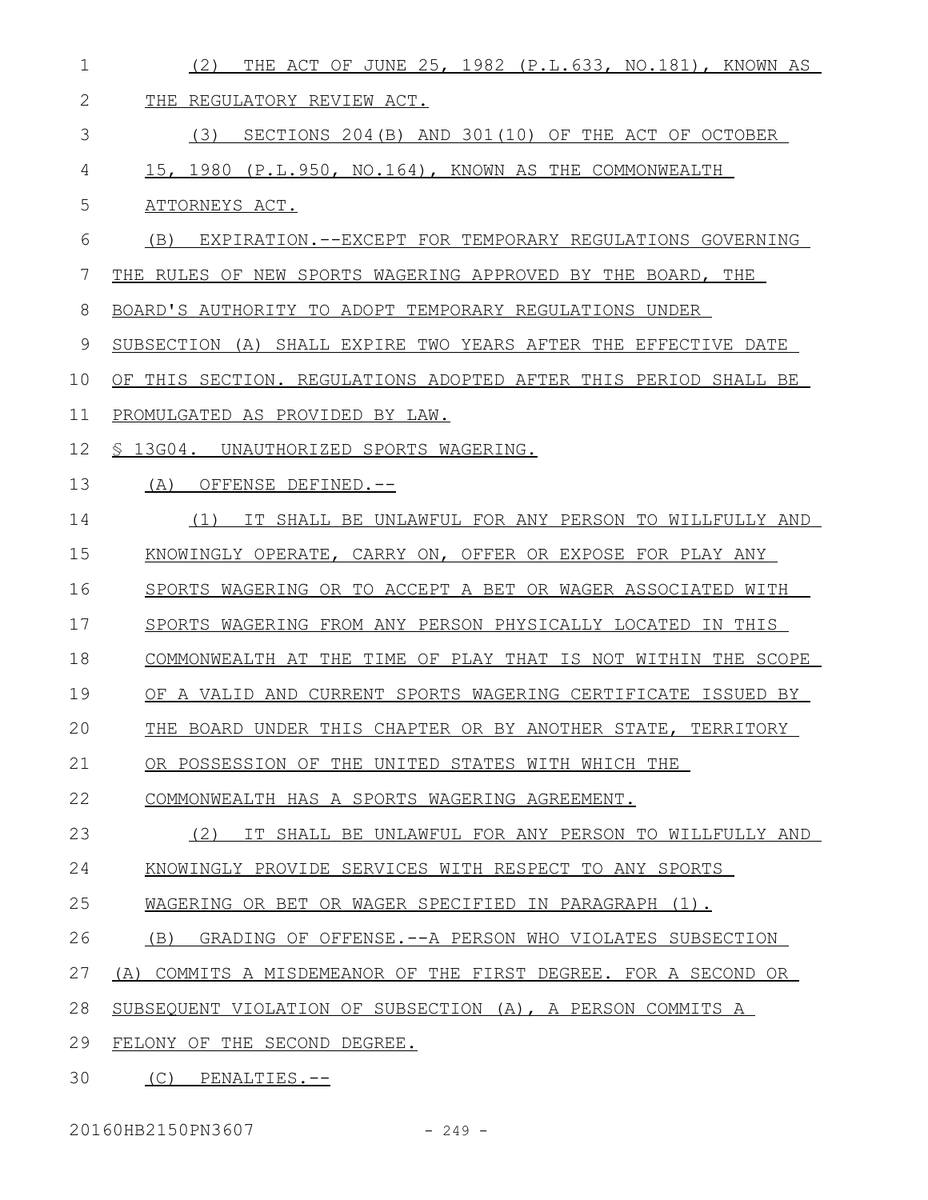(2) THE ACT OF JUNE 25, 1982 (P.L.633, NO.181), KNOWN AS THE REGULATORY REVIEW ACT.

(3) SECTIONS 204(B) AND 301(10) OF THE ACT OF OCTOBER 15, 1980 (P.L.950, NO.164), KNOWN AS THE COMMONWEALTH ATTORNEYS ACT.

(B) EXPIRATION.--EXCEPT FOR TEMPORARY REGULATIONS GOVERNING THE RULES OF NEW SPORTS WAGERING APPROVED BY THE BOARD, THE BOARD'S AUTHORITY TO ADOPT TEMPORARY REGULATIONS UNDER SUBSECTION (A) SHALL EXPIRE TWO YEARS AFTER THE EFFECTIVE DATE OF THIS SECTION. REGULATIONS ADOPTED AFTER THIS PERIOD SHALL BE PROMULGATED AS PROVIDED BY LAW.

§ 13G04. UNAUTHORIZED SPORTS WAGERING.

(A) OFFENSE DEFINED.--

(1) IT SHALL BE UNLAWFUL FOR ANY PERSON TO WILLFULLY AND KNOWINGLY OPERATE, CARRY ON, OFFER OR EXPOSE FOR PLAY ANY SPORTS WAGERING OR TO ACCEPT A BET OR WAGER ASSOCIATED WITH SPORTS WAGERING FROM ANY PERSON PHYSICALLY LOCATED IN THIS COMMONWEALTH AT THE TIME OF PLAY THAT IS NOT WITHIN THE SCOPE OF A VALID AND CURRENT SPORTS WAGERING CERTIFICATE ISSUED BY THE BOARD UNDER THIS CHAPTER OR BY ANOTHER STATE, TERRITORY OR POSSESSION OF THE UNITED STATES WITH WHICH THE COMMONWEALTH HAS A SPORTS WAGERING AGREEMENT.

(2) IT SHALL BE UNLAWFUL FOR ANY PERSON TO WILLFULLY AND KNOWINGLY PROVIDE SERVICES WITH RESPECT TO ANY SPORTS WAGERING OR BET OR WAGER SPECIFIED IN PARAGRAPH (1).

(B) GRADING OF OFFENSE.--A PERSON WHO VIOLATES SUBSECTION (A) COMMITS A MISDEMEANOR OF THE FIRST DEGREE. FOR A SECOND OR SUBSEQUENT VIOLATION OF SUBSECTION (A), A PERSON COMMITS A FELONY OF THE SECOND DEGREE.

(C) PENALTIES.--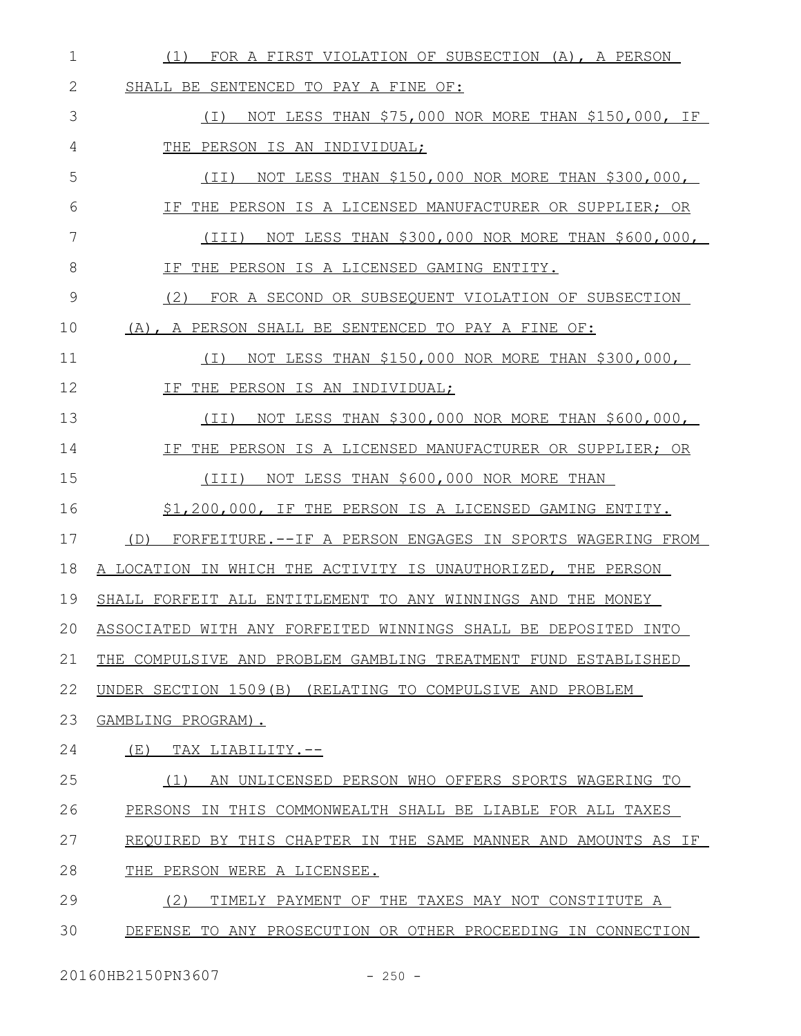(1) FOR A FIRST VIOLATION OF SUBSECTION (A), A PERSON SHALL BE SENTENCED TO PAY A FINE OF:

(I) NOT LESS THAN $75,000 NOR MORE THAN $150,000, IF THE PERSON IS AN INDIVIDUAL;

(II) NOT LESS THAN $150,000 NOR MORE THAN $300,000, IF THE PERSON IS A LICENSED MANUFACTURER OR SUPPLIER; OR

(III) NOT LESS THAN $300,000 NOR MORE THAN $600,000, IF THE PERSON IS A LICENSED GAMING ENTITY.

(2) FOR A SECOND OR SUBSEQUENT VIOLATION OF SUBSECTION (A), A PERSON SHALL BE SENTENCED TO PAY A FINE OF:

(I) NOT LESS THAN $150,000 NOR MORE THAN $300,000, IF THE PERSON IS AN INDIVIDUAL;

(II) NOT LESS THAN $300,000 NOR MORE THAN $600,000, IF THE PERSON IS A LICENSED MANUFACTURER OR SUPPLIER; OR

(III) NOT LESS THAN $600,000 NOR MORE THAN $1,200,000, IF THE PERSON IS A LICENSED GAMING ENTITY.

(D) FORFEITURE.--IF A PERSON ENGAGES IN SPORTS WAGERING FROM A LOCATION IN WHICH THE ACTIVITY IS UNAUTHORIZED, THE PERSON SHALL FORFEIT ALL ENTITLEMENT TO ANY WINNINGS AND THE MONEY ASSOCIATED WITH ANY FORFEITED WINNINGS SHALL BE DEPOSITED INTO THE COMPULSIVE AND PROBLEM GAMBLING TREATMENT FUND ESTABLISHED UNDER SECTION 1509(B) (RELATING TO COMPULSIVE AND PROBLEM GAMBLING PROGRAM).

(E) TAX LIABILITY.--

(1) AN UNLICENSED PERSON WHO OFFERS SPORTS WAGERING TO PERSONS IN THIS COMMONWEALTH SHALL BE LIABLE FOR ALL TAXES REQUIRED BY THIS CHAPTER IN THE SAME MANNER AND AMOUNTS AS IF THE PERSON WERE A LICENSEE.

(2) TIMELY PAYMENT OF THE TAXES MAY NOT CONSTITUTE A DEFENSE TO ANY PROSECUTION OR OTHER PROCEEDING IN CONNECTION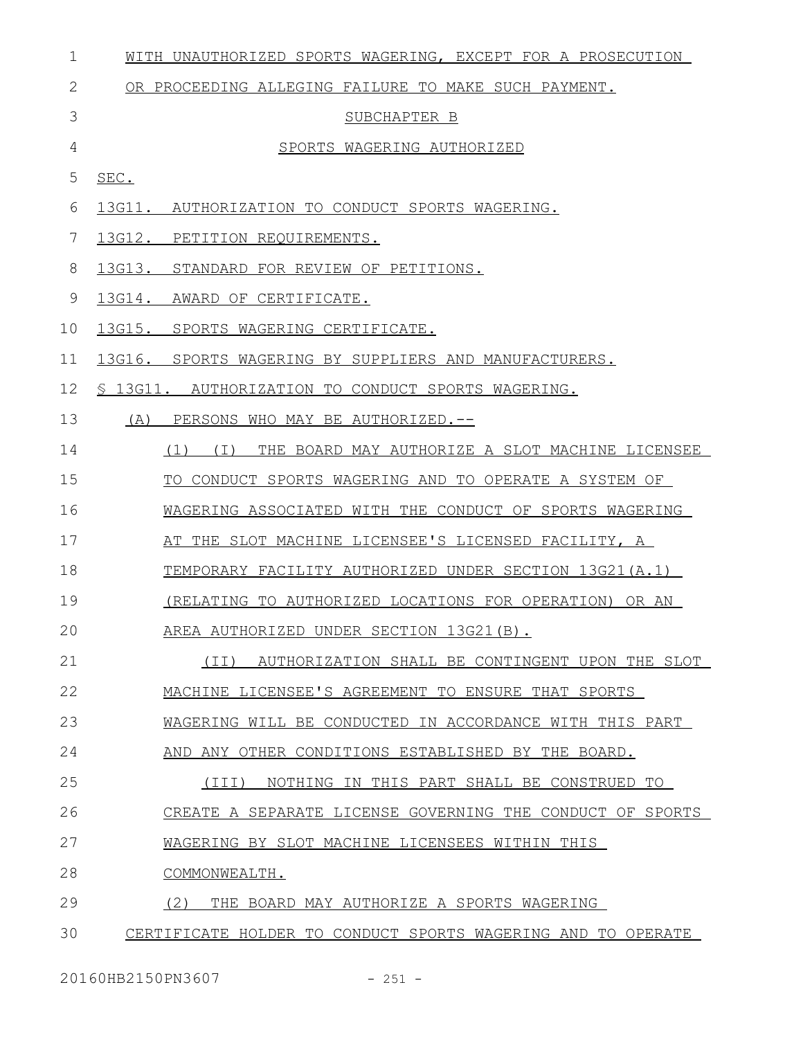WITH UNAUTHORIZED SPORTS WAGERING, EXCEPT FOR A PROSECUTION OR PROCEEDING ALLEGING FAILURE TO MAKE SUCH PAYMENT.

SUBCHAPTER B

SPORTS WAGERING AUTHORIZED

SEC.

13G11. AUTHORIZATION TO CONDUCT SPORTS WAGERING.

13G12. PETITION REQUIREMENTS.

13G13. STANDARD FOR REVIEW OF PETITIONS.

13G14. AWARD OF CERTIFICATE.

13G15. SPORTS WAGERING CERTIFICATE.

13G16. SPORTS WAGERING BY SUPPLIERS AND MANUFACTURERS.

§ 13G11. AUTHORIZATION TO CONDUCT SPORTS WAGERING.

(A) PERSONS WHO MAY BE AUTHORIZED.--

(1) (I) THE BOARD MAY AUTHORIZE A SLOT MACHINE LICENSEE TO CONDUCT SPORTS WAGERING AND TO OPERATE A SYSTEM OF WAGERING ASSOCIATED WITH THE CONDUCT OF SPORTS WAGERING AT THE SLOT MACHINE LICENSEE'S LICENSED FACILITY, A TEMPORARY FACILITY AUTHORIZED UNDER SECTION 13G21(A.1) (RELATING TO AUTHORIZED LOCATIONS FOR OPERATION) OR AN AREA AUTHORIZED UNDER SECTION 13G21(B).

(II) AUTHORIZATION SHALL BE CONTINGENT UPON THE SLOT MACHINE LICENSEE'S AGREEMENT TO ENSURE THAT SPORTS WAGERING WILL BE CONDUCTED IN ACCORDANCE WITH THIS PART AND ANY OTHER CONDITIONS ESTABLISHED BY THE BOARD.

(III) NOTHING IN THIS PART SHALL BE CONSTRUED TO CREATE A SEPARATE LICENSE GOVERNING THE CONDUCT OF SPORTS WAGERING BY SLOT MACHINE LICENSEES WITHIN THIS COMMONWEALTH.

(2) THE BOARD MAY AUTHORIZE A SPORTS WAGERING CERTIFICATE HOLDER TO CONDUCT SPORTS WAGERING AND TO OPERATE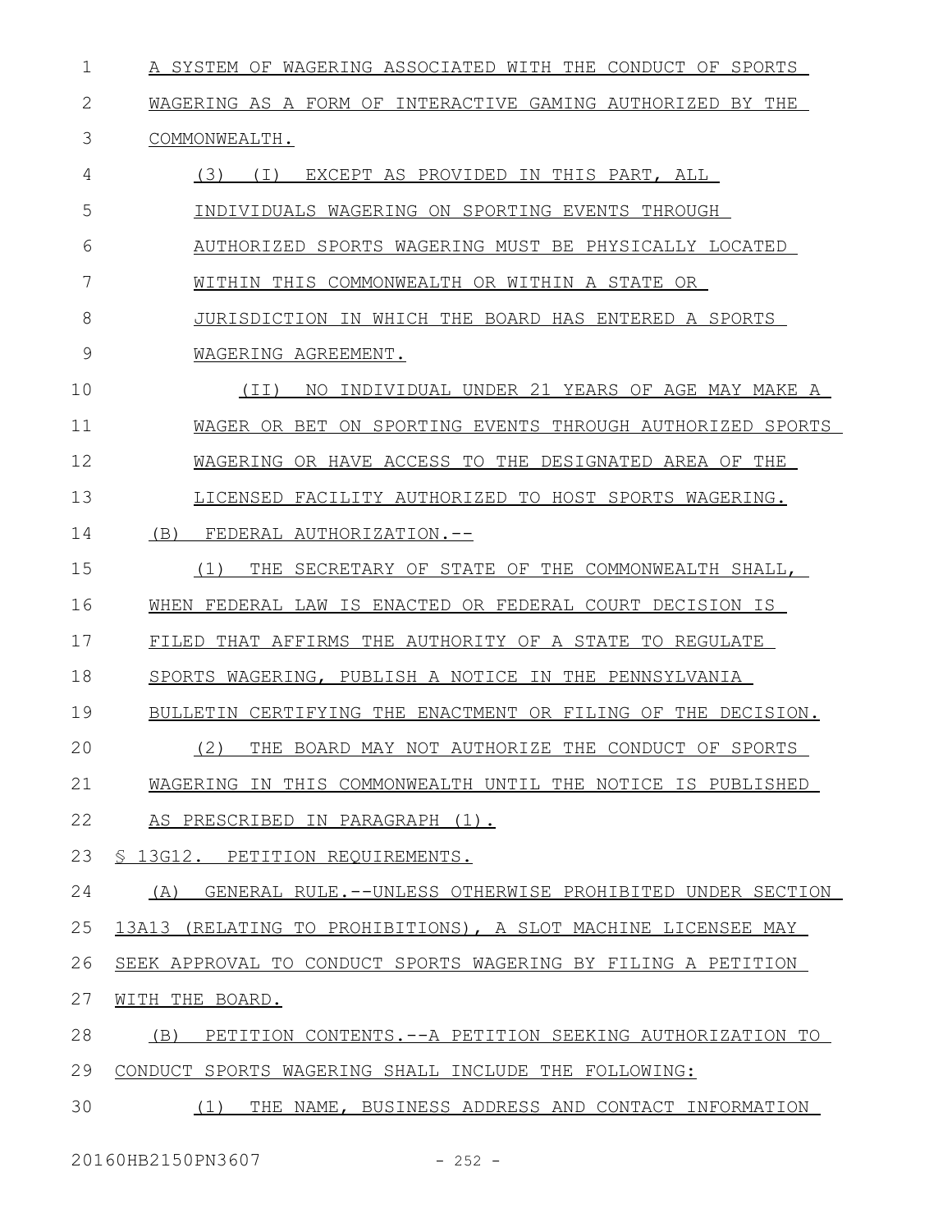A SYSTEM OF WAGERING ASSOCIATED WITH THE CONDUCT OF SPORTS WAGERING AS A FORM OF INTERACTIVE GAMING AUTHORIZED BY THE COMMONWEALTH.

(3) (I) EXCEPT AS PROVIDED IN THIS PART, ALL INDIVIDUALS WAGERING ON SPORTING EVENTS THROUGH AUTHORIZED SPORTS WAGERING MUST BE PHYSICALLY LOCATED WITHIN THIS COMMONWEALTH OR WITHIN A STATE OR JURISDICTION IN WHICH THE BOARD HAS ENTERED A SPORTS WAGERING AGREEMENT.

(II) NO INDIVIDUAL UNDER 21 YEARS OF AGE MAY MAKE A WAGER OR BET ON SPORTING EVENTS THROUGH AUTHORIZED SPORTS WAGERING OR HAVE ACCESS TO THE DESIGNATED AREA OF THE LICENSED FACILITY AUTHORIZED TO HOST SPORTS WAGERING.

(B) FEDERAL AUTHORIZATION.--

(1) THE SECRETARY OF STATE OF THE COMMONWEALTH SHALL, WHEN FEDERAL LAW IS ENACTED OR FEDERAL COURT DECISION IS FILED THAT AFFIRMS THE AUTHORITY OF A STATE TO REGULATE SPORTS WAGERING, PUBLISH A NOTICE IN THE PENNSYLVANIA BULLETIN CERTIFYING THE ENACTMENT OR FILING OF THE DECISION.

(2) THE BOARD MAY NOT AUTHORIZE THE CONDUCT OF SPORTS WAGERING IN THIS COMMONWEALTH UNTIL THE NOTICE IS PUBLISHED AS PRESCRIBED IN PARAGRAPH (1).

§ 13G12. PETITION REQUIREMENTS.

(A) GENERAL RULE.--UNLESS OTHERWISE PROHIBITED UNDER SECTION 13A13 (RELATING TO PROHIBITIONS), A SLOT MACHINE LICENSEE MAY SEEK APPROVAL TO CONDUCT SPORTS WAGERING BY FILING A PETITION WITH THE BOARD.

(B) PETITION CONTENTS.--A PETITION SEEKING AUTHORIZATION TO CONDUCT SPORTS WAGERING SHALL INCLUDE THE FOLLOWING:

(1) THE NAME, BUSINESS ADDRESS AND CONTACT INFORMATION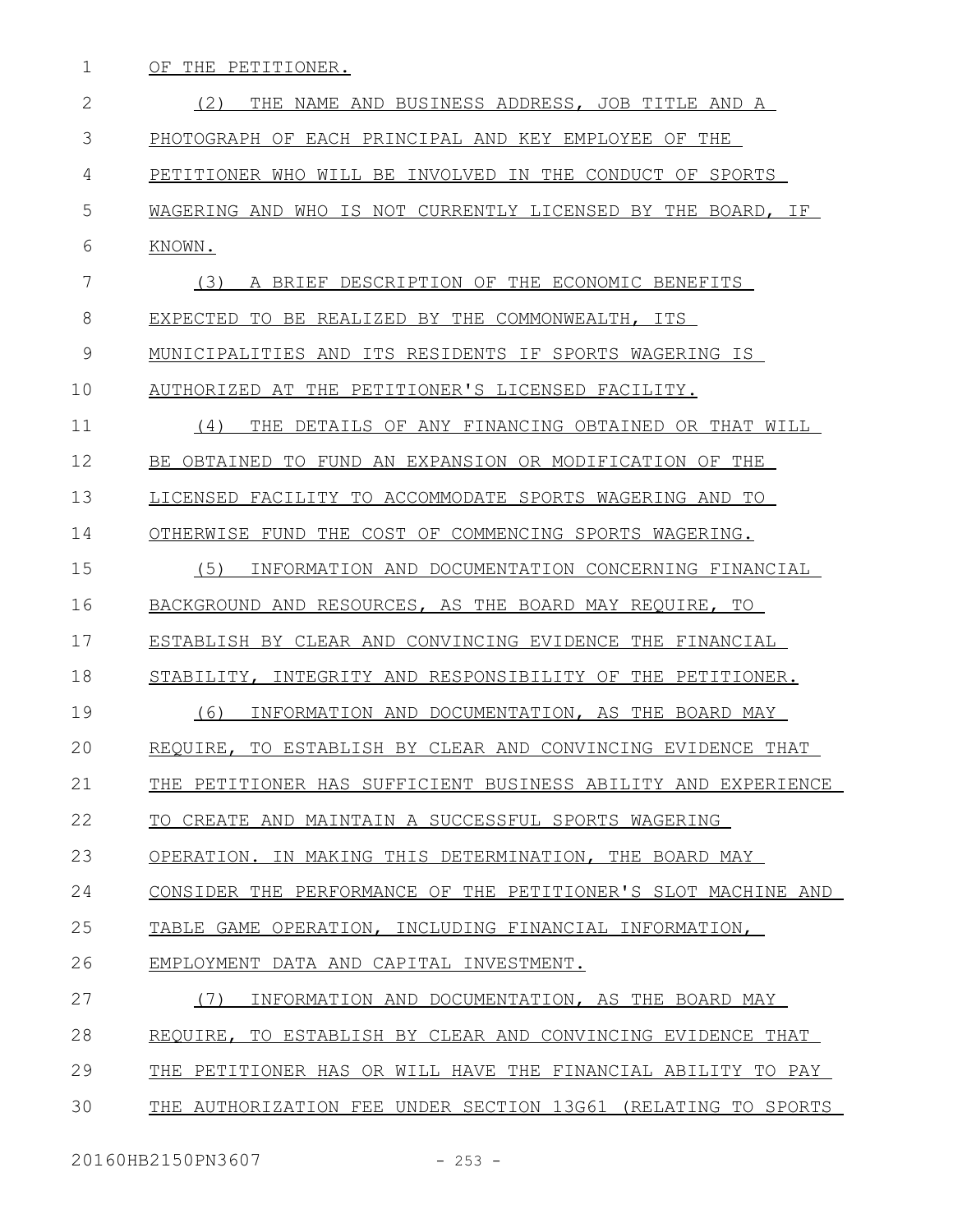OF THE PETITIONER.

(2) THE NAME AND BUSINESS ADDRESS, JOB TITLE AND A PHOTOGRAPH OF EACH PRINCIPAL AND KEY EMPLOYEE OF THE PETITIONER WHO WILL BE INVOLVED IN THE CONDUCT OF SPORTS WAGERING AND WHO IS NOT CURRENTLY LICENSED BY THE BOARD, IF KNOWN.

(3) A BRIEF DESCRIPTION OF THE ECONOMIC BENEFITS EXPECTED TO BE REALIZED BY THE COMMONWEALTH, ITS MUNICIPALITIES AND ITS RESIDENTS IF SPORTS WAGERING IS AUTHORIZED AT THE PETITIONER'S LICENSED FACILITY.

(4) THE DETAILS OF ANY FINANCING OBTAINED OR THAT WILL BE OBTAINED TO FUND AN EXPANSION OR MODIFICATION OF THE LICENSED FACILITY TO ACCOMMODATE SPORTS WAGERING AND TO OTHERWISE FUND THE COST OF COMMENCING SPORTS WAGERING.

(5) INFORMATION AND DOCUMENTATION CONCERNING FINANCIAL BACKGROUND AND RESOURCES, AS THE BOARD MAY REQUIRE, TO ESTABLISH BY CLEAR AND CONVINCING EVIDENCE THE FINANCIAL STABILITY, INTEGRITY AND RESPONSIBILITY OF THE PETITIONER.

(6) INFORMATION AND DOCUMENTATION, AS THE BOARD MAY REQUIRE, TO ESTABLISH BY CLEAR AND CONVINCING EVIDENCE THAT THE PETITIONER HAS SUFFICIENT BUSINESS ABILITY AND EXPERIENCE TO CREATE AND MAINTAIN A SUCCESSFUL SPORTS WAGERING OPERATION. IN MAKING THIS DETERMINATION, THE BOARD MAY CONSIDER THE PERFORMANCE OF THE PETITIONER'S SLOT MACHINE AND TABLE GAME OPERATION, INCLUDING FINANCIAL INFORMATION, EMPLOYMENT DATA AND CAPITAL INVESTMENT.

(7) INFORMATION AND DOCUMENTATION, AS THE BOARD MAY REQUIRE, TO ESTABLISH BY CLEAR AND CONVINCING EVIDENCE THAT THE PETITIONER HAS OR WILL HAVE THE FINANCIAL ABILITY TO PAY THE AUTHORIZATION FEE UNDER SECTION 13G61 (RELATING TO SPORTS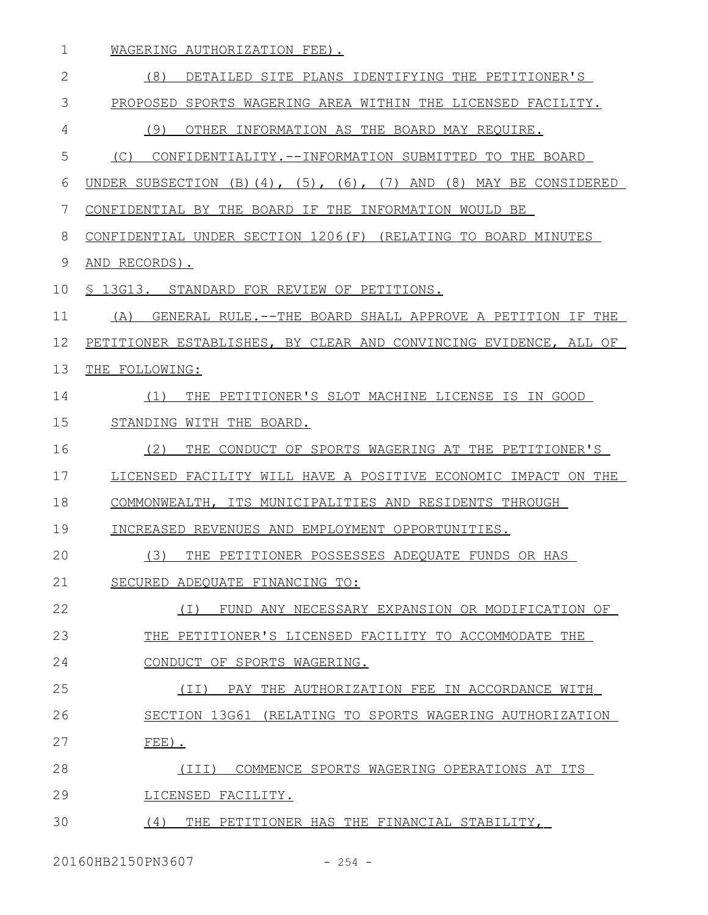WAGERING AUTHORIZATION FEE).

(8) DETAILED SITE PLANS IDENTIFYING THE PETITIONER'S PROPOSED SPORTS WAGERING AREA WITHIN THE LICENSED FACILITY.

(9) OTHER INFORMATION AS THE BOARD MAY REQUIRE.

(C) CONFIDENTIALITY.--INFORMATION SUBMITTED TO THE BOARD UNDER SUBSECTION (B)(4), (5), (6), (7) AND (8) MAY BE CONSIDERED CONFIDENTIAL BY THE BOARD IF THE INFORMATION WOULD BE CONFIDENTIAL UNDER SECTION 1206(F) (RELATING TO BOARD MINUTES AND RECORDS).

§ 13G13. STANDARD FOR REVIEW OF PETITIONS.

(A) GENERAL RULE.--THE BOARD SHALL APPROVE A PETITION IF THE PETITIONER ESTABLISHES, BY CLEAR AND CONVINCING EVIDENCE, ALL OF THE FOLLOWING:

(1) THE PETITIONER'S SLOT MACHINE LICENSE IS IN GOOD STANDING WITH THE BOARD.

(2) THE CONDUCT OF SPORTS WAGERING AT THE PETITIONER'S LICENSED FACILITY WILL HAVE A POSITIVE ECONOMIC IMPACT ON THE COMMONWEALTH, ITS MUNICIPALITIES AND RESIDENTS THROUGH INCREASED REVENUES AND EMPLOYMENT OPPORTUNITIES.

(3) THE PETITIONER POSSESSES ADEQUATE FUNDS OR HAS SECURED ADEQUATE FINANCING TO:

(I) FUND ANY NECESSARY EXPANSION OR MODIFICATION OF THE PETITIONER'S LICENSED FACILITY TO ACCOMMODATE THE CONDUCT OF SPORTS WAGERING.

(II) PAY THE AUTHORIZATION FEE IN ACCORDANCE WITH SECTION 13G61 (RELATING TO SPORTS WAGERING AUTHORIZATION FEE).

(III) COMMENCE SPORTS WAGERING OPERATIONS AT ITS LICENSED FACILITY.

(4) THE PETITIONER HAS THE FINANCIAL STABILITY,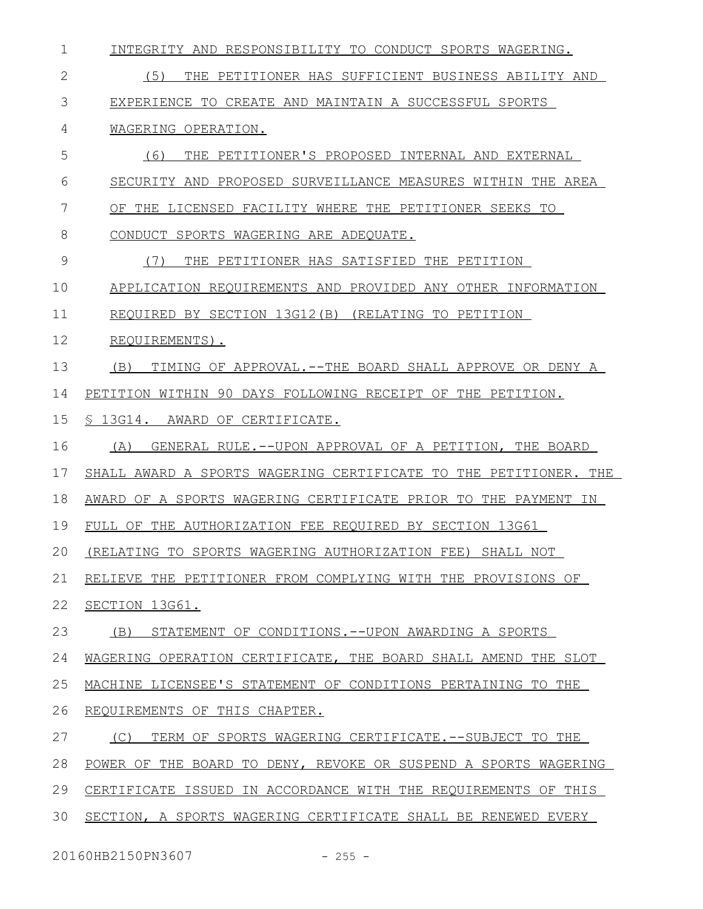INTEGRITY AND RESPONSIBILITY TO CONDUCT SPORTS WAGERING.

(5) THE PETITIONER HAS SUFFICIENT BUSINESS ABILITY AND EXPERIENCE TO CREATE AND MAINTAIN A SUCCESSFUL SPORTS WAGERING OPERATION.

(6) THE PETITIONER'S PROPOSED INTERNAL AND EXTERNAL SECURITY AND PROPOSED SURVEILLANCE MEASURES WITHIN THE AREA OF THE LICENSED FACILITY WHERE THE PETITIONER SEEKS TO CONDUCT SPORTS WAGERING ARE ADEQUATE.

(7) THE PETITIONER HAS SATISFIED THE PETITION APPLICATION REQUIREMENTS AND PROVIDED ANY OTHER INFORMATION REQUIRED BY SECTION 13G12(B) (RELATING TO PETITION REQUIREMENTS).

(B) TIMING OF APPROVAL.--THE BOARD SHALL APPROVE OR DENY A PETITION WITHIN 90 DAYS FOLLOWING RECEIPT OF THE PETITION.

§ 13G14. AWARD OF CERTIFICATE.

(A) GENERAL RULE.--UPON APPROVAL OF A PETITION, THE BOARD SHALL AWARD A SPORTS WAGERING CERTIFICATE TO THE PETITIONER. THE AWARD OF A SPORTS WAGERING CERTIFICATE PRIOR TO THE PAYMENT IN FULL OF THE AUTHORIZATION FEE REQUIRED BY SECTION 13G61 (RELATING TO SPORTS WAGERING AUTHORIZATION FEE) SHALL NOT RELIEVE THE PETITIONER FROM COMPLYING WITH THE PROVISIONS OF SECTION 13G61.

(B) STATEMENT OF CONDITIONS.--UPON AWARDING A SPORTS WAGERING OPERATION CERTIFICATE, THE BOARD SHALL AMEND THE SLOT MACHINE LICENSEE'S STATEMENT OF CONDITIONS PERTAINING TO THE REQUIREMENTS OF THIS CHAPTER.

(C) TERM OF SPORTS WAGERING CERTIFICATE.--SUBJECT TO THE POWER OF THE BOARD TO DENY, REVOKE OR SUSPEND A SPORTS WAGERING CERTIFICATE ISSUED IN ACCORDANCE WITH THE REQUIREMENTS OF THIS SECTION, A SPORTS WAGERING CERTIFICATE SHALL BE RENEWED EVERY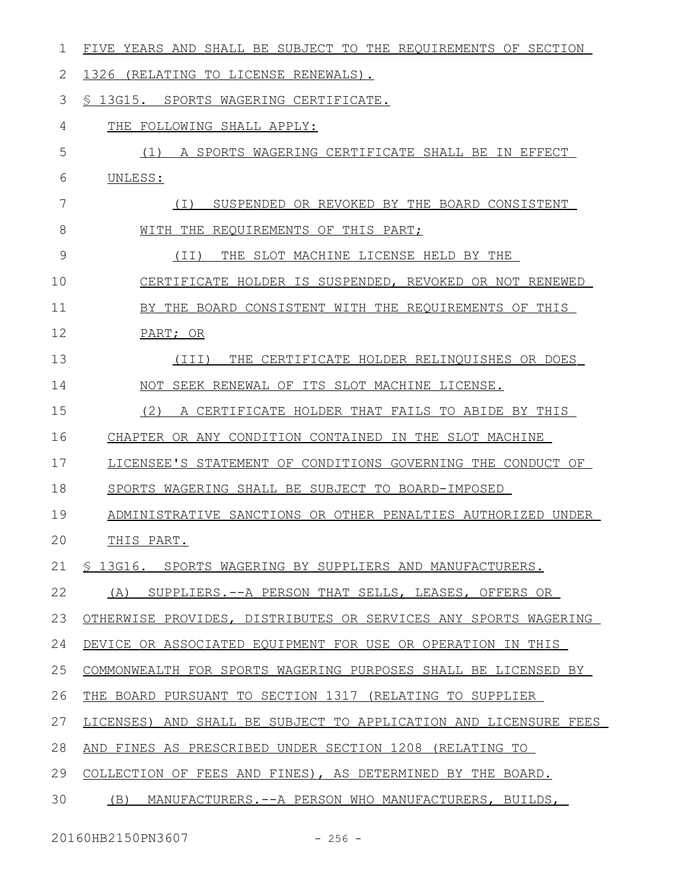FIVE YEARS AND SHALL BE SUBJECT TO THE REQUIREMENTS OF SECTION 1326 (RELATING TO LICENSE RENEWALS).

§ 13G15. SPORTS WAGERING CERTIFICATE.

THE FOLLOWING SHALL APPLY:

(1) A SPORTS WAGERING CERTIFICATE SHALL BE IN EFFECT UNLESS:

(I) SUSPENDED OR REVOKED BY THE BOARD CONSISTENT WITH THE REQUIREMENTS OF THIS PART;

(II) THE SLOT MACHINE LICENSE HELD BY THE CERTIFICATE HOLDER IS SUSPENDED, REVOKED OR NOT RENEWED BY THE BOARD CONSISTENT WITH THE REQUIREMENTS OF THIS PART; OR

(III) THE CERTIFICATE HOLDER RELINQUISHES OR DOES NOT SEEK RENEWAL OF ITS SLOT MACHINE LICENSE.

(2) A CERTIFICATE HOLDER THAT FAILS TO ABIDE BY THIS CHAPTER OR ANY CONDITION CONTAINED IN THE SLOT MACHINE LICENSEE'S STATEMENT OF CONDITIONS GOVERNING THE CONDUCT OF SPORTS WAGERING SHALL BE SUBJECT TO BOARD-IMPOSED ADMINISTRATIVE SANCTIONS OR OTHER PENALTIES AUTHORIZED UNDER THIS PART.

§ 13G16. SPORTS WAGERING BY SUPPLIERS AND MANUFACTURERS.

(A) SUPPLIERS.--A PERSON THAT SELLS, LEASES, OFFERS OR OTHERWISE PROVIDES, DISTRIBUTES OR SERVICES ANY SPORTS WAGERING DEVICE OR ASSOCIATED EQUIPMENT FOR USE OR OPERATION IN THIS COMMONWEALTH FOR SPORTS WAGERING PURPOSES SHALL BE LICENSED BY THE BOARD PURSUANT TO SECTION 1317 (RELATING TO SUPPLIER LICENSES) AND SHALL BE SUBJECT TO APPLICATION AND LICENSURE FEES AND FINES AS PRESCRIBED UNDER SECTION 1208 (RELATING TO COLLECTION OF FEES AND FINES), AS DETERMINED BY THE BOARD.

(B) MANUFACTURERS.--A PERSON WHO MANUFACTURERS, BUILDS,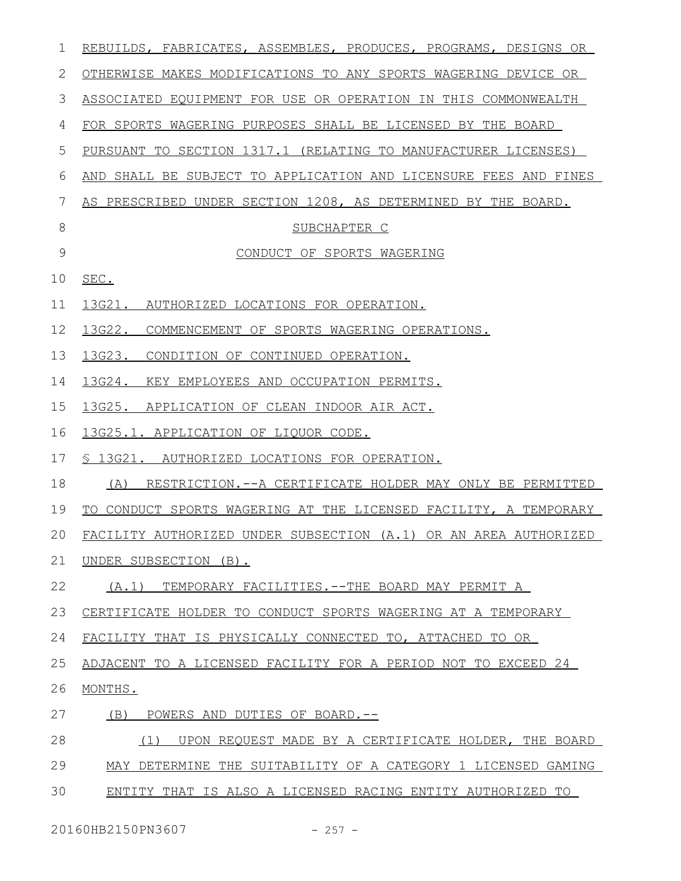REBUILDS, FABRICATES, ASSEMBLES, PRODUCES, PROGRAMS, DESIGNS OR OTHERWISE MAKES MODIFICATIONS TO ANY SPORTS WAGERING DEVICE OR ASSOCIATED EQUIPMENT FOR USE OR OPERATION IN THIS COMMONWEALTH FOR SPORTS WAGERING PURPOSES SHALL BE LICENSED BY THE BOARD PURSUANT TO SECTION 1317.1 (RELATING TO MANUFACTURER LICENSES) AND SHALL BE SUBJECT TO APPLICATION AND LICENSURE FEES AND FINES AS PRESCRIBED UNDER SECTION 1208, AS DETERMINED BY THE BOARD.

SUBCHAPTER C

CONDUCT OF SPORTS WAGERING

SEC.

13G21. AUTHORIZED LOCATIONS FOR OPERATION.

13G22. COMMENCEMENT OF SPORTS WAGERING OPERATIONS.

13G23. CONDITION OF CONTINUED OPERATION.

13G24. KEY EMPLOYEES AND OCCUPATION PERMITS.

13G25. APPLICATION OF CLEAN INDOOR AIR ACT.

13G25.1. APPLICATION OF LIQUOR CODE.

§ 13G21. AUTHORIZED LOCATIONS FOR OPERATION.

(A) RESTRICTION.--A CERTIFICATE HOLDER MAY ONLY BE PERMITTED TO CONDUCT SPORTS WAGERING AT THE LICENSED FACILITY, A TEMPORARY FACILITY AUTHORIZED UNDER SUBSECTION (A.1) OR AN AREA AUTHORIZED UNDER SUBSECTION (B).

(A.1) TEMPORARY FACILITIES.--THE BOARD MAY PERMIT A CERTIFICATE HOLDER TO CONDUCT SPORTS WAGERING AT A TEMPORARY FACILITY THAT IS PHYSICALLY CONNECTED TO, ATTACHED TO OR ADJACENT TO A LICENSED FACILITY FOR A PERIOD NOT TO EXCEED 24 MONTHS.

(B) POWERS AND DUTIES OF BOARD.--

(1) UPON REQUEST MADE BY A CERTIFICATE HOLDER, THE BOARD MAY DETERMINE THE SUITABILITY OF A CATEGORY 1 LICENSED GAMING ENTITY THAT IS ALSO A LICENSED RACING ENTITY AUTHORIZED TO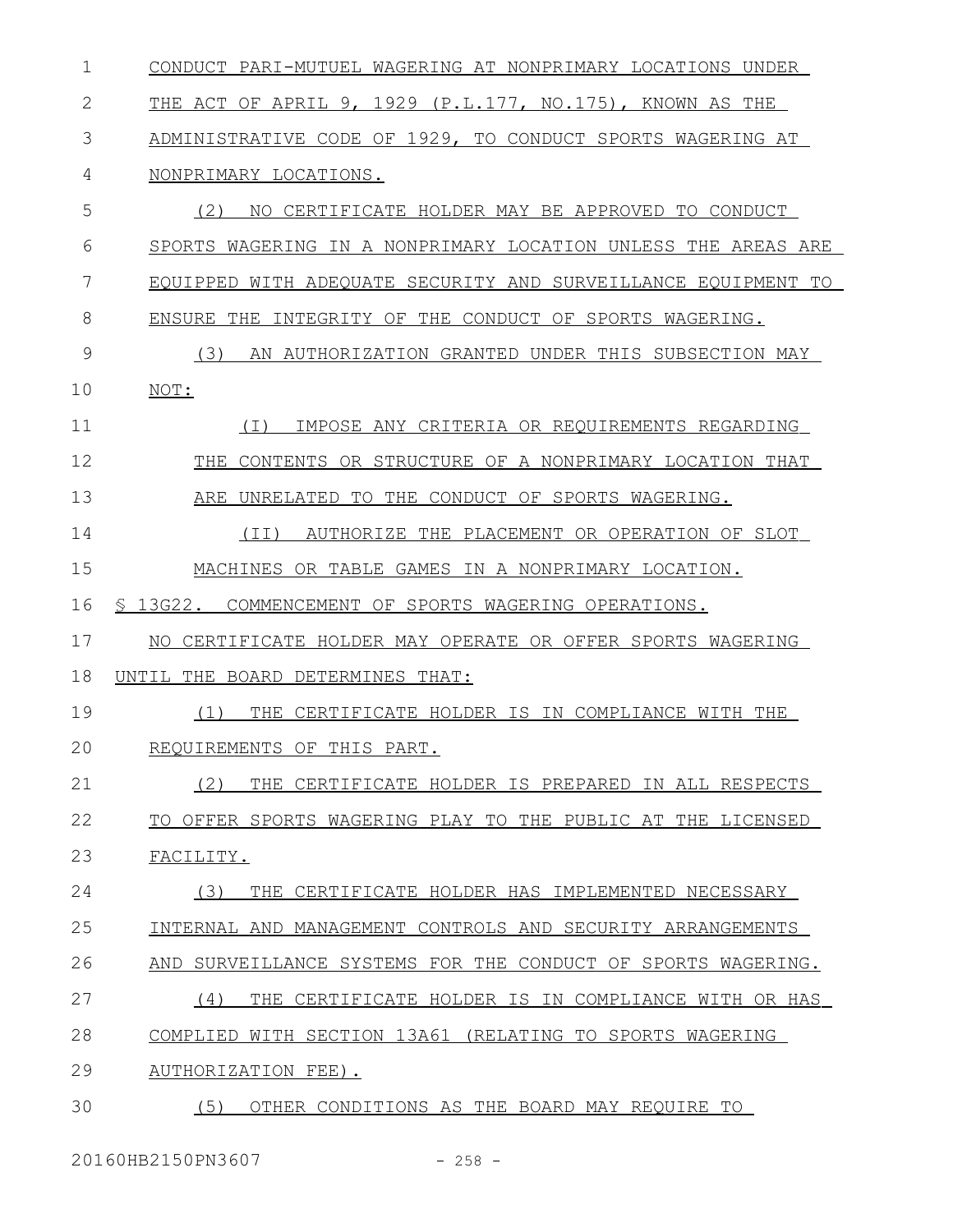CONDUCT PARI-MUTUEL WAGERING AT NONPRIMARY LOCATIONS UNDER THE ACT OF APRIL 9, 1929 (P.L.177, NO.175), KNOWN AS THE ADMINISTRATIVE CODE OF 1929, TO CONDUCT SPORTS WAGERING AT NONPRIMARY LOCATIONS.

(2) NO CERTIFICATE HOLDER MAY BE APPROVED TO CONDUCT SPORTS WAGERING IN A NONPRIMARY LOCATION UNLESS THE AREAS ARE EQUIPPED WITH ADEQUATE SECURITY AND SURVEILLANCE EQUIPMENT TO ENSURE THE INTEGRITY OF THE CONDUCT OF SPORTS WAGERING.

(3) AN AUTHORIZATION GRANTED UNDER THIS SUBSECTION MAY NOT:

(I) IMPOSE ANY CRITERIA OR REQUIREMENTS REGARDING THE CONTENTS OR STRUCTURE OF A NONPRIMARY LOCATION THAT ARE UNRELATED TO THE CONDUCT OF SPORTS WAGERING.

(II) AUTHORIZE THE PLACEMENT OR OPERATION OF SLOT MACHINES OR TABLE GAMES IN A NONPRIMARY LOCATION.

§ 13G22. COMMENCEMENT OF SPORTS WAGERING OPERATIONS.

NO CERTIFICATE HOLDER MAY OPERATE OR OFFER SPORTS WAGERING UNTIL THE BOARD DETERMINES THAT:

(1) THE CERTIFICATE HOLDER IS IN COMPLIANCE WITH THE REQUIREMENTS OF THIS PART.

(2) THE CERTIFICATE HOLDER IS PREPARED IN ALL RESPECTS TO OFFER SPORTS WAGERING PLAY TO THE PUBLIC AT THE LICENSED FACILITY.

(3) THE CERTIFICATE HOLDER HAS IMPLEMENTED NECESSARY INTERNAL AND MANAGEMENT CONTROLS AND SECURITY ARRANGEMENTS AND SURVEILLANCE SYSTEMS FOR THE CONDUCT OF SPORTS WAGERING.

(4) THE CERTIFICATE HOLDER IS IN COMPLIANCE WITH OR HAS COMPLIED WITH SECTION 13A61 (RELATING TO SPORTS WAGERING AUTHORIZATION FEE).

(5) OTHER CONDITIONS AS THE BOARD MAY REQUIRE TO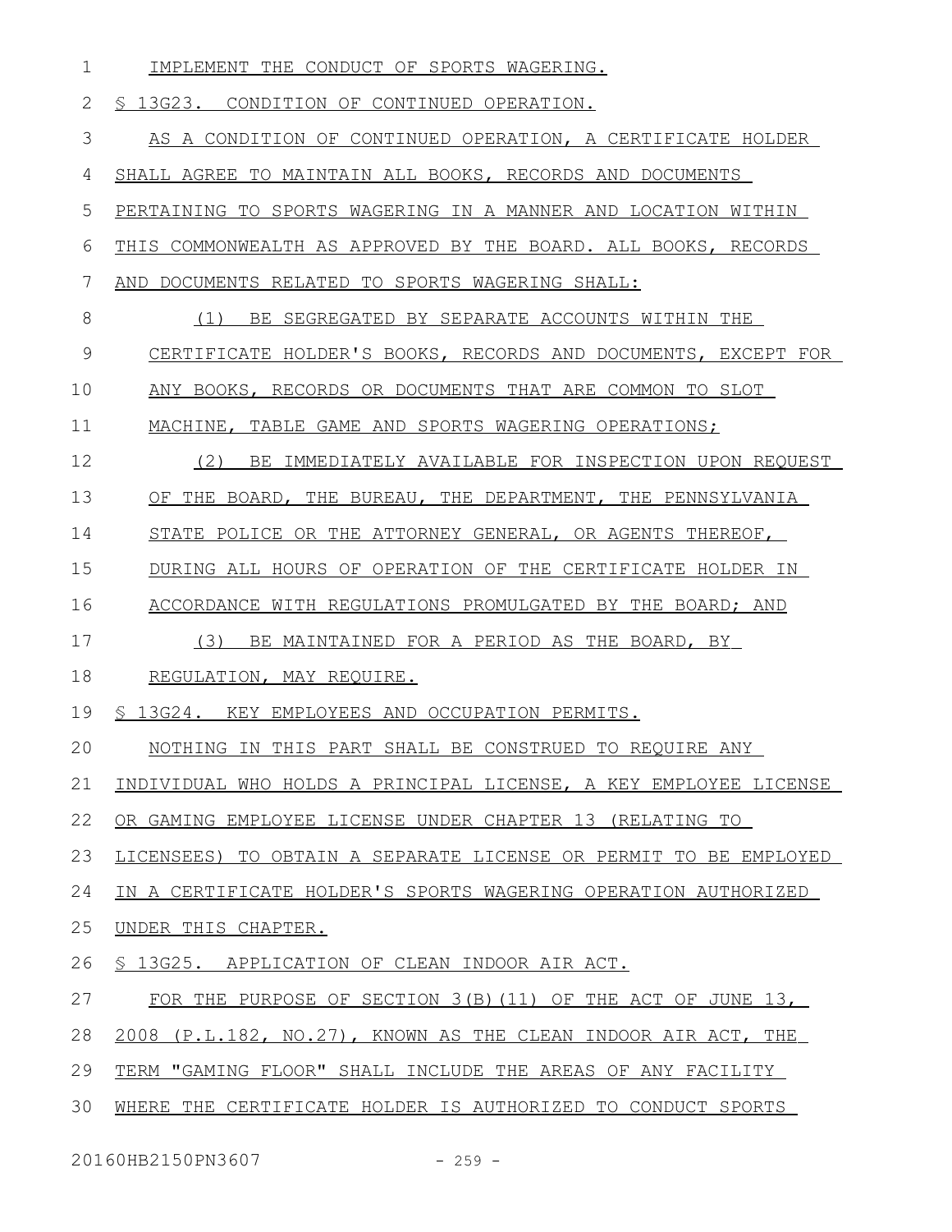IMPLEMENT THE CONDUCT OF SPORTS WAGERING.

§ 13G23. CONDITION OF CONTINUED OPERATION.

AS A CONDITION OF CONTINUED OPERATION, A CERTIFICATE HOLDER SHALL AGREE TO MAINTAIN ALL BOOKS, RECORDS AND DOCUMENTS PERTAINING TO SPORTS WAGERING IN A MANNER AND LOCATION WITHIN THIS COMMONWEALTH AS APPROVED BY THE BOARD. ALL BOOKS, RECORDS AND DOCUMENTS RELATED TO SPORTS WAGERING SHALL:

(1) BE SEGREGATED BY SEPARATE ACCOUNTS WITHIN THE CERTIFICATE HOLDER'S BOOKS, RECORDS AND DOCUMENTS, EXCEPT FOR ANY BOOKS, RECORDS OR DOCUMENTS THAT ARE COMMON TO SLOT MACHINE, TABLE GAME AND SPORTS WAGERING OPERATIONS;

(2) BE IMMEDIATELY AVAILABLE FOR INSPECTION UPON REQUEST OF THE BOARD, THE BUREAU, THE DEPARTMENT, THE PENNSYLVANIA STATE POLICE OR THE ATTORNEY GENERAL, OR AGENTS THEREOF, DURING ALL HOURS OF OPERATION OF THE CERTIFICATE HOLDER IN ACCORDANCE WITH REGULATIONS PROMULGATED BY THE BOARD; AND

(3) BE MAINTAINED FOR A PERIOD AS THE BOARD, BY REGULATION, MAY REQUIRE.

§ 13G24. KEY EMPLOYEES AND OCCUPATION PERMITS.

NOTHING IN THIS PART SHALL BE CONSTRUED TO REQUIRE ANY INDIVIDUAL WHO HOLDS A PRINCIPAL LICENSE, A KEY EMPLOYEE LICENSE OR GAMING EMPLOYEE LICENSE UNDER CHAPTER 13 (RELATING TO LICENSEES) TO OBTAIN A SEPARATE LICENSE OR PERMIT TO BE EMPLOYED IN A CERTIFICATE HOLDER'S SPORTS WAGERING OPERATION AUTHORIZED UNDER THIS CHAPTER.

§ 13G25. APPLICATION OF CLEAN INDOOR AIR ACT.

FOR THE PURPOSE OF SECTION 3(B)(11) OF THE ACT OF JUNE 13, 2008 (P.L.182, NO.27), KNOWN AS THE CLEAN INDOOR AIR ACT, THE TERM "GAMING FLOOR" SHALL INCLUDE THE AREAS OF ANY FACILITY WHERE THE CERTIFICATE HOLDER IS AUTHORIZED TO CONDUCT SPORTS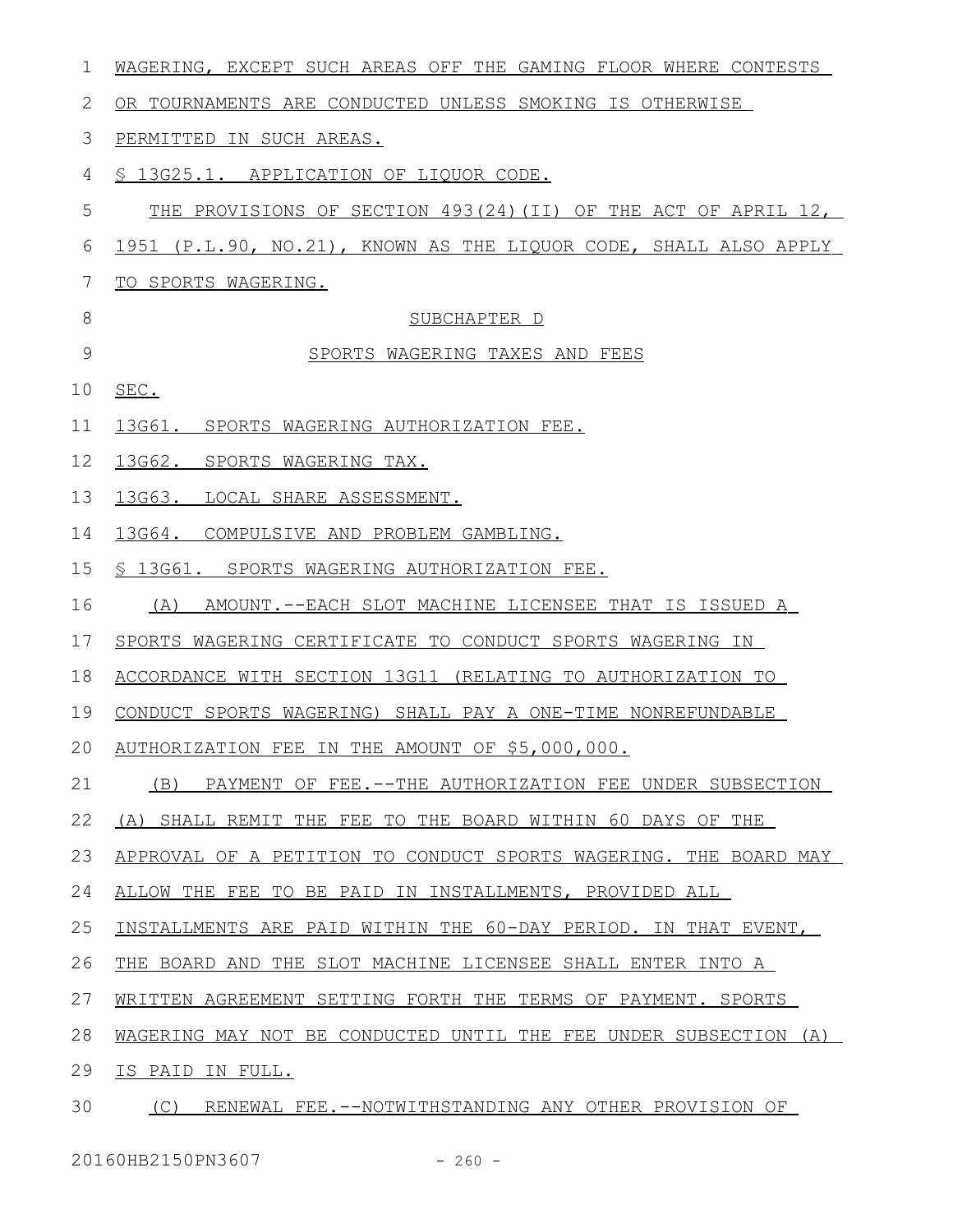WAGERING, EXCEPT SUCH AREAS OFF THE GAMING FLOOR WHERE CONTESTS OR TOURNAMENTS ARE CONDUCTED UNLESS SMOKING IS OTHERWISE PERMITTED IN SUCH AREAS.

§ 13G25.1. APPLICATION OF LIQUOR CODE.

THE PROVISIONS OF SECTION 493(24)(II) OF THE ACT OF APRIL 12, 1951 (P.L.90, NO.21), KNOWN AS THE LIQUOR CODE, SHALL ALSO APPLY TO SPORTS WAGERING.

SUBCHAPTER D

SPORTS WAGERING TAXES AND FEES

SEC.

13G61. SPORTS WAGERING AUTHORIZATION FEE.

13G62. SPORTS WAGERING TAX.

13G63. LOCAL SHARE ASSESSMENT.

13G64. COMPULSIVE AND PROBLEM GAMBLING.

§ 13G61. SPORTS WAGERING AUTHORIZATION FEE.

(A) AMOUNT.--EACH SLOT MACHINE LICENSEE THAT IS ISSUED A SPORTS WAGERING CERTIFICATE TO CONDUCT SPORTS WAGERING IN ACCORDANCE WITH SECTION 13G11 (RELATING TO AUTHORIZATION TO CONDUCT SPORTS WAGERING) SHALL PAY A ONE-TIME NONREFUNDABLE AUTHORIZATION FEE IN THE AMOUNT OF $5,000,000.

(B) PAYMENT OF FEE.--THE AUTHORIZATION FEE UNDER SUBSECTION (A) SHALL REMIT THE FEE TO THE BOARD WITHIN 60 DAYS OF THE APPROVAL OF A PETITION TO CONDUCT SPORTS WAGERING. THE BOARD MAY ALLOW THE FEE TO BE PAID IN INSTALLMENTS, PROVIDED ALL INSTALLMENTS ARE PAID WITHIN THE 60-DAY PERIOD. IN THAT EVENT, THE BOARD AND THE SLOT MACHINE LICENSEE SHALL ENTER INTO A WRITTEN AGREEMENT SETTING FORTH THE TERMS OF PAYMENT. SPORTS WAGERING MAY NOT BE CONDUCTED UNTIL THE FEE UNDER SUBSECTION (A) IS PAID IN FULL.

(C) RENEWAL FEE.--NOTWITHSTANDING ANY OTHER PROVISION OF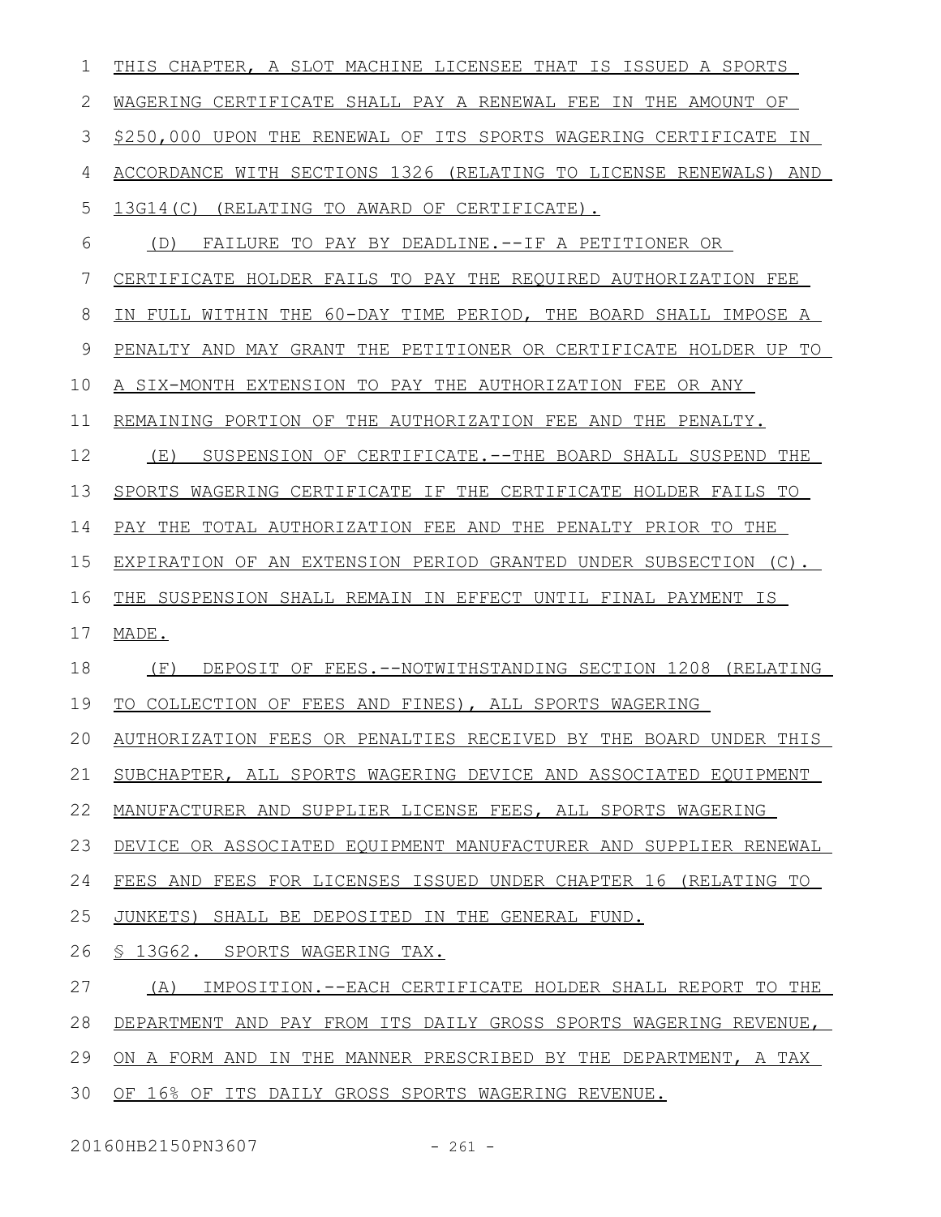THIS CHAPTER, A SLOT MACHINE LICENSEE THAT IS ISSUED A SPORTS WAGERING CERTIFICATE SHALL PAY A RENEWAL FEE IN THE AMOUNT OF $250,000 UPON THE RENEWAL OF ITS SPORTS WAGERING CERTIFICATE IN ACCORDANCE WITH SECTIONS 1326 (RELATING TO LICENSE RENEWALS) AND 13G14(C) (RELATING TO AWARD OF CERTIFICATE).

(D) FAILURE TO PAY BY DEADLINE.--IF A PETITIONER OR CERTIFICATE HOLDER FAILS TO PAY THE REQUIRED AUTHORIZATION FEE IN FULL WITHIN THE 60-DAY TIME PERIOD, THE BOARD SHALL IMPOSE A PENALTY AND MAY GRANT THE PETITIONER OR CERTIFICATE HOLDER UP TO A SIX-MONTH EXTENSION TO PAY THE AUTHORIZATION FEE OR ANY REMAINING PORTION OF THE AUTHORIZATION FEE AND THE PENALTY.

(E) SUSPENSION OF CERTIFICATE.--THE BOARD SHALL SUSPEND THE SPORTS WAGERING CERTIFICATE IF THE CERTIFICATE HOLDER FAILS TO PAY THE TOTAL AUTHORIZATION FEE AND THE PENALTY PRIOR TO THE EXPIRATION OF AN EXTENSION PERIOD GRANTED UNDER SUBSECTION (C). THE SUSPENSION SHALL REMAIN IN EFFECT UNTIL FINAL PAYMENT IS MADE.

(F) DEPOSIT OF FEES.--NOTWITHSTANDING SECTION 1208 (RELATING TO COLLECTION OF FEES AND FINES), ALL SPORTS WAGERING AUTHORIZATION FEES OR PENALTIES RECEIVED BY THE BOARD UNDER THIS SUBCHAPTER, ALL SPORTS WAGERING DEVICE AND ASSOCIATED EQUIPMENT MANUFACTURER AND SUPPLIER LICENSE FEES, ALL SPORTS WAGERING DEVICE OR ASSOCIATED EQUIPMENT MANUFACTURER AND SUPPLIER RENEWAL FEES AND FEES FOR LICENSES ISSUED UNDER CHAPTER 16 (RELATING TO JUNKETS) SHALL BE DEPOSITED IN THE GENERAL FUND.

§ 13G62. SPORTS WAGERING TAX.

(A) IMPOSITION.--EACH CERTIFICATE HOLDER SHALL REPORT TO THE DEPARTMENT AND PAY FROM ITS DAILY GROSS SPORTS WAGERING REVENUE, ON A FORM AND IN THE MANNER PRESCRIBED BY THE DEPARTMENT, A TAX OF 16% OF ITS DAILY GROSS SPORTS WAGERING REVENUE.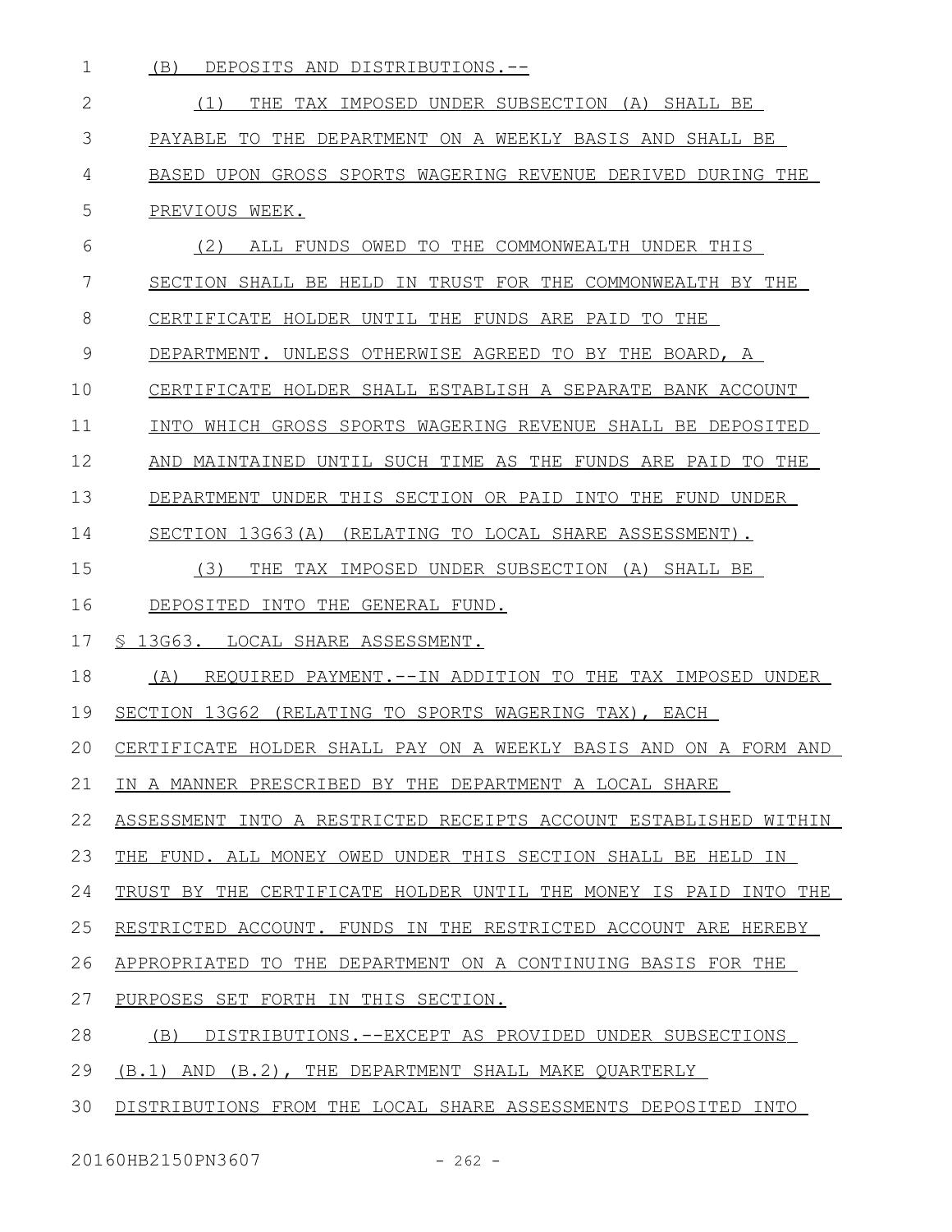(B) DEPOSITS AND DISTRIBUTIONS.--

(1) THE TAX IMPOSED UNDER SUBSECTION (A) SHALL BE PAYABLE TO THE DEPARTMENT ON A WEEKLY BASIS AND SHALL BE BASED UPON GROSS SPORTS WAGERING REVENUE DERIVED DURING THE PREVIOUS WEEK.

(2) ALL FUNDS OWED TO THE COMMONWEALTH UNDER THIS SECTION SHALL BE HELD IN TRUST FOR THE COMMONWEALTH BY THE CERTIFICATE HOLDER UNTIL THE FUNDS ARE PAID TO THE DEPARTMENT. UNLESS OTHERWISE AGREED TO BY THE BOARD, A CERTIFICATE HOLDER SHALL ESTABLISH A SEPARATE BANK ACCOUNT INTO WHICH GROSS SPORTS WAGERING REVENUE SHALL BE DEPOSITED AND MAINTAINED UNTIL SUCH TIME AS THE FUNDS ARE PAID TO THE DEPARTMENT UNDER THIS SECTION OR PAID INTO THE FUND UNDER SECTION 13G63(A) (RELATING TO LOCAL SHARE ASSESSMENT).

(3) THE TAX IMPOSED UNDER SUBSECTION (A) SHALL BE DEPOSITED INTO THE GENERAL FUND.

§ 13G63. LOCAL SHARE ASSESSMENT.

(A) REQUIRED PAYMENT.--IN ADDITION TO THE TAX IMPOSED UNDER SECTION 13G62 (RELATING TO SPORTS WAGERING TAX), EACH CERTIFICATE HOLDER SHALL PAY ON A WEEKLY BASIS AND ON A FORM AND IN A MANNER PRESCRIBED BY THE DEPARTMENT A LOCAL SHARE ASSESSMENT INTO A RESTRICTED RECEIPTS ACCOUNT ESTABLISHED WITHIN THE FUND. ALL MONEY OWED UNDER THIS SECTION SHALL BE HELD IN TRUST BY THE CERTIFICATE HOLDER UNTIL THE MONEY IS PAID INTO THE RESTRICTED ACCOUNT. FUNDS IN THE RESTRICTED ACCOUNT ARE HEREBY APPROPRIATED TO THE DEPARTMENT ON A CONTINUING BASIS FOR THE PURPOSES SET FORTH IN THIS SECTION.

(B) DISTRIBUTIONS.--EXCEPT AS PROVIDED UNDER SUBSECTIONS (B.1) AND (B.2), THE DEPARTMENT SHALL MAKE QUARTERLY DISTRIBUTIONS FROM THE LOCAL SHARE ASSESSMENTS DEPOSITED INTO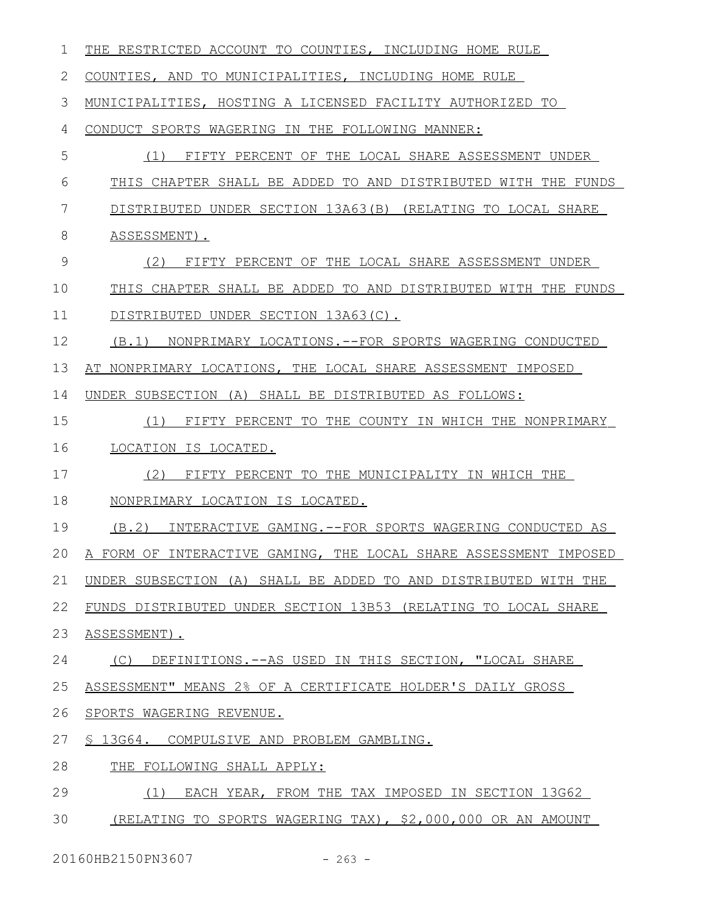THE RESTRICTED ACCOUNT TO COUNTIES, INCLUDING HOME RULE COUNTIES, AND TO MUNICIPALITIES, INCLUDING HOME RULE MUNICIPALITIES, HOSTING A LICENSED FACILITY AUTHORIZED TO CONDUCT SPORTS WAGERING IN THE FOLLOWING MANNER:

(1) FIFTY PERCENT OF THE LOCAL SHARE ASSESSMENT UNDER THIS CHAPTER SHALL BE ADDED TO AND DISTRIBUTED WITH THE FUNDS DISTRIBUTED UNDER SECTION 13A63(B) (RELATING TO LOCAL SHARE ASSESSMENT).

(2) FIFTY PERCENT OF THE LOCAL SHARE ASSESSMENT UNDER THIS CHAPTER SHALL BE ADDED TO AND DISTRIBUTED WITH THE FUNDS DISTRIBUTED UNDER SECTION 13A63(C).

(B.1) NONPRIMARY LOCATIONS.--FOR SPORTS WAGERING CONDUCTED AT NONPRIMARY LOCATIONS, THE LOCAL SHARE ASSESSMENT IMPOSED UNDER SUBSECTION (A) SHALL BE DISTRIBUTED AS FOLLOWS:

(1) FIFTY PERCENT TO THE COUNTY IN WHICH THE NONPRIMARY LOCATION IS LOCATED.

(2) FIFTY PERCENT TO THE MUNICIPALITY IN WHICH THE NONPRIMARY LOCATION IS LOCATED.

(B.2) INTERACTIVE GAMING.--FOR SPORTS WAGERING CONDUCTED AS A FORM OF INTERACTIVE GAMING, THE LOCAL SHARE ASSESSMENT IMPOSED UNDER SUBSECTION (A) SHALL BE ADDED TO AND DISTRIBUTED WITH THE FUNDS DISTRIBUTED UNDER SECTION 13B53 (RELATING TO LOCAL SHARE ASSESSMENT).

(C) DEFINITIONS.--AS USED IN THIS SECTION, "LOCAL SHARE ASSESSMENT" MEANS 2% OF A CERTIFICATE HOLDER'S DAILY GROSS SPORTS WAGERING REVENUE.

§ 13G64. COMPULSIVE AND PROBLEM GAMBLING.

THE FOLLOWING SHALL APPLY:

(1) EACH YEAR, FROM THE TAX IMPOSED IN SECTION 13G62 (RELATING TO SPORTS WAGERING TAX), $2,000,000 OR AN AMOUNT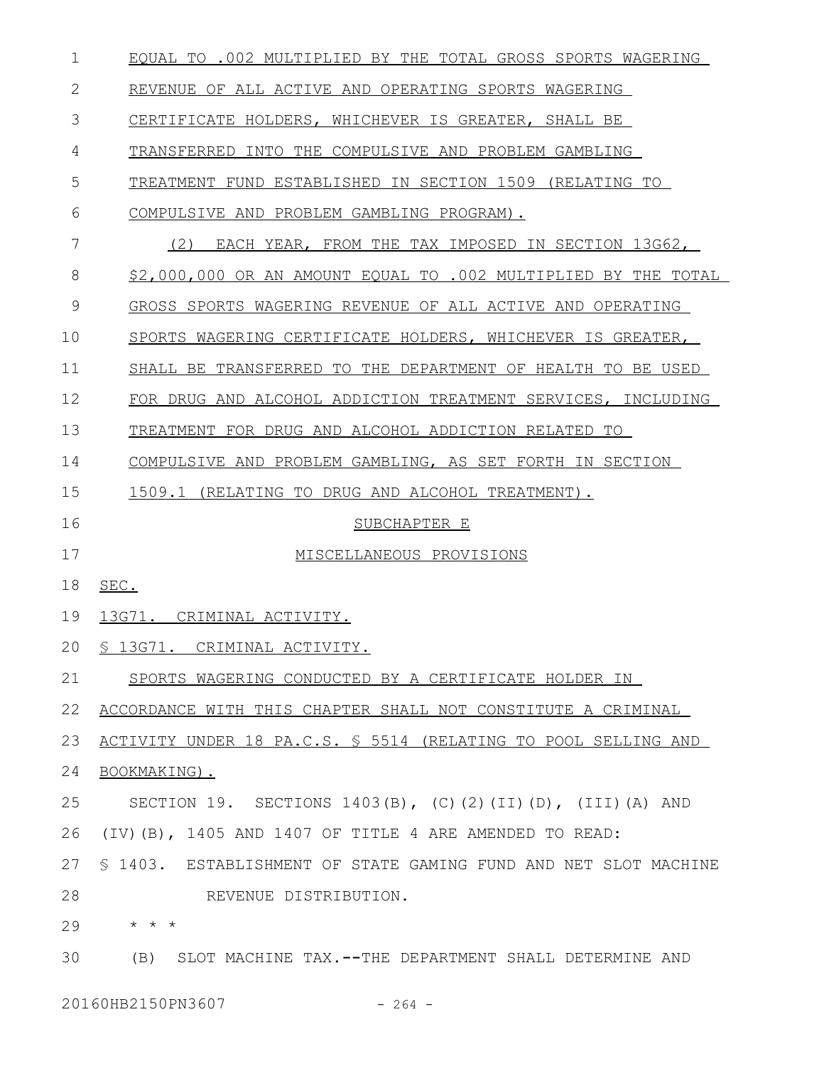EQUAL TO .002 MULTIPLIED BY THE TOTAL GROSS SPORTS WAGERING REVENUE OF ALL ACTIVE AND OPERATING SPORTS WAGERING CERTIFICATE HOLDERS, WHICHEVER IS GREATER, SHALL BE TRANSFERRED INTO THE COMPULSIVE AND PROBLEM GAMBLING TREATMENT FUND ESTABLISHED IN SECTION 1509 (RELATING TO COMPULSIVE AND PROBLEM GAMBLING PROGRAM).

(2) EACH YEAR, FROM THE TAX IMPOSED IN SECTION 13G62, $2,000,000 OR AN AMOUNT EQUAL TO .002 MULTIPLIED BY THE TOTAL GROSS SPORTS WAGERING REVENUE OF ALL ACTIVE AND OPERATING SPORTS WAGERING CERTIFICATE HOLDERS, WHICHEVER IS GREATER, SHALL BE TRANSFERRED TO THE DEPARTMENT OF HEALTH TO BE USED FOR DRUG AND ALCOHOL ADDICTION TREATMENT SERVICES, INCLUDING TREATMENT FOR DRUG AND ALCOHOL ADDICTION RELATED TO COMPULSIVE AND PROBLEM GAMBLING, AS SET FORTH IN SECTION 1509.1 (RELATING TO DRUG AND ALCOHOL TREATMENT).

SUBCHAPTER E

MISCELLANEOUS PROVISIONS

SEC.

13G71. CRIMINAL ACTIVITY.

§ 13G71. CRIMINAL ACTIVITY.

SPORTS WAGERING CONDUCTED BY A CERTIFICATE HOLDER IN ACCORDANCE WITH THIS CHAPTER SHALL NOT CONSTITUTE A CRIMINAL ACTIVITY UNDER 18 PA.C.S. § 5514 (RELATING TO POOL SELLING AND BOOKMAKING).

SECTION 19. SECTIONS 1403(B), (C)(2)(II)(D), (III)(A) AND (IV)(B), 1405 AND 1407 OF TITLE 4 ARE AMENDED TO READ:

§ 1403. ESTABLISHMENT OF STATE GAMING FUND AND NET SLOT MACHINE REVENUE DISTRIBUTION.

* * *

(B) SLOT MACHINE TAX.--THE DEPARTMENT SHALL DETERMINE AND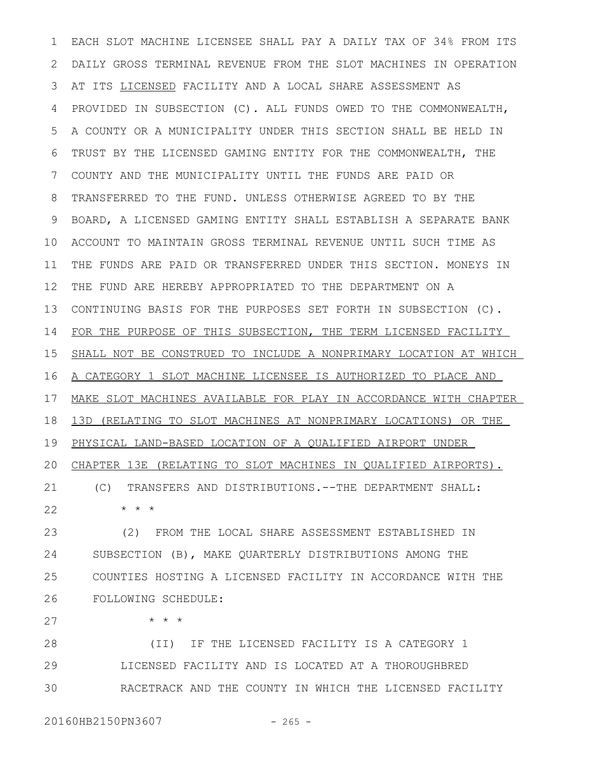EACH SLOT MACHINE LICENSEE SHALL PAY A DAILY TAX OF 34% FROM ITS DAILY GROSS TERMINAL REVENUE FROM THE SLOT MACHINES IN OPERATION AT ITS <u>LICENSED</u> FACILITY AND A LOCAL SHARE ASSESSMENT AS PROVIDED IN SUBSECTION (C). ALL FUNDS OWED TO THE COMMONWEALTH, A COUNTY OR A MUNICIPALITY UNDER THIS SECTION SHALL BE HELD IN TRUST BY THE LICENSED GAMING ENTITY FOR THE COMMONWEALTH, THE COUNTY AND THE MUNICIPALITY UNTIL THE FUNDS ARE PAID OR TRANSFERRED TO THE FUND. UNLESS OTHERWISE AGREED TO BY THE BOARD, A LICENSED GAMING ENTITY SHALL ESTABLISH A SEPARATE BANK ACCOUNT TO MAINTAIN GROSS TERMINAL REVENUE UNTIL SUCH TIME AS THE FUNDS ARE PAID OR TRANSFERRED UNDER THIS SECTION. MONEYS IN THE FUND ARE HEREBY APPROPRIATED TO THE DEPARTMENT ON A CONTINUING BASIS FOR THE PURPOSES SET FORTH IN SUBSECTION (C). <u>FOR THE PURPOSE OF THIS SUBSECTION, THE TERM LICENSED FACILITY SHALL NOT BE CONSTRUED TO INCLUDE A NONPRIMARY LOCATION AT WHICH A CATEGORY 1 SLOT MACHINE LICENSEE IS AUTHORIZED TO PLACE AND MAKE SLOT MACHINES AVAILABLE FOR PLAY IN ACCORDANCE WITH CHAPTER 13D (RELATING TO SLOT MACHINES AT NONPRIMARY LOCATIONS) OR THE PHYSICAL LAND-BASED LOCATION OF A QUALIFIED AIRPORT UNDER CHAPTER 13E (RELATING TO SLOT MACHINES IN QUALIFIED AIRPORTS).</u>

(C) TRANSFERS AND DISTRIBUTIONS.--THE DEPARTMENT SHALL:

\* \* \*

(2) FROM THE LOCAL SHARE ASSESSMENT ESTABLISHED IN SUBSECTION (B), MAKE QUARTERLY DISTRIBUTIONS AMONG THE COUNTIES HOSTING A LICENSED FACILITY IN ACCORDANCE WITH THE FOLLOWING SCHEDULE:

\* \* \*

(II) IF THE LICENSED FACILITY IS A CATEGORY 1 LICENSED FACILITY AND IS LOCATED AT A THOROUGHBRED RACETRACK AND THE COUNTY IN WHICH THE LICENSED FACILITY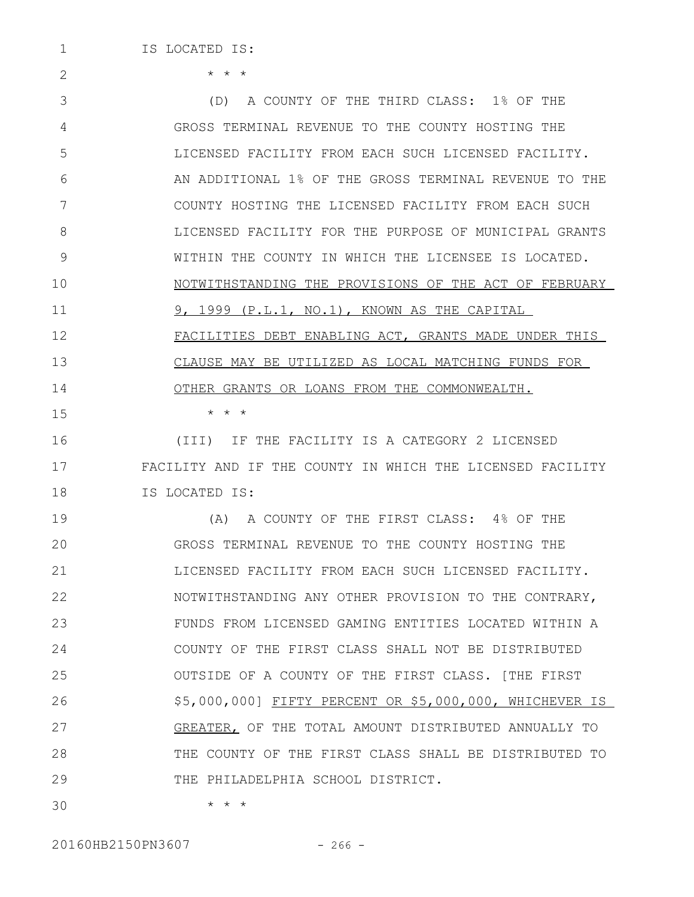IS LOCATED IS:

\* \* \*

(D) A COUNTY OF THE THIRD CLASS: 1% OF THE GROSS TERMINAL REVENUE TO THE COUNTY HOSTING THE LICENSED FACILITY FROM EACH SUCH LICENSED FACILITY. AN ADDITIONAL 1% OF THE GROSS TERMINAL REVENUE TO THE COUNTY HOSTING THE LICENSED FACILITY FROM EACH SUCH LICENSED FACILITY FOR THE PURPOSE OF MUNICIPAL GRANTS WITHIN THE COUNTY IN WHICH THE LICENSEE IS LOCATED. <u>NOTWITHSTANDING THE PROVISIONS OF THE ACT OF FEBRUARY 9, 1999 (P.L.1, NO.1), KNOWN AS THE CAPITAL FACILITIES DEBT ENABLING ACT, GRANTS MADE UNDER THIS CLAUSE MAY BE UTILIZED AS LOCAL MATCHING FUNDS FOR OTHER GRANTS OR LOANS FROM THE COMMONWEALTH.</u>

\* \* \*

(III) IF THE FACILITY IS A CATEGORY 2 LICENSED FACILITY AND IF THE COUNTY IN WHICH THE LICENSED FACILITY IS LOCATED IS:

(A) A COUNTY OF THE FIRST CLASS: 4% OF THE GROSS TERMINAL REVENUE TO THE COUNTY HOSTING THE LICENSED FACILITY FROM EACH SUCH LICENSED FACILITY. NOTWITHSTANDING ANY OTHER PROVISION TO THE CONTRARY, FUNDS FROM LICENSED GAMING ENTITIES LOCATED WITHIN A COUNTY OF THE FIRST CLASS SHALL NOT BE DISTRIBUTED OUTSIDE OF A COUNTY OF THE FIRST CLASS. [THE FIRST $5,000,000] <u>FIFTY PERCENT OR $5,000,000, WHICHEVER IS GREATER,</u> OF THE TOTAL AMOUNT DISTRIBUTED ANNUALLY TO THE COUNTY OF THE FIRST CLASS SHALL BE DISTRIBUTED TO THE PHILADELPHIA SCHOOL DISTRICT.

\* \* \*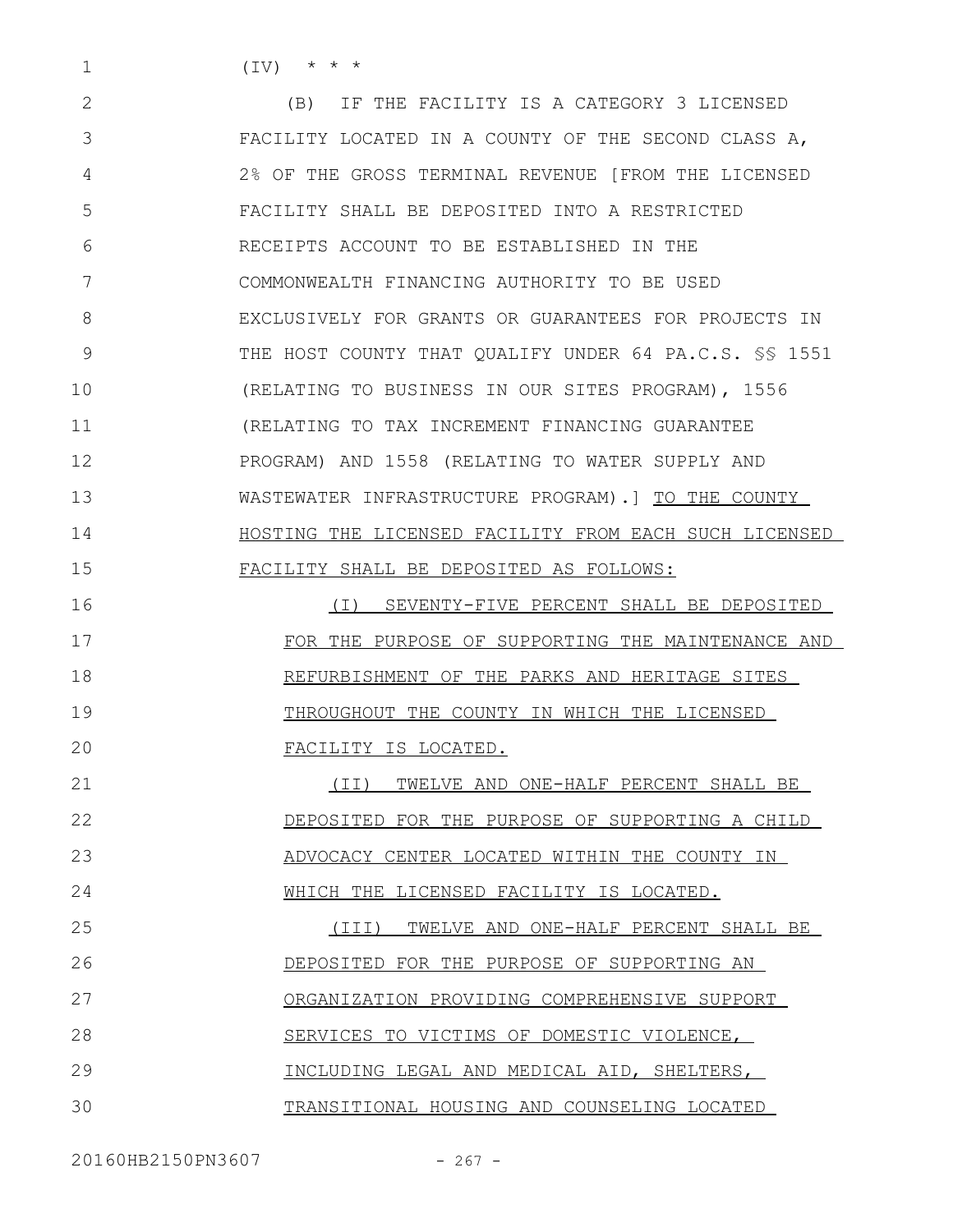(IV) * * *

(B) IF THE FACILITY IS A CATEGORY 3 LICENSED FACILITY LOCATED IN A COUNTY OF THE SECOND CLASS A, 2% OF THE GROSS TERMINAL REVENUE [FROM THE LICENSED FACILITY SHALL BE DEPOSITED INTO A RESTRICTED RECEIPTS ACCOUNT TO BE ESTABLISHED IN THE COMMONWEALTH FINANCING AUTHORITY TO BE USED EXCLUSIVELY FOR GRANTS OR GUARANTEES FOR PROJECTS IN THE HOST COUNTY THAT QUALIFY UNDER 64 PA.C.S. §§ 1551 (RELATING TO BUSINESS IN OUR SITES PROGRAM), 1556 (RELATING TO TAX INCREMENT FINANCING GUARANTEE PROGRAM) AND 1558 (RELATING TO WATER SUPPLY AND WASTEWATER INFRASTRUCTURE PROGRAM).] <u>TO THE COUNTY HOSTING THE LICENSED FACILITY FROM EACH SUCH LICENSED FACILITY SHALL BE DEPOSITED AS FOLLOWS:</u>

<u>(I) SEVENTY-FIVE PERCENT SHALL BE DEPOSITED FOR THE PURPOSE OF SUPPORTING THE MAINTENANCE AND REFURBISHMENT OF THE PARKS AND HERITAGE SITES THROUGHOUT THE COUNTY IN WHICH THE LICENSED FACILITY IS LOCATED.</u>

<u>(II) TWELVE AND ONE-HALF PERCENT SHALL BE DEPOSITED FOR THE PURPOSE OF SUPPORTING A CHILD ADVOCACY CENTER LOCATED WITHIN THE COUNTY IN WHICH THE LICENSED FACILITY IS LOCATED.</u>

<u>(III) TWELVE AND ONE-HALF PERCENT SHALL BE DEPOSITED FOR THE PURPOSE OF SUPPORTING AN ORGANIZATION PROVIDING COMPREHENSIVE SUPPORT SERVICES TO VICTIMS OF DOMESTIC VIOLENCE, INCLUDING LEGAL AND MEDICAL AID, SHELTERS, TRANSITIONAL HOUSING AND COUNSELING LOCATED</u>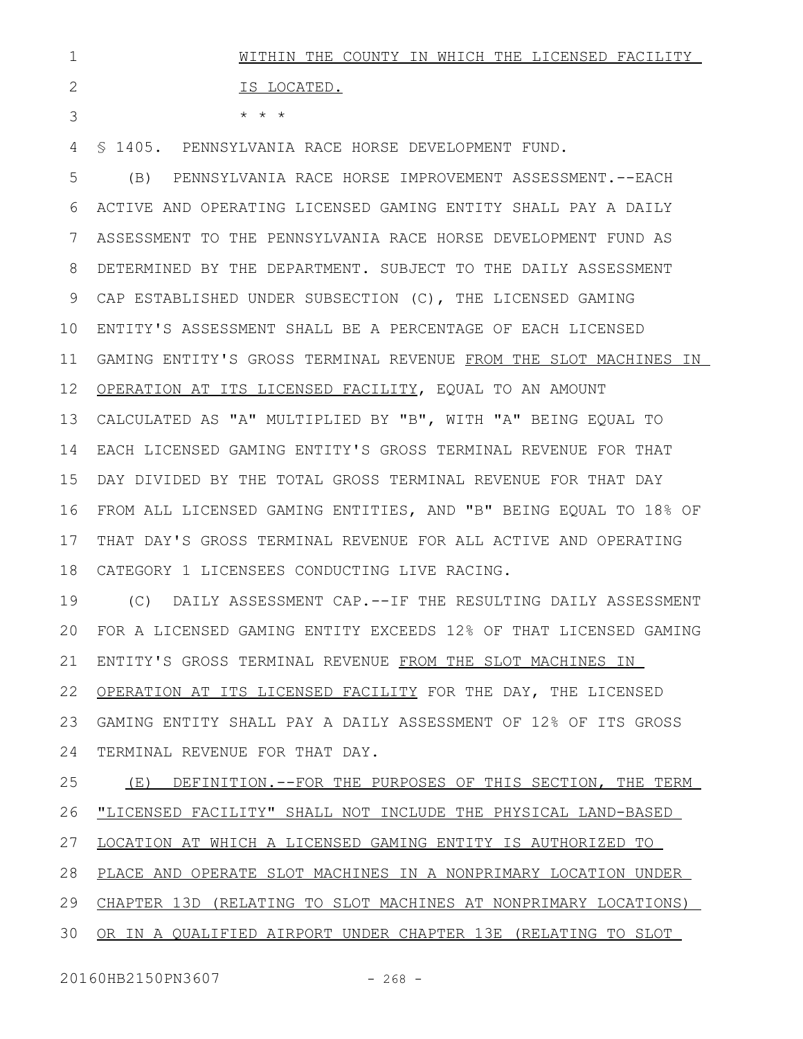WITHIN THE COUNTY IN WHICH THE LICENSED FACILITY IS LOCATED.

\* \* \*

§ 1405. PENNSYLVANIA RACE HORSE DEVELOPMENT FUND.

(B) PENNSYLVANIA RACE HORSE IMPROVEMENT ASSESSMENT.--EACH ACTIVE AND OPERATING LICENSED GAMING ENTITY SHALL PAY A DAILY ASSESSMENT TO THE PENNSYLVANIA RACE HORSE DEVELOPMENT FUND AS DETERMINED BY THE DEPARTMENT. SUBJECT TO THE DAILY ASSESSMENT CAP ESTABLISHED UNDER SUBSECTION (C), THE LICENSED GAMING ENTITY'S ASSESSMENT SHALL BE A PERCENTAGE OF EACH LICENSED GAMING ENTITY'S GROSS TERMINAL REVENUE FROM THE SLOT MACHINES IN OPERATION AT ITS LICENSED FACILITY, EQUAL TO AN AMOUNT CALCULATED AS "A" MULTIPLIED BY "B", WITH "A" BEING EQUAL TO EACH LICENSED GAMING ENTITY'S GROSS TERMINAL REVENUE FOR THAT DAY DIVIDED BY THE TOTAL GROSS TERMINAL REVENUE FOR THAT DAY FROM ALL LICENSED GAMING ENTITIES, AND "B" BEING EQUAL TO 18% OF THAT DAY'S GROSS TERMINAL REVENUE FOR ALL ACTIVE AND OPERATING CATEGORY 1 LICENSEES CONDUCTING LIVE RACING.

(C) DAILY ASSESSMENT CAP.--IF THE RESULTING DAILY ASSESSMENT FOR A LICENSED GAMING ENTITY EXCEEDS 12% OF THAT LICENSED GAMING ENTITY'S GROSS TERMINAL REVENUE FROM THE SLOT MACHINES IN OPERATION AT ITS LICENSED FACILITY FOR THE DAY, THE LICENSED GAMING ENTITY SHALL PAY A DAILY ASSESSMENT OF 12% OF ITS GROSS TERMINAL REVENUE FOR THAT DAY.

(E) DEFINITION.--FOR THE PURPOSES OF THIS SECTION, THE TERM "LICENSED FACILITY" SHALL NOT INCLUDE THE PHYSICAL LAND-BASED LOCATION AT WHICH A LICENSED GAMING ENTITY IS AUTHORIZED TO PLACE AND OPERATE SLOT MACHINES IN A NONPRIMARY LOCATION UNDER CHAPTER 13D (RELATING TO SLOT MACHINES AT NONPRIMARY LOCATIONS) OR IN A QUALIFIED AIRPORT UNDER CHAPTER 13E (RELATING TO SLOT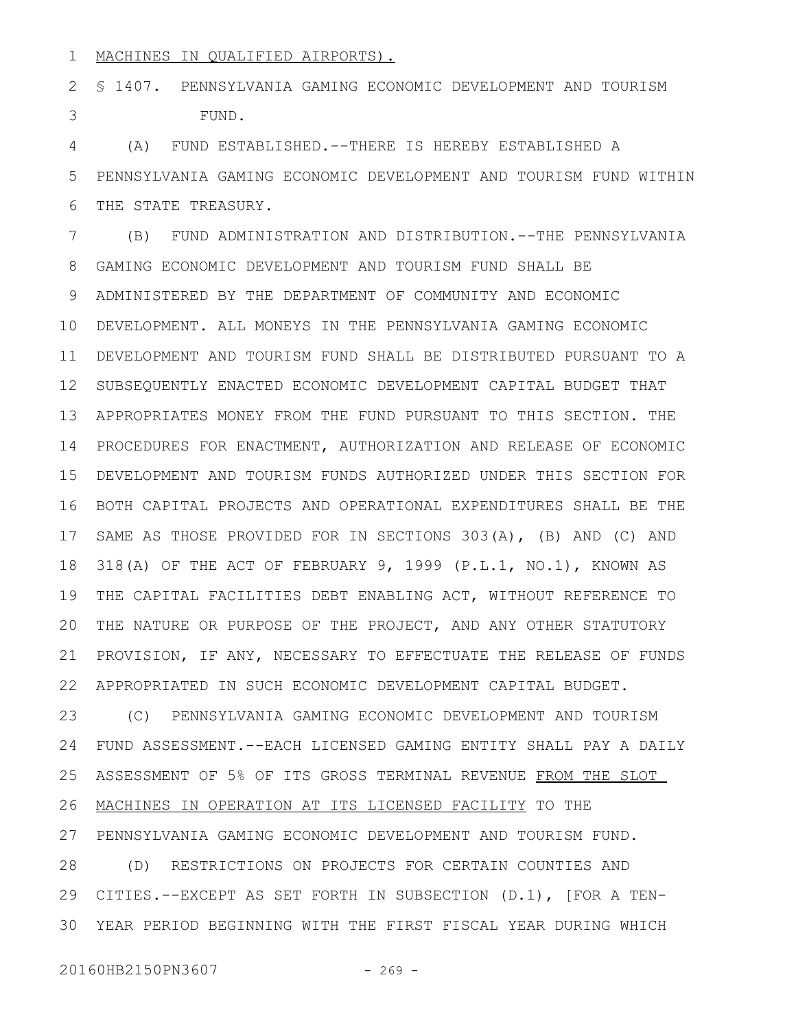MACHINES IN QUALIFIED AIRPORTS).

§ 1407. PENNSYLVANIA GAMING ECONOMIC DEVELOPMENT AND TOURISM FUND.

(A) FUND ESTABLISHED.--THERE IS HEREBY ESTABLISHED A PENNSYLVANIA GAMING ECONOMIC DEVELOPMENT AND TOURISM FUND WITHIN THE STATE TREASURY.

(B) FUND ADMINISTRATION AND DISTRIBUTION.--THE PENNSYLVANIA GAMING ECONOMIC DEVELOPMENT AND TOURISM FUND SHALL BE ADMINISTERED BY THE DEPARTMENT OF COMMUNITY AND ECONOMIC DEVELOPMENT. ALL MONEYS IN THE PENNSYLVANIA GAMING ECONOMIC DEVELOPMENT AND TOURISM FUND SHALL BE DISTRIBUTED PURSUANT TO A SUBSEQUENTLY ENACTED ECONOMIC DEVELOPMENT CAPITAL BUDGET THAT APPROPRIATES MONEY FROM THE FUND PURSUANT TO THIS SECTION. THE PROCEDURES FOR ENACTMENT, AUTHORIZATION AND RELEASE OF ECONOMIC DEVELOPMENT AND TOURISM FUNDS AUTHORIZED UNDER THIS SECTION FOR BOTH CAPITAL PROJECTS AND OPERATIONAL EXPENDITURES SHALL BE THE SAME AS THOSE PROVIDED FOR IN SECTIONS 303(A), (B) AND (C) AND 318(A) OF THE ACT OF FEBRUARY 9, 1999 (P.L.1, NO.1), KNOWN AS THE CAPITAL FACILITIES DEBT ENABLING ACT, WITHOUT REFERENCE TO THE NATURE OR PURPOSE OF THE PROJECT, AND ANY OTHER STATUTORY PROVISION, IF ANY, NECESSARY TO EFFECTUATE THE RELEASE OF FUNDS APPROPRIATED IN SUCH ECONOMIC DEVELOPMENT CAPITAL BUDGET.

(C) PENNSYLVANIA GAMING ECONOMIC DEVELOPMENT AND TOURISM FUND ASSESSMENT.--EACH LICENSED GAMING ENTITY SHALL PAY A DAILY ASSESSMENT OF 5% OF ITS GROSS TERMINAL REVENUE FROM THE SLOT MACHINES IN OPERATION AT ITS LICENSED FACILITY TO THE PENNSYLVANIA GAMING ECONOMIC DEVELOPMENT AND TOURISM FUND.

(D) RESTRICTIONS ON PROJECTS FOR CERTAIN COUNTIES AND CITIES.--EXCEPT AS SET FORTH IN SUBSECTION (D.1), [FOR A TEN-YEAR PERIOD BEGINNING WITH THE FIRST FISCAL YEAR DURING WHICH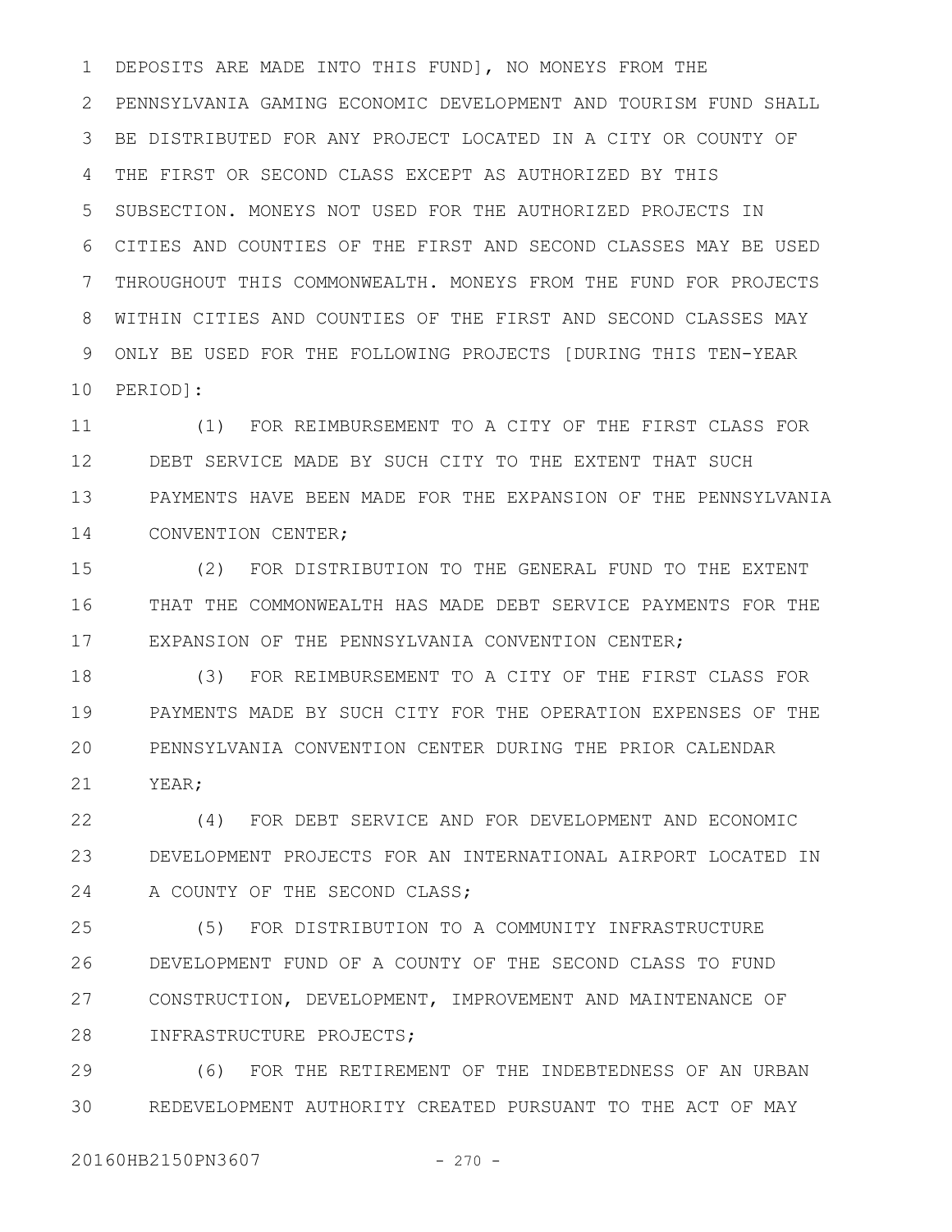DEPOSITS ARE MADE INTO THIS FUND], NO MONEYS FROM THE PENNSYLVANIA GAMING ECONOMIC DEVELOPMENT AND TOURISM FUND SHALL BE DISTRIBUTED FOR ANY PROJECT LOCATED IN A CITY OR COUNTY OF THE FIRST OR SECOND CLASS EXCEPT AS AUTHORIZED BY THIS SUBSECTION. MONEYS NOT USED FOR THE AUTHORIZED PROJECTS IN CITIES AND COUNTIES OF THE FIRST AND SECOND CLASSES MAY BE USED THROUGHOUT THIS COMMONWEALTH. MONEYS FROM THE FUND FOR PROJECTS WITHIN CITIES AND COUNTIES OF THE FIRST AND SECOND CLASSES MAY ONLY BE USED FOR THE FOLLOWING PROJECTS [DURING THIS TEN-YEAR PERIOD]:

(1) FOR REIMBURSEMENT TO A CITY OF THE FIRST CLASS FOR DEBT SERVICE MADE BY SUCH CITY TO THE EXTENT THAT SUCH PAYMENTS HAVE BEEN MADE FOR THE EXPANSION OF THE PENNSYLVANIA CONVENTION CENTER;

(2) FOR DISTRIBUTION TO THE GENERAL FUND TO THE EXTENT THAT THE COMMONWEALTH HAS MADE DEBT SERVICE PAYMENTS FOR THE EXPANSION OF THE PENNSYLVANIA CONVENTION CENTER;

(3) FOR REIMBURSEMENT TO A CITY OF THE FIRST CLASS FOR PAYMENTS MADE BY SUCH CITY FOR THE OPERATION EXPENSES OF THE PENNSYLVANIA CONVENTION CENTER DURING THE PRIOR CALENDAR YEAR;

(4) FOR DEBT SERVICE AND FOR DEVELOPMENT AND ECONOMIC DEVELOPMENT PROJECTS FOR AN INTERNATIONAL AIRPORT LOCATED IN A COUNTY OF THE SECOND CLASS;

(5) FOR DISTRIBUTION TO A COMMUNITY INFRASTRUCTURE DEVELOPMENT FUND OF A COUNTY OF THE SECOND CLASS TO FUND CONSTRUCTION, DEVELOPMENT, IMPROVEMENT AND MAINTENANCE OF INFRASTRUCTURE PROJECTS;

(6) FOR THE RETIREMENT OF THE INDEBTEDNESS OF AN URBAN REDEVELOPMENT AUTHORITY CREATED PURSUANT TO THE ACT OF MAY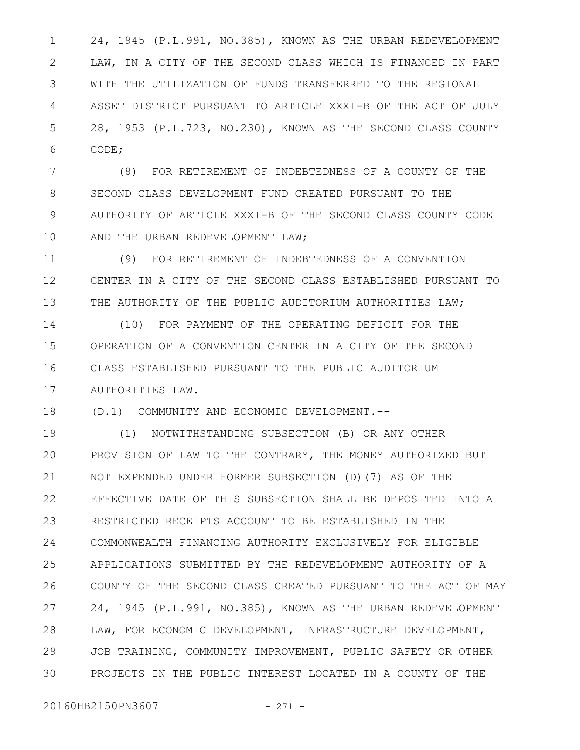24, 1945 (P.L.991, NO.385), KNOWN AS THE URBAN REDEVELOPMENT LAW, IN A CITY OF THE SECOND CLASS WHICH IS FINANCED IN PART WITH THE UTILIZATION OF FUNDS TRANSFERRED TO THE REGIONAL ASSET DISTRICT PURSUANT TO ARTICLE XXXI-B OF THE ACT OF JULY 28, 1953 (P.L.723, NO.230), KNOWN AS THE SECOND CLASS COUNTY CODE;

(8) FOR RETIREMENT OF INDEBTEDNESS OF A COUNTY OF THE SECOND CLASS DEVELOPMENT FUND CREATED PURSUANT TO THE AUTHORITY OF ARTICLE XXXI-B OF THE SECOND CLASS COUNTY CODE AND THE URBAN REDEVELOPMENT LAW;

(9) FOR RETIREMENT OF INDEBTEDNESS OF A CONVENTION CENTER IN A CITY OF THE SECOND CLASS ESTABLISHED PURSUANT TO THE AUTHORITY OF THE PUBLIC AUDITORIUM AUTHORITIES LAW;

(10) FOR PAYMENT OF THE OPERATING DEFICIT FOR THE OPERATION OF A CONVENTION CENTER IN A CITY OF THE SECOND CLASS ESTABLISHED PURSUANT TO THE PUBLIC AUDITORIUM AUTHORITIES LAW.

(D.1) COMMUNITY AND ECONOMIC DEVELOPMENT.--

(1) NOTWITHSTANDING SUBSECTION (B) OR ANY OTHER PROVISION OF LAW TO THE CONTRARY, THE MONEY AUTHORIZED BUT NOT EXPENDED UNDER FORMER SUBSECTION (D)(7) AS OF THE EFFECTIVE DATE OF THIS SUBSECTION SHALL BE DEPOSITED INTO A RESTRICTED RECEIPTS ACCOUNT TO BE ESTABLISHED IN THE COMMONWEALTH FINANCING AUTHORITY EXCLUSIVELY FOR ELIGIBLE APPLICATIONS SUBMITTED BY THE REDEVELOPMENT AUTHORITY OF A COUNTY OF THE SECOND CLASS CREATED PURSUANT TO THE ACT OF MAY 24, 1945 (P.L.991, NO.385), KNOWN AS THE URBAN REDEVELOPMENT LAW, FOR ECONOMIC DEVELOPMENT, INFRASTRUCTURE DEVELOPMENT, JOB TRAINING, COMMUNITY IMPROVEMENT, PUBLIC SAFETY OR OTHER PROJECTS IN THE PUBLIC INTEREST LOCATED IN A COUNTY OF THE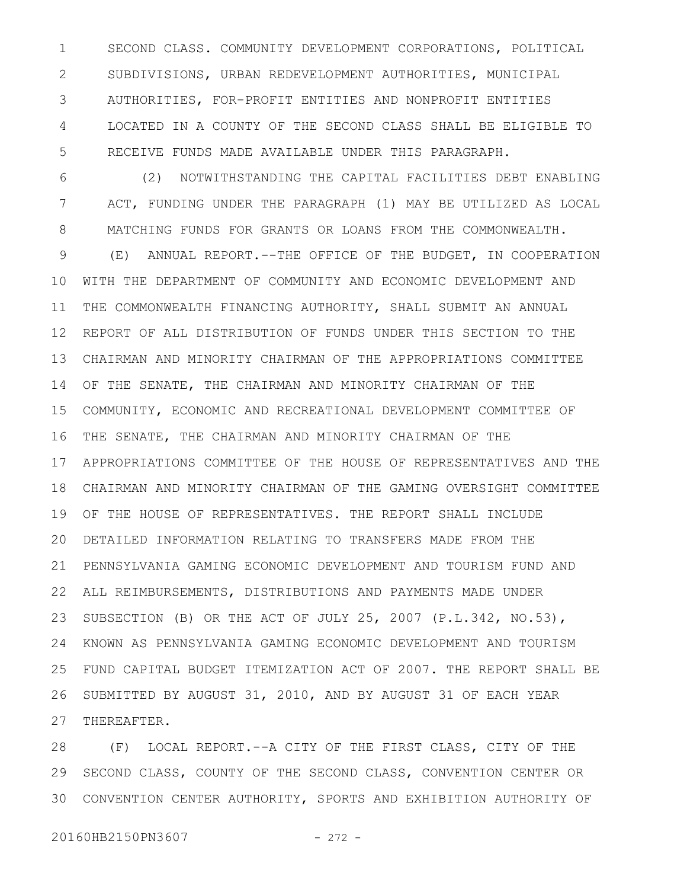SECOND CLASS. COMMUNITY DEVELOPMENT CORPORATIONS, POLITICAL SUBDIVISIONS, URBAN REDEVELOPMENT AUTHORITIES, MUNICIPAL AUTHORITIES, FOR-PROFIT ENTITIES AND NONPROFIT ENTITIES LOCATED IN A COUNTY OF THE SECOND CLASS SHALL BE ELIGIBLE TO RECEIVE FUNDS MADE AVAILABLE UNDER THIS PARAGRAPH.

(2) NOTWITHSTANDING THE CAPITAL FACILITIES DEBT ENABLING ACT, FUNDING UNDER THE PARAGRAPH (1) MAY BE UTILIZED AS LOCAL MATCHING FUNDS FOR GRANTS OR LOANS FROM THE COMMONWEALTH.

(E) ANNUAL REPORT.--THE OFFICE OF THE BUDGET, IN COOPERATION WITH THE DEPARTMENT OF COMMUNITY AND ECONOMIC DEVELOPMENT AND THE COMMONWEALTH FINANCING AUTHORITY, SHALL SUBMIT AN ANNUAL REPORT OF ALL DISTRIBUTION OF FUNDS UNDER THIS SECTION TO THE CHAIRMAN AND MINORITY CHAIRMAN OF THE APPROPRIATIONS COMMITTEE OF THE SENATE, THE CHAIRMAN AND MINORITY CHAIRMAN OF THE COMMUNITY, ECONOMIC AND RECREATIONAL DEVELOPMENT COMMITTEE OF THE SENATE, THE CHAIRMAN AND MINORITY CHAIRMAN OF THE APPROPRIATIONS COMMITTEE OF THE HOUSE OF REPRESENTATIVES AND THE CHAIRMAN AND MINORITY CHAIRMAN OF THE GAMING OVERSIGHT COMMITTEE OF THE HOUSE OF REPRESENTATIVES. THE REPORT SHALL INCLUDE DETAILED INFORMATION RELATING TO TRANSFERS MADE FROM THE PENNSYLVANIA GAMING ECONOMIC DEVELOPMENT AND TOURISM FUND AND ALL REIMBURSEMENTS, DISTRIBUTIONS AND PAYMENTS MADE UNDER SUBSECTION (B) OR THE ACT OF JULY 25, 2007 (P.L.342, NO.53), KNOWN AS PENNSYLVANIA GAMING ECONOMIC DEVELOPMENT AND TOURISM FUND CAPITAL BUDGET ITEMIZATION ACT OF 2007. THE REPORT SHALL BE SUBMITTED BY AUGUST 31, 2010, AND BY AUGUST 31 OF EACH YEAR THEREAFTER.

(F) LOCAL REPORT.--A CITY OF THE FIRST CLASS, CITY OF THE SECOND CLASS, COUNTY OF THE SECOND CLASS, CONVENTION CENTER OR CONVENTION CENTER AUTHORITY, SPORTS AND EXHIBITION AUTHORITY OF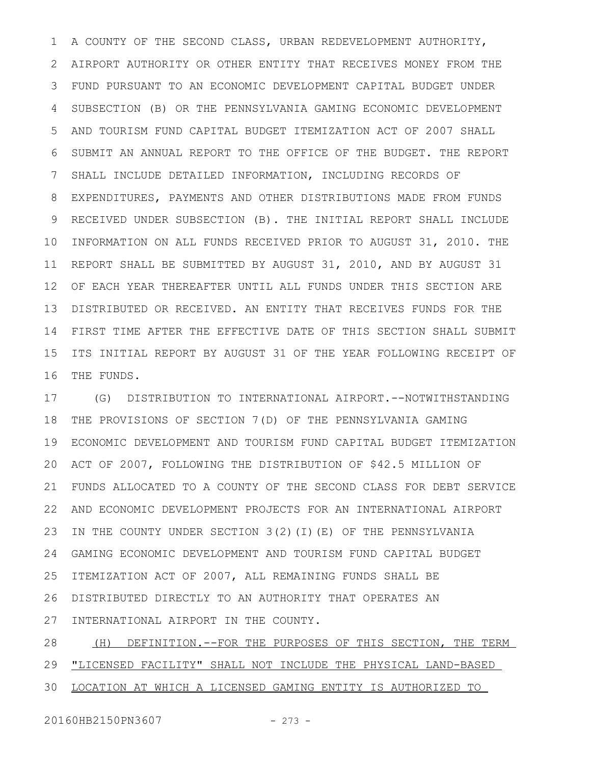A COUNTY OF THE SECOND CLASS, URBAN REDEVELOPMENT AUTHORITY, AIRPORT AUTHORITY OR OTHER ENTITY THAT RECEIVES MONEY FROM THE FUND PURSUANT TO AN ECONOMIC DEVELOPMENT CAPITAL BUDGET UNDER SUBSECTION (B) OR THE PENNSYLVANIA GAMING ECONOMIC DEVELOPMENT AND TOURISM FUND CAPITAL BUDGET ITEMIZATION ACT OF 2007 SHALL SUBMIT AN ANNUAL REPORT TO THE OFFICE OF THE BUDGET. THE REPORT SHALL INCLUDE DETAILED INFORMATION, INCLUDING RECORDS OF EXPENDITURES, PAYMENTS AND OTHER DISTRIBUTIONS MADE FROM FUNDS RECEIVED UNDER SUBSECTION (B). THE INITIAL REPORT SHALL INCLUDE INFORMATION ON ALL FUNDS RECEIVED PRIOR TO AUGUST 31, 2010. THE REPORT SHALL BE SUBMITTED BY AUGUST 31, 2010, AND BY AUGUST 31 OF EACH YEAR THEREAFTER UNTIL ALL FUNDS UNDER THIS SECTION ARE DISTRIBUTED OR RECEIVED. AN ENTITY THAT RECEIVES FUNDS FOR THE FIRST TIME AFTER THE EFFECTIVE DATE OF THIS SECTION SHALL SUBMIT ITS INITIAL REPORT BY AUGUST 31 OF THE YEAR FOLLOWING RECEIPT OF THE FUNDS.

(G) DISTRIBUTION TO INTERNATIONAL AIRPORT.--NOTWITHSTANDING THE PROVISIONS OF SECTION 7(D) OF THE PENNSYLVANIA GAMING ECONOMIC DEVELOPMENT AND TOURISM FUND CAPITAL BUDGET ITEMIZATION ACT OF 2007, FOLLOWING THE DISTRIBUTION OF $42.5 MILLION OF FUNDS ALLOCATED TO A COUNTY OF THE SECOND CLASS FOR DEBT SERVICE AND ECONOMIC DEVELOPMENT PROJECTS FOR AN INTERNATIONAL AIRPORT IN THE COUNTY UNDER SECTION 3(2)(I)(E) OF THE PENNSYLVANIA GAMING ECONOMIC DEVELOPMENT AND TOURISM FUND CAPITAL BUDGET ITEMIZATION ACT OF 2007, ALL REMAINING FUNDS SHALL BE DISTRIBUTED DIRECTLY TO AN AUTHORITY THAT OPERATES AN INTERNATIONAL AIRPORT IN THE COUNTY.

(H) DEFINITION.--FOR THE PURPOSES OF THIS SECTION, THE TERM "LICENSED FACILITY" SHALL NOT INCLUDE THE PHYSICAL LAND-BASED LOCATION AT WHICH A LICENSED GAMING ENTITY IS AUTHORIZED TO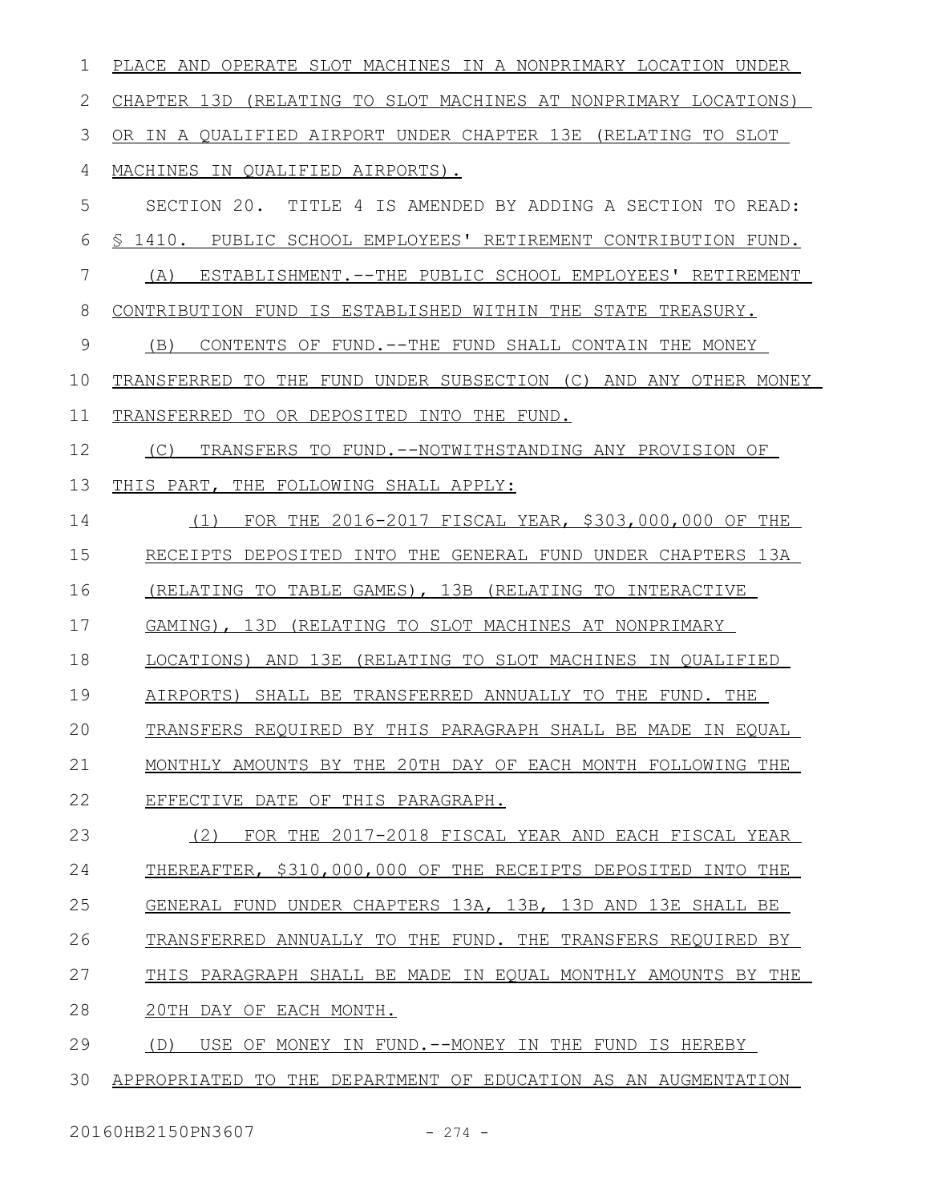PLACE AND OPERATE SLOT MACHINES IN A NONPRIMARY LOCATION UNDER CHAPTER 13D (RELATING TO SLOT MACHINES AT NONPRIMARY LOCATIONS) OR IN A QUALIFIED AIRPORT UNDER CHAPTER 13E (RELATING TO SLOT MACHINES IN QUALIFIED AIRPORTS).

SECTION 20. TITLE 4 IS AMENDED BY ADDING A SECTION TO READ:

§ 1410. PUBLIC SCHOOL EMPLOYEES' RETIREMENT CONTRIBUTION FUND.

(A) ESTABLISHMENT.--THE PUBLIC SCHOOL EMPLOYEES' RETIREMENT CONTRIBUTION FUND IS ESTABLISHED WITHIN THE STATE TREASURY.

(B) CONTENTS OF FUND.--THE FUND SHALL CONTAIN THE MONEY TRANSFERRED TO THE FUND UNDER SUBSECTION (C) AND ANY OTHER MONEY TRANSFERRED TO OR DEPOSITED INTO THE FUND.

(C) TRANSFERS TO FUND.--NOTWITHSTANDING ANY PROVISION OF THIS PART, THE FOLLOWING SHALL APPLY:

(1) FOR THE 2016-2017 FISCAL YEAR, $303,000,000 OF THE RECEIPTS DEPOSITED INTO THE GENERAL FUND UNDER CHAPTERS 13A (RELATING TO TABLE GAMES), 13B (RELATING TO INTERACTIVE GAMING), 13D (RELATING TO SLOT MACHINES AT NONPRIMARY LOCATIONS) AND 13E (RELATING TO SLOT MACHINES IN QUALIFIED AIRPORTS) SHALL BE TRANSFERRED ANNUALLY TO THE FUND. THE TRANSFERS REQUIRED BY THIS PARAGRAPH SHALL BE MADE IN EQUAL MONTHLY AMOUNTS BY THE 20TH DAY OF EACH MONTH FOLLOWING THE EFFECTIVE DATE OF THIS PARAGRAPH.

(2) FOR THE 2017-2018 FISCAL YEAR AND EACH FISCAL YEAR THEREAFTER, $310,000,000 OF THE RECEIPTS DEPOSITED INTO THE GENERAL FUND UNDER CHAPTERS 13A, 13B, 13D AND 13E SHALL BE TRANSFERRED ANNUALLY TO THE FUND. THE TRANSFERS REQUIRED BY THIS PARAGRAPH SHALL BE MADE IN EQUAL MONTHLY AMOUNTS BY THE 20TH DAY OF EACH MONTH.

(D) USE OF MONEY IN FUND.--MONEY IN THE FUND IS HEREBY APPROPRIATED TO THE DEPARTMENT OF EDUCATION AS AN AUGMENTATION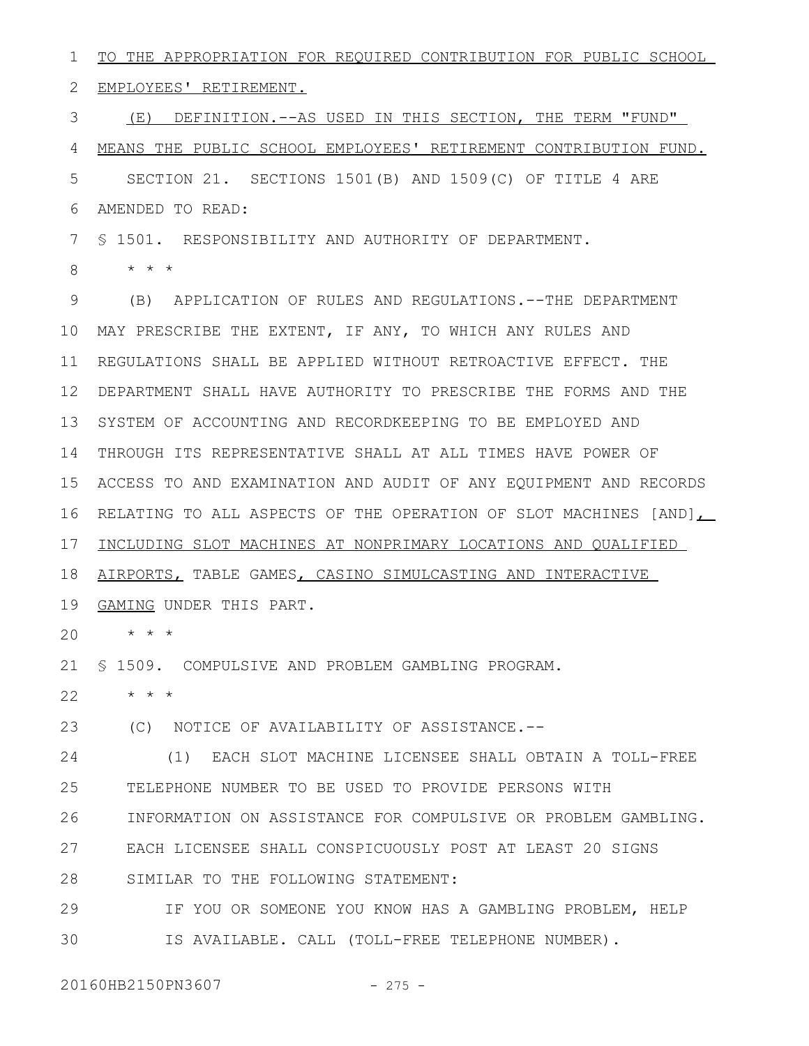TO THE APPROPRIATION FOR REQUIRED CONTRIBUTION FOR PUBLIC SCHOOL EMPLOYEES' RETIREMENT.

(E) DEFINITION.--AS USED IN THIS SECTION, THE TERM "FUND" MEANS THE PUBLIC SCHOOL EMPLOYEES' RETIREMENT CONTRIBUTION FUND.

SECTION 21. SECTIONS 1501(B) AND 1509(C) OF TITLE 4 ARE AMENDED TO READ:

§ 1501. RESPONSIBILITY AND AUTHORITY OF DEPARTMENT.

\* \* \*

(B) APPLICATION OF RULES AND REGULATIONS.--THE DEPARTMENT MAY PRESCRIBE THE EXTENT, IF ANY, TO WHICH ANY RULES AND REGULATIONS SHALL BE APPLIED WITHOUT RETROACTIVE EFFECT. THE DEPARTMENT SHALL HAVE AUTHORITY TO PRESCRIBE THE FORMS AND THE SYSTEM OF ACCOUNTING AND RECORDKEEPING TO BE EMPLOYED AND THROUGH ITS REPRESENTATIVE SHALL AT ALL TIMES HAVE POWER OF ACCESS TO AND EXAMINATION AND AUDIT OF ANY EQUIPMENT AND RECORDS RELATING TO ALL ASPECTS OF THE OPERATION OF SLOT MACHINES [AND], INCLUDING SLOT MACHINES AT NONPRIMARY LOCATIONS AND QUALIFIED AIRPORTS, TABLE GAMES, CASINO SIMULCASTING AND INTERACTIVE GAMING UNDER THIS PART.

\* \* \*

§ 1509. COMPULSIVE AND PROBLEM GAMBLING PROGRAM.

\* \* \*

(C) NOTICE OF AVAILABILITY OF ASSISTANCE.--

(1) EACH SLOT MACHINE LICENSEE SHALL OBTAIN A TOLL-FREE TELEPHONE NUMBER TO BE USED TO PROVIDE PERSONS WITH INFORMATION ON ASSISTANCE FOR COMPULSIVE OR PROBLEM GAMBLING. EACH LICENSEE SHALL CONSPICUOUSLY POST AT LEAST 20 SIGNS SIMILAR TO THE FOLLOWING STATEMENT:

IF YOU OR SOMEONE YOU KNOW HAS A GAMBLING PROBLEM, HELP IS AVAILABLE. CALL (TOLL-FREE TELEPHONE NUMBER).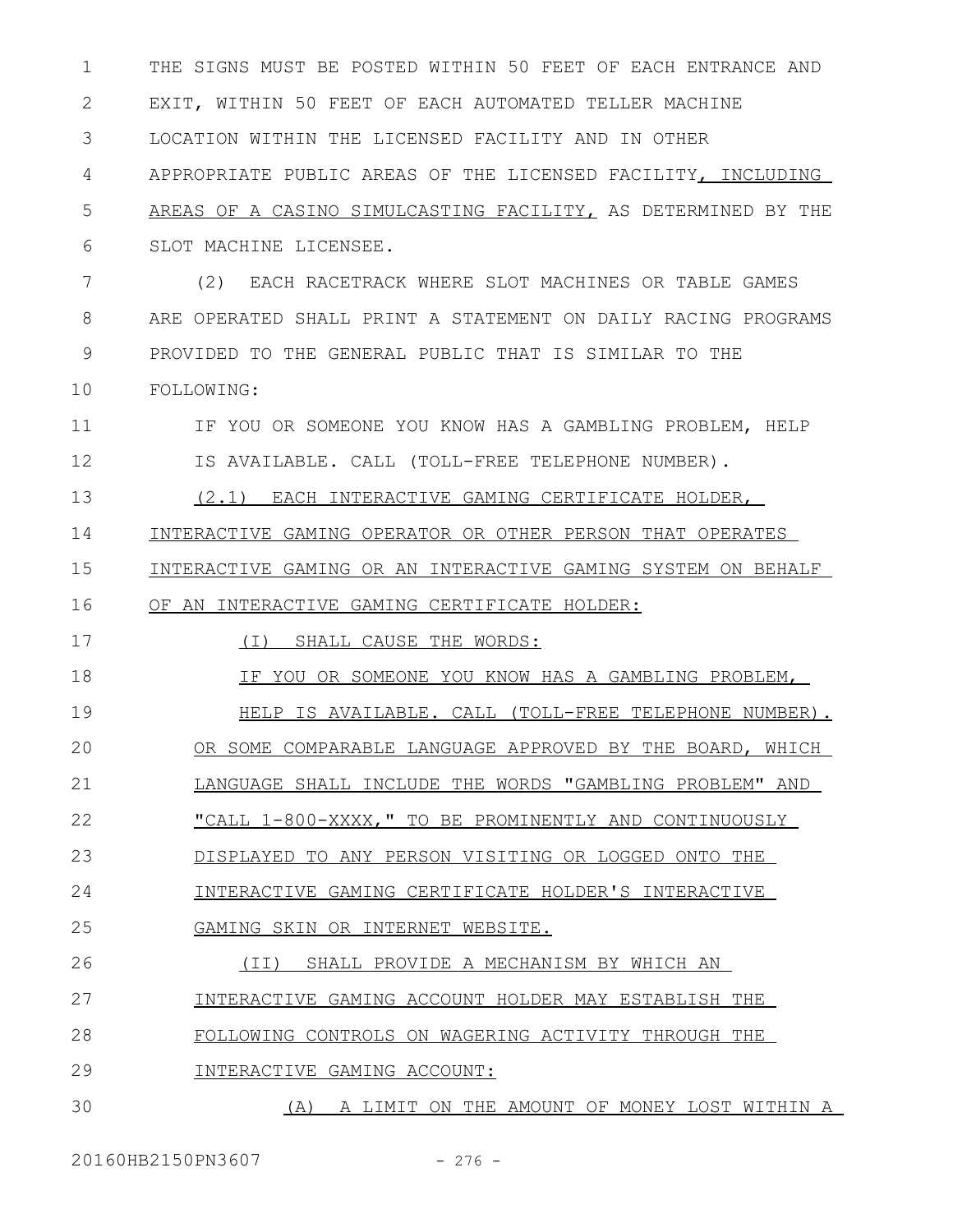THE SIGNS MUST BE POSTED WITHIN 50 FEET OF EACH ENTRANCE AND EXIT, WITHIN 50 FEET OF EACH AUTOMATED TELLER MACHINE LOCATION WITHIN THE LICENSED FACILITY AND IN OTHER APPROPRIATE PUBLIC AREAS OF THE LICENSED FACILITY, INCLUDING AREAS OF A CASINO SIMULCASTING FACILITY, AS DETERMINED BY THE SLOT MACHINE LICENSEE.

(2) EACH RACETRACK WHERE SLOT MACHINES OR TABLE GAMES ARE OPERATED SHALL PRINT A STATEMENT ON DAILY RACING PROGRAMS PROVIDED TO THE GENERAL PUBLIC THAT IS SIMILAR TO THE FOLLOWING:

IF YOU OR SOMEONE YOU KNOW HAS A GAMBLING PROBLEM, HELP IS AVAILABLE. CALL (TOLL-FREE TELEPHONE NUMBER).

(2.1) EACH INTERACTIVE GAMING CERTIFICATE HOLDER, INTERACTIVE GAMING OPERATOR OR OTHER PERSON THAT OPERATES INTERACTIVE GAMING OR AN INTERACTIVE GAMING SYSTEM ON BEHALF OF AN INTERACTIVE GAMING CERTIFICATE HOLDER:

(I) SHALL CAUSE THE WORDS:

IF YOU OR SOMEONE YOU KNOW HAS A GAMBLING PROBLEM, HELP IS AVAILABLE. CALL (TOLL-FREE TELEPHONE NUMBER).

OR SOME COMPARABLE LANGUAGE APPROVED BY THE BOARD, WHICH LANGUAGE SHALL INCLUDE THE WORDS "GAMBLING PROBLEM" AND "CALL 1-800-XXXX," TO BE PROMINENTLY AND CONTINUOUSLY DISPLAYED TO ANY PERSON VISITING OR LOGGED ONTO THE INTERACTIVE GAMING CERTIFICATE HOLDER'S INTERACTIVE GAMING SKIN OR INTERNET WEBSITE.

(II) SHALL PROVIDE A MECHANISM BY WHICH AN INTERACTIVE GAMING ACCOUNT HOLDER MAY ESTABLISH THE FOLLOWING CONTROLS ON WAGERING ACTIVITY THROUGH THE INTERACTIVE GAMING ACCOUNT:

(A) A LIMIT ON THE AMOUNT OF MONEY LOST WITHIN A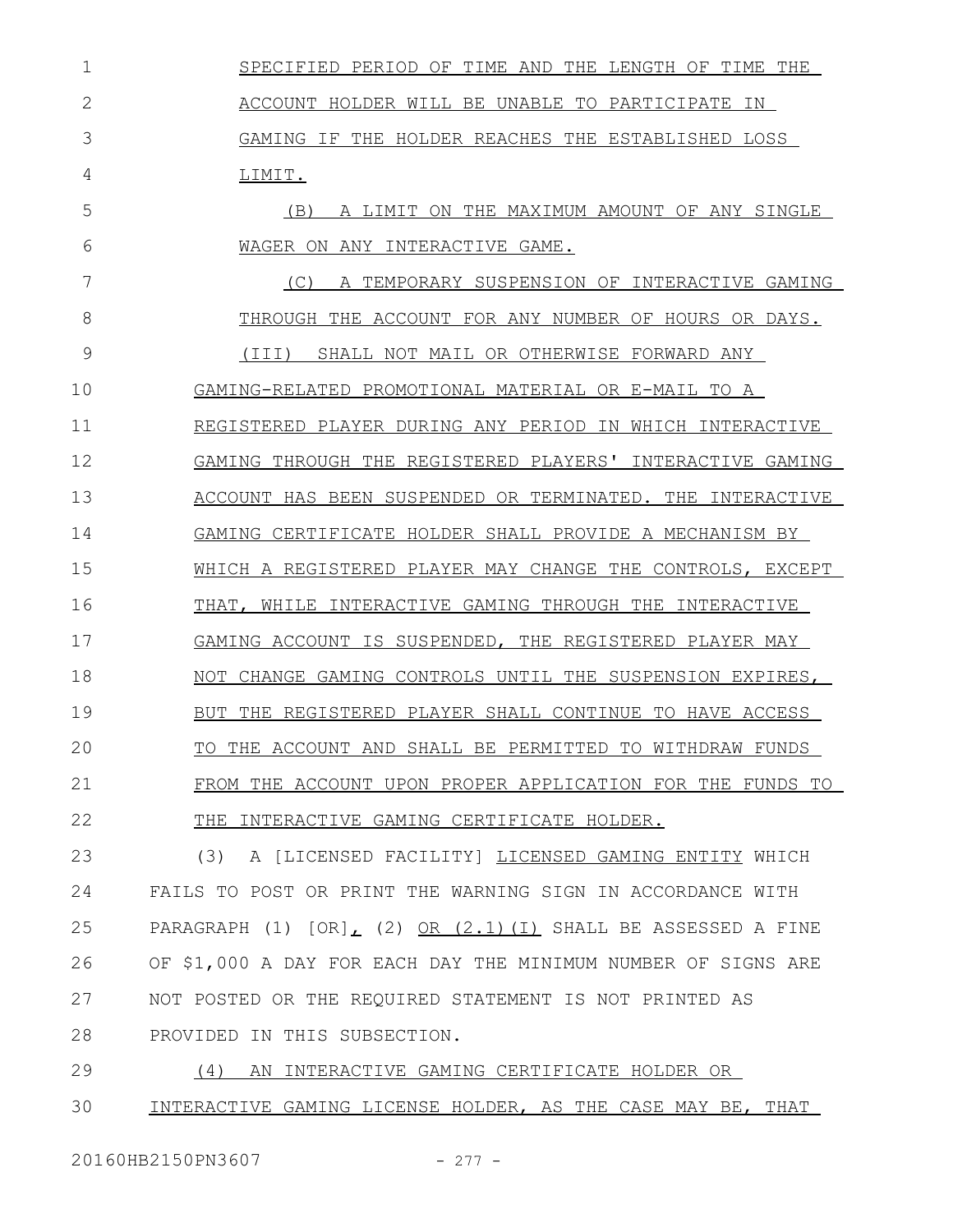SPECIFIED PERIOD OF TIME AND THE LENGTH OF TIME THE ACCOUNT HOLDER WILL BE UNABLE TO PARTICIPATE IN GAMING IF THE HOLDER REACHES THE ESTABLISHED LOSS LIMIT.

(B) A LIMIT ON THE MAXIMUM AMOUNT OF ANY SINGLE WAGER ON ANY INTERACTIVE GAME.

(C) A TEMPORARY SUSPENSION OF INTERACTIVE GAMING THROUGH THE ACCOUNT FOR ANY NUMBER OF HOURS OR DAYS.

(III) SHALL NOT MAIL OR OTHERWISE FORWARD ANY GAMING-RELATED PROMOTIONAL MATERIAL OR E-MAIL TO A REGISTERED PLAYER DURING ANY PERIOD IN WHICH INTERACTIVE GAMING THROUGH THE REGISTERED PLAYERS' INTERACTIVE GAMING ACCOUNT HAS BEEN SUSPENDED OR TERMINATED. THE INTERACTIVE GAMING CERTIFICATE HOLDER SHALL PROVIDE A MECHANISM BY WHICH A REGISTERED PLAYER MAY CHANGE THE CONTROLS, EXCEPT THAT, WHILE INTERACTIVE GAMING THROUGH THE INTERACTIVE GAMING ACCOUNT IS SUSPENDED, THE REGISTERED PLAYER MAY NOT CHANGE GAMING CONTROLS UNTIL THE SUSPENSION EXPIRES, BUT THE REGISTERED PLAYER SHALL CONTINUE TO HAVE ACCESS TO THE ACCOUNT AND SHALL BE PERMITTED TO WITHDRAW FUNDS FROM THE ACCOUNT UPON PROPER APPLICATION FOR THE FUNDS TO THE INTERACTIVE GAMING CERTIFICATE HOLDER.

(3) A [LICENSED FACILITY] LICENSED GAMING ENTITY WHICH FAILS TO POST OR PRINT THE WARNING SIGN IN ACCORDANCE WITH PARAGRAPH (1) [OR], (2) OR (2.1)(I) SHALL BE ASSESSED A FINE OF $1,000 A DAY FOR EACH DAY THE MINIMUM NUMBER OF SIGNS ARE NOT POSTED OR THE REQUIRED STATEMENT IS NOT PRINTED AS PROVIDED IN THIS SUBSECTION.

(4) AN INTERACTIVE GAMING CERTIFICATE HOLDER OR INTERACTIVE GAMING LICENSE HOLDER, AS THE CASE MAY BE, THAT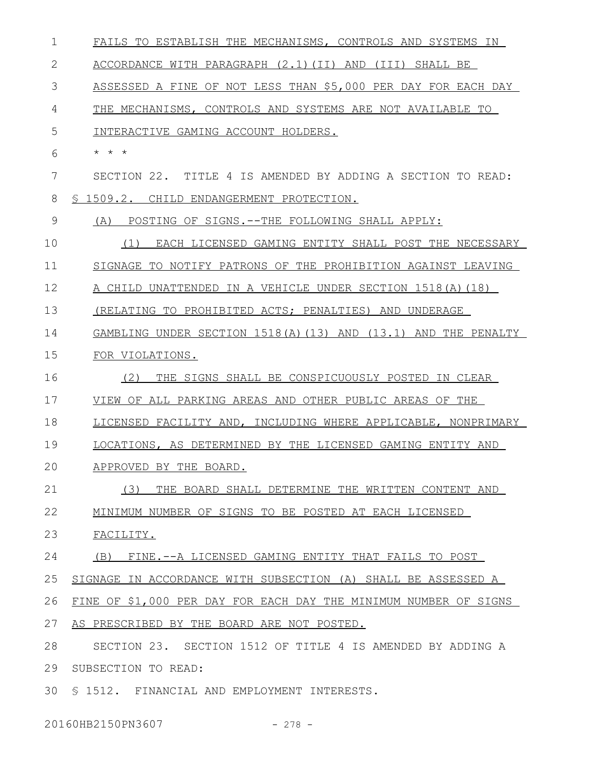FAILS TO ESTABLISH THE MECHANISMS, CONTROLS AND SYSTEMS IN ACCORDANCE WITH PARAGRAPH (2.1)(II) AND (III) SHALL BE ASSESSED A FINE OF NOT LESS THAN $5,000 PER DAY FOR EACH DAY THE MECHANISMS, CONTROLS AND SYSTEMS ARE NOT AVAILABLE TO INTERACTIVE GAMING ACCOUNT HOLDERS.

* * *

SECTION 22. TITLE 4 IS AMENDED BY ADDING A SECTION TO READ:

§ 1509.2. CHILD ENDANGERMENT PROTECTION.

(A) POSTING OF SIGNS.--THE FOLLOWING SHALL APPLY:

(1) EACH LICENSED GAMING ENTITY SHALL POST THE NECESSARY SIGNAGE TO NOTIFY PATRONS OF THE PROHIBITION AGAINST LEAVING A CHILD UNATTENDED IN A VEHICLE UNDER SECTION 1518(A)(18) (RELATING TO PROHIBITED ACTS; PENALTIES) AND UNDERAGE GAMBLING UNDER SECTION 1518(A)(13) AND (13.1) AND THE PENALTY FOR VIOLATIONS.

(2) THE SIGNS SHALL BE CONSPICUOUSLY POSTED IN CLEAR VIEW OF ALL PARKING AREAS AND OTHER PUBLIC AREAS OF THE LICENSED FACILITY AND, INCLUDING WHERE APPLICABLE, NONPRIMARY LOCATIONS, AS DETERMINED BY THE LICENSED GAMING ENTITY AND APPROVED BY THE BOARD.

(3) THE BOARD SHALL DETERMINE THE WRITTEN CONTENT AND MINIMUM NUMBER OF SIGNS TO BE POSTED AT EACH LICENSED FACILITY.

(B) FINE.--A LICENSED GAMING ENTITY THAT FAILS TO POST SIGNAGE IN ACCORDANCE WITH SUBSECTION (A) SHALL BE ASSESSED A FINE OF $1,000 PER DAY FOR EACH DAY THE MINIMUM NUMBER OF SIGNS AS PRESCRIBED BY THE BOARD ARE NOT POSTED.

SECTION 23. SECTION 1512 OF TITLE 4 IS AMENDED BY ADDING A SUBSECTION TO READ:

§ 1512. FINANCIAL AND EMPLOYMENT INTERESTS.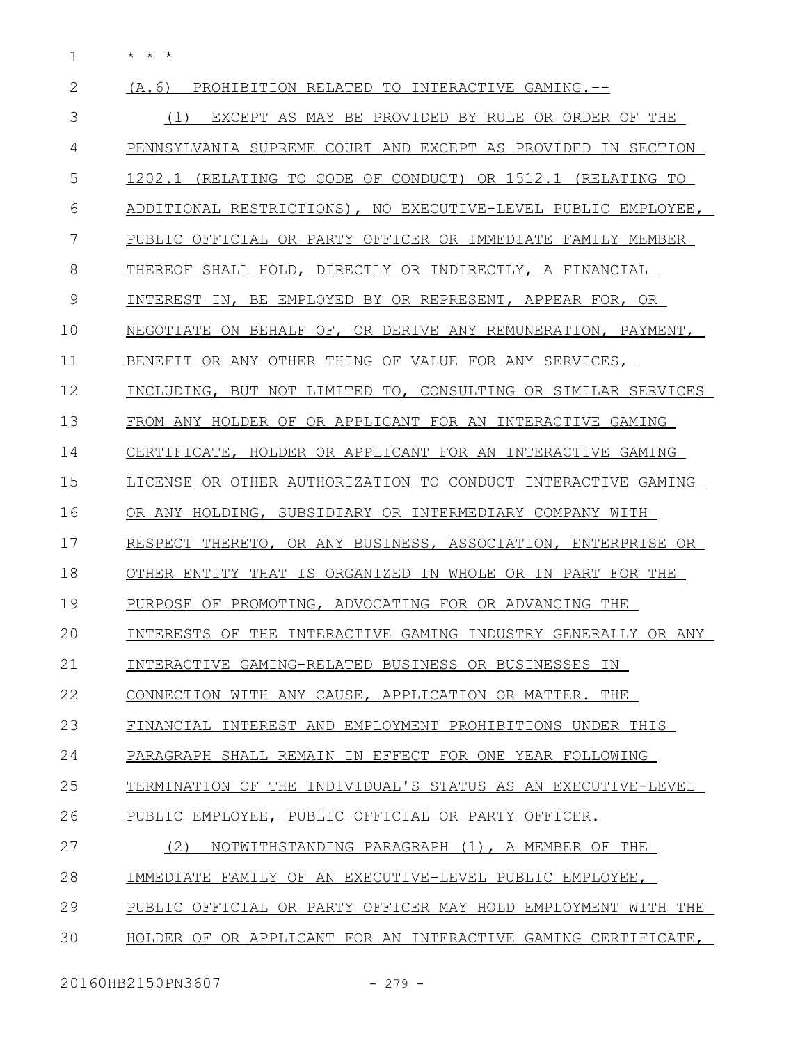* * *

(A.6) PROHIBITION RELATED TO INTERACTIVE GAMING.--

(1) EXCEPT AS MAY BE PROVIDED BY RULE OR ORDER OF THE PENNSYLVANIA SUPREME COURT AND EXCEPT AS PROVIDED IN SECTION 1202.1 (RELATING TO CODE OF CONDUCT) OR 1512.1 (RELATING TO ADDITIONAL RESTRICTIONS), NO EXECUTIVE-LEVEL PUBLIC EMPLOYEE, PUBLIC OFFICIAL OR PARTY OFFICER OR IMMEDIATE FAMILY MEMBER THEREOF SHALL HOLD, DIRECTLY OR INDIRECTLY, A FINANCIAL INTEREST IN, BE EMPLOYED BY OR REPRESENT, APPEAR FOR, OR NEGOTIATE ON BEHALF OF, OR DERIVE ANY REMUNERATION, PAYMENT, BENEFIT OR ANY OTHER THING OF VALUE FOR ANY SERVICES, INCLUDING, BUT NOT LIMITED TO, CONSULTING OR SIMILAR SERVICES FROM ANY HOLDER OF OR APPLICANT FOR AN INTERACTIVE GAMING CERTIFICATE, HOLDER OR APPLICANT FOR AN INTERACTIVE GAMING LICENSE OR OTHER AUTHORIZATION TO CONDUCT INTERACTIVE GAMING OR ANY HOLDING, SUBSIDIARY OR INTERMEDIARY COMPANY WITH RESPECT THERETO, OR ANY BUSINESS, ASSOCIATION, ENTERPRISE OR OTHER ENTITY THAT IS ORGANIZED IN WHOLE OR IN PART FOR THE PURPOSE OF PROMOTING, ADVOCATING FOR OR ADVANCING THE INTERESTS OF THE INTERACTIVE GAMING INDUSTRY GENERALLY OR ANY INTERACTIVE GAMING-RELATED BUSINESS OR BUSINESSES IN CONNECTION WITH ANY CAUSE, APPLICATION OR MATTER. THE FINANCIAL INTEREST AND EMPLOYMENT PROHIBITIONS UNDER THIS PARAGRAPH SHALL REMAIN IN EFFECT FOR ONE YEAR FOLLOWING TERMINATION OF THE INDIVIDUAL'S STATUS AS AN EXECUTIVE-LEVEL PUBLIC EMPLOYEE, PUBLIC OFFICIAL OR PARTY OFFICER.

(2) NOTWITHSTANDING PARAGRAPH (1), A MEMBER OF THE IMMEDIATE FAMILY OF AN EXECUTIVE-LEVEL PUBLIC EMPLOYEE, PUBLIC OFFICIAL OR PARTY OFFICER MAY HOLD EMPLOYMENT WITH THE HOLDER OF OR APPLICANT FOR AN INTERACTIVE GAMING CERTIFICATE,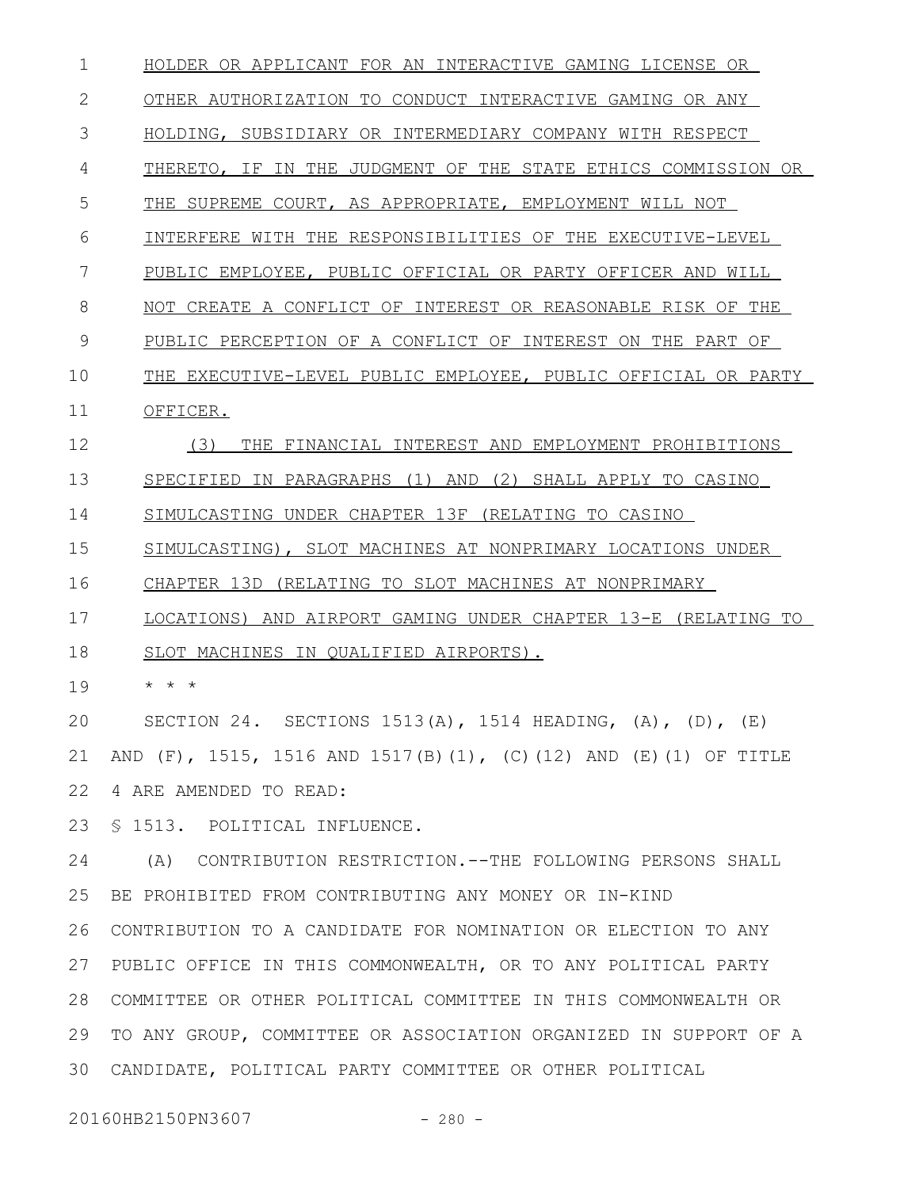HOLDER OR APPLICANT FOR AN INTERACTIVE GAMING LICENSE OR OTHER AUTHORIZATION TO CONDUCT INTERACTIVE GAMING OR ANY HOLDING, SUBSIDIARY OR INTERMEDIARY COMPANY WITH RESPECT THERETO, IF IN THE JUDGMENT OF THE STATE ETHICS COMMISSION OR THE SUPREME COURT, AS APPROPRIATE, EMPLOYMENT WILL NOT INTERFERE WITH THE RESPONSIBILITIES OF THE EXECUTIVE-LEVEL PUBLIC EMPLOYEE, PUBLIC OFFICIAL OR PARTY OFFICER AND WILL NOT CREATE A CONFLICT OF INTEREST OR REASONABLE RISK OF THE PUBLIC PERCEPTION OF A CONFLICT OF INTEREST ON THE PART OF THE EXECUTIVE-LEVEL PUBLIC EMPLOYEE, PUBLIC OFFICIAL OR PARTY OFFICER.

(3) THE FINANCIAL INTEREST AND EMPLOYMENT PROHIBITIONS SPECIFIED IN PARAGRAPHS (1) AND (2) SHALL APPLY TO CASINO SIMULCASTING UNDER CHAPTER 13F (RELATING TO CASINO SIMULCASTING), SLOT MACHINES AT NONPRIMARY LOCATIONS UNDER CHAPTER 13D (RELATING TO SLOT MACHINES AT NONPRIMARY LOCATIONS) AND AIRPORT GAMING UNDER CHAPTER 13-E (RELATING TO SLOT MACHINES IN QUALIFIED AIRPORTS).

\* \* \*

SECTION 24. SECTIONS 1513(A), 1514 HEADING, (A), (D), (E) AND (F), 1515, 1516 AND 1517(B)(1), (C)(12) AND (E)(1) OF TITLE 4 ARE AMENDED TO READ:

§ 1513. POLITICAL INFLUENCE.

(A) CONTRIBUTION RESTRICTION.--THE FOLLOWING PERSONS SHALL BE PROHIBITED FROM CONTRIBUTING ANY MONEY OR IN-KIND CONTRIBUTION TO A CANDIDATE FOR NOMINATION OR ELECTION TO ANY PUBLIC OFFICE IN THIS COMMONWEALTH, OR TO ANY POLITICAL PARTY COMMITTEE OR OTHER POLITICAL COMMITTEE IN THIS COMMONWEALTH OR TO ANY GROUP, COMMITTEE OR ASSOCIATION ORGANIZED IN SUPPORT OF A CANDIDATE, POLITICAL PARTY COMMITTEE OR OTHER POLITICAL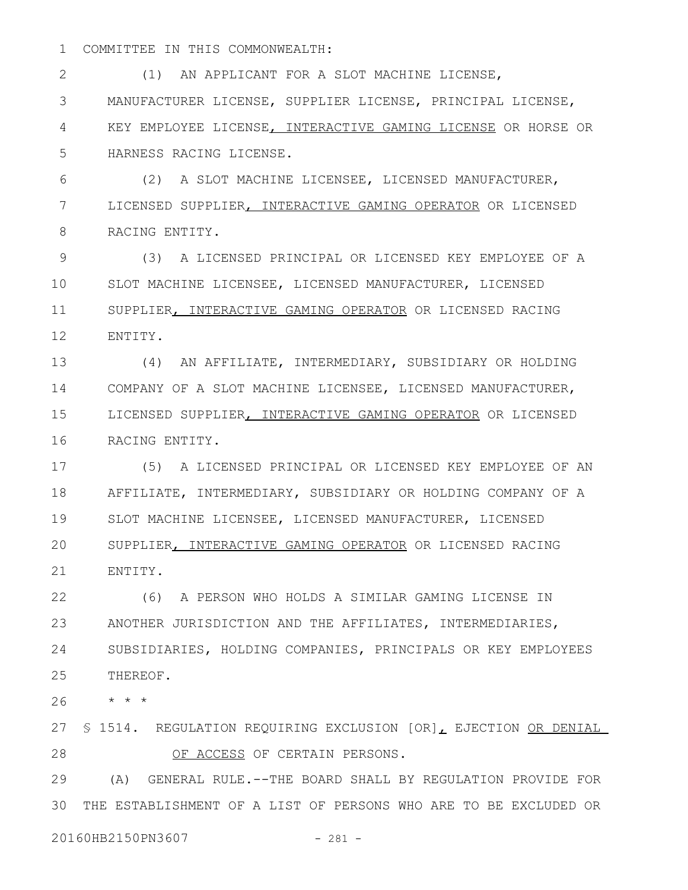COMMITTEE IN THIS COMMONWEALTH:

(1) AN APPLICANT FOR A SLOT MACHINE LICENSE, MANUFACTURER LICENSE, SUPPLIER LICENSE, PRINCIPAL LICENSE, KEY EMPLOYEE LICENSE, INTERACTIVE GAMING LICENSE OR HORSE OR HARNESS RACING LICENSE.

(2) A SLOT MACHINE LICENSEE, LICENSED MANUFACTURER, LICENSED SUPPLIER, INTERACTIVE GAMING OPERATOR OR LICENSED RACING ENTITY.

(3) A LICENSED PRINCIPAL OR LICENSED KEY EMPLOYEE OF A SLOT MACHINE LICENSEE, LICENSED MANUFACTURER, LICENSED SUPPLIER, INTERACTIVE GAMING OPERATOR OR LICENSED RACING ENTITY.

(4) AN AFFILIATE, INTERMEDIARY, SUBSIDIARY OR HOLDING COMPANY OF A SLOT MACHINE LICENSEE, LICENSED MANUFACTURER, LICENSED SUPPLIER, INTERACTIVE GAMING OPERATOR OR LICENSED RACING ENTITY.

(5) A LICENSED PRINCIPAL OR LICENSED KEY EMPLOYEE OF AN AFFILIATE, INTERMEDIARY, SUBSIDIARY OR HOLDING COMPANY OF A SLOT MACHINE LICENSEE, LICENSED MANUFACTURER, LICENSED SUPPLIER, INTERACTIVE GAMING OPERATOR OR LICENSED RACING ENTITY.

(6) A PERSON WHO HOLDS A SIMILAR GAMING LICENSE IN ANOTHER JURISDICTION AND THE AFFILIATES, INTERMEDIARIES, SUBSIDIARIES, HOLDING COMPANIES, PRINCIPALS OR KEY EMPLOYEES THEREOF.

* * *

§ 1514. REGULATION REQUIRING EXCLUSION [OR], EJECTION OR DENIAL OF ACCESS OF CERTAIN PERSONS.

(A) GENERAL RULE.--THE BOARD SHALL BY REGULATION PROVIDE FOR THE ESTABLISHMENT OF A LIST OF PERSONS WHO ARE TO BE EXCLUDED OR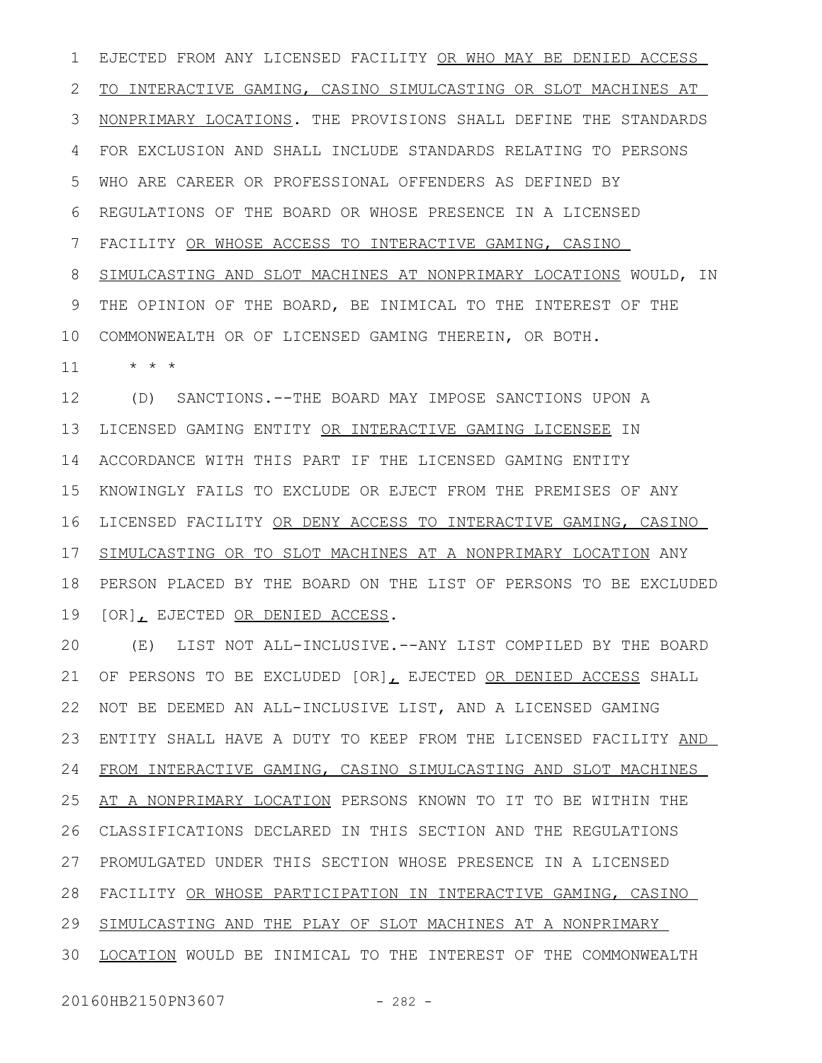EJECTED FROM ANY LICENSED FACILITY OR WHO MAY BE DENIED ACCESS TO INTERACTIVE GAMING, CASINO SIMULCASTING OR SLOT MACHINES AT NONPRIMARY LOCATIONS. THE PROVISIONS SHALL DEFINE THE STANDARDS FOR EXCLUSION AND SHALL INCLUDE STANDARDS RELATING TO PERSONS WHO ARE CAREER OR PROFESSIONAL OFFENDERS AS DEFINED BY REGULATIONS OF THE BOARD OR WHOSE PRESENCE IN A LICENSED FACILITY OR WHOSE ACCESS TO INTERACTIVE GAMING, CASINO SIMULCASTING AND SLOT MACHINES AT NONPRIMARY LOCATIONS WOULD, IN THE OPINION OF THE BOARD, BE INIMICAL TO THE INTEREST OF THE COMMONWEALTH OR OF LICENSED GAMING THEREIN, OR BOTH.

* * *

(D) SANCTIONS.--THE BOARD MAY IMPOSE SANCTIONS UPON A LICENSED GAMING ENTITY OR INTERACTIVE GAMING LICENSEE IN ACCORDANCE WITH THIS PART IF THE LICENSED GAMING ENTITY KNOWINGLY FAILS TO EXCLUDE OR EJECT FROM THE PREMISES OF ANY LICENSED FACILITY OR DENY ACCESS TO INTERACTIVE GAMING, CASINO SIMULCASTING OR TO SLOT MACHINES AT A NONPRIMARY LOCATION ANY PERSON PLACED BY THE BOARD ON THE LIST OF PERSONS TO BE EXCLUDED [OR], EJECTED OR DENIED ACCESS.

(E) LIST NOT ALL-INCLUSIVE.--ANY LIST COMPILED BY THE BOARD OF PERSONS TO BE EXCLUDED [OR], EJECTED OR DENIED ACCESS SHALL NOT BE DEEMED AN ALL-INCLUSIVE LIST, AND A LICENSED GAMING ENTITY SHALL HAVE A DUTY TO KEEP FROM THE LICENSED FACILITY AND FROM INTERACTIVE GAMING, CASINO SIMULCASTING AND SLOT MACHINES AT A NONPRIMARY LOCATION PERSONS KNOWN TO IT TO BE WITHIN THE CLASSIFICATIONS DECLARED IN THIS SECTION AND THE REGULATIONS PROMULGATED UNDER THIS SECTION WHOSE PRESENCE IN A LICENSED FACILITY OR WHOSE PARTICIPATION IN INTERACTIVE GAMING, CASINO SIMULCASTING AND THE PLAY OF SLOT MACHINES AT A NONPRIMARY LOCATION WOULD BE INIMICAL TO THE INTEREST OF THE COMMONWEALTH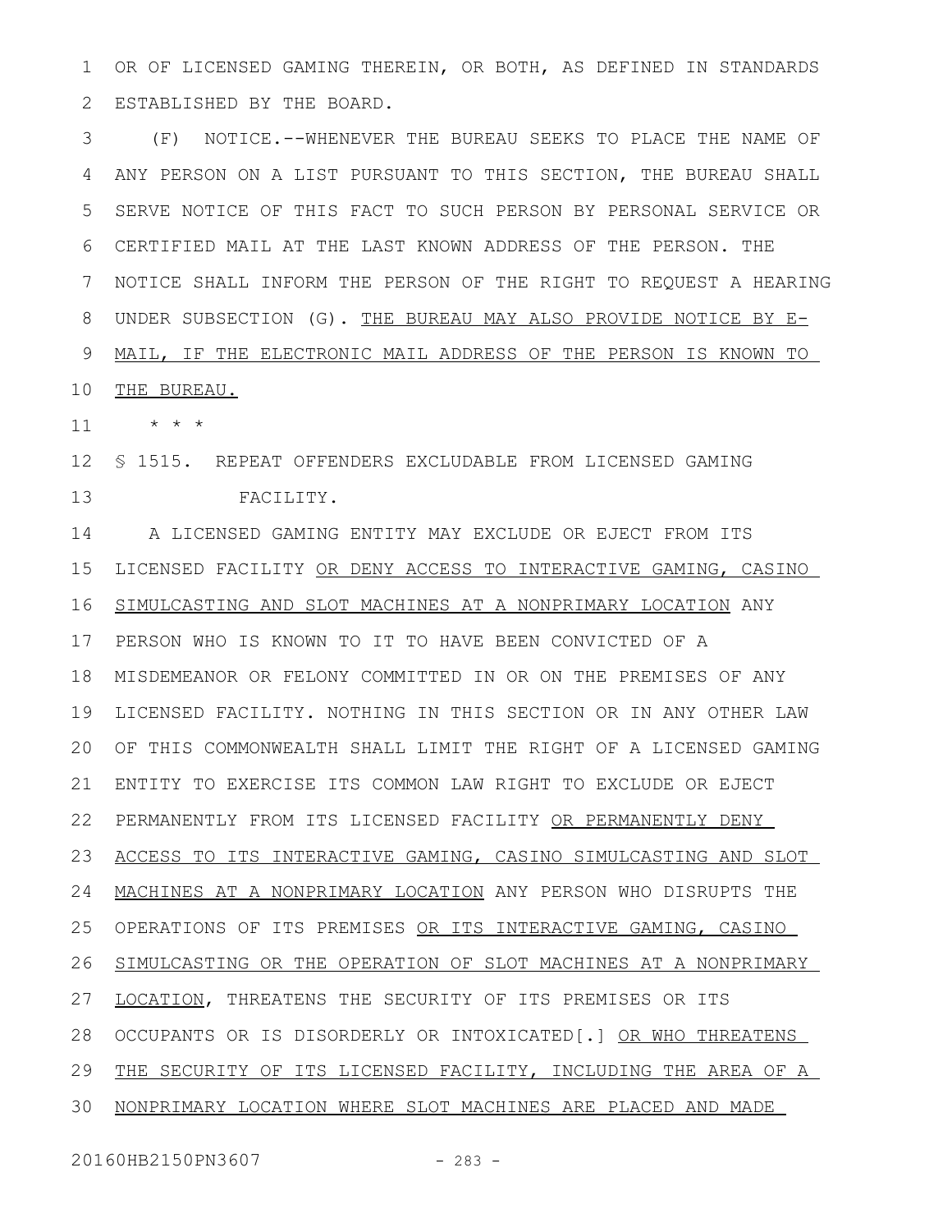OR OF LICENSED GAMING THEREIN, OR BOTH, AS DEFINED IN STANDARDS ESTABLISHED BY THE BOARD.

(F) NOTICE.--WHENEVER THE BUREAU SEEKS TO PLACE THE NAME OF ANY PERSON ON A LIST PURSUANT TO THIS SECTION, THE BUREAU SHALL SERVE NOTICE OF THIS FACT TO SUCH PERSON BY PERSONAL SERVICE OR CERTIFIED MAIL AT THE LAST KNOWN ADDRESS OF THE PERSON. THE NOTICE SHALL INFORM THE PERSON OF THE RIGHT TO REQUEST A HEARING UNDER SUBSECTION (G). THE BUREAU MAY ALSO PROVIDE NOTICE BY E-MAIL, IF THE ELECTRONIC MAIL ADDRESS OF THE PERSON IS KNOWN TO THE BUREAU.

\* \* \*

§ 1515. REPEAT OFFENDERS EXCLUDABLE FROM LICENSED GAMING FACILITY.

A LICENSED GAMING ENTITY MAY EXCLUDE OR EJECT FROM ITS LICENSED FACILITY OR DENY ACCESS TO INTERACTIVE GAMING, CASINO SIMULCASTING AND SLOT MACHINES AT A NONPRIMARY LOCATION ANY PERSON WHO IS KNOWN TO IT TO HAVE BEEN CONVICTED OF A MISDEMEANOR OR FELONY COMMITTED IN OR ON THE PREMISES OF ANY LICENSED FACILITY. NOTHING IN THIS SECTION OR IN ANY OTHER LAW OF THIS COMMONWEALTH SHALL LIMIT THE RIGHT OF A LICENSED GAMING ENTITY TO EXERCISE ITS COMMON LAW RIGHT TO EXCLUDE OR EJECT PERMANENTLY FROM ITS LICENSED FACILITY OR PERMANENTLY DENY ACCESS TO ITS INTERACTIVE GAMING, CASINO SIMULCASTING AND SLOT MACHINES AT A NONPRIMARY LOCATION ANY PERSON WHO DISRUPTS THE OPERATIONS OF ITS PREMISES OR ITS INTERACTIVE GAMING, CASINO SIMULCASTING OR THE OPERATION OF SLOT MACHINES AT A NONPRIMARY LOCATION, THREATENS THE SECURITY OF ITS PREMISES OR ITS OCCUPANTS OR IS DISORDERLY OR INTOXICATED[.] OR WHO THREATENS THE SECURITY OF ITS LICENSED FACILITY, INCLUDING THE AREA OF A NONPRIMARY LOCATION WHERE SLOT MACHINES ARE PLACED AND MADE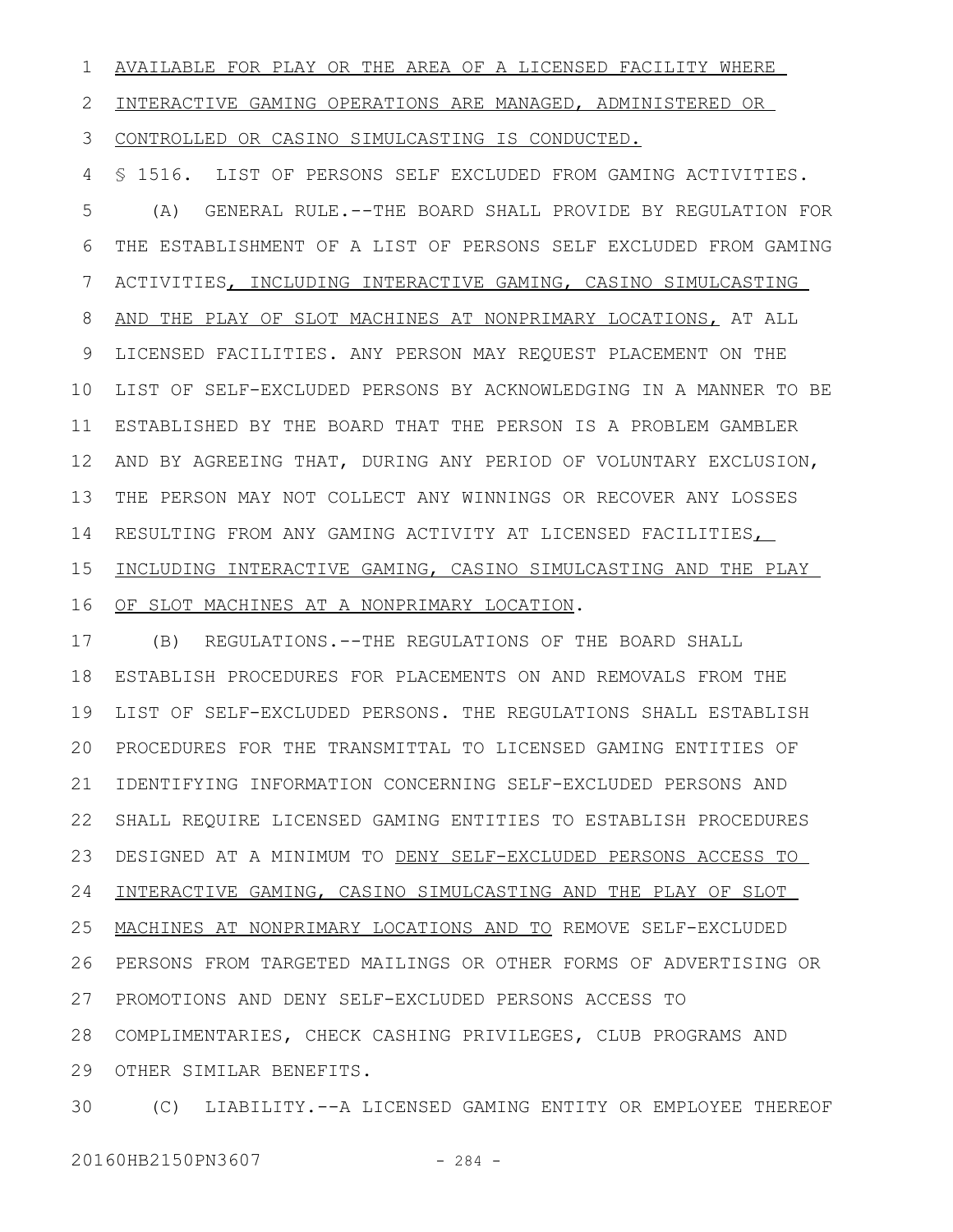AVAILABLE FOR PLAY OR THE AREA OF A LICENSED FACILITY WHERE INTERACTIVE GAMING OPERATIONS ARE MANAGED, ADMINISTERED OR CONTROLLED OR CASINO SIMULCASTING IS CONDUCTED.

§ 1516. LIST OF PERSONS SELF EXCLUDED FROM GAMING ACTIVITIES.

(A) GENERAL RULE.--THE BOARD SHALL PROVIDE BY REGULATION FOR THE ESTABLISHMENT OF A LIST OF PERSONS SELF EXCLUDED FROM GAMING ACTIVITIES, INCLUDING INTERACTIVE GAMING, CASINO SIMULCASTING AND THE PLAY OF SLOT MACHINES AT NONPRIMARY LOCATIONS, AT ALL LICENSED FACILITIES. ANY PERSON MAY REQUEST PLACEMENT ON THE LIST OF SELF-EXCLUDED PERSONS BY ACKNOWLEDGING IN A MANNER TO BE ESTABLISHED BY THE BOARD THAT THE PERSON IS A PROBLEM GAMBLER AND BY AGREEING THAT, DURING ANY PERIOD OF VOLUNTARY EXCLUSION, THE PERSON MAY NOT COLLECT ANY WINNINGS OR RECOVER ANY LOSSES RESULTING FROM ANY GAMING ACTIVITY AT LICENSED FACILITIES, INCLUDING INTERACTIVE GAMING, CASINO SIMULCASTING AND THE PLAY OF SLOT MACHINES AT A NONPRIMARY LOCATION.

(B) REGULATIONS.--THE REGULATIONS OF THE BOARD SHALL ESTABLISH PROCEDURES FOR PLACEMENTS ON AND REMOVALS FROM THE LIST OF SELF-EXCLUDED PERSONS. THE REGULATIONS SHALL ESTABLISH PROCEDURES FOR THE TRANSMITTAL TO LICENSED GAMING ENTITIES OF IDENTIFYING INFORMATION CONCERNING SELF-EXCLUDED PERSONS AND SHALL REQUIRE LICENSED GAMING ENTITIES TO ESTABLISH PROCEDURES DESIGNED AT A MINIMUM TO DENY SELF-EXCLUDED PERSONS ACCESS TO INTERACTIVE GAMING, CASINO SIMULCASTING AND THE PLAY OF SLOT MACHINES AT NONPRIMARY LOCATIONS AND TO REMOVE SELF-EXCLUDED PERSONS FROM TARGETED MAILINGS OR OTHER FORMS OF ADVERTISING OR PROMOTIONS AND DENY SELF-EXCLUDED PERSONS ACCESS TO COMPLIMENTARIES, CHECK CASHING PRIVILEGES, CLUB PROGRAMS AND OTHER SIMILAR BENEFITS.

(C) LIABILITY.--A LICENSED GAMING ENTITY OR EMPLOYEE THEREOF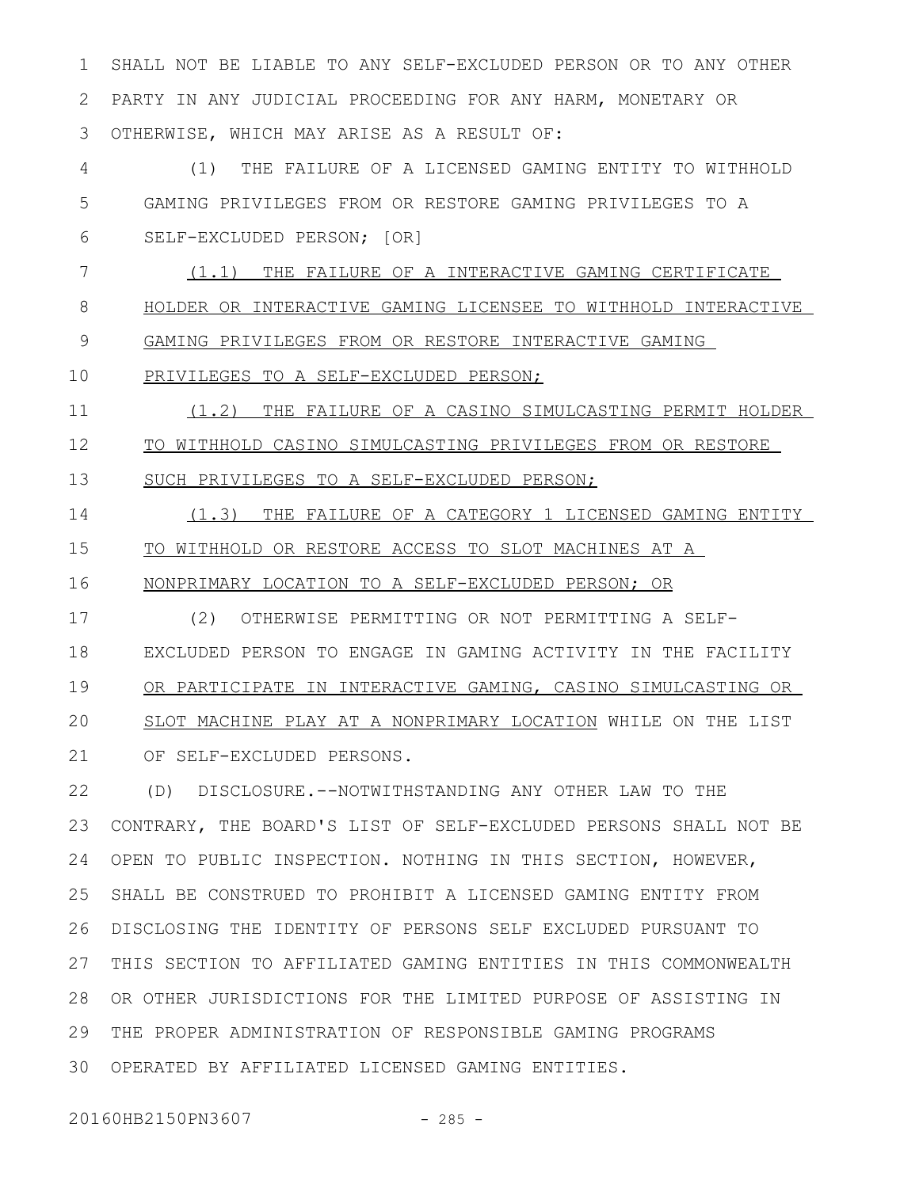SHALL NOT BE LIABLE TO ANY SELF-EXCLUDED PERSON OR TO ANY OTHER PARTY IN ANY JUDICIAL PROCEEDING FOR ANY HARM, MONETARY OR OTHERWISE, WHICH MAY ARISE AS A RESULT OF:

(1) THE FAILURE OF A LICENSED GAMING ENTITY TO WITHHOLD GAMING PRIVILEGES FROM OR RESTORE GAMING PRIVILEGES TO A SELF-EXCLUDED PERSON; [OR]

(1.1) THE FAILURE OF A INTERACTIVE GAMING CERTIFICATE HOLDER OR INTERACTIVE GAMING LICENSEE TO WITHHOLD INTERACTIVE GAMING PRIVILEGES FROM OR RESTORE INTERACTIVE GAMING PRIVILEGES TO A SELF-EXCLUDED PERSON;

(1.2) THE FAILURE OF A CASINO SIMULCASTING PERMIT HOLDER TO WITHHOLD CASINO SIMULCASTING PRIVILEGES FROM OR RESTORE SUCH PRIVILEGES TO A SELF-EXCLUDED PERSON;

(1.3) THE FAILURE OF A CATEGORY 1 LICENSED GAMING ENTITY TO WITHHOLD OR RESTORE ACCESS TO SLOT MACHINES AT A NONPRIMARY LOCATION TO A SELF-EXCLUDED PERSON; OR

(2) OTHERWISE PERMITTING OR NOT PERMITTING A SELF-EXCLUDED PERSON TO ENGAGE IN GAMING ACTIVITY IN THE FACILITY OR PARTICIPATE IN INTERACTIVE GAMING, CASINO SIMULCASTING OR SLOT MACHINE PLAY AT A NONPRIMARY LOCATION WHILE ON THE LIST OF SELF-EXCLUDED PERSONS.

(D) DISCLOSURE.--NOTWITHSTANDING ANY OTHER LAW TO THE CONTRARY, THE BOARD'S LIST OF SELF-EXCLUDED PERSONS SHALL NOT BE OPEN TO PUBLIC INSPECTION. NOTHING IN THIS SECTION, HOWEVER, SHALL BE CONSTRUED TO PROHIBIT A LICENSED GAMING ENTITY FROM DISCLOSING THE IDENTITY OF PERSONS SELF EXCLUDED PURSUANT TO THIS SECTION TO AFFILIATED GAMING ENTITIES IN THIS COMMONWEALTH OR OTHER JURISDICTIONS FOR THE LIMITED PURPOSE OF ASSISTING IN THE PROPER ADMINISTRATION OF RESPONSIBLE GAMING PROGRAMS OPERATED BY AFFILIATED LICENSED GAMING ENTITIES.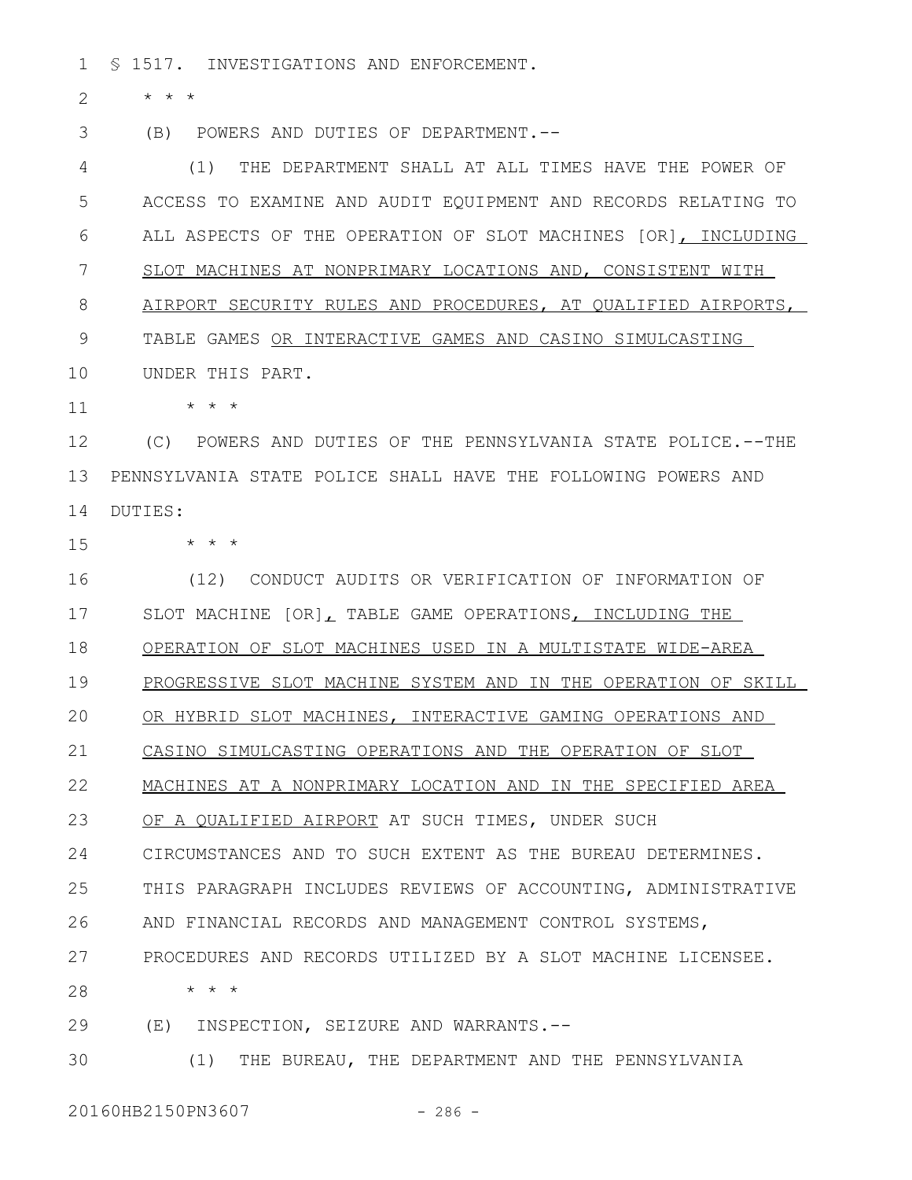§ 1517. INVESTIGATIONS AND ENFORCEMENT.

\* \* \*

(B) POWERS AND DUTIES OF DEPARTMENT.--

(1) THE DEPARTMENT SHALL AT ALL TIMES HAVE THE POWER OF ACCESS TO EXAMINE AND AUDIT EQUIPMENT AND RECORDS RELATING TO ALL ASPECTS OF THE OPERATION OF SLOT MACHINES [OR]<u>, INCLUDING SLOT MACHINES AT NONPRIMARY LOCATIONS AND, CONSISTENT WITH AIRPORT SECURITY RULES AND PROCEDURES, AT QUALIFIED AIRPORTS,</u> TABLE GAMES <u>OR INTERACTIVE GAMES AND CASINO SIMULCASTING</u> UNDER THIS PART.

\* \* \*

(C) POWERS AND DUTIES OF THE PENNSYLVANIA STATE POLICE.--THE PENNSYLVANIA STATE POLICE SHALL HAVE THE FOLLOWING POWERS AND DUTIES:

\* \* \*

(12) CONDUCT AUDITS OR VERIFICATION OF INFORMATION OF SLOT MACHINE [OR]<u>,</u> TABLE GAME OPERATIONS<u>, INCLUDING THE OPERATION OF SLOT MACHINES USED IN A MULTISTATE WIDE-AREA PROGRESSIVE SLOT MACHINE SYSTEM AND IN THE OPERATION OF SKILL OR HYBRID SLOT MACHINES, INTERACTIVE GAMING OPERATIONS AND CASINO SIMULCASTING OPERATIONS AND THE OPERATION OF SLOT MACHINES AT A NONPRIMARY LOCATION AND IN THE SPECIFIED AREA OF A QUALIFIED AIRPORT</u> AT SUCH TIMES, UNDER SUCH CIRCUMSTANCES AND TO SUCH EXTENT AS THE BUREAU DETERMINES. THIS PARAGRAPH INCLUDES REVIEWS OF ACCOUNTING, ADMINISTRATIVE AND FINANCIAL RECORDS AND MANAGEMENT CONTROL SYSTEMS, PROCEDURES AND RECORDS UTILIZED BY A SLOT MACHINE LICENSEE.

\* \* \*

(E) INSPECTION, SEIZURE AND WARRANTS.--

(1) THE BUREAU, THE DEPARTMENT AND THE PENNSYLVANIA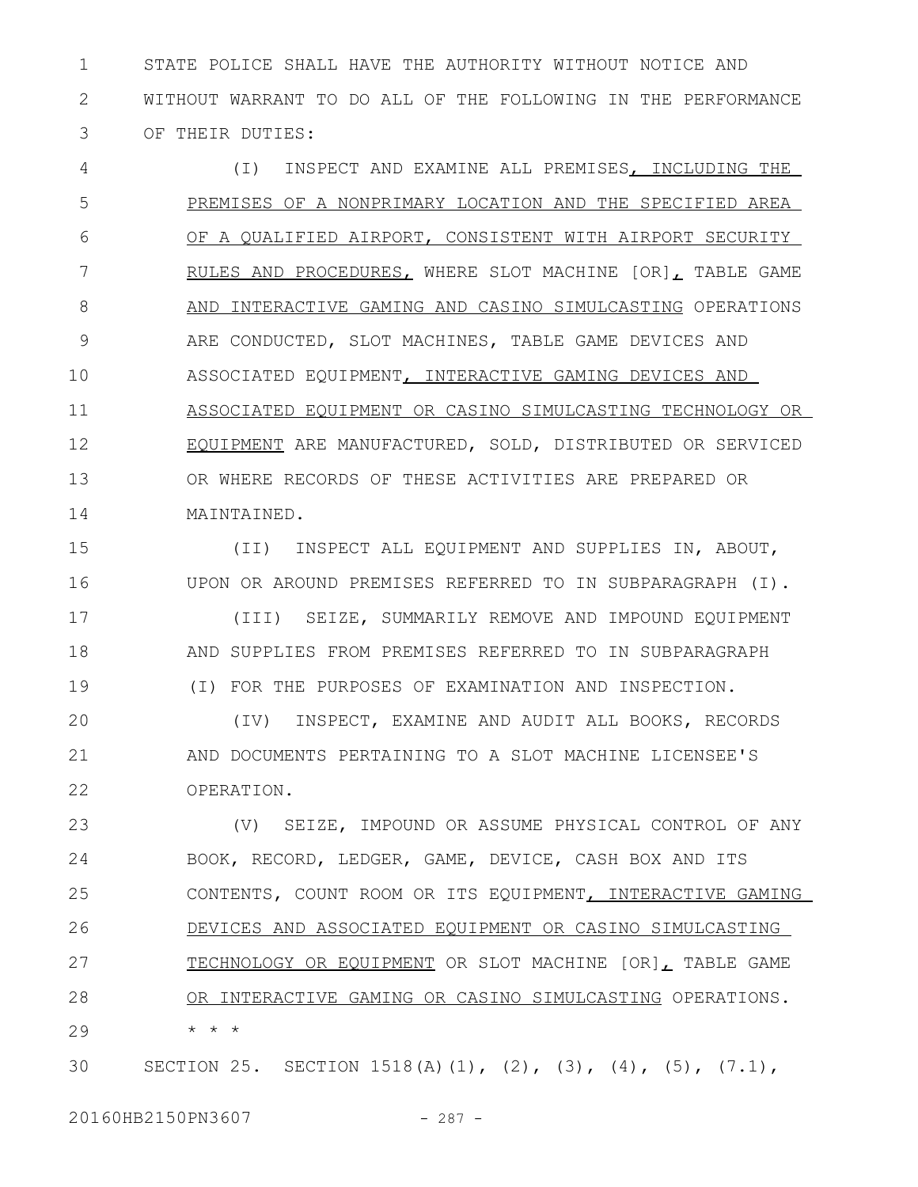STATE POLICE SHALL HAVE THE AUTHORITY WITHOUT NOTICE AND WITHOUT WARRANT TO DO ALL OF THE FOLLOWING IN THE PERFORMANCE OF THEIR DUTIES:

(I) INSPECT AND EXAMINE ALL PREMISES, INCLUDING THE PREMISES OF A NONPRIMARY LOCATION AND THE SPECIFIED AREA OF A QUALIFIED AIRPORT, CONSISTENT WITH AIRPORT SECURITY RULES AND PROCEDURES, WHERE SLOT MACHINE [OR], TABLE GAME AND INTERACTIVE GAMING AND CASINO SIMULCASTING OPERATIONS ARE CONDUCTED, SLOT MACHINES, TABLE GAME DEVICES AND ASSOCIATED EQUIPMENT, INTERACTIVE GAMING DEVICES AND ASSOCIATED EQUIPMENT OR CASINO SIMULCASTING TECHNOLOGY OR EQUIPMENT ARE MANUFACTURED, SOLD, DISTRIBUTED OR SERVICED OR WHERE RECORDS OF THESE ACTIVITIES ARE PREPARED OR MAINTAINED.

(II) INSPECT ALL EQUIPMENT AND SUPPLIES IN, ABOUT, UPON OR AROUND PREMISES REFERRED TO IN SUBPARAGRAPH (I).

(III) SEIZE, SUMMARILY REMOVE AND IMPOUND EQUIPMENT AND SUPPLIES FROM PREMISES REFERRED TO IN SUBPARAGRAPH (I) FOR THE PURPOSES OF EXAMINATION AND INSPECTION.

(IV) INSPECT, EXAMINE AND AUDIT ALL BOOKS, RECORDS AND DOCUMENTS PERTAINING TO A SLOT MACHINE LICENSEE'S OPERATION.

(V) SEIZE, IMPOUND OR ASSUME PHYSICAL CONTROL OF ANY BOOK, RECORD, LEDGER, GAME, DEVICE, CASH BOX AND ITS CONTENTS, COUNT ROOM OR ITS EQUIPMENT, INTERACTIVE GAMING DEVICES AND ASSOCIATED EQUIPMENT OR CASINO SIMULCASTING TECHNOLOGY OR EQUIPMENT OR SLOT MACHINE [OR], TABLE GAME OR INTERACTIVE GAMING OR CASINO SIMULCASTING OPERATIONS.

\* \* \*

SECTION 25. SECTION 1518(A)(1), (2), (3), (4), (5), (7.1),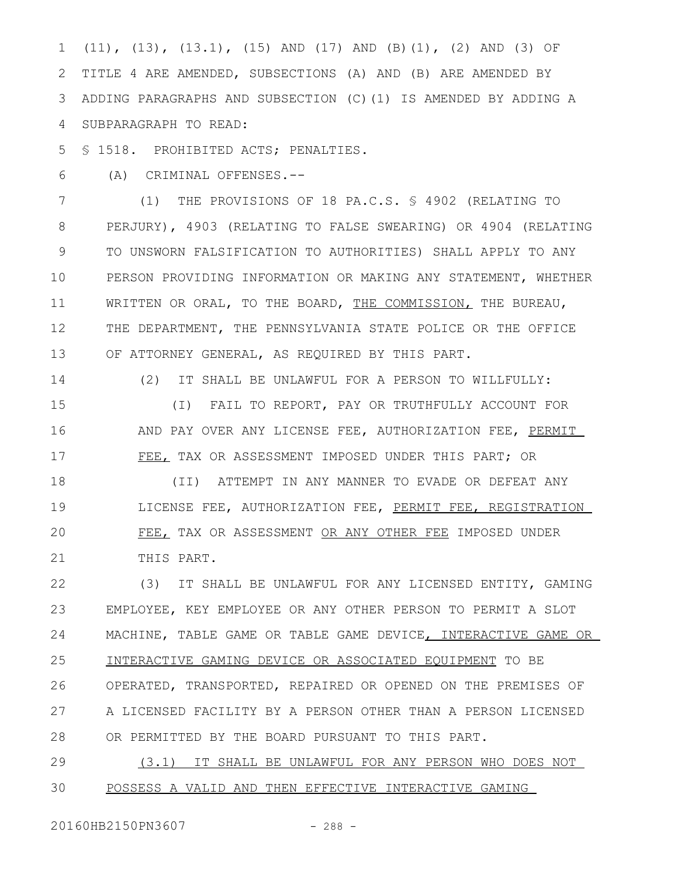(11), (13), (13.1), (15) AND (17) AND (B)(1), (2) AND (3) OF TITLE 4 ARE AMENDED, SUBSECTIONS (A) AND (B) ARE AMENDED BY ADDING PARAGRAPHS AND SUBSECTION (C)(1) IS AMENDED BY ADDING A SUBPARAGRAPH TO READ:

§ 1518. PROHIBITED ACTS; PENALTIES.

(A) CRIMINAL OFFENSES.--

(1) THE PROVISIONS OF 18 PA.C.S. § 4902 (RELATING TO PERJURY), 4903 (RELATING TO FALSE SWEARING) OR 4904 (RELATING TO UNSWORN FALSIFICATION TO AUTHORITIES) SHALL APPLY TO ANY PERSON PROVIDING INFORMATION OR MAKING ANY STATEMENT, WHETHER WRITTEN OR ORAL, TO THE BOARD, <u>THE COMMISSION,</u> THE BUREAU, THE DEPARTMENT, THE PENNSYLVANIA STATE POLICE OR THE OFFICE OF ATTORNEY GENERAL, AS REQUIRED BY THIS PART.

(2) IT SHALL BE UNLAWFUL FOR A PERSON TO WILLFULLY:

(I) FAIL TO REPORT, PAY OR TRUTHFULLY ACCOUNT FOR AND PAY OVER ANY LICENSE FEE, AUTHORIZATION FEE, <u>PERMIT FEE,</u> TAX OR ASSESSMENT IMPOSED UNDER THIS PART; OR

(II) ATTEMPT IN ANY MANNER TO EVADE OR DEFEAT ANY LICENSE FEE, AUTHORIZATION FEE, <u>PERMIT FEE, REGISTRATION FEE,</u> TAX OR ASSESSMENT <u>OR ANY OTHER FEE</u> IMPOSED UNDER THIS PART.

(3) IT SHALL BE UNLAWFUL FOR ANY LICENSED ENTITY, GAMING EMPLOYEE, KEY EMPLOYEE OR ANY OTHER PERSON TO PERMIT A SLOT MACHINE, TABLE GAME OR TABLE GAME DEVICE<u>, INTERACTIVE GAME OR INTERACTIVE GAMING DEVICE OR ASSOCIATED EQUIPMENT</u> TO BE OPERATED, TRANSPORTED, REPAIRED OR OPENED ON THE PREMISES OF A LICENSED FACILITY BY A PERSON OTHER THAN A PERSON LICENSED OR PERMITTED BY THE BOARD PURSUANT TO THIS PART.

<u>(3.1) IT SHALL BE UNLAWFUL FOR ANY PERSON WHO DOES NOT POSSESS A VALID AND THEN EFFECTIVE INTERACTIVE GAMING</u>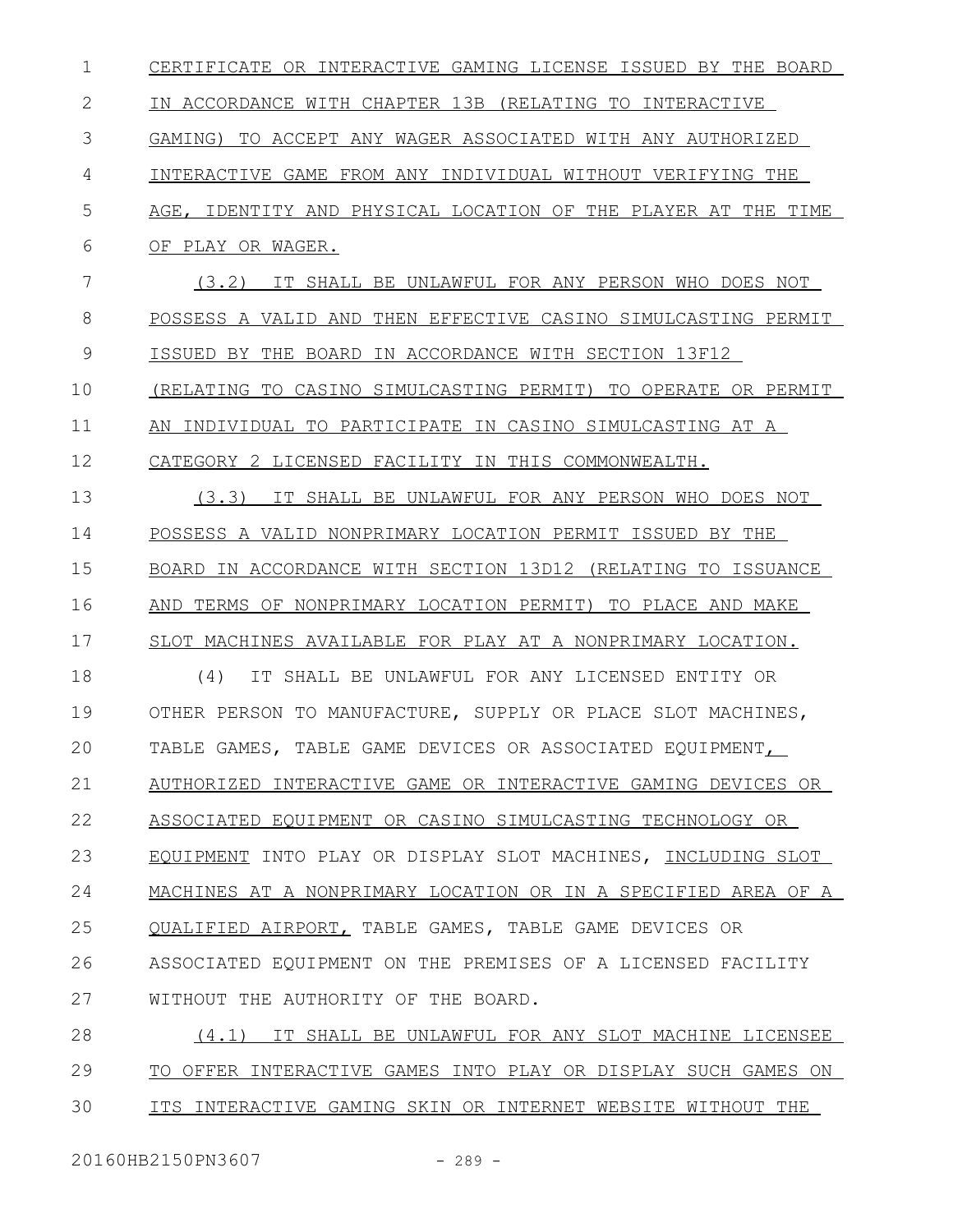CERTIFICATE OR INTERACTIVE GAMING LICENSE ISSUED BY THE BOARD IN ACCORDANCE WITH CHAPTER 13B (RELATING TO INTERACTIVE GAMING) TO ACCEPT ANY WAGER ASSOCIATED WITH ANY AUTHORIZED INTERACTIVE GAME FROM ANY INDIVIDUAL WITHOUT VERIFYING THE AGE, IDENTITY AND PHYSICAL LOCATION OF THE PLAYER AT THE TIME OF PLAY OR WAGER.

(3.2) IT SHALL BE UNLAWFUL FOR ANY PERSON WHO DOES NOT POSSESS A VALID AND THEN EFFECTIVE CASINO SIMULCASTING PERMIT ISSUED BY THE BOARD IN ACCORDANCE WITH SECTION 13F12 (RELATING TO CASINO SIMULCASTING PERMIT) TO OPERATE OR PERMIT AN INDIVIDUAL TO PARTICIPATE IN CASINO SIMULCASTING AT A CATEGORY 2 LICENSED FACILITY IN THIS COMMONWEALTH.

(3.3) IT SHALL BE UNLAWFUL FOR ANY PERSON WHO DOES NOT POSSESS A VALID NONPRIMARY LOCATION PERMIT ISSUED BY THE BOARD IN ACCORDANCE WITH SECTION 13D12 (RELATING TO ISSUANCE AND TERMS OF NONPRIMARY LOCATION PERMIT) TO PLACE AND MAKE SLOT MACHINES AVAILABLE FOR PLAY AT A NONPRIMARY LOCATION.

(4) IT SHALL BE UNLAWFUL FOR ANY LICENSED ENTITY OR OTHER PERSON TO MANUFACTURE, SUPPLY OR PLACE SLOT MACHINES, TABLE GAMES, TABLE GAME DEVICES OR ASSOCIATED EQUIPMENT, AUTHORIZED INTERACTIVE GAME OR INTERACTIVE GAMING DEVICES OR ASSOCIATED EQUIPMENT OR CASINO SIMULCASTING TECHNOLOGY OR EQUIPMENT INTO PLAY OR DISPLAY SLOT MACHINES, INCLUDING SLOT MACHINES AT A NONPRIMARY LOCATION OR IN A SPECIFIED AREA OF A QUALIFIED AIRPORT, TABLE GAMES, TABLE GAME DEVICES OR ASSOCIATED EQUIPMENT ON THE PREMISES OF A LICENSED FACILITY WITHOUT THE AUTHORITY OF THE BOARD.

(4.1) IT SHALL BE UNLAWFUL FOR ANY SLOT MACHINE LICENSEE TO OFFER INTERACTIVE GAMES INTO PLAY OR DISPLAY SUCH GAMES ON ITS INTERACTIVE GAMING SKIN OR INTERNET WEBSITE WITHOUT THE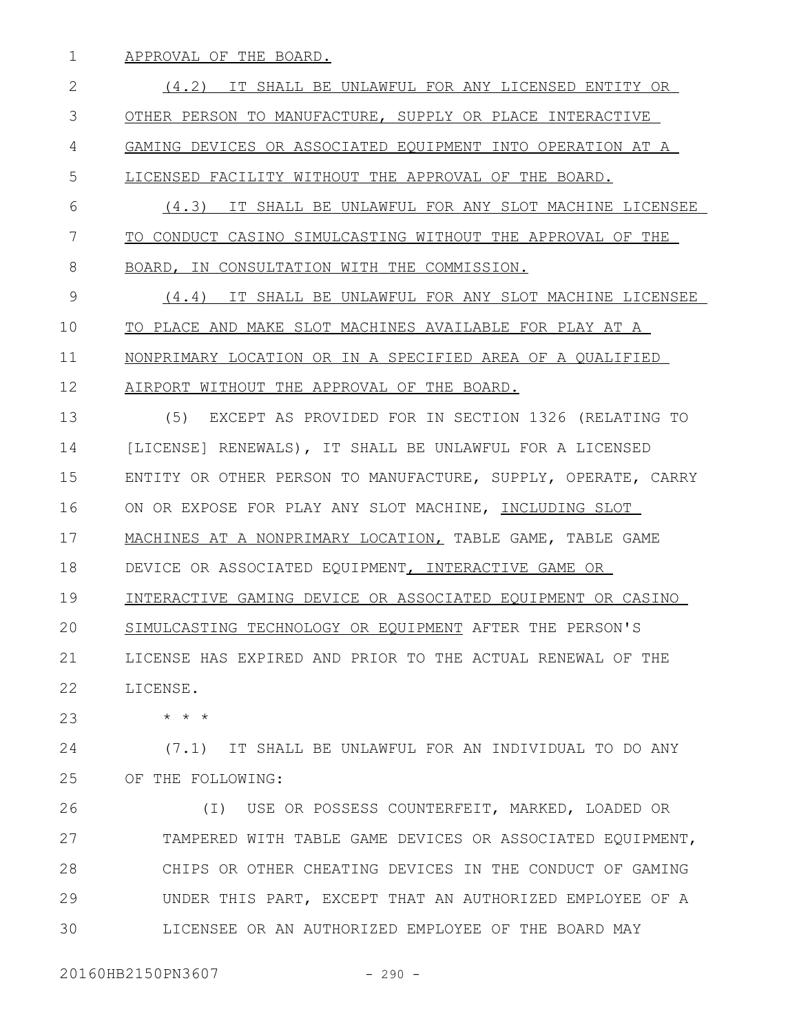APPROVAL OF THE BOARD.

(4.2) IT SHALL BE UNLAWFUL FOR ANY LICENSED ENTITY OR OTHER PERSON TO MANUFACTURE, SUPPLY OR PLACE INTERACTIVE GAMING DEVICES OR ASSOCIATED EQUIPMENT INTO OPERATION AT A LICENSED FACILITY WITHOUT THE APPROVAL OF THE BOARD.

(4.3) IT SHALL BE UNLAWFUL FOR ANY SLOT MACHINE LICENSEE TO CONDUCT CASINO SIMULCASTING WITHOUT THE APPROVAL OF THE BOARD, IN CONSULTATION WITH THE COMMISSION.

(4.4) IT SHALL BE UNLAWFUL FOR ANY SLOT MACHINE LICENSEE TO PLACE AND MAKE SLOT MACHINES AVAILABLE FOR PLAY AT A NONPRIMARY LOCATION OR IN A SPECIFIED AREA OF A QUALIFIED AIRPORT WITHOUT THE APPROVAL OF THE BOARD.

(5) EXCEPT AS PROVIDED FOR IN SECTION 1326 (RELATING TO [LICENSE] RENEWALS), IT SHALL BE UNLAWFUL FOR A LICENSED ENTITY OR OTHER PERSON TO MANUFACTURE, SUPPLY, OPERATE, CARRY ON OR EXPOSE FOR PLAY ANY SLOT MACHINE, INCLUDING SLOT MACHINES AT A NONPRIMARY LOCATION, TABLE GAME, TABLE GAME DEVICE OR ASSOCIATED EQUIPMENT, INTERACTIVE GAME OR INTERACTIVE GAMING DEVICE OR ASSOCIATED EQUIPMENT OR CASINO SIMULCASTING TECHNOLOGY OR EQUIPMENT AFTER THE PERSON'S LICENSE HAS EXPIRED AND PRIOR TO THE ACTUAL RENEWAL OF THE LICENSE.

\* \* \*

(7.1) IT SHALL BE UNLAWFUL FOR AN INDIVIDUAL TO DO ANY OF THE FOLLOWING:

(I) USE OR POSSESS COUNTERFEIT, MARKED, LOADED OR TAMPERED WITH TABLE GAME DEVICES OR ASSOCIATED EQUIPMENT, CHIPS OR OTHER CHEATING DEVICES IN THE CONDUCT OF GAMING UNDER THIS PART, EXCEPT THAT AN AUTHORIZED EMPLOYEE OF A LICENSEE OR AN AUTHORIZED EMPLOYEE OF THE BOARD MAY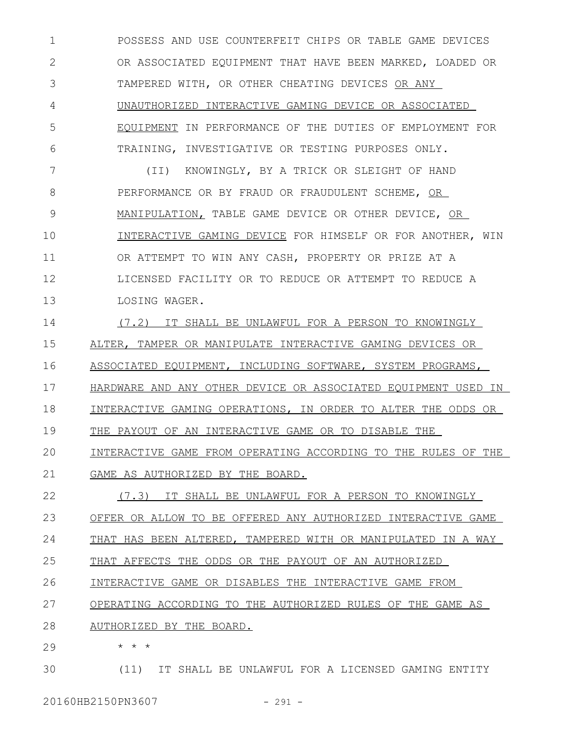POSSESS AND USE COUNTERFEIT CHIPS OR TABLE GAME DEVICES OR ASSOCIATED EQUIPMENT THAT HAVE BEEN MARKED, LOADED OR TAMPERED WITH, OR OTHER CHEATING DEVICES <u>OR ANY UNAUTHORIZED INTERACTIVE GAMING DEVICE OR ASSOCIATED EQUIPMENT</u> IN PERFORMANCE OF THE DUTIES OF EMPLOYMENT FOR TRAINING, INVESTIGATIVE OR TESTING PURPOSES ONLY.

(II) KNOWINGLY, BY A TRICK OR SLEIGHT OF HAND PERFORMANCE OR BY FRAUD OR FRAUDULENT SCHEME, <u>OR MANIPULATION,</u> TABLE GAME DEVICE OR OTHER DEVICE, <u>OR INTERACTIVE GAMING DEVICE</u> FOR HIMSELF OR FOR ANOTHER, WIN OR ATTEMPT TO WIN ANY CASH, PROPERTY OR PRIZE AT A LICENSED FACILITY OR TO REDUCE OR ATTEMPT TO REDUCE A LOSING WAGER.

<u>(7.2) IT SHALL BE UNLAWFUL FOR A PERSON TO KNOWINGLY ALTER, TAMPER OR MANIPULATE INTERACTIVE GAMING DEVICES OR ASSOCIATED EQUIPMENT, INCLUDING SOFTWARE, SYSTEM PROGRAMS, HARDWARE AND ANY OTHER DEVICE OR ASSOCIATED EQUIPMENT USED IN INTERACTIVE GAMING OPERATIONS, IN ORDER TO ALTER THE ODDS OR THE PAYOUT OF AN INTERACTIVE GAME OR TO DISABLE THE INTERACTIVE GAME FROM OPERATING ACCORDING TO THE RULES OF THE GAME AS AUTHORIZED BY THE BOARD.</u>

<u>(7.3) IT SHALL BE UNLAWFUL FOR A PERSON TO KNOWINGLY OFFER OR ALLOW TO BE OFFERED ANY AUTHORIZED INTERACTIVE GAME THAT HAS BEEN ALTERED, TAMPERED WITH OR MANIPULATED IN A WAY THAT AFFECTS THE ODDS OR THE PAYOUT OF AN AUTHORIZED INTERACTIVE GAME OR DISABLES THE INTERACTIVE GAME FROM OPERATING ACCORDING TO THE AUTHORIZED RULES OF THE GAME AS AUTHORIZED BY THE BOARD.</u>

* * *

(11) IT SHALL BE UNLAWFUL FOR A LICENSED GAMING ENTITY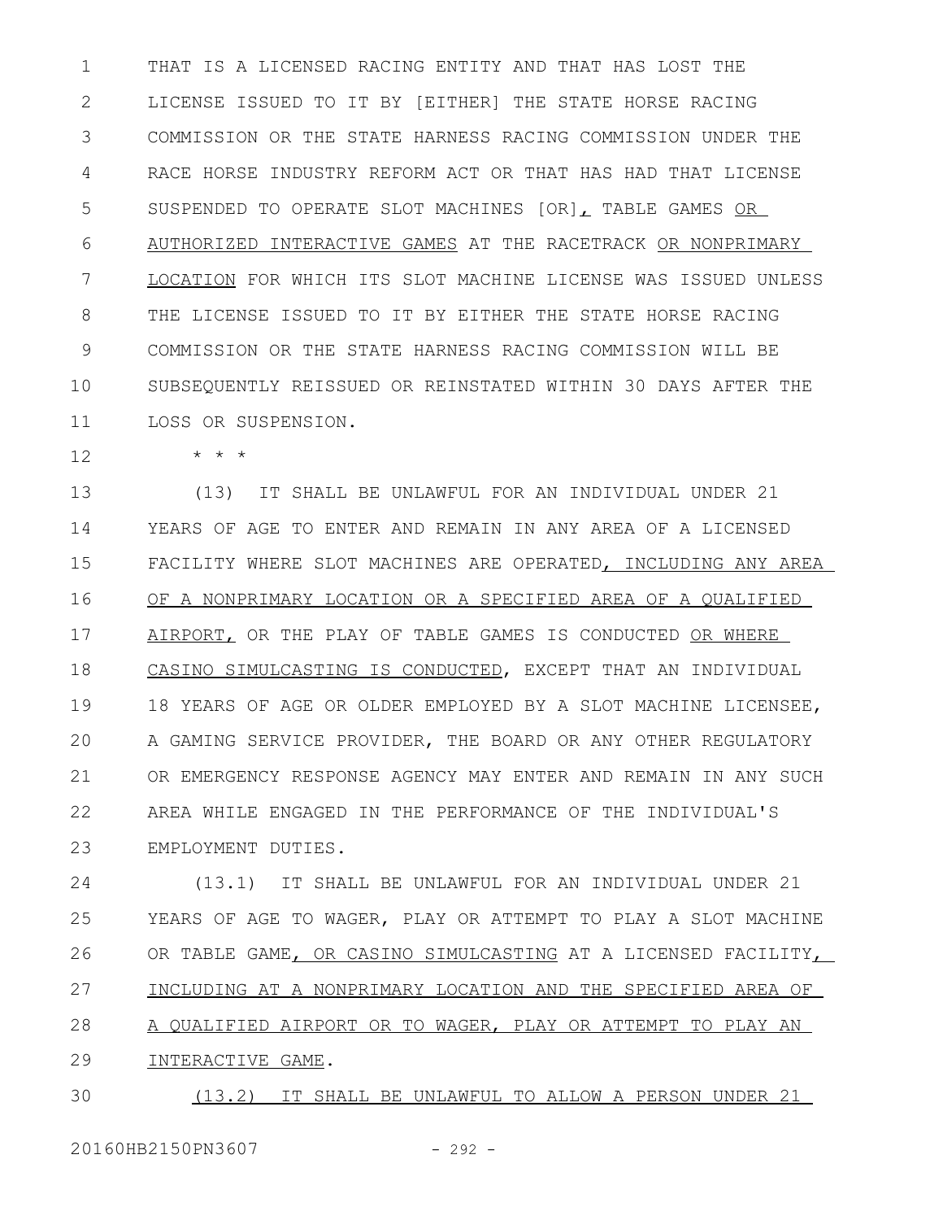THAT IS A LICENSED RACING ENTITY AND THAT HAS LOST THE LICENSE ISSUED TO IT BY [EITHER] THE STATE HORSE RACING COMMISSION OR THE STATE HARNESS RACING COMMISSION UNDER THE RACE HORSE INDUSTRY REFORM ACT OR THAT HAS HAD THAT LICENSE SUSPENDED TO OPERATE SLOT MACHINES [OR], TABLE GAMES OR AUTHORIZED INTERACTIVE GAMES AT THE RACETRACK OR NONPRIMARY LOCATION FOR WHICH ITS SLOT MACHINE LICENSE WAS ISSUED UNLESS THE LICENSE ISSUED TO IT BY EITHER THE STATE HORSE RACING COMMISSION OR THE STATE HARNESS RACING COMMISSION WILL BE SUBSEQUENTLY REISSUED OR REINSTATED WITHIN 30 DAYS AFTER THE LOSS OR SUSPENSION.

* * *

(13) IT SHALL BE UNLAWFUL FOR AN INDIVIDUAL UNDER 21 YEARS OF AGE TO ENTER AND REMAIN IN ANY AREA OF A LICENSED FACILITY WHERE SLOT MACHINES ARE OPERATED, INCLUDING ANY AREA OF A NONPRIMARY LOCATION OR A SPECIFIED AREA OF A QUALIFIED AIRPORT, OR THE PLAY OF TABLE GAMES IS CONDUCTED OR WHERE CASINO SIMULCASTING IS CONDUCTED, EXCEPT THAT AN INDIVIDUAL 18 YEARS OF AGE OR OLDER EMPLOYED BY A SLOT MACHINE LICENSEE, A GAMING SERVICE PROVIDER, THE BOARD OR ANY OTHER REGULATORY OR EMERGENCY RESPONSE AGENCY MAY ENTER AND REMAIN IN ANY SUCH AREA WHILE ENGAGED IN THE PERFORMANCE OF THE INDIVIDUAL'S EMPLOYMENT DUTIES.

(13.1) IT SHALL BE UNLAWFUL FOR AN INDIVIDUAL UNDER 21 YEARS OF AGE TO WAGER, PLAY OR ATTEMPT TO PLAY A SLOT MACHINE OR TABLE GAME, OR CASINO SIMULCASTING AT A LICENSED FACILITY, INCLUDING AT A NONPRIMARY LOCATION AND THE SPECIFIED AREA OF A QUALIFIED AIRPORT OR TO WAGER, PLAY OR ATTEMPT TO PLAY AN INTERACTIVE GAME.

(13.2) IT SHALL BE UNLAWFUL TO ALLOW A PERSON UNDER 21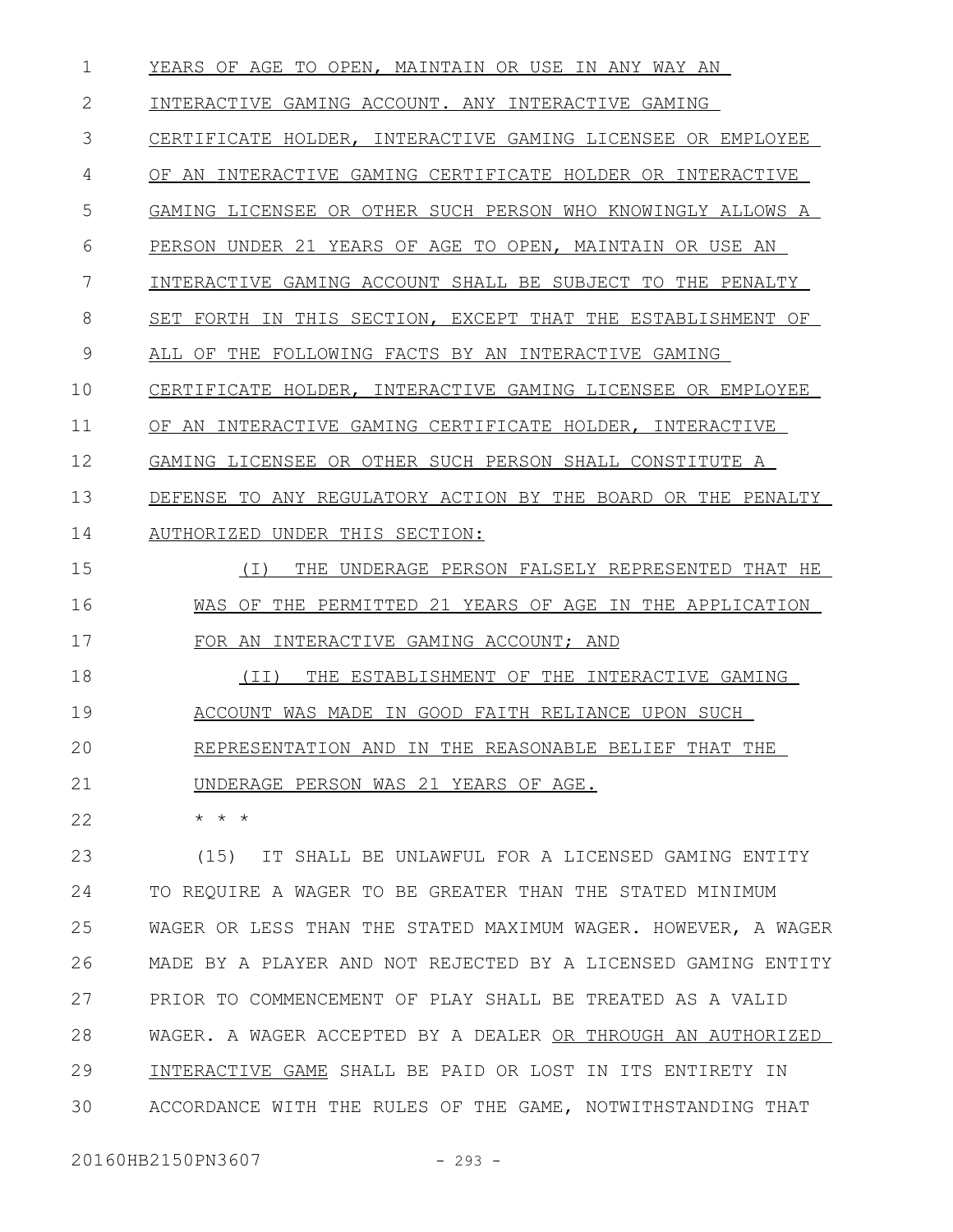YEARS OF AGE TO OPEN, MAINTAIN OR USE IN ANY WAY AN INTERACTIVE GAMING ACCOUNT. ANY INTERACTIVE GAMING CERTIFICATE HOLDER, INTERACTIVE GAMING LICENSEE OR EMPLOYEE OF AN INTERACTIVE GAMING CERTIFICATE HOLDER OR INTERACTIVE GAMING LICENSEE OR OTHER SUCH PERSON WHO KNOWINGLY ALLOWS A PERSON UNDER 21 YEARS OF AGE TO OPEN, MAINTAIN OR USE AN INTERACTIVE GAMING ACCOUNT SHALL BE SUBJECT TO THE PENALTY SET FORTH IN THIS SECTION, EXCEPT THAT THE ESTABLISHMENT OF ALL OF THE FOLLOWING FACTS BY AN INTERACTIVE GAMING CERTIFICATE HOLDER, INTERACTIVE GAMING LICENSEE OR EMPLOYEE OF AN INTERACTIVE GAMING CERTIFICATE HOLDER, INTERACTIVE GAMING LICENSEE OR OTHER SUCH PERSON SHALL CONSTITUTE A DEFENSE TO ANY REGULATORY ACTION BY THE BOARD OR THE PENALTY AUTHORIZED UNDER THIS SECTION:

(I) THE UNDERAGE PERSON FALSELY REPRESENTED THAT HE WAS OF THE PERMITTED 21 YEARS OF AGE IN THE APPLICATION FOR AN INTERACTIVE GAMING ACCOUNT; AND

(II) THE ESTABLISHMENT OF THE INTERACTIVE GAMING ACCOUNT WAS MADE IN GOOD FAITH RELIANCE UPON SUCH REPRESENTATION AND IN THE REASONABLE BELIEF THAT THE UNDERAGE PERSON WAS 21 YEARS OF AGE.

* * *

(15) IT SHALL BE UNLAWFUL FOR A LICENSED GAMING ENTITY TO REQUIRE A WAGER TO BE GREATER THAN THE STATED MINIMUM WAGER OR LESS THAN THE STATED MAXIMUM WAGER. HOWEVER, A WAGER MADE BY A PLAYER AND NOT REJECTED BY A LICENSED GAMING ENTITY PRIOR TO COMMENCEMENT OF PLAY SHALL BE TREATED AS A VALID WAGER. A WAGER ACCEPTED BY A DEALER OR THROUGH AN AUTHORIZED INTERACTIVE GAME SHALL BE PAID OR LOST IN ITS ENTIRETY IN ACCORDANCE WITH THE RULES OF THE GAME, NOTWITHSTANDING THAT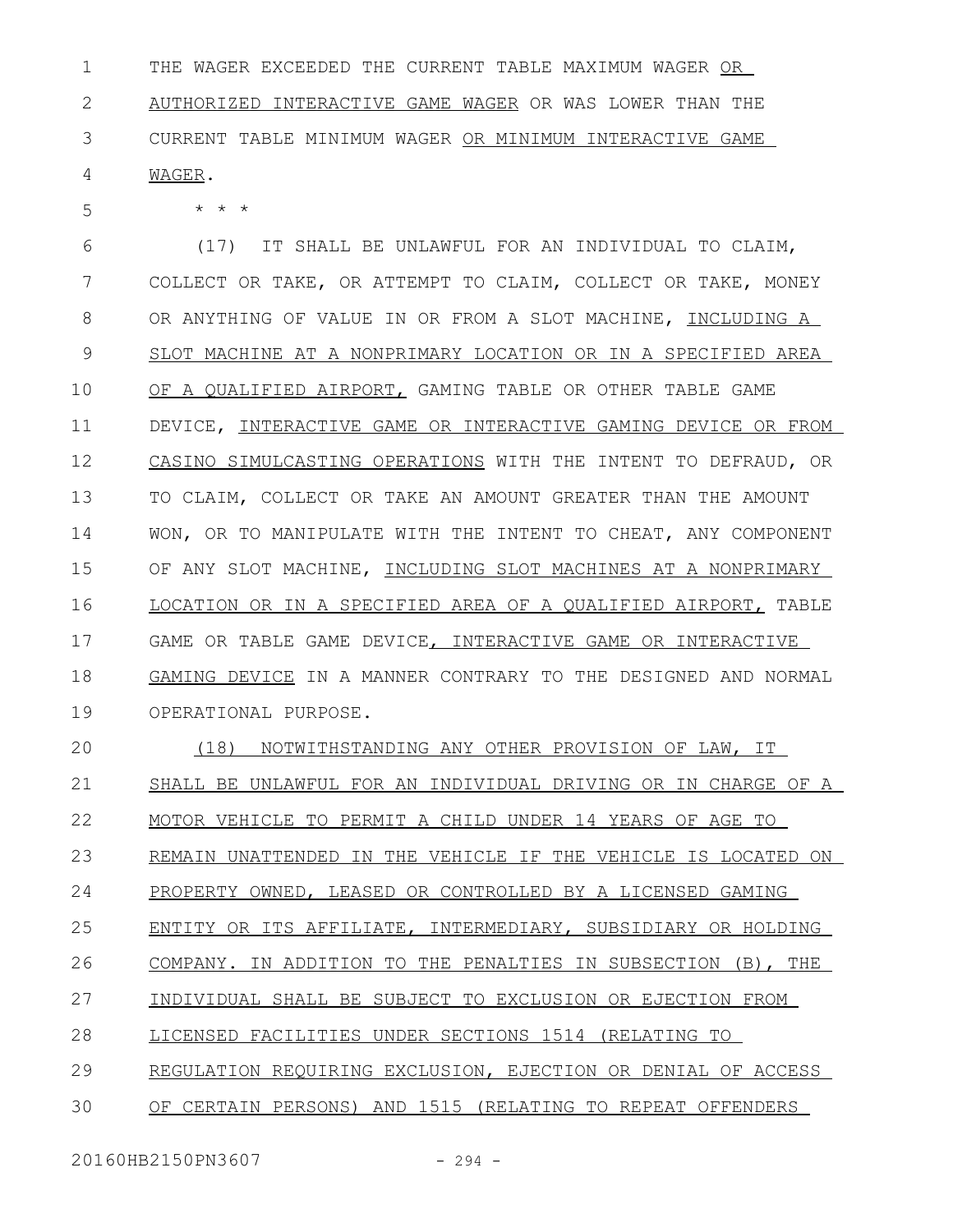THE WAGER EXCEEDED THE CURRENT TABLE MAXIMUM WAGER OR AUTHORIZED INTERACTIVE GAME WAGER OR WAS LOWER THAN THE CURRENT TABLE MINIMUM WAGER OR MINIMUM INTERACTIVE GAME WAGER.

\* \* \*

(17) IT SHALL BE UNLAWFUL FOR AN INDIVIDUAL TO CLAIM, COLLECT OR TAKE, OR ATTEMPT TO CLAIM, COLLECT OR TAKE, MONEY OR ANYTHING OF VALUE IN OR FROM A SLOT MACHINE, INCLUDING A SLOT MACHINE AT A NONPRIMARY LOCATION OR IN A SPECIFIED AREA OF A QUALIFIED AIRPORT, GAMING TABLE OR OTHER TABLE GAME DEVICE, INTERACTIVE GAME OR INTERACTIVE GAMING DEVICE OR FROM CASINO SIMULCASTING OPERATIONS WITH THE INTENT TO DEFRAUD, OR TO CLAIM, COLLECT OR TAKE AN AMOUNT GREATER THAN THE AMOUNT WON, OR TO MANIPULATE WITH THE INTENT TO CHEAT, ANY COMPONENT OF ANY SLOT MACHINE, INCLUDING SLOT MACHINES AT A NONPRIMARY LOCATION OR IN A SPECIFIED AREA OF A QUALIFIED AIRPORT, TABLE GAME OR TABLE GAME DEVICE, INTERACTIVE GAME OR INTERACTIVE GAMING DEVICE IN A MANNER CONTRARY TO THE DESIGNED AND NORMAL OPERATIONAL PURPOSE.

(18) NOTWITHSTANDING ANY OTHER PROVISION OF LAW, IT SHALL BE UNLAWFUL FOR AN INDIVIDUAL DRIVING OR IN CHARGE OF A MOTOR VEHICLE TO PERMIT A CHILD UNDER 14 YEARS OF AGE TO REMAIN UNATTENDED IN THE VEHICLE IF THE VEHICLE IS LOCATED ON PROPERTY OWNED, LEASED OR CONTROLLED BY A LICENSED GAMING ENTITY OR ITS AFFILIATE, INTERMEDIARY, SUBSIDIARY OR HOLDING COMPANY. IN ADDITION TO THE PENALTIES IN SUBSECTION (B), THE INDIVIDUAL SHALL BE SUBJECT TO EXCLUSION OR EJECTION FROM LICENSED FACILITIES UNDER SECTIONS 1514 (RELATING TO REGULATION REQUIRING EXCLUSION, EJECTION OR DENIAL OF ACCESS OF CERTAIN PERSONS) AND 1515 (RELATING TO REPEAT OFFENDERS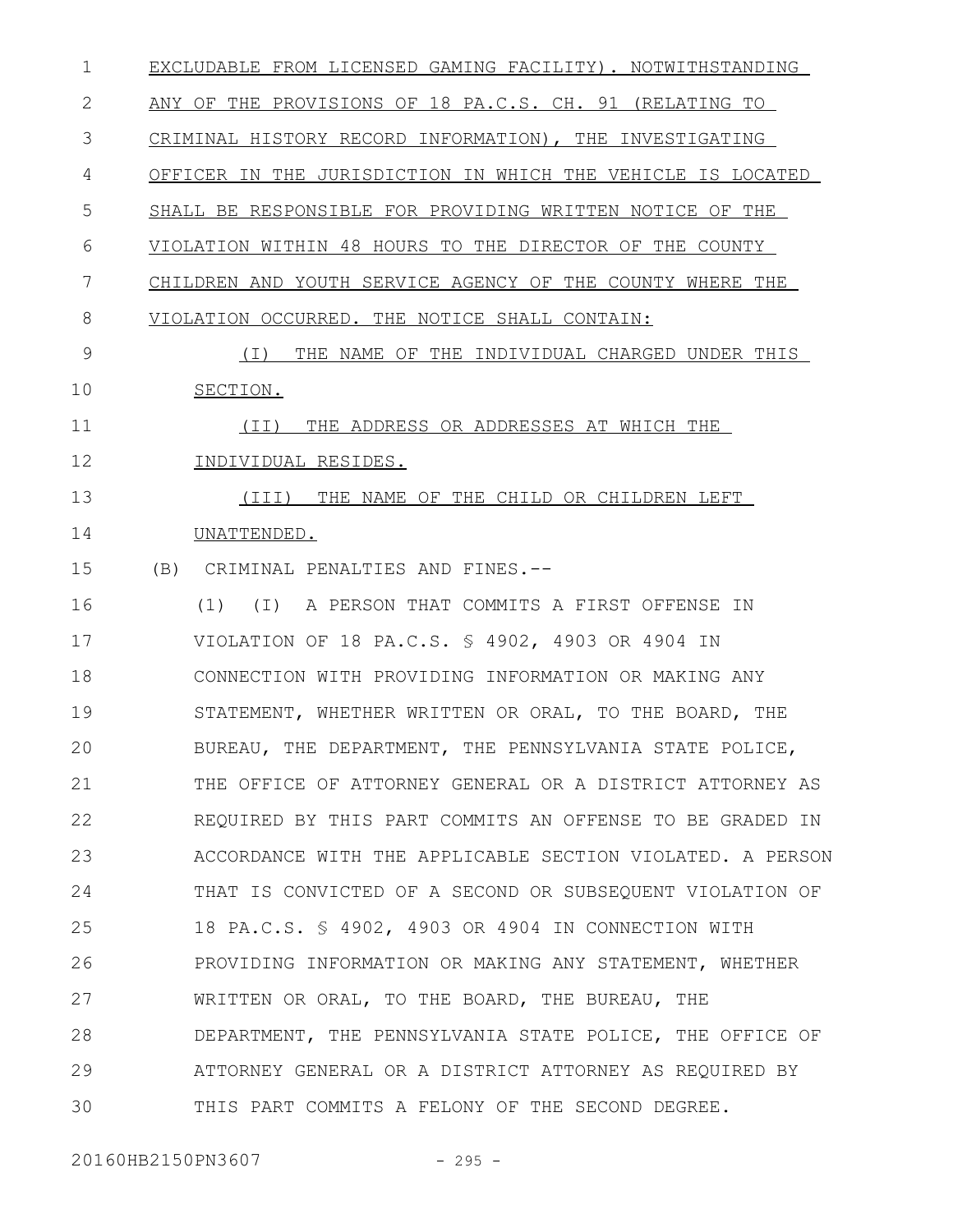EXCLUDABLE FROM LICENSED GAMING FACILITY). NOTWITHSTANDING ANY OF THE PROVISIONS OF 18 PA.C.S. CH. 91 (RELATING TO CRIMINAL HISTORY RECORD INFORMATION), THE INVESTIGATING OFFICER IN THE JURISDICTION IN WHICH THE VEHICLE IS LOCATED SHALL BE RESPONSIBLE FOR PROVIDING WRITTEN NOTICE OF THE VIOLATION WITHIN 48 HOURS TO THE DIRECTOR OF THE COUNTY CHILDREN AND YOUTH SERVICE AGENCY OF THE COUNTY WHERE THE VIOLATION OCCURRED. THE NOTICE SHALL CONTAIN:

(I) THE NAME OF THE INDIVIDUAL CHARGED UNDER THIS SECTION.

(II) THE ADDRESS OR ADDRESSES AT WHICH THE INDIVIDUAL RESIDES.

(III) THE NAME OF THE CHILD OR CHILDREN LEFT UNATTENDED.

(B) CRIMINAL PENALTIES AND FINES.--

(1) (I) A PERSON THAT COMMITS A FIRST OFFENSE IN VIOLATION OF 18 PA.C.S. § 4902, 4903 OR 4904 IN CONNECTION WITH PROVIDING INFORMATION OR MAKING ANY STATEMENT, WHETHER WRITTEN OR ORAL, TO THE BOARD, THE BUREAU, THE DEPARTMENT, THE PENNSYLVANIA STATE POLICE, THE OFFICE OF ATTORNEY GENERAL OR A DISTRICT ATTORNEY AS REQUIRED BY THIS PART COMMITS AN OFFENSE TO BE GRADED IN ACCORDANCE WITH THE APPLICABLE SECTION VIOLATED. A PERSON THAT IS CONVICTED OF A SECOND OR SUBSEQUENT VIOLATION OF 18 PA.C.S. § 4902, 4903 OR 4904 IN CONNECTION WITH PROVIDING INFORMATION OR MAKING ANY STATEMENT, WHETHER WRITTEN OR ORAL, TO THE BOARD, THE BUREAU, THE DEPARTMENT, THE PENNSYLVANIA STATE POLICE, THE OFFICE OF ATTORNEY GENERAL OR A DISTRICT ATTORNEY AS REQUIRED BY THIS PART COMMITS A FELONY OF THE SECOND DEGREE.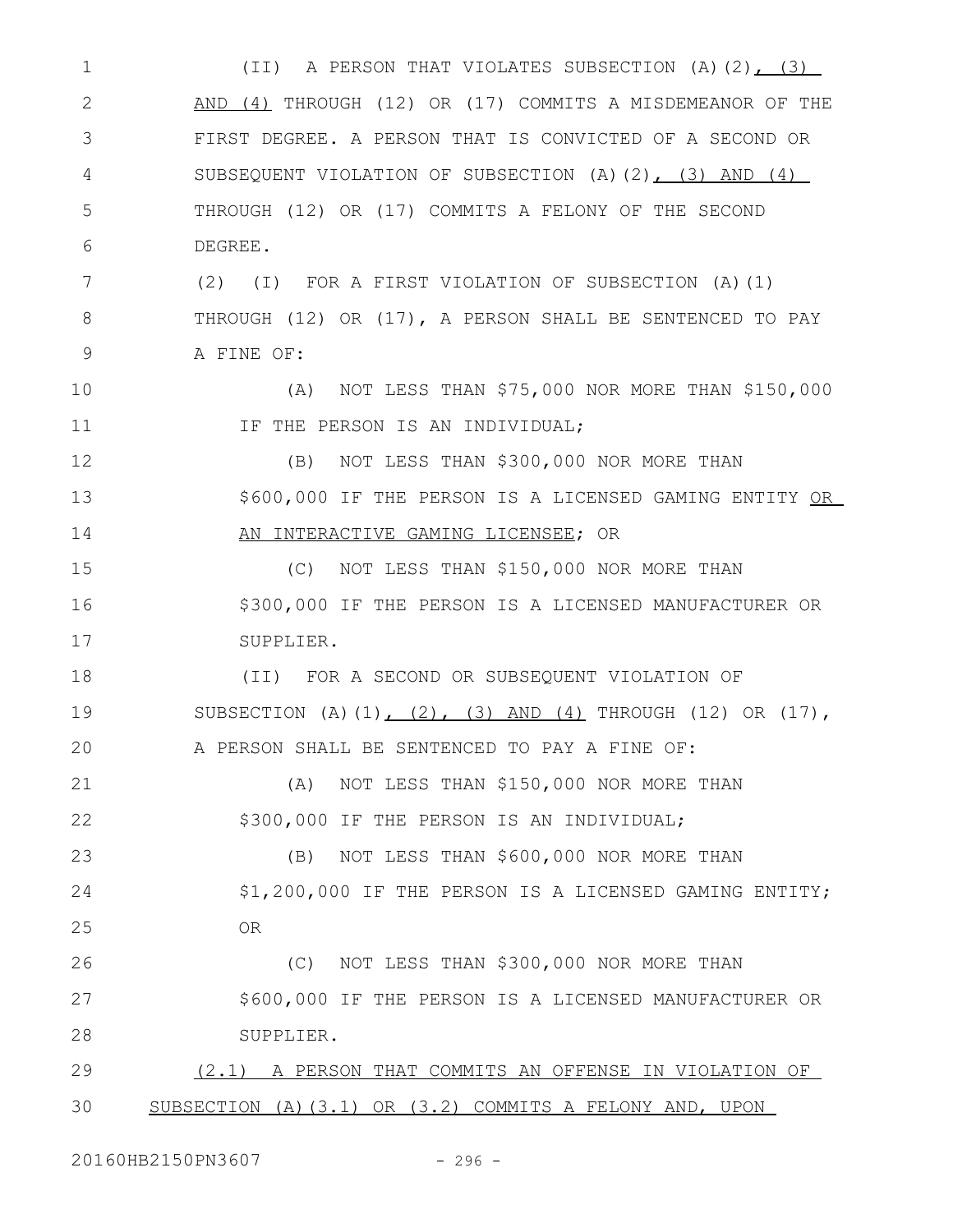(II) A PERSON THAT VIOLATES SUBSECTION (A)(2), (3) AND (4) THROUGH (12) OR (17) COMMITS A MISDEMEANOR OF THE FIRST DEGREE. A PERSON THAT IS CONVICTED OF A SECOND OR SUBSEQUENT VIOLATION OF SUBSECTION (A)(2), (3) AND (4) THROUGH (12) OR (17) COMMITS A FELONY OF THE SECOND DEGREE.

(2) (I) FOR A FIRST VIOLATION OF SUBSECTION (A)(1) THROUGH (12) OR (17), A PERSON SHALL BE SENTENCED TO PAY A FINE OF:

(A) NOT LESS THAN $75,000 NOR MORE THAN $150,000 IF THE PERSON IS AN INDIVIDUAL;

(B) NOT LESS THAN $300,000 NOR MORE THAN $600,000 IF THE PERSON IS A LICENSED GAMING ENTITY OR AN INTERACTIVE GAMING LICENSEE; OR

(C) NOT LESS THAN $150,000 NOR MORE THAN $300,000 IF THE PERSON IS A LICENSED MANUFACTURER OR SUPPLIER.

(II) FOR A SECOND OR SUBSEQUENT VIOLATION OF SUBSECTION (A)(1), (2), (3) AND (4) THROUGH (12) OR (17), A PERSON SHALL BE SENTENCED TO PAY A FINE OF:

(A) NOT LESS THAN $150,000 NOR MORE THAN $300,000 IF THE PERSON IS AN INDIVIDUAL;

(B) NOT LESS THAN $600,000 NOR MORE THAN $1,200,000 IF THE PERSON IS A LICENSED GAMING ENTITY; OR

(C) NOT LESS THAN $300,000 NOR MORE THAN $600,000 IF THE PERSON IS A LICENSED MANUFACTURER OR SUPPLIER.

(2.1) A PERSON THAT COMMITS AN OFFENSE IN VIOLATION OF SUBSECTION (A)(3.1) OR (3.2) COMMITS A FELONY AND, UPON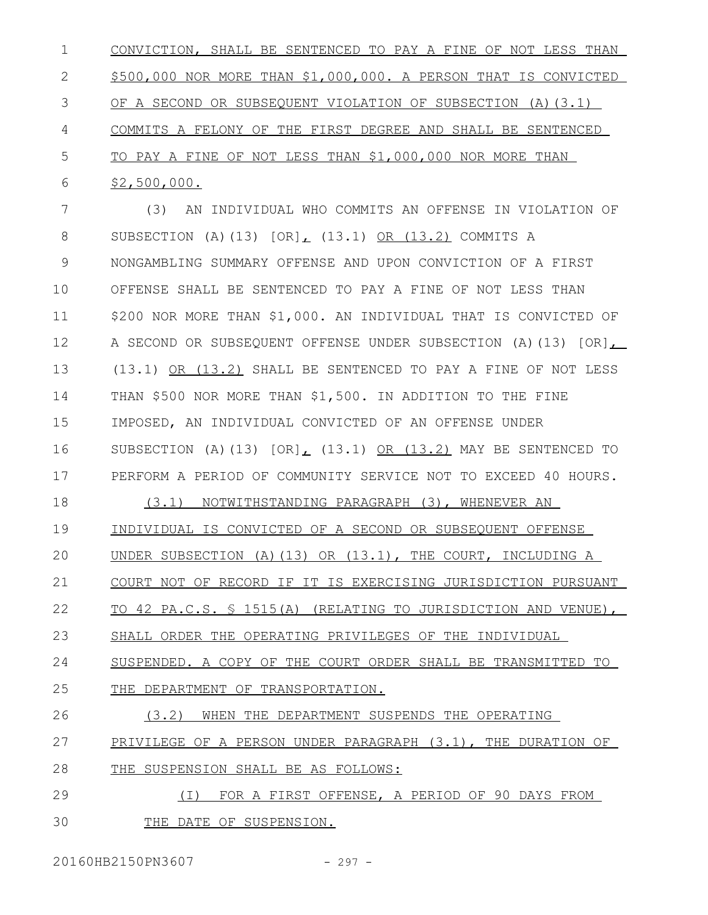CONVICTION, SHALL BE SENTENCED TO PAY A FINE OF NOT LESS THAN $500,000 NOR MORE THAN $1,000,000. A PERSON THAT IS CONVICTED OF A SECOND OR SUBSEQUENT VIOLATION OF SUBSECTION (A)(3.1) COMMITS A FELONY OF THE FIRST DEGREE AND SHALL BE SENTENCED TO PAY A FINE OF NOT LESS THAN $1,000,000 NOR MORE THAN $2,500,000.

(3) AN INDIVIDUAL WHO COMMITS AN OFFENSE IN VIOLATION OF SUBSECTION (A)(13) [OR], (13.1) OR (13.2) COMMITS A NONGAMBLING SUMMARY OFFENSE AND UPON CONVICTION OF A FIRST OFFENSE SHALL BE SENTENCED TO PAY A FINE OF NOT LESS THAN $200 NOR MORE THAN $1,000. AN INDIVIDUAL THAT IS CONVICTED OF A SECOND OR SUBSEQUENT OFFENSE UNDER SUBSECTION (A)(13) [OR], (13.1) OR (13.2) SHALL BE SENTENCED TO PAY A FINE OF NOT LESS THAN $500 NOR MORE THAN $1,500. IN ADDITION TO THE FINE IMPOSED, AN INDIVIDUAL CONVICTED OF AN OFFENSE UNDER SUBSECTION (A)(13) [OR], (13.1) OR (13.2) MAY BE SENTENCED TO PERFORM A PERIOD OF COMMUNITY SERVICE NOT TO EXCEED 40 HOURS.

(3.1) NOTWITHSTANDING PARAGRAPH (3), WHENEVER AN INDIVIDUAL IS CONVICTED OF A SECOND OR SUBSEQUENT OFFENSE UNDER SUBSECTION (A)(13) OR (13.1), THE COURT, INCLUDING A COURT NOT OF RECORD IF IT IS EXERCISING JURISDICTION PURSUANT TO 42 PA.C.S. § 1515(A) (RELATING TO JURISDICTION AND VENUE), SHALL ORDER THE OPERATING PRIVILEGES OF THE INDIVIDUAL SUSPENDED. A COPY OF THE COURT ORDER SHALL BE TRANSMITTED TO THE DEPARTMENT OF TRANSPORTATION.

(3.2) WHEN THE DEPARTMENT SUSPENDS THE OPERATING PRIVILEGE OF A PERSON UNDER PARAGRAPH (3.1), THE DURATION OF THE SUSPENSION SHALL BE AS FOLLOWS:

(I) FOR A FIRST OFFENSE, A PERIOD OF 90 DAYS FROM THE DATE OF SUSPENSION.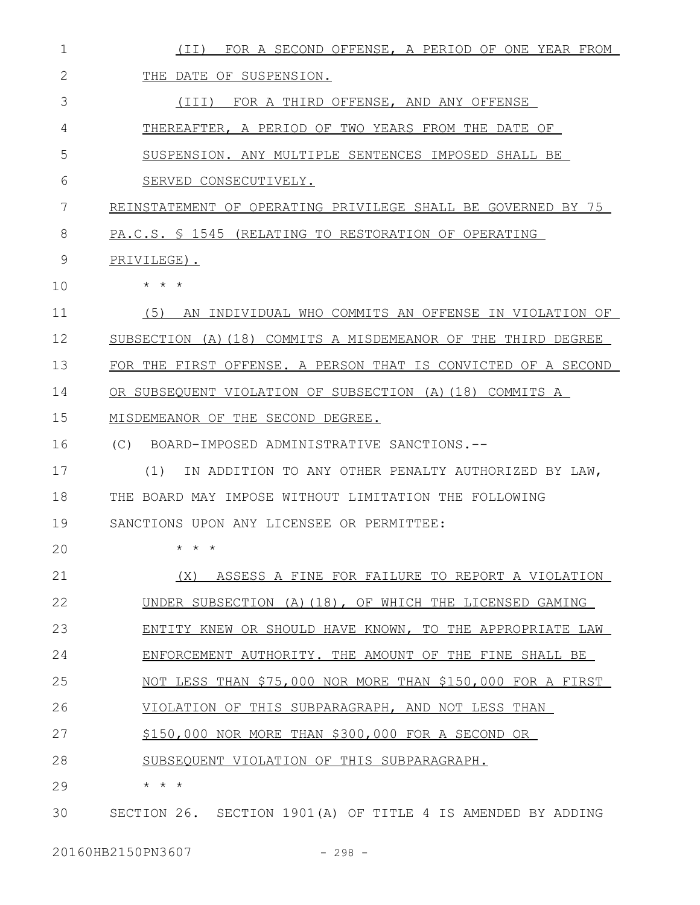(II) FOR A SECOND OFFENSE, A PERIOD OF ONE YEAR FROM THE DATE OF SUSPENSION.

(III) FOR A THIRD OFFENSE, AND ANY OFFENSE THEREAFTER, A PERIOD OF TWO YEARS FROM THE DATE OF SUSPENSION. ANY MULTIPLE SENTENCES IMPOSED SHALL BE SERVED CONSECUTIVELY.

REINSTATEMENT OF OPERATING PRIVILEGE SHALL BE GOVERNED BY 75 PA.C.S. § 1545 (RELATING TO RESTORATION OF OPERATING PRIVILEGE).

\* \* \*

(5) AN INDIVIDUAL WHO COMMITS AN OFFENSE IN VIOLATION OF SUBSECTION (A)(18) COMMITS A MISDEMEANOR OF THE THIRD DEGREE FOR THE FIRST OFFENSE. A PERSON THAT IS CONVICTED OF A SECOND OR SUBSEQUENT VIOLATION OF SUBSECTION (A)(18) COMMITS A MISDEMEANOR OF THE SECOND DEGREE.

(C) BOARD-IMPOSED ADMINISTRATIVE SANCTIONS.--

(1) IN ADDITION TO ANY OTHER PENALTY AUTHORIZED BY LAW, THE BOARD MAY IMPOSE WITHOUT LIMITATION THE FOLLOWING SANCTIONS UPON ANY LICENSEE OR PERMITTEE:

\* \* \*

(X) ASSESS A FINE FOR FAILURE TO REPORT A VIOLATION UNDER SUBSECTION (A)(18), OF WHICH THE LICENSED GAMING ENTITY KNEW OR SHOULD HAVE KNOWN, TO THE APPROPRIATE LAW ENFORCEMENT AUTHORITY. THE AMOUNT OF THE FINE SHALL BE NOT LESS THAN \$75,000 NOR MORE THAN \$150,000 FOR A FIRST VIOLATION OF THIS SUBPARAGRAPH, AND NOT LESS THAN \$150,000 NOR MORE THAN \$300,000 FOR A SECOND OR SUBSEQUENT VIOLATION OF THIS SUBPARAGRAPH.

\* \* \*

SECTION 26. SECTION 1901(A) OF TITLE 4 IS AMENDED BY ADDING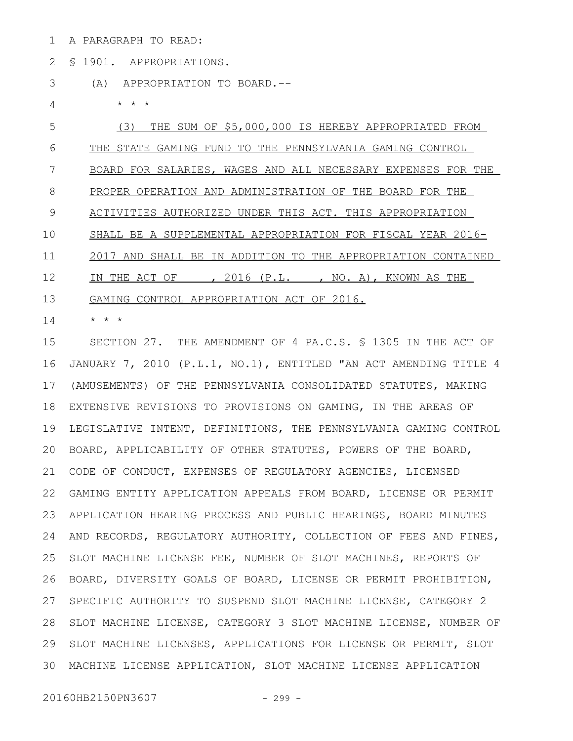A PARAGRAPH TO READ:

§ 1901. APPROPRIATIONS.

(A) APPROPRIATION TO BOARD.--

* * *

(3) THE SUM OF $5,000,000 IS HEREBY APPROPRIATED FROM THE STATE GAMING FUND TO THE PENNSYLVANIA GAMING CONTROL BOARD FOR SALARIES, WAGES AND ALL NECESSARY EXPENSES FOR THE PROPER OPERATION AND ADMINISTRATION OF THE BOARD FOR THE ACTIVITIES AUTHORIZED UNDER THIS ACT. THIS APPROPRIATION SHALL BE A SUPPLEMENTAL APPROPRIATION FOR FISCAL YEAR 2016-2017 AND SHALL BE IN ADDITION TO THE APPROPRIATION CONTAINED IN THE ACT OF , 2016 (P.L. , NO. A), KNOWN AS THE GAMING CONTROL APPROPRIATION ACT OF 2016.

* * *

SECTION 27. THE AMENDMENT OF 4 PA.C.S. § 1305 IN THE ACT OF JANUARY 7, 2010 (P.L.1, NO.1), ENTITLED "AN ACT AMENDING TITLE 4 (AMUSEMENTS) OF THE PENNSYLVANIA CONSOLIDATED STATUTES, MAKING EXTENSIVE REVISIONS TO PROVISIONS ON GAMING, IN THE AREAS OF LEGISLATIVE INTENT, DEFINITIONS, THE PENNSYLVANIA GAMING CONTROL BOARD, APPLICABILITY OF OTHER STATUTES, POWERS OF THE BOARD, CODE OF CONDUCT, EXPENSES OF REGULATORY AGENCIES, LICENSED GAMING ENTITY APPLICATION APPEALS FROM BOARD, LICENSE OR PERMIT APPLICATION HEARING PROCESS AND PUBLIC HEARINGS, BOARD MINUTES AND RECORDS, REGULATORY AUTHORITY, COLLECTION OF FEES AND FINES, SLOT MACHINE LICENSE FEE, NUMBER OF SLOT MACHINES, REPORTS OF BOARD, DIVERSITY GOALS OF BOARD, LICENSE OR PERMIT PROHIBITION, SPECIFIC AUTHORITY TO SUSPEND SLOT MACHINE LICENSE, CATEGORY 2 SLOT MACHINE LICENSE, CATEGORY 3 SLOT MACHINE LICENSE, NUMBER OF SLOT MACHINE LICENSES, APPLICATIONS FOR LICENSE OR PERMIT, SLOT MACHINE LICENSE APPLICATION, SLOT MACHINE LICENSE APPLICATION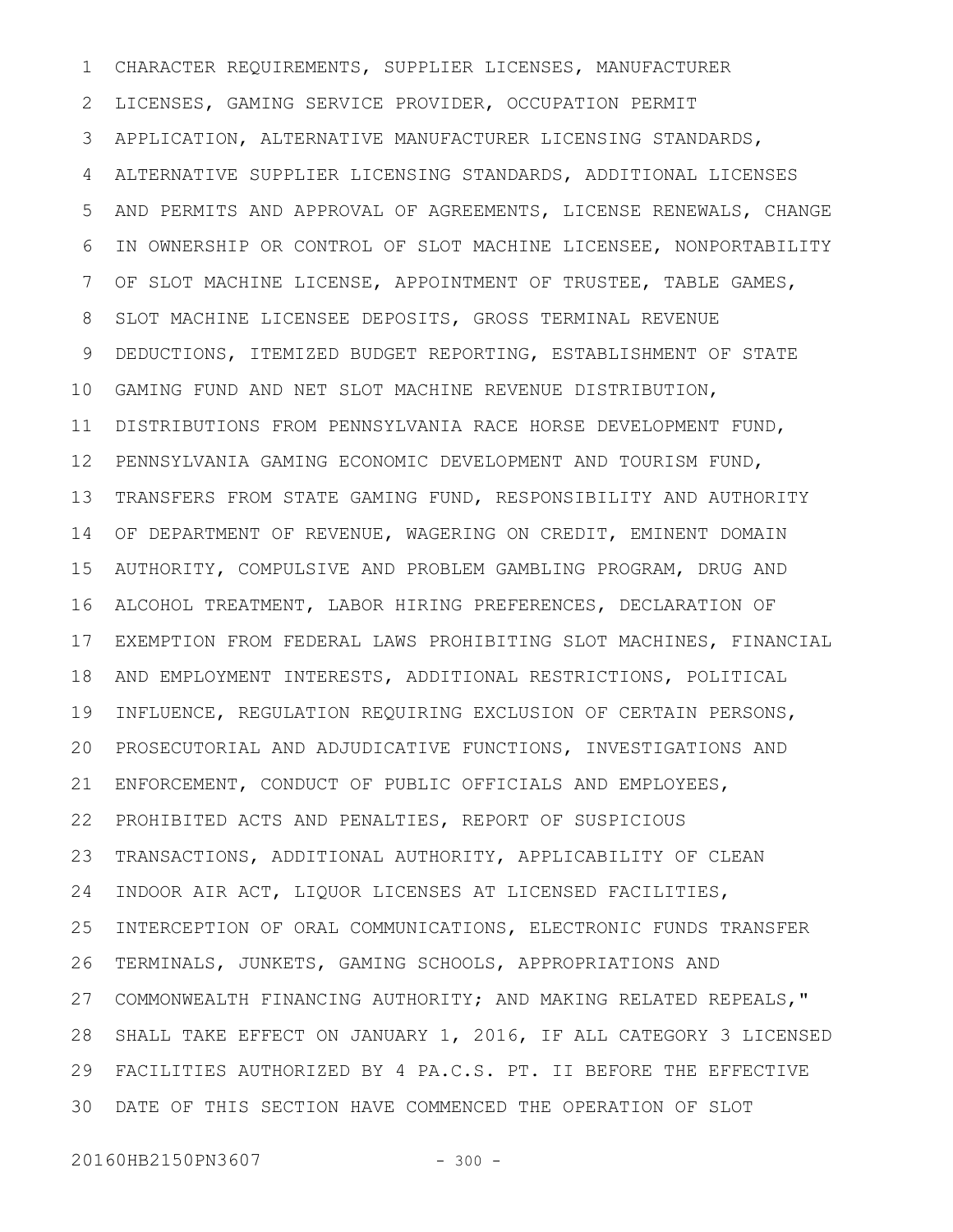CHARACTER REQUIREMENTS, SUPPLIER LICENSES, MANUFACTURER LICENSES, GAMING SERVICE PROVIDER, OCCUPATION PERMIT APPLICATION, ALTERNATIVE MANUFACTURER LICENSING STANDARDS, ALTERNATIVE SUPPLIER LICENSING STANDARDS, ADDITIONAL LICENSES AND PERMITS AND APPROVAL OF AGREEMENTS, LICENSE RENEWALS, CHANGE IN OWNERSHIP OR CONTROL OF SLOT MACHINE LICENSEE, NONPORTABILITY OF SLOT MACHINE LICENSE, APPOINTMENT OF TRUSTEE, TABLE GAMES, SLOT MACHINE LICENSEE DEPOSITS, GROSS TERMINAL REVENUE DEDUCTIONS, ITEMIZED BUDGET REPORTING, ESTABLISHMENT OF STATE GAMING FUND AND NET SLOT MACHINE REVENUE DISTRIBUTION, DISTRIBUTIONS FROM PENNSYLVANIA RACE HORSE DEVELOPMENT FUND, PENNSYLVANIA GAMING ECONOMIC DEVELOPMENT AND TOURISM FUND, TRANSFERS FROM STATE GAMING FUND, RESPONSIBILITY AND AUTHORITY OF DEPARTMENT OF REVENUE, WAGERING ON CREDIT, EMINENT DOMAIN AUTHORITY, COMPULSIVE AND PROBLEM GAMBLING PROGRAM, DRUG AND ALCOHOL TREATMENT, LABOR HIRING PREFERENCES, DECLARATION OF EXEMPTION FROM FEDERAL LAWS PROHIBITING SLOT MACHINES, FINANCIAL AND EMPLOYMENT INTERESTS, ADDITIONAL RESTRICTIONS, POLITICAL INFLUENCE, REGULATION REQUIRING EXCLUSION OF CERTAIN PERSONS, PROSECUTORIAL AND ADJUDICATIVE FUNCTIONS, INVESTIGATIONS AND ENFORCEMENT, CONDUCT OF PUBLIC OFFICIALS AND EMPLOYEES, PROHIBITED ACTS AND PENALTIES, REPORT OF SUSPICIOUS TRANSACTIONS, ADDITIONAL AUTHORITY, APPLICABILITY OF CLEAN INDOOR AIR ACT, LIQUOR LICENSES AT LICENSED FACILITIES, INTERCEPTION OF ORAL COMMUNICATIONS, ELECTRONIC FUNDS TRANSFER TERMINALS, JUNKETS, GAMING SCHOOLS, APPROPRIATIONS AND COMMONWEALTH FINANCING AUTHORITY; AND MAKING RELATED REPEALS," SHALL TAKE EFFECT ON JANUARY 1, 2016, IF ALL CATEGORY 3 LICENSED FACILITIES AUTHORIZED BY 4 PA.C.S. PT. II BEFORE THE EFFECTIVE DATE OF THIS SECTION HAVE COMMENCED THE OPERATION OF SLOT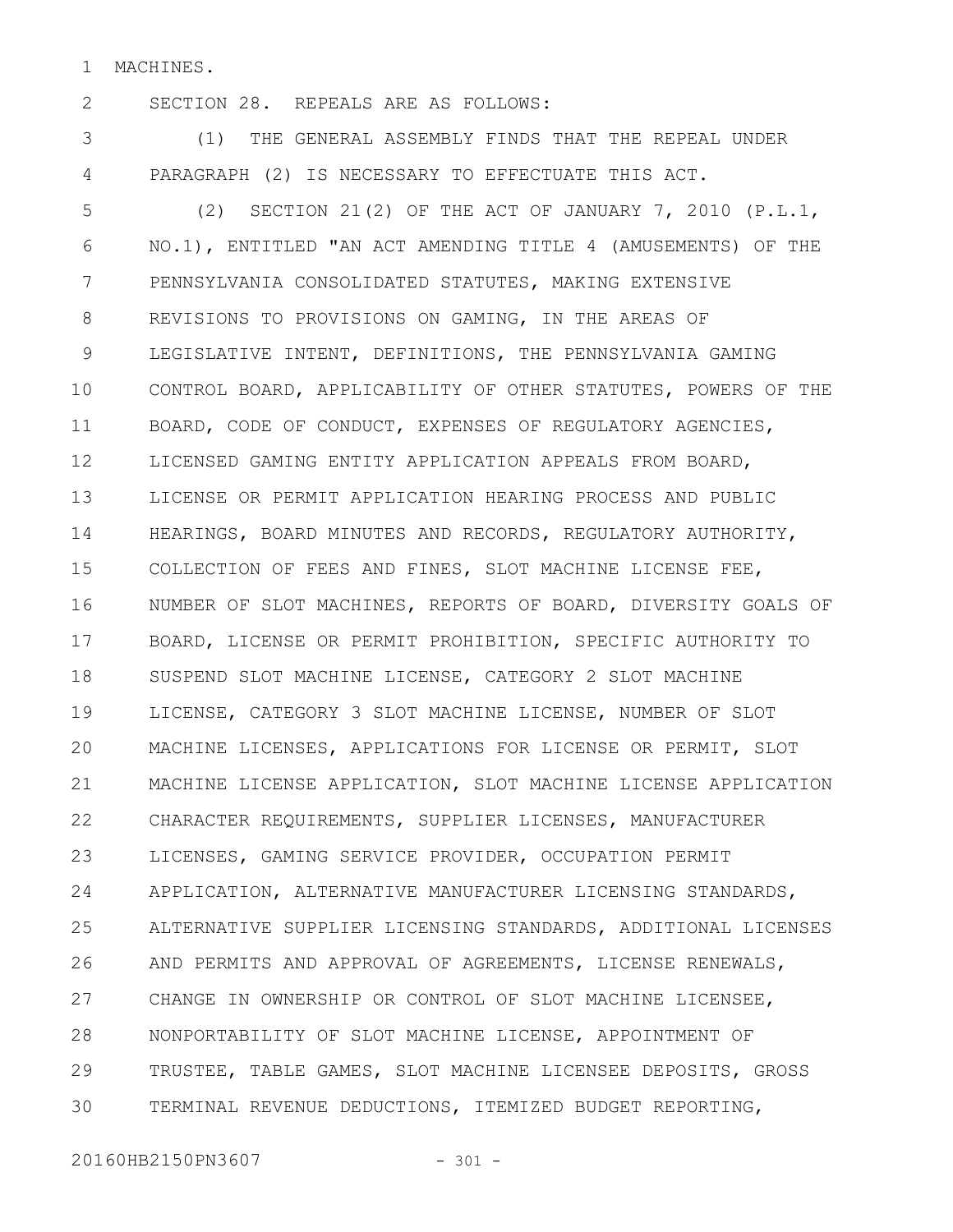MACHINES.

SECTION 28. REPEALS ARE AS FOLLOWS:

(1) THE GENERAL ASSEMBLY FINDS THAT THE REPEAL UNDER PARAGRAPH (2) IS NECESSARY TO EFFECTUATE THIS ACT.

(2) SECTION 21(2) OF THE ACT OF JANUARY 7, 2010 (P.L.1, NO.1), ENTITLED "AN ACT AMENDING TITLE 4 (AMUSEMENTS) OF THE PENNSYLVANIA CONSOLIDATED STATUTES, MAKING EXTENSIVE REVISIONS TO PROVISIONS ON GAMING, IN THE AREAS OF LEGISLATIVE INTENT, DEFINITIONS, THE PENNSYLVANIA GAMING CONTROL BOARD, APPLICABILITY OF OTHER STATUTES, POWERS OF THE BOARD, CODE OF CONDUCT, EXPENSES OF REGULATORY AGENCIES, LICENSED GAMING ENTITY APPLICATION APPEALS FROM BOARD, LICENSE OR PERMIT APPLICATION HEARING PROCESS AND PUBLIC HEARINGS, BOARD MINUTES AND RECORDS, REGULATORY AUTHORITY, COLLECTION OF FEES AND FINES, SLOT MACHINE LICENSE FEE, NUMBER OF SLOT MACHINES, REPORTS OF BOARD, DIVERSITY GOALS OF BOARD, LICENSE OR PERMIT PROHIBITION, SPECIFIC AUTHORITY TO SUSPEND SLOT MACHINE LICENSE, CATEGORY 2 SLOT MACHINE LICENSE, CATEGORY 3 SLOT MACHINE LICENSE, NUMBER OF SLOT MACHINE LICENSES, APPLICATIONS FOR LICENSE OR PERMIT, SLOT MACHINE LICENSE APPLICATION, SLOT MACHINE LICENSE APPLICATION CHARACTER REQUIREMENTS, SUPPLIER LICENSES, MANUFACTURER LICENSES, GAMING SERVICE PROVIDER, OCCUPATION PERMIT APPLICATION, ALTERNATIVE MANUFACTURER LICENSING STANDARDS, ALTERNATIVE SUPPLIER LICENSING STANDARDS, ADDITIONAL LICENSES AND PERMITS AND APPROVAL OF AGREEMENTS, LICENSE RENEWALS, CHANGE IN OWNERSHIP OR CONTROL OF SLOT MACHINE LICENSEE, NONPORTABILITY OF SLOT MACHINE LICENSE, APPOINTMENT OF TRUSTEE, TABLE GAMES, SLOT MACHINE LICENSEE DEPOSITS, GROSS TERMINAL REVENUE DEDUCTIONS, ITEMIZED BUDGET REPORTING,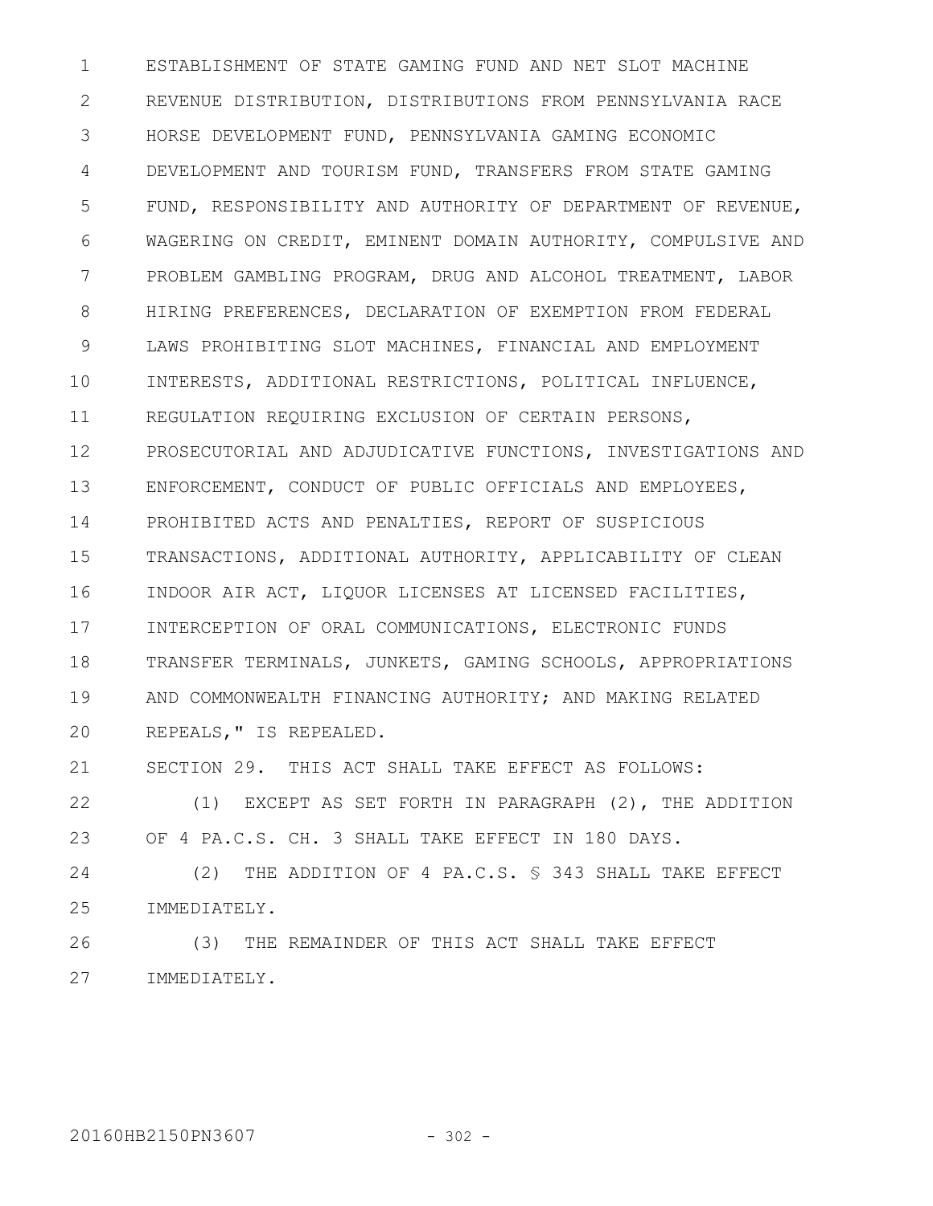ESTABLISHMENT OF STATE GAMING FUND AND NET SLOT MACHINE REVENUE DISTRIBUTION, DISTRIBUTIONS FROM PENNSYLVANIA RACE HORSE DEVELOPMENT FUND, PENNSYLVANIA GAMING ECONOMIC DEVELOPMENT AND TOURISM FUND, TRANSFERS FROM STATE GAMING FUND, RESPONSIBILITY AND AUTHORITY OF DEPARTMENT OF REVENUE, WAGERING ON CREDIT, EMINENT DOMAIN AUTHORITY, COMPULSIVE AND PROBLEM GAMBLING PROGRAM, DRUG AND ALCOHOL TREATMENT, LABOR HIRING PREFERENCES, DECLARATION OF EXEMPTION FROM FEDERAL LAWS PROHIBITING SLOT MACHINES, FINANCIAL AND EMPLOYMENT INTERESTS, ADDITIONAL RESTRICTIONS, POLITICAL INFLUENCE, REGULATION REQUIRING EXCLUSION OF CERTAIN PERSONS, PROSECUTORIAL AND ADJUDICATIVE FUNCTIONS, INVESTIGATIONS AND ENFORCEMENT, CONDUCT OF PUBLIC OFFICIALS AND EMPLOYEES, PROHIBITED ACTS AND PENALTIES, REPORT OF SUSPICIOUS TRANSACTIONS, ADDITIONAL AUTHORITY, APPLICABILITY OF CLEAN INDOOR AIR ACT, LIQUOR LICENSES AT LICENSED FACILITIES, INTERCEPTION OF ORAL COMMUNICATIONS, ELECTRONIC FUNDS TRANSFER TERMINALS, JUNKETS, GAMING SCHOOLS, APPROPRIATIONS AND COMMONWEALTH FINANCING AUTHORITY; AND MAKING RELATED REPEALS," IS REPEALED.

SECTION 29. THIS ACT SHALL TAKE EFFECT AS FOLLOWS:

(1) EXCEPT AS SET FORTH IN PARAGRAPH (2), THE ADDITION OF 4 PA.C.S. CH. 3 SHALL TAKE EFFECT IN 180 DAYS.

(2) THE ADDITION OF 4 PA.C.S. § 343 SHALL TAKE EFFECT IMMEDIATELY.

(3) THE REMAINDER OF THIS ACT SHALL TAKE EFFECT IMMEDIATELY.